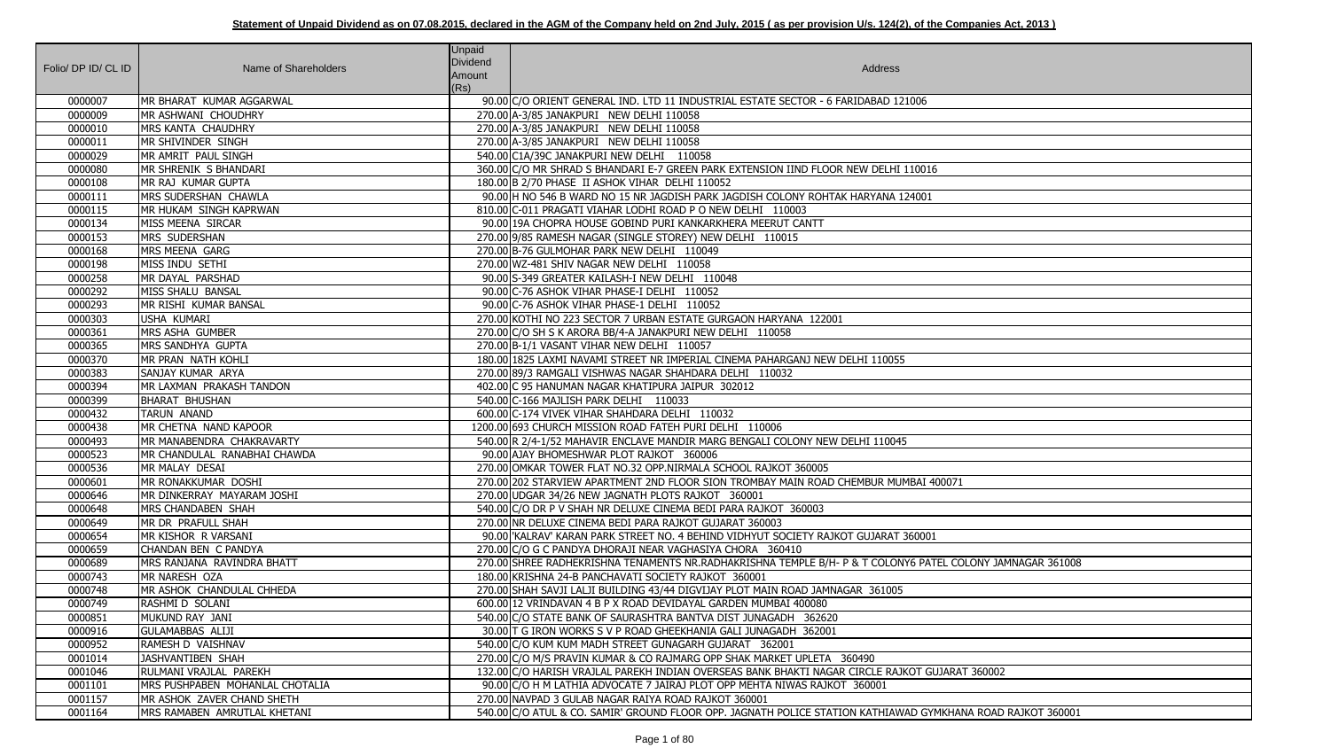**Statement of Unpaid Dividend as on 07.08.2015, declared in the AGM of the Company held on 2nd July, 2015 ( as per provision U/s. 124(2), of the Companies Act, 2013 )**

| Folio/ DP ID/ CL ID | Name of Shareholders | Unpaid Dividend Amount (Rs) | Address |
|---|---|---|---|
| 0000007 | MR BHARAT KUMAR AGGARWAL | 90.00 | C/O ORIENT GENERAL IND. LTD 11 INDUSTRIAL ESTATE SECTOR - 6 FARIDABAD 121006 |
| 0000009 | MR ASHWANI CHOUDHRY | 270.00 | A-3/85 JANAKPURI NEW DELHI 110058 |
| 0000010 | MRS KANTA CHAUDHRY | 270.00 | A-3/85 JANAKPURI NEW DELHI 110058 |
| 0000011 | MR SHIVINDER SINGH | 270.00 | A-3/85 JANAKPURI NEW DELHI 110058 |
| 0000029 | MR AMRIT PAUL SINGH | 540.00 | C1A/39C JANAKPURI NEW DELHI 110058 |
| 0000080 | MR SHRENIK S BHANDARI | 360.00 | C/O MR SHRAD S BHANDARI E-7 GREEN PARK EXTENSION IIND FLOOR NEW DELHI 110016 |
| 0000108 | MR RAJ KUMAR GUPTA | 180.00 | B 2/70 PHASE II ASHOK VIHAR DELHI 110052 |
| 0000111 | MRS SUDERSHAN CHAWLA | 90.00 | H NO 546 B WARD NO 15 NR JAGDISH PARK JAGDISH COLONY ROHTAK HARYANA 124001 |
| 0000115 | MR HUKAM SINGH KAPRWAN | 810.00 | C-011 PRAGATI VIAHAR LODHI ROAD P O NEW DELHI 110003 |
| 0000134 | MISS MEENA SIRCAR | 90.00 | 19A CHOPRA HOUSE GOBIND PURI KANKARKHERA MEERUT CANTT |
| 0000153 | MRS SUDERSHAN | 270.00 | 9/85 RAMESH NAGAR (SINGLE STOREY) NEW DELHI 110015 |
| 0000168 | MRS MEENA GARG | 270.00 | B-76 GULMOHAR PARK NEW DELHI 110049 |
| 0000198 | MISS INDU SETHI | 270.00 | WZ-481 SHIV NAGAR NEW DELHI 110058 |
| 0000258 | MR DAYAL PARSHAD | 90.00 | S-349 GREATER KAILASH-I NEW DELHI 110048 |
| 0000292 | MISS SHALU BANSAL | 90.00 | C-76 ASHOK VIHAR PHASE-I DELHI 110052 |
| 0000293 | MR RISHI KUMAR BANSAL | 90.00 | C-76 ASHOK VIHAR PHASE-1 DELHI 110052 |
| 0000303 | USHA KUMARI | 270.00 | KOTHI NO 223 SECTOR 7 URBAN ESTATE GURGAON HARYANA 122001 |
| 0000361 | MRS ASHA GUMBER | 270.00 | C/O SH S K ARORA BB/4-A JANAKPURI NEW DELHI 110058 |
| 0000365 | MRS SANDHYA GUPTA | 270.00 | B-1/1 VASANT VIHAR NEW DELHI 110057 |
| 0000370 | MR PRAN NATH KOHLI | 180.00 | 1825 LAXMI NAVAMI STREET NR IMPERIAL CINEMA PAHARGANJ NEW DELHI 110055 |
| 0000383 | SANJAY KUMAR ARYA | 270.00 | 89/3 RAMGALI VISHWAS NAGAR SHAHDARA DELHI 110032 |
| 0000394 | MR LAXMAN PRAKASH TANDON | 402.00 | C 95 HANUMAN NAGAR KHATIPURA JAIPUR 302012 |
| 0000399 | BHARAT BHUSHAN | 540.00 | C-166 MAJLISH PARK DELHI 110033 |
| 0000432 | TARUN ANAND | 600.00 | C-174 VIVEK VIHAR SHAHDARA DELHI 110032 |
| 0000438 | MR CHETNA NAND KAPOOR | 1200.00 | 693 CHURCH MISSION ROAD FATEH PURI DELHI 110006 |
| 0000493 | MR MANABENDRA CHAKRAVARTY | 540.00 | R 2/4-1/52 MAHAVIR ENCLAVE MANDIR MARG BENGALI COLONY NEW DELHI 110045 |
| 0000523 | MR CHANDULAL RANABHAI CHAWDA | 90.00 | AJAY BHOMESHWAR PLOT RAJKOT 360006 |
| 0000536 | MR MALAY DESAI | 270.00 | OMKAR TOWER FLAT NO.32 OPP.NIRMALA SCHOOL RAJKOT 360005 |
| 0000601 | MR RONAKKUMAR DOSHI | 270.00 | 202 STARVIEW APARTMENT 2ND FLOOR SION TROMBAY MAIN ROAD CHEMBUR MUMBAI 400071 |
| 0000646 | MR DINKERRAY MAYARAM JOSHI | 270.00 | UDGAR 34/26 NEW JAGNATH PLOTS RAJKOT 360001 |
| 0000648 | MRS CHANDABEN SHAH | 540.00 | C/O DR P V SHAH NR DELUXE CINEMA BEDI PARA RAJKOT 360003 |
| 0000649 | MR DR PRAFULL SHAH | 270.00 | NR DELUXE CINEMA BEDI PARA RAJKOT GUJARAT 360003 |
| 0000654 | MR KISHOR R VARSANI | 90.00 | 'KALRAV' KARAN PARK STREET NO. 4 BEHIND VIDHYUT SOCIETY RAJKOT GUJARAT 360001 |
| 0000659 | CHANDAN BEN C PANDYA | 270.00 | C/O G C PANDYA DHORAJI NEAR VAGHASIYA CHORA 360410 |
| 0000689 | MRS RANJANA RAVINDRA BHATT | 270.00 | SHREE RADHEKRISHNA TENAMENTS NR.RADHAKRISHNA TEMPLE B/H- P & T COLONY6 PATEL COLONY JAMNAGAR 361008 |
| 0000743 | MR NARESH OZA | 180.00 | KRISHNA 24-B PANCHAVATI SOCIETY RAJKOT 360001 |
| 0000748 | MR ASHOK CHANDULAL CHHEDA | 270.00 | SHAH SAVJI LALJI BUILDING 43/44 DIGVIJAY PLOT MAIN ROAD JAMNAGAR 361005 |
| 0000749 | RASHMI D SOLANI | 600.00 | 12 VRINDAVAN 4 B P X ROAD DEVIDAYAL GARDEN MUMBAI 400080 |
| 0000851 | MUKUND RAY JANI | 540.00 | C/O STATE BANK OF SAURASHTRA BANTVA DIST JUNAGADH 362620 |
| 0000916 | GULAMABBAS ALIJI | 30.00 | T G IRON WORKS S V P ROAD GHEEKHANIA GALI JUNAGADH 362001 |
| 0000952 | RAMESH D VAISHNAV | 540.00 | C/O KUM KUM MADH STREET GUNAGARH GUJARAT 362001 |
| 0001014 | JASHVANTIBEN SHAH | 270.00 | C/O M/S PRAVIN KUMAR & CO RAJMARG OPP SHAK MARKET UPLETA 360490 |
| 0001046 | RULMANI VRAJLAL PAREKH | 132.00 | C/O HARISH VRAJLAL PAREKH INDIAN OVERSEAS BANK BHAKTI NAGAR CIRCLE RAJKOT GUJARAT 360002 |
| 0001101 | MRS PUSHPABEN MOHANLAL CHOTALIA | 90.00 | C/O H M LATHIA ADVOCATE 7 JAIRAJ PLOT OPP MEHTA NIWAS RAJKOT 360001 |
| 0001157 | MR ASHOK ZAVER CHAND SHETH | 270.00 | NAVPAD 3 GULAB NAGAR RAIYA ROAD RAJKOT 360001 |
| 0001164 | MRS RAMABEN AMRUTLAL KHETANI | 540.00 | C/O ATUL & CO. SAMIR' GROUND FLOOR OPP. JAGNATH POLICE STATION KATHIAWAD GYMKHANA ROAD RAJKOT 360001 |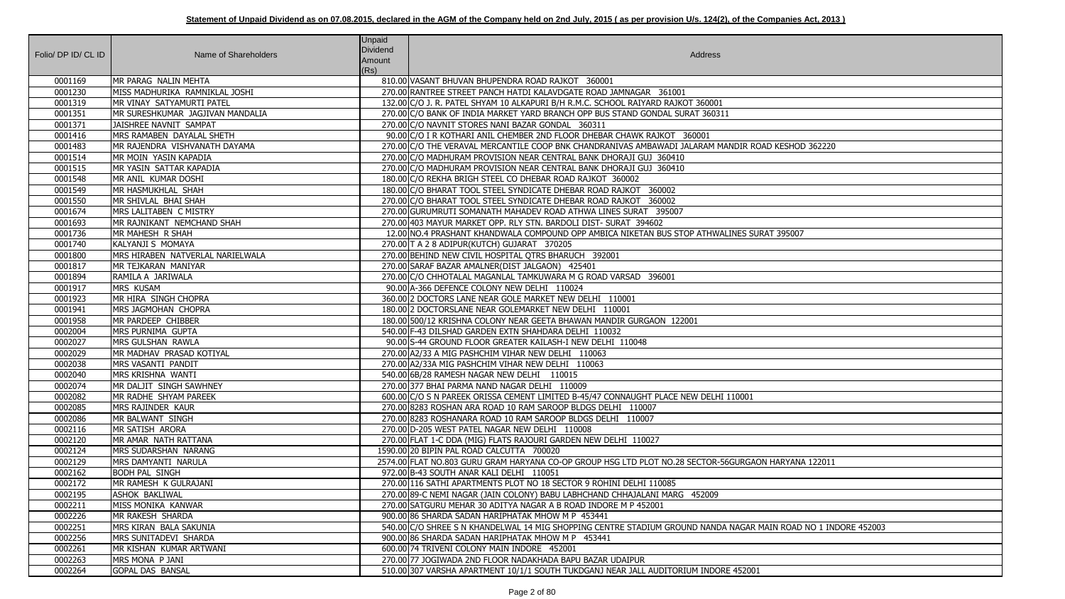**Statement of Unpaid Dividend as on 07.08.2015, declared in the AGM of the Company held on 2nd July, 2015 ( as per provision U/s. 124(2), of the Companies Act, 2013 )**

| Folio/ DP ID/ CL ID | Name of Shareholders | Unpaid Dividend Amount (Rs) | Address |
|---|---|---|---|
| 0001169 | MR PARAG NALIN MEHTA | 810.00 | VASANT BHUVAN BHUPENDRA ROAD RAJKOT 360001 |
| 0001230 | MISS MADHURIKA RAMNIKLAL JOSHI | 270.00 | RANTREE STREET PANCH HATDI KALAVDGATE ROAD JAMNAGAR 361001 |
| 0001319 | MR VINAY SATYAMURTI PATEL | 132.00 | C/O J. R. PATEL SHYAM 10 ALKAPURI B/H R.M.C. SCHOOL RAIYARD RAJKOT 360001 |
| 0001351 | MR SURESHKUMAR JAGJIVAN MANDALIA | 270.00 | C/O BANK OF INDIA MARKET YARD BRANCH OPP BUS STAND GONDAL SURAT 360311 |
| 0001371 | JAISHREE NAVNIT SAMPAT | 270.00 | C/O NAVNIT STORES NANI BAZAR GONDAL 360311 |
| 0001416 | MRS RAMABEN DAYALAL SHETH | 90.00 | C/O I R KOTHARI ANIL CHEMBER 2ND FLOOR DHEBAR CHAWK RAJKOT 360001 |
| 0001483 | MR RAJENDRA VISHVANATH DAYAMA | 270.00 | C/O THE VERAVAL MERCANTILE COOP BNK CHANDRANIVAS AMBAWADI JALARAM MANDIR ROAD KESHOD 362220 |
| 0001514 | MR MOIN YASIN KAPADIA | 270.00 | C/O MADHURAM PROVISION NEAR CENTRAL BANK DHORAJI GUJ 360410 |
| 0001515 | MR YASIN SATTAR KAPADIA | 270.00 | C/O MADHURAM PROVISION NEAR CENTRAL BANK DHORAJI GUJ 360410 |
| 0001548 | MR ANIL KUMAR DOSHI | 180.00 | C/O REKHA BRIGH STEEL CO DHEBAR ROAD RAJKOT 360002 |
| 0001549 | MR HASMUKHLAL SHAH | 180.00 | C/O BHARAT TOOL STEEL SYNDICATE DHEBAR ROAD RAJKOT 360002 |
| 0001550 | MR SHIVLAL BHAI SHAH | 270.00 | C/O BHARAT TOOL STEEL SYNDICATE DHEBAR ROAD RAJKOT 360002 |
| 0001674 | MRS LALITABEN C MISTRY | 270.00 | GURUMRUTI SOMANATH MAHADEV ROAD ATHWA LINES SURAT 395007 |
| 0001693 | MR RAJNIKANT NEMCHAND SHAH | 270.00 | 403 MAYUR MARKET OPP. RLY STN. BARDOLI DIST- SURAT 394602 |
| 0001736 | MR MAHESH R SHAH | 12.00 | NO.4 PRASHANT KHANDWALA COMPOUND OPP AMBICA NIKETAN BUS STOP ATHWALINES SURAT 395007 |
| 0001740 | KALYANJI S MOMAYA | 270.00 | T A 2 8 ADIPUR(KUTCH) GUJARAT 370205 |
| 0001800 | MRS HIRABEN NATVERLAL NARIELWALA | 270.00 | BEHIND NEW CIVIL HOSPITAL QTRS BHARUCH 392001 |
| 0001817 | MR TEJKARAN MANIYAR | 270.00 | SARAF BAZAR AMALNER(DIST JALGAON) 425401 |
| 0001894 | RAMILA A JARIWALA | 270.00 | C/O CHHOTALAL MAGANLAL TAMKUWARA M G ROAD VARSAD 396001 |
| 0001917 | MRS KUSAM | 90.00 | A-366 DEFENCE COLONY NEW DELHI 110024 |
| 0001923 | MR HIRA SINGH CHOPRA | 360.00 | 2 DOCTORS LANE NEAR GOLE MARKET NEW DELHI 110001 |
| 0001941 | MRS JAGMOHAN CHOPRA | 180.00 | 2 DOCTORSLANE NEAR GOLEMARKET NEW DELHI 110001 |
| 0001958 | MR PARDEEP CHIBBER | 180.00 | 500/12 KRISHNA COLONY NEAR GEETA BHAWAN MANDIR GURGAON 122001 |
| 0002004 | MRS PURNIMA GUPTA | 540.00 | F-43 DILSHAD GARDEN EXTN SHAHDARA DELHI 110032 |
| 0002027 | MRS GULSHAN RAWLA | 90.00 | S-44 GROUND FLOOR GREATER KAILASH-I NEW DELHI 110048 |
| 0002029 | MR MADHAV PRASAD KOTIYAL | 270.00 | A2/33 A MIG PASHCHIM VIHAR NEW DELHI 110063 |
| 0002038 | MRS VASANTI PANDIT | 270.00 | A2/33A MIG PASHCHIM VIHAR NEW DELHI 110063 |
| 0002040 | MRS KRISHNA WANTI | 540.00 | 6B/28 RAMESH NAGAR NEW DELHI 110015 |
| 0002074 | MR DALJIT SINGH SAWHNEY | 270.00 | 377 BHAI PARMA NAND NAGAR DELHI 110009 |
| 0002082 | MR RADHE SHYAM PAREEK | 600.00 | C/O S N PAREEK ORISSA CEMENT LIMITED B-45/47 CONNAUGHT PLACE NEW DELHI 110001 |
| 0002085 | MRS RAJINDER KAUR | 270.00 | 8283 ROSHAN ARA ROAD 10 RAM SAROOP BLDGS DELHI 110007 |
| 0002086 | MR BALWANT SINGH | 270.00 | 8283 ROSHANARA ROAD 10 RAM SAROOP BLDGS DELHI 110007 |
| 0002116 | MR SATISH ARORA | 270.00 | D-205 WEST PATEL NAGAR NEW DELHI 110008 |
| 0002120 | MR AMAR NATH RATTANA | 270.00 | FLAT 1-C DDA (MIG) FLATS RAJOURI GARDEN NEW DELHI 110027 |
| 0002124 | MRS SUDARSHAN NARANG | 1590.00 | 20 BIPIN PAL ROAD CALCUTTA 700020 |
| 0002129 | MRS DAMYANTI NARULA | 2574.00 | FLAT NO.803 GURU GRAM HARYANA CO-OP GROUP HSG LTD PLOT NO.28 SECTOR-56GURGAON HARYANA 122011 |
| 0002162 | BODH PAL SINGH | 972.00 | B-43 SOUTH ANAR KALI DELHI 110051 |
| 0002172 | MR RAMESH K GULRAJANI | 270.00 | 116 SATHI APARTMENTS PLOT NO 18 SECTOR 9 ROHINI DELHI 110085 |
| 0002195 | ASHOK BAKLIWAL | 270.00 | 89-C NEMI NAGAR (JAIN COLONY) BABU LABHCHAND CHHAJALANI MARG 452009 |
| 0002211 | MISS MONIKA KANWAR | 270.00 | SATGURU MEHAR 30 ADITYA NAGAR A B ROAD INDORE M P 452001 |
| 0002226 | MR RAKESH SHARDA | 900.00 | 86 SHARDA SADAN HARIPHATAK MHOW M P 453441 |
| 0002251 | MRS KIRAN BALA SAKUNIA | 540.00 | C/O SHREE S N KHANDELWAL 14 MIG SHOPPING CENTRE STADIUM GROUND NANDA NAGAR MAIN ROAD NO 1 INDORE 452003 |
| 0002256 | MRS SUNITADEVI SHARDA | 900.00 | 86 SHARDA SADAN HARIPHATAK MHOW M P 453441 |
| 0002261 | MR KISHAN KUMAR ARTWANI | 600.00 | 74 TRIVENI COLONY MAIN INDORE 452001 |
| 0002263 | MRS MONA P JANI | 270.00 | 77 JOGIWADA 2ND FLOOR NADAKHADA BAPU BAZAR UDAIPUR |
| 0002264 | GOPAL DAS BANSAL | 510.00 | 307 VARSHA APARTMENT 10/1/1 SOUTH TUKDGANJ NEAR JALL AUDITORIUM INDORE 452001 |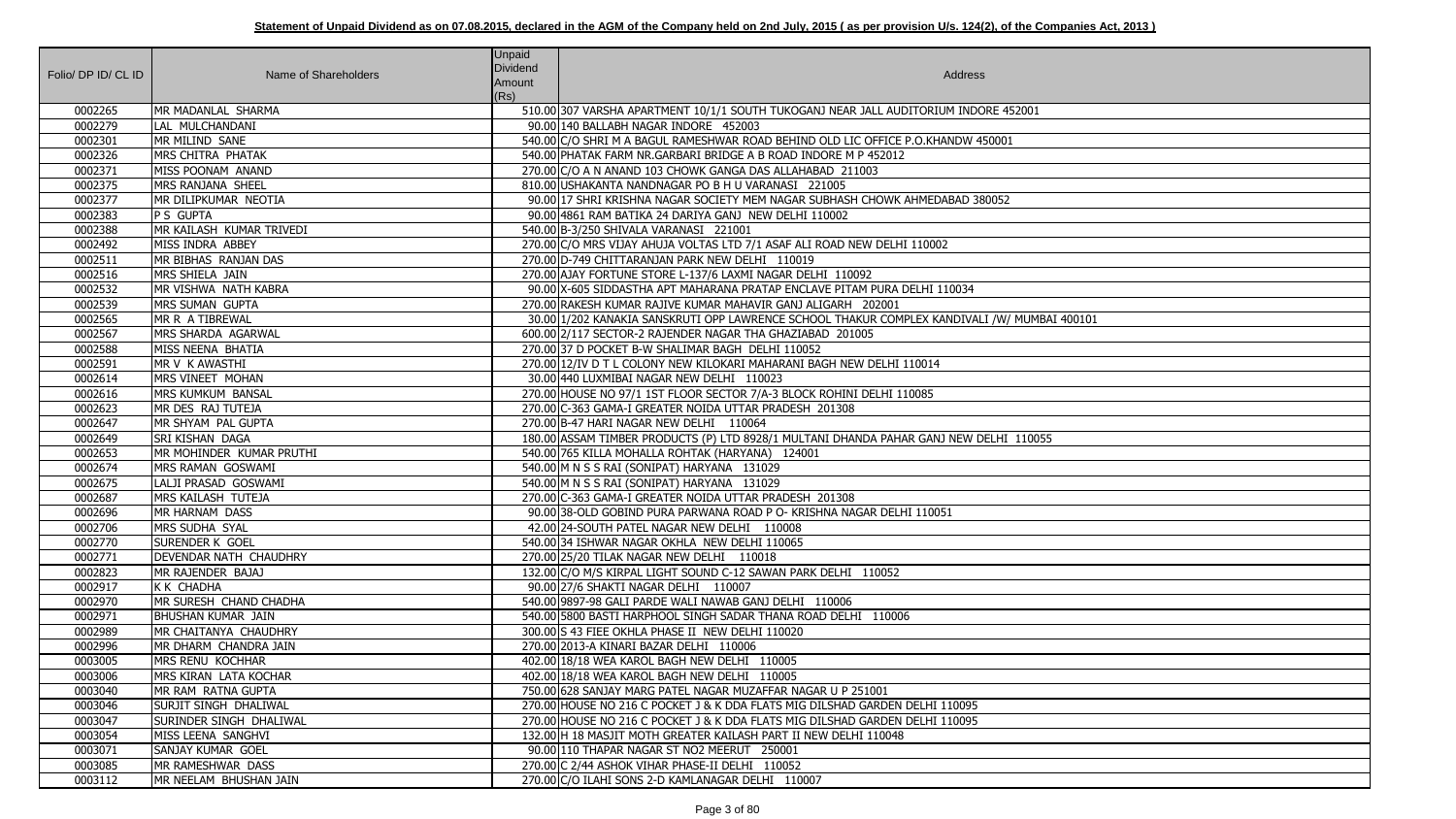**Statement of Unpaid Dividend as on 07.08.2015, declared in the AGM of the Company held on 2nd July, 2015 ( as per provision U/s. 124(2), of the Companies Act, 2013 )**

| Folio/ DP ID/ CL ID | Name of Shareholders | Unpaid Dividend Amount (Rs) | Address |
|---|---|---|---|
| 0002265 | MR MADANLAL SHARMA | 510.00 | 307 VARSHA APARTMENT 10/1/1 SOUTH TUKOGANJ NEAR JALL AUDITORIUM INDORE 452001 |
| 0002279 | LAL MULCHANDANI | 90.00 | 140 BALLABH NAGAR INDORE 452003 |
| 0002301 | MR MILIND SANE | 540.00 | C/O SHRI M A BAGUL RAMESHWAR ROAD BEHIND OLD LIC OFFICE P.O.KHANDW 450001 |
| 0002326 | MRS CHITRA PHATAK | 540.00 | PHATAK FARM NR.GARBARI BRIDGE A B ROAD INDORE M P 452012 |
| 0002371 | MISS POONAM ANAND | 270.00 | C/O A N ANAND 103 CHOWK GANGA DAS ALLAHABAD 211003 |
| 0002375 | MRS RANJANA SHEEL | 810.00 | USHAKANTA NANDNAGAR PO B H U VARANASI 221005 |
| 0002377 | MR DILIPKUMAR NEOTIA | 90.00 | 17 SHRI KRISHNA NAGAR SOCIETY MEM NAGAR SUBHASH CHOWK AHMEDABAD 380052 |
| 0002383 | P S GUPTA | 90.00 | 4861 RAM BATIKA 24 DARIYA GANJ NEW DELHI 110002 |
| 0002388 | MR KAILASH KUMAR TRIVEDI | 540.00 | B-3/250 SHIVALA VARANASI 221001 |
| 0002492 | MISS INDRA ABBEY | 270.00 | C/O MRS VIJAY AHUJA VOLTAS LTD 7/1 ASAF ALI ROAD NEW DELHI 110002 |
| 0002511 | MR BIBHAS RANJAN DAS | 270.00 | D-749 CHITTARANJAN PARK NEW DELHI 110019 |
| 0002516 | MRS SHIELA JAIN | 270.00 | AJAY FORTUNE STORE L-137/6 LAXMI NAGAR DELHI 110092 |
| 0002532 | MR VISHWA NATH KABRA | 90.00 | X-605 SIDDASTHA APT MAHARANA PRATAP ENCLAVE PITAM PURA DELHI 110034 |
| 0002539 | MRS SUMAN GUPTA | 270.00 | RAKESH KUMAR RAJIVE KUMAR MAHAVIR GANJ ALIGARH 202001 |
| 0002565 | MR R A TIBREWAL | 30.00 | 1/202 KANAKIA SANSKRUTI OPP LAWRENCE SCHOOL THAKUR COMPLEX KANDIVALI /W/ MUMBAI 400101 |
| 0002567 | MRS SHARDA AGARWAL | 600.00 | 2/117 SECTOR-2 RAJENDER NAGAR THA GHAZIABAD 201005 |
| 0002588 | MISS NEENA BHATIA | 270.00 | 37 D POCKET B-W SHALIMAR BAGH DELHI 110052 |
| 0002591 | MR V K AWASTHI | 270.00 | 12/IV D T L COLONY NEW KILOKARI MAHARANI BAGH NEW DELHI 110014 |
| 0002614 | MRS VINEET MOHAN | 30.00 | 440 LUXMIBAI NAGAR NEW DELHI 110023 |
| 0002616 | MRS KUMKUM BANSAL | 270.00 | HOUSE NO 97/1 1ST FLOOR SECTOR 7/A-3 BLOCK ROHINI DELHI 110085 |
| 0002623 | MR DES RAJ TUTEJA | 270.00 | C-363 GAMA-I GREATER NOIDA UTTAR PRADESH 201308 |
| 0002647 | MR SHYAM PAL GUPTA | 270.00 | B-47 HARI NAGAR NEW DELHI 110064 |
| 0002649 | SRI KISHAN DAGA | 180.00 | ASSAM TIMBER PRODUCTS (P) LTD 8928/1 MULTANI DHANDA PAHAR GANJ NEW DELHI 110055 |
| 0002653 | MR MOHINDER KUMAR PRUTHI | 540.00 | 765 KILLA MOHALLA ROHTAK (HARYANA) 124001 |
| 0002674 | MRS RAMAN GOSWAMI | 540.00 | M N S S RAI (SONIPAT) HARYANA 131029 |
| 0002675 | LALJI PRASAD GOSWAMI | 540.00 | M N S S RAI (SONIPAT) HARYANA 131029 |
| 0002687 | MRS KAILASH TUTEJA | 270.00 | C-363 GAMA-I GREATER NOIDA UTTAR PRADESH 201308 |
| 0002696 | MR HARNAM DASS | 90.00 | 38-OLD GOBIND PURA PARWANA ROAD P O- KRISHNA NAGAR DELHI 110051 |
| 0002706 | MRS SUDHA SYAL | 42.00 | 24-SOUTH PATEL NAGAR NEW DELHI 110008 |
| 0002770 | SURENDER K GOEL | 540.00 | 34 ISHWAR NAGAR OKHLA NEW DELHI 110065 |
| 0002771 | DEVENDAR NATH CHAUDHRY | 270.00 | 25/20 TILAK NAGAR NEW DELHI 110018 |
| 0002823 | MR RAJENDER BAJAJ | 132.00 | C/O M/S KIRPAL LIGHT SOUND C-12 SAWAN PARK DELHI 110052 |
| 0002917 | K K CHADHA | 90.00 | 27/6 SHAKTI NAGAR DELHI 110007 |
| 0002970 | MR SURESH CHAND CHADHA | 540.00 | 9897-98 GALI PARDE WALI NAWAB GANJ DELHI 110006 |
| 0002971 | BHUSHAN KUMAR JAIN | 540.00 | 5800 BASTI HARPHOOL SINGH SADAR THANA ROAD DELHI 110006 |
| 0002989 | MR CHAITANYA CHAUDHRY | 300.00 | S 43 FIEE OKHLA PHASE II NEW DELHI 110020 |
| 0002996 | MR DHARM CHANDRA JAIN | 270.00 | 2013-A KINARI BAZAR DELHI 110006 |
| 0003005 | MRS RENU KOCHHAR | 402.00 | 18/18 WEA KAROL BAGH NEW DELHI 110005 |
| 0003006 | MRS KIRAN LATA KOCHAR | 402.00 | 18/18 WEA KAROL BAGH NEW DELHI 110005 |
| 0003040 | MR RAM RATNA GUPTA | 750.00 | 628 SANJAY MARG PATEL NAGAR MUZAFFAR NAGAR U P 251001 |
| 0003046 | SURJIT SINGH DHALIWAL | 270.00 | HOUSE NO 216 C POCKET J & K DDA FLATS MIG DILSHAD GARDEN DELHI 110095 |
| 0003047 | SURINDER SINGH DHALIWAL | 270.00 | HOUSE NO 216 C POCKET J & K DDA FLATS MIG DILSHAD GARDEN DELHI 110095 |
| 0003054 | MISS LEENA SANGHVI | 132.00 | H 18 MASJIT MOTH GREATER KAILASH PART II NEW DELHI 110048 |
| 0003071 | SANJAY KUMAR GOEL | 90.00 | 110 THAPAR NAGAR ST NO2 MEERUT 250001 |
| 0003085 | MR RAMESHWAR DASS | 270.00 | C 2/44 ASHOK VIHAR PHASE-II DELHI 110052 |
| 0003112 | MR NEELAM BHUSHAN JAIN | 270.00 | C/O ILAHI SONS 2-D KAMLANAGAR DELHI 110007 |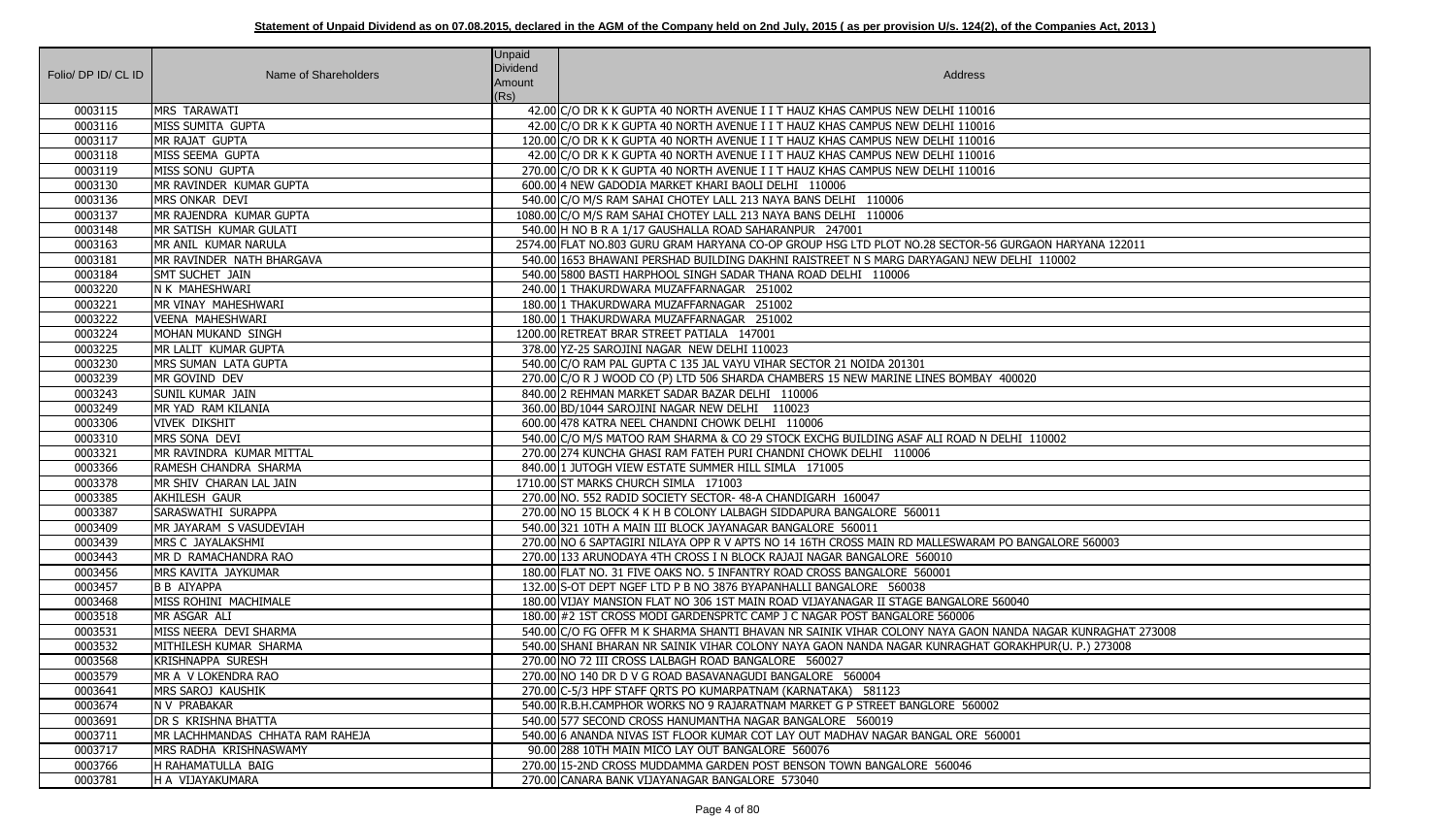**Statement of Unpaid Dividend as on 07.08.2015, declared in the AGM of the Company held on 2nd July, 2015 ( as per provision U/s. 124(2), of the Companies Act, 2013 )**

| Folio/ DP ID/ CL ID | Name of Shareholders | Unpaid Dividend Amount (Rs) | Address |
|---|---|---|---|
| 0003115 | MRS TARAWATI | 42.00 | C/O DR K K GUPTA 40 NORTH AVENUE I I T HAUZ KHAS CAMPUS NEW DELHI 110016 |
| 0003116 | MISS SUMITA GUPTA | 42.00 | C/O DR K K GUPTA 40 NORTH AVENUE I I T HAUZ KHAS CAMPUS NEW DELHI 110016 |
| 0003117 | MR RAJAT GUPTA | 120.00 | C/O DR K K GUPTA 40 NORTH AVENUE I I T HAUZ KHAS CAMPUS NEW DELHI 110016 |
| 0003118 | MISS SEEMA GUPTA | 42.00 | C/O DR K K GUPTA 40 NORTH AVENUE I I T HAUZ KHAS CAMPUS NEW DELHI 110016 |
| 0003119 | MISS SONU GUPTA | 270.00 | C/O DR K K GUPTA 40 NORTH AVENUE I I T HAUZ KHAS CAMPUS NEW DELHI 110016 |
| 0003130 | MR RAVINDER KUMAR GUPTA | 600.00 | 4 NEW GADODIA MARKET KHARI BAOLI DELHI 110006 |
| 0003136 | MRS ONKAR DEVI | 540.00 | C/O M/S RAM SAHAI CHOTEY LALL 213 NAYA BANS DELHI 110006 |
| 0003137 | MR RAJENDRA KUMAR GUPTA | 1080.00 | C/O M/S RAM SAHAI CHOTEY LALL 213 NAYA BANS DELHI 110006 |
| 0003148 | MR SATISH KUMAR GULATI | 540.00 | H NO B R A 1/17 GAUSHALLA ROAD SAHARANPUR 247001 |
| 0003163 | MR ANIL KUMAR NARULA | 2574.00 | FLAT NO.803 GURU GRAM HARYANA CO-OP GROUP HSG LTD PLOT NO.28 SECTOR-56 GURGAON HARYANA 122011 |
| 0003181 | MR RAVINDER NATH BHARGAVA | 540.00 | 1653 BHAWANI PERSHAD BUILDING DAKHNI RAISTREET N S MARG DARYAGANJ NEW DELHI 110002 |
| 0003184 | SMT SUCHET JAIN | 540.00 | 5800 BASTI HARPHOOL SINGH SADAR THANA ROAD DELHI 110006 |
| 0003220 | N K MAHESHWARI | 240.00 | 1 THAKURDWARA MUZAFFARNAGAR 251002 |
| 0003221 | MR VINAY MAHESHWARI | 180.00 | 1 THAKURDWARA MUZAFFARNAGAR 251002 |
| 0003222 | VEENA MAHESHWARI | 180.00 | 1 THAKURDWARA MUZAFFARNAGAR 251002 |
| 0003224 | MOHAN MUKAND SINGH | 1200.00 | RETREAT BRAR STREET PATIALA 147001 |
| 0003225 | MR LALIT KUMAR GUPTA | 378.00 | YZ-25 SAROJINI NAGAR NEW DELHI 110023 |
| 0003230 | MRS SUMAN LATA GUPTA | 540.00 | C/O RAM PAL GUPTA C 135 JAL VAYU VIHAR SECTOR 21 NOIDA 201301 |
| 0003239 | MR GOVIND DEV | 270.00 | C/O R J WOOD CO (P) LTD 506 SHARDA CHAMBERS 15 NEW MARINE LINES BOMBAY 400020 |
| 0003243 | SUNIL KUMAR JAIN | 840.00 | 2 REHMAN MARKET SADAR BAZAR DELHI 110006 |
| 0003249 | MR YAD RAM KILANIA | 360.00 | BD/1044 SAROJINI NAGAR NEW DELHI 110023 |
| 0003306 | VIVEK DIKSHIT | 600.00 | 478 KATRA NEEL CHANDNI CHOWK DELHI 110006 |
| 0003310 | MRS SONA DEVI | 540.00 | C/O M/S MATOO RAM SHARMA & CO 29 STOCK EXCHG BUILDING ASAF ALI ROAD N DELHI 110002 |
| 0003321 | MR RAVINDRA KUMAR MITTAL | 270.00 | 274 KUNCHA GHASI RAM FATEH PURI CHANDNI CHOWK DELHI 110006 |
| 0003366 | RAMESH CHANDRA SHARMA | 840.00 | 1 JUTOGH VIEW ESTATE SUMMER HILL SIMLA 171005 |
| 0003378 | MR SHIV CHARAN LAL JAIN | 1710.00 | ST MARKS CHURCH SIMLA 171003 |
| 0003385 | AKHILESH GAUR | 270.00 | NO. 552 RADID SOCIETY SECTOR- 48-A CHANDIGARH 160047 |
| 0003387 | SARASWATHI SURAPPA | 270.00 | NO 15 BLOCK 4 K H B COLONY LALBAGH SIDDAPURA BANGALORE 560011 |
| 0003409 | MR JAYARAM S VASUDEVIAH | 540.00 | 321 10TH A MAIN III BLOCK JAYANAGAR BANGALORE 560011 |
| 0003439 | MRS C JAYALAKSHMI | 270.00 | NO 6 SAPTAGIRI NILAYA OPP R V APTS NO 14 16TH CROSS MAIN RD MALLESWARAM PO BANGALORE 560003 |
| 0003443 | MR D RAMACHANDRA RAO | 270.00 | 133 ARUNODAYA 4TH CROSS I N BLOCK RAJAJI NAGAR BANGALORE 560010 |
| 0003456 | MRS KAVITA JAYKUMAR | 180.00 | FLAT NO. 31 FIVE OAKS NO. 5 INFANTRY ROAD CROSS BANGALORE 560001 |
| 0003457 | B B AIYAPPA | 132.00 | S-OT DEPT NGEF LTD P B NO 3876 BYAPANHALLI BANGALORE 560038 |
| 0003468 | MISS ROHINI MACHIMALE | 180.00 | VIJAY MANSION FLAT NO 306 1ST MAIN ROAD VIJAYANAGAR II STAGE BANGALORE 560040 |
| 0003518 | MR ASGAR ALI | 180.00 | #2 1ST CROSS MODI GARDENSPRTC CAMP J C NAGAR POST BANGALORE 560006 |
| 0003531 | MISS NEERA DEVI SHARMA | 540.00 | C/O FG OFFR M K SHARMA SHANTI BHAVAN NR SAINIK VIHAR COLONY NAYA GAON NANDA NAGAR KUNRAGHAT 273008 |
| 0003532 | MITHILESH KUMAR SHARMA | 540.00 | SHANI BHARAN NR SAINIK VIHAR COLONY NAYA GAON NANDA NAGAR KUNRAGHAT GORAKHPUR(U. P.) 273008 |
| 0003568 | KRISHNAPPA SURESH | 270.00 | NO 72 III CROSS LALBAGH ROAD BANGALORE 560027 |
| 0003579 | MR A V LOKENDRA RAO | 270.00 | NO 140 DR D V G ROAD BASAVANAGUDI BANGALORE 560004 |
| 0003641 | MRS SAROJ KAUSHIK | 270.00 | C-5/3 HPF STAFF QRTS PO KUMARPATNAM (KARNATAKA) 581123 |
| 0003674 | N V PRABAKAR | 540.00 | R.B.H.CAMPHOR WORKS NO 9 RAJARATNAM MARKET G P STREET BANGLORE 560002 |
| 0003691 | DR S KRISHNA BHATTA | 540.00 | 577 SECOND CROSS HANUMANTHA NAGAR BANGALORE 560019 |
| 0003711 | MR LACHHMANDAS CHHATA RAM RAHEJA | 540.00 | 6 ANANDA NIVAS IST FLOOR KUMAR COT LAY OUT MADHAV NAGAR BANGAL ORE 560001 |
| 0003717 | MRS RADHA KRISHNASWAMY | 90.00 | 288 10TH MAIN MICO LAY OUT BANGALORE 560076 |
| 0003766 | H RAHAMATULLA BAIG | 270.00 | 15-2ND CROSS MUDDAMMA GARDEN POST BENSON TOWN BANGALORE 560046 |
| 0003781 | H A VIJAYAKUMARA | 270.00 | CANARA BANK VIJAYANAGAR BANGALORE 573040 |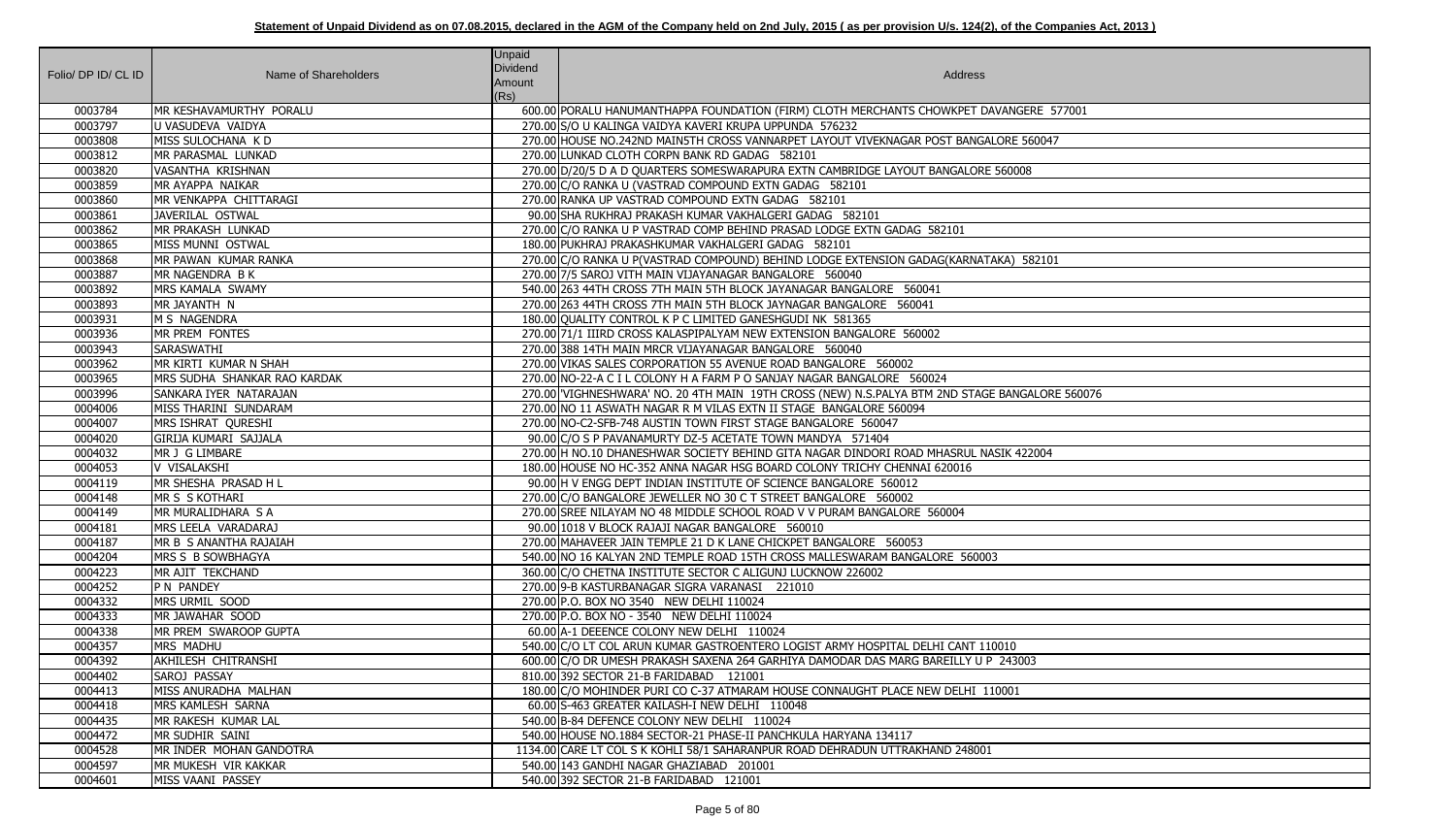**Statement of Unpaid Dividend as on 07.08.2015, declared in the AGM of the Company held on 2nd July, 2015 ( as per provision U/s. 124(2), of the Companies Act, 2013 )**

| Folio/ DP ID/ CL ID | Name of Shareholders | Unpaid Dividend Amount (Rs) | Address |
|---|---|---|---|
| 0003784 | MR KESHAVAMURTHY PORALU | 600.00 | PORALU HANUMANTHAPPA FOUNDATION (FIRM) CLOTH MERCHANTS CHOWKPET DAVANGERE 577001 |
| 0003797 | U VASUDEVA VAIDYA | 270.00 | S/O U KALINGA VAIDYA KAVERI KRUPA UPPUNDA 576232 |
| 0003808 | MISS SULOCHANA K D | 270.00 | HOUSE NO.242ND MAIN5TH CROSS VANNARPET LAYOUT VIVEKNAGAR POST BANGALORE 560047 |
| 0003812 | MR PARASMAL LUNKAD | 270.00 | LUNKAD CLOTH CORPN BANK RD GADAG 582101 |
| 0003820 | VASANTHA KRISHNAN | 270.00 | D/20/5 D A D QUARTERS SOMESWARAPURA EXTN CAMBRIDGE LAYOUT BANGALORE 560008 |
| 0003859 | MR AYAPPA NAIKAR | 270.00 | C/O RANKA U (VASTRAD COMPOUND EXTN GADAG 582101 |
| 0003860 | MR VENKAPPA CHITTARAGI | 270.00 | RANKA UP VASTRAD COMPOUND EXTN GADAG 582101 |
| 0003861 | JAVERILAL OSTWAL | 90.00 | SHA RUKHRAJ PRAKASH KUMAR VAKHALGERI GADAG 582101 |
| 0003862 | MR PRAKASH LUNKAD | 270.00 | C/O RANKA U P VASTRAD COMP BEHIND PRASAD LODGE EXTN GADAG 582101 |
| 0003865 | MISS MUNNI OSTWAL | 180.00 | PUKHRAJ PRAKASHKUMAR VAKHALGERI GADAG 582101 |
| 0003868 | MR PAWAN KUMAR RANKA | 270.00 | C/O RANKA U P(VASTRAD COMPOUND) BEHIND LODGE EXTENSION GADAG(KARNATAKA) 582101 |
| 0003887 | MR NAGENDRA B K | 270.00 | 7/5 SAROJ VITH MAIN VIJAYANAGAR BANGALORE 560040 |
| 0003892 | MRS KAMALA SWAMY | 540.00 | 263 44TH CROSS 7TH MAIN 5TH BLOCK JAYANAGAR BANGALORE 560041 |
| 0003893 | MR JAYANTH N | 270.00 | 263 44TH CROSS 7TH MAIN 5TH BLOCK JAYNAGAR BANGALORE 560041 |
| 0003931 | M S NAGENDRA | 180.00 | QUALITY CONTROL K P C LIMITED GANESHGUDI NK 581365 |
| 0003936 | MR PREM FONTES | 270.00 | 71/1 IIIRD CROSS KALASPIPALYAM NEW EXTENSION BANGALORE 560002 |
| 0003943 | SARASWATHI | 270.00 | 388 14TH MAIN MRCR VIJAYANAGAR BANGALORE 560040 |
| 0003962 | MR KIRTI KUMAR N SHAH | 270.00 | VIKAS SALES CORPORATION 55 AVENUE ROAD BANGALORE 560002 |
| 0003965 | MRS SUDHA SHANKAR RAO KARDAK | 270.00 | NO-22-A C I L COLONY H A FARM P O SANJAY NAGAR BANGALORE 560024 |
| 0003996 | SANKARA IYER NATARAJAN | 270.00 | 'VIGHNESHWARA' NO. 20 4TH MAIN 19TH CROSS (NEW) N.S.PALYA BTM 2ND STAGE BANGALORE 560076 |
| 0004006 | MISS THARINI SUNDARAM | 270.00 | NO 11 ASWATH NAGAR R M VILAS EXTN II STAGE BANGALORE 560094 |
| 0004007 | MRS ISHRAT QURESHI | 270.00 | NO-C2-SFB-748 AUSTIN TOWN FIRST STAGE BANGALORE 560047 |
| 0004020 | GIRIJA KUMARI SAJJALA | 90.00 | C/O S P PAVANAMURTY DZ-5 ACETATE TOWN MANDYA 571404 |
| 0004032 | MR J G LIMBARE | 270.00 | H NO.10 DHANESHWAR SOCIETY BEHIND GITA NAGAR DINDORI ROAD MHASRUL NASIK 422004 |
| 0004053 | V VISALAKSHI | 180.00 | HOUSE NO HC-352 ANNA NAGAR HSG BOARD COLONY TRICHY CHENNAI 620016 |
| 0004119 | MR SHESHA PRASAD H L | 90.00 | H V ENGG DEPT INDIAN INSTITUTE OF SCIENCE BANGALORE 560012 |
| 0004148 | MR S S KOTHARI | 270.00 | C/O BANGALORE JEWELLER NO 30 C T STREET BANGALORE 560002 |
| 0004149 | MR MURALIDHARA S A | 270.00 | SREE NILAYAM NO 48 MIDDLE SCHOOL ROAD V V PURAM BANGALORE 560004 |
| 0004181 | MRS LEELA VARADARAJ | 90.00 | 1018 V BLOCK RAJAJI NAGAR BANGALORE 560010 |
| 0004187 | MR B S ANANTHA RAJAIAH | 270.00 | MAHAVEER JAIN TEMPLE 21 D K LANE CHICKPET BANGALORE 560053 |
| 0004204 | MRS S B SOWBHAGYA | 540.00 | NO 16 KALYAN 2ND TEMPLE ROAD 15TH CROSS MALLESWARAM BANGALORE 560003 |
| 0004223 | MR AJIT TEKCHAND | 360.00 | C/O CHETNA INSTITUTE SECTOR C ALIGUNJ LUCKNOW 226002 |
| 0004252 | P N PANDEY | 270.00 | 9-B KASTURBANAGAR SIGRA VARANASI 221010 |
| 0004332 | MRS URMIL SOOD | 270.00 | P.O. BOX NO 3540 NEW DELHI 110024 |
| 0004333 | MR JAWAHAR SOOD | 270.00 | P.O. BOX NO - 3540 NEW DELHI 110024 |
| 0004338 | MR PREM SWAROOP GUPTA | 60.00 | A-1 DEEENCE COLONY NEW DELHI 110024 |
| 0004357 | MRS MADHU | 540.00 | C/O LT COL ARUN KUMAR GASTROENTERO LOGIST ARMY HOSPITAL DELHI CANT 110010 |
| 0004392 | AKHILESH CHITRANSHI | 600.00 | C/O DR UMESH PRAKASH SAXENA 264 GARHIYA DAMODAR DAS MARG BAREILLY U P 243003 |
| 0004402 | SAROJ PASSAY | 810.00 | 392 SECTOR 21-B FARIDABAD 121001 |
| 0004413 | MISS ANURADHA MALHAN | 180.00 | C/O MOHINDER PURI CO C-37 ATMARAM HOUSE CONNAUGHT PLACE NEW DELHI 110001 |
| 0004418 | MRS KAMLESH SARNA | 60.00 | S-463 GREATER KAILASH-I NEW DELHI 110048 |
| 0004435 | MR RAKESH KUMAR LAL | 540.00 | B-84 DEFENCE COLONY NEW DELHI 110024 |
| 0004472 | MR SUDHIR SAINI | 540.00 | HOUSE NO.1884 SECTOR-21 PHASE-II PANCHKULA HARYANA 134117 |
| 0004528 | MR INDER MOHAN GANDOTRA | 1134.00 | CARE LT COL S K KOHLI 58/1 SAHARANPUR ROAD DEHRADUN UTTRAKHAND 248001 |
| 0004597 | MR MUKESH VIR KAKKAR | 540.00 | 143 GANDHI NAGAR GHAZIABAD 201001 |
| 0004601 | MISS VAANI PASSEY | 540.00 | 392 SECTOR 21-B FARIDABAD 121001 |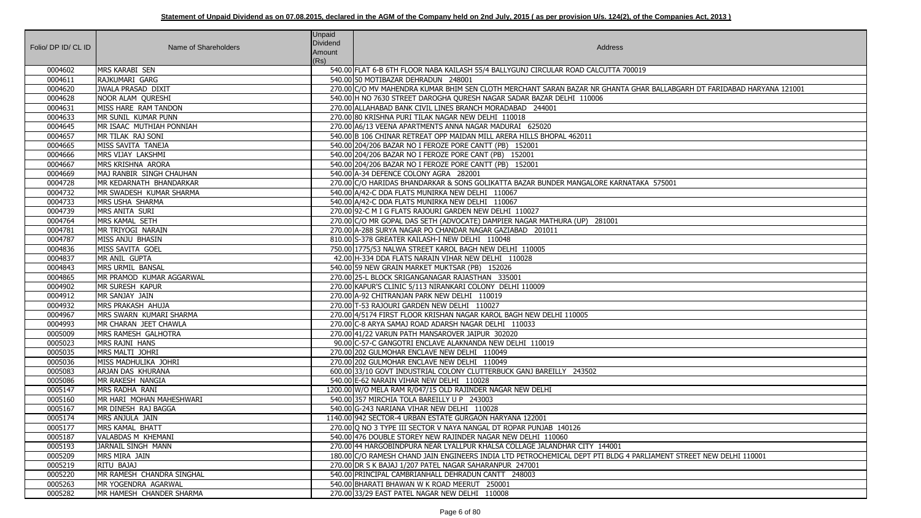**Statement of Unpaid Dividend as on 07.08.2015, declared in the AGM of the Company held on 2nd July, 2015 ( as per provision U/s. 124(2), of the Companies Act, 2013 )**

| Folio/ DP ID/ CL ID | Name of Shareholders | Unpaid Dividend Amount (Rs) | Address |
|---|---|---|---|
| 0004602 | MRS KARABI SEN | 540.00 | FLAT 6-B 6TH FLOOR NABA KAILASH 55/4 BALLYGUNJ CIRCULAR ROAD CALCUTTA 700019 |
| 0004611 | RAJKUMARI GARG | 540.00 | 50 MOTIBAZAR DEHRADUN 248001 |
| 0004620 | JWALA PRASAD DIXIT | 270.00 | C/O MV MAHENDRA KUMAR BHIM SEN CLOTH MERCHANT SARAN BAZAR NR GHANTA GHAR BALLABGARH DT FARIDABAD HARYANA 121001 |
| 0004628 | NOOR ALAM QURESHI | 540.00 | H NO 7630 STREET DAROGHA QURESH NAGAR SADAR BAZAR DELHI 110006 |
| 0004631 | MISS HARE RAM TANDON | 270.00 | ALLAHABAD BANK CIVIL LINES BRANCH MORADABAD 244001 |
| 0004633 | MR SUNIL KUMAR PUNN | 270.00 | 80 KRISHNA PURI TILAK NAGAR NEW DELHI 110018 |
| 0004645 | MR ISAAC MUTHIAH PONNIAH | 270.00 | A6/13 VEENA APARTMENTS ANNA NAGAR MADURAI 625020 |
| 0004657 | MR TILAK RAJ SONI | 540.00 | B 106 CHINAR RETREAT OPP MAIDAN MILL ARERA HILLS BHOPAL 462011 |
| 0004665 | MISS SAVITA TANEJA | 540.00 | 204/206 BAZAR NO I FEROZE PORE CANTT (PB) 152001 |
| 0004666 | MRS VIJAY LAKSHMI | 540.00 | 204/206 BAZAR NO I FEROZE PORE CANT (PB) 152001 |
| 0004667 | MRS KRISHNA ARORA | 540.00 | 204/206 BAZAR NO I FEROZE PORE CANTT (PB) 152001 |
| 0004669 | MAJ RANBIR SINGH CHAUHAN | 540.00 | A-34 DEFENCE COLONY AGRA 282001 |
| 0004728 | MR KEDARNATH BHANDARKAR | 270.00 | C/O HARIDAS BHANDARKAR & SONS GOLIKATTA BAZAR BUNDER MANGALORE KARNATAKA 575001 |
| 0004732 | MR SWADESH KUMAR SHARMA | 540.00 | A/42-C DDA FLATS MUNIRKA NEW DELHI 110067 |
| 0004733 | MRS USHA SHARMA | 540.00 | A/42-C DDA FLATS MUNIRKA NEW DELHI 110067 |
| 0004739 | MRS ANITA SURI | 270.00 | 92-C M I G FLATS RAJOURI GARDEN NEW DELHI 110027 |
| 0004764 | MRS KAMAL SETH | 270.00 | C/O MR GOPAL DAS SETH (ADVOCATE) DAMPIER NAGAR MATHURA (UP) 281001 |
| 0004781 | MR TRIYOGI NARAIN | 270.00 | A-288 SURYA NAGAR PO CHANDAR NAGAR GAZIABAD 201011 |
| 0004787 | MISS ANJU BHASIN | 810.00 | S-378 GREATER KAILASH-I NEW DELHI 110048 |
| 0004836 | MISS SAVITA GOEL | 750.00 | 1775/53 NALWA STREET KAROL BAGH NEW DELHI 110005 |
| 0004837 | MR ANIL GUPTA | 42.00 | H-334 DDA FLATS NARAIN VIHAR NEW DELHI 110028 |
| 0004843 | MRS URMIL BANSAL | 540.00 | 59 NEW GRAIN MARKET MUKTSAR (PB) 152026 |
| 0004865 | MR PRAMOD KUMAR AGGARWAL | 270.00 | 25-L BLOCK SRIGANGANAGAR RAJASTHAN 335001 |
| 0004902 | MR SURESH KAPUR | 270.00 | KAPUR'S CLINIC 5/113 NIRANKARI COLONY DELHI 110009 |
| 0004912 | MR SANJAY JAIN | 270.00 | A-92 CHITRANJAN PARK NEW DELHI 110019 |
| 0004932 | MRS PRAKASH AHUJA | 270.00 | T-53 RAJOURI GARDEN NEW DELHI 110027 |
| 0004967 | MRS SWARN KUMARI SHARMA | 270.00 | 4/5174 FIRST FLOOR KRISHAN NAGAR KAROL BAGH NEW DELHI 110005 |
| 0004993 | MR CHARAN JEET CHAWLA | 270.00 | C-8 ARYA SAMAJ ROAD ADARSH NAGAR DELHI 110033 |
| 0005009 | MRS RAMESH GALHOTRA | 270.00 | 41/22 VARUN PATH MANSAROVER JAIPUR 302020 |
| 0005023 | MRS RAJNI HANS | 90.00 | C-57-C GANGOTRI ENCLAVE ALAKNANDA NEW DELHI 110019 |
| 0005035 | MRS MALTI JOHRI | 270.00 | 202 GULMOHAR ENCLAVE NEW DELHI 110049 |
| 0005036 | MISS MADHULIKA JOHRI | 270.00 | 202 GULMOHAR ENCLAVE NEW DELHI 110049 |
| 0005083 | ARJAN DAS KHURANA | 600.00 | 33/10 GOVT INDUSTRIAL COLONY CLUTTERBUCK GANJ BAREILLY 243502 |
| 0005086 | MR RAKESH NANGIA | 540.00 | E-62 NARAIN VIHAR NEW DELHI 110028 |
| 0005147 | MRS RADHA RANI | 1200.00 | W/O MELA RAM R/047/15 OLD RAJINDER NAGAR NEW DELHI |
| 0005160 | MR HARI MOHAN MAHESHWARI | 540.00 | 357 MIRCHIA TOLA BAREILLY U P 243003 |
| 0005167 | MR DINESH RAJ BAGGA | 540.00 | G-243 NARIANA VIHAR NEW DELHI 110028 |
| 0005174 | MRS ANJULA JAIN | 1140.00 | 942 SECTOR-4 URBAN ESTATE GURGAON HARYANA 122001 |
| 0005177 | MRS KAMAL BHATT | 270.00 | Q NO 3 TYPE III SECTOR V NAYA NANGAL DT ROPAR PUNJAB 140126 |
| 0005187 | VALABDAS M KHEMANI | 540.00 | 476 DOUBLE STOREY NEW RAJINDER NAGAR NEW DELHI 110060 |
| 0005193 | JARNAIL SINGH MANN | 270.00 | 44 HARGOBINDPURA NEAR LYALLPUR KHALSA COLLAGE JALANDHAR CITY 144001 |
| 0005209 | MRS MIRA JAIN | 180.00 | C/O RAMESH CHAND JAIN ENGINEERS INDIA LTD PETROCHEMICAL DEPT PTI BLDG 4 PARLIAMENT STREET NEW DELHI 110001 |
| 0005219 | RITU BAJAJ | 270.00 | DR S K BAJAJ 1/207 PATEL NAGAR SAHARANPUR 247001 |
| 0005220 | MR RAMESH CHANDRA SINGHAL | 540.00 | PRINCIPAL CAMBRIANHALL DEHRADUN CANTT 248003 |
| 0005263 | MR YOGENDRA AGARWAL | 540.00 | BHARATI BHAWAN W K ROAD MEERUT 250001 |
| 0005282 | MR HAMESH CHANDER SHARMA | 270.00 | 33/29 EAST PATEL NAGAR NEW DELHI 110008 |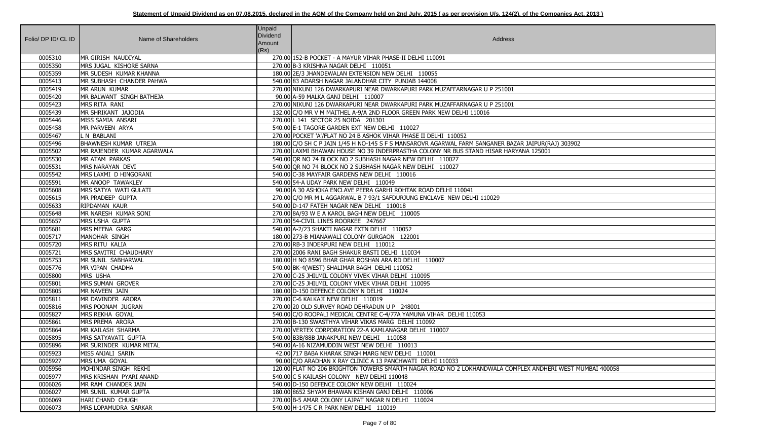**Statement of Unpaid Dividend as on 07.08.2015, declared in the AGM of the Company held on 2nd July, 2015 ( as per provision U/s. 124(2), of the Companies Act, 2013 )**

| Folio/ DP ID/ CL ID | Name of Shareholders | Unpaid Dividend Amount (Rs) | Address |
|---|---|---|---|
| 0005310 | MR GIRISH NAUDIYAL | 270.00 | 152-B POCKET - A MAYUR VIHAR PHASE-II DELHI 110091 |
| 0005350 | MRS JUGAL KISHORE SARNA | 270.00 | B-3 KRISHNA NAGAR DELHI 110051 |
| 0005359 | MR SUDESH KUMAR KHANNA | 180.00 | 2E/3 JHANDEWALAN EXTENSION NEW DELHI 110055 |
| 0005413 | MR SUBHASH CHANDER PAHWA | 540.00 | 83 ADARSH NAGAR JALANDHAR CITY PUNJAB 144008 |
| 0005419 | MR ARUN KUMAR | 270.00 | NIKUNJ 126 DWARKAPURI NEAR DWARKAPURI PARK MUZAFFARNAGAR U P 251001 |
| 0005420 | MR BALWANT SINGH BATHEJA | 90.00 | A-59 MALKA GANJ DELHI 110007 |
| 0005423 | MRS RITA RANI | 270.00 | NIKUNJ 126 DWARKAPURI NEAR DWARKAPURI PARK MUZAFFARNAGAR U P 251001 |
| 0005439 | MR SHRIKANT JAJODIA | 132.00 | C/O MR V M MAITHEL A-9/A 2ND FLOOR GREEN PARK NEW DELHI 110016 |
| 0005446 | MISS SAMIA ANSARI | 270.00 | L 141 SECTOR 25 NOIDA 201301 |
| 0005458 | MR PARVEEN ARYA | 540.00 | E-1 TAGORE GARDEN EXT NEW DELHI 110027 |
| 0005467 | L N BABLANI | 270.00 | POCKET 'A'/FLAT NO 24 B ASHOK VIHAR PHASE II DELHI 110052 |
| 0005496 | BHAWNESH KUMAR UTREJA | 180.00 | C/O SH C P JAIN 1/45 H NO-145 S F S MANSAROVR AGARWAL FARM SANGANER BAZAR JAIPUR(RAJ) 303902 |
| 0005502 | MR RAJENDER KUMAR AGARWALA | 270.00 | LAXMI BHAWAN HOUSE NO 39 INDERPRASTHA COLONY NR BUS STAND HISAR HARYANA 125001 |
| 0005530 | MR ATAM PARKAS | 540.00 | QR NO 74 BLOCK NO 2 SUBHASH NAGAR NEW DELHI 110027 |
| 0005531 | MRS NARAYAN DEVI | 540.00 | QR NO 74 BLOCK NO 2 SUBHASH NAGAR NEW DELHI 110027 |
| 0005542 | MRS LAXMI D HINGORANI | 540.00 | C-38 MAYFAIR GARDENS NEW DELHI 110016 |
| 0005591 | MR ANOOP TAWAKLEY | 540.00 | 54-A UDAY PARK NEW DELHI 110049 |
| 0005608 | MRS SATYA WATI GULATI | 90.00 | A 30 ASHOKA ENCLAVE PEERA GARHI ROHTAK ROAD DELHI 110041 |
| 0005615 | MR PRADEEP GUPTA | 270.00 | C/O MR M L AGGARWAL B 7 93/1 SAFDURJUNG ENCLAVE NEW DELHI 110029 |
| 0005633 | RIPDAMAN KAUR | 540.00 | D-147 FATEH NAGAR NEW DELHI 110018 |
| 0005648 | MR NARESH KUMAR SONI | 270.00 | 8A/93 W E A KAROL BAGH NEW DELHI 110005 |
| 0005657 | MRS USHA GUPTA | 270.00 | 54-CIVIL LINES ROORKEE 247667 |
| 0005681 | MRS MEENA GARG | 540.00 | A-2/23 SHAKTI NAGAR EXTN DELHI 110052 |
| 0005717 | MANOHAR SINGH | 180.00 | 273-B MIANAWALI COLONY GURGAON 122001 |
| 0005720 | MRS RITU KALIA | 270.00 | RB-3 INDERPURI NEW DELHI 110012 |
| 0005721 | MRS SAVITRI CHAUDHARY | 270.00 | 2006 RANI BAGH SHAKUR BASTI DELHI 110034 |
| 0005753 | MR SUNIL SABHARWAL | 180.00 | H NO 8596 BHAR GHAR ROSHAN ARA RD DELHI 110007 |
| 0005776 | MR VIPAN CHADHA | 540.00 | BK-4(WEST) SHALIMAR BAGH DELHI 110052 |
| 0005800 | MRS USHA | 270.00 | C-25 JHILMIL COLONY VIVEK VIHAR DELHI 110095 |
| 0005801 | MRS SUMAN GROVER | 270.00 | C-25 JHILMIL COLONY VIVEK VIHAR DELHI 110095 |
| 0005805 | MR NAVEEN JAIN | 180.00 | D-150 DEFENCE COLONY N DELHI 110024 |
| 0005811 | MR DAVINDER ARORA | 270.00 | C-6 KALKAJI NEW DELHI 110019 |
| 0005816 | MRS POONAM JUGRAN | 270.00 | 20 OLD SURVEY ROAD DEHRADUN U P 248001 |
| 0005827 | MRS REKHA GOYAL | 540.00 | C/O ROOPALI MEDICAL CENTRE C-4/77A YAMUNA VIHAR DELHI 110053 |
| 0005861 | MRS PREMA ARORA | 270.00 | B-130 SWASTHYA VIHAR VIKAS MARG DELHI 110092 |
| 0005864 | MR KAILASH SHARMA | 270.00 | VERTEX CORPORATION 22-A KAMLANAGAR DELHI 110007 |
| 0005895 | MRS SATYAVATI GUPTA | 540.00 | B3B/88B JANAKPURI NEW DELHI 110058 |
| 0005896 | MR SURINDER KUMAR MITAL | 540.00 | A-16 NIZAMUDDIN WEST NEW DELHI 110013 |
| 0005923 | MISS ANJALI SARIN | 42.00 | 717 BABA KHARAK SINGH MARG NEW DELHI 110001 |
| 0005927 | MRS UMA GOYAL | 90.00 | C/O ARADHAN X RAY CLINIC A 13 PANCHWATI DELHI 110033 |
| 0005956 | MOHINDAR SINGH REKHI | 120.00 | FLAT NO 206 BRIGHTON TOWERS SMARTH NAGAR ROAD NO 2 LOKHANDWALA COMPLEX ANDHERI WEST MUMBAI 400058 |
| 0005977 | MRS KRISHAN PYARI ANAND | 540.00 | C 5 KAILASH COLONY NEW DELHI 110048 |
| 0006026 | MR RAM CHANDER JAIN | 540.00 | D-150 DEFENCE COLONY NEW DELHI 110024 |
| 0006027 | MR SUNIL KUMAR GUPTA | 180.00 | 8652 SHYAM BHAWAN KISHAN GANJ DELHI 110006 |
| 0006069 | HARI CHAND CHUGH | 270.00 | B-5 AMAR COLONY LAJPAT NAGAR N DELHI 110024 |
| 0006073 | MRS LOPAMUDRA SARKAR | 540.00 | H-1475 C R PARK NEW DELHI 110019 |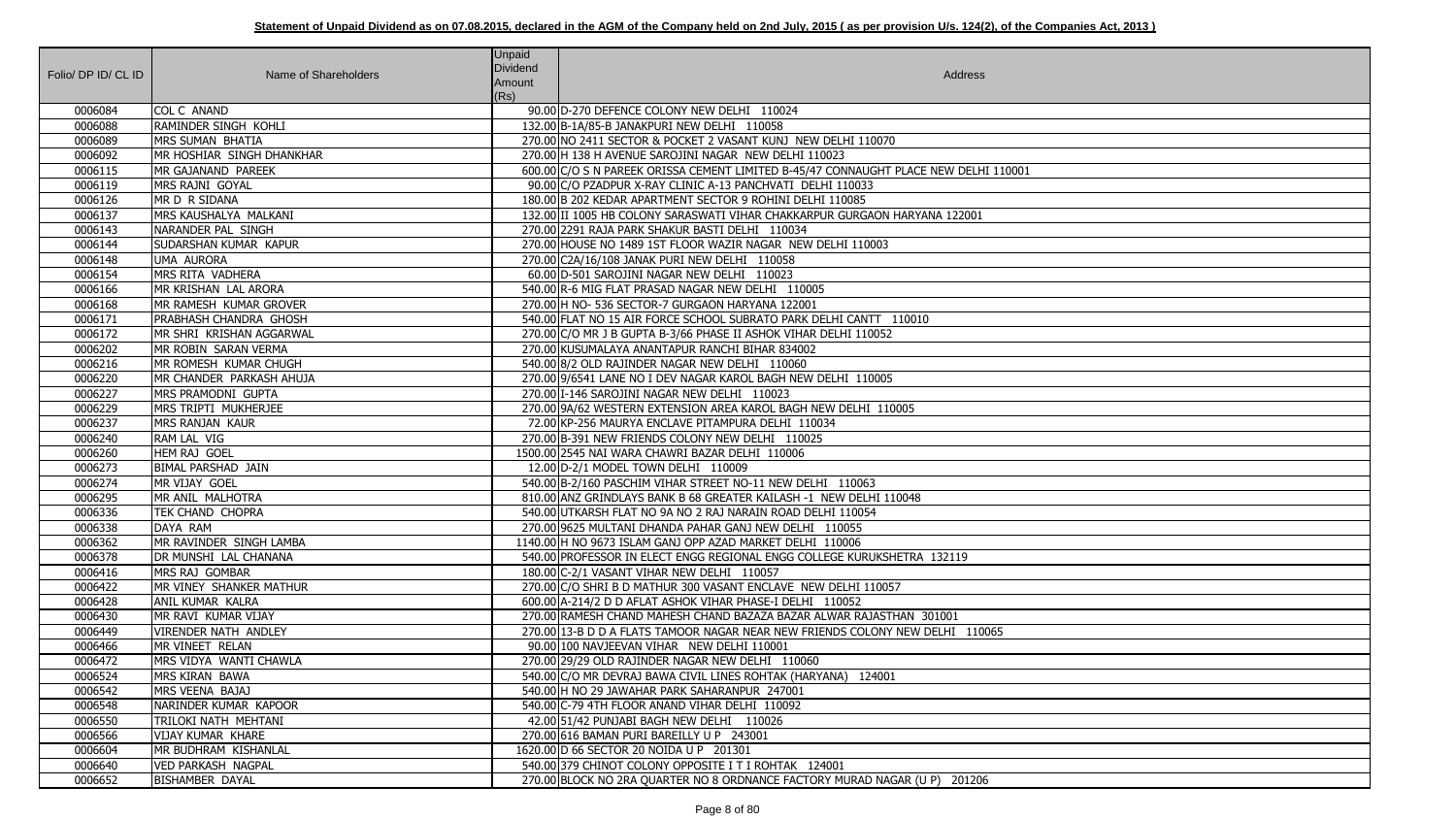**Statement of Unpaid Dividend as on 07.08.2015, declared in the AGM of the Company held on 2nd July, 2015 ( as per provision U/s. 124(2), of the Companies Act, 2013 )**

| Folio/ DP ID/ CL ID | Name of Shareholders | Unpaid Dividend Amount (Rs) | Address |
|---|---|---|---|
| 0006084 | COL C ANAND | 90.00 | D-270 DEFENCE COLONY NEW DELHI 110024 |
| 0006088 | RAMINDER SINGH KOHLI | 132.00 | B-1A/85-B JANAKPURI NEW DELHI 110058 |
| 0006089 | MRS SUMAN BHATIA | 270.00 | NO 2411 SECTOR & POCKET 2 VASANT KUNJ NEW DELHI 110070 |
| 0006092 | MR HOSHIAR SINGH DHANKHAR | 270.00 | H 138 H AVENUE SAROJINI NAGAR NEW DELHI 110023 |
| 0006115 | MR GAJANAND PAREEK | 600.00 | C/O S N PAREEK ORISSA CEMENT LIMITED B-45/47 CONNAUGHT PLACE NEW DELHI 110001 |
| 0006119 | MRS RAJNI GOYAL | 90.00 | C/O PZADPUR X-RAY CLINIC A-13 PANCHVATI DELHI 110033 |
| 0006126 | MR D R SIDANA | 180.00 | B 202 KEDAR APARTMENT SECTOR 9 ROHINI DELHI 110085 |
| 0006137 | MRS KAUSHALYA MALKANI | 132.00 | II 1005 HB COLONY SARASWATI VIHAR CHAKKARPUR GURGAON HARYANA 122001 |
| 0006143 | NARANDER PAL SINGH | 270.00 | 2291 RAJA PARK SHAKUR BASTI DELHI 110034 |
| 0006144 | SUDARSHAN KUMAR KAPUR | 270.00 | HOUSE NO 1489 1ST FLOOR WAZIR NAGAR NEW DELHI 110003 |
| 0006148 | UMA AURORA | 270.00 | C2A/16/108 JANAK PURI NEW DELHI 110058 |
| 0006154 | MRS RITA VADHERA | 60.00 | D-501 SAROJINI NAGAR NEW DELHI 110023 |
| 0006166 | MR KRISHAN LAL ARORA | 540.00 | R-6 MIG FLAT PRASAD NAGAR NEW DELHI 110005 |
| 0006168 | MR RAMESH KUMAR GROVER | 270.00 | H NO- 536 SECTOR-7 GURGAON HARYANA 122001 |
| 0006171 | PRABHASH CHANDRA GHOSH | 540.00 | FLAT NO 15 AIR FORCE SCHOOL SUBRATO PARK DELHI CANTT 110010 |
| 0006172 | MR SHRI KRISHAN AGGARWAL | 270.00 | C/O MR J B GUPTA B-3/66 PHASE II ASHOK VIHAR DELHI 110052 |
| 0006202 | MR ROBIN SARAN VERMA | 270.00 | KUSUMALAYA ANANTAPUR RANCHI BIHAR 834002 |
| 0006216 | MR ROMESH KUMAR CHUGH | 540.00 | 8/2 OLD RAJINDER NAGAR NEW DELHI 110060 |
| 0006220 | MR CHANDER PARKASH AHUJA | 270.00 | 9/6541 LANE NO I DEV NAGAR KAROL BAGH NEW DELHI 110005 |
| 0006227 | MRS PRAMODNI GUPTA | 270.00 | I-146 SAROJINI NAGAR NEW DELHI 110023 |
| 0006229 | MRS TRIPTI MUKHERJEE | 270.00 | 9A/62 WESTERN EXTENSION AREA KAROL BAGH NEW DELHI 110005 |
| 0006237 | MRS RANJAN KAUR | 72.00 | KP-256 MAURYA ENCLAVE PITAMPURA DELHI 110034 |
| 0006240 | RAM LAL VIG | 270.00 | B-391 NEW FRIENDS COLONY NEW DELHI 110025 |
| 0006260 | HEM RAJ GOEL | 1500.00 | 2545 NAI WARA CHAWRI BAZAR DELHI 110006 |
| 0006273 | BIMAL PARSHAD JAIN | 12.00 | D-2/1 MODEL TOWN DELHI 110009 |
| 0006274 | MR VIJAY GOEL | 540.00 | B-2/160 PASCHIM VIHAR STREET NO-11 NEW DELHI 110063 |
| 0006295 | MR ANIL MALHOTRA | 810.00 | ANZ GRINDLAYS BANK B 68 GREATER KAILASH -1 NEW DELHI 110048 |
| 0006336 | TEK CHAND CHOPRA | 540.00 | UTKARSH FLAT NO 9A NO 2 RAJ NARAIN ROAD DELHI 110054 |
| 0006338 | DAYA RAM | 270.00 | 9625 MULTANI DHANDA PAHAR GANJ NEW DELHI 110055 |
| 0006362 | MR RAVINDER SINGH LAMBA | 1140.00 | H NO 9673 ISLAM GANJ OPP AZAD MARKET DELHI 110006 |
| 0006378 | DR MUNSHI LAL CHANANA | 540.00 | PROFESSOR IN ELECT ENGG REGIONAL ENGG COLLEGE KURUKSHETRA 132119 |
| 0006416 | MRS RAJ GOMBAR | 180.00 | C-2/1 VASANT VIHAR NEW DELHI 110057 |
| 0006422 | MR VINEY SHANKER MATHUR | 270.00 | C/O SHRI B D MATHUR 300 VASANT ENCLAVE NEW DELHI 110057 |
| 0006428 | ANIL KUMAR KALRA | 600.00 | A-214/2 D D AFLAT ASHOK VIHAR PHASE-I DELHI 110052 |
| 0006430 | MR RAVI KUMAR VIJAY | 270.00 | RAMESH CHAND MAHESH CHAND BAZAZA BAZAR ALWAR RAJASTHAN 301001 |
| 0006449 | VIRENDER NATH ANDLEY | 270.00 | 13-B D D A FLATS TAMOOR NAGAR NEAR NEW FRIENDS COLONY NEW DELHI 110065 |
| 0006466 | MR VINEET RELAN | 90.00 | 100 NAVJEEVAN VIHAR NEW DELHI 110001 |
| 0006472 | MRS VIDYA WANTI CHAWLA | 270.00 | 29/29 OLD RAJINDER NAGAR NEW DELHI 110060 |
| 0006524 | MRS KIRAN BAWA | 540.00 | C/O MR DEVRAJ BAWA CIVIL LINES ROHTAK (HARYANA) 124001 |
| 0006542 | MRS VEENA BAJAJ | 540.00 | H NO 29 JAWAHAR PARK SAHARANPUR 247001 |
| 0006548 | NARINDER KUMAR KAPOOR | 540.00 | C-79 4TH FLOOR ANAND VIHAR DELHI 110092 |
| 0006550 | TRILOKI NATH MEHTANI | 42.00 | 51/42 PUNJABI BAGH NEW DELHI 110026 |
| 0006566 | VIJAY KUMAR KHARE | 270.00 | 616 BAMAN PURI BAREILLY U P 243001 |
| 0006604 | MR BUDHRAM KISHANLAL | 1620.00 | D 66 SECTOR 20 NOIDA U P 201301 |
| 0006640 | VED PARKASH NAGPAL | 540.00 | 379 CHINOT COLONY OPPOSITE I T I ROHTAK 124001 |
| 0006652 | BISHAMBER DAYAL | 270.00 | BLOCK NO 2RA QUARTER NO 8 ORDNANCE FACTORY MURAD NAGAR (U P) 201206 |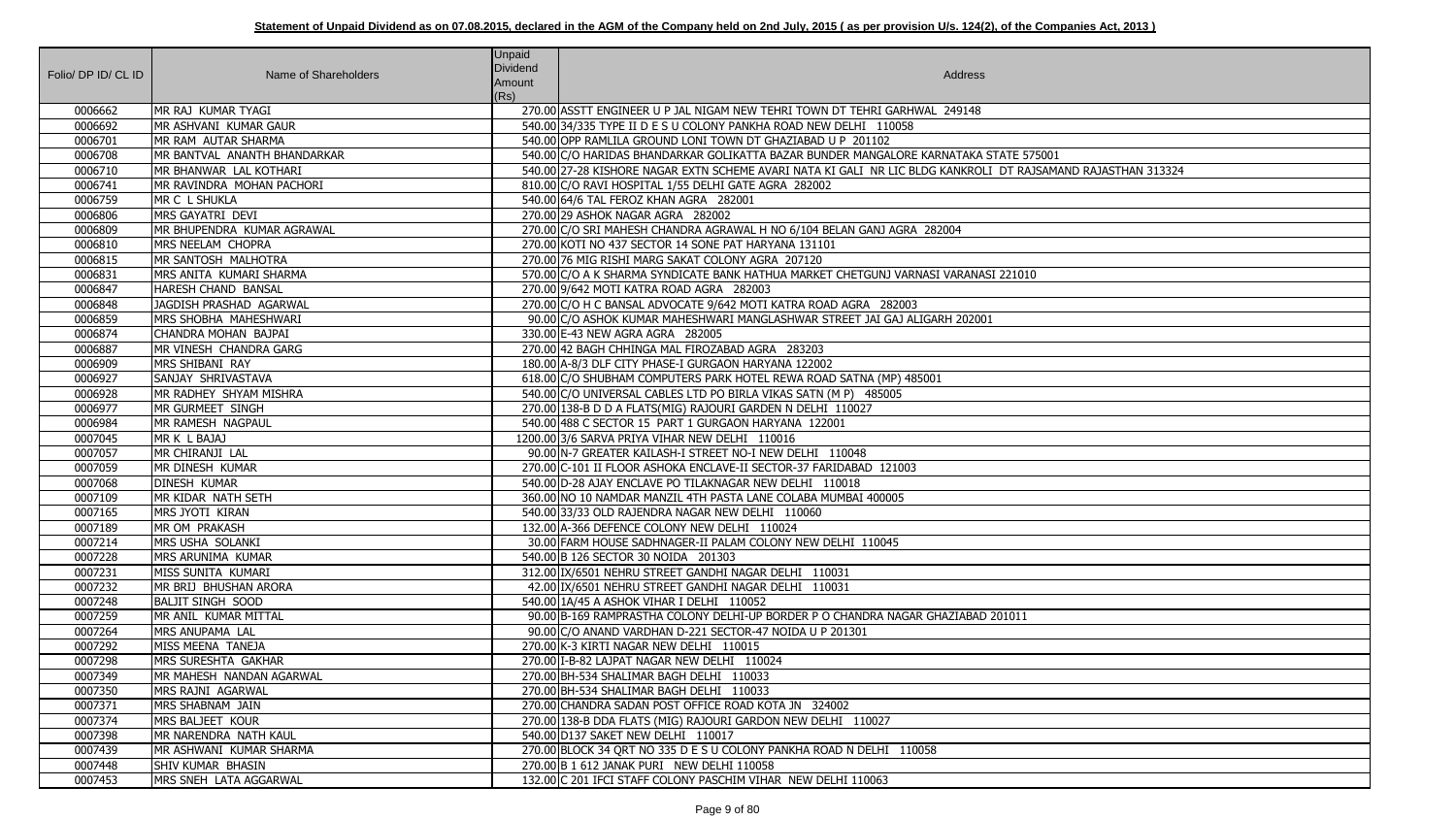**Statement of Unpaid Dividend as on 07.08.2015, declared in the AGM of the Company held on 2nd July, 2015 ( as per provision U/s. 124(2), of the Companies Act, 2013 )**

| Folio/ DP ID/ CL ID | Name of Shareholders | Unpaid Dividend Amount (Rs) | Address |
|---|---|---|---|
| 0006662 | MR RAJ KUMAR TYAGI | 270.00 | ASSTT ENGINEER U P JAL NIGAM NEW TEHRI TOWN DT TEHRI GARHWAL 249148 |
| 0006692 | MR ASHVANI KUMAR GAUR | 540.00 | 34/335 TYPE II D E S U COLONY PANKHA ROAD NEW DELHI 110058 |
| 0006701 | MR RAM AUTAR SHARMA | 540.00 | OPP RAMLILA GROUND LONI TOWN DT GHAZIABAD U P 201102 |
| 0006708 | MR BANTVAL ANANTH BHANDARKAR | 540.00 | C/O HARIDAS BHANDARKAR GOLIKATTA BAZAR BUNDER MANGALORE KARNATAKA STATE 575001 |
| 0006710 | MR BHANWAR LAL KOTHARI | 540.00 | 27-28 KISHORE NAGAR EXTN SCHEME AVARI NATA KI GALI NR LIC BLDG KANKROLI DT RAJSAMAND RAJASTHAN 313324 |
| 0006741 | MR RAVINDRA MOHAN PACHORI | 810.00 | C/O RAVI HOSPITAL 1/55 DELHI GATE AGRA 282002 |
| 0006759 | MR C L SHUKLA | 540.00 | 64/6 TAL FEROZ KHAN AGRA 282001 |
| 0006806 | MRS GAYATRI DEVI | 270.00 | 29 ASHOK NAGAR AGRA 282002 |
| 0006809 | MR BHUPENDRA KUMAR AGRAWAL | 270.00 | C/O SRI MAHESH CHANDRA AGRAWAL H NO 6/104 BELAN GANJ AGRA 282004 |
| 0006810 | MRS NEELAM CHOPRA | 270.00 | KOTI NO 437 SECTOR 14 SONE PAT HARYANA 131101 |
| 0006815 | MR SANTOSH MALHOTRA | 270.00 | 76 MIG RISHI MARG SAKAT COLONY AGRA 207120 |
| 0006831 | MRS ANITA KUMARI SHARMA | 570.00 | C/O A K SHARMA SYNDICATE BANK HATHUA MARKET CHETGUNJ VARNASI VARANASI 221010 |
| 0006847 | HARESH CHAND BANSAL | 270.00 | 9/642 MOTI KATRA ROAD AGRA 282003 |
| 0006848 | JAGDISH PRASHAD AGARWAL | 270.00 | C/O H C BANSAL ADVOCATE 9/642 MOTI KATRA ROAD AGRA 282003 |
| 0006859 | MRS SHOBHA MAHESHWARI | 90.00 | C/O ASHOK KUMAR MAHESHWARI MANGLASHWAR STREET JAI GAJ ALIGARH 202001 |
| 0006874 | CHANDRA MOHAN BAJPAI | 330.00 | E-43 NEW AGRA AGRA 282005 |
| 0006887 | MR VINESH CHANDRA GARG | 270.00 | 42 BAGH CHHINGA MAL FIROZABAD AGRA 283203 |
| 0006909 | MRS SHIBANI RAY | 180.00 | A-8/3 DLF CITY PHASE-I GURGAON HARYANA 122002 |
| 0006927 | SANJAY SHRIVASTAVA | 618.00 | C/O SHUBHAM COMPUTERS PARK HOTEL REWA ROAD SATNA (MP) 485001 |
| 0006928 | MR RADHEY SHYAM MISHRA | 540.00 | C/O UNIVERSAL CABLES LTD PO BIRLA VIKAS SATN (M P) 485005 |
| 0006977 | MR GURMEET SINGH | 270.00 | 138-B D D A FLATS(MIG) RAJOURI GARDEN N DELHI 110027 |
| 0006984 | MR RAMESH NAGPAUL | 540.00 | 488 C SECTOR 15 PART 1 GURGAON HARYANA 122001 |
| 0007045 | MR K L BAJAJ | 1200.00 | 3/6 SARVA PRIYA VIHAR NEW DELHI 110016 |
| 0007057 | MR CHIRANJI LAL | 90.00 | N-7 GREATER KAILASH-I STREET NO-I NEW DELHI 110048 |
| 0007059 | MR DINESH KUMAR | 270.00 | C-101 II FLOOR ASHOKA ENCLAVE-II SECTOR-37 FARIDABAD 121003 |
| 0007068 | DINESH KUMAR | 540.00 | D-28 AJAY ENCLAVE PO TILAKNAGAR NEW DELHI 110018 |
| 0007109 | MR KIDAR NATH SETH | 360.00 | NO 10 NAMDAR MANZIL 4TH PASTA LANE COLABA MUMBAI 400005 |
| 0007165 | MRS JYOTI KIRAN | 540.00 | 33/33 OLD RAJENDRA NAGAR NEW DELHI 110060 |
| 0007189 | MR OM PRAKASH | 132.00 | A-366 DEFENCE COLONY NEW DELHI 110024 |
| 0007214 | MRS USHA SOLANKI | 30.00 | FARM HOUSE SADHNAGER-II PALAM COLONY NEW DELHI 110045 |
| 0007228 | MRS ARUNIMA KUMAR | 540.00 | B 126 SECTOR 30 NOIDA 201303 |
| 0007231 | MISS SUNITA KUMARI | 312.00 | IX/6501 NEHRU STREET GANDHI NAGAR DELHI 110031 |
| 0007232 | MR BRIJ BHUSHAN ARORA | 42.00 | IX/6501 NEHRU STREET GANDHI NAGAR DELHI 110031 |
| 0007248 | BALJIT SINGH SOOD | 540.00 | 1A/45 A ASHOK VIHAR I DELHI 110052 |
| 0007259 | MR ANIL KUMAR MITTAL | 90.00 | B-169 RAMPRASTHA COLONY DELHI-UP BORDER P O CHANDRA NAGAR GHAZIABAD 201011 |
| 0007264 | MRS ANUPAMA LAL | 90.00 | C/O ANAND VARDHAN D-221 SECTOR-47 NOIDA U P 201301 |
| 0007292 | MISS MEENA TANEJA | 270.00 | K-3 KIRTI NAGAR NEW DELHI 110015 |
| 0007298 | MRS SURESHTA GAKHAR | 270.00 | I-B-82 LAJPAT NAGAR NEW DELHI 110024 |
| 0007349 | MR MAHESH NANDAN AGARWAL | 270.00 | BH-534 SHALIMAR BAGH DELHI 110033 |
| 0007350 | MRS RAJNI AGARWAL | 270.00 | BH-534 SHALIMAR BAGH DELHI 110033 |
| 0007371 | MRS SHABNAM JAIN | 270.00 | CHANDRA SADAN POST OFFICE ROAD KOTA JN 324002 |
| 0007374 | MRS BALJEET KOUR | 270.00 | 138-B DDA FLATS (MIG) RAJOURI GARDON NEW DELHI 110027 |
| 0007398 | MR NARENDRA NATH KAUL | 540.00 | D137 SAKET NEW DELHI 110017 |
| 0007439 | MR ASHWANI KUMAR SHARMA | 270.00 | BLOCK 34 QRT NO 335 D E S U COLONY PANKHA ROAD N DELHI 110058 |
| 0007448 | SHIV KUMAR BHASIN | 270.00 | B 1 612 JANAK PURI NEW DELHI 110058 |
| 0007453 | MRS SNEH LATA AGGARWAL | 132.00 | C 201 IFCI STAFF COLONY PASCHIM VIHAR NEW DELHI 110063 |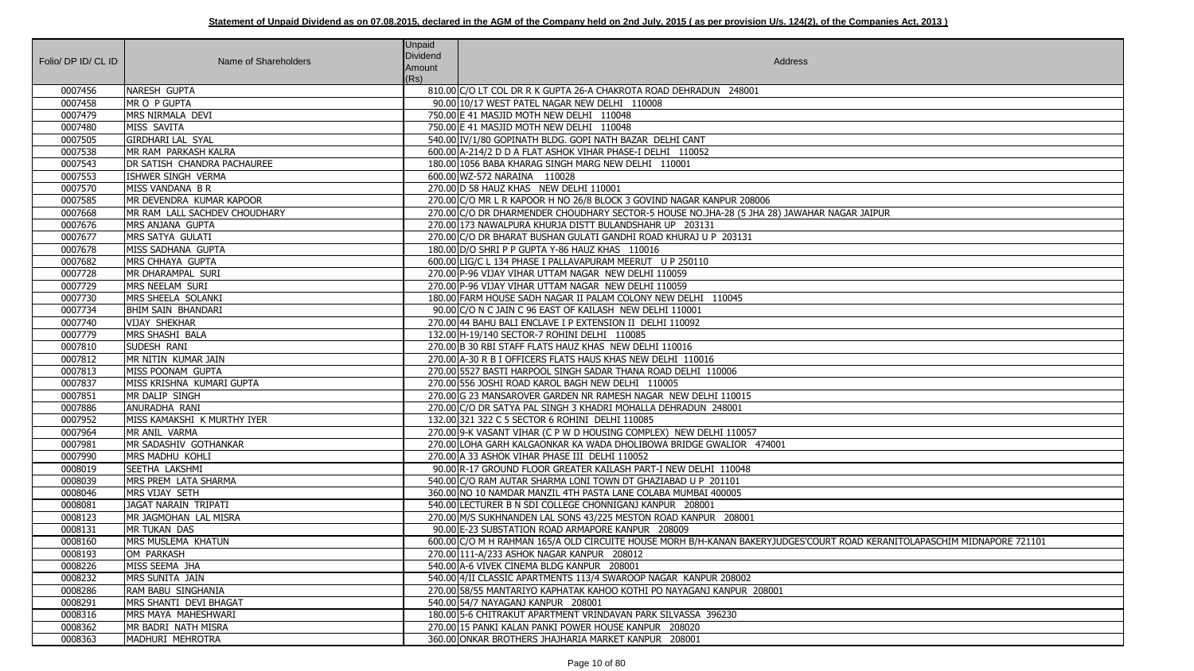**Statement of Unpaid Dividend as on 07.08.2015, declared in the AGM of the Company held on 2nd July, 2015 ( as per provision U/s. 124(2), of the Companies Act, 2013 )**

| Folio/ DP ID/ CL ID | Name of Shareholders | Unpaid Dividend Amount (Rs) | Address |
|---|---|---|---|
| 0007456 | NARESH GUPTA | 810.00 | C/O LT COL DR R K GUPTA 26-A CHAKROTA ROAD DEHRADUN 248001 |
| 0007458 | MR O P GUPTA | 90.00 | 10/17 WEST PATEL NAGAR NEW DELHI 110008 |
| 0007479 | MRS NIRMALA DEVI | 750.00 | E 41 MASJID MOTH NEW DELHI 110048 |
| 0007480 | MISS SAVITA | 750.00 | E 41 MASJID MOTH NEW DELHI 110048 |
| 0007505 | GIRDHARI LAL SYAL | 540.00 | IV/1/80 GOPINATH BLDG. GOPI NATH BAZAR DELHI CANT |
| 0007538 | MR RAM PARKASH KALRA | 600.00 | A-214/2 D D A FLAT ASHOK VIHAR PHASE-I DELHI 110052 |
| 0007543 | DR SATISH CHANDRA PACHAUREE | 180.00 | 1056 BABA KHARAG SINGH MARG NEW DELHI 110001 |
| 0007553 | ISHWER SINGH VERMA | 600.00 | WZ-572 NARAINA 110028 |
| 0007570 | MISS VANDANA B R | 270.00 | D 58 HAUZ KHAS NEW DELHI 110001 |
| 0007585 | MR DEVENDRA KUMAR KAPOOR | 270.00 | C/O MR L R KAPOOR H NO 26/8 BLOCK 3 GOVIND NAGAR KANPUR 208006 |
| 0007668 | MR RAM LALL SACHDEV CHOUDHARY | 270.00 | C/O DR DHARMENDER CHOUDHARY SECTOR-5 HOUSE NO.JHA-28 (5 JHA 28) JAWAHAR NAGAR JAIPUR |
| 0007676 | MRS ANJANA GUPTA | 270.00 | 173 NAWALPURA KHURJA DISTT BULANDSHAHR UP 203131 |
| 0007677 | MRS SATYA GULATI | 270.00 | C/O DR BHARAT BUSHAN GULATI GANDHI ROAD KHURAJ U P 203131 |
| 0007678 | MISS SADHANA GUPTA | 180.00 | D/O SHRI P P GUPTA Y-86 HAUZ KHAS 110016 |
| 0007682 | MRS CHHAYA GUPTA | 600.00 | LIG/C L 134 PHASE I PALLAVAPURAM MEERUT U P 250110 |
| 0007728 | MR DHARAMPAL SURI | 270.00 | P-96 VIJAY VIHAR UTTAM NAGAR NEW DELHI 110059 |
| 0007729 | MRS NEELAM SURI | 270.00 | P-96 VIJAY VIHAR UTTAM NAGAR NEW DELHI 110059 |
| 0007730 | MRS SHEELA SOLANKI | 180.00 | FARM HOUSE SADH NAGAR II PALAM COLONY NEW DELHI 110045 |
| 0007734 | BHIM SAIN BHANDARI | 90.00 | C/O N C JAIN C 96 EAST OF KAILASH NEW DELHI 110001 |
| 0007740 | VIJAY SHEKHAR | 270.00 | 44 BAHU BALI ENCLAVE I P EXTENSION II DELHI 110092 |
| 0007779 | MRS SHASHI BALA | 132.00 | H-19/140 SECTOR-7 ROHINI DELHI 110085 |
| 0007810 | SUDESH RANI | 270.00 | B 30 RBI STAFF FLATS HAUZ KHAS NEW DELHI 110016 |
| 0007812 | MR NITIN KUMAR JAIN | 270.00 | A-30 R B I OFFICERS FLATS HAUS KHAS NEW DELHI 110016 |
| 0007813 | MISS POONAM GUPTA | 270.00 | 5527 BASTI HARPOOL SINGH SADAR THANA ROAD DELHI 110006 |
| 0007837 | MISS KRISHNA KUMARI GUPTA | 270.00 | 556 JOSHI ROAD KAROL BAGH NEW DELHI 110005 |
| 0007851 | MR DALIP SINGH | 270.00 | G 23 MANSAROVER GARDEN NR RAMESH NAGAR NEW DELHI 110015 |
| 0007886 | ANURADHA RANI | 270.00 | C/O DR SATYA PAL SINGH 3 KHADRI MOHALLA DEHRADUN 248001 |
| 0007952 | MISS KAMAKSHI K MURTHY IYER | 132.00 | 321 322 C 5 SECTOR 6 ROHINI DELHI 110085 |
| 0007964 | MR ANIL VARMA | 270.00 | 9-K VASANT VIHAR (C P W D HOUSING COMPLEX) NEW DELHI 110057 |
| 0007981 | MR SADASHIV GOTHANKAR | 270.00 | LOHA GARH KALGAONKAR KA WADA DHOLIBOWA BRIDGE GWALIOR 474001 |
| 0007990 | MRS MADHU KOHLI | 270.00 | A 33 ASHOK VIHAR PHASE III DELHI 110052 |
| 0008019 | SEETHA LAKSHMI | 90.00 | R-17 GROUND FLOOR GREATER KAILASH PART-I NEW DELHI 110048 |
| 0008039 | MRS PREM LATA SHARMA | 540.00 | C/O RAM AUTAR SHARMA LONI TOWN DT GHAZIABAD U P 201101 |
| 0008046 | MRS VIJAY SETH | 360.00 | NO 10 NAMDAR MANZIL 4TH PASTA LANE COLABA MUMBAI 400005 |
| 0008081 | JAGAT NARAIN TRIPATI | 540.00 | LECTURER B N SDI COLLEGE CHONNIGANJ KANPUR 208001 |
| 0008123 | MR JAGMOHAN LAL MISRA | 270.00 | M/S SUKHNANDEN LAL SONS 43/225 MESTON ROAD KANPUR 208001 |
| 0008131 | MR TUKAN DAS | 90.00 | E-23 SUBSTATION ROAD ARMAPORE KANPUR 208009 |
| 0008160 | MRS MUSLEMA KHATUN | 600.00 | C/O M H RAHMAN 165/A OLD CIRCUITE HOUSE MORH B/H-KANAN BAKERYJUDGES'COURT ROAD KERANITOLAPASCHIM MIDNAPORE 721101 |
| 0008193 | OM PARKASH | 270.00 | 111-A/233 ASHOK NAGAR KANPUR 208012 |
| 0008226 | MISS SEEMA JHA | 540.00 | A-6 VIVEK CINEMA BLDG KANPUR 208001 |
| 0008232 | MRS SUNITA JAIN | 540.00 | 4/II CLASSIC APARTMENTS 113/4 SWAROOP NAGAR KANPUR 208002 |
| 0008286 | RAM BABU SINGHANIA | 270.00 | 58/55 MANTARIYO KAPHATAK KAHOO KOTHI PO NAYAGANJ KANPUR 208001 |
| 0008291 | MRS SHANTI DEVI BHAGAT | 540.00 | 54/7 NAYAGANJ KANPUR 208001 |
| 0008316 | MRS MAYA MAHESHWARI | 180.00 | 5-6 CHITRAKUT APARTMENT VRINDAVAN PARK SILVASSA 396230 |
| 0008362 | MR BADRI NATH MISRA | 270.00 | 15 PANKI KALAN PANKI POWER HOUSE KANPUR 208020 |
| 0008363 | MADHURI MEHROTRA | 360.00 | ONKAR BROTHERS JHAJHARIA MARKET KANPUR 208001 |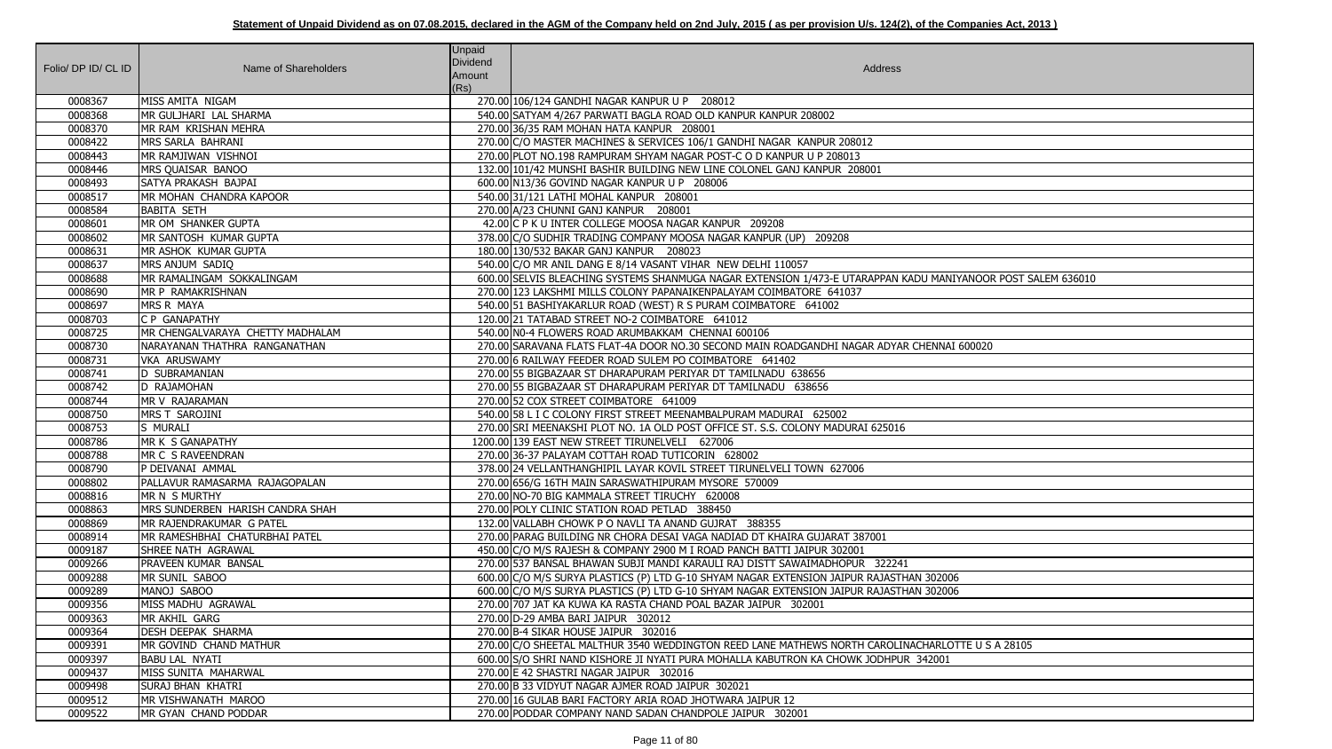**Statement of Unpaid Dividend as on 07.08.2015, declared in the AGM of the Company held on 2nd July, 2015 ( as per provision U/s. 124(2), of the Companies Act, 2013 )**

| Folio/ DP ID/ CL ID | Name of Shareholders | Unpaid Dividend Amount (Rs) | Address |
|---|---|---|---|
| 0008367 | MISS AMITA NIGAM | 270.00 | 106/124 GANDHI NAGAR KANPUR U P 208012 |
| 0008368 | MR GULJHARI LAL SHARMA | 540.00 | SATYAM 4/267 PARWATI BAGLA ROAD OLD KANPUR KANPUR 208002 |
| 0008370 | MR RAM KRISHAN MEHRA | 270.00 | 36/35 RAM MOHAN HATA KANPUR 208001 |
| 0008422 | MRS SARLA BAHRANI | 270.00 | C/O MASTER MACHINES & SERVICES 106/1 GANDHI NAGAR KANPUR 208012 |
| 0008443 | MR RAMJIWAN VISHNOI | 270.00 | PLOT NO.198 RAMPURAM SHYAM NAGAR POST-C O D KANPUR U P 208013 |
| 0008446 | MRS QUAISAR BANOO | 132.00 | 101/42 MUNSHI BASHIR BUILDING NEW LINE COLONEL GANJ KANPUR 208001 |
| 0008493 | SATYA PRAKASH BAJPAI | 600.00 | N13/36 GOVIND NAGAR KANPUR U P 208006 |
| 0008517 | MR MOHAN CHANDRA KAPOOR | 540.00 | 31/121 LATHI MOHAL KANPUR 208001 |
| 0008584 | BABITA SETH | 270.00 | A/23 CHUNNI GANJ KANPUR 208001 |
| 0008601 | MR OM SHANKER GUPTA | 42.00 | C P K U INTER COLLEGE MOOSA NAGAR KANPUR 209208 |
| 0008602 | MR SANTOSH KUMAR GUPTA | 378.00 | C/O SUDHIR TRADING COMPANY MOOSA NAGAR KANPUR (UP) 209208 |
| 0008631 | MR ASHOK KUMAR GUPTA | 180.00 | 130/532 BAKAR GANJ KANPUR 208023 |
| 0008637 | MRS ANJUM SADIQ | 540.00 | C/O MR ANIL DANG E 8/14 VASANT VIHAR NEW DELHI 110057 |
| 0008688 | MR RAMALINGAM SOKKALINGAM | 600.00 | SELVIS BLEACHING SYSTEMS SHANMUGA NAGAR EXTENSION 1/473-E UTARAPPAN KADU MANIYANOOR POST SALEM 636010 |
| 0008690 | MR P RAMAKRISHNAN | 270.00 | 123 LAKSHMI MILLS COLONY PAPANAIKENPALAYAM COIMBATORE 641037 |
| 0008697 | MRS R MAYA | 540.00 | 51 BASHIYAKARLUR ROAD (WEST) R S PURAM COIMBATORE 641002 |
| 0008703 | C P GANAPATHY | 120.00 | 21 TATABAD STREET NO-2 COIMBATORE 641012 |
| 0008725 | MR CHENGALVARAYA CHETTY MADHALAM | 540.00 | N0-4 FLOWERS ROAD ARUMBAKKAM CHENNAI 600106 |
| 0008730 | NARAYANAN THATHRA RANGANATHAN | 270.00 | SARAVANA FLATS FLAT-4A DOOR NO.30 SECOND MAIN ROADGANDHI NAGAR ADYAR CHENNAI 600020 |
| 0008731 | VKA ARUSWAMY | 270.00 | 6 RAILWAY FEEDER ROAD SULEM PO COIMBATORE 641402 |
| 0008741 | D SUBRAMANIAN | 270.00 | 55 BIGBAZAAR ST DHARAPURAM PERIYAR DT TAMILNADU 638656 |
| 0008742 | D RAJAMOHAN | 270.00 | 55 BIGBAZAAR ST DHARAPURAM PERIYAR DT TAMILNADU 638656 |
| 0008744 | MR V RAJARAMAN | 270.00 | 52 COX STREET COIMBATORE 641009 |
| 0008750 | MRS T SAROJINI | 540.00 | 58 L I C COLONY FIRST STREET MEENAMBALPURAM MADURAI 625002 |
| 0008753 | S MURALI | 270.00 | SRI MEENAKSHI PLOT NO. 1A OLD POST OFFICE ST. S.S. COLONY MADURAI 625016 |
| 0008786 | MR K S GANAPATHY | 1200.00 | 139 EAST NEW STREET TIRUNELVELI 627006 |
| 0008788 | MR C S RAVEENDRAN | 270.00 | 36-37 PALAYAM COTTAH ROAD TUTICORIN 628002 |
| 0008790 | P DEIVANAI AMMAL | 378.00 | 24 VELLANTHANGHIPIL LAYAR KOVIL STREET TIRUNELVELI TOWN 627006 |
| 0008802 | PALLAVUR RAMASARMA RAJAGOPALAN | 270.00 | 656/G 16TH MAIN SARASWATHIPURAM MYSORE 570009 |
| 0008816 | MR N S MURTHY | 270.00 | NO-70 BIG KAMMALA STREET TIRUCHY 620008 |
| 0008863 | MRS SUNDERBEN HARISH CANDRA SHAH | 270.00 | POLY CLINIC STATION ROAD PETLAD 388450 |
| 0008869 | MR RAJENDRAKUMAR G PATEL | 132.00 | VALLABH CHOWK P O NAVLI TA ANAND GUJRAT 388355 |
| 0008914 | MR RAMESHBHAI CHATURBHAI PATEL | 270.00 | PARAG BUILDING NR CHORA DESAI VAGA NADIAD DT KHAIRA GUJARAT 387001 |
| 0009187 | SHREE NATH AGRAWAL | 450.00 | C/O M/S RAJESH & COMPANY 2900 M I ROAD PANCH BATTI JAIPUR 302001 |
| 0009266 | PRAVEEN KUMAR BANSAL | 270.00 | 537 BANSAL BHAWAN SUBJI MANDI KARAULI RAJ DISTT SAWAIMADHOPUR 322241 |
| 0009288 | MR SUNIL SABOO | 600.00 | C/O M/S SURYA PLASTICS (P) LTD G-10 SHYAM NAGAR EXTENSION JAIPUR RAJASTHAN 302006 |
| 0009289 | MANOJ SABOO | 600.00 | C/O M/S SURYA PLASTICS (P) LTD G-10 SHYAM NAGAR EXTENSION JAIPUR RAJASTHAN 302006 |
| 0009356 | MISS MADHU AGRAWAL | 270.00 | 707 JAT KA KUWA KA RASTA CHAND POAL BAZAR JAIPUR 302001 |
| 0009363 | MR AKHIL GARG | 270.00 | D-29 AMBA BARI JAIPUR 302012 |
| 0009364 | DESH DEEPAK SHARMA | 270.00 | B-4 SIKAR HOUSE JAIPUR 302016 |
| 0009391 | MR GOVIND CHAND MATHUR | 270.00 | C/O SHEETAL MALTHUR 3540 WEDDINGTON REED LANE MATHEWS NORTH CAROLINACHARLOTTE U S A 28105 |
| 0009397 | BABU LAL NYATI | 600.00 | S/O SHRI NAND KISHORE JI NYATI PURA MOHALLA KABUTRON KA CHOWK JODHPUR 342001 |
| 0009437 | MISS SUNITA MAHARWAL | 270.00 | E 42 SHASTRI NAGAR JAIPUR 302016 |
| 0009498 | SURAJ BHAN KHATRI | 270.00 | B 33 VIDYUT NAGAR AJMER ROAD JAIPUR 302021 |
| 0009512 | MR VISHWANATH MAROO | 270.00 | 16 GULAB BARI FACTORY ARIA ROAD JHOTWARA JAIPUR 12 |
| 0009522 | MR GYAN CHAND PODDAR | 270.00 | PODDAR COMPANY NAND SADAN CHANDPOLE JAIPUR 302001 |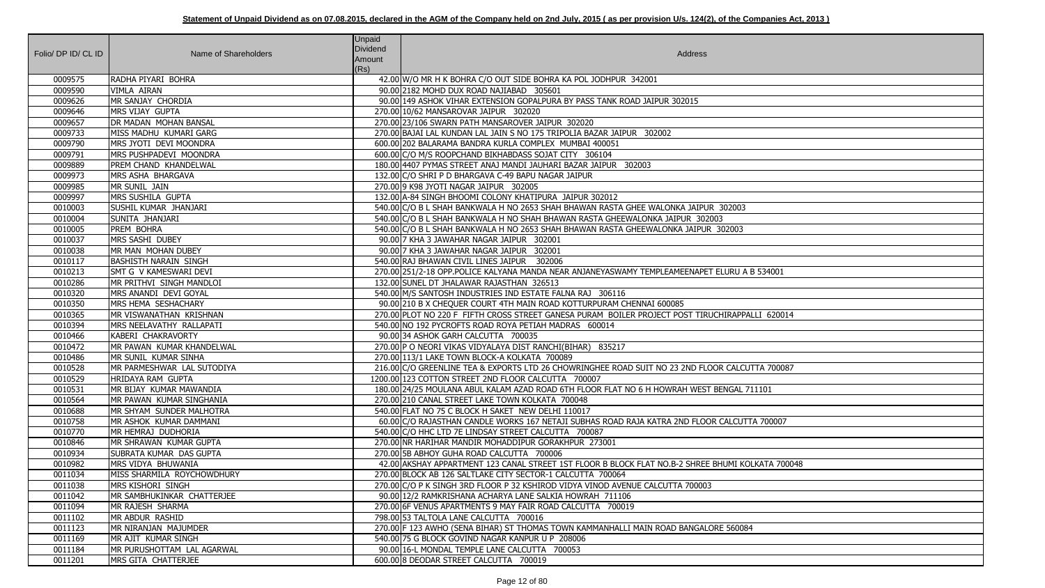**Statement of Unpaid Dividend as on 07.08.2015, declared in the AGM of the Company held on 2nd July, 2015 ( as per provision U/s. 124(2), of the Companies Act, 2013 )**

| Folio/ DP ID/ CL ID | Name of Shareholders | Unpaid Dividend Amount (Rs) | Address |
|---|---|---|---|
| 0009575 | RADHA PIYARI BOHRA | 42.00 | W/O MR H K BOHRA C/O OUT SIDE BOHRA KA POL JODHPUR 342001 |
| 0009590 | VIMLA AIRAN | 90.00 | 2182 MOHD DUX ROAD NAJIABAD 305601 |
| 0009626 | MR SANJAY CHORDIA | 90.00 | 149 ASHOK VIHAR EXTENSION GOPALPURA BY PASS TANK ROAD JAIPUR 302015 |
| 0009646 | MRS VIJAY GUPTA | 270.00 | 10/62 MANSAROVAR JAIPUR 302020 |
| 0009657 | DR MADAN MOHAN BANSAL | 270.00 | 23/106 SWARN PATH MANSAROVER JAIPUR 302020 |
| 0009733 | MISS MADHU KUMARI GARG | 270.00 | BAJAI LAL KUNDAN LAL JAIN S NO 175 TRIPOLIA BAZAR JAIPUR 302002 |
| 0009790 | MRS JYOTI DEVI MOONDRA | 600.00 | 202 BALARAMA BANDRA KURLA COMPLEX MUMBAI 400051 |
| 0009791 | MRS PUSHPADEVI MOONDRA | 600.00 | C/O M/S ROOPCHAND BIKHABDASS SOJAT CITY 306104 |
| 0009889 | PREM CHAND KHANDELWAL | 180.00 | 4407 PYMAS STREET ANAJ MANDI JAUHARI BAZAR JAIPUR 302003 |
| 0009973 | MRS ASHA BHARGAVA | 132.00 | C/O SHRI P D BHARGAVA C-49 BAPU NAGAR JAIPUR |
| 0009985 | MR SUNIL JAIN | 270.00 | 9 K98 JYOTI NAGAR JAIPUR 302005 |
| 0009997 | MRS SUSHILA GUPTA | 132.00 | A-84 SINGH BHOOMI COLONY KHATIPURA JAIPUR 302012 |
| 0010003 | SUSHIL KUMAR JHANJARI | 540.00 | C/O B L SHAH BANKWALA H NO 2653 SHAH BHAWAN RASTA GHEE WALONKA JAIPUR 302003 |
| 0010004 | SUNITA JHANJARI | 540.00 | C/O B L SHAH BANKWALA H NO SHAH BHAWAN RASTA GHEEWALONKA JAIPUR 302003 |
| 0010005 | PREM BOHRA | 540.00 | C/O B L SHAH BANKWALA H NO 2653 SHAH BHAWAN RASTA GHEEWALONKA JAIPUR 302003 |
| 0010037 | MRS SASHI DUBEY | 90.00 | 7 KHA 3 JAWAHAR NAGAR JAIPUR 302001 |
| 0010038 | MR MAN MOHAN DUBEY | 90.00 | 7 KHA 3 JAWAHAR NAGAR JAIPUR 302001 |
| 0010117 | BASHISTH NARAIN SINGH | 540.00 | RAJ BHAWAN CIVIL LINES JAIPUR 302006 |
| 0010213 | SMT G V KAMESWARI DEVI | 270.00 | 251/2-18 OPP.POLICE KALYANA MANDA NEAR ANJANEYASWAMY TEMPLEAMEENAPET ELURU A B 534001 |
| 0010286 | MR PRITHVI SINGH MANDLOI | 132.00 | SUNEL DT JHALAWAR RAJASTHAN 326513 |
| 0010320 | MRS ANANDI DEVI GOYAL | 540.00 | M/S SANTOSH INDUSTRIES IND ESTATE FALNA RAJ 306116 |
| 0010350 | MRS HEMA SESHACHARY | 90.00 | 210 B X CHEQUER COURT 4TH MAIN ROAD KOTTURPURAM CHENNAI 600085 |
| 0010365 | MR VISWANATHAN KRISHNAN | 270.00 | PLOT NO 220 F FIFTH CROSS STREET GANESA PURAM BOILER PROJECT POST TIRUCHIRAPPALLI 620014 |
| 0010394 | MRS NEELAVATHY RALLAPATI | 540.00 | NO 192 PYCROFTS ROAD ROYA PETIAH MADRAS 600014 |
| 0010466 | KABERI CHAKRAVORTY | 90.00 | 34 ASHOK GARH CALCUTTA 700035 |
| 0010472 | MR PAWAN KUMAR KHANDELWAL | 270.00 | P O NEORI VIKAS VIDYALAYA DIST RANCHI(BIHAR) 835217 |
| 0010486 | MR SUNIL KUMAR SINHA | 270.00 | 113/1 LAKE TOWN BLOCK-A KOLKATA 700089 |
| 0010528 | MR PARMESHWAR LAL SUTODIYA | 216.00 | C/O GREENLINE TEA & EXPORTS LTD 26 CHOWRINGHEE ROAD SUIT NO 23 2ND FLOOR CALCUTTA 700087 |
| 0010529 | HRIDAYA RAM GUPTA | 1200.00 | 123 COTTON STREET 2ND FLOOR CALCUTTA 700007 |
| 0010531 | MR BIJAY KUMAR MAWANDIA | 180.00 | 24/25 MOULANA ABUL KALAM AZAD ROAD 6TH FLOOR FLAT NO 6 H HOWRAH WEST BENGAL 711101 |
| 0010564 | MR PAWAN KUMAR SINGHANIA | 270.00 | 210 CANAL STREET LAKE TOWN KOLKATA 700048 |
| 0010688 | MR SHYAM SUNDER MALHOTRA | 540.00 | FLAT NO 75 C BLOCK H SAKET NEW DELHI 110017 |
| 0010758 | MR ASHOK KUMAR DAMMANI | 60.00 | C/O RAJASTHAN CANDLE WORKS 167 NETAJI SUBHAS ROAD RAJA KATRA 2ND FLOOR CALCUTTA 700007 |
| 0010770 | MR HEMRAJ DUDHORIA | 540.00 | C/O HHC LTD 7E LINDSAY STREET CALCUTTA 700087 |
| 0010846 | MR SHRAWAN KUMAR GUPTA | 270.00 | NR HARIHAR MANDIR MOHADDIPUR GORAKHPUR 273001 |
| 0010934 | SUBRATA KUMAR DAS GUPTA | 270.00 | 5B ABHOY GUHA ROAD CALCUTTA 700006 |
| 0010982 | MRS VIDYA BHUWANIA | 42.00 | AKSHAY APPARTMENT 123 CANAL STREET 1ST FLOOR B BLOCK FLAT NO.B-2 SHREE BHUMI KOLKATA 700048 |
| 0011034 | MISS SHARMILA ROYCHOWDHURY | 270.00 | BLOCK AB 126 SALTLAKE CITY SECTOR-1 CALCUTTA 700064 |
| 0011038 | MRS KISHORI SINGH | 270.00 | C/O P K SINGH 3RD FLOOR P 32 KSHIROD VIDYA VINOD AVENUE CALCUTTA 700003 |
| 0011042 | MR SAMBHUKINKAR CHATTERJEE | 90.00 | 12/2 RAMKRISHANA ACHARYA LANE SALKIA HOWRAH 711106 |
| 0011094 | MR RAJESH SHARMA | 270.00 | 6F VENUS APARTMENTS 9 MAY FAIR ROAD CALCUTTA 700019 |
| 0011102 | MR ABDUR RASHID | 798.00 | 53 TALTOLA LANE CALCUTTA 700016 |
| 0011123 | MR NIRANJAN MAJUMDER | 270.00 | F 123 AWHO (SENA BIHAR) ST THOMAS TOWN KAMMANHALLI MAIN ROAD BANGALORE 560084 |
| 0011169 | MR AJIT KUMAR SINGH | 540.00 | 75 G BLOCK GOVIND NAGAR KANPUR U P 208006 |
| 0011184 | MR PURUSHOTTAM LAL AGARWAL | 90.00 | 16-L MONDAL TEMPLE LANE CALCUTTA 700053 |
| 0011201 | MRS GITA CHATTERJEE | 600.00 | 8 DEODAR STREET CALCUTTA 700019 |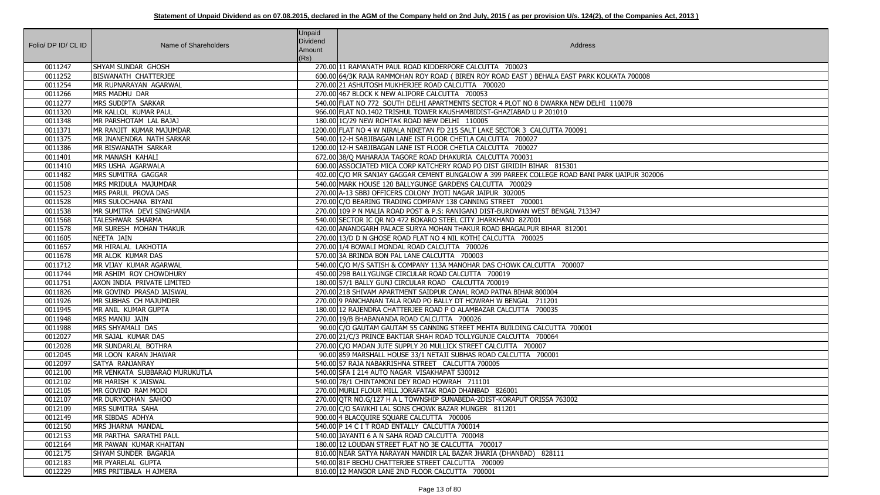**Statement of Unpaid Dividend as on 07.08.2015, declared in the AGM of the Company held on 2nd July, 2015 ( as per provision U/s. 124(2), of the Companies Act, 2013 )**

| Folio/ DP ID/ CL ID | Name of Shareholders | Unpaid Dividend Amount (Rs) | Address |
|---|---|---|---|
| 0011247 | SHYAM SUNDAR GHOSH | 270.00 | 11 RAMANATH PAUL ROAD KIDDERPORE CALCUTTA 700023 |
| 0011252 | BISWANATH CHATTERJEE | 600.00 | 64/3K RAJA RAMMOHAN ROY ROAD ( BIREN ROY ROAD EAST ) BEHALA EAST PARK KOLKATA 700008 |
| 0011254 | MR RUPNARAYAN AGARWAL | 270.00 | 21 ASHUTOSH MUKHERJEE ROAD CALCUTTA 700020 |
| 0011266 | MRS MADHU DAR | 270.00 | 467 BLOCK K NEW ALIPORE CALCUTTA 700053 |
| 0011277 | MRS SUDIPTA SARKAR | 540.00 | FLAT NO 772 SOUTH DELHI APARTMENTS SECTOR 4 PLOT NO 8 DWARKA NEW DELHI 110078 |
| 0011320 | MR KALLOL KUMAR PAUL | 966.00 | FLAT NO.1402 TRISHUL TOWER KAUSHAMBIDIST-GHAZIABAD U P 201010 |
| 0011348 | MR PARSHOTAM LAL BAJAJ | 180.00 | 1C/29 NEW ROHTAK ROAD NEW DELHI 110005 |
| 0011371 | MR RANJIT KUMAR MAJUMDAR | 1200.00 | FLAT NO 4 W NIRALA NIKETAN FD 215 SALT LAKE SECTOR 3 CALCUTTA 700091 |
| 0011375 | MR JNANENDRA NATH SARKAR | 540.00 | 12-H SABJIBAGAN LANE IST FLOOR CHETLA CALCUTTA 700027 |
| 0011386 | MR BISWANATH SARKAR | 1200.00 | 12-H SABJIBAGAN LANE IST FLOOR CHETLA CALCUTTA 700027 |
| 0011401 | MR MANASH KAHALI | 672.00 | 38/Q MAHARAJA TAGORE ROAD DHAKURIA CALCUTTA 700031 |
| 0011410 | MRS USHA AGARWALA | 600.00 | ASSOCIATED MICA CORP KATCHERY ROAD PO DIST GIRIDIH BIHAR 815301 |
| 0011482 | MRS SUMITRA GAGGAR | 402.00 | C/O MR SANJAY GAGGAR CEMENT BUNGALOW A 399 PAREEK COLLEGE ROAD BANI PARK UAIPUR 302006 |
| 0011508 | MRS MRIDULA MAJUMDAR | 540.00 | MARK HOUSE 120 BALLYGUNGE GARDENS CALCUTTA 700029 |
| 0011523 | MRS PARUL PROVA DAS | 270.00 | A-13 SBBJ OFFICERS COLONY JYOTI NAGAR JAIPUR 302005 |
| 0011528 | MRS SULOCHANA BIYANI | 270.00 | C/O BEARING TRADING COMPANY 138 CANNING STREET 700001 |
| 0011538 | MR SUMITRA DEVI SINGHANIA | 270.00 | 109 P N MALIA ROAD POST & P.S: RANIGANJ DIST-BURDWAN WEST BENGAL 713347 |
| 0011568 | TALESHWAR SHARMA | 540.00 | SECTOR IC QR NO 472 BOKARO STEEL CITY JHARKHAND 827001 |
| 0011578 | MR SURESH MOHAN THAKUR | 420.00 | ANANDGARH PALACE SURYA MOHAN THAKUR ROAD BHAGALPUR BIHAR 812001 |
| 0011605 | NEETA JAIN | 270.00 | 13/D D N GHOSE ROAD FLAT NO 4 NIL KOTHI CALCUTTA 700025 |
| 0011657 | MR HIRALAL LAKHOTIA | 270.00 | 1/4 BOWALI MONDAL ROAD CALCUTTA 700026 |
| 0011678 | MR ALOK KUMAR DAS | 570.00 | 3A BRINDA BON PAL LANE CALCUTTA 700003 |
| 0011712 | MR VIJAY KUMAR AGARWAL | 540.00 | C/O M/S SATISH & COMPANY 113A MANOHAR DAS CHOWK CALCUTTA 700007 |
| 0011744 | MR ASHIM ROY CHOWDHURY | 450.00 | 29B BALLYGUNGE CIRCULAR ROAD CALCUTTA 700019 |
| 0011751 | AXON INDIA PRIVATE LIMITED | 180.00 | 57/1 BALLY GUNJ CIRCULAR ROAD CALCUTTA 700019 |
| 0011826 | MR GOVIND PRASAD JAISWAL | 270.00 | 218 SHIVAM APARTMENT SAIDPUR CANAL ROAD PATNA BIHAR 800004 |
| 0011926 | MR SUBHAS CH MAJUMDER | 270.00 | 9 PANCHANAN TALA ROAD PO BALLY DT HOWRAH W BENGAL 711201 |
| 0011945 | MR ANIL KUMAR GUPTA | 180.00 | 12 RAJENDRA CHATTERJEE ROAD P O ALAMBAZAR CALCUTTA 700035 |
| 0011948 | MRS MANJU JAIN | 270.00 | 19/B BHABANANDA ROAD CALCUTTA 700026 |
| 0011988 | MRS SHYAMALI DAS | 90.00 | C/O GAUTAM GAUTAM 55 CANNING STREET MEHTA BUILDING CALCUTTA 700001 |
| 0012027 | MR SAJAL KUMAR DAS | 270.00 | 21/C/3 PRINCE BAKTIAR SHAH ROAD TOLLYGUNJE CALCUTTA 700064 |
| 0012028 | MR SUNDARLAL BOTHRA | 270.00 | C/O MADAN JUTE SUPPLY 20 MULLICK STREET CALCUTTA 700007 |
| 0012045 | MR LOON KARAN JHAWAR | 90.00 | 859 MARSHALL HOUSE 33/1 NETAJI SUBHAS ROAD CALCUTTA 700001 |
| 0012097 | SATYA RANJANRAY | 540.00 | 57 RAJA NABAKRISHNA STREET CALCUTTA 700005 |
| 0012100 | MR VENKATA SUBBARAO MURUKUTLA | 540.00 | SFA I 214 AUTO NAGAR VISAKHAPAT 530012 |
| 0012102 | MR HARISH K JAISWAL | 540.00 | 78/1 CHINTAMONI DEY ROAD HOWRAH 711101 |
| 0012105 | MR GOVIND RAM MODI | 270.00 | MURLI FLOUR MILL JORAFATAK ROAD DHANBAD 826001 |
| 0012107 | MR DURYODHAN SAHOO | 270.00 | QTR NO.G/127 H A L TOWNSHIP SUNABEDA-2DIST-KORAPUT ORISSA 763002 |
| 0012109 | MRS SUMITRA SAHA | 270.00 | C/O SAWKHI LAL SONS CHOWK BAZAR MUNGER 811201 |
| 0012149 | MR SIBDAS ADHYA | 900.00 | 4 BLACQUIRE SQUARE CALCUTTA 700006 |
| 0012150 | MRS JHARNA MANDAL | 540.00 | P 14 C I T ROAD ENTALLY CALCUTTA 700014 |
| 0012153 | MR PARTHA SARATHI PAUL | 540.00 | JAYANTI 6 A N SAHA ROAD CALCUTTA 700048 |
| 0012164 | MR PAWAN KUMAR KHAITAN | 180.00 | 12 LOUDAN STREET FLAT NO 3E CALCUTTA 700017 |
| 0012175 | SHYAM SUNDER BAGARIA | 810.00 | NEAR SATYA NARAYAN MANDIR LAL BAZAR JHARIA (DHANBAD) 828111 |
| 0012183 | MR PYARELAL GUPTA | 540.00 | 81F BECHU CHATTERJEE STREET CALCUTTA 700009 |
| 0012229 | MRS PRITIBALA H AJMERA | 810.00 | 12 MANGOR LANE 2ND FLOOR CALCUTTA 700001 |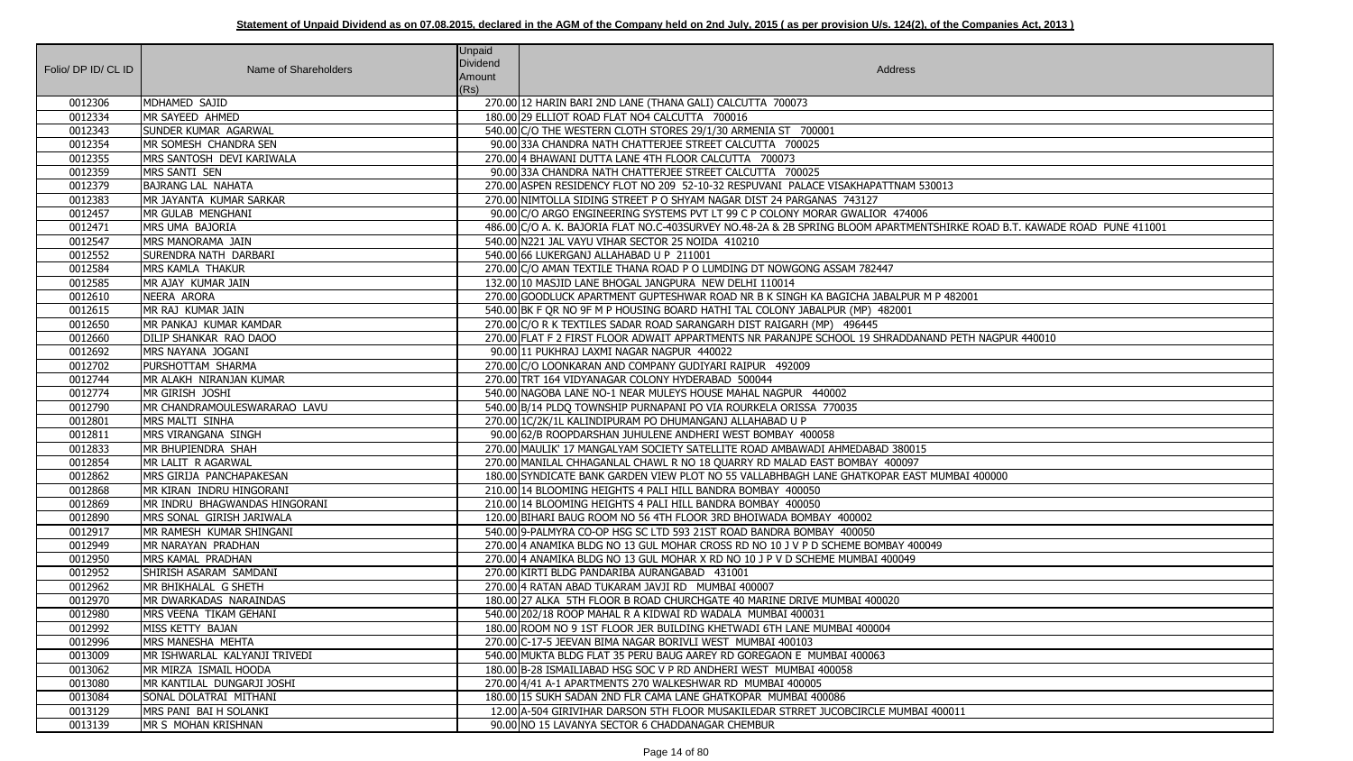**Statement of Unpaid Dividend as on 07.08.2015, declared in the AGM of the Company held on 2nd July, 2015 ( as per provision U/s. 124(2), of the Companies Act, 2013 )**

| Folio/ DP ID/ CL ID | Name of Shareholders | Unpaid Dividend Amount (Rs) | Address |
|---|---|---|---|
| 0012306 | MDHAMED SAJID | 270.00 | 12 HARIN BARI 2ND LANE (THANA GALI) CALCUTTA 700073 |
| 0012334 | MR SAYEED AHMED | 180.00 | 29 ELLIOT ROAD FLAT NO4 CALCUTTA 700016 |
| 0012343 | SUNDER KUMAR AGARWAL | 540.00 | C/O THE WESTERN CLOTH STORES 29/1/30 ARMENIA ST 700001 |
| 0012354 | MR SOMESH CHANDRA SEN | 90.00 | 33A CHANDRA NATH CHATTERJEE STREET CALCUTTA 700025 |
| 0012355 | MRS SANTOSH DEVI KARIWALA | 270.00 | 4 BHAWANI DUTTA LANE 4TH FLOOR CALCUTTA 700073 |
| 0012359 | MRS SANTI SEN | 90.00 | 33A CHANDRA NATH CHATTERJEE STREET CALCUTTA 700025 |
| 0012379 | BAJRANG LAL NAHATA | 270.00 | ASPEN RESIDENCY FLOT NO 209 52-10-32 RESPUVANI PALACE VISAKHAPATTNAM 530013 |
| 0012383 | MR JAYANTA KUMAR SARKAR | 270.00 | NIMTOLLA SIDING STREET P O SHYAM NAGAR DIST 24 PARGANAS 743127 |
| 0012457 | MR GULAB MENGHANI | 90.00 | C/O ARGO ENGINEERING SYSTEMS PVT LT 99 C P COLONY MORAR GWALIOR 474006 |
| 0012471 | MRS UMA BAJORIA | 486.00 | C/O A. K. BAJORIA FLAT NO.C-403SURVEY NO.48-2A & 2B SPRING BLOOM APARTMENTSHIRKE ROAD B.T. KAWADE ROAD PUNE 411001 |
| 0012547 | MRS MANORAMA JAIN | 540.00 | N221 JAL VAYU VIHAR SECTOR 25 NOIDA 410210 |
| 0012552 | SURENDRA NATH DARBARI | 540.00 | 66 LUKERGANJ ALLAHABAD U P 211001 |
| 0012584 | MRS KAMLA THAKUR | 270.00 | C/O AMAN TEXTILE THANA ROAD P O LUMDING DT NOWGONG ASSAM 782447 |
| 0012585 | MR AJAY KUMAR JAIN | 132.00 | 10 MASJID LANE BHOGAL JANGPURA NEW DELHI 110014 |
| 0012610 | NEERA ARORA | 270.00 | GOODLUCK APARTMENT GUPTESHWAR ROAD NR B K SINGH KA BAGICHA JABALPUR M P 482001 |
| 0012615 | MR RAJ KUMAR JAIN | 540.00 | BK F QR NO 9F M P HOUSING BOARD HATHI TAL COLONY JABALPUR (MP) 482001 |
| 0012650 | MR PANKAJ KUMAR KAMDAR | 270.00 | C/O R K TEXTILES SADAR ROAD SARANGARH DIST RAIGARH (MP) 496445 |
| 0012660 | DILIP SHANKAR RAO DAOO | 270.00 | FLAT F 2 FIRST FLOOR ADWAIT APPARTMENTS NR PARANJPE SCHOOL 19 SHRADDANAND PETH NAGPUR 440010 |
| 0012692 | MRS NAYANA JOGANI | 90.00 | 11 PUKHRAJ LAXMI NAGAR NAGPUR 440022 |
| 0012702 | PURSHOTTAM SHARMA | 270.00 | C/O LOONKARAN AND COMPANY GUDIYARI RAIPUR 492009 |
| 0012744 | MR ALAKH NIRANJAN KUMAR | 270.00 | TRT 164 VIDYANAGAR COLONY HYDERABAD 500044 |
| 0012774 | MR GIRISH JOSHI | 540.00 | NAGOBA LANE NO-1 NEAR MULEYS HOUSE MAHAL NAGPUR 440002 |
| 0012790 | MR CHANDRAMOULESWARARAO LAVU | 540.00 | B/14 PLDQ TOWNSHIP PURNAPANI PO VIA ROURKELA ORISSA 770035 |
| 0012801 | MRS MALTI SINHA | 270.00 | 1C/2K/1L KALINDIPURAM PO DHUMANGANJ ALLAHABAD U P |
| 0012811 | MRS VIRANGANA SINGH | 90.00 | 62/B ROOPDARSHAN JUHULENE ANDHERI WEST BOMBAY 400058 |
| 0012833 | MR BHUPIENDRA SHAH | 270.00 | MAULIK' 17 MANGALYAM SOCIETY SATELLITE ROAD AMBAWADI AHMEDABAD 380015 |
| 0012854 | MR LALIT R AGARWAL | 270.00 | MANILAL CHHAGANLAL CHAWL R NO 18 QUARRY RD MALAD EAST BOMBAY 400097 |
| 0012862 | MRS GIRIJA PANCHAPAKESAN | 180.00 | SYNDICATE BANK GARDEN VIEW PLOT NO 55 VALLABHBAGH LANE GHATKOPAR EAST MUMBAI 400000 |
| 0012868 | MR KIRAN INDRU HINGORANI | 210.00 | 14 BLOOMING HEIGHTS 4 PALI HILL BANDRA BOMBAY 400050 |
| 0012869 | MR INDRU BHAGWANDAS HINGORANI | 210.00 | 14 BLOOMING HEIGHTS 4 PALI HILL BANDRA BOMBAY 400050 |
| 0012890 | MRS SONAL GIRISH JARIWALA | 120.00 | BIHARI BAUG ROOM NO 56 4TH FLOOR 3RD BHOIWADA BOMBAY 400002 |
| 0012917 | MR RAMESH KUMAR SHINGANI | 540.00 | 9-PALMYRA CO-OP HSG SC LTD 593 21ST ROAD BANDRA BOMBAY 400050 |
| 0012949 | MR NARAYAN PRADHAN | 270.00 | 4 ANAMIKA BLDG NO 13 GUL MOHAR CROSS RD NO 10 J V P D SCHEME BOMBAY 400049 |
| 0012950 | MRS KAMAL PRADHAN | 270.00 | 4 ANAMIKA BLDG NO 13 GUL MOHAR X RD NO 10 J P V D SCHEME MUMBAI 400049 |
| 0012952 | SHIRISH ASARAM SAMDANI | 270.00 | KIRTI BLDG PANDARIBA AURANGABAD 431001 |
| 0012962 | MR BHIKHALAL G SHETH | 270.00 | 4 RATAN ABAD TUKARAM JAVJI RD MUMBAI 400007 |
| 0012970 | MR DWARKADAS NARAINDAS | 180.00 | 27 ALKA 5TH FLOOR B ROAD CHURCHGATE 40 MARINE DRIVE MUMBAI 400020 |
| 0012980 | MRS VEENA TIKAM GEHANI | 540.00 | 202/18 ROOP MAHAL R A KIDWAI RD WADALA MUMBAI 400031 |
| 0012992 | MISS KETTY BAJAN | 180.00 | ROOM NO 9 1ST FLOOR JER BUILDING KHETWADI 6TH LANE MUMBAI 400004 |
| 0012996 | MRS MANESHA MEHTA | 270.00 | C-17-5 JEEVAN BIMA NAGAR BORIVLI WEST MUMBAI 400103 |
| 0013009 | MR ISHWARLAL KALYANJI TRIVEDI | 540.00 | MUKTA BLDG FLAT 35 PERU BAUG AAREY RD GOREGAON E MUMBAI 400063 |
| 0013062 | MR MIRZA ISMAIL HOODA | 180.00 | B-28 ISMAILIABAD HSG SOC V P RD ANDHERI WEST MUMBAI 400058 |
| 0013080 | MR KANTILAL DUNGARJI JOSHI | 270.00 | 4/41 A-1 APARTMENTS 270 WALKESHWAR RD MUMBAI 400005 |
| 0013084 | SONAL DOLATRAI MITHANI | 180.00 | 15 SUKH SADAN 2ND FLR CAMA LANE GHATKOPAR MUMBAI 400086 |
| 0013129 | MRS PANI BAI H SOLANKI | 12.00 | A-504 GIRIVIHAR DARSON 5TH FLOOR MUSAKILEDAR STRRET JUCOBCIRCLE MUMBAI 400011 |
| 0013139 | MR S MOHAN KRISHNAN | 90.00 | NO 15 LAVANYA SECTOR 6 CHADDANAGAR CHEMBUR |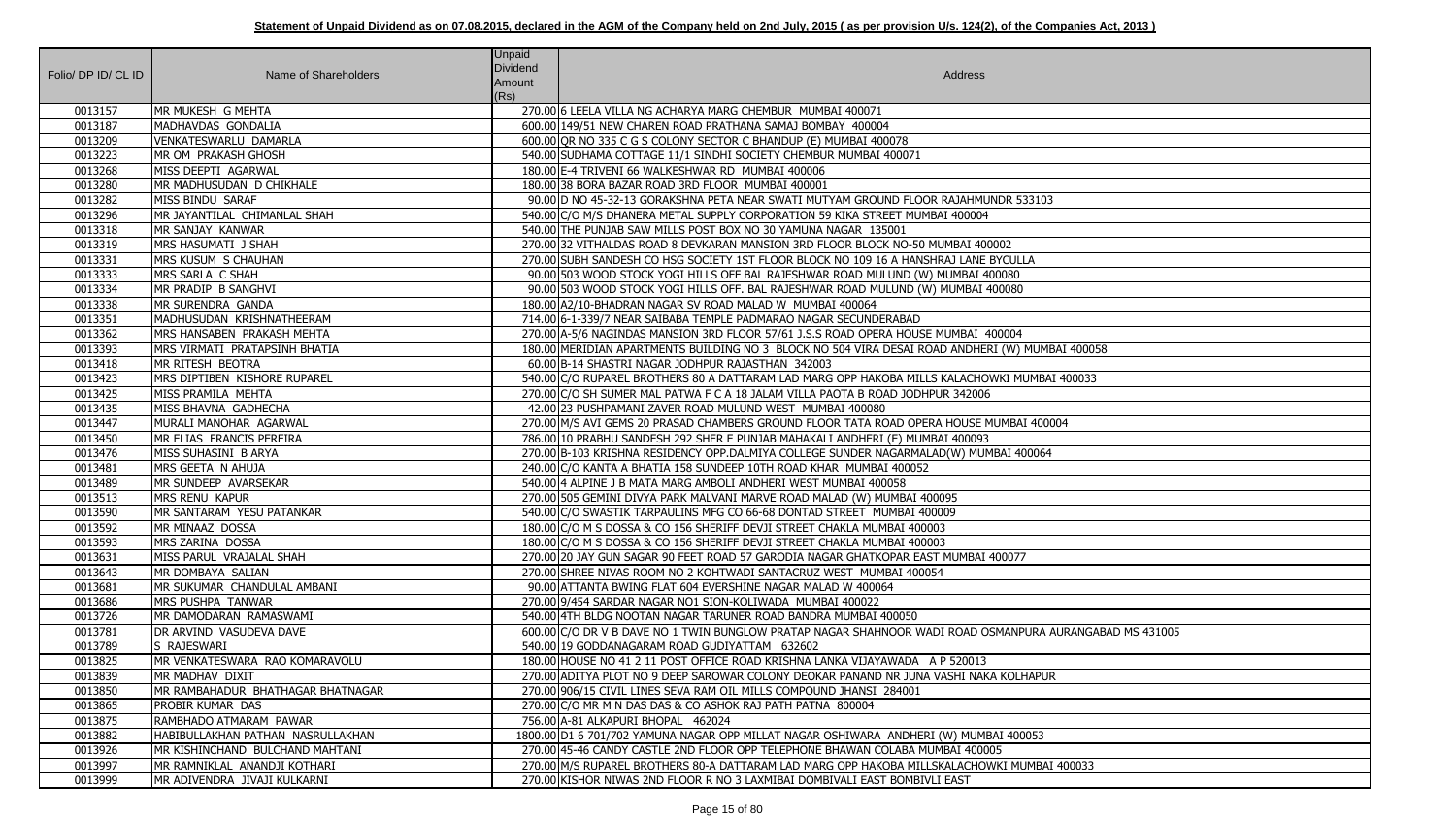**Statement of Unpaid Dividend as on 07.08.2015, declared in the AGM of the Company held on 2nd July, 2015 ( as per provision U/s. 124(2), of the Companies Act, 2013 )**

| Folio/ DP ID/ CL ID | Name of Shareholders | Unpaid Dividend Amount (Rs) | Address |
|---|---|---|---|
| 0013157 | MR MUKESH G MEHTA | 270.00 | 6 LEELA VILLA NG ACHARYA MARG CHEMBUR MUMBAI 400071 |
| 0013187 | MADHAVDAS GONDALIA | 600.00 | 149/51 NEW CHAREN ROAD PRATHANA SAMAJ BOMBAY 400004 |
| 0013209 | VENKATESWARLU DAMARLA | 600.00 | QR NO 335 C G S COLONY SECTOR C BHANDUP (E) MUMBAI 400078 |
| 0013223 | MR OM PRAKASH GHOSH | 540.00 | SUDHAMA COTTAGE 11/1 SINDHI SOCIETY CHEMBUR MUMBAI 400071 |
| 0013268 | MISS DEEPTI AGARWAL | 180.00 | E-4 TRIVENI 66 WALKESHWAR RD MUMBAI 400006 |
| 0013280 | MR MADHUSUDAN D CHIKHALE | 180.00 | 38 BORA BAZAR ROAD 3RD FLOOR MUMBAI 400001 |
| 0013282 | MISS BINDU SARAF | 90.00 | D NO 45-32-13 GORAKSHNA PETA NEAR SWATI MUTYAM GROUND FLOOR RAJAHMUNDR 533103 |
| 0013296 | MR JAYANTILAL CHIMANLAL SHAH | 540.00 | C/O M/S DHANERA METAL SUPPLY CORPORATION 59 KIKA STREET MUMBAI 400004 |
| 0013318 | MR SANJAY KANWAR | 540.00 | THE PUNJAB SAW MILLS POST BOX NO 30 YAMUNA NAGAR 135001 |
| 0013319 | MRS HASUMATI J SHAH | 270.00 | 32 VITHALDAS ROAD 8 DEVKARAN MANSION 3RD FLOOR BLOCK NO-50 MUMBAI 400002 |
| 0013331 | MRS KUSUM S CHAUHAN | 270.00 | SUBH SANDESH CO HSG SOCIETY 1ST FLOOR BLOCK NO 109 16 A HANSHRAJ LANE BYCULLA |
| 0013333 | MRS SARLA C SHAH | 90.00 | 503 WOOD STOCK YOGI HILLS OFF BAL RAJESHWAR ROAD MULUND (W) MUMBAI 400080 |
| 0013334 | MR PRADIP B SANGHVI | 90.00 | 503 WOOD STOCK YOGI HILLS OFF. BAL RAJESHWAR ROAD MULUND (W) MUMBAI 400080 |
| 0013338 | MR SURENDRA GANDA | 180.00 | A2/10-BHADRAN NAGAR SV ROAD MALAD W MUMBAI 400064 |
| 0013351 | MADHUSUDAN KRISHNATHEERAM | 714.00 | 6-1-339/7 NEAR SAIBABA TEMPLE PADMARAO NAGAR SECUNDERABAD |
| 0013362 | MRS HANSABEN PRAKASH MEHTA | 270.00 | A-5/6 NAGINDAS MANSION 3RD FLOOR 57/61 J.S.S ROAD OPERA HOUSE MUMBAI 400004 |
| 0013393 | MRS VIRMATI PRATAPSINH BHATIA | 180.00 | MERIDIAN APARTMENTS BUILDING NO 3 BLOCK NO 504 VIRA DESAI ROAD ANDHERI (W) MUMBAI 400058 |
| 0013418 | MR RITESH BEOTRA | 60.00 | B-14 SHASTRI NAGAR JODHPUR RAJASTHAN 342003 |
| 0013423 | MRS DIPTIBEN KISHORE RUPAREL | 540.00 | C/O RUPAREL BROTHERS 80 A DATTARAM LAD MARG OPP HAKOBA MILLS KALACHOWKI MUMBAI 400033 |
| 0013425 | MISS PRAMILA MEHTA | 270.00 | C/O SH SUMER MAL PATWA F C A 18 JALAM VILLA PAOTA B ROAD JODHPUR 342006 |
| 0013435 | MISS BHAVNA GADHECHA | 42.00 | 23 PUSHPAMANI ZAVER ROAD MULUND WEST MUMBAI 400080 |
| 0013447 | MURALI MANOHAR AGARWAL | 270.00 | M/S AVI GEMS 20 PRASAD CHAMBERS GROUND FLOOR TATA ROAD OPERA HOUSE MUMBAI 400004 |
| 0013450 | MR ELIAS FRANCIS PEREIRA | 786.00 | 10 PRABHU SANDESH 292 SHER E PUNJAB MAHAKALI ANDHERI (E) MUMBAI 400093 |
| 0013476 | MISS SUHASINI B ARYA | 270.00 | B-103 KRISHNA RESIDENCY OPP.DALMIYA COLLEGE SUNDER NAGARMALAD(W) MUMBAI 400064 |
| 0013481 | MRS GEETA N AHUJA | 240.00 | C/O KANTA A BHATIA 158 SUNDEEP 10TH ROAD KHAR MUMBAI 400052 |
| 0013489 | MR SUNDEEP AVARSEKAR | 540.00 | 4 ALPINE J B MATA MARG AMBOLI ANDHERI WEST MUMBAI 400058 |
| 0013513 | MRS RENU KAPUR | 270.00 | 505 GEMINI DIVYA PARK MALVANI MARVE ROAD MALAD (W) MUMBAI 400095 |
| 0013590 | MR SANTARAM YESU PATANKAR | 540.00 | C/O SWASTIK TARPAULINS MFG CO 66-68 DONTAD STREET MUMBAI 400009 |
| 0013592 | MR MINAAZ DOSSA | 180.00 | C/O M S DOSSA & CO 156 SHERIFF DEVJI STREET CHAKLA MUMBAI 400003 |
| 0013593 | MRS ZARINA DOSSA | 180.00 | C/O M S DOSSA & CO 156 SHERIFF DEVJI STREET CHAKLA MUMBAI 400003 |
| 0013631 | MISS PARUL VRAJALAL SHAH | 270.00 | 20 JAY GUN SAGAR 90 FEET ROAD 57 GARODIA NAGAR GHATKOPAR EAST MUMBAI 400077 |
| 0013643 | MR DOMBAYA SALIAN | 270.00 | SHREE NIVAS ROOM NO 2 KOHTWADI SANTACRUZ WEST MUMBAI 400054 |
| 0013681 | MR SUKUMAR CHANDULAL AMBANI | 90.00 | ATTANTA BWING FLAT 604 EVERSHINE NAGAR MALAD W 400064 |
| 0013686 | MRS PUSHPA TANWAR | 270.00 | 9/454 SARDAR NAGAR NO1 SION-KOLIWADA MUMBAI 400022 |
| 0013726 | MR DAMODARAN RAMASWAMI | 540.00 | 4TH BLDG NOOTAN NAGAR TARUNER ROAD BANDRA MUMBAI 400050 |
| 0013781 | DR ARVIND VASUDEVA DAVE | 600.00 | C/O DR V B DAVE NO 1 TWIN BUNGLOW PRATAP NAGAR SHAHNOOR WADI ROAD OSMANPURA AURANGABAD MS 431005 |
| 0013789 | S RAJESWARI | 540.00 | 19 GODDANAGARAM ROAD GUDIYATTAM 632602 |
| 0013825 | MR VENKATESWARA RAO KOMARAVOLU | 180.00 | HOUSE NO 41 2 11 POST OFFICE ROAD KRISHNA LANKA VIJAYAWADA A P 520013 |
| 0013839 | MR MADHAV DIXIT | 270.00 | ADITYA PLOT NO 9 DEEP SAROWAR COLONY DEOKAR PANAND NR JUNA VASHI NAKA KOLHAPUR |
| 0013850 | MR RAMBAHADUR BHATHAGAR BHATNAGAR | 270.00 | 906/15 CIVIL LINES SEVA RAM OIL MILLS COMPOUND JHANSI 284001 |
| 0013865 | PROBIR KUMAR DAS | 270.00 | C/O MR M N DAS DAS & CO ASHOK RAJ PATH PATNA 800004 |
| 0013875 | RAMBHADO ATMARAM PAWAR | 756.00 | A-81 ALKAPURI BHOPAL 462024 |
| 0013882 | HABIBULLAKHAN PATHAN NASRULLAKHAN | 1800.00 | D1 6 701/702 YAMUNA NAGAR OPP MILLAT NAGAR OSHIWARA ANDHERI (W) MUMBAI 400053 |
| 0013926 | MR KISHINCHAND BULCHAND MAHTANI | 270.00 | 45-46 CANDY CASTLE 2ND FLOOR OPP TELEPHONE BHAWAN COLABA MUMBAI 400005 |
| 0013997 | MR RAMNIKLAL ANANDJI KOTHARI | 270.00 | M/S RUPAREL BROTHERS 80-A DATTARAM LAD MARG OPP HAKOBA MILLSKALACHOWKI MUMBAI 400033 |
| 0013999 | MR ADIVENDRA JIVAJI KULKARNI | 270.00 | KISHOR NIWAS 2ND FLOOR R NO 3 LAXMIBAI DOMBIVALI EAST BOMBIVLI EAST |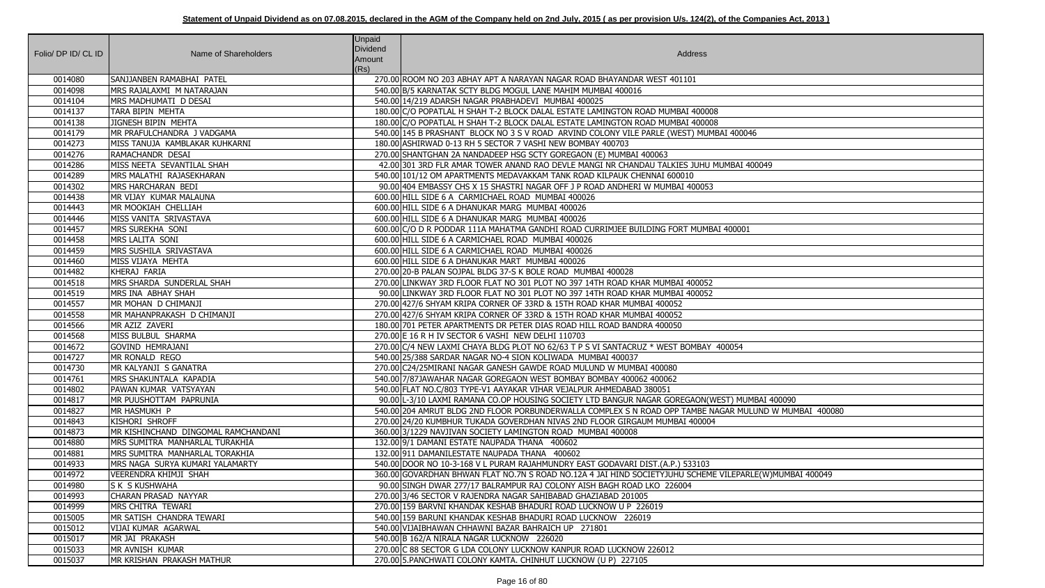**Statement of Unpaid Dividend as on 07.08.2015, declared in the AGM of the Company held on 2nd July, 2015 ( as per provision U/s. 124(2), of the Companies Act, 2013 )**

| Folio/ DP ID/ CL ID | Name of Shareholders | Unpaid Dividend Amount (Rs) | Address |
|---|---|---|---|
| 0014080 | SANJJANBEN RAMABHAI PATEL | 270.00 | ROOM NO 203 ABHAY APT A NARAYAN NAGAR ROAD BHAYANDAR WEST 401101 |
| 0014098 | MRS RAJALAXMI M NATARAJAN | 540.00 | B/5 KARNATAK SCTY BLDG MOGUL LANE MAHIM MUMBAI 400016 |
| 0014104 | MRS MADHUMATI D DESAI | 540.00 | 14/219 ADARSH NAGAR PRABHADEVI MUMBAI 400025 |
| 0014137 | TARA BIPIN MEHTA | 180.00 | C/O POPATLAL H SHAH T-2 BLOCK DALAL ESTATE LAMINGTON ROAD MUMBAI 400008 |
| 0014138 | JIGNESH BIPIN MEHTA | 180.00 | C/O POPATLAL H SHAH T-2 BLOCK DALAL ESTATE LAMINGTON ROAD MUMBAI 400008 |
| 0014179 | MR PRAFULCHANDRA J VADGAMA | 540.00 | 145 B PRASHANT BLOCK NO 3 S V ROAD ARVIND COLONY VILE PARLE (WEST) MUMBAI 400046 |
| 0014273 | MISS TANUJA KAMBLAKAR KUHKARNI | 180.00 | ASHIRWAD 0-13 RH 5 SECTOR 7 VASHI NEW BOMBAY 400703 |
| 0014276 | RAMACHANDR DESAI | 270.00 | SHANTGHAN 2A NANDADEEP HSG SCTY GOREGAON (E) MUMBAI 400063 |
| 0014286 | MISS NEETA SEVANTILAL SHAH | 42.00 | 301 3RD FLR AMAR TOWER ANAND RAO DEVLE MANGI NR CHANDAU TALKIES JUHU MUMBAI 400049 |
| 0014289 | MRS MALATHI RAJASEKHARAN | 540.00 | 101/12 OM APARTMENTS MEDAVAKKAM TANK ROAD KILPAUK CHENNAI 600010 |
| 0014302 | MRS HARCHARAN BEDI | 90.00 | 404 EMBASSY CHS X 15 SHASTRI NAGAR OFF J P ROAD ANDHERI W MUMBAI 400053 |
| 0014438 | MR VIJAY KUMAR MALAUNA | 600.00 | HILL SIDE 6 A CARMICHAEL ROAD MUMBAI 400026 |
| 0014443 | MR MOOKIAH CHELLIAH | 600.00 | HILL SIDE 6 A DHANUKAR MARG MUMBAI 400026 |
| 0014446 | MISS VANITA SRIVASTAVA | 600.00 | HILL SIDE 6 A DHANUKAR MARG MUMBAI 400026 |
| 0014457 | MRS SUREKHA SONI | 600.00 | C/O D R PODDAR 111A MAHATMA GANDHI ROAD CURRIMJEE BUILDING FORT MUMBAI 400001 |
| 0014458 | MRS LALITA SONI | 600.00 | HILL SIDE 6 A CARMICHAEL ROAD MUMBAI 400026 |
| 0014459 | MRS SUSHILA SRIVASTAVA | 600.00 | HILL SIDE 6 A CARMICHAEL ROAD MUMBAI 400026 |
| 0014460 | MISS VIJAYA MEHTA | 600.00 | HILL SIDE 6 A DHANUKAR MART MUMBAI 400026 |
| 0014482 | KHERAJ FARIA | 270.00 | 20-B PALAN SOJPAL BLDG 37-S K BOLE ROAD MUMBAI 400028 |
| 0014518 | MRS SHARDA SUNDERLAL SHAH | 270.00 | LINKWAY 3RD FLOOR FLAT NO 301 PLOT NO 397 14TH ROAD KHAR MUMBAI 400052 |
| 0014519 | MRS INA ABHAY SHAH | 90.00 | LINKWAY 3RD FLOOR FLAT NO 301 PLOT NO 397 14TH ROAD KHAR MUMBAI 400052 |
| 0014557 | MR MOHAN D CHIMANJI | 270.00 | 427/6 SHYAM KRIPA CORNER OF 33RD & 15TH ROAD KHAR MUMBAI 400052 |
| 0014558 | MR MAHANPRAKASH D CHIMANJI | 270.00 | 427/6 SHYAM KRIPA CORNER OF 33RD & 15TH ROAD KHAR MUMBAI 400052 |
| 0014566 | MR AZIZ ZAVERI | 180.00 | 701 PETER APARTMENTS DR PETER DIAS ROAD HILL ROAD BANDRA 400050 |
| 0014568 | MISS BULBUL SHARMA | 270.00 | E 16 R H IV SECTOR 6 VASHI NEW DELHI 110703 |
| 0014672 | GOVIND HEMRAJANI | 270.00 | C/4 NEW LAXMI CHAYA BLDG PLOT NO 62/63 T P S VI SANTACRUZ * WEST BOMBAY 400054 |
| 0014727 | MR RONALD REGO | 540.00 | 25/388 SARDAR NAGAR NO-4 SION KOLIWADA MUMBAI 400037 |
| 0014730 | MR KALYANJI S GANATRA | 270.00 | C24/25MIRANI NAGAR GANESH GAWDE ROAD MULUND W MUMBAI 400080 |
| 0014761 | MRS SHAKUNTALA KAPADIA | 540.00 | 7/87JAWAHAR NAGAR GOREGAON WEST BOMBAY BOMBAY 400062 400062 |
| 0014802 | PAWAN KUMAR VATSYAYAN | 540.00 | FLAT NO.C/803 TYPE-V1 AAYAKAR VIHAR VEJALPUR AHMEDABAD 380051 |
| 0014817 | MR PUUSHOTTAM PAPRUNIA | 90.00 | L-3/10 LAXMI RAMANA CO.OP HOUSING SOCIETY LTD BANGUR NAGAR GOREGAON(WEST) MUMBAI 400090 |
| 0014827 | MR HASMUKH P | 540.00 | 204 AMRUT BLDG 2ND FLOOR PORBUNDERWALLA COMPLEX S N ROAD OPP TAMBE NAGAR MULUND W MUMBAI 400080 |
| 0014843 | KISHORI SHROFF | 270.00 | 24/20 KUMBHUR TUKADA GOVERDHAN NIVAS 2ND FLOOR GIRGAUM MUMBAI 400004 |
| 0014873 | MR KISHINCHAND DINGOMAL RAMCHANDANI | 360.00 | 3/1229 NAVJIVAN SOCIETY LAMINGTON ROAD MUMBAI 400008 |
| 0014880 | MRS SUMITRA MANHARLAL TURAKHIA | 132.00 | 9/1 DAMANI ESTATE NAUPADA THANA 400602 |
| 0014881 | MRS SUMITRA MANHARLAL TORAKHIA | 132.00 | 911 DAMANILESTATE NAUPADA THANA 400602 |
| 0014933 | MRS NAGA SURYA KUMARI YALAMARTY | 540.00 | DOOR NO 10-3-168 V L PURAM RAJAHMUNDRY EAST GODAVARI DIST.(A.P.) 533103 |
| 0014972 | VEERENDRA KHIMJI SHAH | 360.00 | GOVARDHAN BHWAN FLAT NO.7N S ROAD NO.12A 4 JAI HIND SOCIETYJUHU SCHEME VILEPARLE(W)MUMBAI 400049 |
| 0014980 | S K S KUSHWAHA | 90.00 | SINGH DWAR 277/17 BALRAMPUR RAJ COLONY AISH BAGH ROAD LKO 226004 |
| 0014993 | CHARAN PRASAD NAYYAR | 270.00 | 3/46 SECTOR V RAJENDRA NAGAR SAHIBABAD GHAZIABAD 201005 |
| 0014999 | MRS CHITRA TEWARI | 270.00 | 159 BARVNI KHANDAK KESHAB BHADURI ROAD LUCKNOW U P 226019 |
| 0015005 | MR SATISH CHANDRA TEWARI | 540.00 | 159 BARUNI KHANDAK KESHAB BHADURI ROAD LUCKNOW 226019 |
| 0015012 | VIJAI KUMAR AGARWAL | 540.00 | VIJAIBHAWAN CHHAWNI BAZAR BAHRAICH UP 271801 |
| 0015017 | MR JAI PRAKASH | 540.00 | B 162/A NIRALA NAGAR LUCKNOW 226020 |
| 0015033 | MR AVNISH KUMAR | 270.00 | C 88 SECTOR G LDA COLONY LUCKNOW KANPUR ROAD LUCKNOW 226012 |
| 0015037 | MR KRISHAN PRAKASH MATHUR | 270.00 | 5.PANCHWATI COLONY KAMTA. CHINHUT LUCKNOW (U P) 227105 |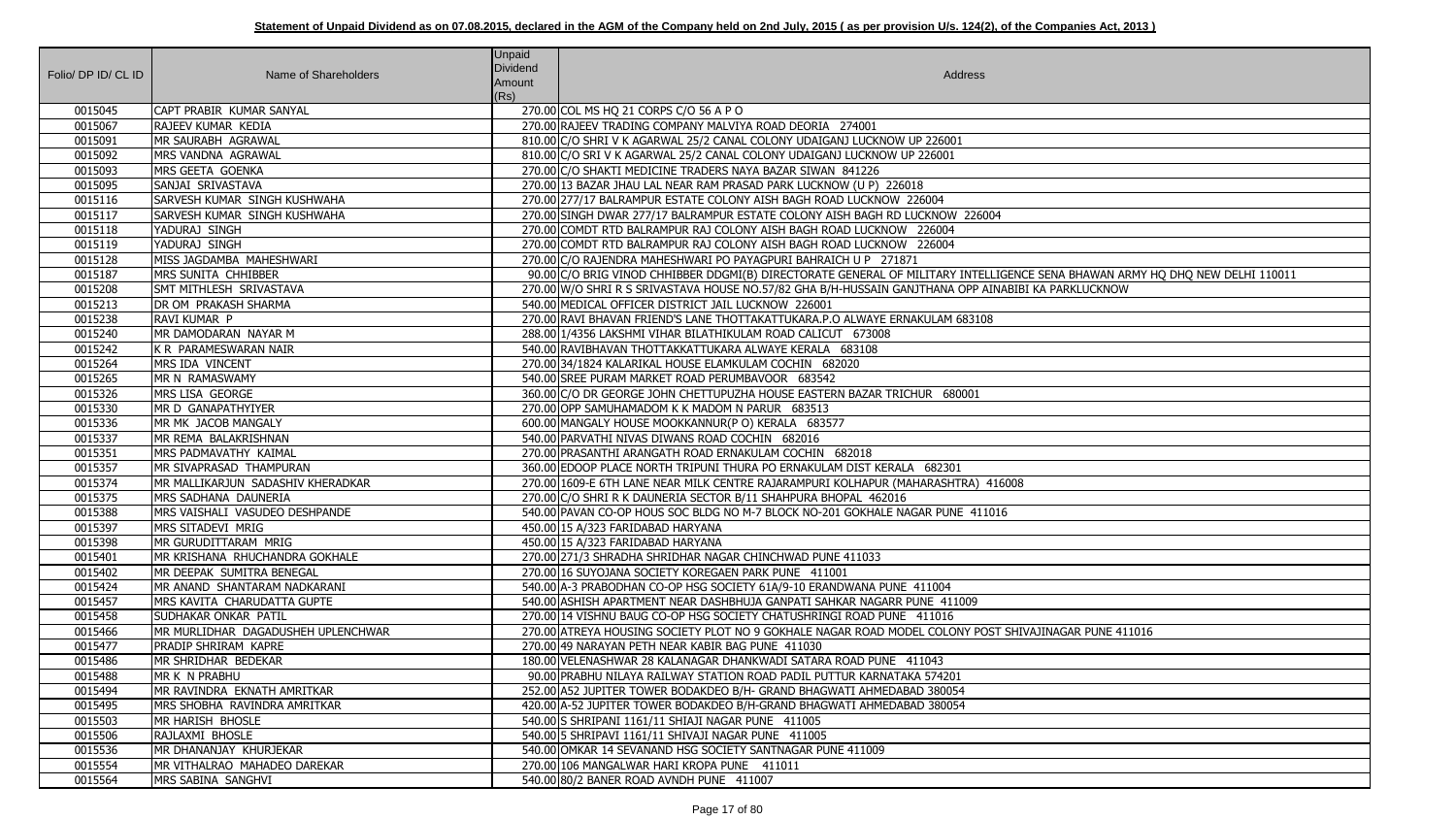**Statement of Unpaid Dividend as on 07.08.2015, declared in the AGM of the Company held on 2nd July, 2015 ( as per provision U/s. 124(2), of the Companies Act, 2013 )**

| Folio/ DP ID/ CL ID | Name of Shareholders | Unpaid Dividend Amount (Rs) | Address |
|---|---|---|---|
| 0015045 | CAPT PRABIR KUMAR SANYAL | 270.00 | COL MS HQ 21 CORPS C/O 56 A P O |
| 0015067 | RAJEEV KUMAR KEDIA | 270.00 | RAJEEV TRADING COMPANY MALVIYA ROAD DEORIA 274001 |
| 0015091 | MR SAURABH AGRAWAL | 810.00 | C/O SHRI V K AGARWAL 25/2 CANAL COLONY UDAIGANJ LUCKNOW UP 226001 |
| 0015092 | MRS VANDNA AGRAWAL | 810.00 | C/O SRI V K AGARWAL 25/2 CANAL COLONY UDAIGANJ LUCKNOW UP 226001 |
| 0015093 | MRS GEETA GOENKA | 270.00 | C/O SHAKTI MEDICINE TRADERS NAYA BAZAR SIWAN 841226 |
| 0015095 | SANJAI SRIVASTAVA | 270.00 | 13 BAZAR JHAU LAL NEAR RAM PRASAD PARK LUCKNOW (U P) 226018 |
| 0015116 | SARVESH KUMAR SINGH KUSHWAHA | 270.00 | 277/17 BALRAMPUR ESTATE COLONY AISH BAGH ROAD LUCKNOW 226004 |
| 0015117 | SARVESH KUMAR SINGH KUSHWAHA | 270.00 | SINGH DWAR 277/17 BALRAMPUR ESTATE COLONY AISH BAGH RD LUCKNOW 226004 |
| 0015118 | YADURAJ SINGH | 270.00 | COMDT RTD BALRAMPUR RAJ COLONY AISH BAGH ROAD LUCKNOW 226004 |
| 0015119 | YADURAJ SINGH | 270.00 | COMDT RTD BALRAMPUR RAJ COLONY AISH BAGH ROAD LUCKNOW 226004 |
| 0015128 | MISS JAGDAMBA MAHESHWARI | 270.00 | C/O RAJENDRA MAHESHWARI PO PAYAGPURI BAHRAICH U P 271871 |
| 0015187 | MRS SUNITA CHHIBBER | 90.00 | C/O BRIG VINOD CHHIBBER DDGMI(B) DIRECTORATE GENERAL OF MILITARY INTELLIGENCE SENA BHAWAN ARMY HQ DHQ NEW DELHI 110011 |
| 0015208 | SMT MITHLESH SRIVASTAVA | 270.00 | W/O SHRI R S SRIVASTAVA HOUSE NO.57/82 GHA B/H-HUSSAIN GANJTHANA OPP AINABIBI KA PARKLUCKNOW |
| 0015213 | DR OM PRAKASH SHARMA | 540.00 | MEDICAL OFFICER DISTRICT JAIL LUCKNOW 226001 |
| 0015238 | RAVI KUMAR P | 270.00 | RAVI BHAVAN FRIEND'S LANE THOTTAKATTUKARA.P.O ALWAYE ERNAKULAM 683108 |
| 0015240 | MR DAMODARAN NAYAR M | 288.00 | 1/4356 LAKSHMI VIHAR BILATHIKULAM ROAD CALICUT 673008 |
| 0015242 | K R PARAMESWARAN NAIR | 540.00 | RAVIBHAVAN THOTTAKKATTUKARA ALWAYE KERALA 683108 |
| 0015264 | MRS IDA VINCENT | 270.00 | 34/1824 KALARIKAL HOUSE ELAMKULAM COCHIN 682020 |
| 0015265 | MR N RAMASWAMY | 540.00 | SREE PURAM MARKET ROAD PERUMBAVOOR 683542 |
| 0015326 | MRS LISA GEORGE | 360.00 | C/O DR GEORGE JOHN CHETTUPUZHA HOUSE EASTERN BAZAR TRICHUR 680001 |
| 0015330 | MR D GANAPATHYIYER | 270.00 | OPP SAMUHAMADOM K K MADOM N PARUR 683513 |
| 0015336 | MR MK JACOB MANGALY | 600.00 | MANGALY HOUSE MOOKKANNUR(P O) KERALA 683577 |
| 0015337 | MR REMA BALAKRISHNAN | 540.00 | PARVATHI NIVAS DIWANS ROAD COCHIN 682016 |
| 0015351 | MRS PADMAVATHY KAIMAL | 270.00 | PRASANTHI ARANGATH ROAD ERNAKULAM COCHIN 682018 |
| 0015357 | MR SIVAPRASAD THAMPURAN | 360.00 | EDOOP PLACE NORTH TRIPUNI THURA PO ERNAKULAM DIST KERALA 682301 |
| 0015374 | MR MALLIKARJUN SADASHIV KHERADKAR | 270.00 | 1609-E 6TH LANE NEAR MILK CENTRE RAJARAMPURI KOLHAPUR (MAHARASHTRA) 416008 |
| 0015375 | MRS SADHANA DAUNERIA | 270.00 | C/O SHRI R K DAUNERIA SECTOR B/11 SHAHPURA BHOPAL 462016 |
| 0015388 | MRS VAISHALI VASUDEO DESHPANDE | 540.00 | PAVAN CO-OP HOUS SOC BLDG NO M-7 BLOCK NO-201 GOKHALE NAGAR PUNE 411016 |
| 0015397 | MRS SITADEVI MRIG | 450.00 | 15 A/323 FARIDABAD HARYANA |
| 0015398 | MR GURUDITTARAM MRIG | 450.00 | 15 A/323 FARIDABAD HARYANA |
| 0015401 | MR KRISHANA RHUCHANDRA GOKHALE | 270.00 | 271/3 SHRADHA SHRIDHAR NAGAR CHINCHWAD PUNE 411033 |
| 0015402 | MR DEEPAK SUMITRA BENEGAL | 270.00 | 16 SUYOJANA SOCIETY KOREGAEN PARK PUNE 411001 |
| 0015424 | MR ANAND SHANTARAM NADKARANI | 540.00 | A-3 PRABODHAN CO-OP HSG SOCIETY 61A/9-10 ERANDWANA PUNE 411004 |
| 0015457 | MRS KAVITA CHARUDATTA GUPTE | 540.00 | ASHISH APARTMENT NEAR DASHBHUJA GANPATI SAHKAR NAGARR PUNE 411009 |
| 0015458 | SUDHAKAR ONKAR PATIL | 270.00 | 14 VISHNU BAUG CO-OP HSG SOCIETY CHATUSHRINGI ROAD PUNE 411016 |
| 0015466 | MR MURLIDHAR DAGADUSHEH UPLENCHWAR | 270.00 | ATREYA HOUSING SOCIETY PLOT NO 9 GOKHALE NAGAR ROAD MODEL COLONY POST SHIVAJINAGAR PUNE 411016 |
| 0015477 | PRADIP SHRIRAM KAPRE | 270.00 | 49 NARAYAN PETH NEAR KABIR BAG PUNE 411030 |
| 0015486 | MR SHRIDHAR BEDEKAR | 180.00 | VELENASHWAR 28 KALANAGAR DHANKWADI SATARA ROAD PUNE 411043 |
| 0015488 | MR K N PRABHU | 90.00 | PRABHU NILAYA RAILWAY STATION ROAD PADIL PUTTUR KARNATAKA 574201 |
| 0015494 | MR RAVINDRA EKNATH AMRITKAR | 252.00 | A52 JUPITER TOWER BODAKDEO B/H- GRAND BHAGWATI AHMEDABAD 380054 |
| 0015495 | MRS SHOBHA RAVINDRA AMRITKAR | 420.00 | A-52 JUPITER TOWER BODAKDEO B/H-GRAND BHAGWATI AHMEDABAD 380054 |
| 0015503 | MR HARISH BHOSLE | 540.00 | S SHRIPANI 1161/11 SHIAJI NAGAR PUNE 411005 |
| 0015506 | RAJLAXMI BHOSLE | 540.00 | 5 SHRIPAVI 1161/11 SHIVAJI NAGAR PUNE 411005 |
| 0015536 | MR DHANANJAY KHURJEKAR | 540.00 | OMKAR 14 SEVANAND HSG SOCIETY SANTNAGAR PUNE 411009 |
| 0015554 | MR VITHALRAO MAHADEO DAREKAR | 270.00 | 106 MANGALWAR HARI KROPA PUNE 411011 |
| 0015564 | MRS SABINA SANGHVI | 540.00 | 80/2 BANER ROAD AVNDH PUNE 411007 |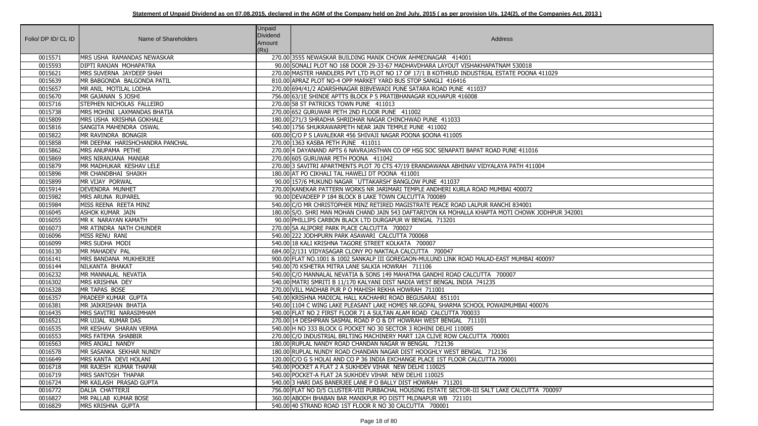**Statement of Unpaid Dividend as on 07.08.2015, declared in the AGM of the Company held on 2nd July, 2015 ( as per provision U/s. 124(2), of the Companies Act, 2013 )**

| Folio/ DP ID/ CL ID | Name of Shareholders | Unpaid Dividend Amount (Rs) | Address |
|---|---|---|---|
| 0015571 | MRS USHA RAMANDAS NEWASKAR | 270.00 | 3555 NEWASKAR BUILDING MANIK CHOWK AHMEDNAGAR 414001 |
| 0015593 | DIPTI RANJAN MOHAPATRA | 90.00 | SONALI PLOT NO 168 DOOR 29-33-67 MADHAVDHARA LAYOUT VISHAKHAPATNAM 530018 |
| 0015621 | MRS SUVERNA JAYDEEP SHAH | 270.00 | MASTER HANDLERS PVT LTD PLOT NO 17 OF 17/1 B KOTHRUD INDUSTRIAL ESTATE POONA 411029 |
| 0015639 | MR BABGONDA BALGONDA PATIL | 810.00 | APRAZ PLOT NO-4 OPP MARKET YARD BUS STOP SANGLI 416416 |
| 0015657 | MR ANIL MOTILAL LODHA | 270.00 | 694/41/2 ADARSHNAGAR BIBVEWADI PUNE SATARA ROAD PUNE 411037 |
| 0015670 | MR GAJANAN S JOSHI | 756.00 | 63/1E SHINDE APTTS BLOCK P 5 PRATIBHANAGAR KOLHAPUR 416008 |
| 0015716 | STEPHEN NICHOLAS FALLEIRO | 270.00 | 58 ST PATRICKS TOWN PUNE 411013 |
| 0015738 | MRS MOHINI LAXMANDAS BHATIA | 270.00 | 652 GURUWAR PETH 2ND FLOOR PUNE 411002 |
| 0015809 | MRS USHA KRISHNA GOKHALE | 180.00 | 271/3 SHRADHA SHRIDHAR NAGAR CHINCHWAD PUNE 411033 |
| 0015816 | SANGITA MAHENDRA OSWAL | 540.00 | 1756 SHUKRAWARPETH NEAR JAIN TEMPLE PUNE 411002 |
| 0015822 | MR RAVINDRA BONAGIR | 600.00 | C/O P S LAVALEKAR 456 SHIVAJI NAGAR POONA $OONA 411005 |
| 0015858 | MR DEEPAK HARISHCHANDRA PANCHAL | 270.00 | 1363 KASBA PETH PUNE 411011 |
| 0015862 | MRS ANUPAMA PETHE | 270.00 | 4 DAYANAND APTS 6 NAVRAJASTHAN CO OP HSG SOC SENAPATI BAPAT ROAD PUNE 411016 |
| 0015869 | MRS NIRANJANA MANIAR | 270.00 | 605 GURUWAR PETH POONA 411042 |
| 0015879 | MR MADHUKAR KESHAV LELE | 270.00 | 3 SAVITRI APARTMENTS PLOT 70 CTS 47/19 ERANDAWANA ABHINAV VIDYALAYA PATH 411004 |
| 0015896 | MR CHANDBHAI SHAIKH | 180.00 | AT PO CIKHALI TAL HAWELI DT POONA 411001 |
| 0015899 | MR VIJAY PORWAL | 90.00 | 157/6 MUKUND NAGAR `UTTAKARSH' BANGLOW PUNE 411037 |
| 0015914 | DEVENDRA MUNHET | 270.00 | KANEKAR PATTERN WORKS NR JARIMARI TEMPLE ANDHERI KURLA ROAD MUMBAI 400072 |
| 0015982 | MRS ARUNA RUPAREL | 90.00 | DEVADEEP P 184 BLOCK B LAKE TOWN CALCUTTA 700089 |
| 0015984 | MISS REENA REETA MINZ | 540.00 | C/O MR CHRISTOPHER MINZ RETIRED MAGISTRATE PEACE ROAD LALPUR RANCHI 834001 |
| 0016045 | ASHOK KUMAR JAIN | 180.00 | S/O. SHRI MAN MOHAN CHAND JAIN 543 DAFTARIYON KA MOHALLA KHAPTA MOTI CHOWK JODHPUR 342001 |
| 0016055 | MR K NARAYAN KAMATH | 90.00 | PHILLIPS CARBON BLACK LTD DURGAPUR W BENGAL 713201 |
| 0016073 | MR ATINDRA NATH CHUNDER | 270.00 | 5A ALIPORE PARK PLACE CALCUTTA 700027 |
| 0016096 | MISS RENU RANI | 540.00 | 222 JODHPURN PARK ASAWARI CALCUTTA 700068 |
| 0016099 | MRS SUDHA MODI | 540.00 | 18 KALI KRISHNA TAGORE STREET KOLKATA 700007 |
| 0016130 | MR MAHADEV PAL | 684.00 | 2/131 VIDYASAGAR CLONY PO NAKTALA CALCUTTA 700047 |
| 0016141 | MRS BANDANA MUKHERJEE | 900.00 | FLAT NO.1001 & 1002 SANKALP III GOREGAON-MULUND LINK ROAD MALAD-EAST MUMBAI 400097 |
| 0016144 | NILKANTA BHAKAT | 540.00 | 70 KSHETRA MITRA LANE SALKIA HOWRAH 711106 |
| 0016232 | MR MANNALAL NEVATIA | 540.00 | C/O MANNALAL NEVATIA & SONS 149 MAHATMA GANDHI ROAD CALCUTTA 700007 |
| 0016302 | MRS KRISHNA DEY | 540.00 | MATRI SMRITI B 11/170 KALYANI DIST NADIA WEST BENGAL INDIA 741235 |
| 0016328 | MR TAPAS BOSE | 270.00 | VILL MADHAB PUR P O MAHISH REKHA HOWRAH 711001 |
| 0016357 | PRADEEP KUMAR GUPTA | 540.00 | KRISHNA MADICAL HALL KACHAHRI ROAD BEGUSARAI 851101 |
| 0016381 | MR JAIKRISHAN BHATIA | 540.00 | 1104 C WING LAKE PLEASANT LAKE HOMES NR.GOPAL SHARMA SCHOOL POWAIMUMBAI 400076 |
| 0016435 | MRS SAVITRI NARASIMHAM | 540.00 | FLAT NO 2 FIRST FLOOR 71 A SULTAN ALAM ROAD CALCUTTA 700033 |
| 0016521 | MR UJJAL KUMAR DAS | 270.00 | 14 DESHPRAN SASMAL ROAD P O & DT HOWRAH WEST BENGAL 711101 |
| 0016535 | MR KESHAV SHARAN VERMA | 540.00 | H NO 333 BLOCK G POCKET NO 30 SECTOR 3 ROHINI DELHI 110085 |
| 0016553 | MRS FATEMA SHABBIR | 270.00 | C/O INDUSTRIAL BRLTING MACHINERY MART 12A CLIVE ROW CALCUTTA 700001 |
| 0016563 | MRS ANJALI NANDY | 180.00 | RUPLAL NANDY ROAD CHANDAN NAGAR W BENGAL 712136 |
| 0016578 | MR SASANKA SEKHAR NUNDY | 180.00 | RUPLAL NUNDY ROAD CHANDAN NAGAR DIST HOOGHLY WEST BENGAL 712136 |
| 0016649 | MRS KANTA DEVI HOLANI | 120.00 | C/O G S HOLAI AND CO P 36 INDIA EXCHANGE PLACE 1ST FLOOR CALCUTTA 700001 |
| 0016718 | MR RAJESH KUMAR THAPAR | 540.00 | POCKET A FLAT 2 A SUKHDEV VIHAR NEW DELHI 110025 |
| 0016719 | MRS SANTOSH THAPAR | 540.00 | POCKET-A FLAT 2A SUKHDEV VIHAR NEW DELHI 110025 |
| 0016724 | MR KAILASH PRASAD GUPTA | 540.00 | 3 HARI DAS BANERJEE LANE P O BALLY DIST HOWRAH 711201 |
| 0016772 | DALIA CHATTERJI | 756.00 | FLAT NO D/5 CLUSTER-VIII PURBACHAL HOUSING ESTATE SECTOR-III SALT LAKE CALCUTTA 700097 |
| 0016827 | MR PALLAB KUMAR BOSE | 360.00 | ABODH BHABAN BAR MANIKPUR PO DISTT MLDNAPUR WB 721101 |
| 0016829 | MRS KRISHNA GUPTA | 540.00 | 40 STRAND ROAD 1ST FLOOR R NO 30 CALCUTTA 700001 |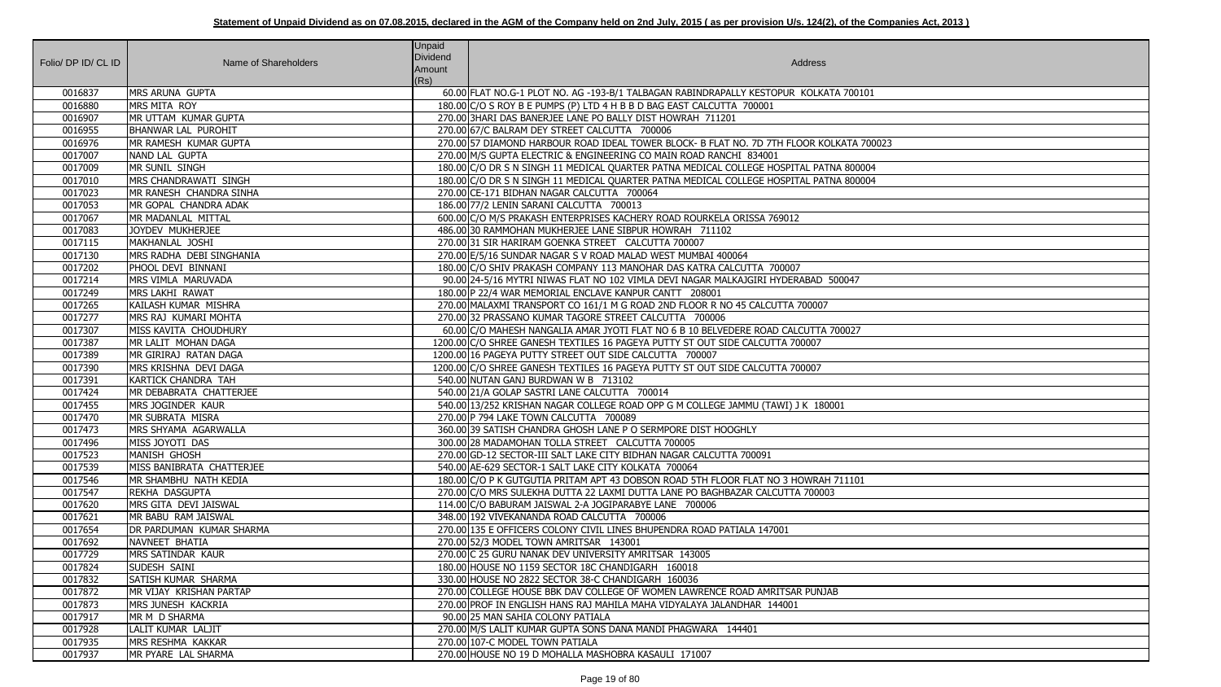**Statement of Unpaid Dividend as on 07.08.2015, declared in the AGM of the Company held on 2nd July, 2015 ( as per provision U/s. 124(2), of the Companies Act, 2013 )**

| Folio/ DP ID/ CL ID | Name of Shareholders | Unpaid Dividend Amount (Rs) | Address |
|---|---|---|---|
| 0016837 | MRS ARUNA GUPTA | 60.00 | FLAT NO.G-1 PLOT NO. AG -193-B/1 TALBAGAN RABINDRAPALLY KESTOPUR KOLKATA 700101 |
| 0016880 | MRS MITA ROY | 180.00 | C/O S ROY B E PUMPS (P) LTD 4 H B B D BAG EAST CALCUTTA 700001 |
| 0016907 | MR UTTAM KUMAR GUPTA | 270.00 | 3HARI DAS BANERJEE LANE PO BALLY DIST HOWRAH 711201 |
| 0016955 | BHANWAR LAL PUROHIT | 270.00 | 67/C BALRAM DEY STREET CALCUTTA 700006 |
| 0016976 | MR RAMESH KUMAR GUPTA | 270.00 | 57 DIAMOND HARBOUR ROAD IDEAL TOWER BLOCK- B FLAT NO. 7D 7TH FLOOR KOLKATA 700023 |
| 0017007 | NAND LAL GUPTA | 270.00 | M/S GUPTA ELECTRIC & ENGINEERING CO MAIN ROAD RANCHI 834001 |
| 0017009 | MR SUNIL SINGH | 180.00 | C/O DR S N SINGH 11 MEDICAL QUARTER PATNA MEDICAL COLLEGE HOSPITAL PATNA 800004 |
| 0017010 | MRS CHANDRAWATI SINGH | 180.00 | C/O DR S N SINGH 11 MEDICAL QUARTER PATNA MEDICAL COLLEGE HOSPITAL PATNA 800004 |
| 0017023 | MR RANESH CHANDRA SINHA | 270.00 | CE-171 BIDHAN NAGAR CALCUTTA 700064 |
| 0017053 | MR GOPAL CHANDRA ADAK | 186.00 | 77/2 LENIN SARANI CALCUTTA 700013 |
| 0017067 | MR MADANLAL MITTAL | 600.00 | C/O M/S PRAKASH ENTERPRISES KACHERY ROAD ROURKELA ORISSA 769012 |
| 0017083 | JOYDEV MUKHERJEE | 486.00 | 30 RAMMOHAN MUKHERJEE LANE SIBPUR HOWRAH 711102 |
| 0017115 | MAKHANLAL JOSHI | 270.00 | 31 SIR HARIRAM GOENKA STREET CALCUTTA 700007 |
| 0017130 | MRS RADHA DEBI SINGHANIA | 270.00 | E/5/16 SUNDAR NAGAR S V ROAD MALAD WEST MUMBAI 400064 |
| 0017202 | PHOOL DEVI BINNANI | 180.00 | C/O SHIV PRAKASH COMPANY 113 MANOHAR DAS KATRA CALCUTTA 700007 |
| 0017214 | MRS VIMLA MARUVADA | 90.00 | 24-5/16 MYTRI NIWAS FLAT NO 102 VIMLA DEVI NAGAR MALKAJGIRI HYDERABAD 500047 |
| 0017249 | MRS LAKHI RAWAT | 180.00 | P 22/4 WAR MEMORIAL ENCLAVE KANPUR CANTT 208001 |
| 0017265 | KAILASH KUMAR MISHRA | 270.00 | MALAXMI TRANSPORT CO 161/1 M G ROAD 2ND FLOOR R NO 45 CALCUTTA 700007 |
| 0017277 | MRS RAJ KUMARI MOHTA | 270.00 | 32 PRASSANO KUMAR TAGORE STREET CALCUTTA 700006 |
| 0017307 | MISS KAVITA CHOUDHURY | 60.00 | C/O MAHESH NANGALIA AMAR JYOTI FLAT NO 6 B 10 BELVEDERE ROAD CALCUTTA 700027 |
| 0017387 | MR LALIT MOHAN DAGA | 1200.00 | C/O SHREE GANESH TEXTILES 16 PAGEYA PUTTY ST OUT SIDE CALCUTTA 700007 |
| 0017389 | MR GIRIRAJ RATAN DAGA | 1200.00 | 16 PAGEYA PUTTY STREET OUT SIDE CALCUTTA 700007 |
| 0017390 | MRS KRISHNA DEVI DAGA | 1200.00 | C/O SHREE GANESH TEXTILES 16 PAGEYA PUTTY ST OUT SIDE CALCUTTA 700007 |
| 0017391 | KARTICK CHANDRA TAH | 540.00 | NUTAN GANJ BURDWAN W B 713102 |
| 0017424 | MR DEBABRATA CHATTERJEE | 540.00 | 21/A GOLAP SASTRI LANE CALCUTTA 700014 |
| 0017455 | MRS JOGINDER KAUR | 540.00 | 13/252 KRISHAN NAGAR COLLEGE ROAD OPP G M COLLEGE JAMMU (TAWI) J K 180001 |
| 0017470 | MR SUBRATA MISRA | 270.00 | P 794 LAKE TOWN CALCUTTA 700089 |
| 0017473 | MRS SHYAMA AGARWALLA | 360.00 | 39 SATISH CHANDRA GHOSH LANE P O SERMPORE DIST HOOGHLY |
| 0017496 | MISS JOYOTI DAS | 300.00 | 28 MADAMOHAN TOLLA STREET CALCUTTA 700005 |
| 0017523 | MANISH GHOSH | 270.00 | GD-12 SECTOR-III SALT LAKE CITY BIDHAN NAGAR CALCUTTA 700091 |
| 0017539 | MISS BANIBRATA CHATTERJEE | 540.00 | AE-629 SECTOR-1 SALT LAKE CITY KOLKATA 700064 |
| 0017546 | MR SHAMBHU NATH KEDIA | 180.00 | C/O P K GUTGUTIA PRITAM APT 43 DOBSON ROAD 5TH FLOOR FLAT NO 3 HOWRAH 711101 |
| 0017547 | REKHA DASGUPTA | 270.00 | C/O MRS SULEKHA DUTTA 22 LAXMI DUTTA LANE PO BAGHBAZAR CALCUTTA 700003 |
| 0017620 | MRS GITA DEVI JAISWAL | 114.00 | C/O BABURAM JAISWAL 2-A JOGIPARABYE LANE 700006 |
| 0017621 | MR BABU RAM JAISWAL | 348.00 | 192 VIVEKANANDA ROAD CALCUTTA 700006 |
| 0017654 | DR PARDUMAN KUMAR SHARMA | 270.00 | 135 E OFFICERS COLONY CIVIL LINES BHUPENDRA ROAD PATIALA 147001 |
| 0017692 | NAVNEET BHATIA | 270.00 | 52/3 MODEL TOWN AMRITSAR 143001 |
| 0017729 | MRS SATINDAR KAUR | 270.00 | C 25 GURU NANAK DEV UNIVERSITY AMRITSAR 143005 |
| 0017824 | SUDESH SAINI | 180.00 | HOUSE NO 1159 SECTOR 18C CHANDIGARH 160018 |
| 0017832 | SATISH KUMAR SHARMA | 330.00 | HOUSE NO 2822 SECTOR 38-C CHANDIGARH 160036 |
| 0017872 | MR VIJAY KRISHAN PARTAP | 270.00 | COLLEGE HOUSE BBK DAV COLLEGE OF WOMEN LAWRENCE ROAD AMRITSAR PUNJAB |
| 0017873 | MRS JUNESH KACKRIA | 270.00 | PROF IN ENGLISH HANS RAJ MAHILA MAHA VIDYALAYA JALANDHAR 144001 |
| 0017917 | MR M D SHARMA | 90.00 | 25 MAN SAHIA COLONY PATIALA |
| 0017928 | LALIT KUMAR LALJIT | 270.00 | M/S LALIT KUMAR GUPTA SONS DANA MANDI PHAGWARA 144401 |
| 0017935 | MRS RESHMA KAKKAR | 270.00 | 107-C MODEL TOWN PATIALA |
| 0017937 | MR PYARE LAL SHARMA | 270.00 | HOUSE NO 19 D MOHALLA MASHOBRA KASAULI 171007 |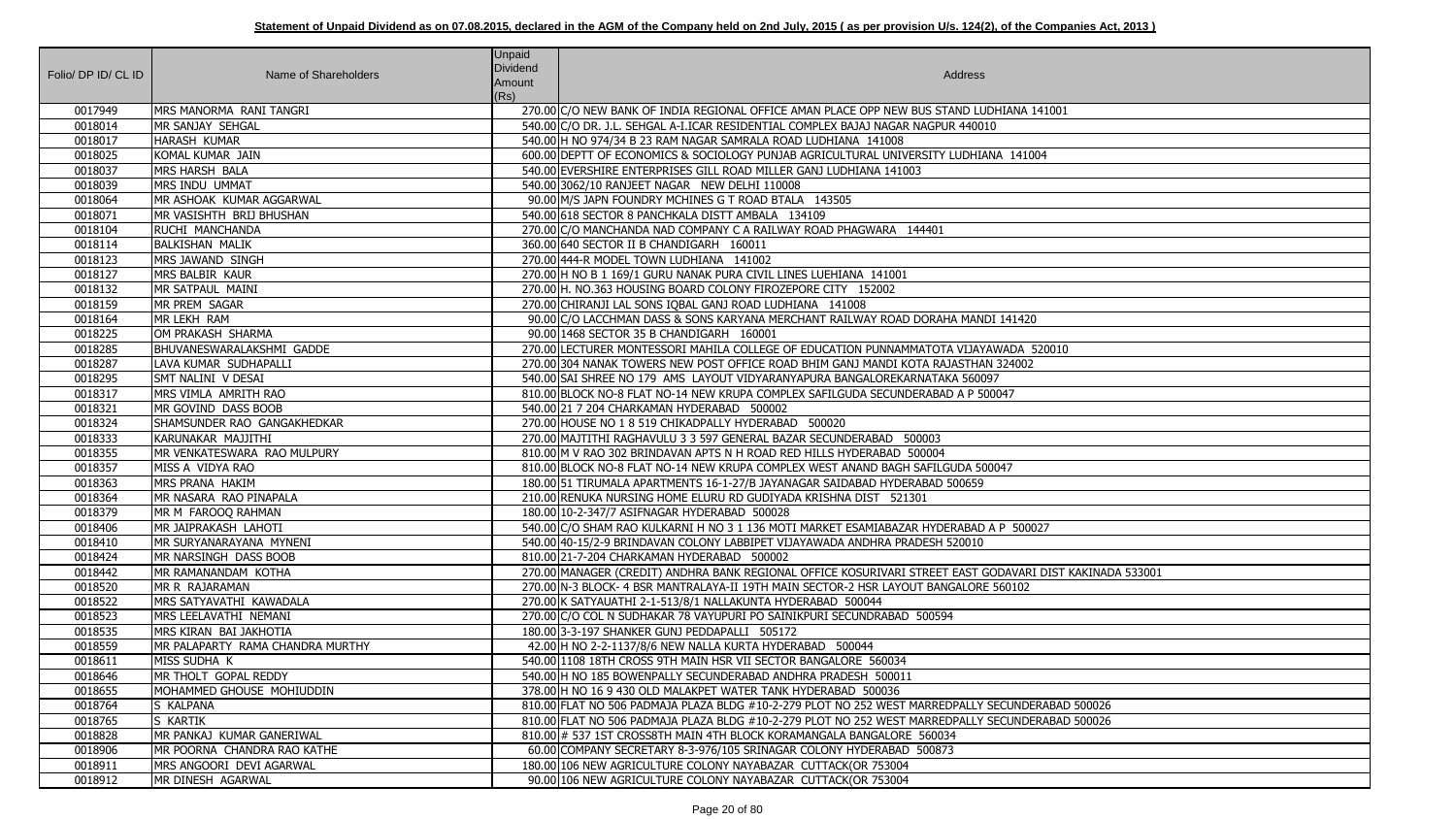**Statement of Unpaid Dividend as on 07.08.2015, declared in the AGM of the Company held on 2nd July, 2015 ( as per provision U/s. 124(2), of the Companies Act, 2013 )**

| Folio/ DP ID/ CL ID | Name of Shareholders | Unpaid Dividend Amount (Rs) | Address |
|---|---|---|---|
| 0017949 | MRS MANORMA RANI TANGRI | 270.00 | C/O NEW BANK OF INDIA REGIONAL OFFICE AMAN PLACE OPP NEW BUS STAND LUDHIANA 141001 |
| 0018014 | MR SANJAY SEHGAL | 540.00 | C/O DR. J.L. SEHGAL A-I.ICAR RESIDENTIAL COMPLEX BAJAJ NAGAR NAGPUR 440010 |
| 0018017 | HARASH KUMAR | 540.00 | H NO 974/34 B 23 RAM NAGAR SAMRALA ROAD LUDHIANA 141008 |
| 0018025 | KOMAL KUMAR JAIN | 600.00 | DEPTT OF ECONOMICS & SOCIOLOGY PUNJAB AGRICULTURAL UNIVERSITY LUDHIANA 141004 |
| 0018037 | MRS HARSH BALA | 540.00 | EVERSHIRE ENTERPRISES GILL ROAD MILLER GANJ LUDHIANA 141003 |
| 0018039 | MRS INDU UMMAT | 540.00 | 3062/10 RANJEET NAGAR NEW DELHI 110008 |
| 0018064 | MR ASHOAK KUMAR AGGARWAL | 90.00 | M/S JAPN FOUNDRY MCHINES G T ROAD BTALA 143505 |
| 0018071 | MR VASISHTH BRIJ BHUSHAN | 540.00 | 618 SECTOR 8 PANCHKALA DISTT AMBALA 134109 |
| 0018104 | RUCHI MANCHANDA | 270.00 | C/O MANCHANDA NAD COMPANY C A RAILWAY ROAD PHAGWARA 144401 |
| 0018114 | BALKISHAN MALIK | 360.00 | 640 SECTOR II B CHANDIGARH 160011 |
| 0018123 | MRS JAWAND SINGH | 270.00 | 444-R MODEL TOWN LUDHIANA 141002 |
| 0018127 | MRS BALBIR KAUR | 270.00 | H NO B 1 169/1 GURU NANAK PURA CIVIL LINES LUEHIANA 141001 |
| 0018132 | MR SATPAUL MAINI | 270.00 | H. NO.363 HOUSING BOARD COLONY FIROZEPORE CITY 152002 |
| 0018159 | MR PREM SAGAR | 270.00 | CHIRANJI LAL SONS IQBAL GANJ ROAD LUDHIANA 141008 |
| 0018164 | MR LEKH RAM | 90.00 | C/O LACCHMAN DASS & SONS KARYANA MERCHANT RAILWAY ROAD DORAHA MANDI 141420 |
| 0018225 | OM PRAKASH SHARMA | 90.00 | 1468 SECTOR 35 B CHANDIGARH 160001 |
| 0018285 | BHUVANESWARALAKSHMI GADDE | 270.00 | LECTURER MONTESSORI MAHILA COLLEGE OF EDUCATION PUNNAMMATOTA VIJAYAWADA 520010 |
| 0018287 | LAVA KUMAR SUDHAPALLI | 270.00 | 304 NANAK TOWERS NEW POST OFFICE ROAD BHIM GANJ MANDI KOTA RAJASTHAN 324002 |
| 0018295 | SMT NALINI V DESAI | 540.00 | SAI SHREE NO 179 AMS LAYOUT VIDYARANYAPURA BANGALOREKARNATAKA 560097 |
| 0018317 | MRS VIMLA AMRITH RAO | 810.00 | BLOCK NO-8 FLAT NO-14 NEW KRUPA COMPLEX SAFILGUDA SECUNDERABAD A P 500047 |
| 0018321 | MR GOVIND DASS BOOB | 540.00 | 21 7 204 CHARKAMAN HYDERABAD 500002 |
| 0018324 | SHAMSUNDER RAO GANGAKHEDKAR | 270.00 | HOUSE NO 1 8 519 CHIKADPALLY HYDERABAD 500020 |
| 0018333 | KARUNAKAR MAJJITHI | 270.00 | MAJTITHI RAGHAVULU 3 3 597 GENERAL BAZAR SECUNDERABAD 500003 |
| 0018355 | MR VENKATESWARA RAO MULPURY | 810.00 | M V RAO 302 BRINDAVAN APTS N H ROAD RED HILLS HYDERABAD 500004 |
| 0018357 | MISS A VIDYA RAO | 810.00 | BLOCK NO-8 FLAT NO-14 NEW KRUPA COMPLEX WEST ANAND BAGH SAFILGUDA 500047 |
| 0018363 | MRS PRANA HAKIM | 180.00 | 51 TIRUMALA APARTMENTS 16-1-27/B JAYANAGAR SAIDABAD HYDERABAD 500659 |
| 0018364 | MR NASARA RAO PINAPALA | 210.00 | RENUKA NURSING HOME ELURU RD GUDIYADA KRISHNA DIST 521301 |
| 0018379 | MR M FAROOQ RAHMAN | 180.00 | 10-2-347/7 ASIFNAGAR HYDERABAD 500028 |
| 0018406 | MR JAIPRAKASH LAHOTI | 540.00 | C/O SHAM RAO KULKARNI H NO 3 1 136 MOTI MARKET ESAMIABAZAR HYDERABAD A P 500027 |
| 0018410 | MR SURYANARAYANA MYNENI | 540.00 | 40-15/2-9 BRINDAVAN COLONY LABBIPET VIJAYAWADA ANDHRA PRADESH 520010 |
| 0018424 | MR NARSINGH DASS BOOB | 810.00 | 21-7-204 CHARKAMAN HYDERABAD 500002 |
| 0018442 | MR RAMANANDAM KOTHA | 270.00 | MANAGER (CREDIT) ANDHRA BANK REGIONAL OFFICE KOSURIVARI STREET EAST GODAVARI DIST KAKINADA 533001 |
| 0018520 | MR R RAJARAMAN | 270.00 | N-3 BLOCK- 4 BSR MANTRALAYA-II 19TH MAIN SECTOR-2 HSR LAYOUT BANGALORE 560102 |
| 0018522 | MRS SATYAVATHI KAWADALA | 270.00 | K SATYAUATHI 2-1-513/8/1 NALLAKUNTA HYDERABAD 500044 |
| 0018523 | MRS LEELAVATHI NEMANI | 270.00 | C/O COL N SUDHAKAR 78 VAYUPURI PO SAINIKPURI SECUNDRABAD 500594 |
| 0018535 | MRS KIRAN BAI JAKHOTIA | 180.00 | 3-3-197 SHANKER GUNJ PEDDAPALLI 505172 |
| 0018559 | MR PALAPARTY RAMA CHANDRA MURTHY | 42.00 | H NO 2-2-1137/8/6 NEW NALLA KURTA HYDERABAD 500044 |
| 0018611 | MISS SUDHA K | 540.00 | 1108 18TH CROSS 9TH MAIN HSR VII SECTOR BANGALORE 560034 |
| 0018646 | MR THOLT GOPAL REDDY | 540.00 | H NO 185 BOWENPALLY SECUNDERABAD ANDHRA PRADESH 500011 |
| 0018655 | MOHAMMED GHOUSE MOHIUDDIN | 378.00 | H NO 16 9 430 OLD MALAKPET WATER TANK HYDERABAD 500036 |
| 0018764 | S KALPANA | 810.00 | FLAT NO 506 PADMAJA PLAZA BLDG #10-2-279 PLOT NO 252 WEST MARREDPALLY SECUNDERABAD 500026 |
| 0018765 | S KARTIK | 810.00 | FLAT NO 506 PADMAJA PLAZA BLDG #10-2-279 PLOT NO 252 WEST MARREDPALLY SECUNDERABAD 500026 |
| 0018828 | MR PANKAJ KUMAR GANERIWAL | 810.00 | # 537 1ST CROSS8TH MAIN 4TH BLOCK KORAMANGALA BANGALORE 560034 |
| 0018906 | MR POORNA CHANDRA RAO KATHE | 60.00 | COMPANY SECRETARY 8-3-976/105 SRINAGAR COLONY HYDERABAD 500873 |
| 0018911 | MRS ANGOORI DEVI AGARWAL | 180.00 | 106 NEW AGRICULTURE COLONY NAYABAZAR CUTTACK(OR 753004 |
| 0018912 | MR DINESH AGARWAL | 90.00 | 106 NEW AGRICULTURE COLONY NAYABAZAR CUTTACK(OR 753004 |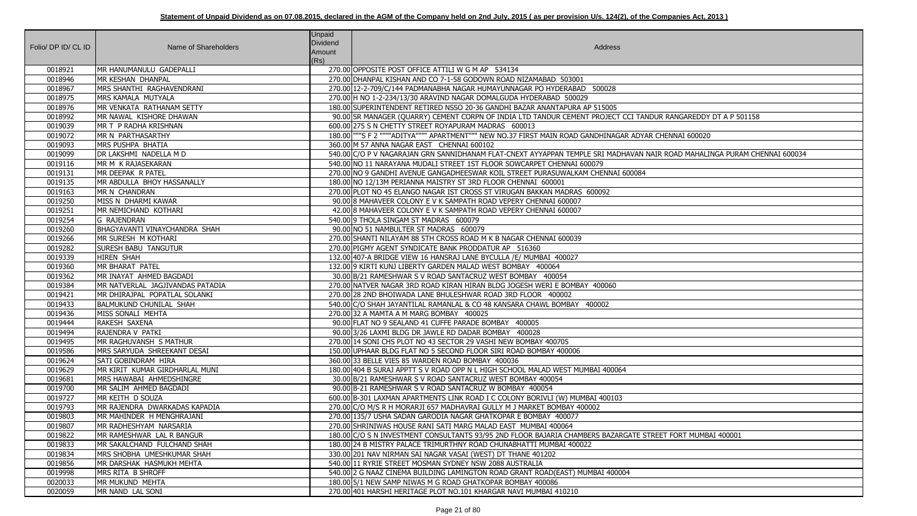**Statement of Unpaid Dividend as on 07.08.2015, declared in the AGM of the Company held on 2nd July, 2015 ( as per provision U/s. 124(2), of the Companies Act, 2013 )**

| Folio/ DP ID/ CL ID | Name of Shareholders | Unpaid Dividend Amount (Rs) | Address |
|---|---|---|---|
| 0018921 | MR HANUMANULU GADEPALLI | 270.00 | OPPOSITE POST OFFICE ATTILI W G M AP 534134 |
| 0018946 | MR KESHAN DHANPAL | 270.00 | DHANPAL KISHAN AND CO 7-1-58 GODOWN ROAD NIZAMABAD 503001 |
| 0018967 | MRS SHANTHI RAGHAVENDRANI | 270.00 | 12-2-709/C/144 PADMANABHA NAGAR HUMAYUNNAGAR PO HYDERABAD 500028 |
| 0018975 | MRS KAMALA MUTYALA | 270.00 | H NO 1-2-234/13/30 ARAVIND NAGAR DOMALGUDA HYDERABAD 500029 |
| 0018976 | MR VENKATA RATHANAM SETTY | 180.00 | SUPERINTENDENT RETIRED NSSO 20-36 GANDHI BAZAR ANANTAPURA AP 515005 |
| 0018992 | MR NAWAL KISHORE DHAWAN | 90.00 | SR MANAGER (QUARRY) CEMENT CORPN OF INDIA LTD TANDUR CEMENT PROJECT CCI TANDUR RANGAREDDY DT A P 501158 |
| 0019039 | MR T P RADHA KRISHNAN | 600.00 | 275 S N CHETTY STREET ROYAPURAM MADRAS 600013 |
| 0019072 | MR N PARTHASARTHY | 180.00 | """S F 2 """"ADITYA"""" APARTMENT"""" NEW NO.37 FIRST MAIN ROAD GANDHINAGAR ADYAR CHENNAI 600020 |
| 0019093 | MRS PUSHPA BHATIA | 360.00 | M 57 ANNA NAGAR EAST CHENNAI 600102 |
| 0019099 | DR LAKSHMI NADELLA M D | 540.00 | C/O P V NAGARAJAN GRN SANNIDHANAM FLAT-CNEXT AYYAPPAN TEMPLE SRI MADHAVAN NAIR ROAD MAHALINGA PURAM CHENNAI 600034 |
| 0019116 | MR M K RAJASEKARAN | 540.00 | NO 11 NARAYANA MUDALI STREET 1ST FLOOR SOWCARPET CHENNAI 600079 |
| 0019131 | MR DEEPAK R PATEL | 270.00 | NO 9 GANDHI AVENUE GANGADHEESWAR KOIL STREET PURASUWALKAM CHENNAI 600084 |
| 0019135 | MR ABDULLA BHOY HASSANALLY | 180.00 | NO 12/13M PERIANNA MAISTRY ST 3RD FLOOR CHENNAI 600001 |
| 0019163 | MR N CHANDRAN | 270.00 | PLOT NO 45 ELANGO NAGAR IST CROSS ST VIRUGAN BAKKAN MADRAS 600092 |
| 0019250 | MISS N DHARMI KAWAR | 90.00 | 8 MAHAVEER COLONY E V K SAMPATH ROAD VEPERY CHENNAI 600007 |
| 0019251 | MR NEMICHAND KOTHARI | 42.00 | 8 MAHAVEER COLONY E V K SAMPATH ROAD VEPERY CHENNAI 600007 |
| 0019254 | G RAJENDRAN | 540.00 | 9 THOLA SINGAM ST MADRAS 600079 |
| 0019260 | BHAGYAVANTI VINAYCHANDRA SHAH | 90.00 | NO 51 NAMBULTER ST MADRAS 600079 |
| 0019266 | MR SURESH M KOTHARI | 270.00 | SHANTI NILAYAM 88 5TH CROSS ROAD M K B NAGAR CHENNAI 600039 |
| 0019282 | SURESH BABU TANGUTUR | 270.00 | PIGMY AGENT SYNDICATE BANK PRODDATUR AP 516360 |
| 0019339 | HIREN SHAH | 132.00 | 407-A BRIDGE VIEW 16 HANSRAJ LANE BYCULLA /E/ MUMBAI 400027 |
| 0019360 | MR BHARAT PATEL | 132.00 | 9 KIRTI KUNJ LIBERTY GARDEN MALAD WEST BOMBAY 400064 |
| 0019362 | MR INAYAT AHMED BAGDADI | 30.00 | B/21 RAMESHWAR S V ROAD SANTACRUZ WEST BOMBAY 400054 |
| 0019384 | MR NATVERLAL JAGJIVANDAS PATADIA | 270.00 | NATVER NAGAR 3RD ROAD KIRAN HIRAN BLDG JOGESH WERI E BOMBAY 400060 |
| 0019421 | MR DHIRAJPAL POPATLAL SOLANKI | 270.00 | 28 2ND BHOIWADA LANE BHULESHWAR ROAD 3RD FLOOR 400002 |
| 0019433 | BALMUKUND CHUNILAL SHAH | 540.00 | C/O SHAH JAYANTILAL RAMANLAL & CO 48 KANSARA CHAWL BOMBAY 400002 |
| 0019436 | MISS SONALI MEHTA | 270.00 | 32 A MAMTA A M MARG BOMBAY 400025 |
| 0019444 | RAKESH SAXENA | 90.00 | FLAT NO 9 SEALAND 41 CUFFE PARADE BOMBAY 400005 |
| 0019494 | RAJENDRA V PATKI | 90.00 | 3/26 LAXMI BLDG DR JAWLE RD DADAR BOMBAY 400028 |
| 0019495 | MR RAGHUVANSH S MATHUR | 270.00 | 14 SONI CHS PLOT NO 43 SECTOR 29 VASHI NEW BOMBAY 400705 |
| 0019586 | MRS SARYUDA SHREEKANT DESAI | 150.00 | UPHAAR BLDG FLAT NO 5 SECOND FLOOR SIRI ROAD BOMBAY 400006 |
| 0019624 | SATI GOBINDRAM HIRA | 360.00 | 33 BELLE VIES 85 WARDEN ROAD BOMBAY 400036 |
| 0019629 | MR KIRIT KUMAR GIRDHARLAL MUNI | 180.00 | 404 B SURAJ APPTT S V ROAD OPP N L HIGH SCHOOL MALAD WEST MUMBAI 400064 |
| 0019681 | MRS HAWABAI AHMEDSHINGRE | 30.00 | B/21 RAMESHWAR S V ROAD SANTACRUZ WEST BOMBAY 400054 |
| 0019700 | MR SALIM AHMED BAGDADI | 90.00 | B-21 RAMESHWAR S V ROAD SANTACRUZ W BOMBAY 400054 |
| 0019727 | MR KEITH D SOUZA | 600.00 | B-301 LAXMAN APARTMENTS LINK ROAD I C COLONY BORIVLI (W) MUMBAI 400103 |
| 0019793 | MR RAJENDRA DWARKADAS KAPADIA | 270.00 | C/O M/S R H MORARJI 657 MADHAVRAI GULLY M J MARKET BOMBAY 400002 |
| 0019803 | MR MAHINDER H MENGHRAJANI | 270.00 | 135/7 USHA SADAN GARODIA NAGAR GHATKOPAR E BOMBAY 400077 |
| 0019807 | MR RADHESHYAM NARSARIA | 270.00 | SHRINIWAS HOUSE RANI SATI MARG MALAD EAST MUMBAI 400064 |
| 0019822 | MR RAMESHWAR LAL R BANGUR | 180.00 | C/O S N INVESTMENT CONSULTANTS 93/95 2ND FLOOR BAJARIA CHAMBERS BAZARGATE STREET FORT MUMBAI 400001 |
| 0019833 | MR SAKALCHAND FULCHAND SHAH | 180.00 | 24 B MISTRY PALACE TRIMURTHNY ROAD CHUNABHATTI MUMBAI 400022 |
| 0019834 | MRS SHOBHA UMESHKUMAR SHAH | 330.00 | 201 NAV NIRMAN SAI NAGAR VASAI (WEST) DT THANE 401202 |
| 0019856 | MR DARSHAK HASMUKH MEHTA | 540.00 | 11 RYRIE STREET MOSMAN SYDNEY NSW 2088 AUSTRALIA |
| 0019998 | MRS RITA B SHROFF | 540.00 | 2 G NAAZ CINEMA BUILDING LAMINGTON ROAD GRANT ROAD(EAST) MUMBAI 400004 |
| 0020033 | MR MUKUND MEHTA | 180.00 | 5/1 NEW SAMP NIWAS M G ROAD GHATKOPAR BOMBAY 400086 |
| 0020059 | MR NAND LAL SONI | 270.00 | 401 HARSHI HERITAGE PLOT NO.101 KHARGAR NAVI MUMBAI 410210 |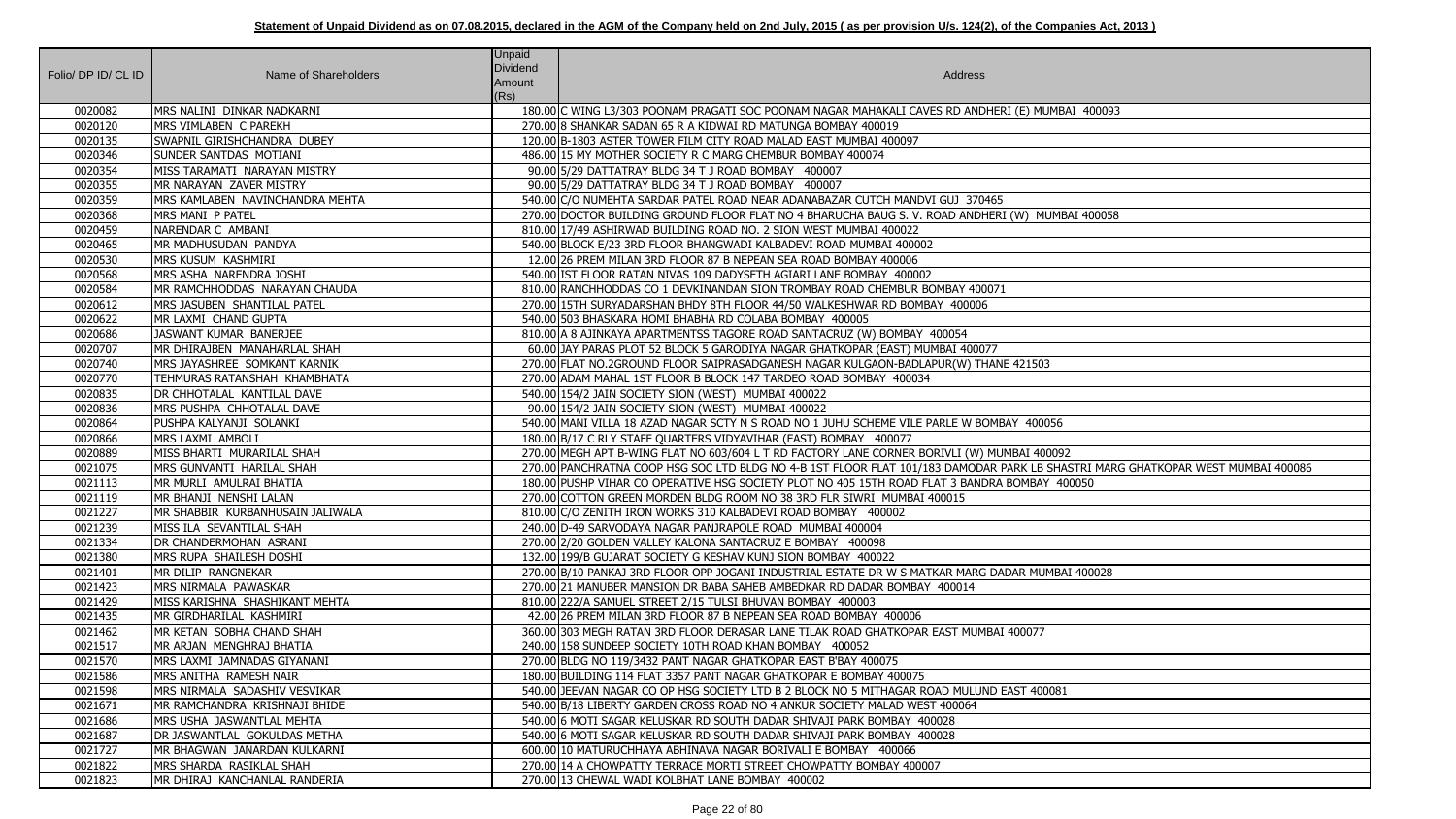**Statement of Unpaid Dividend as on 07.08.2015, declared in the AGM of the Company held on 2nd July, 2015 ( as per provision U/s. 124(2), of the Companies Act, 2013 )**

| Folio/ DP ID/ CL ID | Name of Shareholders | Unpaid Dividend Amount (Rs) | Address |
|---|---|---|---|
| 0020082 | MRS NALINI DINKAR NADKARNI | 180.00 | C WING L3/303 POONAM PRAGATI SOC POONAM NAGAR MAHAKALI CAVES RD ANDHERI (E) MUMBAI 400093 |
| 0020120 | MRS VIMLABEN C PAREKH | 270.00 | 8 SHANKAR SADAN 65 R A KIDWAI RD MATUNGA BOMBAY 400019 |
| 0020135 | SWAPNIL GIRISHCHANDRA DUBEY | 120.00 | B-1803 ASTER TOWER FILM CITY ROAD MALAD EAST MUMBAI 400097 |
| 0020346 | SUNDER SANTDAS MOTIANI | 486.00 | 15 MY MOTHER SOCIETY R C MARG CHEMBUR BOMBAY 400074 |
| 0020354 | MISS TARAMATI NARAYAN MISTRY | 90.00 | 5/29 DATTATRAY BLDG 34 T J ROAD BOMBAY 400007 |
| 0020355 | MR NARAYAN ZAVER MISTRY | 90.00 | 5/29 DATTATRAY BLDG 34 T J ROAD BOMBAY 400007 |
| 0020359 | MRS KAMLABEN NAVINCHANDRA MEHTA | 540.00 | C/O NUMEHTA SARDAR PATEL ROAD NEAR ADANABAZAR CUTCH MANDVI GUJ 370465 |
| 0020368 | MRS MANI P PATEL | 270.00 | DOCTOR BUILDING GROUND FLOOR FLAT NO 4 BHARUCHA BAUG S. V. ROAD ANDHERI (W) MUMBAI 400058 |
| 0020459 | NARENDAR C AMBANI | 810.00 | 17/49 ASHIRWAD BUILDING ROAD NO. 2 SION WEST MUMBAI 400022 |
| 0020465 | MR MADHUSUDAN PANDYA | 540.00 | BLOCK E/23 3RD FLOOR BHANGWADI KALBADEVI ROAD MUMBAI 400002 |
| 0020530 | MRS KUSUM KASHMIRI | 12.00 | 26 PREM MILAN 3RD FLOOR 87 B NEPEAN SEA ROAD BOMBAY 400006 |
| 0020568 | MRS ASHA NARENDRA JOSHI | 540.00 | IST FLOOR RATAN NIVAS 109 DADYSETH AGIARI LANE BOMBAY 400002 |
| 0020584 | MR RAMCHHODDAS NARAYAN CHAUDA | 810.00 | RANCHHODDAS CO 1 DEVKINANDAN SION TROMBAY ROAD CHEMBUR BOMBAY 400071 |
| 0020612 | MRS JASUBEN SHANTILAL PATEL | 270.00 | 15TH SURYADARSHAN BHDY 8TH FLOOR 44/50 WALKESHWAR RD BOMBAY 400006 |
| 0020622 | MR LAXMI CHAND GUPTA | 540.00 | 503 BHASKARA HOMI BHABHA RD COLABA BOMBAY 400005 |
| 0020686 | JASWANT KUMAR BANERJEE | 810.00 | A 8 AJINKAYA APARTMENTSS TAGORE ROAD SANTACRUZ (W) BOMBAY 400054 |
| 0020707 | MR DHIRAJBEN MANAHARLAL SHAH | 60.00 | JAY PARAS PLOT 52 BLOCK 5 GARODIYA NAGAR GHATKOPAR (EAST) MUMBAI 400077 |
| 0020740 | MRS JAYASHREE SOMKANT KARNIK | 270.00 | FLAT NO.2GROUND FLOOR SAIPRASADGANESH NAGAR KULGAON-BADLAPUR(W) THANE 421503 |
| 0020770 | TEHMURAS RATANSHAH KHAMBHATA | 270.00 | ADAM MAHAL 1ST FLOOR B BLOCK 147 TARDEO ROAD BOMBAY 400034 |
| 0020835 | DR CHHOTALAL KANTILAL DAVE | 540.00 | 154/2 JAIN SOCIETY SION (WEST) MUMBAI 400022 |
| 0020836 | MRS PUSHPA CHHOTALAL DAVE | 90.00 | 154/2 JAIN SOCIETY SION (WEST) MUMBAI 400022 |
| 0020864 | PUSHPA KALYANJI SOLANKI | 540.00 | MANI VILLA 18 AZAD NAGAR SCTY N S ROAD NO 1 JUHU SCHEME VILE PARLE W BOMBAY 400056 |
| 0020866 | MRS LAXMI AMBOLI | 180.00 | B/17 C RLY STAFF QUARTERS VIDYAVIHAR (EAST) BOMBAY 400077 |
| 0020889 | MISS BHARTI MURARILAL SHAH | 270.00 | MEGH APT B-WING FLAT NO 603/604 L T RD FACTORY LANE CORNER BORIVLI (W) MUMBAI 400092 |
| 0021075 | MRS GUNVANTI HARILAL SHAH | 270.00 | PANCHRATNA COOP HSG SOC LTD BLDG NO 4-B 1ST FLOOR FLAT 101/183 DAMODAR PARK LB SHASTRI MARG GHATKOPAR WEST MUMBAI 400086 |
| 0021113 | MR MURLI AMULRAI BHATIA | 180.00 | PUSHP VIHAR CO OPERATIVE HSG SOCIETY PLOT NO 405 15TH ROAD FLAT 3 BANDRA BOMBAY 400050 |
| 0021119 | MR BHANJI NENSHI LALAN | 270.00 | COTTON GREEN MORDEN BLDG ROOM NO 38 3RD FLR SIWRI MUMBAI 400015 |
| 0021227 | MR SHABBIR KURBANHUSAIN JALIWALA | 810.00 | C/O ZENITH IRON WORKS 310 KALBADEVI ROAD BOMBAY 400002 |
| 0021239 | MISS ILA SEVANTILAL SHAH | 240.00 | D-49 SARVODAYA NAGAR PANJRAPOLE ROAD MUMBAI 400004 |
| 0021334 | DR CHANDERMOHAN ASRANI | 270.00 | 2/20 GOLDEN VALLEY KALONA SANTACRUZ E BOMBAY 400098 |
| 0021380 | MRS RUPA SHAILESH DOSHI | 132.00 | 199/B GUJARAT SOCIETY G KESHAV KUNJ SION BOMBAY 400022 |
| 0021401 | MR DILIP RANGNEKAR | 270.00 | B/10 PANKAJ 3RD FLOOR OPP JOGANI INDUSTRIAL ESTATE DR W S MATKAR MARG DADAR MUMBAI 400028 |
| 0021423 | MRS NIRMALA PAWASKAR | 270.00 | 21 MANUBER MANSION DR BABA SAHEB AMBEDKAR RD DADAR BOMBAY 400014 |
| 0021429 | MISS KARISHNA SHASHIKANT MEHTA | 810.00 | 222/A SAMUEL STREET 2/15 TULSI BHUVAN BOMBAY 400003 |
| 0021435 | MR GIRDHARILAL KASHMIRI | 42.00 | 26 PREM MILAN 3RD FLOOR 87 B NEPEAN SEA ROAD BOMBAY 400006 |
| 0021462 | MR KETAN SOBHA CHAND SHAH | 360.00 | 303 MEGH RATAN 3RD FLOOR DERASAR LANE TILAK ROAD GHATKOPAR EAST MUMBAI 400077 |
| 0021517 | MR ARJAN MENGHRAJ BHATIA | 240.00 | 158 SUNDEEP SOCIETY 10TH ROAD KHAN BOMBAY 400052 |
| 0021570 | MRS LAXMI JAMNADAS GIYANANI | 270.00 | BLDG NO 119/3432 PANT NAGAR GHATKOPAR EAST B'BAY 400075 |
| 0021586 | MRS ANITHA RAMESH NAIR | 180.00 | BUILDING 114 FLAT 3357 PANT NAGAR GHATKOPAR E BOMBAY 400075 |
| 0021598 | MRS NIRMALA SADASHIV VESVIKAR | 540.00 | JEEVAN NAGAR CO OP HSG SOCIETY LTD B 2 BLOCK NO 5 MITHAGAR ROAD MULUND EAST 400081 |
| 0021671 | MR RAMCHANDRA KRISHNAJI BHIDE | 540.00 | B/18 LIBERTY GARDEN CROSS ROAD NO 4 ANKUR SOCIETY MALAD WEST 400064 |
| 0021686 | MRS USHA JASWANTLAL MEHTA | 540.00 | 6 MOTI SAGAR KELUSKAR RD SOUTH DADAR SHIVAJI PARK BOMBAY 400028 |
| 0021687 | DR JASWANTLAL GOKULDAS METHA | 540.00 | 6 MOTI SAGAR KELUSKAR RD SOUTH DADAR SHIVAJI PARK BOMBAY 400028 |
| 0021727 | MR BHAGWAN JANARDAN KULKARNI | 600.00 | 10 MATURUCHHAYA ABHINAVA NAGAR BORIVALI E BOMBAY 400066 |
| 0021822 | MRS SHARDA RASIKLAL SHAH | 270.00 | 14 A CHOWPATTY TERRACE MORTI STREET CHOWPATTY BOMBAY 400007 |
| 0021823 | MR DHIRAJ KANCHANLAL RANDERIA | 270.00 | 13 CHEWAL WADI KOLBHAT LANE BOMBAY 400002 |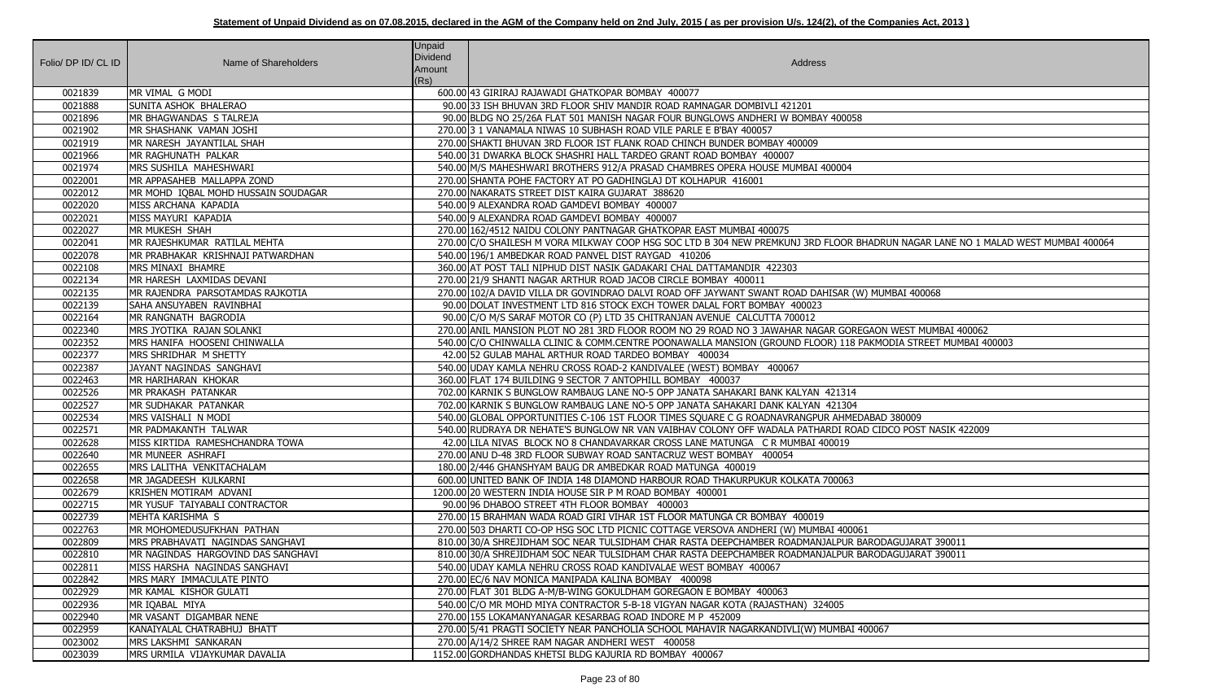**Statement of Unpaid Dividend as on 07.08.2015, declared in the AGM of the Company held on 2nd July, 2015 ( as per provision U/s. 124(2), of the Companies Act, 2013 )**

| Folio/ DP ID/ CL ID | Name of Shareholders | Unpaid Dividend Amount (Rs) | Address |
|---|---|---|---|
| 0021839 | MR VIMAL G MODI | 600.00 | 43 GIRIRAJ RAJAWADI GHATKOPAR BOMBAY 400077 |
| 0021888 | SUNITA ASHOK BHALERAO | 90.00 | 33 ISH BHUVAN 3RD FLOOR SHIV MANDIR ROAD RAMNAGAR DOMBIVLI 421201 |
| 0021896 | MR BHAGWANDAS S TALREJA | 90.00 | BLDG NO 25/26A FLAT 501 MANISH NAGAR FOUR BUNGLOWS ANDHERI W BOMBAY 400058 |
| 0021902 | MR SHASHANK VAMAN JOSHI | 270.00 | 3 1 VANAMALA NIWAS 10 SUBHASH ROAD VILE PARLE E B'BAY 400057 |
| 0021919 | MR NARESH JAYANTILAL SHAH | 270.00 | SHAKTI BHUVAN 3RD FLOOR IST FLANK ROAD CHINCH BUNDER BOMBAY 400009 |
| 0021966 | MR RAGHUNATH PALKAR | 540.00 | 31 DWARKA BLOCK SHASHRI HALL TARDEO GRANT ROAD BOMBAY 400007 |
| 0021974 | MRS SUSHILA MAHESHWARI | 540.00 | M/S MAHESHWARI BROTHERS 912/A PRASAD CHAMBRES OPERA HOUSE MUMBAI 400004 |
| 0022001 | MR APPASAHEB MALLAPPA ZOND | 270.00 | SHANTA POHE FACTORY AT PO GADHINGLAJ DT KOLHAPUR 416001 |
| 0022012 | MR MOHD IQBAL MOHD HUSSAIN SOUDAGAR | 270.00 | NAKARATS STREET DIST KAIRA GUJARAT 388620 |
| 0022020 | MISS ARCHANA KAPADIA | 540.00 | 9 ALEXANDRA ROAD GAMDEVI BOMBAY 400007 |
| 0022021 | MISS MAYURI KAPADIA | 540.00 | 9 ALEXANDRA ROAD GAMDEVI BOMBAY 400007 |
| 0022027 | MR MUKESH SHAH | 270.00 | 162/4512 NAIDU COLONY PANTNAGAR GHATKOPAR EAST MUMBAI 400075 |
| 0022041 | MR RAJESHKUMAR RATILAL MEHTA | 270.00 | C/O SHAILESH M VORA MILKWAY COOP HSG SOC LTD B 304 NEW PREMKUNJ 3RD FLOOR BHADRUN NAGAR LANE NO 1 MALAD WEST MUMBAI 400064 |
| 0022078 | MR PRABHAKAR KRISHNAJI PATWARDHAN | 540.00 | 196/1 AMBEDKAR ROAD PANVEL DIST RAYGAD 410206 |
| 0022108 | MRS MINAXI BHAMRE | 360.00 | AT POST TALI NIPHUD DIST NASIK GADAKARI CHAL DATTAMANDIR 422303 |
| 0022134 | MR HARESH LAXMIDAS DEVANI | 270.00 | 21/9 SHANTI NAGAR ARTHUR ROAD JACOB CIRCLE BOMBAY 400011 |
| 0022135 | MR RAJENDRA PARSOTAMDAS RAJKOTIA | 270.00 | 102/A DAVID VILLA DR GOVINDRAO DALVI ROAD OFF JAYWANT SWANT ROAD DAHISAR (W) MUMBAI 400068 |
| 0022139 | SAHA ANSUYABEN RAVINBHAI | 90.00 | DOLAT INVESTMENT LTD 816 STOCK EXCH TOWER DALAL FORT BOMBAY 400023 |
| 0022164 | MR RANGNATH BAGRODIA | 90.00 | C/O M/S SARAF MOTOR CO (P) LTD 35 CHITRANJAN AVENUE CALCUTTA 700012 |
| 0022340 | MRS JYOTIKA RAJAN SOLANKI | 270.00 | ANIL MANSION PLOT NO 281 3RD FLOOR ROOM NO 29 ROAD NO 3 JAWAHAR NAGAR GOREGAON WEST MUMBAI 400062 |
| 0022352 | MRS HANIFA HOOSENI CHINWALLA | 540.00 | C/O CHINWALLA CLINIC & COMM.CENTRE POONAWALLA MANSION (GROUND FLOOR) 118 PAKMODIA STREET MUMBAI 400003 |
| 0022377 | MRS SHRIDHAR M SHETTY | 42.00 | 52 GULAB MAHAL ARTHUR ROAD TARDEO BOMBAY 400034 |
| 0022387 | JAYANT NAGINDAS SANGHAVI | 540.00 | UDAY KAMLA NEHRU CROSS ROAD-2 KANDIVALEE (WEST) BOMBAY 400067 |
| 0022463 | MR HARIHARAN KHOKAR | 360.00 | FLAT 174 BUILDING 9 SECTOR 7 ANTOPHILL BOMBAY 400037 |
| 0022526 | MR PRAKASH PATANKAR | 702.00 | KARNIK S BUNGLOW RAMBAUG LANE NO-5 OPP JANATA SAHAKARI BANK KALYAN 421314 |
| 0022527 | MR SUDHAKAR PATANKAR | 702.00 | KARNIK S BUNGLOW RAMBAUG LANE NO-5 OPP JANATA SAHAKARI DANK KALYAN 421304 |
| 0022534 | MRS VAISHALI N MODI | 540.00 | GLOBAL OPPORTUNITIES C-106 1ST FLOOR TIMES SQUARE C G ROADNAVRANGPUR AHMEDABAD 380009 |
| 0022571 | MR PADMAKANTH TALWAR | 540.00 | RUDRAYA DR NEHATE'S BUNGLOW NR VAN VAIBHAV COLONY OFF WADALA PATHARDI ROAD CIDCO POST NASIK 422009 |
| 0022628 | MISS KIRTIDA RAMESHCHANDRA TOWA | 42.00 | LILA NIVAS BLOCK NO 8 CHANDAVARKAR CROSS LANE MATUNGA C R MUMBAI 400019 |
| 0022640 | MR MUNEER ASHRAFI | 270.00 | ANU D-48 3RD FLOOR SUBWAY ROAD SANTACRUZ WEST BOMBAY 400054 |
| 0022655 | MRS LALITHA VENKITACHALAM | 180.00 | 2/446 GHANSHYAM BAUG DR AMBEDKAR ROAD MATUNGA 400019 |
| 0022658 | MR JAGADEESH KULKARNI | 600.00 | UNITED BANK OF INDIA 148 DIAMOND HARBOUR ROAD THAKURPUKUR KOLKATA 700063 |
| 0022679 | KRISHEN MOTIRAM ADVANI | 1200.00 | 20 WESTERN INDIA HOUSE SIR P M ROAD BOMBAY 400001 |
| 0022715 | MR YUSUF TAIYABALI CONTRACTOR | 90.00 | 96 DHABOO STREET 4TH FLOOR BOMBAY 400003 |
| 0022739 | MEHTA KARISHMA S | 270.00 | 15 BRAHMAN WADA ROAD GIRI VIHAR 1ST FLOOR MATUNGA CR BOMBAY 400019 |
| 0022763 | MR MOHOMEDUSUFKHAN PATHAN | 270.00 | 503 DHARTI CO-OP HSG SOC LTD PICNIC COTTAGE VERSOVA ANDHERI (W) MUMBAI 400061 |
| 0022809 | MRS PRABHAVATI NAGINDAS SANGHAVI | 810.00 | 30/A SHREJIDHAM SOC NEAR TULSIDHAM CHAR RASTA DEEPCHAMBER ROADMANJALPUR BARODAGUJARAT 390011 |
| 0022810 | MR NAGINDAS HARGOVIND DAS SANGHAVI | 810.00 | 30/A SHREJIDHAM SOC NEAR TULSIDHAM CHAR RASTA DEEPCHAMBER ROADMANJALPUR BARODAGUJARAT 390011 |
| 0022811 | MISS HARSHA NAGINDAS SANGHAVI | 540.00 | UDAY KAMLA NEHRU CROSS ROAD KANDIVALAE WEST BOMBAY 400067 |
| 0022842 | MRS MARY IMMACULATE PINTO | 270.00 | EC/6 NAV MONICA MANIPADA KALINA BOMBAY 400098 |
| 0022929 | MR KAMAL KISHOR GULATI | 270.00 | FLAT 301 BLDG A-M/B-WING GOKULDHAM GOREGAON E BOMBAY 400063 |
| 0022936 | MR IQABAL MIYA | 540.00 | C/O MR MOHD MIYA CONTRACTOR 5-B-18 VIGYAN NAGAR KOTA (RAJASTHAN) 324005 |
| 0022940 | MR VASANT DIGAMBAR NENE | 270.00 | 155 LOKAMANYANAGAR KESARBAG ROAD INDORE M P 452009 |
| 0022959 | KANAIYALAL CHATRABHUJ BHATT | 270.00 | 5/41 PRAGTI SOCIETY NEAR PANCHOLIA SCHOOL MAHAVIR NAGARKANDIVLI(W) MUMBAI 400067 |
| 0023002 | MRS LAKSHMI SANKARAN | 270.00 | A/14/2 SHREE RAM NAGAR ANDHERI WEST 400058 |
| 0023039 | MRS URMILA VIJAYKUMAR DAVALIA | 1152.00 | GORDHANDAS KHETSI BLDG KAJURIA RD BOMBAY 400067 |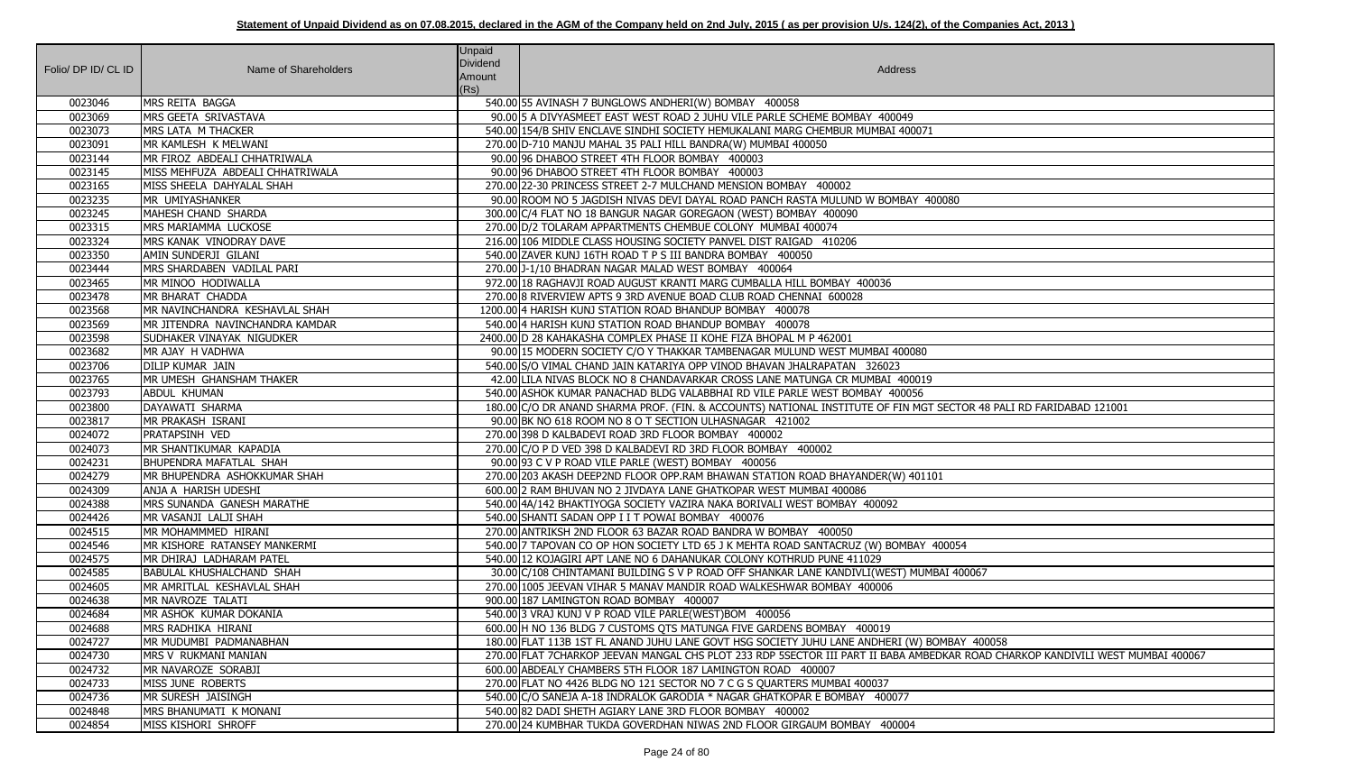**Statement of Unpaid Dividend as on 07.08.2015, declared in the AGM of the Company held on 2nd July, 2015 ( as per provision U/s. 124(2), of the Companies Act, 2013 )**

| Folio/ DP ID/ CL ID | Name of Shareholders | Unpaid Dividend Amount (Rs) | Address |
|---|---|---|---|
| 0023046 | MRS REITA BAGGA | 540.00 | 55 AVINASH 7 BUNGLOWS ANDHERI(W) BOMBAY 400058 |
| 0023069 | MRS GEETA SRIVASTAVA | 90.00 | 5 A DIVYASMEET EAST WEST ROAD 2 JUHU VILE PARLE SCHEME BOMBAY 400049 |
| 0023073 | MRS LATA M THACKER | 540.00 | 154/B SHIV ENCLAVE SINDHI SOCIETY HEMUKALANI MARG CHEMBUR MUMBAI 400071 |
| 0023091 | MR KAMLESH K MELWANI | 270.00 | D-710 MANJU MAHAL 35 PALI HILL BANDRA(W) MUMBAI 400050 |
| 0023144 | MR FIROZ ABDEALI CHHATRIWALA | 90.00 | 96 DHABOO STREET 4TH FLOOR BOMBAY 400003 |
| 0023145 | MISS MEHFUZA ABDEALI CHHATRIWALA | 90.00 | 96 DHABOO STREET 4TH FLOOR BOMBAY 400003 |
| 0023165 | MISS SHEELA DAHYALAL SHAH | 270.00 | 22-30 PRINCESS STREET 2-7 MULCHAND MENSION BOMBAY 400002 |
| 0023235 | MR UMIYASHANKER | 90.00 | ROOM NO 5 JAGDISH NIVAS DEVI DAYAL ROAD PANCH RASTA MULUND W BOMBAY 400080 |
| 0023245 | MAHESH CHAND SHARDA | 300.00 | C/4 FLAT NO 18 BANGUR NAGAR GOREGAON (WEST) BOMBAY 400090 |
| 0023315 | MRS MARIAMMA LUCKOSE | 270.00 | D/2 TOLARAM APPARTMENTS CHEMBUE COLONY MUMBAI 400074 |
| 0023324 | MRS KANAK VINODRAY DAVE | 216.00 | 106 MIDDLE CLASS HOUSING SOCIETY PANVEL DIST RAIGAD 410206 |
| 0023350 | AMIN SUNDERJI GILANI | 540.00 | ZAVER KUNJ 16TH ROAD T P S III BANDRA BOMBAY 400050 |
| 0023444 | MRS SHARDABEN VADILAL PARI | 270.00 | J-1/10 BHADRAN NAGAR MALAD WEST BOMBAY 400064 |
| 0023465 | MR MINOO HODIWALLA | 972.00 | 18 RAGHAVJI ROAD AUGUST KRANTI MARG CUMBALLA HILL BOMBAY 400036 |
| 0023478 | MR BHARAT CHADDA | 270.00 | 8 RIVERVIEW APTS 9 3RD AVENUE BOAD CLUB ROAD CHENNAI 600028 |
| 0023568 | MR NAVINCHANDRA KESHAVLAL SHAH | 1200.00 | 4 HARISH KUNJ STATION ROAD BHANDUP BOMBAY 400078 |
| 0023569 | MR JITENDRA NAVINCHANDRA KAMDAR | 540.00 | 4 HARISH KUNJ STATION ROAD BHANDUP BOMBAY 400078 |
| 0023598 | SUDHAKER VINAYAK NIGUDKER | 2400.00 | D 28 KAHAKASHA COMPLEX PHASE II KOHE FIZA BHOPAL M P 462001 |
| 0023682 | MR AJAY H VADHWA | 90.00 | 15 MODERN SOCIETY C/O Y THAKKAR TAMBENAGAR MULUND WEST MUMBAI 400080 |
| 0023706 | DILIP KUMAR JAIN | 540.00 | S/O VIMAL CHAND JAIN KATARIYA OPP VINOD BHAVAN JHALRAPATAN 326023 |
| 0023765 | MR UMESH GHANSHAM THAKER | 42.00 | LILA NIVAS BLOCK NO 8 CHANDAVARKAR CROSS LANE MATUNGA CR MUMBAI 400019 |
| 0023793 | ABDUL KHUMAN | 540.00 | ASHOK KUMAR PANACHAD BLDG VALABBHAI RD VILE PARLE WEST BOMBAY 400056 |
| 0023800 | DAYAWATI SHARMA | 180.00 | C/O DR ANAND SHARMA PROF. (FIN. & ACCOUNTS) NATIONAL INSTITUTE OF FIN MGT SECTOR 48 PALI RD FARIDABAD 121001 |
| 0023817 | MR PRAKASH ISRANI | 90.00 | BK NO 618 ROOM NO 8 O T SECTION ULHASNAGAR 421002 |
| 0024072 | PRATAPSINH VED | 270.00 | 398 D KALBADEVI ROAD 3RD FLOOR BOMBAY 400002 |
| 0024073 | MR SHANTIKUMAR KAPADIA | 270.00 | C/O P D VED 398 D KALBADEVI RD 3RD FLOOR BOMBAY 400002 |
| 0024231 | BHUPENDRA MAFATLAL SHAH | 90.00 | 93 C V P ROAD VILE PARLE (WEST) BOMBAY 400056 |
| 0024279 | MR BHUPENDRA ASHOKKUMAR SHAH | 270.00 | 203 AKASH DEEP2ND FLOOR OPP.RAM BHAWAN STATION ROAD BHAYANDER(W) 401101 |
| 0024309 | ANJA A HARISH UDESHI | 600.00 | 2 RAM BHUVAN NO 2 JIVDAYA LANE GHATKOPAR WEST MUMBAI 400086 |
| 0024388 | MRS SUNANDA GANESH MARATHE | 540.00 | 4A/142 BHAKTIYOGA SOCIETY VAZIRA NAKA BORIVALI WEST BOMBAY 400092 |
| 0024426 | MR VASANJI LALJI SHAH | 540.00 | SHANTI SADAN OPP I I T POWAI BOMBAY 400076 |
| 0024515 | MR MOHAMMMED HIRANI | 270.00 | ANTRIKSH 2ND FLOOR 63 BAZAR ROAD BANDRA W BOMBAY 400050 |
| 0024546 | MR KISHORE RATANSEY MANKERMI | 540.00 | 7 TAPOVAN CO OP HON SOCIETY LTD 65 J K MEHTA ROAD SANTACRUZ (W) BOMBAY 400054 |
| 0024575 | MR DHIRAJ LADHARAM PATEL | 540.00 | 12 KOJAGIRI APT LANE NO 6 DAHANUKAR COLONY KOTHRUD PUNE 411029 |
| 0024585 | BABULAL KHUSHALCHAND SHAH | 30.00 | C/108 CHINTAMANI BUILDING S V P ROAD OFF SHANKAR LANE KANDIVLI(WEST) MUMBAI 400067 |
| 0024605 | MR AMRITLAL KESHAVLAL SHAH | 270.00 | 1005 JEEVAN VIHAR 5 MANAV MANDIR ROAD WALKESHWAR BOMBAY 400006 |
| 0024638 | MR NAVROZE TALATI | 900.00 | 187 LAMINGTON ROAD BOMBAY 400007 |
| 0024684 | MR ASHOK KUMAR DOKANIA | 540.00 | 3 VRAJ KUNJ V P ROAD VILE PARLE(WEST)BOM 400056 |
| 0024688 | MRS RADHIKA HIRANI | 600.00 | H NO 136 BLDG 7 CUSTOMS QTS MATUNGA FIVE GARDENS BOMBAY 400019 |
| 0024727 | MR MUDUMBI PADMANABHAN | 180.00 | FLAT 113B 1ST FL ANAND JUHU LANE GOVT HSG SOCIETY JUHU LANE ANDHERI (W) BOMBAY 400058 |
| 0024730 | MRS V RUKMANI MANIAN | 270.00 | FLAT 7CHARKOP JEEVAN MANGAL CHS PLOT 233 RDP 5SECTOR III PART II BABA AMBEDKAR ROAD CHARKOP KANDIVILI WEST MUMBAI 400067 |
| 0024732 | MR NAVAROZE SORABJI | 600.00 | ABDEALY CHAMBERS 5TH FLOOR 187 LAMINGTON ROAD 400007 |
| 0024733 | MISS JUNE ROBERTS | 270.00 | FLAT NO 4426 BLDG NO 121 SECTOR NO 7 C G S QUARTERS MUMBAI 400037 |
| 0024736 | MR SURESH JAISINGH | 540.00 | C/O SANEJA A-18 INDRALOK GARODIA * NAGAR GHATKOPAR E BOMBAY 400077 |
| 0024848 | MRS BHANUMATI K MONANI | 540.00 | 82 DADI SHETH AGIARY LANE 3RD FLOOR BOMBAY 400002 |
| 0024854 | MISS KISHORI SHROFF | 270.00 | 24 KUMBHAR TUKDA GOVERDHAN NIWAS 2ND FLOOR GIRGAUM BOMBAY 400004 |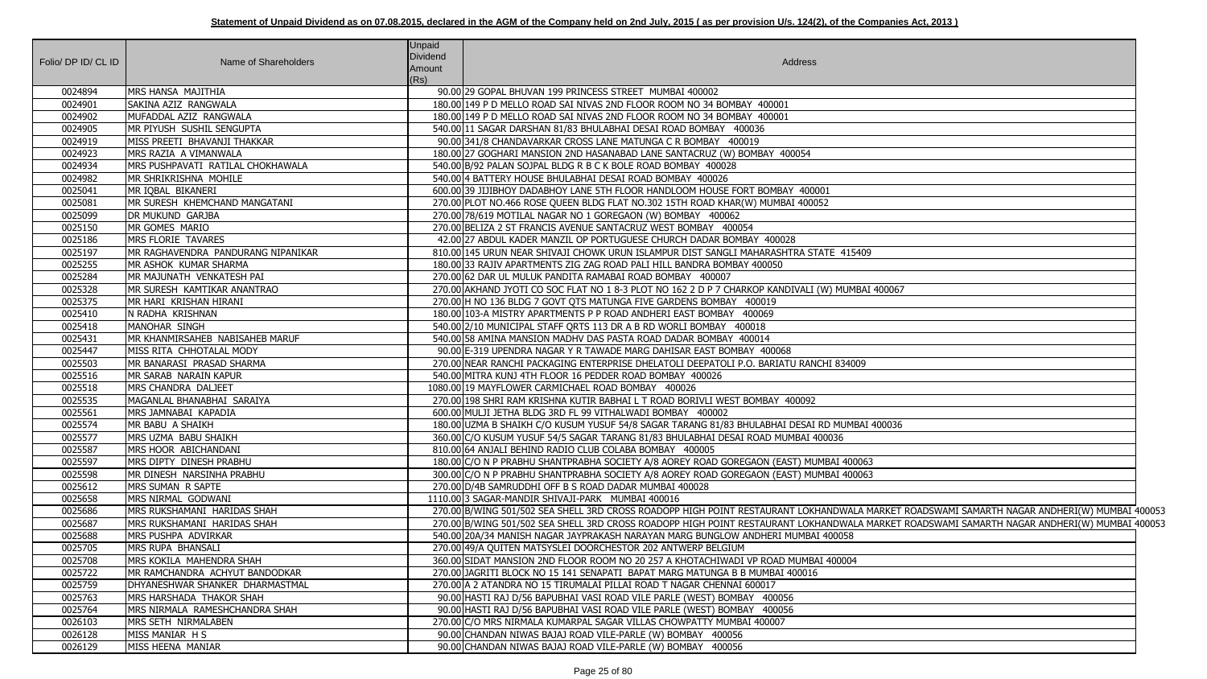**Statement of Unpaid Dividend as on 07.08.2015, declared in the AGM of the Company held on 2nd July, 2015 ( as per provision U/s. 124(2), of the Companies Act, 2013 )**

| Folio/ DP ID/ CL ID | Name of Shareholders | Unpaid Dividend Amount (Rs) | Address |
|---|---|---|---|
| 0024894 | MRS HANSA MAJITHIA | 90.00 | 29 GOPAL BHUVAN 199 PRINCESS STREET MUMBAI 400002 |
| 0024901 | SAKINA AZIZ RANGWALA | 180.00 | 149 P D MELLO ROAD SAI NIVAS 2ND FLOOR ROOM NO 34 BOMBAY 400001 |
| 0024902 | MUFADDAL AZIZ RANGWALA | 180.00 | 149 P D MELLO ROAD SAI NIVAS 2ND FLOOR ROOM NO 34 BOMBAY 400001 |
| 0024905 | MR PIYUSH SUSHIL SENGUPTA | 540.00 | 11 SAGAR DARSHAN 81/83 BHULABHAI DESAI ROAD BOMBAY 400036 |
| 0024919 | MISS PREETI BHAVANJI THAKKAR | 90.00 | 341/8 CHANDAVARKAR CROSS LANE MATUNGA C R BOMBAY 400019 |
| 0024923 | MRS RAZIA A VIMANWALA | 180.00 | 27 GOGHARI MANSION 2ND HASANABAD LANE SANTACRUZ (W) BOMBAY 400054 |
| 0024934 | MRS PUSHPAVATI RATILAL CHOKHAWALA | 540.00 | B/92 PALAN SOJPAL BLDG R B C K BOLE ROAD BOMBAY 400028 |
| 0024982 | MR SHRIKRISHNA MOHILE | 540.00 | 4 BATTERY HOUSE BHULABHAI DESAI ROAD BOMBAY 400026 |
| 0025041 | MR IQBAL BIKANERI | 600.00 | 39 JIJIBHOY DADABHOY LANE 5TH FLOOR HANDLOOM HOUSE FORT BOMBAY 400001 |
| 0025081 | MR SURESH KHEMCHAND MANGATANI | 270.00 | PLOT NO.466 ROSE QUEEN BLDG FLAT NO.302 15TH ROAD KHAR(W) MUMBAI 400052 |
| 0025099 | DR MUKUND GARJBA | 270.00 | 78/619 MOTILAL NAGAR NO 1 GOREGAON (W) BOMBAY 400062 |
| 0025150 | MR GOMES MARIO | 270.00 | BELIZA 2 ST FRANCIS AVENUE SANTACRUZ WEST BOMBAY 400054 |
| 0025186 | MRS FLORIE TAVARES | 42.00 | 27 ABDUL KADER MANZIL OP PORTUGUESE CHURCH DADAR BOMBAY 400028 |
| 0025197 | MR RAGHAVENDRA PANDURANG NIPANIKAR | 810.00 | 145 URUN NEAR SHIVAJI CHOWK URUN ISLAMPUR DIST SANGLI MAHARASHTRA STATE 415409 |
| 0025255 | MR ASHOK KUMAR SHARMA | 180.00 | 33 RAJIV APARTMENTS ZIG ZAG ROAD PALI HILL BANDRA BOMBAY 400050 |
| 0025284 | MR MAJUNATH VENKATESH PAI | 270.00 | 62 DAR UL MULUK PANDITA RAMABAI ROAD BOMBAY 400007 |
| 0025328 | MR SURESH KAMTIKAR ANANTRAO | 270.00 | AKHAND JYOTI CO SOC FLAT NO 1 8-3 PLOT NO 162 2 D P 7 CHARKOP KANDIVALI (W) MUMBAI 400067 |
| 0025375 | MR HARI KRISHAN HIRANI | 270.00 | H NO 136 BLDG 7 GOVT QTS MATUNGA FIVE GARDENS BOMBAY 400019 |
| 0025410 | N RADHA KRISHNAN | 180.00 | 103-A MISTRY APARTMENTS P P ROAD ANDHERI EAST BOMBAY 400069 |
| 0025418 | MANOHAR SINGH | 540.00 | 2/10 MUNICIPAL STAFF QRTS 113 DR A B RD WORLI BOMBAY 400018 |
| 0025431 | MR KHANMIRSAHEB NABISAHEB MARUF | 540.00 | 58 AMINA MANSION MADHV DAS PASTA ROAD DADAR BOMBAY 400014 |
| 0025447 | MISS RITA CHHOTALAL MODY | 90.00 | E-319 UPENDRA NAGAR Y R TAWADE MARG DAHISAR EAST BOMBAY 400068 |
| 0025503 | MR BANARASI PRASAD SHARMA | 270.00 | NEAR RANCHI PACKAGING ENTERPRISE DHELATOLI DEEPATOLI P.O. BARIATU RANCHI 834009 |
| 0025516 | MR SARAB NARAIN KAPUR | 540.00 | MITRA KUNJ 4TH FLOOR 16 PEDDER ROAD BOMBAY 400026 |
| 0025518 | MRS CHANDRA DALJEET | 1080.00 | 19 MAYFLOWER CARMICHAEL ROAD BOMBAY 400026 |
| 0025535 | MAGANLAL BHANABHAI SARAIYA | 270.00 | 198 SHRI RAM KRISHNA KUTIR BABHAI L T ROAD BORIVLI WEST BOMBAY 400092 |
| 0025561 | MRS JAMNABAI KAPADIA | 600.00 | MULJI JETHA BLDG 3RD FL 99 VITHALWADI BOMBAY 400002 |
| 0025574 | MR BABU A SHAIKH | 180.00 | UZMA B SHAIKH C/O KUSUM YUSUF 54/8 SAGAR TARANG 81/83 BHULABHAI DESAI RD MUMBAI 400036 |
| 0025577 | MRS UZMA BABU SHAIKH | 360.00 | C/O KUSUM YUSUF 54/5 SAGAR TARANG 81/83 BHULABHAI DESAI ROAD MUMBAI 400036 |
| 0025587 | MRS HOOR ABICHANDANI | 810.00 | 64 ANJALI BEHIND RADIO CLUB COLABA BOMBAY 400005 |
| 0025597 | MRS DIPTY DINESH PRABHU | 180.00 | C/O N P PRABHU SHANTPRABHA SOCIETY A/8 AOREY ROAD GOREGAON (EAST) MUMBAI 400063 |
| 0025598 | MR DINESH NARSINHA PRABHU | 300.00 | C/O N P PRABHU SHANTPRABHA SOCIETY A/8 AOREY ROAD GOREGAON (EAST) MUMBAI 400063 |
| 0025612 | MRS SUMAN R SAPTE | 270.00 | D/4B SAMRUDDHI OFF B S ROAD DADAR MUMBAI 400028 |
| 0025658 | MRS NIRMAL GODWANI | 1110.00 | 3 SAGAR-MANDIR SHIVAJI-PARK MUMBAI 400016 |
| 0025686 | MRS RUKSHAMANI HARIDAS SHAH | 270.00 | B/WING 501/502 SEA SHELL 3RD CROSS ROADOPP HIGH POINT RESTAURANT LOKHANDWALA MARKET ROADSWAMI SAMARTH NAGAR ANDHERI(W) MUMBAI 400053 |
| 0025687 | MRS RUKSHAMANI HARIDAS SHAH | 270.00 | B/WING 501/502 SEA SHELL 3RD CROSS ROADOPP HIGH POINT RESTAURANT LOKHANDWALA MARKET ROADSWAMI SAMARTH NAGAR ANDHERI(W) MUMBAI 400053 |
| 0025688 | MRS PUSHPA ADVIRKAR | 540.00 | 20A/34 MANISH NAGAR JAYPRAKASH NARAYAN MARG BUNGLOW ANDHERI MUMBAI 400058 |
| 0025705 | MRS RUPA BHANSALI | 270.00 | 49/A QUITEN MATSYSLEI DOORCHESTOR 202 ANTWERP BELGIUM |
| 0025708 | MRS KOKILA MAHENDRA SHAH | 360.00 | SIDAT MANSION 2ND FLOOR ROOM NO 20 257 A KHOTACHIWADI VP ROAD MUMBAI 400004 |
| 0025722 | MR RAMCHANDRA ACHYUT BANDODKAR | 270.00 | JAGRITI BLOCK NO 15 141 SENAPATI BAPAT MARG MATUNGA B B MUMBAI 400016 |
| 0025759 | DHYANESHWAR SHANKER DHARMASTMAL | 270.00 | A 2 ATANDRA NO 15 TIRUMALAI PILLAI ROAD T NAGAR CHENNAI 600017 |
| 0025763 | MRS HARSHADA THAKOR SHAH | 90.00 | HASTI RAJ D/56 BAPUBHAI VASI ROAD VILE PARLE (WEST) BOMBAY 400056 |
| 0025764 | MRS NIRMALA RAMESHCHANDRA SHAH | 90.00 | HASTI RAJ D/56 BAPUBHAI VASI ROAD VILE PARLE (WEST) BOMBAY 400056 |
| 0026103 | MRS SETH NIRMALABEN | 270.00 | C/O MRS NIRMALA KUMARPAL SAGAR VILLAS CHOWPATTY MUMBAI 400007 |
| 0026128 | MISS MANIAR H S | 90.00 | CHANDAN NIWAS BAJAJ ROAD VILE-PARLE (W) BOMBAY 400056 |
| 0026129 | MISS HEENA MANIAR | 90.00 | CHANDAN NIWAS BAJAJ ROAD VILE-PARLE (W) BOMBAY 400056 |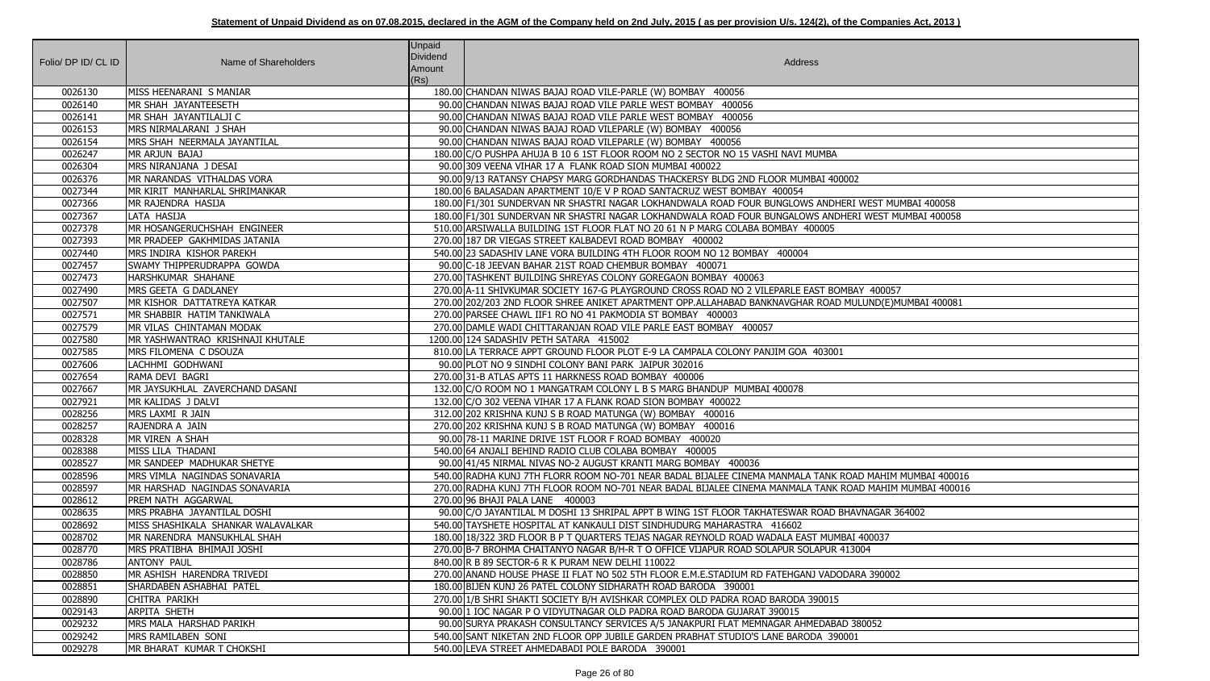**Statement of Unpaid Dividend as on 07.08.2015, declared in the AGM of the Company held on 2nd July, 2015 ( as per provision U/s. 124(2), of the Companies Act, 2013 )**

| Folio/ DP ID/ CL ID | Name of Shareholders | Unpaid Dividend Amount (Rs) | Address |
|---|---|---|---|
| 0026130 | MISS HEENARANI S MANIAR | 180.00 | CHANDAN NIWAS BAJAJ ROAD VILE-PARLE (W) BOMBAY 400056 |
| 0026140 | MR SHAH JAYANTEESETH | 90.00 | CHANDAN NIWAS BAJAJ ROAD VILE PARLE WEST BOMBAY 400056 |
| 0026141 | MR SHAH JAYANTILALJI C | 90.00 | CHANDAN NIWAS BAJAJ ROAD VILE PARLE WEST BOMBAY 400056 |
| 0026153 | MRS NIRMALARANI J SHAH | 90.00 | CHANDAN NIWAS BAJAJ ROAD VILEPARLE (W) BOMBAY 400056 |
| 0026154 | MRS SHAH NEERMALA JAYANTILAL | 90.00 | CHANDAN NIWAS BAJAJ ROAD VILEPARLE (W) BOMBAY 400056 |
| 0026247 | MR ARJUN BAJAJ | 180.00 | C/O PUSHPA AHUJA B 10 6 1ST FLOOR ROOM NO 2 SECTOR NO 15 VASHI NAVI MUMBA |
| 0026304 | MRS NIRANJANA J DESAI | 90.00 | 309 VEENA VIHAR 17 A FLANK ROAD SION MUMBAI 400022 |
| 0026376 | MR NARANDAS VITHALDAS VORA | 90.00 | 9/13 RATANSY CHAPSY MARG GORDHANDAS THACKERSY BLDG 2ND FLOOR MUMBAI 400002 |
| 0027344 | MR KIRIT MANHARLAL SHRIMANKAR | 180.00 | 6 BALASADAN APARTMENT 10/E V P ROAD SANTACRUZ WEST BOMBAY 400054 |
| 0027366 | MR RAJENDRA HASIJA | 180.00 | F1/301 SUNDERVAN NR SHASTRI NAGAR LOKHANDWALA ROAD FOUR BUNGLOWS ANDHERI WEST MUMBAI 400058 |
| 0027367 | LATA HASIJA | 180.00 | F1/301 SUNDERVAN NR SHASTRI NAGAR LOKHANDWALA ROAD FOUR BUNGALOWS ANDHERI WEST MUMBAI 400058 |
| 0027378 | MR HOSANGERUCHSHAH ENGINEER | 510.00 | ARSIWALLA BUILDING 1ST FLOOR FLAT NO 20 61 N P MARG COLABA BOMBAY 400005 |
| 0027393 | MR PRADEEP GAKHMIDAS JATANIA | 270.00 | 187 DR VIEGAS STREET KALBADEVI ROAD BOMBAY 400002 |
| 0027440 | MRS INDIRA KISHOR PAREKH | 540.00 | 23 SADASHIV LANE VORA BUILDING 4TH FLOOR ROOM NO 12 BOMBAY 400004 |
| 0027457 | SWAMY THIPPERUDRAPPA GOWDA | 90.00 | C-18 JEEVAN BAHAR 21ST ROAD CHEMBUR BOMBAY 400071 |
| 0027473 | HARSHKUMAR SHAHANE | 270.00 | TASHKENT BUILDING SHREYAS COLONY GOREGAON BOMBAY 400063 |
| 0027490 | MRS GEETA G DADLANEY | 270.00 | A-11 SHIVKUMAR SOCIETY 167-G PLAYGROUND CROSS ROAD NO 2 VILEPARLE EAST BOMBAY 400057 |
| 0027507 | MR KISHOR DATTATREYA KATKAR | 270.00 | 202/203 2ND FLOOR SHREE ANIKET APARTMENT OPP.ALLAHABAD BANKNAVGHAR ROAD MULUND(E)MUMBAI 400081 |
| 0027571 | MR SHABBIR HATIM TANKIWALA | 270.00 | PARSEE CHAWL IIF1 RO NO 41 PAKMODIA ST BOMBAY 400003 |
| 0027579 | MR VILAS CHINTAMAN MODAK | 270.00 | DAMLE WADI CHITTARANJAN ROAD VILE PARLE EAST BOMBAY 400057 |
| 0027580 | MR YASHWANTRAO KRISHNAJI KHUTALE | 1200.00 | 124 SADASHIV PETH SATARA 415002 |
| 0027585 | MRS FILOMENA C DSOUZA | 810.00 | LA TERRACE APPT GROUND FLOOR PLOT E-9 LA CAMPALA COLONY PANJIM GOA 403001 |
| 0027606 | LACHHMI GODHWANI | 90.00 | PLOT NO 9 SINDHI COLONY BANI PARK JAIPUR 302016 |
| 0027654 | RAMA DEVI BAGRI | 270.00 | 31-B ATLAS APTS 11 HARKNESS ROAD BOMBAY 400006 |
| 0027667 | MR JAYSUKHLAL ZAVERCHAND DASANI | 132.00 | C/O ROOM NO 1 MANGATRAM COLONY L B S MARG BHANDUP MUMBAI 400078 |
| 0027921 | MR KALIDAS J DALVI | 132.00 | C/O 302 VEENA VIHAR 17 A FLANK ROAD SION BOMBAY 400022 |
| 0028256 | MRS LAXMI R JAIN | 312.00 | 202 KRISHNA KUNJ S B ROAD MATUNGA (W) BOMBAY 400016 |
| 0028257 | RAJENDRA A JAIN | 270.00 | 202 KRISHNA KUNJ S B ROAD MATUNGA (W) BOMBAY 400016 |
| 0028328 | MR VIREN A SHAH | 90.00 | 78-11 MARINE DRIVE 1ST FLOOR F ROAD BOMBAY 400020 |
| 0028388 | MISS LILA THADANI | 540.00 | 64 ANJALI BEHIND RADIO CLUB COLABA BOMBAY 400005 |
| 0028527 | MR SANDEEP MADHUKAR SHETYE | 90.00 | 41/45 NIRMAL NIVAS NO-2 AUGUST KRANTI MARG BOMBAY 400036 |
| 0028596 | MRS VIMLA NAGINDAS SONAVARIA | 540.00 | RADHA KUNJ 7TH FLORR ROOM NO-701 NEAR BADAL BIJALEE CINEMA MANMALA TANK ROAD MAHIM MUMBAI 400016 |
| 0028597 | MR HARSHAD NAGINDAS SONAVARIA | 270.00 | RADHA KUNJ 7TH FLOOR ROOM NO-701 NEAR BADAL BIJALEE CINEMA MANMALA TANK ROAD MAHIM MUMBAI 400016 |
| 0028612 | PREM NATH AGGARWAL | 270.00 | 96 BHAJI PALA LANE 400003 |
| 0028635 | MRS PRABHA JAYANTILAL DOSHI | 90.00 | C/O JAYANTILAL M DOSHI 13 SHRIPAL APPT B WING 1ST FLOOR TAKHATESWAR ROAD BHAVNAGAR 364002 |
| 0028692 | MISS SHASHIKALA SHANKAR WALAVALKAR | 540.00 | TAYSHETE HOSPITAL AT KANKAULI DIST SINDHUDURG MAHARASTRA 416602 |
| 0028702 | MR NARENDRA MANSUKHLAL SHAH | 180.00 | 18/322 3RD FLOOR B P T QUARTERS TEJAS NAGAR REYNOLD ROAD WADALA EAST MUMBAI 400037 |
| 0028770 | MRS PRATIBHA BHIMAJI JOSHI | 270.00 | B-7 BROHMA CHAITANYO NAGAR B/H-R T O OFFICE VIJAPUR ROAD SOLAPUR SOLAPUR 413004 |
| 0028786 | ANTONY PAUL | 840.00 | R B 89 SECTOR-6 R K PURAM NEW DELHI 110022 |
| 0028850 | MR ASHISH HARENDRA TRIVEDI | 270.00 | ANAND HOUSE PHASE II FLAT NO 502 5TH FLOOR E.M.E.STADIUM RD FATEHGANJ VADODARA 390002 |
| 0028851 | SHARDABEN ASHABHAI PATEL | 180.00 | BIJEN KUNJ 26 PATEL COLONY SIDHARATH ROAD BARODA 390001 |
| 0028890 | CHITRA PARIKH | 270.00 | 1/B SHRI SHAKTI SOCIETY B/H AVISHKAR COMPLEX OLD PADRA ROAD BARODA 390015 |
| 0029143 | ARPITA SHETH | 90.00 | 1 IOC NAGAR P O VIDYUTNAGAR OLD PADRA ROAD BARODA GUJARAT 390015 |
| 0029232 | MRS MALA HARSHAD PARIKH | 90.00 | SURYA PRAKASH CONSULTANCY SERVICES A/5 JANAKPURI FLAT MEMNAGAR AHMEDABAD 380052 |
| 0029242 | MRS RAMILABEN SONI | 540.00 | SANT NIKETAN 2ND FLOOR OPP JUBILE GARDEN PRABHAT STUDIO'S LANE BARODA 390001 |
| 0029278 | MR BHARAT KUMAR T CHOKSHI | 540.00 | LEVA STREET AHMEDABADI POLE BARODA 390001 |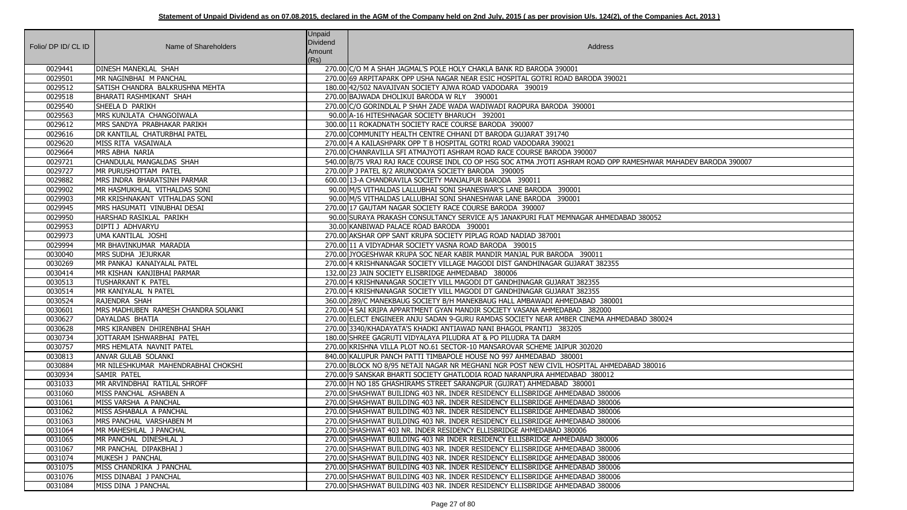**Statement of Unpaid Dividend as on 07.08.2015, declared in the AGM of the Company held on 2nd July, 2015 ( as per provision U/s. 124(2), of the Companies Act, 2013 )**

| Folio/ DP ID/ CL ID | Name of Shareholders | Unpaid Dividend Amount (Rs) | Address |
|---|---|---|---|
| 0029441 | DINESH MANEKLAL SHAH | 270.00 | C/O M A SHAH JAGMAL'S POLE HOLY CHAKLA BANK RD BARODA 390001 |
| 0029501 | MR NAGINBHAI M PANCHAL | 270.00 | 69 ARPITAPARK OPP USHA NAGAR NEAR ESIC HOSPITAL GOTRI ROAD BARODA 390021 |
| 0029512 | SATISH CHANDRA BALKRUSHNA MEHTA | 180.00 | 42/502 NAVAJIVAN SOCIETY AJWA ROAD VADODARA 390019 |
| 0029518 | BHARATI RASHMIKANT SHAH | 270.00 | BAJWADA DHOLIKUI BARODA W RLY 390001 |
| 0029540 | SHEELA D PARIKH | 270.00 | C/O GORINDLAL P SHAH ZADE WADA WADIWADI RAOPURA BARODA 390001 |
| 0029563 | MRS KUNJLATA CHANGOIWALA | 90.00 | A-16 HITESHNAGAR SOCIETY BHARUCH 392001 |
| 0029612 | MRS SANDYA PRABHAKAR PARIKH | 300.00 | 11 ROKADNATH SOCIETY RACE COURSE BARODA 390007 |
| 0029616 | DR KANTILAL CHATURBHAI PATEL | 270.00 | COMMUNITY HEALTH CENTRE CHHANI DT BARODA GUJARAT 391740 |
| 0029620 | MISS RITA VASAIWALA | 270.00 | 4 A KAILASHPARK OPP T B HOSPITAL GOTRI ROAD VADODARA 390021 |
| 0029664 | MRS ABHA NARIA | 270.00 | CHANRAVILLA SFI ATMAJYOTI ASHRAM ROAD RACE COURSE BARODA 390007 |
| 0029721 | CHANDULAL MANGALDAS SHAH | 540.00 | B/75 VRAJ RAJ RACE COURSE INDL CO OP HSG SOC ATMA JYOTI ASHRAM ROAD OPP RAMESHWAR MAHADEV BARODA 390007 |
| 0029727 | MR PURUSHOTTAM PATEL | 270.00 | P J PATEL 8/2 ARUNODAYA SOCIETY BARODA 390005 |
| 0029882 | MRS INDRA BHARATSINH PARMAR | 600.00 | 13-A CHANDRAVILA SOCIETY MANJALPUR BARODA 390011 |
| 0029902 | MR HASMUKHLAL VITHALDAS SONI | 90.00 | M/S VITHALDAS LALLUBHAI SONI SHANESWAR'S LANE BARODA 390001 |
| 0029903 | MR KRISHNAKANT VITHALDAS SONI | 90.00 | M/S VITHALDAS LALLUBHAI SONI SHANESHWAR LANE BARODA 390001 |
| 0029945 | MRS HASUMATI VINUBHAI DESAI | 270.00 | 17 GAUTAM NAGAR SOCIETY RACE COURSE BARODA 390007 |
| 0029950 | HARSHAD RASIKLAL PARIKH | 90.00 | SURAYA PRAKASH CONSULTANCY SERVICE A/5 JANAKPURI FLAT MEMNAGAR AHMEDABAD 380052 |
| 0029953 | DIPTI J ADHVARYU | 30.00 | KANBIWAD PALACE ROAD BARODA 390001 |
| 0029973 | UMA KANTILAL JOSHI | 270.00 | AKSHAR OPP SANT KRUPA SOCIETY PIPLAG ROAD NADIAD 387001 |
| 0029994 | MR BHAVINKUMAR MARADIA | 270.00 | 11 A VIDYADHAR SOCIETY VASNA ROAD BARODA 390015 |
| 0030040 | MRS SUDHA JEJURKAR | 270.00 | JYOGESHWAR KRUPA SOC NEAR KABIR MANDIR MANJAL PUR BARODA 390011 |
| 0030269 | MR PANKAJ KANAIYALAL PATEL | 270.00 | 4 KRISHNANAGAR SOCIETY VILLAGE MAGODI DIST GANDHINAGAR GUJARAT 382355 |
| 0030414 | MR KISHAN KANJIBHAI PARMAR | 132.00 | 23 JAIN SOCIETY ELISBRIDGE AHMEDABAD 380006 |
| 0030513 | TUSHARKANT K PATEL | 270.00 | 4 KRISHNANAGAR SOCIETY VILL MAGODI DT GANDHINAGAR GUJARAT 382355 |
| 0030514 | MR KANIYALAL N PATEL | 270.00 | 4 KRISHNANAGAR SOCIETY VILL MAGODI DT GANDHINAGAR GUJARAT 382355 |
| 0030524 | RAJENDRA SHAH | 360.00 | 289/C MANEKBAUG SOCIETY B/H MANEKBAUG HALL AMBAWADI AHMEDABAD 380001 |
| 0030601 | MRS MADHUBEN RAMESH CHANDRA SOLANKI | 270.00 | 4 SAI KRIPA APPARTMENT GYAN MANDIR SOCIETY VASANA AHMEDABAD 382000 |
| 0030627 | DAYALDAS BHATIA | 270.00 | ELECT ENGINEER ANJU SADAN 9-GURU RAMDAS SOCIETY NEAR AMBER CINEMA AHMEDABAD 380024 |
| 0030628 | MRS KIRANBEN DHIRENBHAI SHAH | 270.00 | 3340/KHADAYATA'S KHADKI ANTIAWAD NANI BHAGOL PRANTIJ 383205 |
| 0030734 | JOTTARAM ISHWARBHAI PATEL | 180.00 | SHREE GAGRUTI VIDYALAYA PILUDRA AT & PO PILUDRA TA DARM |
| 0030757 | MRS HEMLATA NAVNIT PATEL | 270.00 | KRISHNA VILLA PLOT NO.61 SECTOR-10 MANSAROVAR SCHEME JAIPUR 302020 |
| 0030813 | ANVAR GULAB SOLANKI | 840.00 | KALUPUR PANCH PATTI TIMBAPOLE HOUSE NO 997 AHMEDABAD 380001 |
| 0030884 | MR NILESHKUMAR MAHENDRABHAI CHOKSHI | 270.00 | BLOCK NO 8/95 NETAJI NAGAR NR MEGHANI NGR POST NEW CIVIL HOSPITAL AHMEDABAD 380016 |
| 0030934 | SAMIR PATEL | 270.00 | 9 SANSKAR BHARTI SOCIETY GHATLODIA ROAD NARANPURA AHMEDABAD 380012 |
| 0031033 | MR ARVINDBHAI RATILAL SHROFF | 270.00 | H NO 185 GHASHIRAMS STREET SARANGPUR (GUJRAT) AHMEDABAD 380001 |
| 0031060 | MISS PANCHAL ASHABEN A | 270.00 | SHASHWAT BUILIDNG 403 NR. INDER RESIDENCY ELLISBRIDGE AHMEDABAD 380006 |
| 0031061 | MISS VARSHA A PANCHAL | 270.00 | SHASHWAT BUILDING 403 NR. INDER RESIDENCY ELLISBRIDGE AHMEDABAD 380006 |
| 0031062 | MISS ASHABALA A PANCHAL | 270.00 | SHASHWAT BUILDING 403 NR. INDER RESIDENCY ELLISBRIDGE AHMEDABAD 380006 |
| 0031063 | MRS PANCHAL VARSHABEN M | 270.00 | SHASHWAT BUILDING 403 NR. INDER RESIDENCY ELLISBRIDGE AHMEDABAD 380006 |
| 0031064 | MR MAHESHLAL J PANCHAL | 270.00 | SHASHWAT 403 NR. INDER RESIDENCY ELLISBRIDGE AHMEDABAD 380006 |
| 0031065 | MR PANCHAL DINESHLAL J | 270.00 | SHASHWAT BUILDING 403 NR INDER RESIDENCY ELLISBRIDGE AHMEDABAD 380006 |
| 0031067 | MR PANCHAL DIPAKBHAI J | 270.00 | SHASHWAT BUILDING 403 NR. INDER RESIDENCY ELLISBRIDGE AHMEDABAD 380006 |
| 0031074 | MUKESH J PANCHAL | 270.00 | SHASHWAT BUILDING 403 NR. INDER RESIDENCY ELLISBRIDGE AHMEDABAD 380006 |
| 0031075 | MISS CHANDRIKA J PANCHAL | 270.00 | SHASHWAT BUILDING 403 NR. INDER RESIDENCY ELLISBRIDGE AHMEDABAD 380006 |
| 0031076 | MISS DINABAI J PANCHAL | 270.00 | SHASHWAT BUILDING 403 NR. INDER RESIDENCY ELLISBRIDGE AHMEDABAD 380006 |
| 0031084 | MISS DINA J PANCHAL | 270.00 | SHASHWAT BUILDING 403 NR. INDER RESIDENCY ELLISBRIDGE AHMEDABAD 380006 |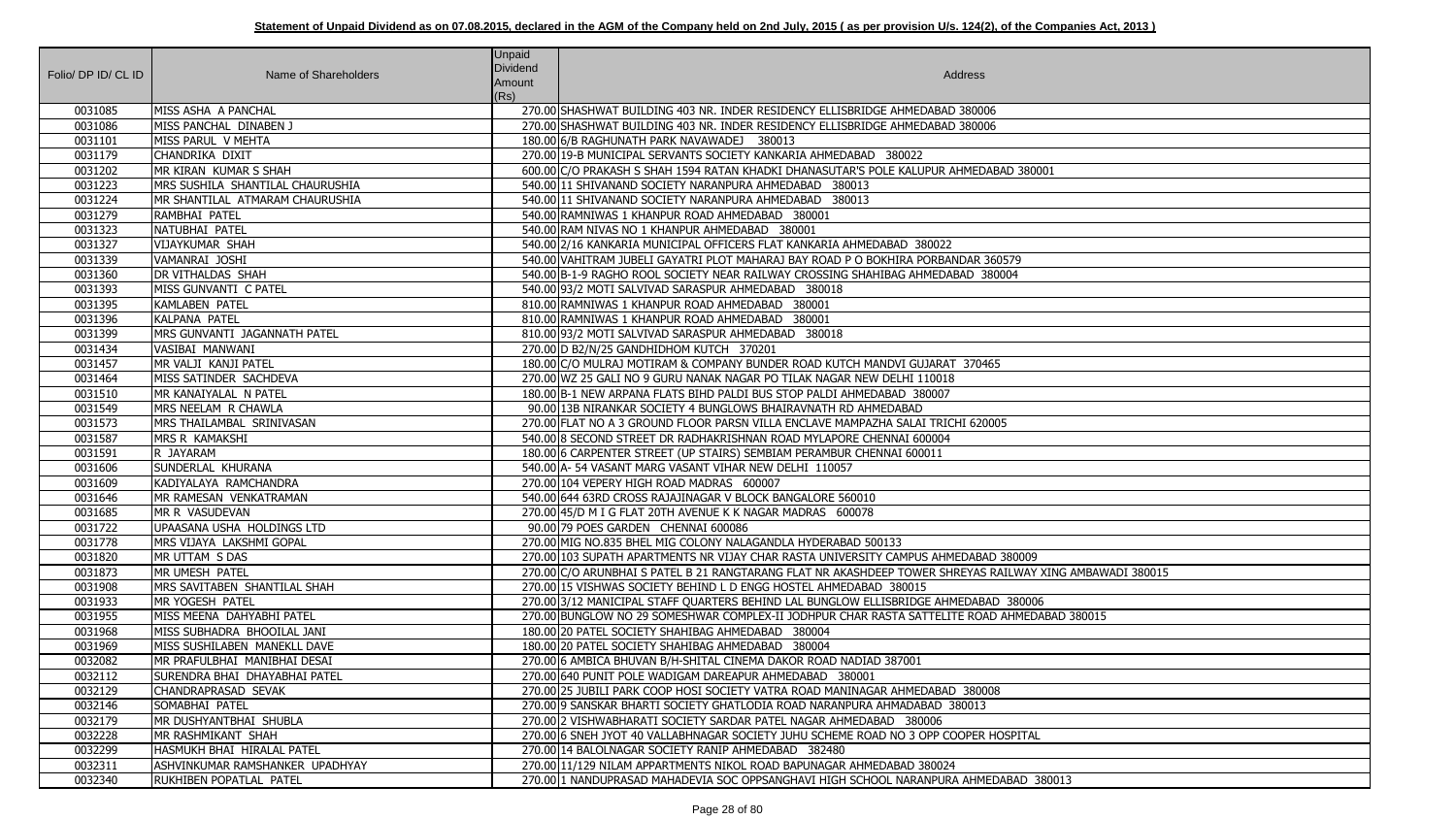**Statement of Unpaid Dividend as on 07.08.2015, declared in the AGM of the Company held on 2nd July, 2015 ( as per provision U/s. 124(2), of the Companies Act, 2013 )**

| Folio/ DP ID/ CL ID | Name of Shareholders | Unpaid Dividend Amount (Rs) | Address |
|---|---|---|---|
| 0031085 | MISS ASHA A PANCHAL | 270.00 | SHASHWAT BUILDING 403 NR. INDER RESIDENCY ELLISBRIDGE AHMEDABAD 380006 |
| 0031086 | MISS PANCHAL DINABEN J | 270.00 | SHASHWAT BUILDING 403 NR. INDER RESIDENCY ELLISBRIDGE AHMEDABAD 380006 |
| 0031101 | MISS PARUL V MEHTA | 180.00 | 6/B RAGHUNATH PARK NAVAWADEJ 380013 |
| 0031179 | CHANDRIKA DIXIT | 270.00 | 19-B MUNICIPAL SERVANTS SOCIETY KANKARIA AHMEDABAD 380022 |
| 0031202 | MR KIRAN KUMAR S SHAH | 600.00 | C/O PRAKASH S SHAH 1594 RATAN KHADKI DHANASUTAR'S POLE KALUPUR AHMEDABAD 380001 |
| 0031223 | MRS SUSHILA SHANTILAL CHAURUSHIA | 540.00 | 11 SHIVANAND SOCIETY NARANPURA AHMEDABAD 380013 |
| 0031224 | MR SHANTILAL ATMARAM CHAURUSHIA | 540.00 | 11 SHIVANAND SOCIETY NARANPURA AHMEDABAD 380013 |
| 0031279 | RAMBHAI PATEL | 540.00 | RAMNIWAS 1 KHANPUR ROAD AHMEDABAD 380001 |
| 0031323 | NATUBHAI PATEL | 540.00 | RAM NIVAS NO 1 KHANPUR AHMEDABAD 380001 |
| 0031327 | VIJAYKUMAR SHAH | 540.00 | 2/16 KANKARIA MUNICIPAL OFFICERS FLAT KANKARIA AHMEDABAD 380022 |
| 0031339 | VAMANRAI JOSHI | 540.00 | VAHITRAM JUBELI GAYATRI PLOT MAHARAJ BAY ROAD P O BOKHIRA PORBANDAR 360579 |
| 0031360 | DR VITHALDAS SHAH | 540.00 | B-1-9 RAGHO ROOL SOCIETY NEAR RAILWAY CROSSING SHAHIBAG AHMEDABAD 380004 |
| 0031393 | MISS GUNVANTI C PATEL | 540.00 | 93/2 MOTI SALVIVAD SARASPUR AHMEDABAD 380018 |
| 0031395 | KAMLABEN PATEL | 810.00 | RAMNIWAS 1 KHANPUR ROAD AHMEDABAD 380001 |
| 0031396 | KALPANA PATEL | 810.00 | RAMNIWAS 1 KHANPUR ROAD AHMEDABAD 380001 |
| 0031399 | MRS GUNVANTI JAGANNATH PATEL | 810.00 | 93/2 MOTI SALVIVAD SARASPUR AHMEDABAD 380018 |
| 0031434 | VASIBAI MANWANI | 270.00 | D B2/N/25 GANDHIDHOM KUTCH 370201 |
| 0031457 | MR VALJI KANJI PATEL | 180.00 | C/O MULRAJ MOTIRAM & COMPANY BUNDER ROAD KUTCH MANDVI GUJARAT 370465 |
| 0031464 | MISS SATINDER SACHDEVA | 270.00 | WZ 25 GALI NO 9 GURU NANAK NAGAR PO TILAK NAGAR NEW DELHI 110018 |
| 0031510 | MR KANAIYALAL N PATEL | 180.00 | B-1 NEW ARPANA FLATS BIHD PALDI BUS STOP PALDI AHMEDABAD 380007 |
| 0031549 | MRS NEELAM R CHAWLA | 90.00 | 13B NIRANKAR SOCIETY 4 BUNGLOWS BHAIRAVNATH RD AHMEDABAD |
| 0031573 | MRS THAILAMBAL SRINIVASAN | 270.00 | FLAT NO A 3 GROUND FLOOR PARSN VILLA ENCLAVE MAMPAZHA SALAI TRICHI 620005 |
| 0031587 | MRS R KAMAKSHI | 540.00 | 8 SECOND STREET DR RADHAKRISHNAN ROAD MYLAPORE CHENNAI 600004 |
| 0031591 | R JAYARAM | 180.00 | 6 CARPENTER STREET (UP STAIRS) SEMBIAM PERAMBUR CHENNAI 600011 |
| 0031606 | SUNDERLAL KHURANA | 540.00 | A- 54 VASANT MARG VASANT VIHAR NEW DELHI 110057 |
| 0031609 | KADIYALAYA RAMCHANDRA | 270.00 | 104 VEPERY HIGH ROAD MADRAS 600007 |
| 0031646 | MR RAMESAN VENKATRAMAN | 540.00 | 644 63RD CROSS RAJAJINAGAR V BLOCK BANGALORE 560010 |
| 0031685 | MR R VASUDEVAN | 270.00 | 45/D M I G FLAT 20TH AVENUE K K NAGAR MADRAS 600078 |
| 0031722 | UPAASANA USHA HOLDINGS LTD | 90.00 | 79 POES GARDEN CHENNAI 600086 |
| 0031778 | MRS VIJAYA LAKSHMI GOPAL | 270.00 | MIG NO.835 BHEL MIG COLONY NALAGANDLA HYDERABAD 500133 |
| 0031820 | MR UTTAM S DAS | 270.00 | 103 SUPATH APARTMENTS NR VIJAY CHAR RASTA UNIVERSITY CAMPUS AHMEDABAD 380009 |
| 0031873 | MR UMESH PATEL | 270.00 | C/O ARUNBHAI S PATEL B 21 RANGTARANG FLAT NR AKASHDEEP TOWER SHREYAS RAILWAY XING AMBAWADI 380015 |
| 0031908 | MRS SAVITABEN SHANTILAL SHAH | 270.00 | 15 VISHWAS SOCIETY BEHIND L D ENGG HOSTEL AHMEDABAD 380015 |
| 0031933 | MR YOGESH PATEL | 270.00 | 3/12 MANICIPAL STAFF QUARTERS BEHIND LAL BUNGLOW ELLISBRIDGE AHMEDABAD 380006 |
| 0031955 | MISS MEENA DAHYABHI PATEL | 270.00 | BUNGLOW NO 29 SOMESHWAR COMPLEX-II JODHPUR CHAR RASTA SATTELITE ROAD AHMEDABAD 380015 |
| 0031968 | MISS SUBHADRA BHOOILAL JANI | 180.00 | 20 PATEL SOCIETY SHAHIBAG AHMEDABAD 380004 |
| 0031969 | MISS SUSHILABEN MANEKLL DAVE | 180.00 | 20 PATEL SOCIETY SHAHIBAG AHMEDABAD 380004 |
| 0032082 | MR PRAFULBHAI MANIBHAI DESAI | 270.00 | 6 AMBICA BHUVAN B/H-SHITAL CINEMA DAKOR ROAD NADIAD 387001 |
| 0032112 | SURENDRA BHAI DHAYABHAI PATEL | 270.00 | 640 PUNIT POLE WADIGAM DAREAPUR AHMEDABAD 380001 |
| 0032129 | CHANDRAPRASAD SEVAK | 270.00 | 25 JUBILI PARK COOP HOSI SOCIETY VATRA ROAD MANINAGAR AHMEDABAD 380008 |
| 0032146 | SOMABHAI PATEL | 270.00 | 9 SANSKAR BHARTI SOCIETY GHATLODIA ROAD NARANPURA AHMADABAD 380013 |
| 0032179 | MR DUSHYANTBHAI SHUBLA | 270.00 | 2 VISHWABHARATI SOCIETY SARDAR PATEL NAGAR AHMEDABAD 380006 |
| 0032228 | MR RASHMIKANT SHAH | 270.00 | 6 SNEH JYOT 40 VALLABHNAGAR SOCIETY JUHU SCHEME ROAD NO 3 OPP COOPER HOSPITAL |
| 0032299 | HASMUKH BHAI HIRALAL PATEL | 270.00 | 14 BALOLNAGAR SOCIETY RANIP AHMEDABAD 382480 |
| 0032311 | ASHVINKUMAR RAMSHANKER UPADHYAY | 270.00 | 11/129 NILAM APPARTMENTS NIKOL ROAD BAPUNAGAR AHMEDABAD 380024 |
| 0032340 | RUKHIBEN POPATLAL PATEL | 270.00 | 1 NANDUPRASAD MAHADEVIA SOC OPPSANGHAVI HIGH SCHOOL NARANPURA AHMEDABAD 380013 |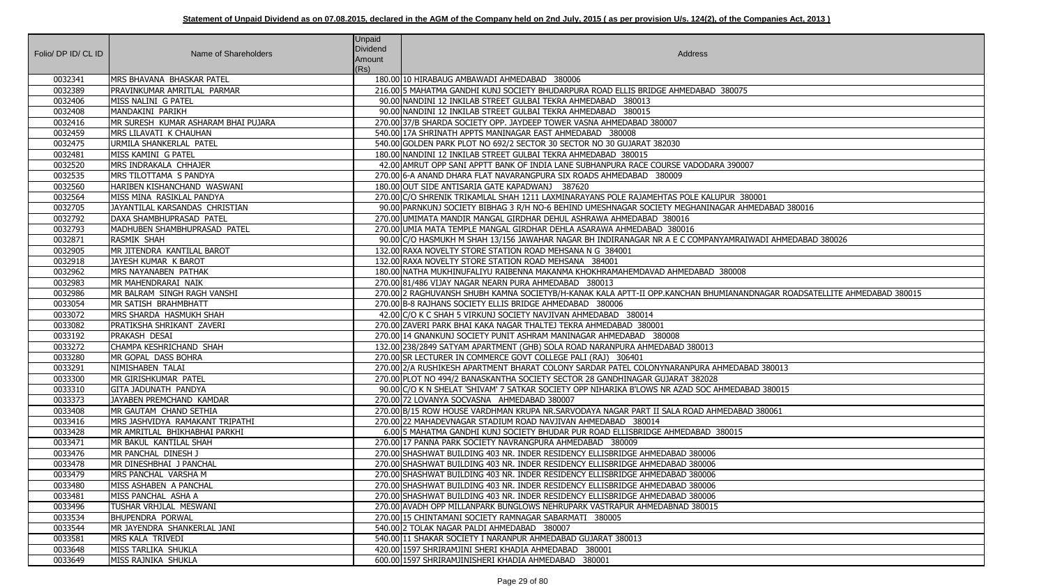**Statement of Unpaid Dividend as on 07.08.2015, declared in the AGM of the Company held on 2nd July, 2015 ( as per provision U/s. 124(2), of the Companies Act, 2013 )**

| Folio/ DP ID/ CL ID | Name of Shareholders | Unpaid Dividend Amount (Rs) | Address |
|---|---|---|---|
| 0032341 | MRS BHAVANA BHASKAR PATEL | 180.00 | 10 HIRABAUG AMBAWADI AHMEDABAD 380006 |
| 0032389 | PRAVINKUMAR AMRITLAL PARMAR | 216.00 | 5 MAHATMA GANDHI KUNJ SOCIETY BHUDARPURA ROAD ELLIS BRIDGE AHMEDABAD 380075 |
| 0032406 | MISS NALINI G PATEL | 90.00 | NANDINI 12 INKILAB STREET GULBAI TEKRA AHMEDABAD 380013 |
| 0032408 | MANDAKINI PARIKH | 90.00 | NANDINI 12 INKILAB STREET GULBAI TEKRA AHMEDABAD 380015 |
| 0032416 | MR SURESH KUMAR ASHARAM BHAI PUJARA | 270.00 | 37/B SHARDA SOCIETY OPP. JAYDEEP TOWER VASNA AHMEDABAD 380007 |
| 0032459 | MRS LILAVATI K CHAUHAN | 540.00 | 17A SHRINATH APPTS MANINAGAR EAST AHMEDABAD 380008 |
| 0032475 | URMILA SHANKERLAL PATEL | 540.00 | GOLDEN PARK PLOT NO 692/2 SECTOR 30 SECTOR NO 30 GUJARAT 382030 |
| 0032481 | MISS KAMINI G PATEL | 180.00 | NANDINI 12 INKILAB STREET GULBAI TEKRA AHMEDABAD 380015 |
| 0032520 | MRS INDRAKALA CHHAJER | 42.00 | AMRUT OPP SANI APPTT BANK OF INDIA LANE SUBHANPURA RACE COURSE VADODARA 390007 |
| 0032535 | MRS TILOTTAMA S PANDYA | 270.00 | 6-A ANAND DHARA FLAT NAVARANGPURA SIX ROADS AHMEDABAD 380009 |
| 0032560 | HARIBEN KISHANCHAND WASWANI | 180.00 | OUT SIDE ANTISARIA GATE KAPADWANJ 387620 |
| 0032564 | MISS MINA RASIKLAL PANDYA | 270.00 | C/O SHRENIK TRIKAMLAL SHAH 1211 LAXMINARAYANS POLE RAJAMEHTAS POLE KALUPUR 380001 |
| 0032705 | JAYANTILAL KARSANDAS CHRISTIAN | 90.00 | PARNKUNJ SOCIETY BIBHAG 3 R/H NO-6 BEHIND UMESHNAGAR SOCIETY MEGHANINAGAR AHMEDABAD 380016 |
| 0032792 | DAXA SHAMBHUPRASAD PATEL | 270.00 | UMIMATA MANDIR MANGAL GIRDHAR DEHUL ASHRAWA AHMEDABAD 380016 |
| 0032793 | MADHUBEN SHAMBHUPRASAD PATEL | 270.00 | UMIA MATA TEMPLE MANGAL GIRDHAR DEHLA ASARAWA AHMEDABAD 380016 |
| 0032871 | RASMIK SHAH | 90.00 | C/O HASMUKH M SHAH 13/156 JAWAHAR NAGAR BH INDIRANAGAR NR A E C COMPANYAMRAIWADI AHMEDABAD 380026 |
| 0032905 | MR JITENDRA KANTILAL BAROT | 132.00 | RAXA NOVELTY STORE STATION ROAD MEHSANA N G 384001 |
| 0032918 | JAYESH KUMAR K BAROT | 132.00 | RAXA NOVELTY STORE STATION ROAD MEHSANA 384001 |
| 0032962 | MRS NAYANABEN PATHAK | 180.00 | NATHA MUKHINUFALIYU RAIBENNA MAKANMA KHOKHRAMAHEMDAVAD AHMEDABAD 380008 |
| 0032983 | MR MAHENDRARAI NAIK | 270.00 | 81/486 VIJAY NAGAR NEARN PURA AHMEDABAD 380013 |
| 0032986 | MR BALRAM SINGH RAGH VANSHI | 270.00 | 2 RAGHUVANSH SHUBH KAMNA SOCIETYB/H-KANAK KALA APTT-II OPP.KANCHAN BHUMIANANDNAGAR ROADSATELLITE AHMEDABAD 380015 |
| 0033054 | MR SATISH BRAHMBHATT | 270.00 | B-8 RAJHANS SOCIETY ELLIS BRIDGE AHMEDABAD 380006 |
| 0033072 | MRS SHARDA HASMUKH SHAH | 42.00 | C/O K C SHAH 5 VIRKUNJ SOCIETY NAVJIVAN AHMEDABAD 380014 |
| 0033082 | PRATIKSHA SHRIKANT ZAVERI | 270.00 | ZAVERI PARK BHAI KAKA NAGAR THALTEJ TEKRA AHMEDABAD 380001 |
| 0033192 | PRAKASH DESAI | 270.00 | 14 GNANKUNJ SOCIETY PUNIT ASHRAM MANINAGAR AHMEDABAD 380008 |
| 0033272 | CHAMPA KESHRICHAND SHAH | 132.00 | 238/2849 SATYAM APARTMENT (GHB) SOLA ROAD NARANPURA AHMEDABAD 380013 |
| 0033280 | MR GOPAL DASS BOHRA | 270.00 | SR LECTURER IN COMMERCE GOVT COLLEGE PALI (RAJ) 306401 |
| 0033291 | NIMISHABEN TALAI | 270.00 | 2/A RUSHIKESH APARTMENT BHARAT COLONY SARDAR PATEL COLONYNARANPURA AHMEDABAD 380013 |
| 0033300 | MR GIRISHKUMAR PATEL | 270.00 | PLOT NO 494/2 BANASKANTHA SOCIETY SECTOR 28 GANDHINAGAR GUJARAT 382028 |
| 0033310 | GITA JADUNATH PANDYA | 90.00 | C/O K N SHELAT 'SHIVAM' 7 SATKAR SOCIETY OPP NIHARIKA B'LOWS NR AZAD SOC AHMEDABAD 380015 |
| 0033373 | JAYABEN PREMCHAND KAMDAR | 270.00 | 72 LOVANYA SOCVASNA AHMEDABAD 380007 |
| 0033408 | MR GAUTAM CHAND SETHIA | 270.00 | B/15 ROW HOUSE VARDHMAN KRUPA NR.SARVODAYA NAGAR PART II SALA ROAD AHMEDABAD 380061 |
| 0033416 | MRS JASHVIDYA RAMAKANT TRIPATHI | 270.00 | 22 MAHADEVNAGAR STADIUM ROAD NAVJIVAN AHMEDABAD 380014 |
| 0033428 | MR AMRITLAL BHIKHABHAI PARKHI | 6.00 | 5 MAHATMA GANDHI KUNJ SOCIETY BHUDAR PUR ROAD ELLISBRIDGE AHMEDABAD 380015 |
| 0033471 | MR BAKUL KANTILAL SHAH | 270.00 | 17 PANNA PARK SOCIETY NAVRANGPURA AHMEDABAD 380009 |
| 0033476 | MR PANCHAL DINESH J | 270.00 | SHASHWAT BUILDING 403 NR. INDER RESIDENCY ELLISBRIDGE AHMEDABAD 380006 |
| 0033478 | MR DINESHBHAI J PANCHAL | 270.00 | SHASHWAT BUILDING 403 NR. INDER RESIDENCY ELLISBRIDGE AHMEDABAD 380006 |
| 0033479 | MRS PANCHAL VARSHA M | 270.00 | SHASHWAT BUILDING 403 NR. INDER RESIDENCY ELLISBRIDGE AHMEDABAD 380006 |
| 0033480 | MISS ASHABEN A PANCHAL | 270.00 | SHASHWAT BUILDING 403 NR. INDER RESIDENCY ELLISBRIDGE AHMEDABAD 380006 |
| 0033481 | MISS PANCHAL ASHA A | 270.00 | SHASHWAT BUILDING 403 NR. INDER RESIDENCY ELLISBRIDGE AHMEDABAD 380006 |
| 0033496 | TUSHAR VRHJLAL MESWANI | 270.00 | AVADH OPP MILLANPARK BUNGLOWS NEHRUPARK VASTRAPUR AHMEDABNAD 380015 |
| 0033534 | BHUPENDRA PORWAL | 270.00 | 15 CHINTAMANI SOCIETY RAMNAGAR SABARMATI 380005 |
| 0033544 | MR JAYENDRA SHANKERLAL JANI | 540.00 | 2 TOLAK NAGAR PALDI AHMEDABAD 380007 |
| 0033581 | MRS KALA TRIVEDI | 540.00 | 11 SHAKAR SOCIETY I NARANPUR AHMEDABAD GUJARAT 380013 |
| 0033648 | MISS TARLIKA SHUKLA | 420.00 | 1597 SHRIRAMJINI SHERI KHADIA AHMEDABAD 380001 |
| 0033649 | MISS RAJNIKA SHUKLA | 600.00 | 1597 SHRIRAMJINISHERI KHADIA AHMEDABAD 380001 |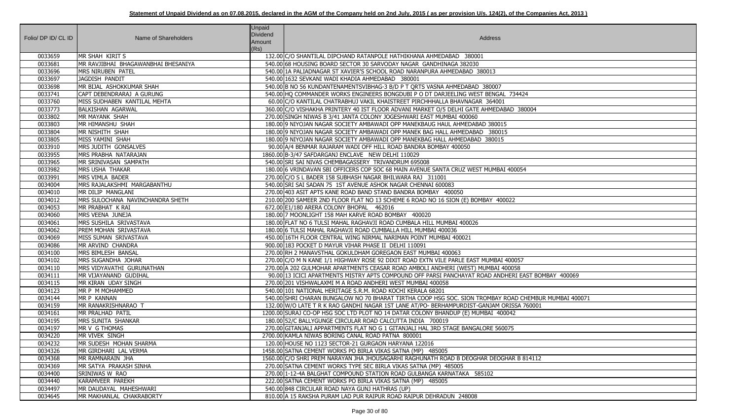**Statement of Unpaid Dividend as on 07.08.2015, declared in the AGM of the Company held on 2nd July, 2015 ( as per provision U/s. 124(2), of the Companies Act, 2013 )**

| Folio/ DP ID/ CL ID | Name of Shareholders | Unpaid Dividend Amount (Rs) | Address |
|---|---|---|---|
| 0033659 | MR SHAH KIRIT S | 132.00 | C/O SHANTILAL DIPCHAND RATANPOLE HATHIKHANA AHMEDABAD 380001 |
| 0033681 | MR RAVJIBHAI BHAGAWANBHAI BHESANIYA | 540.00 | 68 HOUSING BOARD SECTOR 30 SARVODAY NAGAR GANDHINAGA 382030 |
| 0033696 | MRS NIRUBEN PATEL | 540.00 | 1A PALIADNAGAR ST XAVIER'S SCHOOL ROAD NARANPURA AHMEDABAD 380013 |
| 0033697 | JAGDISH PANDIT | 540.00 | 1632 SEVKANI WADI KHADIA AHMEDABAD 380001 |
| 0033698 | MR BIJAL ASHOKKUMAR SHAH | 540.00 | B NO 56 KUNDANTENAMENTSVIBHAG-3 B/D P T QRTS VASNA AHMEDABAD 380007 |
| 0033741 | CAPT DEBENDRARAJ A GURUNG | 540.00 | HQ COMMANDER WORKS ENGINEERS BONGDUBI P O DT DARJEELING WEST BENGAL 734424 |
| 0033760 | MISS SUDHABEN KANTILAL MEHTA | 60.00 | C/O KANTILAL CHATRABHUJ VAKIL KHAISTREET PIRCHHHALLA BHAVNAGAR 364001 |
| 0033773 | BALKISHAN AGARWAL | 360.00 | C/O VISHAKHA PRINTERY 40 IST FLOOR ADVANI MARKET O/5 DELHI GATE AHMEDABAD 380004 |
| 0033802 | MR MAYANK SHAH | 270.00 | SINGH NIWAS B 3/41 JANTA COLONY JOGESHWARI EAST MUMBAI 400060 |
| 0033803 | MR HIMANSHU SHAH | 180.00 | 9 NIYOJAN NAGAR SOCIETY AMBAWADI OPP MANEKBAUG HAUL AHMEDABAD 380015 |
| 0033804 | MR NISHITH SHAH | 180.00 | 9 NIYOJAN NAGAR SOCIETY AMBAWADI OPP MANEK BAG HALL AHMEDABAD 380015 |
| 0033805 | MISS YAMINI SHAH | 180.00 | 9 NIYOJAN NAGAR SOCIETY AMBAWADI OPP MANEKBAG HALL AHMEDABAD 380015 |
| 0033910 | MRS JUDITH GONSALVES | 90.00 | A/4 BENMAR RAJARAM WADI OFF HILL ROAD BANDRA BOMBAY 400050 |
| 0033955 | MRS PRABHA NATARAJAN | 1860.00 | B-3/47 SAFDARGANJ ENCLAVE NEW DELHI 110029 |
| 0033965 | MR SRINIVASAN SAMPATH | 540.00 | SRI SAI NIVAS CHEMBAGASSERY TRIVANDRUM 695008 |
| 0033982 | MRS USHA THAKAR | 180.00 | 6 VRINDAVAN SBI OFFICERS COP SOC 68 MAIN AVENUE SANTA CRUZ WEST MUMBAI 400054 |
| 0033991 | MRS VIMLA BADER | 270.00 | C/O S L BADER 158 SUBHASH NAGAR BHILWARA RAJ 311001 |
| 0034004 | MRS RAJALAKSHMI MARGABANTHU | 540.00 | SRI SAI SADAN 75 1ST AVENUE ASHOK NAGAR CHENNAI 600083 |
| 0034010 | MR DILIP MANGLANI | 270.00 | 403 ASIT APTS KANE ROAD BAND STAND BANDRA BOMBAY 400050 |
| 0034012 | MRS SULOCHANA NAVINCHANDRA SHETH | 210.00 | 200 SAMEER 2ND FLOOR FLAT NO 13 SCHEME 6 ROAD NO 16 SION (E) BOMBAY 400022 |
| 0034053 | MR PRABHAT K RAI | 672.00 | E1/180 ARERA COLONY BHOPAL 462016 |
| 0034060 | MRS VEENA JUNEJA | 180.00 | 7 MOONLIGHT 158 MAH KARVE ROAD BOMBAY 400020 |
| 0034061 | MRS SUSHILA SRIVASTAVA | 180.00 | FLAT NO 6 TULSI MAHAL RAGHAVJI ROAD CUMBALA HILL MUMBAI 400026 |
| 0034062 | PREM MOHAN SRIVASTAVA | 180.00 | 6 TULSI MAHAL RAGHAVJI ROAD CUMBALLA HILL MUMBAI 400036 |
| 0034069 | MISS SUMAN SRIVASTAVA | 450.00 | 16TH FLOOR CENTRAL WING NIRMAL NARIMAN POINT MUMBAI 400021 |
| 0034086 | MR ARVIND CHANDRA | 900.00 | 183 POCKET D MAYUR VIHAR PHASE II DELHI 110091 |
| 0034100 | MRS BIMLESH BANSAL | 270.00 | RH 2 MANAVSTHAL GOKULDHAM GOREGAON EAST MUMBAI 400063 |
| 0034102 | MRS SUGANDHA JOHAR | 270.00 | C/O M N KANE 1/1 HIGHWAY ROSE 92 DIXIT ROAD EXTN VILE PARLE EAST MUMBAI 400057 |
| 0034110 | MRS VIDYAVATHI GURUNATHAN | 270.00 | A 202 GULMOHAR APARTMENTS CEASAR ROAD AMBOLI ANDHERI (WEST) MUMBAI 400058 |
| 0034111 | MR VIJAYANAND GUDIHAL | 90.00 | 13 ICICI APARTMENTS MISTRY APTS COMPOUND OFF PARSI PANCHAYAT ROAD ANDHERI EAST BOMBAY 400069 |
| 0034115 | MR KIRAN UDAY SINGH | 270.00 | 201 VISHWALAXMI M A ROAD ANDHERI WEST MUMBAI 400058 |
| 0034123 | MR P M MOHAMMED | 540.00 | 101 NATIONAL HERITAGE S.R.M. ROAD KOCHI KERALA 68201 |
| 0034144 | MR P KANNAN | 540.00 | SHRI CHARAN BUNGALOW NO 70 BHARAT TIRTHA COOP HSG SOC. SION TROMBAY ROAD CHEMBUR MUMBAI 400071 |
| 0034159 | MR RANAKRISHNARAO T | 132.00 | W/O LATE T R K RAO GANDHI NAGAR 1ST LANE AT/PO- BERHAMPURDIST-GANJAM ORISSA 760001 |
| 0034161 | MR PRALHAD PATIL | 1200.00 | SURAJ CO-OP HSG SOC LTD PLOT NO 14 DATAR COLONY BHANDUP (E) MUMBAI 400042 |
| 0034195 | MRS SUNITA SHANKAR | 180.00 | 52/C BALLYGUNGE CIRCULAR ROAD CALCUTTA INDIA 700019 |
| 0034197 | MR V G THOMAS | 270.00 | GITANJALI APPARTMENTS FLAT NO G 1 GITANJALI HAL 3RD STAGE BANGALORE 560075 |
| 0034220 | MR VIVEK SINGH | 2700.00 | KAMLA NIWAS BORING CANAL ROAD PATNA 800001 |
| 0034232 | MR SUDESH MOHAN SHARMA | 120.00 | HOUSE NO 1123 SECTOR-21 GURGAON HARYANA 122016 |
| 0034326 | MR GIRDHARI LAL VERMA | 1458.00 | SATNA CEMENT WORKS PO BIRLA VIKAS SATNA (MP) 485005 |
| 0034368 | MR RAMNARAIN JHA | 1560.00 | C/O SHRI PREM NARAYAN JHA JHOUSAGARHI RAGHUNATH ROAD B DEOGHAR DEOGHAR B 814112 |
| 0034369 | MR SATYA PRAKASH SINHA | 270.00 | SATNA CEMENT WORKS TYPE SEC BIRLA VIKAS SATNA (MP) 485005 |
| 0034400 | SRINIWAS W RAO | 270.00 | 1-12-4A BALGHAT COMPOUND STATION ROAD GULBANGA KARNATAKA 585102 |
| 0034440 | KARAMVEER PAREKH | 222.00 | SATNA CEMENT WORKS PO BIRLA VIKAS SATNA (MP) 485005 |
| 0034497 | MR DAUDAYAL MAHESHWARI | 540.00 | 848 CIRCULAR ROAD NAYA GUNJ HATHRAS (UP) |
| 0034645 | MR MAKHANLAL CHAKRABORTY | 810.00 | A 15 RAKSHA PURAM LAD PUR RAIPUR ROAD RAIPUR DEHRADUN 248008 |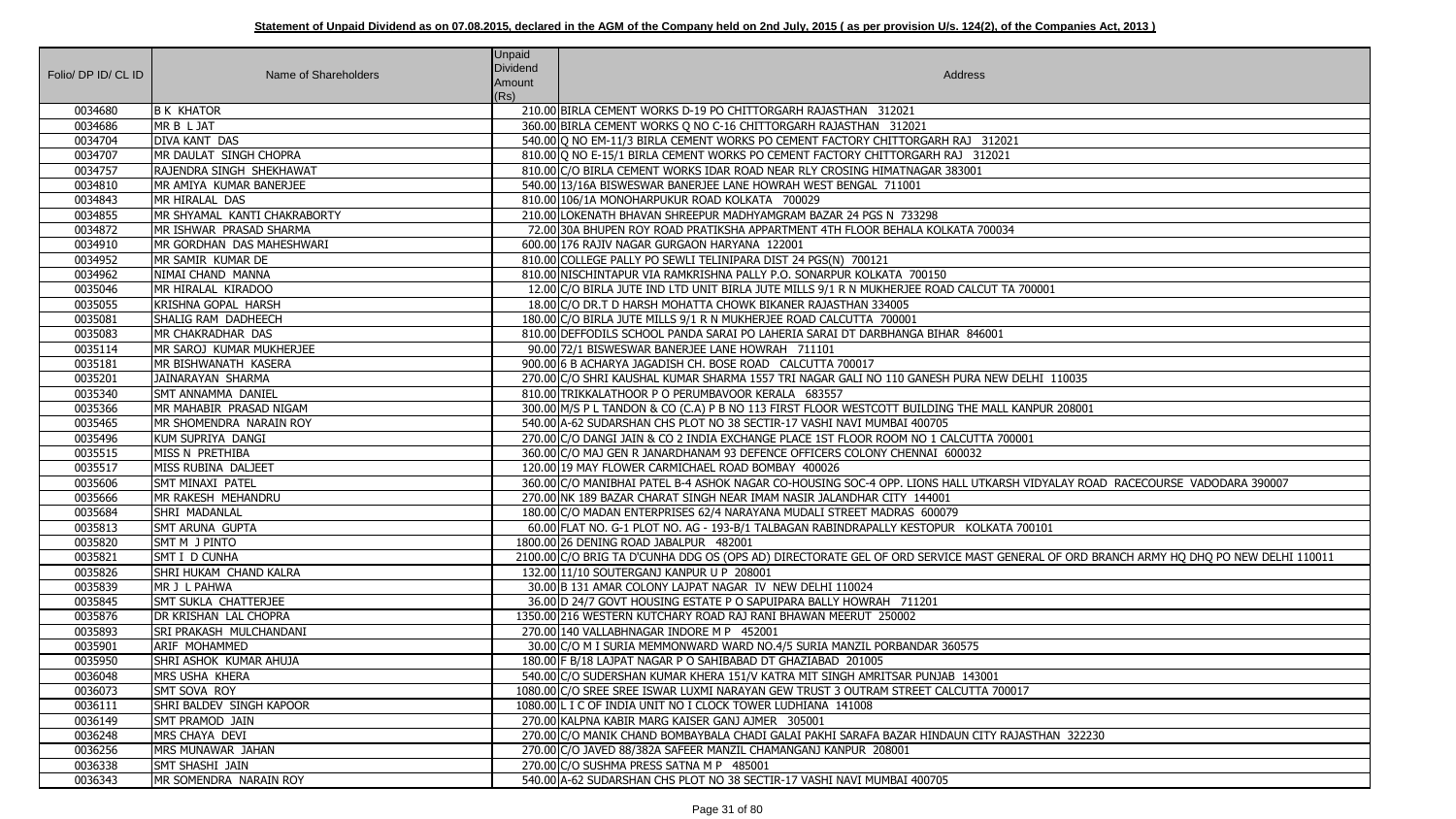**Statement of Unpaid Dividend as on 07.08.2015, declared in the AGM of the Company held on 2nd July, 2015 ( as per provision U/s. 124(2), of the Companies Act, 2013 )**

| Folio/ DP ID/ CL ID | Name of Shareholders | Unpaid Dividend Amount (Rs) | Address |
|---|---|---|---|
| 0034680 | B K KHATOR | 210.00 | BIRLA CEMENT WORKS D-19 PO CHITTORGARH RAJASTHAN 312021 |
| 0034686 | MR B L JAT | 360.00 | BIRLA CEMENT WORKS Q NO C-16 CHITTORGARH RAJASTHAN 312021 |
| 0034704 | DIVA KANT DAS | 540.00 | Q NO EM-11/3 BIRLA CEMENT WORKS PO CEMENT FACTORY CHITTORGARH RAJ 312021 |
| 0034707 | MR DAULAT SINGH CHOPRA | 810.00 | Q NO E-15/1 BIRLA CEMENT WORKS PO CEMENT FACTORY CHITTORGARH RAJ 312021 |
| 0034757 | RAJENDRA SINGH SHEKHAWAT | 810.00 | C/O BIRLA CEMENT WORKS IDAR ROAD NEAR RLY CROSING HIMATNAGAR 383001 |
| 0034810 | MR AMIYA KUMAR BANERJEE | 540.00 | 13/16A BISWESWAR BANERJEE LANE HOWRAH WEST BENGAL 711001 |
| 0034843 | MR HIRALAL DAS | 810.00 | 106/1A MONOHARPUKUR ROAD KOLKATA 700029 |
| 0034855 | MR SHYAMAL KANTI CHAKRABORTY | 210.00 | LOKENATH BHAVAN SHREEPUR MADHYAMGRAM BAZAR 24 PGS N 733298 |
| 0034872 | MR ISHWAR PRASAD SHARMA | 72.00 | 30A BHUPEN ROY ROAD PRATIKSHA APPARTMENT 4TH FLOOR BEHALA KOLKATA 700034 |
| 0034910 | MR GORDHAN DAS MAHESHWARI | 600.00 | 176 RAJIV NAGAR GURGAON HARYANA 122001 |
| 0034952 | MR SAMIR KUMAR DE | 810.00 | COLLEGE PALLY PO SEWLI TELINIPARA DIST 24 PGS(N) 700121 |
| 0034962 | NIMAI CHAND MANNA | 810.00 | NISCHINTAPUR VIA RAMKRISHNA PALLY P.O. SONARPUR KOLKATA 700150 |
| 0035046 | MR HIRALAL KIRADOO | 12.00 | C/O BIRLA JUTE IND LTD UNIT BIRLA JUTE MILLS 9/1 R N MUKHERJEE ROAD CALCUT TA 700001 |
| 0035055 | KRISHNA GOPAL HARSH | 18.00 | C/O DR.T D HARSH MOHATTA CHOWK BIKANER RAJASTHAN 334005 |
| 0035081 | SHALIG RAM DADHEECH | 180.00 | C/O BIRLA JUTE MILLS 9/1 R N MUKHERJEE ROAD CALCUTTA 700001 |
| 0035083 | MR CHAKRADHAR DAS | 810.00 | DEFFODILS SCHOOL PANDA SARAI PO LAHERIA SARAI DT DARBHANGA BIHAR 846001 |
| 0035114 | MR SAROJ KUMAR MUKHERJEE | 90.00 | 72/1 BISWESWAR BANERJEE LANE HOWRAH 711101 |
| 0035181 | MR BISHWANATH KASERA | 900.00 | 6 B ACHARYA JAGADISH CH. BOSE ROAD CALCUTTA 700017 |
| 0035201 | JAINARAYAN SHARMA | 270.00 | C/O SHRI KAUSHAL KUMAR SHARMA 1557 TRI NAGAR GALI NO 110 GANESH PURA NEW DELHI 110035 |
| 0035340 | SMT ANNAMMA DANIEL | 810.00 | TRIKKALATHOOR P O PERUMBAVOOR KERALA 683557 |
| 0035366 | MR MAHABIR PRASAD NIGAM | 300.00 | M/S P L TANDON & CO (C.A) P B NO 113 FIRST FLOOR WESTCOTT BUILDING THE MALL KANPUR 208001 |
| 0035465 | MR SHOMENDRA NARAIN ROY | 540.00 | A-62 SUDARSHAN CHS PLOT NO 38 SECTIR-17 VASHI NAVI MUMBAI 400705 |
| 0035496 | KUM SUPRIYA DANGI | 270.00 | C/O DANGI JAIN & CO 2 INDIA EXCHANGE PLACE 1ST FLOOR ROOM NO 1 CALCUTTA 700001 |
| 0035515 | MISS N PRETHIBA | 360.00 | C/O MAJ GEN R JANARDHANAM 93 DEFENCE OFFICERS COLONY CHENNAI 600032 |
| 0035517 | MISS RUBINA DALJEET | 120.00 | 19 MAY FLOWER CARMICHAEL ROAD BOMBAY 400026 |
| 0035606 | SMT MINAXI PATEL | 360.00 | C/O MANIBHAI PATEL B-4 ASHOK NAGAR CO-HOUSING SOC-4 OPP. LIONS HALL UTKARSH VIDYALAY ROAD RACECOURSE VADODARA 390007 |
| 0035666 | MR RAKESH MEHANDRU | 270.00 | NK 189 BAZAR CHARAT SINGH NEAR IMAM NASIR JALANDHAR CITY 144001 |
| 0035684 | SHRI MADANLAL | 180.00 | C/O MADAN ENTERPRISES 62/4 NARAYANA MUDALI STREET MADRAS 600079 |
| 0035813 | SMT ARUNA GUPTA | 60.00 | FLAT NO. G-1 PLOT NO. AG - 193-B/1 TALBAGAN RABINDRAPALLY KESTOPUR KOLKATA 700101 |
| 0035820 | SMT M J PINTO | 1800.00 | 26 DENING ROAD JABALPUR 482001 |
| 0035821 | SMT I D CUNHA | 2100.00 | C/O BRIG TA D'CUNHA DDG OS (OPS AD) DIRECTORATE GEL OF ORD SERVICE MAST GENERAL OF ORD BRANCH ARMY HQ DHQ PO NEW DELHI 110011 |
| 0035826 | SHRI HUKAM CHAND KALRA | 132.00 | 11/10 SOUTERGANJ KANPUR U P 208001 |
| 0035839 | MR J L PAHWA | 30.00 | B 131 AMAR COLONY LAJPAT NAGAR IV NEW DELHI 110024 |
| 0035845 | SMT SUKLA CHATTERJEE | 36.00 | D 24/7 GOVT HOUSING ESTATE P O SAPUIPARA BALLY HOWRAH 711201 |
| 0035876 | DR KRISHAN LAL CHOPRA | 1350.00 | 216 WESTERN KUTCHARY ROAD RAJ RANI BHAWAN MEERUT 250002 |
| 0035893 | SRI PRAKASH MULCHANDANI | 270.00 | 140 VALLABHNAGAR INDORE M P 452001 |
| 0035901 | ARIF MOHAMMED | 30.00 | C/O M I SURIA MEMMONWARD WARD NO.4/5 SURIA MANZIL PORBANDAR 360575 |
| 0035950 | SHRI ASHOK KUMAR AHUJA | 180.00 | F B/18 LAJPAT NAGAR P O SAHIBABAD DT GHAZIABAD 201005 |
| 0036048 | MRS USHA KHERA | 540.00 | C/O SUDERSHAN KUMAR KHERA 151/V KATRA MIT SINGH AMRITSAR PUNJAB 143001 |
| 0036073 | SMT SOVA ROY | 1080.00 | C/O SREE SREE ISWAR LUXMI NARAYAN GEW TRUST 3 OUTRAM STREET CALCUTTA 700017 |
| 0036111 | SHRI BALDEV SINGH KAPOOR | 1080.00 | L I C OF INDIA UNIT NO I CLOCK TOWER LUDHIANA 141008 |
| 0036149 | SMT PRAMOD JAIN | 270.00 | KALPNA KABIR MARG KAISER GANJ AJMER 305001 |
| 0036248 | MRS CHAYA DEVI | 270.00 | C/O MANIK CHAND BOMBAYBALA CHADI GALAI PAKHI SARAFA BAZAR HINDAUN CITY RAJASTHAN 322230 |
| 0036256 | MRS MUNAWAR JAHAN | 270.00 | C/O JAVED 88/382A SAFEER MANZIL CHAMANGANJ KANPUR 208001 |
| 0036338 | SMT SHASHI JAIN | 270.00 | C/O SUSHMA PRESS SATNA M P 485001 |
| 0036343 | MR SOMENDRA NARAIN ROY | 540.00 | A-62 SUDARSHAN CHS PLOT NO 38 SECTIR-17 VASHI NAVI MUMBAI 400705 |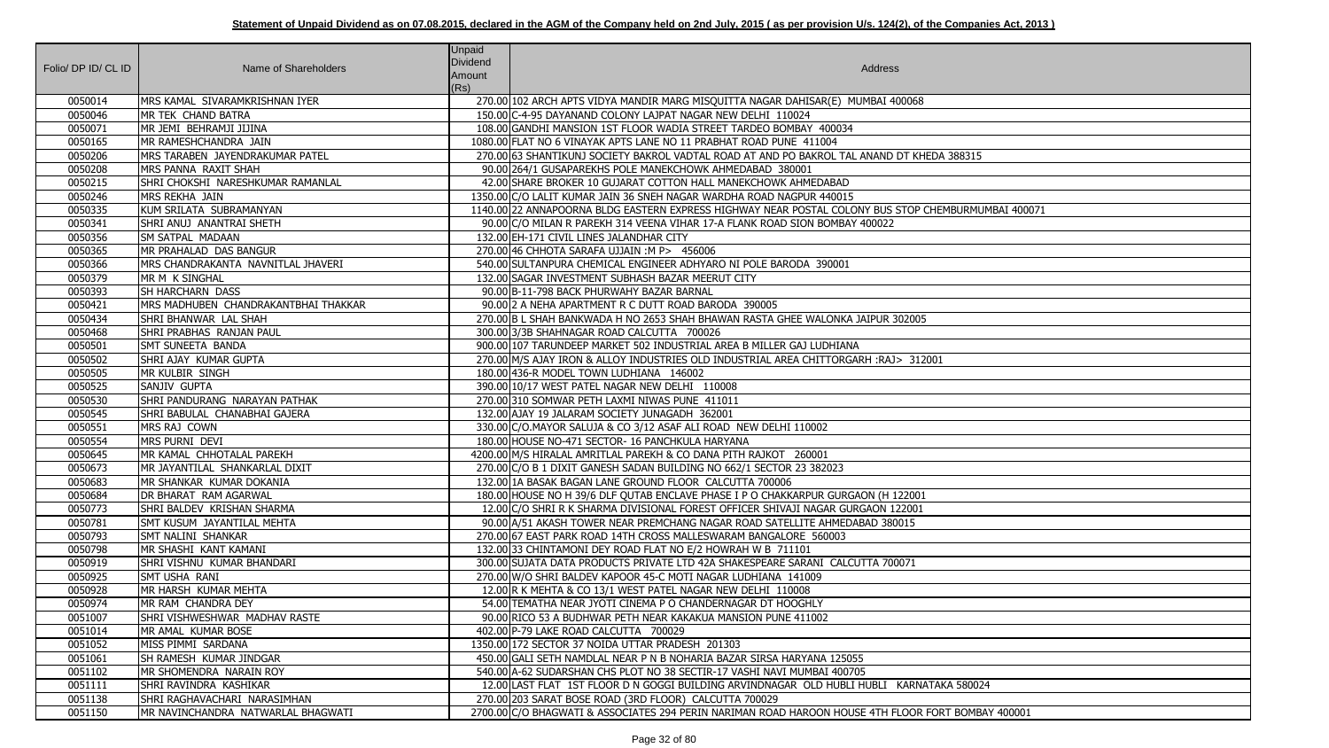**Statement of Unpaid Dividend as on 07.08.2015, declared in the AGM of the Company held on 2nd July, 2015 ( as per provision U/s. 124(2), of the Companies Act, 2013 )**

| Folio/ DP ID/ CL ID | Name of Shareholders | Unpaid Dividend Amount (Rs) | Address |
|---|---|---|---|
| 0050014 | MRS KAMAL SIVARAMKRISHNAN IYER | 270.00 | 102 ARCH APTS VIDYA MANDIR MARG MISQUITTA NAGAR DAHISAR(E) MUMBAI 400068 |
| 0050046 | MR TEK CHAND BATRA | 150.00 | C-4-95 DAYANAND COLONY LAJPAT NAGAR NEW DELHI 110024 |
| 0050071 | MR JEMI BEHRAMJI JIJINA | 108.00 | GANDHI MANSION 1ST FLOOR WADIA STREET TARDEO BOMBAY 400034 |
| 0050165 | MR RAMESHCHANDRA JAIN | 1080.00 | FLAT NO 6 VINAYAK APTS LANE NO 11 PRABHAT ROAD PUNE 411004 |
| 0050206 | MRS TARABEN JAYENDRAKUMAR PATEL | 270.00 | 63 SHANTIKUNJ SOCIETY BAKROL VADTAL ROAD AT AND PO BAKROL TAL ANAND DT KHEDA 388315 |
| 0050208 | MRS PANNA RAXIT SHAH | 90.00 | 264/1 GUSAPAREKHS POLE MANEKCHOWK AHMEDABAD 380001 |
| 0050215 | SHRI CHOKSHI NARESHKUMAR RAMANLAL | 42.00 | SHARE BROKER 10 GUJARAT COTTON HALL MANEKCHOWK AHMEDABAD |
| 0050246 | MRS REKHA JAIN | 1350.00 | C/O LALIT KUMAR JAIN 36 SNEH NAGAR WARDHA ROAD NAGPUR 440015 |
| 0050335 | KUM SRILATA SUBRAMANYAN | 1140.00 | 22 ANNAPOORNA BLDG EASTERN EXPRESS HIGHWAY NEAR POSTAL COLONY BUS STOP CHEMBURMUMBAI 400071 |
| 0050341 | SHRI ANUJ ANANTRAI SHETH | 90.00 | C/O MILAN R PAREKH 314 VEENA VIHAR 17-A FLANK ROAD SION BOMBAY 400022 |
| 0050356 | SM SATPAL MADAAN | 132.00 | EH-171 CIVIL LINES JALANDHAR CITY |
| 0050365 | MR PRAHALAD DAS BANGUR | 270.00 | 46 CHHOTA SARAFA UJJAIN :M P> 456006 |
| 0050366 | MRS CHANDRAKANTA NAVNITLAL JHAVERI | 540.00 | SULTANPURA CHEMICAL ENGINEER ADHYARO NI POLE BARODA 390001 |
| 0050379 | MR M K SINGHAL | 132.00 | SAGAR INVESTMENT SUBHASH BAZAR MEERUT CITY |
| 0050393 | SH HARCHARN DASS | 90.00 | B-11-798 BACK PHURWAHY BAZAR BARNAL |
| 0050421 | MRS MADHUBEN CHANDRAKANTBHAI THAKKAR | 90.00 | 2 A NEHA APARTMENT R C DUTT ROAD BARODA 390005 |
| 0050434 | SHRI BHANWAR LAL SHAH | 270.00 | B L SHAH BANKWADA H NO 2653 SHAH BHAWAN RASTA GHEE WALONKA JAIPUR 302005 |
| 0050468 | SHRI PRABHAS RANJAN PAUL | 300.00 | 3/3B SHAHNAGAR ROAD CALCUTTA 700026 |
| 0050501 | SMT SUNEETA BANDA | 900.00 | 107 TARUNDEEP MARKET 502 INDUSTRIAL AREA B MILLER GAJ LUDHIANA |
| 0050502 | SHRI AJAY KUMAR GUPTA | 270.00 | M/S AJAY IRON & ALLOY INDUSTRIES OLD INDUSTRIAL AREA CHITTORGARH :RAJ> 312001 |
| 0050505 | MR KULBIR SINGH | 180.00 | 436-R MODEL TOWN LUDHIANA 146002 |
| 0050525 | SANJIV GUPTA | 390.00 | 10/17 WEST PATEL NAGAR NEW DELHI 110008 |
| 0050530 | SHRI PANDURANG NARAYAN PATHAK | 270.00 | 310 SOMWAR PETH LAXMI NIWAS PUNE 411011 |
| 0050545 | SHRI BABULAL CHANABHAI GAJERA | 132.00 | AJAY 19 JALARAM SOCIETY JUNAGADH 362001 |
| 0050551 | MRS RAJ COWN | 330.00 | C/O.MAYOR SALUJA & CO 3/12 ASAF ALI ROAD NEW DELHI 110002 |
| 0050554 | MRS PURNI DEVI | 180.00 | HOUSE NO-471 SECTOR- 16 PANCHKULA HARYANA |
| 0050645 | MR KAMAL CHHOTALAL PAREKH | 4200.00 | M/S HIRALAL AMRITLAL PAREKH & CO DANA PITH RAJKOT 260001 |
| 0050673 | MR JAYANTILAL SHANKARLAL DIXIT | 270.00 | C/O B 1 DIXIT GANESH SADAN BUILDING NO 662/1 SECTOR 23 382023 |
| 0050683 | MR SHANKAR KUMAR DOKANIA | 132.00 | 1A BASAK BAGAN LANE GROUND FLOOR CALCUTTA 700006 |
| 0050684 | DR BHARAT RAM AGARWAL | 180.00 | HOUSE NO H 39/6 DLF QUTAB ENCLAVE PHASE I P O CHAKKARPUR GURGAON (H 122001 |
| 0050773 | SHRI BALDEV KRISHAN SHARMA | 12.00 | C/O SHRI R K SHARMA DIVISIONAL FOREST OFFICER SHIVAJI NAGAR GURGAON 122001 |
| 0050781 | SMT KUSUM JAYANTILAL MEHTA | 90.00 | A/51 AKASH TOWER NEAR PREMCHANG NAGAR ROAD SATELLITE AHMEDABAD 380015 |
| 0050793 | SMT NALINI SHANKAR | 270.00 | 67 EAST PARK ROAD 14TH CROSS MALLESWARAM BANGALORE 560003 |
| 0050798 | MR SHASHI KANT KAMANI | 132.00 | 33 CHINTAMONI DEY ROAD FLAT NO E/2 HOWRAH W B 711101 |
| 0050919 | SHRI VISHNU KUMAR BHANDARI | 300.00 | SUJATA DATA PRODUCTS PRIVATE LTD 42A SHAKESPEARE SARANI CALCUTTA 700071 |
| 0050925 | SMT USHA RANI | 270.00 | W/O SHRI BALDEV KAPOOR 45-C MOTI NAGAR LUDHIANA 141009 |
| 0050928 | MR HARSH KUMAR MEHTA | 12.00 | R K MEHTA & CO 13/1 WEST PATEL NAGAR NEW DELHI 110008 |
| 0050974 | MR RAM CHANDRA DEY | 54.00 | TEMATHA NEAR JYOTI CINEMA P O CHANDERNAGAR DT HOOGHLY |
| 0051007 | SHRI VISHWESHWAR MADHAV RASTE | 90.00 | RICO 53 A BUDHWAR PETH NEAR KAKAKUA MANSION PUNE 411002 |
| 0051014 | MR AMAL KUMAR BOSE | 402.00 | P-79 LAKE ROAD CALCUTTA 700029 |
| 0051052 | MISS PIMMI SARDANA | 1350.00 | 172 SECTOR 37 NOIDA UTTAR PRADESH 201303 |
| 0051061 | SH RAMESH KUMAR JINDGAR | 450.00 | GALI SETH NAMDLAL NEAR P N B NOHARIA BAZAR SIRSA HARYANA 125055 |
| 0051102 | MR SHOMENDRA NARAIN ROY | 540.00 | A-62 SUDARSHAN CHS PLOT NO 38 SECTIR-17 VASHI NAVI MUMBAI 400705 |
| 0051111 | SHRI RAVINDRA KASHIKAR | 12.00 | LAST FLAT 1ST FLOOR D N GOGGI BUILDING ARVINDNAGAR OLD HUBLI HUBLI KARNATAKA 580024 |
| 0051138 | SHRI RAGHAVACHARI NARASIMHAN | 270.00 | 203 SARAT BOSE ROAD (3RD FLOOR) CALCUTTA 700029 |
| 0051150 | MR NAVINCHANDRA NATWARLAL BHAGWATI | 2700.00 | C/O BHAGWATI & ASSOCIATES 294 PERIN NARIMAN ROAD HAROON HOUSE 4TH FLOOR FORT BOMBAY 400001 |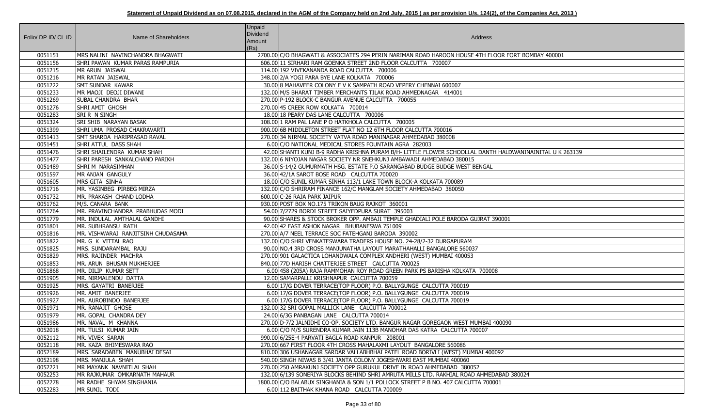**Statement of Unpaid Dividend as on 07.08.2015, declared in the AGM of the Company held on 2nd July, 2015 ( as per provision U/s. 124(2), of the Companies Act, 2013 )**

| Folio/ DP ID/ CL ID | Name of Shareholders | Unpaid Dividend Amount (Rs) | Address |
|---|---|---|---|
| 0051151 | MRS NALINI NAVINCHANDRA BHAGWATI | 2700.00 | C/O BHAGWATI & ASSOCIATES 294 PERIN NARIMAN ROAD HAROON HOUSE 4TH FLOOR FORT BOMBAY 400001 |
| 0051156 | SHRI PAWAN KUMAR PARAS RAMPURIA | 606.00 | 11 SIRHARI RAM GOENKA STREET 2ND FLOOR CALCUTTA 700007 |
| 0051215 | MR ARUN JAISWAL | 114.00 | 192 VIVEKANANDA ROAD CALCUTTA 700006 |
| 0051216 | MR RATAN JAISWAL | 348.00 | 2/A YOGI PARA BYE LANE KOLKATA 700006 |
| 0051222 | SMT SUNDAR KAWAR | 30.00 | 8 MAHAVEER COLONY E V K SAMPATH ROAD VEPERY CHENNAI 600007 |
| 0051233 | MR MAOJI DEOJI DIWANI | 132.00 | M/S BHARAT TIMBER MERCHANTS TILAK ROAD AHMEDNAGAR 414001 |
| 0051269 | SUBAL CHANDRA BHAR | 270.00 | P-192 BLOCK-C BANGUR AVENUE CALCUTTA 700055 |
| 0051276 | SHRI AMIT GHOSH | 270.00 | 45 CREEK ROW KOLKATA 700014 |
| 0051283 | SRI R N SINGH | 18.00 | 18 PEARY DAS LANE CALCUTTA 700006 |
| 0051324 | SRI SHIB NARAYAN BASAK | 108.00 | 1 RAM PAL LANE P O HATKHOLA CALCUTTA 700005 |
| 0051399 | SHRI UMA PROSAD CHAKRAVARTI | 900.00 | 6B MIDDLETON STREET FLAT NO 12 6TH FLOOR CALCUTTA 700016 |
| 0051413 | SMT SHARDA HARIPRASAD RAVAL | 270.00 | 34 NIRMAL SOCIETY VATVA ROAD MANINAGAR AHMEDABAD 380008 |
| 0051451 | SHRI ATTUL DASS SHAH | 6.00 | C/O NATIONAL MEDICAL STORES FOUNTAIN AGRA 282003 |
| 0051476 | SHRI SHAILENDRA KUMAR SHAH | 42.00 | SHANTI KUNJ B-9 RADHA KRISHNA PURAM B/H- LITTLE FLOWER SCHOOLLAL DANTH HALDWANINAINITAL U K 263139 |
| 0051477 | SHRI PARESH SANKALCHAND PARIKH | 132.00 | 6 NIYOJAN NAGAR SOCIETY NR SNEHKUNJ AMBAWADI AHMEDABAD 380015 |
| 0051489 | SHRI M NARASIMHAN | 36.00 | S-14/2 GUMURMATH HSG. ESTATE P.O SARANGABAD BUDGE BUDGE WEST BENGAL |
| 0051597 | MR ANJAN GANGULY | 36.00 | 42/1A SAROT BOSE ROAD CALCUTTA 700020 |
| 0051605 | MRS GITA SINHA | 18.00 | C/O SUNIL KUMAR SINHA 113/1 LAKE TOWN BLOCK-A KOLKATA 700089 |
| 0051716 | MR. YASINBEG PIRBEG MIRZA | 132.00 | C/O SHRIRAM FINANCE 162/C MANGLAM SOCIETY AHMEDABAD 380050 |
| 0051732 | MR. PRAKASH CHAND LODHA | 600.00 | C-26 RAJA PARK JAIPUR |
| 0051762 | M/S. CANARA BANK | 930.00 | POST BOX NO.175 TRIKON BAUG RAJKOT 360001 |
| 0051764 | MR. PRAVINCHANDRA PRABHUDAS MODI | 54.00 | 7/2729 BORDI STREET SAIYEDPURA SURAT 395003 |
| 0051779 | MR. INDULAL AMTHALAL GANDHI | 90.00 | SHARES & STOCK BROKER OPP. AMBAJI TEMPLE GHADIALI POLE BARODA GUJRAT 390001 |
| 0051801 | MR. SUBHRANSU RATH | 42.00 | 42 EAST ASHOK NAGAR BHUBANESWA 751009 |
| 0051816 | MR. VISHWARAJ RANJITSINH CHUDASAMA | 270.00 | A/7 NEEL TERRACE SOC FATEHGANJ BARODA 390002 |
| 0051822 | MR. G K VITTAL RAO | 132.00 | C/O SHRI VENKATESWARA TRADERS HOUSE NO. 24-28/2-32 DURGAPURAM |
| 0051825 | MRS. SUNDARAMBAL RAJU | 90.00 | NO.4 3RD CROSS MANJUNATHA LAYOUT MARATHAHALLI BANGALORE 560037 |
| 0051829 | MRS. RAJINDER MACHRA | 270.00 | 901 GALACTICA LOHANDWALA COMPLEX ANDHERI (WEST) MUMBAI 400053 |
| 0051853 | MR. ARUN BHUSAN MUKHERJEE | 840.00 | 77D HARISH CHATTERJEE STREET CALCUTTA 700025 |
| 0051868 | MR. DILIP KUMAR SETT | 6.00 | 458 (205A) RAJA RAMMOHAN ROY ROAD GREEN PARK PS BARISHA KOLKATA 700008 |
| 0051905 | MR. NIRMALENDU DATTA | 12.00 | SAMARPALLI KRISHNAPUR CALCUTTA 700059 |
| 0051925 | MRS. GAYATRI BANERJEE | 6.00 | 17/G DOVER TERRACE(TOP FLOOR) P.O. BALLYGUNGE CALCUTTA 700019 |
| 0051926 | MR. AMIT BANERJEE | 6.00 | 17/G DOVER TERRACE(TOP FLOOR) P.O. BALLYGUNGE CALCUTTA 700019 |
| 0051927 | MR. AUROBINDO BANERJEE | 6.00 | 17/G DOVER TERRACE(TOP FLOOR) P.O. BALLYGUNGE CALCUTTA 700019 |
| 0051971 | MR. RANAJIT GHOSE | 132.00 | 32 SRI GOPAL MALLICK LANE CALCUTTA 700012 |
| 0051979 | MR. GOPAL CHANDRA DEY | 24.00 | 6/3G PANBAGAN LANE CALCUTTA 700014 |
| 0051986 | MR. NAVAL M KHANNA | 270.00 | D-7/2 JALNIDHI CO-OP. SOCIETY LTD. BANGUR NAGAR GOREGAON WEST MUMBAI 400090 |
| 0052018 | MR. TULSI KUMAR JAIN | 6.00 | C/O M/S SURENDRA KUMAR JAIN 113B MANOHAR DAS KATRA CALCUTTA 700007 |
| 0052112 | MR. VIVEK SARAN | 990.00 | 6/25E-4 PARVATI BAGLA ROAD KANPUR 208001 |
| 0052118 | MR. KAZA BHIMESWARA RAO | 270.00 | 667 FIRST FLOOR 4TH CROSS MAHALAXMI LAYOUT BANGALORE 560086 |
| 0052189 | MRS. SARADABEN MANUBHAI DESAI | 810.00 | 306 USHANAGAR SARDAR VALLABHBHAI PATEL ROAD BORIVLI (WEST) MUMBAI 400092 |
| 0052198 | MRS. MANJULA SHAH | 540.00 | SINGH NIWAS B 3/41 JANTA COLONY JOGESHWARI EAST MUMBAI 400060 |
| 0052221 | MR MAYANK NAVNITLAL SHAH | 270.00 | 250 AMRAKUNJ SOCIETY OPP GURUKUL DRIVE IN ROAD AHMEDABAD 380052 |
| 0052253 | MR RAJKUMAR OMKARNATH MAHAUR | 132.00 | 6/139 SONERIYA BLOCKS BEHIND SHRI AMRUTA MILLS LTD. RAKHIAL ROAD AHMEDABAD 380024 |
| 0052278 | MR RADHE SHYAM SINGHANIA | 1800.00 | C/O BALABUX SINGHANIA & SON 1/1 POLLOCK STREET P B NO. 407 CALCUTTA 700001 |
| 0052283 | MR SUNIL TODI | 6.00 | 112 BAITHAK KHANA ROAD CALCUTTA 700009 |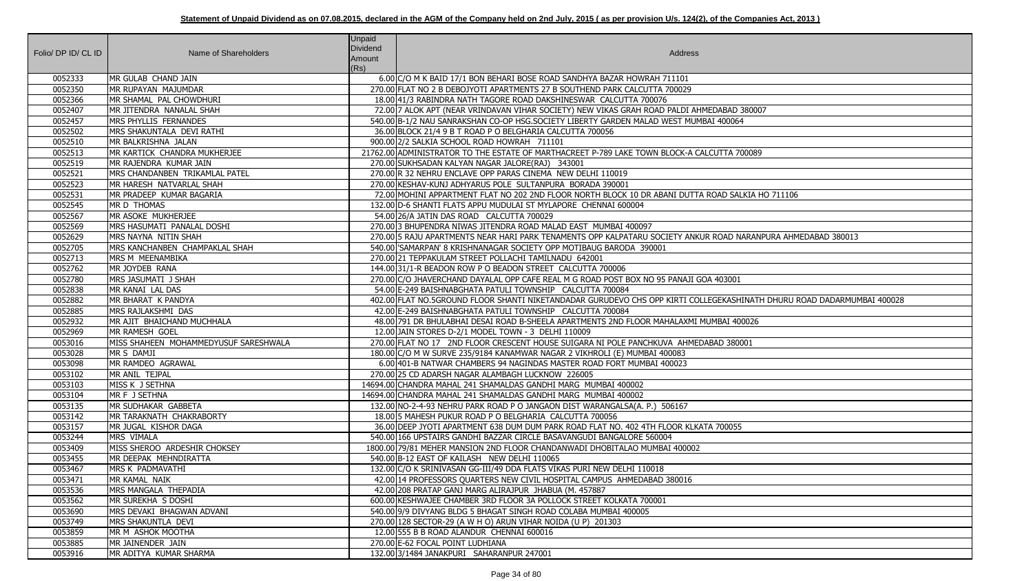**Statement of Unpaid Dividend as on 07.08.2015, declared in the AGM of the Company held on 2nd July, 2015 ( as per provision U/s. 124(2), of the Companies Act, 2013 )**

| Folio/ DP ID/ CL ID | Name of Shareholders | Unpaid Dividend Amount (Rs) | Address |
|---|---|---|---|
| 0052333 | MR GULAB CHAND JAIN | 6.00 | C/O M K BAID 17/1 BON BEHARI BOSE ROAD SANDHYA BAZAR HOWRAH 711101 |
| 0052350 | MR RUPAYAN MAJUMDAR | 270.00 | FLAT NO 2 B DEBOJYOTI APARTMENTS 27 B SOUTHEND PARK CALCUTTA 700029 |
| 0052366 | MR SHAMAL PAL CHOWDHURI | 18.00 | 41/3 RABINDRA NATH TAGORE ROAD DAKSHINESWAR CALCUTTA 700076 |
| 0052407 | MR JITENDRA NANALAL SHAH | 72.00 | 7 ALOK APT (NEAR VRINDAVAN VIHAR SOCIETY) NEW VIKAS GRAH ROAD PALDI AHMEDABAD 380007 |
| 0052457 | MRS PHYLLIS FERNANDES | 540.00 | B-1/2 NAU SANRAKSHAN CO-OP HSG.SOCIETY LIBERTY GARDEN MALAD WEST MUMBAI 400064 |
| 0052502 | MRS SHAKUNTALA DEVI RATHI | 36.00 | BLOCK 21/4 9 B T ROAD P O BELGHARIA CALCUTTA 700056 |
| 0052510 | MR BALKRISHNA JALAN | 900.00 | 2/2 SALKIA SCHOOL ROAD HOWRAH 711101 |
| 0052513 | MR KARTICK CHANDRA MUKHERJEE | 21762.00 | ADMINISTRATOR TO THE ESTATE OF MARTHACREET P-789 LAKE TOWN BLOCK-A CALCUTTA 700089 |
| 0052519 | MR RAJENDRA KUMAR JAIN | 270.00 | SUKHSADAN KALYAN NAGAR JALORE(RAJ) 343001 |
| 0052521 | MRS CHANDANBEN TRIKAMLAL PATEL | 270.00 | R 32 NEHRU ENCLAVE OPP PARAS CINEMA NEW DELHI 110019 |
| 0052523 | MR HARESH NATVARLAL SHAH | 270.00 | KESHAV-KUNJ ADHYARUS POLE SULTANPURA BORADA 390001 |
| 0052531 | MR PRADEEP KUMAR BAGARIA | 72.00 | MOHINI APPARTMENT FLAT NO 202 2ND FLOOR NORTH BLOCK 10 DR ABANI DUTTA ROAD SALKIA HO 711106 |
| 0052545 | MR D THOMAS | 132.00 | D-6 SHANTI FLATS APPU MUDULAI ST MYLAPORE CHENNAI 600004 |
| 0052567 | MR ASOKE MUKHERJEE | 54.00 | 26/A JATIN DAS ROAD CALCUTTA 700029 |
| 0052569 | MRS HASUMATI PANALAL DOSHI | 270.00 | 3 BHUPENDRA NIWAS JITENDRA ROAD MALAD EAST MUMBAI 400097 |
| 0052629 | MRS NAYNA NITIN SHAH | 270.00 | 5 RAJU APARTMENTS NEAR HARI PARK TENAMENTS OPP KALPATARU SOCIETY ANKUR ROAD NARANPURA AHMEDABAD 380013 |
| 0052705 | MRS KANCHANBEN CHAMPAKLAL SHAH | 540.00 | 'SAMARPAN' 8 KRISHNANAGAR SOCIETY OPP MOTIBAUG BARODA 390001 |
| 0052713 | MRS M MEENAMBIKA | 270.00 | 21 TEPPAKULAM STREET POLLACHI TAMILNADU 642001 |
| 0052762 | MR JOYDEB RANA | 144.00 | 31/1-R BEADON ROW P O BEADON STREET CALCUTTA 700006 |
| 0052780 | MRS JASUMATI J SHAH | 270.00 | C/O JHAVERCHAND DAYALAL OPP CAFE REAL M G ROAD POST BOX NO 95 PANAJI GOA 403001 |
| 0052838 | MR KANAI LAL DAS | 54.00 | E-249 BAISHNABGHATA PATULI TOWNSHIP CALCUTTA 700084 |
| 0052882 | MR BHARAT K PANDYA | 402.00 | FLAT NO.5GROUND FLOOR SHANTI NIKETANDADAR GURUDEVO CHS OPP KIRTI COLLEGEKASHINATH DHURU ROAD DADARMUMBAI 400028 |
| 0052885 | MRS RAJLAKSHMI DAS | 42.00 | E-249 BAISHNABGHATA PATULI TOWNSHIP CALCUTTA 700084 |
| 0052932 | MR AJIT BHAICHAND MUCHHALA | 48.00 | 791 DR BHULABHAI DESAI ROAD B-SHEELA APARTMENTS 2ND FLOOR MAHALAXMI MUMBAI 400026 |
| 0052969 | MR RAMESH GOEL | 12.00 | JAIN STORES D-2/1 MODEL TOWN - 3 DELHI 110009 |
| 0053016 | MISS SHAHEEN MOHAMMEDYUSUF SARESHWALA | 270.00 | FLAT NO 17 2ND FLOOR CRESCENT HOUSE SUIGARA NI POLE PANCHKUVA AHMEDABAD 380001 |
| 0053028 | MR S DAMJI | 180.00 | C/O M W SURVE 235/9184 KANAMWAR NAGAR 2 VIKHROLI (E) MUMBAI 400083 |
| 0053098 | MR RAMDEO AGRAWAL | 6.00 | 401-B NATWAR CHAMBERS 94 NAGINDAS MASTER ROAD FORT MUMBAI 400023 |
| 0053102 | MR ANIL TEJPAL | 270.00 | 25 CD ADARSH NAGAR ALAMBAGH LUCKNOW 226005 |
| 0053103 | MISS K J SETHNA | 14694.00 | CHANDRA MAHAL 241 SHAMALDAS GANDHI MARG MUMBAI 400002 |
| 0053104 | MR F J SETHNA | 14694.00 | CHANDRA MAHAL 241 SHAMALDAS GANDHI MARG MUMBAI 400002 |
| 0053135 | MR SUDHAKAR GABBETA | 132.00 | NO-2-4-93 NEHRU PARK ROAD P O JANGAON DIST WARANGALSA(A. P.) 506167 |
| 0053142 | MR TARAKNATH CHAKRABORTY | 18.00 | 5 MAHESH PUKUR ROAD P O BELGHARIA CALCUTTA 700056 |
| 0053157 | MR JUGAL KISHOR DAGA | 36.00 | DEEP JYOTI APARTMENT 638 DUM DUM PARK ROAD FLAT NO. 402 4TH FLOOR KLKATA 700055 |
| 0053244 | MRS VIMALA | 540.00 | 166 UPSTAIRS GANDHI BAZZAR CIRCLE BASAVANGUDI BANGALORE 560004 |
| 0053409 | MISS SHEROO ARDESHIR CHOKSEY | 1800.00 | 79/81 MEHER MANSION 2ND FLOOR CHANDANWADI DHOBITALAO MUMBAI 400002 |
| 0053455 | MR DEEPAK MEHNDIRATTA | 540.00 | B-12 EAST OF KAILASH NEW DELHI 110065 |
| 0053467 | MRS K PADMAVATHI | 132.00 | C/O K SRINIVASAN GG-III/49 DDA FLATS VIKAS PURI NEW DELHI 110018 |
| 0053471 | MR KAMAL NAIK | 42.00 | 14 PROFESSORS QUARTERS NEW CIVIL HOSPITAL CAMPUS AHMEDABAD 380016 |
| 0053536 | MRS MANGALA THEPADIA | 42.00 | 208 PRATAP GANJ MARG ALIRAJPUR JHABUA (M. 457887 |
| 0053562 | MR SUREKHA S DOSHI | 600.00 | KESHWAJEE CHAMBER 3RD FLOOR 3A POLLOCK STREET KOLKATA 700001 |
| 0053690 | MRS DEVAKI BHAGWAN ADVANI | 540.00 | 9/9 DIVYANG BLDG 5 BHAGAT SINGH ROAD COLABA MUMBAI 400005 |
| 0053749 | MRS SHAKUNTLA DEVI | 270.00 | 128 SECTOR-29 (A W H O) ARUN VIHAR NOIDA (U P) 201303 |
| 0053859 | MR M ASHOK MOOTHA | 12.00 | 555 B B ROAD ALANDUR CHENNAI 600016 |
| 0053885 | MR JAINENDER JAIN | 270.00 | E-62 FOCAL POINT LUDHIANA |
| 0053916 | MR ADITYA KUMAR SHARMA | 132.00 | 3/1484 JANAKPURI SAHARANPUR 247001 |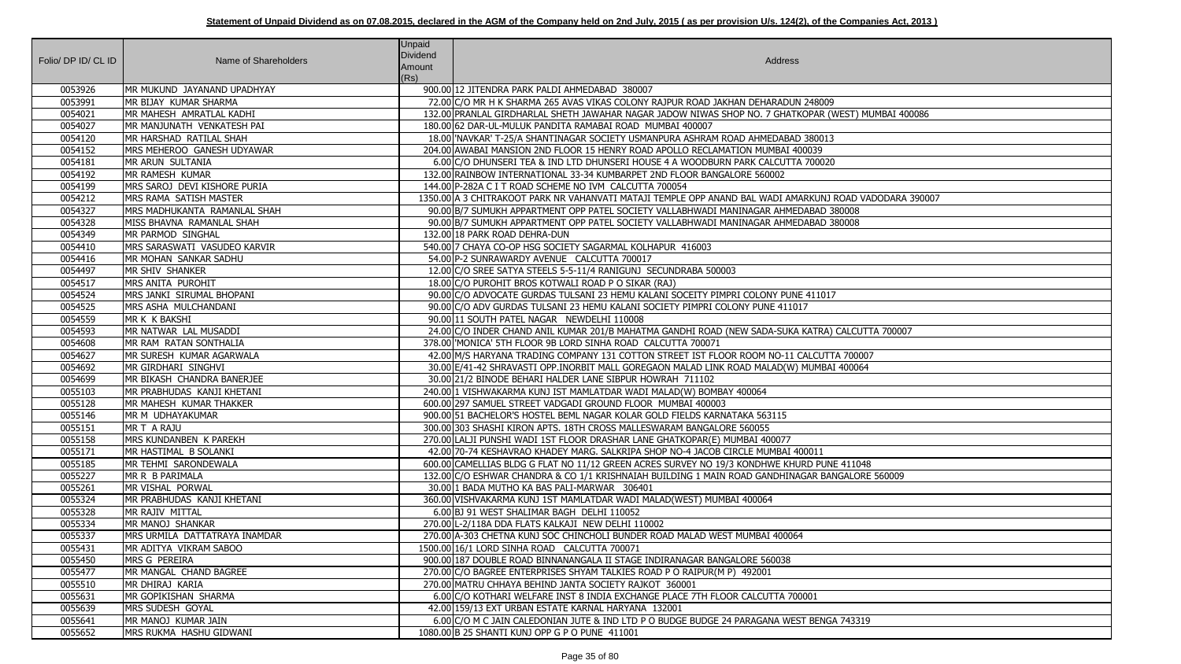**Statement of Unpaid Dividend as on 07.08.2015, declared in the AGM of the Company held on 2nd July, 2015 ( as per provision U/s. 124(2), of the Companies Act, 2013 )**

| Folio/ DP ID/ CL ID | Name of Shareholders | Unpaid Dividend Amount (Rs) | Address |
|---|---|---|---|
| 0053926 | MR MUKUND JAYANAND UPADHYAY | 900.00 | 12 JITENDRA PARK PALDI AHMEDABAD 380007 |
| 0053991 | MR BIJAY KUMAR SHARMA | 72.00 | C/O MR H K SHARMA 265 AVAS VIKAS COLONY RAJPUR ROAD JAKHAN DEHARADUN 248009 |
| 0054021 | MR MAHESH AMRATLAL KADHI | 132.00 | PRANLAL GIRDHARLAL SHETH JAWAHAR NAGAR JADOW NIWAS SHOP NO. 7 GHATKOPAR (WEST) MUMBAI 400086 |
| 0054027 | MR MANJUNATH VENKATESH PAI | 180.00 | 62 DAR-UL-MULUK PANDITA RAMABAI ROAD MUMBAI 400007 |
| 0054120 | MR HARSHAD RATILAL SHAH | 18.00 | 'NAVKAR' T-25/A SHANTINAGAR SOCIETY USMANPURA ASHRAM ROAD AHMEDABAD 380013 |
| 0054152 | MRS MEHEROO GANESH UDYAWAR | 204.00 | AWABAI MANSION 2ND FLOOR 15 HENRY ROAD APOLLO RECLAMATION MUMBAI 400039 |
| 0054181 | MR ARUN SULTANIA | 6.00 | C/O DHUNSERI TEA & IND LTD DHUNSERI HOUSE 4 A WOODBURN PARK CALCUTTA 700020 |
| 0054192 | MR RAMESH KUMAR | 132.00 | RAINBOW INTERNATIONAL 33-34 KUMBARPET 2ND FLOOR BANGALORE 560002 |
| 0054199 | MRS SAROJ DEVI KISHORE PURIA | 144.00 | P-282A C I T ROAD SCHEME NO IVM CALCUTTA 700054 |
| 0054212 | MRS RAMA SATISH MASTER | 1350.00 | A 3 CHITRAKOOT PARK NR VAHANVATI MATAJI TEMPLE OPP ANAND BAL WADI AMARKUNJ ROAD VADODARA 390007 |
| 0054327 | MRS MADHUKANTA RAMANLAL SHAH | 90.00 | B/7 SUMUKH APPARTMENT OPP PATEL SOCIETY VALLABHWADI MANINAGAR AHMEDABAD 380008 |
| 0054328 | MISS BHAVNA RAMANLAL SHAH | 90.00 | B/7 SUMUKH APPARTMENT OPP PATEL SOCIETY VALLABHWADI MANINAGAR AHMEDABAD 380008 |
| 0054349 | MR PARMOD SINGHAL | 132.00 | 18 PARK ROAD DEHRA-DUN |
| 0054410 | MRS SARASWATI VASUDEO KARVIR | 540.00 | 7 CHAYA CO-OP HSG SOCIETY SAGARMAL KOLHAPUR 416003 |
| 0054416 | MR MOHAN SANKAR SADHU | 54.00 | P-2 SUNRAWARDY AVENUE CALCUTTA 700017 |
| 0054497 | MR SHIV SHANKER | 12.00 | C/O SREE SATYA STEELS 5-5-11/4 RANIGUNJ SECUNDRABA 500003 |
| 0054517 | MRS ANITA PUROHIT | 18.00 | C/O PUROHIT BROS KOTWALI ROAD P O SIKAR (RAJ) |
| 0054524 | MRS JANKI SIRUMAL BHOPANI | 90.00 | C/O ADVOCATE GURDAS TULSANI 23 HEMU KALANI SOCEITY PIMPRI COLONY PUNE 411017 |
| 0054525 | MRS ASHA MULCHANDANI | 90.00 | C/O ADV GURDAS TULSANI 23 HEMU KALANI SOCIETY PIMPRI COLONY PUNE 411017 |
| 0054559 | MR K K BAKSHI | 90.00 | 11 SOUTH PATEL NAGAR NEWDELHI 110008 |
| 0054593 | MR NATWAR LAL MUSADDI | 24.00 | C/O INDER CHAND ANIL KUMAR 201/B MAHATMA GANDHI ROAD (NEW SADA-SUKA KATRA) CALCUTTA 700007 |
| 0054608 | MR RAM RATAN SONTHALIA | 378.00 | 'MONICA' 5TH FLOOR 9B LORD SINHA ROAD CALCUTTA 700071 |
| 0054627 | MR SURESH KUMAR AGARWALA | 42.00 | M/S HARYANA TRADING COMPANY 131 COTTON STREET IST FLOOR ROOM NO-11 CALCUTTA 700007 |
| 0054692 | MR GIRDHARI SINGHVI | 30.00 | E/41-42 SHRAVASTI OPP.INORBIT MALL GOREGAON MALAD LINK ROAD MALAD(W) MUMBAI 400064 |
| 0054699 | MR BIKASH CHANDRA BANERJEE | 30.00 | 21/2 BINODE BEHARI HALDER LANE SIBPUR HOWRAH 711102 |
| 0055103 | MR PRABHUDAS KANJI KHETANI | 240.00 | 1 VISHWAKARMA KUNJ IST MAMLATDAR WADI MALAD(W) BOMBAY 400064 |
| 0055128 | MR MAHESH KUMAR THAKKER | 600.00 | 297 SAMUEL STREET VADGADI GROUND FLOOR MUMBAI 400003 |
| 0055146 | MR M UDHAYAKUMAR | 900.00 | 51 BACHELOR'S HOSTEL BEML NAGAR KOLAR GOLD FIELDS KARNATAKA 563115 |
| 0055151 | MR T A RAJU | 300.00 | 303 SHASHI KIRON APTS. 18TH CROSS MALLESWARAM BANGALORE 560055 |
| 0055158 | MRS KUNDANBEN K PAREKH | 270.00 | LALJI PUNSHI WADI 1ST FLOOR DRASHAR LANE GHATKOPAR(E) MUMBAI 400077 |
| 0055171 | MR HASTIMAL B SOLANKI | 42.00 | 70-74 KESHAVRAO KHADEY MARG. SALKRIPA SHOP NO-4 JACOB CIRCLE MUMBAI 400011 |
| 0055185 | MR TEHMI SARONDEWALA | 600.00 | CAMELLIAS BLDG G FLAT NO 11/12 GREEN ACRES SURVEY NO 19/3 KONDHWE KHURD PUNE 411048 |
| 0055227 | MR R B PARIMALA | 132.00 | C/O ESHWAR CHANDRA & CO 1/1 KRISHNAIAH BUILDING 1 MAIN ROAD GANDHINAGAR BANGALORE 560009 |
| 0055261 | MR VISHAL PORWAL | 30.00 | 1 BADA MUTHO KA BAS PALI-MARWAR 306401 |
| 0055324 | MR PRABHUDAS KANJI KHETANI | 360.00 | VISHVAKARMA KUNJ 1ST MAMLATDAR WADI MALAD(WEST) MUMBAI 400064 |
| 0055328 | MR RAJIV MITTAL | 6.00 | BJ 91 WEST SHALIMAR BAGH DELHI 110052 |
| 0055334 | MR MANOJ SHANKAR | 270.00 | L-2/118A DDA FLATS KALKAJI NEW DELHI 110002 |
| 0055337 | MRS URMILA DATTATRAYA INAMDAR | 270.00 | A-303 CHETNA KUNJ SOC CHINCHOLI BUNDER ROAD MALAD WEST MUMBAI 400064 |
| 0055431 | MR ADITYA VIKRAM SABOO | 1500.00 | 16/1 LORD SINHA ROAD CALCUTTA 700071 |
| 0055450 | MRS G PEREIRA | 900.00 | 187 DOUBLE ROAD BINNANANGALA II STAGE INDIRANAGAR BANGALORE 560038 |
| 0055477 | MR MANGAL CHAND BAGREE | 270.00 | C/O BAGREE ENTERPRISES SHYAM TALKIES ROAD P O RAIPUR(M P) 492001 |
| 0055510 | MR DHIRAJ KARIA | 270.00 | MATRU CHHAYA BEHIND JANTA SOCIETY RAJKOT 360001 |
| 0055631 | MR GOPIKISHAN SHARMA | 6.00 | C/O KOTHARI WELFARE INST 8 INDIA EXCHANGE PLACE 7TH FLOOR CALCUTTA 700001 |
| 0055639 | MRS SUDESH GOYAL | 42.00 | 159/13 EXT URBAN ESTATE KARNAL HARYANA 132001 |
| 0055641 | MR MANOJ KUMAR JAIN | 6.00 | C/O M C JAIN CALEDONIAN JUTE & IND LTD P O BUDGE BUDGE 24 PARAGANA WEST BENGA 743319 |
| 0055652 | MRS RUKMA HASHU GIDWANI | 1080.00 | B 25 SHANTI KUNJ OPP G P O PUNE 411001 |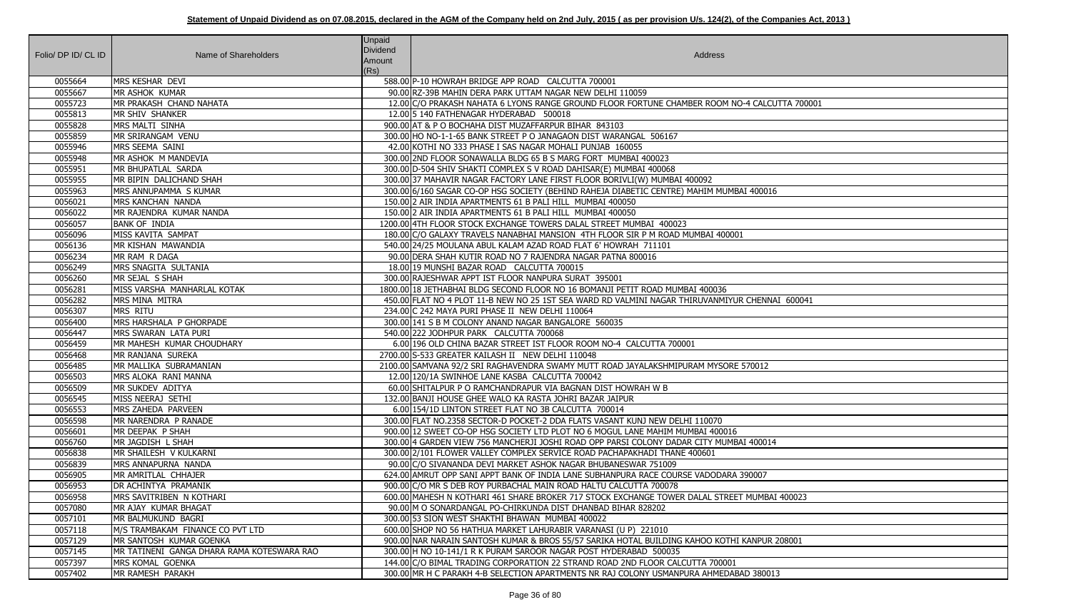**Statement of Unpaid Dividend as on 07.08.2015, declared in the AGM of the Company held on 2nd July, 2015 ( as per provision U/s. 124(2), of the Companies Act, 2013 )**

| Folio/ DP ID/ CL ID | Name of Shareholders | Unpaid Dividend Amount (Rs) | Address |
|---|---|---|---|
| 0055664 | MRS KESHAR DEVI | 588.00 | P-10 HOWRAH BRIDGE APP ROAD CALCUTTA 700001 |
| 0055667 | MR ASHOK KUMAR | 90.00 | RZ-39B MAHIN DERA PARK UTTAM NAGAR NEW DELHI 110059 |
| 0055723 | MR PRAKASH CHAND NAHATA | 12.00 | C/O PRAKASH NAHATA 6 LYONS RANGE GROUND FLOOR FORTUNE CHAMBER ROOM NO-4 CALCUTTA 700001 |
| 0055813 | MR SHIV SHANKER | 12.00 | 5 140 FATHENAGAR HYDERABAD 500018 |
| 0055828 | MRS MALTI SINHA | 900.00 | AT & P O BOCHAHA DIST MUZAFFARPUR BIHAR 843103 |
| 0055859 | MR SRIRANGAM VENU | 300.00 | HO NO-1-1-65 BANK STREET P O JANAGAON DIST WARANGAL 506167 |
| 0055946 | MRS SEEMA SAINI | 42.00 | KOTHI NO 333 PHASE I SAS NAGAR MOHALI PUNJAB 160055 |
| 0055948 | MR ASHOK M MANDEVIA | 300.00 | 2ND FLOOR SONAWALLA BLDG 65 B S MARG FORT MUMBAI 400023 |
| 0055951 | MR BHUPATLAL SARDA | 300.00 | D-504 SHIV SHAKTI COMPLEX S V ROAD DAHISAR(E) MUMBAI 400068 |
| 0055955 | MR BIPIN DALICHAND SHAH | 300.00 | 37 MAHAVIR NAGAR FACTORY LANE FIRST FLOOR BORIVLI(W) MUMBAI 400092 |
| 0055963 | MRS ANNUPAMMA S KUMAR | 300.00 | 6/160 SAGAR CO-OP HSG SOCIETY (BEHIND RAHEJA DIABETIC CENTRE) MAHIM MUMBAI 400016 |
| 0056021 | MRS KANCHAN NANDA | 150.00 | 2 AIR INDIA APARTMENTS 61 B PALI HILL MUMBAI 400050 |
| 0056022 | MR RAJENDRA KUMAR NANDA | 150.00 | 2 AIR INDIA APARTMENTS 61 B PALI HILL MUMBAI 400050 |
| 0056057 | BANK OF INDIA | 1200.00 | 4TH FLOOR STOCK EXCHANGE TOWERS DALAL STREET MUMBAI 400023 |
| 0056096 | MISS KAVITA SAMPAT | 180.00 | C/O GALAXY TRAVELS NANABHAI MANSION 4TH FLOOR SIR P M ROAD MUMBAI 400001 |
| 0056136 | MR KISHAN MAWANDIA | 540.00 | 24/25 MOULANA ABUL KALAM AZAD ROAD FLAT 6' HOWRAH 711101 |
| 0056234 | MR RAM R DAGA | 90.00 | DERA SHAH KUTIR ROAD NO 7 RAJENDRA NAGAR PATNA 800016 |
| 0056249 | MRS SNAGITA SULTANIA | 18.00 | 19 MUNSHI BAZAR ROAD CALCUTTA 700015 |
| 0056260 | MR SEJAL S SHAH | 300.00 | RAJESHWAR APPT IST FLOOR NANPURA SURAT 395001 |
| 0056281 | MISS VARSHA MANHARLAL KOTAK | 1800.00 | 18 JETHABHAI BLDG SECOND FLOOR NO 16 BOMANJI PETIT ROAD MUMBAI 400036 |
| 0056282 | MRS MINA MITRA | 450.00 | FLAT NO 4 PLOT 11-B NEW NO 25 1ST SEA WARD RD VALMINI NAGAR THIRUVANMIYUR CHENNAI 600041 |
| 0056307 | MRS RITU | 234.00 | C 242 MAYA PURI PHASE II NEW DELHI 110064 |
| 0056400 | MRS HARSHALA P GHORPADE | 300.00 | 141 S B M COLONY ANAND NAGAR BANGALORE 560035 |
| 0056447 | MRS SWARAN LATA PURI | 540.00 | 222 JODHPUR PARK CALCUTTA 700068 |
| 0056459 | MR MAHESH KUMAR CHOUDHARY | 6.00 | 196 OLD CHINA BAZAR STREET IST FLOOR ROOM NO-4 CALCUTTA 700001 |
| 0056468 | MR RANJANA SUREKA | 2700.00 | S-533 GREATER KAILASH II NEW DELHI 110048 |
| 0056485 | MR MALLIKA SUBRAMANIAN | 2100.00 | SAMVANA 92/2 SRI RAGHAVENDRA SWAMY MUTT ROAD JAYALAKSHMIPURAM MYSORE 570012 |
| 0056503 | MRS ALOKA RANI MANNA | 12.00 | 120/1A SWINHOE LANE KASBA CALCUTTA 700042 |
| 0056509 | MR SUKDEV ADITYA | 60.00 | SHITALPUR P O RAMCHANDRAPUR VIA BAGNAN DIST HOWRAH W B |
| 0056545 | MISS NEERAJ SETHI | 132.00 | BANJI HOUSE GHEE WALO KA RASTA JOHRI BAZAR JAIPUR |
| 0056553 | MRS ZAHEDA PARVEEN | 6.00 | 154/1D LINTON STREET FLAT NO 3B CALCUTTA 700014 |
| 0056598 | MR NARENDRA P RANADE | 300.00 | FLAT NO.2358 SECTOR-D POCKET-2 DDA FLATS VASANT KUNJ NEW DELHI 110070 |
| 0056601 | MR DEEPAK P SHAH | 900.00 | 12 SWEET CO-OP HSG SOCIETY LTD PLOT NO 6 MOGUL LANE MAHIM MUMBAI 400016 |
| 0056760 | MR JAGDISH L SHAH | 300.00 | 4 GARDEN VIEW 756 MANCHERJI JOSHI ROAD OPP PARSI COLONY DADAR CITY MUMBAI 400014 |
| 0056838 | MR SHAILESH V KULKARNI | 300.00 | 2/101 FLOWER VALLEY COMPLEX SERVICE ROAD PACHAPAKHADI THANE 400601 |
| 0056839 | MRS ANNAPURNA NANDA | 90.00 | C/O SIVANANDA DEVI MARKET ASHOK NAGAR BHUBANESWAR 751009 |
| 0056905 | MR AMRITLAL CHHAJER | 624.00 | AMRUT OPP SANI APPT BANK OF INDIA LANE SUBHANPURA RACE COURSE VADODARA 390007 |
| 0056953 | DR ACHINTYA PRAMANIK | 900.00 | C/O MR S DEB ROY PURBACHAL MAIN ROAD HALTU CALCUTTA 700078 |
| 0056958 | MRS SAVITRIBEN N KOTHARI | 600.00 | MAHESH N KOTHARI 461 SHARE BROKER 717 STOCK EXCHANGE TOWER DALAL STREET MUMBAI 400023 |
| 0057080 | MR AJAY KUMAR BHAGAT | 90.00 | M O SONARDANGAL PO-CHIRKUNDA DIST DHANBAD BIHAR 828202 |
| 0057101 | MR BALMUKUND BAGRI | 300.00 | 53 SION WEST SHAKTHI BHAWAN MUMBAI 400022 |
| 0057118 | M/S TRAMBAKAM FINANCE CO PVT LTD | 600.00 | SHOP NO 56 HATHUA MARKET LAHURABIR VARANASI (U P) 221010 |
| 0057129 | MR SANTOSH KUMAR GOENKA | 900.00 | NAR NARAIN SANTOSH KUMAR & BROS 55/57 SARIKA HOTAL BUILDING KAHOO KOTHI KANPUR 208001 |
| 0057145 | MR TATINENI GANGA DHARA RAMA KOTESWARA RAO | 300.00 | H NO 10-141/1 R K PURAM SAROOR NAGAR POST HYDERABAD 500035 |
| 0057397 | MRS KOMAL GOENKA | 144.00 | C/O BIMAL TRADING CORPORATION 22 STRAND ROAD 2ND FLOOR CALCUTTA 700001 |
| 0057402 | MR RAMESH PARAKH | 300.00 | MR H C PARAKH 4-B SELECTION APARTMENTS NR RAJ COLONY USMANPURA AHMEDABAD 380013 |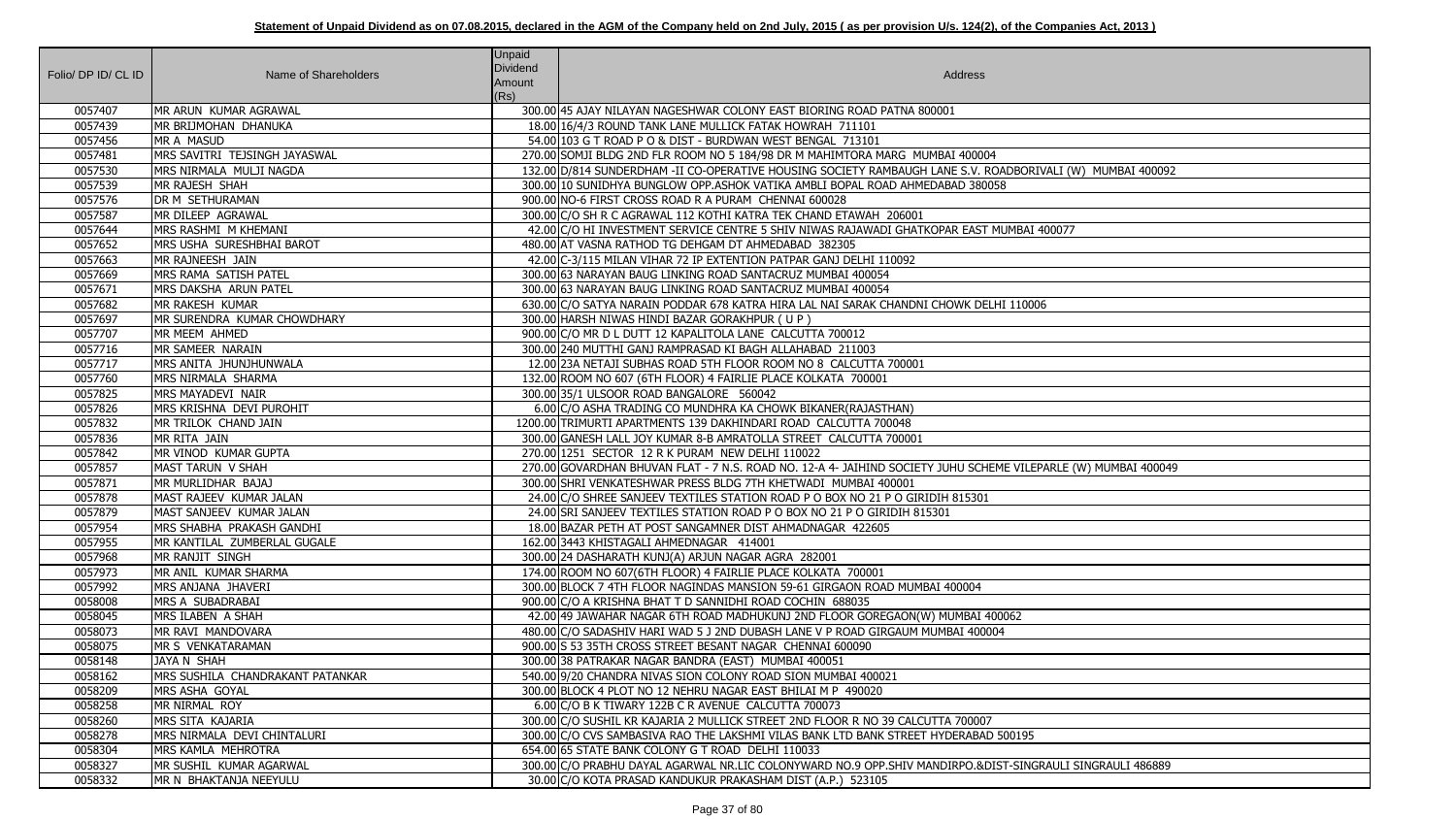**Statement of Unpaid Dividend as on 07.08.2015, declared in the AGM of the Company held on 2nd July, 2015 ( as per provision U/s. 124(2), of the Companies Act, 2013 )**

| Folio/ DP ID/ CL ID | Name of Shareholders | Unpaid Dividend Amount (Rs) | Address |
|---|---|---|---|
| 0057407 | MR ARUN KUMAR AGRAWAL | 300.00 | 45 AJAY NILAYAN NAGESHWAR COLONY EAST BIORING ROAD PATNA 800001 |
| 0057439 | MR BRIJMOHAN DHANUKA | 18.00 | 16/4/3 ROUND TANK LANE MULLICK FATAK HOWRAH 711101 |
| 0057456 | MR A MASUD | 54.00 | 103 G T ROAD P O & DIST - BURDWAN WEST BENGAL 713101 |
| 0057481 | MRS SAVITRI TEJSINGH JAYASWAL | 270.00 | SOMJI BLDG 2ND FLR ROOM NO 5 184/98 DR M MAHIMTORA MARG MUMBAI 400004 |
| 0057530 | MRS NIRMALA MULJI NAGDA | 132.00 | D/814 SUNDERDHAM -II CO-OPERATIVE HOUSING SOCIETY RAMBAUGH LANE S.V. ROADBORIVALI (W) MUMBAI 400092 |
| 0057539 | MR RAJESH SHAH | 300.00 | 10 SUNIDHYA BUNGLOW OPP.ASHOK VATIKA AMBLI BOPAL ROAD AHMEDABAD 380058 |
| 0057576 | DR M SETHURAMAN | 900.00 | NO-6 FIRST CROSS ROAD R A PURAM CHENNAI 600028 |
| 0057587 | MR DILEEP AGRAWAL | 300.00 | C/O SH R C AGRAWAL 112 KOTHI KATRA TEK CHAND ETAWAH 206001 |
| 0057644 | MRS RASHMI M KHEMANI | 42.00 | C/O HI INVESTMENT SERVICE CENTRE 5 SHIV NIWAS RAJAWADI GHATKOPAR EAST MUMBAI 400077 |
| 0057652 | MRS USHA SURESHBHAI BAROT | 480.00 | AT VASNA RATHOD TG DEHGAM DT AHMEDABAD 382305 |
| 0057663 | MR RAJNEESH JAIN | 42.00 | C-3/115 MILAN VIHAR 72 IP EXTENTION PATPAR GANJ DELHI 110092 |
| 0057669 | MRS RAMA SATISH PATEL | 300.00 | 63 NARAYAN BAUG LINKING ROAD SANTACRUZ MUMBAI 400054 |
| 0057671 | MRS DAKSHA ARUN PATEL | 300.00 | 63 NARAYAN BAUG LINKING ROAD SANTACRUZ MUMBAI 400054 |
| 0057682 | MR RAKESH KUMAR | 630.00 | C/O SATYA NARAIN PODDAR 678 KATRA HIRA LAL NAI SARAK CHANDNI CHOWK DELHI 110006 |
| 0057697 | MR SURENDRA KUMAR CHOWDHARY | 300.00 | HARSH NIWAS HINDI BAZAR GORAKHPUR ( U P ) |
| 0057707 | MR MEEM AHMED | 900.00 | C/O MR D L DUTT 12 KAPALITOLA LANE CALCUTTA 700012 |
| 0057716 | MR SAMEER NARAIN | 300.00 | 240 MUTTHI GANJ RAMPRASAD KI BAGH ALLAHABAD 211003 |
| 0057717 | MRS ANITA JHUNJHUNWALA | 12.00 | 23A NETAJI SUBHAS ROAD 5TH FLOOR ROOM NO 8 CALCUTTA 700001 |
| 0057760 | MRS NIRMALA SHARMA | 132.00 | ROOM NO 607 (6TH FLOOR) 4 FAIRLIE PLACE KOLKATA 700001 |
| 0057825 | MRS MAYADEVI NAIR | 300.00 | 35/1 ULSOOR ROAD BANGALORE 560042 |
| 0057826 | MRS KRISHNA DEVI PUROHIT | 6.00 | C/O ASHA TRADING CO MUNDHRA KA CHOWK BIKANER(RAJASTHAN) |
| 0057832 | MR TRILOK CHAND JAIN | 1200.00 | TRIMURTI APARTMENTS 139 DAKHINDARI ROAD CALCUTTA 700048 |
| 0057836 | MR RITA JAIN | 300.00 | GANESH LALL JOY KUMAR 8-B AMRATOLLA STREET CALCUTTA 700001 |
| 0057842 | MR VINOD KUMAR GUPTA | 270.00 | 1251 SECTOR 12 R K PURAM NEW DELHI 110022 |
| 0057857 | MAST TARUN V SHAH | 270.00 | GOVARDHAN BHUVAN FLAT - 7 N.S. ROAD NO. 12-A 4- JAIHIND SOCIETY JUHU SCHEME VILEPARLE (W) MUMBAI 400049 |
| 0057871 | MR MURLIDHAR BAJAJ | 300.00 | SHRI VENKATESHWAR PRESS BLDG 7TH KHETWADI MUMBAI 400001 |
| 0057878 | MAST RAJEEV KUMAR JALAN | 24.00 | C/O SHREE SANJEEV TEXTILES STATION ROAD P O BOX NO 21 P O GIRIDIH 815301 |
| 0057879 | MAST SANJEEV KUMAR JALAN | 24.00 | SRI SANJEEV TEXTILES STATION ROAD P O BOX NO 21 P O GIRIDIH 815301 |
| 0057954 | MRS SHABHA PRAKASH GANDHI | 18.00 | BAZAR PETH AT POST SANGAMNER DIST AHMADNAGAR 422605 |
| 0057955 | MR KANTILAL ZUMBERLAL GUGALE | 162.00 | 3443 KHISTAGALI AHMEDNAGAR 414001 |
| 0057968 | MR RANJIT SINGH | 300.00 | 24 DASHARATH KUNJ(A) ARJUN NAGAR AGRA 282001 |
| 0057973 | MR ANIL KUMAR SHARMA | 174.00 | ROOM NO 607(6TH FLOOR) 4 FAIRLIE PLACE KOLKATA 700001 |
| 0057992 | MRS ANJANA JHAVERI | 300.00 | BLOCK 7 4TH FLOOR NAGINDAS MANSION 59-61 GIRGAON ROAD MUMBAI 400004 |
| 0058008 | MRS A SUBADRABAI | 900.00 | C/O A KRISHNA BHAT T D SANNIDHI ROAD COCHIN 688035 |
| 0058045 | MRS ILABEN A SHAH | 42.00 | 49 JAWAHAR NAGAR 6TH ROAD MADHUKUNJ 2ND FLOOR GOREGAON(W) MUMBAI 400062 |
| 0058073 | MR RAVI MANDOVARA | 480.00 | C/O SADASHIV HARI WAD 5 J 2ND DUBASH LANE V P ROAD GIRGAUM MUMBAI 400004 |
| 0058075 | MR S VENKATARAMAN | 900.00 | S 53 35TH CROSS STREET BESANT NAGAR CHENNAI 600090 |
| 0058148 | JAYA N SHAH | 300.00 | 38 PATRAKAR NAGAR BANDRA (EAST) MUMBAI 400051 |
| 0058162 | MRS SUSHILA CHANDRAKANT PATANKAR | 540.00 | 9/20 CHANDRA NIVAS SION COLONY ROAD SION MUMBAI 400021 |
| 0058209 | MRS ASHA GOYAL | 300.00 | BLOCK 4 PLOT NO 12 NEHRU NAGAR EAST BHILAI M P 490020 |
| 0058258 | MR NIRMAL ROY | 6.00 | C/O B K TIWARY 122B C R AVENUE CALCUTTA 700073 |
| 0058260 | MRS SITA KAJARIA | 300.00 | C/O SUSHIL KR KAJARIA 2 MULLICK STREET 2ND FLOOR R NO 39 CALCUTTA 700007 |
| 0058278 | MRS NIRMALA DEVI CHINTALURI | 300.00 | C/O CVS SAMBASIVA RAO THE LAKSHMI VILAS BANK LTD BANK STREET HYDERABAD 500195 |
| 0058304 | MRS KAMLA MEHROTRA | 654.00 | 65 STATE BANK COLONY G T ROAD DELHI 110033 |
| 0058327 | MR SUSHIL KUMAR AGARWAL | 300.00 | C/O PRABHU DAYAL AGARWAL NR.LIC COLONYWARD NO.9 OPP.SHIV MANDIRPO.&DIST-SINGRAULI SINGRAULI 486889 |
| 0058332 | MR N BHAKTANJA NEEYULU | 30.00 | C/O KOTA PRASAD KANDUKUR PRAKASHAM DIST (A.P.) 523105 |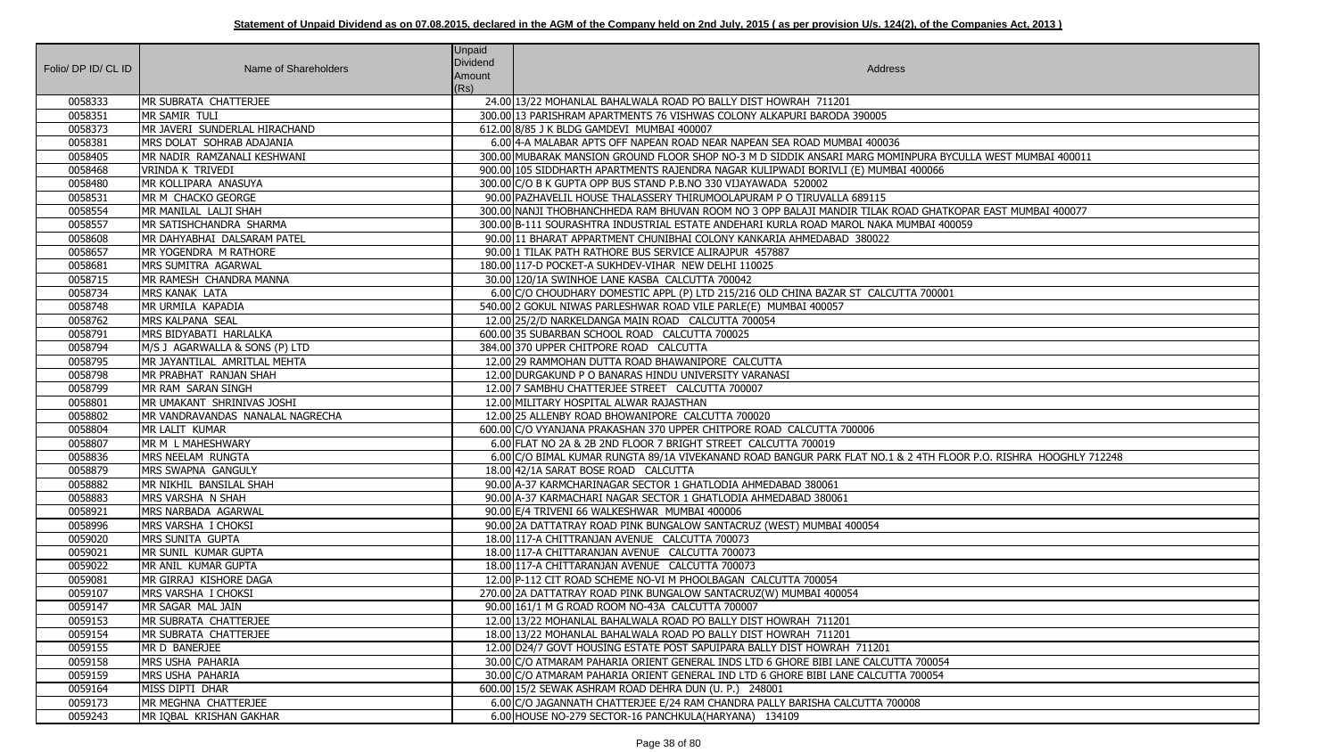**Statement of Unpaid Dividend as on 07.08.2015, declared in the AGM of the Company held on 2nd July, 2015 ( as per provision U/s. 124(2), of the Companies Act, 2013 )**

| Folio/ DP ID/ CL ID | Name of Shareholders | Unpaid Dividend Amount (Rs) | Address |
|---|---|---|---|
| 0058333 | MR SUBRATA CHATTERJEE | 24.00 | 13/22 MOHANLAL BAHALWALA ROAD PO BALLY DIST HOWRAH 711201 |
| 0058351 | MR SAMIR TULI | 300.00 | 13 PARISHRAM APARTMENTS 76 VISHWAS COLONY ALKAPURI BARODA 390005 |
| 0058373 | MR JAVERI SUNDERLAL HIRACHAND | 612.00 | 8/85 J K BLDG GAMDEVI MUMBAI 400007 |
| 0058381 | MRS DOLAT SOHRAB ADAJANIA | 6.00 | 4-A MALABAR APTS OFF NAPEAN ROAD NEAR NAPEAN SEA ROAD MUMBAI 400036 |
| 0058405 | MR NADIR RAMZANALI KESHWANI | 300.00 | MUBARAK MANSION GROUND FLOOR SHOP NO-3 M D SIDDIK ANSARI MARG MOMINPURA BYCULLA WEST MUMBAI 400011 |
| 0058468 | VRINDA K TRIVEDI | 900.00 | 105 SIDDHARTH APARTMENTS RAJENDRA NAGAR KULIPWADI BORIVLI (E) MUMBAI 400066 |
| 0058480 | MR KOLLIPARA ANASUYA | 300.00 | C/O B K GUPTA OPP BUS STAND P.B.NO 330 VIJAYAWADA 520002 |
| 0058531 | MR M CHACKO GEORGE | 90.00 | PAZHAVELIL HOUSE THALASSERY THIRUMOOLAPURAM P O TIRUVALLA 689115 |
| 0058554 | MR MANILAL LALJI SHAH | 300.00 | NANJI THOBHANCHHEDA RAM BHUVAN ROOM NO 3 OPP BALAJI MANDIR TILAK ROAD GHATKOPAR EAST MUMBAI 400077 |
| 0058557 | MR SATISHCHANDRA SHARMA | 300.00 | B-111 SOURASHTRA INDUSTRIAL ESTATE ANDEHARI KURLA ROAD MAROL NAKA MUMBAI 400059 |
| 0058608 | MR DAHYABHAI DALSARAM PATEL | 90.00 | 11 BHARAT APPARTMENT CHUNIBHAI COLONY KANKARIA AHMEDABAD 380022 |
| 0058657 | MR YOGENDRA M RATHORE | 90.00 | 1 TILAK PATH RATHORE BUS SERVICE ALIRAJPUR 457887 |
| 0058681 | MRS SUMITRA AGARWAL | 180.00 | 117-D POCKET-A SUKHDEV-VIHAR NEW DELHI 110025 |
| 0058715 | MR RAMESH CHANDRA MANNA | 30.00 | 120/1A SWINHOE LANE KASBA CALCUTTA 700042 |
| 0058734 | MRS KANAK LATA | 6.00 | C/O CHOUDHARY DOMESTIC APPL (P) LTD 215/216 OLD CHINA BAZAR ST CALCUTTA 700001 |
| 0058748 | MR URMILA KAPADIA | 540.00 | 2 GOKUL NIWAS PARLESHWAR ROAD VILE PARLE(E) MUMBAI 400057 |
| 0058762 | MRS KALPANA SEAL | 12.00 | 25/2/D NARKELDANGA MAIN ROAD CALCUTTA 700054 |
| 0058791 | MRS BIDYABATI HARLALKA | 600.00 | 35 SUBARBAN SCHOOL ROAD CALCUTTA 700025 |
| 0058794 | M/S J AGARWALLA & SONS (P) LTD | 384.00 | 370 UPPER CHITPORE ROAD CALCUTTA |
| 0058795 | MR JAYANTILAL AMRITLAL MEHTA | 12.00 | 29 RAMMOHAN DUTTA ROAD BHAWANIPORE CALCUTTA |
| 0058798 | MR PRABHAT RANJAN SHAH | 12.00 | DURGAKUND P O BANARAS HINDU UNIVERSITY VARANASI |
| 0058799 | MR RAM SARAN SINGH | 12.00 | 7 SAMBHU CHATTERJEE STREET CALCUTTA 700007 |
| 0058801 | MR UMAKANT SHRINIVAS JOSHI | 12.00 | MILITARY HOSPITAL ALWAR RAJASTHAN |
| 0058802 | MR VANDRAVANDAS NANALAL NAGRECHA | 12.00 | 25 ALLENBY ROAD BHOWANIPORE CALCUTTA 700020 |
| 0058804 | MR LALIT KUMAR | 600.00 | C/O VYANJANA PRAKASHAN 370 UPPER CHITPORE ROAD CALCUTTA 700006 |
| 0058807 | MR M L MAHESHWARY | 6.00 | FLAT NO 2A & 2B 2ND FLOOR 7 BRIGHT STREET CALCUTTA 700019 |
| 0058836 | MRS NEELAM RUNGTA | 6.00 | C/O BIMAL KUMAR RUNGTA 89/1A VIVEKANAND ROAD BANGUR PARK FLAT NO.1 & 2 4TH FLOOR P.O. RISHRA HOOGHLY 712248 |
| 0058879 | MRS SWAPNA GANGULY | 18.00 | 42/1A SARAT BOSE ROAD CALCUTTA |
| 0058882 | MR NIKHIL BANSILAL SHAH | 90.00 | A-37 KARMCHARINAGAR SECTOR 1 GHATLODIA AHMEDABAD 380061 |
| 0058883 | MRS VARSHA N SHAH | 90.00 | A-37 KARMACHARI NAGAR SECTOR 1 GHATLODIA AHMEDABAD 380061 |
| 0058921 | MRS NARBADA AGARWAL | 90.00 | E/4 TRIVENI 66 WALKESHWAR MUMBAI 400006 |
| 0058996 | MRS VARSHA I CHOKSI | 90.00 | 2A DATTATRAY ROAD PINK BUNGALOW SANTACRUZ (WEST) MUMBAI 400054 |
| 0059020 | MRS SUNITA GUPTA | 18.00 | 117-A CHITTRANJAN AVENUE CALCUTTA 700073 |
| 0059021 | MR SUNIL KUMAR GUPTA | 18.00 | 117-A CHITTARANJAN AVENUE CALCUTTA 700073 |
| 0059022 | MR ANIL KUMAR GUPTA | 18.00 | 117-A CHITTARANJAN AVENUE CALCUTTA 700073 |
| 0059081 | MR GIRRAJ KISHORE DAGA | 12.00 | P-112 CIT ROAD SCHEME NO-VI M PHOOLBAGAN CALCUTTA 700054 |
| 0059107 | MRS VARSHA I CHOKSI | 270.00 | 2A DATTATRAY ROAD PINK BUNGALOW SANTACRUZ(W) MUMBAI 400054 |
| 0059147 | MR SAGAR MAL JAIN | 90.00 | 161/1 M G ROAD ROOM NO-43A CALCUTTA 700007 |
| 0059153 | MR SUBRATA CHATTERJEE | 12.00 | 13/22 MOHANLAL BAHALWALA ROAD PO BALLY DIST HOWRAH 711201 |
| 0059154 | MR SUBRATA CHATTERJEE | 18.00 | 13/22 MOHANLAL BAHALWALA ROAD PO BALLY DIST HOWRAH 711201 |
| 0059155 | MR D BANERJEE | 12.00 | D24/7 GOVT HOUSING ESTATE POST SAPUIPARA BALLY DIST HOWRAH 711201 |
| 0059158 | MRS USHA PAHARIA | 30.00 | C/O ATMARAM PAHARIA ORIENT GENERAL INDS LTD 6 GHORE BIBI LANE CALCUTTA 700054 |
| 0059159 | MRS USHA PAHARIA | 30.00 | C/O ATMARAM PAHARIA ORIENT GENERAL IND LTD 6 GHORE BIBI LANE CALCUTTA 700054 |
| 0059164 | MISS DIPTI DHAR | 600.00 | 15/2 SEWAK ASHRAM ROAD DEHRA DUN (U. P.) 248001 |
| 0059173 | MR MEGHNA CHATTERJEE | 6.00 | C/O JAGANNATH CHATTERJEE E/24 RAM CHANDRA PALLY BARISHA CALCUTTA 700008 |
| 0059243 | MR IQBAL KRISHAN GAKHAR | 6.00 | HOUSE NO-279 SECTOR-16 PANCHKULA(HARYANA) 134109 |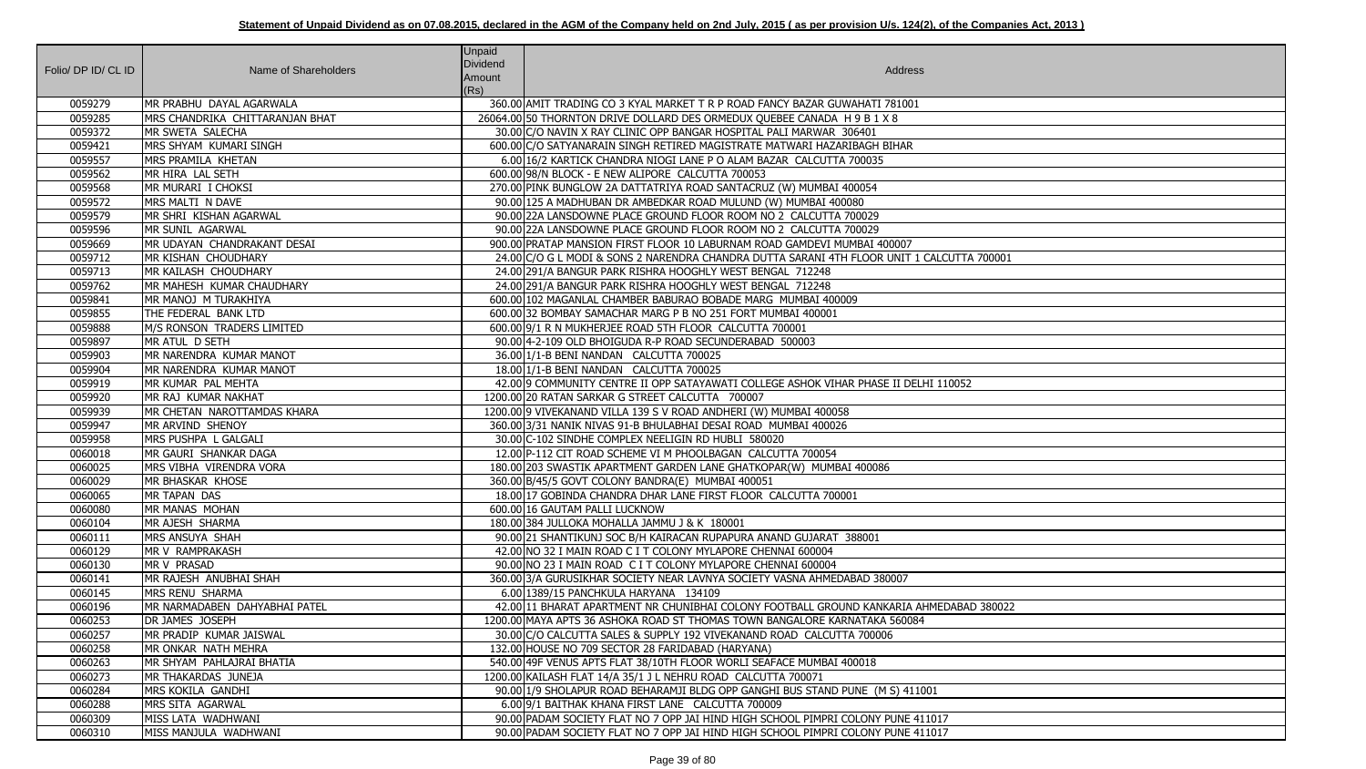**Statement of Unpaid Dividend as on 07.08.2015, declared in the AGM of the Company held on 2nd July, 2015 ( as per provision U/s. 124(2), of the Companies Act, 2013 )**

| Folio/ DP ID/ CL ID | Name of Shareholders | Unpaid Dividend Amount (Rs) | Address |
|---|---|---|---|
| 0059279 | MR PRABHU DAYAL AGARWALA | 360.00 | AMIT TRADING CO 3 KYAL MARKET T R P ROAD FANCY BAZAR GUWAHATI 781001 |
| 0059285 | MRS CHANDRIKA CHITTARANJAN BHAT | 26064.00 | 50 THORNTON DRIVE DOLLARD DES ORMEDUX QUEBEE CANADA H 9 B 1 X 8 |
| 0059372 | MR SWETA SALECHA | 30.00 | C/O NAVIN X RAY CLINIC OPP BANGAR HOSPITAL PALI MARWAR 306401 |
| 0059421 | MRS SHYAM KUMARI SINGH | 600.00 | C/O SATYANARAIN SINGH RETIRED MAGISTRATE MATWARI HAZARIBAGH BIHAR |
| 0059557 | MRS PRAMILA KHETAN | 6.00 | 16/2 KARTICK CHANDRA NIOGI LANE P O ALAM BAZAR CALCUTTA 700035 |
| 0059562 | MR HIRA LAL SETH | 600.00 | 98/N BLOCK - E NEW ALIPORE CALCUTTA 700053 |
| 0059568 | MR MURARI I CHOKSI | 270.00 | PINK BUNGLOW 2A DATTATRIYA ROAD SANTACRUZ (W) MUMBAI 400054 |
| 0059572 | MRS MALTI N DAVE | 90.00 | 125 A MADHUBAN DR AMBEDKAR ROAD MULUND (W) MUMBAI 400080 |
| 0059579 | MR SHRI KISHAN AGARWAL | 90.00 | 22A LANSDOWNE PLACE GROUND FLOOR ROOM NO 2 CALCUTTA 700029 |
| 0059596 | MR SUNIL AGARWAL | 90.00 | 22A LANSDOWNE PLACE GROUND FLOOR ROOM NO 2 CALCUTTA 700029 |
| 0059669 | MR UDAYAN CHANDRAKANT DESAI | 900.00 | PRATAP MANSION FIRST FLOOR 10 LABURNAM ROAD GAMDEVI MUMBAI 400007 |
| 0059712 | MR KISHAN CHOUDHARY | 24.00 | C/O G L MODI & SONS 2 NARENDRA CHANDRA DUTTA SARANI 4TH FLOOR UNIT 1 CALCUTTA 700001 |
| 0059713 | MR KAILASH CHOUDHARY | 24.00 | 291/A BANGUR PARK RISHRA HOOGHLY WEST BENGAL 712248 |
| 0059762 | MR MAHESH KUMAR CHAUDHARY | 24.00 | 291/A BANGUR PARK RISHRA HOOGHLY WEST BENGAL 712248 |
| 0059841 | MR MANOJ M TURAKHIYA | 600.00 | 102 MAGANLAL CHAMBER BABURAO BOBADE MARG MUMBAI 400009 |
| 0059855 | THE FEDERAL BANK LTD | 600.00 | 32 BOMBAY SAMACHAR MARG P B NO 251 FORT MUMBAI 400001 |
| 0059888 | M/S RONSON TRADERS LIMITED | 600.00 | 9/1 R N MUKHERJEE ROAD 5TH FLOOR CALCUTTA 700001 |
| 0059897 | MR ATUL D SETH | 90.00 | 4-2-109 OLD BHOIGUDA R-P ROAD SECUNDERABAD 500003 |
| 0059903 | MR NARENDRA KUMAR MANOT | 36.00 | 1/1-B BENI NANDAN CALCUTTA 700025 |
| 0059904 | MR NARENDRA KUMAR MANOT | 18.00 | 1/1-B BENI NANDAN CALCUTTA 700025 |
| 0059919 | MR KUMAR PAL MEHTA | 42.00 | 9 COMMUNITY CENTRE II OPP SATAYAWATI COLLEGE ASHOK VIHAR PHASE II DELHI 110052 |
| 0059920 | MR RAJ KUMAR NAKHAT | 1200.00 | 20 RATAN SARKAR G STREET CALCUTTA 700007 |
| 0059939 | MR CHETAN NAROTTAMDAS KHARA | 1200.00 | 9 VIVEKANAND VILLA 139 S V ROAD ANDHERI (W) MUMBAI 400058 |
| 0059947 | MR ARVIND SHENOY | 360.00 | 3/31 NANIK NIVAS 91-B BHULABHAI DESAI ROAD MUMBAI 400026 |
| 0059958 | MRS PUSHPA L GALGALI | 30.00 | C-102 SINDHE COMPLEX NEELIGIN RD HUBLI 580020 |
| 0060018 | MR GAURI SHANKAR DAGA | 12.00 | P-112 CIT ROAD SCHEME VI M PHOOLBAGAN CALCUTTA 700054 |
| 0060025 | MRS VIBHA VIRENDRA VORA | 180.00 | 203 SWASTIK APARTMENT GARDEN LANE GHATKOPAR(W) MUMBAI 400086 |
| 0060029 | MR BHASKAR KHOSE | 360.00 | B/45/5 GOVT COLONY BANDRA(E) MUMBAI 400051 |
| 0060065 | MR TAPAN DAS | 18.00 | 17 GOBINDA CHANDRA DHAR LANE FIRST FLOOR CALCUTTA 700001 |
| 0060080 | MR MANAS MOHAN | 600.00 | 16 GAUTAM PALLI LUCKNOW |
| 0060104 | MR AJESH SHARMA | 180.00 | 384 JULLOKA MOHALLA JAMMU J & K 180001 |
| 0060111 | MRS ANSUYA SHAH | 90.00 | 21 SHANTIKUNJ SOC B/H KAIRACAN RUPAPURA ANAND GUJARAT 388001 |
| 0060129 | MR V RAMPRAKASH | 42.00 | NO 32 I MAIN ROAD C I T COLONY MYLAPORE CHENNAI 600004 |
| 0060130 | MR V PRASAD | 90.00 | NO 23 I MAIN ROAD C I T COLONY MYLAPORE CHENNAI 600004 |
| 0060141 | MR RAJESH ANUBHAI SHAH | 360.00 | 3/A GURUSIKHAR SOCIETY NEAR LAVNYA SOCIETY VASNA AHMEDABAD 380007 |
| 0060145 | MRS RENU SHARMA | 6.00 | 1389/15 PANCHKULA HARYANA 134109 |
| 0060196 | MR NARMADABEN DAHYABHAI PATEL | 42.00 | 11 BHARAT APARTMENT NR CHUNIBHAI COLONY FOOTBALL GROUND KANKARIA AHMEDABAD 380022 |
| 0060253 | DR JAMES JOSEPH | 1200.00 | MAYA APTS 36 ASHOKA ROAD ST THOMAS TOWN BANGALORE KARNATAKA 560084 |
| 0060257 | MR PRADIP KUMAR JAISWAL | 30.00 | C/O CALCUTTA SALES & SUPPLY 192 VIVEKANAND ROAD CALCUTTA 700006 |
| 0060258 | MR ONKAR NATH MEHRA | 132.00 | HOUSE NO 709 SECTOR 28 FARIDABAD (HARYANA) |
| 0060263 | MR SHYAM PAHLAJRAI BHATIA | 540.00 | 49F VENUS APTS FLAT 38/10TH FLOOR WORLI SEAFACE MUMBAI 400018 |
| 0060273 | MR THAKARDAS JUNEJA | 1200.00 | KAILASH FLAT 14/A 35/1 J L NEHRU ROAD CALCUTTA 700071 |
| 0060284 | MRS KOKILA GANDHI | 90.00 | 1/9 SHOLAPUR ROAD BEHARAMJI BLDG OPP GANGHI BUS STAND PUNE (M S) 411001 |
| 0060288 | MRS SITA AGARWAL | 6.00 | 9/1 BAITHAK KHANA FIRST LANE CALCUTTA 700009 |
| 0060309 | MISS LATA WADHWANI | 90.00 | PADAM SOCIETY FLAT NO 7 OPP JAI HIND HIGH SCHOOL PIMPRI COLONY PUNE 411017 |
| 0060310 | MISS MANJULA WADHWANI | 90.00 | PADAM SOCIETY FLAT NO 7 OPP JAI HIND HIGH SCHOOL PIMPRI COLONY PUNE 411017 |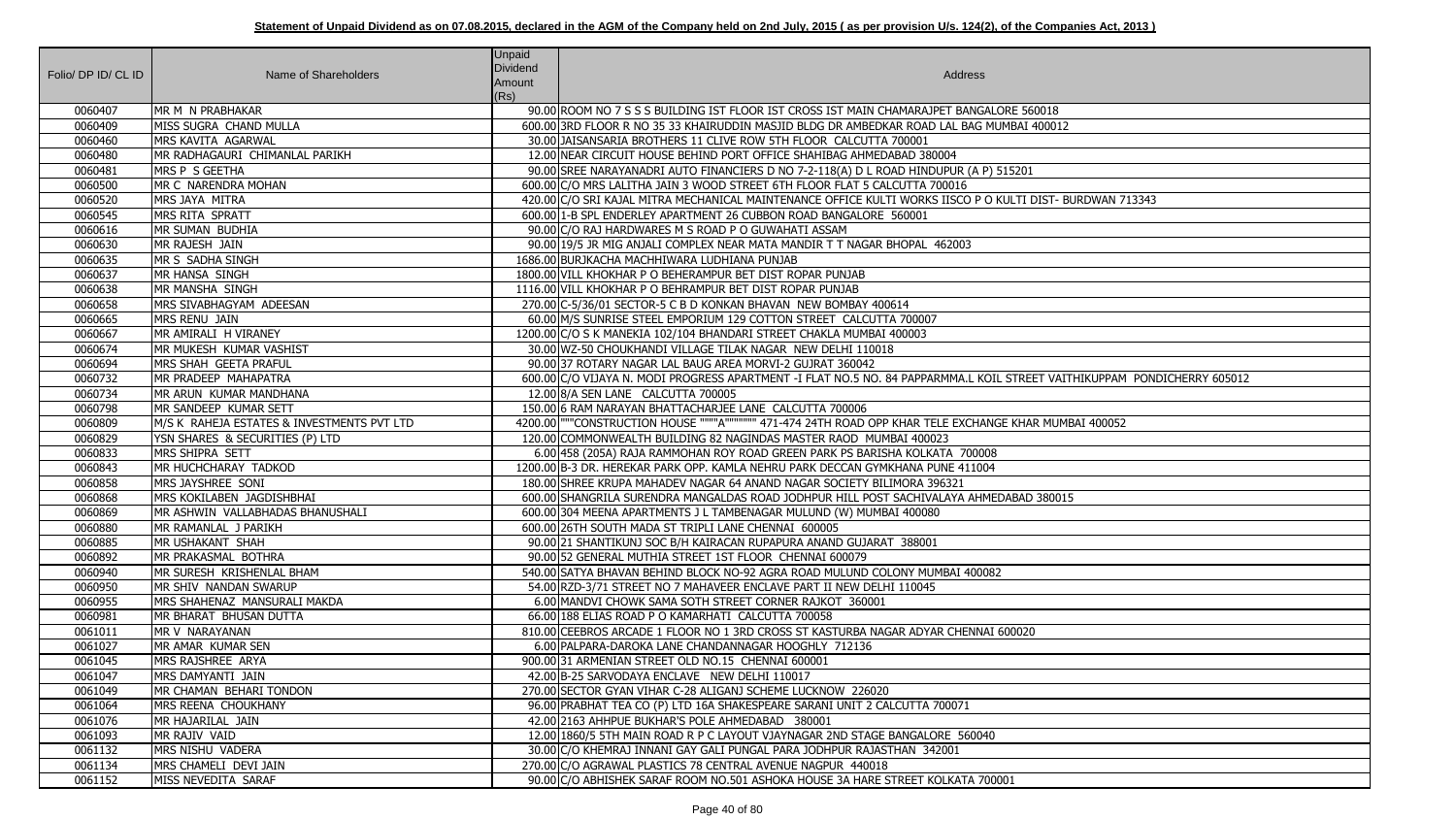**Statement of Unpaid Dividend as on 07.08.2015, declared in the AGM of the Company held on 2nd July, 2015 ( as per provision U/s. 124(2), of the Companies Act, 2013 )**

| Folio/ DP ID/ CL ID | Name of Shareholders | Unpaid Dividend Amount (Rs) | Address |
|---|---|---|---|
| 0060407 | MR M N PRABHAKAR | 90.00 | ROOM NO 7 S S S BUILDING IST FLOOR IST CROSS IST MAIN CHAMARAJPET BANGALORE 560018 |
| 0060409 | MISS SUGRA CHAND MULLA | 600.00 | 3RD FLOOR R NO 35 33 KHAIRUDDIN MASJID BLDG DR AMBEDKAR ROAD LAL BAG MUMBAI 400012 |
| 0060460 | MRS KAVITA AGARWAL | 30.00 | JAISANSARIA BROTHERS 11 CLIVE ROW 5TH FLOOR CALCUTTA 700001 |
| 0060480 | MR RADHAGAURI CHIMANLAL PARIKH | 12.00 | NEAR CIRCUIT HOUSE BEHIND PORT OFFICE SHAHIBAG AHMEDABAD 380004 |
| 0060481 | MRS P S GEETHA | 90.00 | SREE NARAYANADRI AUTO FINANCIERS D NO 7-2-118(A) D L ROAD HINDUPUR (A P) 515201 |
| 0060500 | MR C NARENDRA MOHAN | 600.00 | C/O MRS LALITHA JAIN 3 WOOD STREET 6TH FLOOR FLAT 5 CALCUTTA 700016 |
| 0060520 | MRS JAYA MITRA | 420.00 | C/O SRI KAJAL MITRA MECHANICAL MAINTENANCE OFFICE KULTI WORKS IISCO P O KULTI DIST- BURDWAN 713343 |
| 0060545 | MRS RITA SPRATT | 600.00 | 1-B SPL ENDERLEY APARTMENT 26 CUBBON ROAD BANGALORE 560001 |
| 0060616 | MR SUMAN BUDHIA | 90.00 | C/O RAJ HARDWARES M S ROAD P O GUWAHATI ASSAM |
| 0060630 | MR RAJESH JAIN | 90.00 | 19/5 JR MIG ANJALI COMPLEX NEAR MATA MANDIR T T NAGAR BHOPAL 462003 |
| 0060635 | MR S SADHA SINGH | 1686.00 | BURJKACHA MACHHIWARA LUDHIANA PUNJAB |
| 0060637 | MR HANSA SINGH | 1800.00 | VILL KHOKHAR P O BEHERAMPUR BET DIST ROPAR PUNJAB |
| 0060638 | MR MANSHA SINGH | 1116.00 | VILL KHOKHAR P O BEHRAMPUR BET DIST ROPAR PUNJAB |
| 0060658 | MRS SIVABHAGYAM ADEESAN | 270.00 | C-5/36/01 SECTOR-5 C B D KONKAN BHAVAN NEW BOMBAY 400614 |
| 0060665 | MRS RENU JAIN | 60.00 | M/S SUNRISE STEEL EMPORIUM 129 COTTON STREET CALCUTTA 700007 |
| 0060667 | MR AMIRALI H VIRANEY | 1200.00 | C/O S K MANEKIA 102/104 BHANDARI STREET CHAKLA MUMBAI 400003 |
| 0060674 | MR MUKESH KUMAR VASHIST | 30.00 | WZ-50 CHOUKHANDI VILLAGE TILAK NAGAR NEW DELHI 110018 |
| 0060694 | MRS SHAH GEETA PRAFUL | 90.00 | 37 ROTARY NAGAR LAL BAUG AREA MORVI-2 GUJRAT 360042 |
| 0060732 | MR PRADEEP MAHAPATRA | 600.00 | C/O VIJAYA N. MODI PROGRESS APARTMENT -I FLAT NO.5 NO. 84 PAPPARMMA.L KOIL STREET VAITHIKUPPAM PONDICHERRY 605012 |
| 0060734 | MR ARUN KUMAR MANDHANA | 12.00 | 8/A SEN LANE CALCUTTA 700005 |
| 0060798 | MR SANDEEP KUMAR SETT | 150.00 | 6 RAM NARAYAN BHATTACHARJEE LANE CALCUTTA 700006 |
| 0060809 | M/S K RAHEJA ESTATES & INVESTMENTS PVT LTD | 4200.00 | """CONSTRUCTION HOUSE """"A"""""""" 471-474 24TH ROAD OPP KHAR TELE EXCHANGE KHAR MUMBAI 400052 |
| 0060829 | YSN SHARES & SECURITIES (P) LTD | 120.00 | COMMONWEALTH BUILDING 82 NAGINDAS MASTER RAOD MUMBAI 400023 |
| 0060833 | MRS SHIPRA SETT | 6.00 | 458 (205A) RAJA RAMMOHAN ROY ROAD GREEN PARK PS BARISHA KOLKATA 700008 |
| 0060843 | MR HUCHCHARAY TADKOD | 1200.00 | B-3 DR. HEREKAR PARK OPP. KAMLA NEHRU PARK DECCAN GYMKHANA PUNE 411004 |
| 0060858 | MRS JAYSHREE SONI | 180.00 | SHREE KRUPA MAHADEV NAGAR 64 ANAND NAGAR SOCIETY BILIMORA 396321 |
| 0060868 | MRS KOKILABEN JAGDISHBHAI | 600.00 | SHANGRILA SURENDRA MANGALDAS ROAD JODHPUR HILL POST SACHIVALAYA AHMEDABAD 380015 |
| 0060869 | MR ASHWIN VALLABHADAS BHANUSHALI | 600.00 | 304 MEENA APARTMENTS J L TAMBENAGAR MULUND (W) MUMBAI 400080 |
| 0060880 | MR RAMANLAL J PARIKH | 600.00 | 26TH SOUTH MADA ST TRIPLI LANE CHENNAI 600005 |
| 0060885 | MR USHAKANT SHAH | 90.00 | 21 SHANTIKUNJ SOC B/H KAIRACAN RUPAPURA ANAND GUJARAT 388001 |
| 0060892 | MR PRAKASMAL BOTHRA | 90.00 | 52 GENERAL MUTHIA STREET 1ST FLOOR CHENNAI 600079 |
| 0060940 | MR SURESH KRISHENLAL BHAM | 540.00 | SATYA BHAVAN BEHIND BLOCK NO-92 AGRA ROAD MULUND COLONY MUMBAI 400082 |
| 0060950 | MR SHIV NANDAN SWARUP | 54.00 | RZD-3/71 STREET NO 7 MAHAVEER ENCLAVE PART II NEW DELHI 110045 |
| 0060955 | MRS SHAHENAZ MANSURALI MAKDA | 6.00 | MANDVI CHOWK SAMA SOTH STREET CORNER RAJKOT 360001 |
| 0060981 | MR BHARAT BHUSAN DUTTA | 66.00 | 188 ELIAS ROAD P O KAMARHATI CALCUTTA 700058 |
| 0061011 | MR V NARAYANAN | 810.00 | CEEBROS ARCADE 1 FLOOR NO 1 3RD CROSS ST KASTURBA NAGAR ADYAR CHENNAI 600020 |
| 0061027 | MR AMAR KUMAR SEN | 6.00 | PALPARA-DAROKA LANE CHANDANNAGAR HOOGHLY 712136 |
| 0061045 | MRS RAJSHREE ARYA | 900.00 | 31 ARMENIAN STREET OLD NO.15 CHENNAI 600001 |
| 0061047 | MRS DAMYANTI JAIN | 42.00 | B-25 SARVODAYA ENCLAVE NEW DELHI 110017 |
| 0061049 | MR CHAMAN BEHARI TONDON | 270.00 | SECTOR GYAN VIHAR C-28 ALIGANJ SCHEME LUCKNOW 226020 |
| 0061064 | MRS REENA CHOUKHANY | 96.00 | PRABHAT TEA CO (P) LTD 16A SHAKESPEARE SARANI UNIT 2 CALCUTTA 700071 |
| 0061076 | MR HAJARILAL JAIN | 42.00 | 2163 AHHPUE BUKHAR'S POLE AHMEDABAD 380001 |
| 0061093 | MR RAJIV VAID | 12.00 | 1860/5 5TH MAIN ROAD R P C LAYOUT VJAYNAGAR 2ND STAGE BANGALORE 560040 |
| 0061132 | MRS NISHU VADERA | 30.00 | C/O KHEMRAJ INNANI GAY GALI PUNGAL PARA JODHPUR RAJASTHAN 342001 |
| 0061134 | MRS CHAMELI DEVI JAIN | 270.00 | C/O AGRAWAL PLASTICS 78 CENTRAL AVENUE NAGPUR 440018 |
| 0061152 | MISS NEVEDITA SARAF | 90.00 | C/O ABHISHEK SARAF ROOM NO.501 ASHOKA HOUSE 3A HARE STREET KOLKATA 700001 |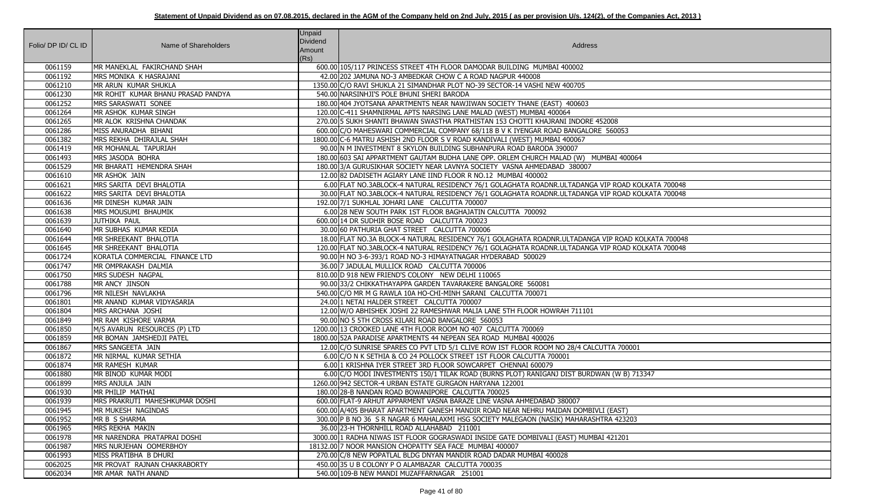**Statement of Unpaid Dividend as on 07.08.2015, declared in the AGM of the Company held on 2nd July, 2015 ( as per provision U/s. 124(2), of the Companies Act, 2013 )**

| Folio/ DP ID/ CL ID | Name of Shareholders | Unpaid Dividend Amount (Rs) | Address |
|---|---|---|---|
| 0061159 | MR MANEKLAL FAKIRCHAND SHAH | 600.00 | 105/117 PRINCESS STREET 4TH FLOOR DAMODAR BUILDING MUMBAI 400002 |
| 0061192 | MRS MONIKA K HASRAJANI | 42.00 | 202 JAMUNA NO-3 AMBEDKAR CHOW C A ROAD NAGPUR 440008 |
| 0061210 | MR ARUN KUMAR SHUKLA | 1350.00 | C/O RAVI SHUKLA 21 SIMANDHAR PLOT NO-39 SECTOR-14 VASHI NEW 400705 |
| 0061230 | MR ROHIT KUMAR BHANU PRASAD PANDYA | 540.00 | NARSINHJI'S POLE BHUNI SHERI BARODA |
| 0061252 | MRS SARASWATI SONEE | 180.00 | 404 JYOTSANA APARTMENTS NEAR NAWJIWAN SOCIETY THANE (EAST) 400603 |
| 0061264 | MR ASHOK KUMAR SINGH | 120.00 | C-411 SHAMNIRMAL APTS NARSING LANE MALAD (WEST) MUMBAI 400064 |
| 0061265 | MR ALOK KRISHNA CHANDAK | 270.00 | 5 SUKH SHANTI BHAWAN SWASTHA PRATHISTAN 153 CHOTTI KHAJRANI INDORE 452008 |
| 0061286 | MISS ANURADHA BIHANI | 600.00 | C/O MAHESWARI COMMERCIAL COMPANY 68/118 B V K IYENGAR ROAD BANGALORE 560053 |
| 0061382 | MRS REKHA DHIRAJLAL SHAH | 1800.00 | C-6 MATRU ASHISH 2ND FLOOR S V ROAD KANDIVALI (WEST) MUMBAI 400067 |
| 0061419 | MR MOHANLAL TAPURIAH | 90.00 | N M INVESTMENT 8 SKYLON BUILDING SUBHANPURA ROAD BARODA 390007 |
| 0061493 | MRS JASODA BOHRA | 180.00 | 603 SAI APPARTMENT GAUTAM BUDHA LANE OPP. ORLEM CHURCH MALAD (W) MUMBAI 400064 |
| 0061529 | MR BHARATI HEMENDRA SHAH | 180.00 | 3/A GURUSIKHAR SOCIETY NEAR LAVNYA SOCIETY VASNA AHMEDABAD 380007 |
| 0061610 | MR ASHOK JAIN | 12.00 | 82 DADISETH AGIARY LANE IIND FLOOR R NO.12 MUMBAI 400002 |
| 0061621 | MRS SARITA DEVI BHALOTIA | 6.00 | FLAT NO.3ABLOCK-4 NATURAL RESIDENCY 76/1 GOLAGHATA ROADNR.ULTADANGA VIP ROAD KOLKATA 700048 |
| 0061622 | MRS SARITA DEVI BHALOTIA | 30.00 | FLAT NO.3ABLOCK-4 NATURAL RESIDENCY 76/1 GOLAGHATA ROADNR.ULTADANGA VIP ROAD KOLKATA 700048 |
| 0061636 | MR DINESH KUMAR JAIN | 192.00 | 7/1 SUKHLAL JOHARI LANE CALCUTTA 700007 |
| 0061638 | MRS MOUSUMI BHAUMIK | 6.00 | 28 NEW SOUTH PARK 1ST FLOOR BAGHAJATIN CALCUTTA 700092 |
| 0061639 | JUTHIKA PAUL | 600.00 | 14 DR SUDHIR BOSE ROAD CALCUTTA 700023 |
| 0061640 | MR SUBHAS KUMAR KEDIA | 30.00 | 60 PATHURIA GHAT STREET CALCUTTA 700006 |
| 0061644 | MR SHREEKANT BHALOTIA | 18.00 | FLAT NO.3A BLOCK-4 NATURAL RESIDENCY 76/1 GOLAGHATA ROADNR.ULTADANGA VIP ROAD KOLKATA 700048 |
| 0061645 | MR SHREEKANT BHALOTIA | 120.00 | FLAT NO.3ABLOCK-4 NATURAL RESIDENCY 76/1 GOLAGHATA ROADNR.ULTADANGA VIP ROAD KOLKATA 700048 |
| 0061724 | KORATLA COMMERCIAL FINANCE LTD | 90.00 | H NO 3-6-393/1 ROAD NO-3 HIMAYATNAGAR HYDERABAD 500029 |
| 0061747 | MR OMPRAKASH DALMIA | 36.00 | 7 JADULAL MULLICK ROAD CALCUTTA 700006 |
| 0061750 | MRS SUDESH NAGPAL | 810.00 | D 918 NEW FRIEND'S COLONY NEW DELHI 110065 |
| 0061788 | MR ANCY JINSON | 90.00 | 33/2 CHIKKATHAYAPPA GARDEN TAVARAKERE BANGALORE 560081 |
| 0061796 | MR NILESH NAVLAKHA | 540.00 | C/O MR M G RAWLA 10A HO-CHI-MINH SARANI CALCUTTA 700071 |
| 0061801 | MR ANAND KUMAR VIDYASARIA | 24.00 | 1 NETAI HALDER STREET CALCUTTA 700007 |
| 0061804 | MRS ARCHANA JOSHI | 12.00 | W/O ABHISHEK JOSHI 22 RAMESHWAR MALIA LANE 5TH FLOOR HOWRAH 711101 |
| 0061849 | MR RAM KISHORE VARMA | 90.00 | NO 5 5TH CROSS KILARI ROAD BANGALORE 560053 |
| 0061850 | M/S AVARUN RESOURCES (P) LTD | 1200.00 | 13 CROOKED LANE 4TH FLOOR ROOM NO 407 CALCUTTA 700069 |
| 0061859 | MR BOMAN JAMSHEDJI PATEL | 1800.00 | 52A PARADISE APARTMENTS 44 NEPEAN SEA ROAD MUMBAI 400026 |
| 0061867 | MRS SANGEETA JAIN | 12.00 | C/O SUNRISE SPARES CO PVT LTD 5/1 CLIVE ROW IST FLOOR ROOM NO 28/4 CALCUTTA 700001 |
| 0061872 | MR NIRMAL KUMAR SETHIA | 6.00 | C/O N K SETHIA & CO 24 POLLOCK STREET 1ST FLOOR CALCUTTA 700001 |
| 0061874 | MR RAMESH KUMAR | 6.00 | 1 KRISHNA IYER STREET 3RD FLOOR SOWCARPET CHENNAI 600079 |
| 0061880 | MR BINOD KUMAR MODI | 6.00 | C/O MODI INVESTMENTS 150/1 TILAK ROAD (BURNS PLOT) RANIGANJ DIST BURDWAN (W B) 713347 |
| 0061899 | MRS ANJULA JAIN | 1260.00 | 942 SECTOR-4 URBAN ESTATE GURGAON HARYANA 122001 |
| 0061930 | MR PHILIP MATHAI | 180.00 | 28-B NANDAN ROAD BOWANIPORE CALCUTTA 700025 |
| 0061939 | MRS PRAKRUTI MAHESHKUMAR DOSHI | 600.00 | FLAT-9 ARHUT APPARMENT VASNA BARAZE LINE VASNA AHMEDABAD 380007 |
| 0061945 | MR MUKESH NAGINDAS | 600.00 | A/405 BHARAT APARTMENT GANESH MANDIR ROAD NEAR NEHRU MAIDAN DOMBIVLI (EAST) |
| 0061952 | MR B S SHARMA | 300.00 | P B NO 36 S R NAGAR 6 MAHALAXMI HSG SOCIETY MALEGAON (NASIK) MAHARASHTRA 423203 |
| 0061965 | MRS REKHA MAKIN | 36.00 | 23-H THORNHILL ROAD ALLAHABAD 211001 |
| 0061978 | MR NARENDRA PRATAPRAI DOSHI | 3000.00 | 1 RADHA NIWAS IST FLOOR GOGRASWADI INSIDE GATE DOMBIVALI (EAST) MUMBAI 421201 |
| 0061987 | MRS NURJEHAN OOMERBHOY | 18132.00 | 7 NOOR MANSION CHOPATTY SEA FACE MUMBAI 400007 |
| 0061993 | MISS PRATIBHA B DHURI | 270.00 | C/8 NEW POPATLAL BLDG DNYAN MANDIR ROAD DADAR MUMBAI 400028 |
| 0062025 | MR PROVAT RAJNAN CHAKRABORTY | 450.00 | 35 U B COLONY P O ALAMBAZAR CALCUTTA 700035 |
| 0062034 | MR AMAR NATH ANAND | 540.00 | 109-B NEW MANDI MUZAFFARNAGAR 251001 |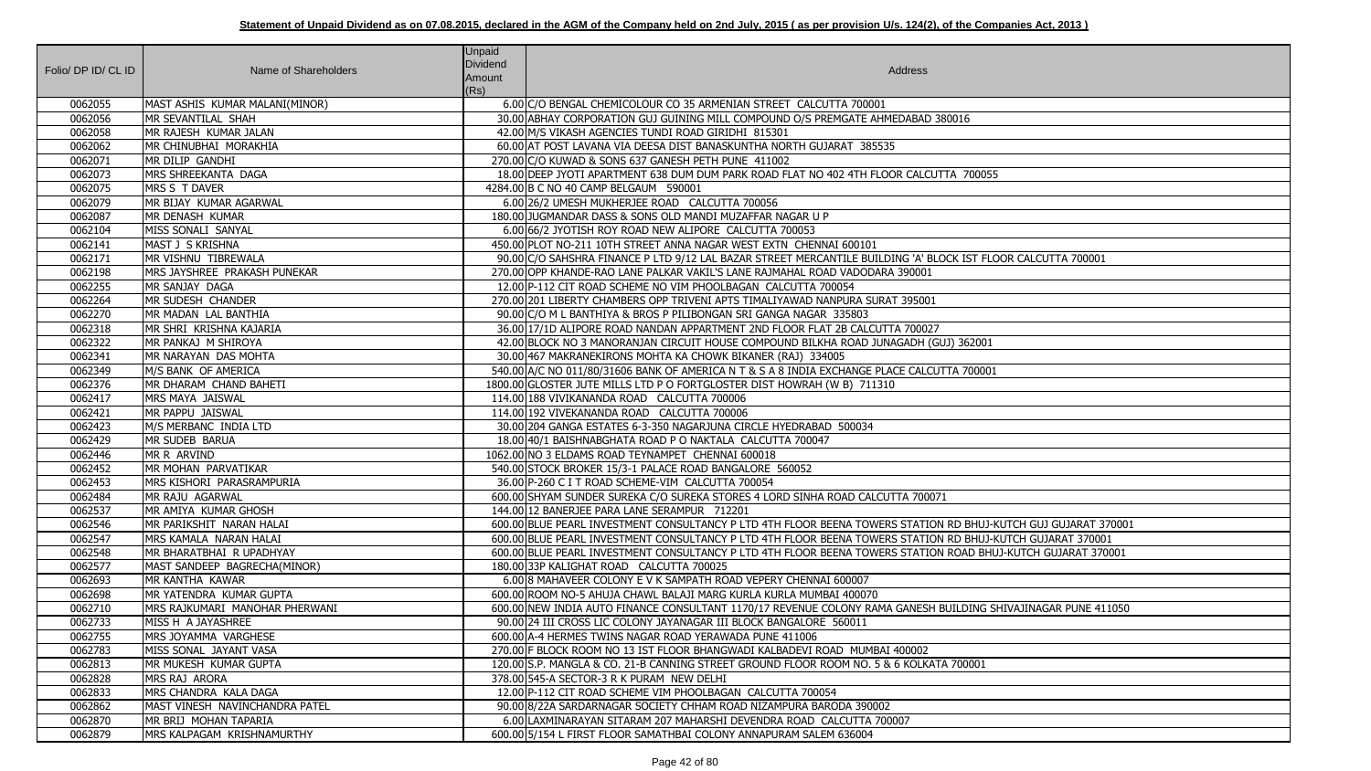**Statement of Unpaid Dividend as on 07.08.2015, declared in the AGM of the Company held on 2nd July, 2015 ( as per provision U/s. 124(2), of the Companies Act, 2013 )**

| Folio/ DP ID/ CL ID | Name of Shareholders | Unpaid Dividend Amount (Rs) | Address |
|---|---|---|---|
| 0062055 | MAST ASHIS KUMAR MALANI(MINOR) | 6.00 | C/O BENGAL CHEMICOLOUR CO 35 ARMENIAN STREET CALCUTTA 700001 |
| 0062056 | MR SEVANTILAL SHAH | 30.00 | ABHAY CORPORATION GUJ GUINING MILL COMPOUND O/S PREMGATE AHMEDABAD 380016 |
| 0062058 | MR RAJESH KUMAR JALAN | 42.00 | M/S VIKASH AGENCIES TUNDI ROAD GIRIDHI 815301 |
| 0062062 | MR CHINUBHAI MORAKHIA | 60.00 | AT POST LAVANA VIA DEESA DIST BANASKUNTHA NORTH GUJARAT 385535 |
| 0062071 | MR DILIP GANDHI | 270.00 | C/O KUWAD & SONS 637 GANESH PETH PUNE 411002 |
| 0062073 | MRS SHREEKANTA DAGA | 18.00 | DEEP JYOTI APARTMENT 638 DUM DUM PARK ROAD FLAT NO 402 4TH FLOOR CALCUTTA 700055 |
| 0062075 | MRS S T DAVER | 4284.00 | B C NO 40 CAMP BELGAUM 590001 |
| 0062079 | MR BIJAY KUMAR AGARWAL | 6.00 | 26/2 UMESH MUKHERJEE ROAD CALCUTTA 700056 |
| 0062087 | MR DENASH KUMAR | 180.00 | JUGMANDAR DASS & SONS OLD MANDI MUZAFFAR NAGAR U P |
| 0062104 | MISS SONALI SANYAL | 6.00 | 66/2 JYOTISH ROY ROAD NEW ALIPORE CALCUTTA 700053 |
| 0062141 | MAST J S KRISHNA | 450.00 | PLOT NO-211 10TH STREET ANNA NAGAR WEST EXTN CHENNAI 600101 |
| 0062171 | MR VISHNU TIBREWALA | 90.00 | C/O SAHSHRA FINANCE P LTD 9/12 LAL BAZAR STREET MERCANTILE BUILDING 'A' BLOCK IST FLOOR CALCUTTA 700001 |
| 0062198 | MRS JAYSHREE PRAKASH PUNEKAR | 270.00 | OPP KHANDE-RAO LANE PALKAR VAKIL'S LANE RAJMAHAL ROAD VADODARA 390001 |
| 0062255 | MR SANJAY DAGA | 12.00 | P-112 CIT ROAD SCHEME NO VIM PHOOLBAGAN CALCUTTA 700054 |
| 0062264 | MR SUDESH CHANDER | 270.00 | 201 LIBERTY CHAMBERS OPP TRIVENI APTS TIMALIYAWAD NANPURA SURAT 395001 |
| 0062270 | MR MADAN LAL BANTHIA | 90.00 | C/O M L BANTHIYA & BROS P PILIBONGAN SRI GANGA NAGAR 335803 |
| 0062318 | MR SHRI KRISHNA KAJARIA | 36.00 | 17/1D ALIPORE ROAD NANDAN APPARTMENT 2ND FLOOR FLAT 2B CALCUTTA 700027 |
| 0062322 | MR PANKAJ M SHIROYA | 42.00 | BLOCK NO 3 MANORANJAN CIRCUIT HOUSE COMPOUND BILKHA ROAD JUNAGADH (GUJ) 362001 |
| 0062341 | MR NARAYAN DAS MOHTA | 30.00 | 467 MAKRANEKIRONS MOHTA KA CHOWK BIKANER (RAJ) 334005 |
| 0062349 | M/S BANK OF AMERICA | 540.00 | A/C NO 011/80/31606 BANK OF AMERICA N T & S A 8 INDIA EXCHANGE PLACE CALCUTTA 700001 |
| 0062376 | MR DHARAM CHAND BAHETI | 1800.00 | GLOSTER JUTE MILLS LTD P O FORTGLOSTER DIST HOWRAH (W B) 711310 |
| 0062417 | MRS MAYA JAISWAL | 114.00 | 188 VIVIKANANDA ROAD CALCUTTA 700006 |
| 0062421 | MR PAPPU JAISWAL | 114.00 | 192 VIVEKANANDA ROAD CALCUTTA 700006 |
| 0062423 | M/S MERBANC INDIA LTD | 30.00 | 204 GANGA ESTATES 6-3-350 NAGARJUNA CIRCLE HYEDRABAD 500034 |
| 0062429 | MR SUDEB BARUA | 18.00 | 40/1 BAISHNABGHATA ROAD P O NAKTALA CALCUTTA 700047 |
| 0062446 | MR R ARVIND | 1062.00 | NO 3 ELDAMS ROAD TEYNAMPET CHENNAI 600018 |
| 0062452 | MR MOHAN PARVATIKAR | 540.00 | STOCK BROKER 15/3-1 PALACE ROAD BANGALORE 560052 |
| 0062453 | MRS KISHORI PARASRAMPURIA | 36.00 | P-260 C I T ROAD SCHEME-VIM CALCUTTA 700054 |
| 0062484 | MR RAJU AGARWAL | 600.00 | SHYAM SUNDER SUREKA C/O SUREKA STORES 4 LORD SINHA ROAD CALCUTTA 700071 |
| 0062537 | MR AMIYA KUMAR GHOSH | 144.00 | 12 BANERJEE PARA LANE SERAMPUR 712201 |
| 0062546 | MR PARIKSHIT NARAN HALAI | 600.00 | BLUE PEARL INVESTMENT CONSULTANCY P LTD 4TH FLOOR BEENA TOWERS STATION RD BHUJ-KUTCH GUJ GUJARAT 370001 |
| 0062547 | MRS KAMALA NARAN HALAI | 600.00 | BLUE PEARL INVESTMENT CONSULTANCY P LTD 4TH FLOOR BEENA TOWERS STATION RD BHUJ-KUTCH GUJARAT 370001 |
| 0062548 | MR BHARATBHAI R UPADHYAY | 600.00 | BLUE PEARL INVESTMENT CONSULTANCY P LTD 4TH FLOOR BEENA TOWERS STATION ROAD BHUJ-KUTCH GUJARAT 370001 |
| 0062577 | MAST SANDEEP BAGRECHA(MINOR) | 180.00 | 33P KALIGHAT ROAD CALCUTTA 700025 |
| 0062693 | MR KANTHA KAWAR | 6.00 | 8 MAHAVEER COLONY E V K SAMPATH ROAD VEPERY CHENNAI 600007 |
| 0062698 | MR YATENDRA KUMAR GUPTA | 600.00 | ROOM NO-5 AHUJA CHAWL BALAJI MARG KURLA KURLA MUMBAI 400070 |
| 0062710 | MRS RAJKUMARI MANOHAR PHERWANI | 600.00 | NEW INDIA AUTO FINANCE CONSULTANT 1170/17 REVENUE COLONY RAMA GANESH BUILDING SHIVAJINAGAR PUNE 411050 |
| 0062733 | MISS H A JAYASHREE | 90.00 | 24 III CROSS LIC COLONY JAYANAGAR III BLOCK BANGALORE 560011 |
| 0062755 | MRS JOYAMMA VARGHESE | 600.00 | A-4 HERMES TWINS NAGAR ROAD YERAWADA PUNE 411006 |
| 0062783 | MISS SONAL JAYANT VASA | 270.00 | F BLOCK ROOM NO 13 IST FLOOR BHANGWADI KALBADEVI ROAD MUMBAI 400002 |
| 0062813 | MR MUKESH KUMAR GUPTA | 120.00 | S.P. MANGLA & CO. 21-B CANNING STREET GROUND FLOOR ROOM NO. 5 & 6 KOLKATA 700001 |
| 0062828 | MRS RAJ ARORA | 378.00 | 545-A SECTOR-3 R K PURAM NEW DELHI |
| 0062833 | MRS CHANDRA KALA DAGA | 12.00 | P-112 CIT ROAD SCHEME VIM PHOOLBAGAN CALCUTTA 700054 |
| 0062862 | MAST VINESH NAVINCHANDRA PATEL | 90.00 | 8/22A SARDARNAGAR SOCIETY CHHAM ROAD NIZAMPURA BARODA 390002 |
| 0062870 | MR BRIJ MOHAN TAPARIA | 6.00 | LAXMINARAYAN SITARAM 207 MAHARSHI DEVENDRA ROAD CALCUTTA 700007 |
| 0062879 | MRS KALPAGAM KRISHNAMURTHY | 600.00 | 5/154 L FIRST FLOOR SAMATHBAI COLONY ANNAPURAM SALEM 636004 |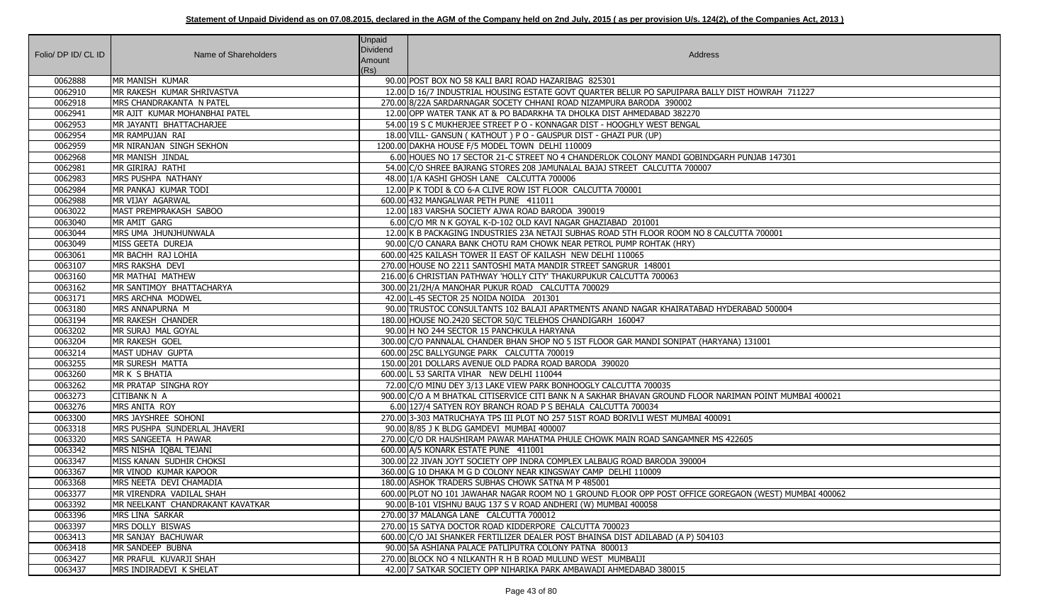**Statement of Unpaid Dividend as on 07.08.2015, declared in the AGM of the Company held on 2nd July, 2015 ( as per provision U/s. 124(2), of the Companies Act, 2013 )**

| Folio/ DP ID/ CL ID | Name of Shareholders | Unpaid Dividend Amount (Rs) | Address |
|---|---|---|---|
| 0062888 | MR MANISH KUMAR | 90.00 | POST BOX NO 58 KALI BARI ROAD HAZARIBAG 825301 |
| 0062910 | MR RAKESH KUMAR SHRIVASTVA | 12.00 | D 16/7 INDUSTRIAL HOUSING ESTATE GOVT QUARTER BELUR PO SAPUIPARA BALLY DIST HOWRAH 711227 |
| 0062918 | MRS CHANDRAKANTA N PATEL | 270.00 | 8/22A SARDARNAGAR SOCETY CHHANI ROAD NIZAMPURA BARODA 390002 |
| 0062941 | MR AJIT KUMAR MOHANBHAI PATEL | 12.00 | OPP WATER TANK AT & PO BADARKHA TA DHOLKA DIST AHMEDABAD 382270 |
| 0062953 | MR JAYANTI BHATTACHARJEE | 54.00 | 19 S C MUKHERJEE STREET P O - KONNAGAR DIST - HOOGHLY WEST BENGAL |
| 0062954 | MR RAMPUJAN RAI | 18.00 | VILL- GANSUN ( KATHOUT ) P O - GAUSPUR DIST - GHAZI PUR (UP) |
| 0062959 | MR NIRANJAN SINGH SEKHON | 1200.00 | DAKHA HOUSE F/5 MODEL TOWN DELHI 110009 |
| 0062968 | MR MANISH JINDAL | 6.00 | HOUES NO 17 SECTOR 21-C STREET NO 4 CHANDERLOK COLONY MANDI GOBINDGARH PUNJAB 147301 |
| 0062981 | MR GIRIRAJ RATHI | 54.00 | C/O SHREE BAJRANG STORES 208 JAMUNALAL BAJAJ STREET CALCUTTA 700007 |
| 0062983 | MRS PUSHPA NATHANY | 48.00 | 1/A KASHI GHOSH LANE CALCUTTA 700006 |
| 0062984 | MR PANKAJ KUMAR TODI | 12.00 | P K TODI & CO 6-A CLIVE ROW IST FLOOR CALCUTTA 700001 |
| 0062988 | MR VIJAY AGARWAL | 600.00 | 432 MANGALWAR PETH PUNE 411011 |
| 0063022 | MAST PREMPRAKASH SABOO | 12.00 | 183 VARSHA SOCIETY AJWA ROAD BARODA 390019 |
| 0063040 | MR AMIT GARG | 6.00 | C/O MR N K GOYAL K-D-102 OLD KAVI NAGAR GHAZIABAD 201001 |
| 0063044 | MRS UMA JHUNJHUNWALA | 12.00 | K B PACKAGING INDUSTRIES 23A NETAJI SUBHAS ROAD 5TH FLOOR ROOM NO 8 CALCUTTA 700001 |
| 0063049 | MISS GEETA DUREJA | 90.00 | C/O CANARA BANK CHOTU RAM CHOWK NEAR PETROL PUMP ROHTAK (HRY) |
| 0063061 | MR BACHH RAJ LOHIA | 600.00 | 425 KAILASH TOWER II EAST OF KAILASH NEW DELHI 110065 |
| 0063107 | MRS RAKSHA DEVI | 270.00 | HOUSE NO 2211 SANTOSHI MATA MANDIR STREET SANGRUR 148001 |
| 0063160 | MR MATHAI MATHEW | 216.00 | 6 CHRISTIAN PATHWAY 'HOLLY CITY' THAKURPUKUR CALCUTTA 700063 |
| 0063162 | MR SANTIMOY BHATTACHARYA | 300.00 | 21/2H/A MANOHAR PUKUR ROAD CALCUTTA 700029 |
| 0063171 | MRS ARCHNA MODWEL | 42.00 | L-45 SECTOR 25 NOIDA NOIDA 201301 |
| 0063180 | MRS ANNAPURNA M | 90.00 | TRUSTOC CONSULTANTS 102 BALAJI APARTMENTS ANAND NAGAR KHAIRATABAD HYDERABAD 500004 |
| 0063194 | MR RAKESH CHANDER | 180.00 | HOUSE NO.2420 SECTOR 50/C TELEHOS CHANDIGARH 160047 |
| 0063202 | MR SURAJ MAL GOYAL | 90.00 | H NO 244 SECTOR 15 PANCHKULA HARYANA |
| 0063204 | MR RAKESH GOEL | 300.00 | C/O PANNALAL CHANDER BHAN SHOP NO 5 IST FLOOR GAR MANDI SONIPAT (HARYANA) 131001 |
| 0063214 | MAST UDHAV GUPTA | 600.00 | 25C BALLYGUNGE PARK CALCUTTA 700019 |
| 0063255 | MR SURESH MATTA | 150.00 | 201 DOLLARS AVENUE OLD PADRA ROAD BARODA 390020 |
| 0063260 | MR K S BHATIA | 600.00 | L 53 SARITA VIHAR NEW DELHI 110044 |
| 0063262 | MR PRATAP SINGHA ROY | 72.00 | C/O MINU DEY 3/13 LAKE VIEW PARK BONHOOGLY CALCUTTA 700035 |
| 0063273 | CITIBANK N A | 900.00 | C/O A M BHATKAL CITISERVICE CITI BANK N A SAKHAR BHAVAN GROUND FLOOR NARIMAN POINT MUMBAI 400021 |
| 0063276 | MRS ANITA ROY | 6.00 | 127/4 SATYEN ROY BRANCH ROAD P S BEHALA CALCUTTA 700034 |
| 0063300 | MRS JAYSHREE SOHONI | 270.00 | 3-303 MATRUCHAYA TPS III PLOT NO 257 51ST ROAD BORIVLI WEST MUMBAI 400091 |
| 0063318 | MRS PUSHPA SUNDERLAL JHAVERI | 90.00 | 8/85 J K BLDG GAMDEVI MUMBAI 400007 |
| 0063320 | MRS SANGEETA H PAWAR | 270.00 | C/O DR HAUSHIRAM PAWAR MAHATMA PHULE CHOWK MAIN ROAD SANGAMNER MS 422605 |
| 0063342 | MRS NISHA IQBAL TEJANI | 600.00 | A/5 KONARK ESTATE PUNE 411001 |
| 0063347 | MISS KANAN SUDHIR CHOKSI | 300.00 | 22 JIVAN JOYT SOCIETY OPP INDRA COMPLEX LALBAUG ROAD BARODA 390004 |
| 0063367 | MR VINOD KUMAR KAPOOR | 360.00 | G 10 DHAKA M G D COLONY NEAR KINGSWAY CAMP DELHI 110009 |
| 0063368 | MRS NEETA DEVI CHAMADIA | 180.00 | ASHOK TRADERS SUBHAS CHOWK SATNA M P 485001 |
| 0063377 | MR VIRENDRA VADILAL SHAH | 600.00 | PLOT NO 101 JAWAHAR NAGAR ROOM NO 1 GROUND FLOOR OPP POST OFFICE GOREGAON (WEST) MUMBAI 400062 |
| 0063392 | MR NEELKANT CHANDRAKANT KAVATKAR | 90.00 | B-101 VISHNU BAUG 137 S V ROAD ANDHERI (W) MUMBAI 400058 |
| 0063396 | MRS LINA SARKAR | 270.00 | 37 MALANGA LANE CALCUTTA 700012 |
| 0063397 | MRS DOLLY BISWAS | 270.00 | 15 SATYA DOCTOR ROAD KIDDERPORE CALCUTTA 700023 |
| 0063413 | MR SANJAY BACHUWAR | 600.00 | C/O JAI SHANKER FERTILIZER DEALER POST BHAINSA DIST ADILABAD (A P) 504103 |
| 0063418 | MR SANDEEP BUBNA | 90.00 | 5A ASHIANA PALACE PATLIPUTRA COLONY PATNA 800013 |
| 0063427 | MR PRAFUL KUVARJI SHAH | 270.00 | BLOCK NO 4 NILKANTH R H B ROAD MULUND WEST MUMBAIJI |
| 0063437 | MRS INDIRADEVI K SHELAT | 42.00 | 7 SATKAR SOCIETY OPP NIHARIKA PARK AMBAWADI AHMEDABAD 380015 |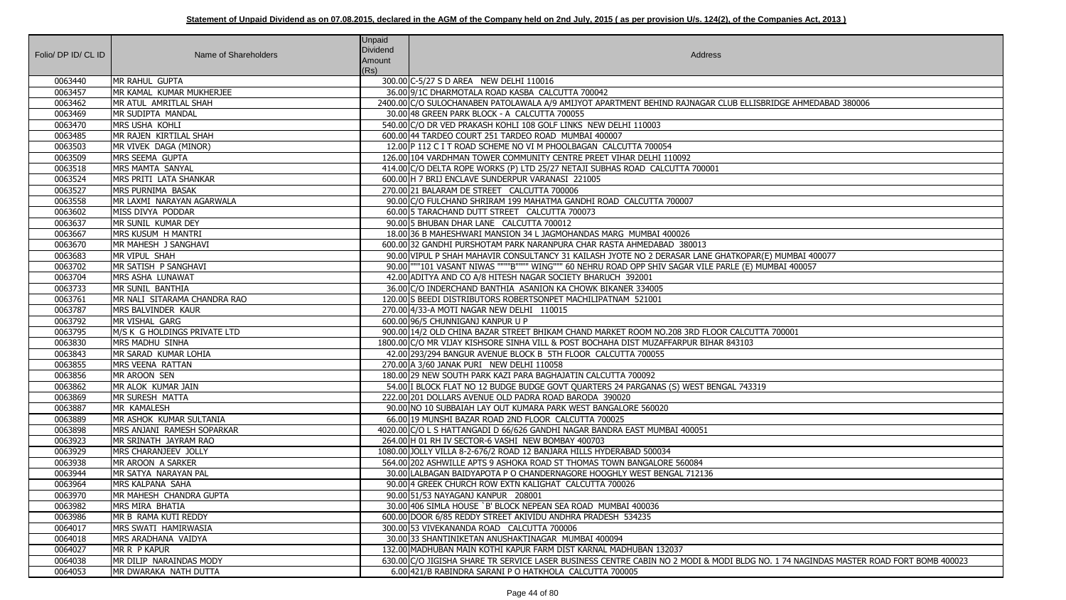**Statement of Unpaid Dividend as on 07.08.2015, declared in the AGM of the Company held on 2nd July, 2015 ( as per provision U/s. 124(2), of the Companies Act, 2013 )**

| Folio/ DP ID/ CL ID | Name of Shareholders | Unpaid Dividend Amount (Rs) | Address |
|---|---|---|---|
| 0063440 | MR RAHUL GUPTA | 300.00 | C-5/27 S D AREA NEW DELHI 110016 |
| 0063457 | MR KAMAL KUMAR MUKHERJEE | 36.00 | 9/1C DHARMOTALA ROAD KASBA CALCUTTA 700042 |
| 0063462 | MR ATUL AMRITLAL SHAH | 2400.00 | C/O SULOCHANABEN PATOLAWALA A/9 AMIJYOT APARTMENT BEHIND RAJNAGAR CLUB ELLISBRIDGE AHMEDABAD 380006 |
| 0063469 | MR SUDIPTA MANDAL | 30.00 | 48 GREEN PARK BLOCK - A CALCUTTA 700055 |
| 0063470 | MRS USHA KOHLI | 540.00 | C/O DR VED PRAKASH KOHLI 108 GOLF LINKS NEW DELHI 110003 |
| 0063485 | MR RAJEN KIRTILAL SHAH | 600.00 | 44 TARDEO COURT 251 TARDEO ROAD MUMBAI 400007 |
| 0063503 | MR VIVEK DAGA (MINOR) | 12.00 | P 112 C I T ROAD SCHEME NO VI M PHOOLBAGAN CALCUTTA 700054 |
| 0063509 | MRS SEEMA GUPTA | 126.00 | 104 VARDHMAN TOWER COMMUNITY CENTRE PREET VIHAR DELHI 110092 |
| 0063518 | MRS MAMTA SANYAL | 414.00 | C/O DELTA ROPE WORKS (P) LTD 25/27 NETAJI SUBHAS ROAD CALCUTTA 700001 |
| 0063524 | MRS PRITI LATA SHANKAR | 600.00 | H 7 BRIJ ENCLAVE SUNDERPUR VARANASI 221005 |
| 0063527 | MRS PURNIMA BASAK | 270.00 | 21 BALARAM DE STREET CALCUTTA 700006 |
| 0063558 | MR LAXMI NARAYAN AGARWALA | 90.00 | C/O FULCHAND SHRIRAM 199 MAHATMA GANDHI ROAD CALCUTTA 700007 |
| 0063602 | MISS DIVYA PODDAR | 60.00 | 5 TARACHAND DUTT STREET CALCUTTA 700073 |
| 0063637 | MR SUNIL KUMAR DEY | 90.00 | 5 BHUBAN DHAR LANE CALCUTTA 700012 |
| 0063667 | MRS KUSUM H MANTRI | 18.00 | 36 B MAHESHWARI MANSION 34 L JAGMOHANDAS MARG MUMBAI 400026 |
| 0063670 | MR MAHESH J SANGHAVI | 600.00 | 32 GANDHI PURSHOTAM PARK NARANPURA CHAR RASTA AHMEDABAD 380013 |
| 0063683 | MR VIPUL SHAH | 90.00 | VIPUL P SHAH MAHAVIR CONSULTANCY 31 KAILASH JYOTE NO 2 DERASAR LANE GHATKOPAR(E) MUMBAI 400077 |
| 0063702 | MR SATISH P SANGHAVI | 90.00 | """101 VASANT NIWAS """"B"""" WING"""" 60 NEHRU ROAD OPP SHIV SAGAR VILE PARLE (E) MUMBAI 400057 |
| 0063704 | MRS ASHA LUNAWAT | 42.00 | ADITYA AND CO A/8 HITESH NAGAR SOCIETY BHARUCH 392001 |
| 0063733 | MR SUNIL BANTHIA | 36.00 | C/O INDERCHAND BANTHIA ASANION KA CHOWK BIKANER 334005 |
| 0063761 | MR NALI SITARAMA CHANDRA RAO | 120.00 | S BEEDI DISTRIBUTORS ROBERTSONPET MACHILIPATNAM 521001 |
| 0063787 | MRS BALVINDER KAUR | 270.00 | 4/33-A MOTI NAGAR NEW DELHI 110015 |
| 0063792 | MR VISHAL GARG | 600.00 | 96/5 CHUNNIGANJ KANPUR U P |
| 0063795 | M/S K G HOLDINGS PRIVATE LTD | 900.00 | 14/2 OLD CHINA BAZAR STREET BHIKAM CHAND MARKET ROOM NO.208 3RD FLOOR CALCUTTA 700001 |
| 0063830 | MRS MADHU SINHA | 1800.00 | C/O MR VIJAY KISHSORE SINHA VILL & POST BOCHAHA DIST MUZAFFARPUR BIHAR 843103 |
| 0063843 | MR SARAD KUMAR LOHIA | 42.00 | 293/294 BANGUR AVENUE BLOCK B 5TH FLOOR CALCUTTA 700055 |
| 0063855 | MRS VEENA RATTAN | 270.00 | A 3/60 JANAK PURI NEW DELHI 110058 |
| 0063856 | MR AROON SEN | 180.00 | 29 NEW SOUTH PARK KAZI PARA BAGHAJATIN CALCUTTA 700092 |
| 0063862 | MR ALOK KUMAR JAIN | 54.00 | I BLOCK FLAT NO 12 BUDGE BUDGE GOVT QUARTERS 24 PARGANAS (S) WEST BENGAL 743319 |
| 0063869 | MR SURESH MATTA | 222.00 | 201 DOLLARS AVENUE OLD PADRA ROAD BARODA 390020 |
| 0063887 | MR KAMALESH | 90.00 | NO 10 SUBBAIAH LAY OUT KUMARA PARK WEST BANGALORE 560020 |
| 0063889 | MR ASHOK KUMAR SULTANIA | 66.00 | 19 MUNSHI BAZAR ROAD 2ND FLOOR CALCUTTA 700025 |
| 0063898 | MRS ANJANI RAMESH SOPARKAR | 4020.00 | C/O L S HATTANGADI D 66/626 GANDHI NAGAR BANDRA EAST MUMBAI 400051 |
| 0063923 | MR SRINATH JAYRAM RAO | 264.00 | H 01 RH IV SECTOR-6 VASHI NEW BOMBAY 400703 |
| 0063929 | MRS CHARANJEEV JOLLY | 1080.00 | JOLLY VILLA 8-2-676/2 ROAD 12 BANJARA HILLS HYDERABAD 500034 |
| 0063938 | MR AROON A SARKER | 564.00 | 202 ASHWILLE APTS 9 ASHOKA ROAD ST THOMAS TOWN BANGALORE 560084 |
| 0063944 | MR SATYA NARAYAN PAL | 30.00 | LALBAGAN BAIDYAPOTA P O CHANDERNAGORE HOOGHLY WEST BENGAL 712136 |
| 0063964 | MRS KALPANA SAHA | 90.00 | 4 GREEK CHURCH ROW EXTN KALIGHAT CALCUTTA 700026 |
| 0063970 | MR MAHESH CHANDRA GUPTA | 90.00 | 51/53 NAYAGANJ KANPUR 208001 |
| 0063982 | MRS MIRA BHATIA | 30.00 | 406 SIMLA HOUSE `B' BLOCK NEPEAN SEA ROAD MUMBAI 400036 |
| 0063986 | MR B RAMA KUTI REDDY | 600.00 | DOOR 6/85 REDDY STREET AKIVIDU ANDHRA PRADESH 534235 |
| 0064017 | MRS SWATI HAMIRWASIA | 300.00 | 53 VIVEKANANDA ROAD CALCUTTA 700006 |
| 0064018 | MRS ARADHANA VAIDYA | 30.00 | 33 SHANTINIKETAN ANUSHAKTINAGAR MUMBAI 400094 |
| 0064027 | MR R P KAPUR | 132.00 | MADHUBAN MAIN KOTHI KAPUR FARM DIST KARNAL MADHUBAN 132037 |
| 0064038 | MR DILIP NARAINDAS MODY | 630.00 | C/O JIGISHA SHARE TR SERVICE LASER BUSINESS CENTRE CABIN NO 2 MODI & MODI BLDG NO. 1 74 NAGINDAS MASTER ROAD FORT BOMB 400023 |
| 0064053 | MR DWARAKA NATH DUTTA | 6.00 | 421/B RABINDRA SARANI P O HATKHOLA CALCUTTA 700005 |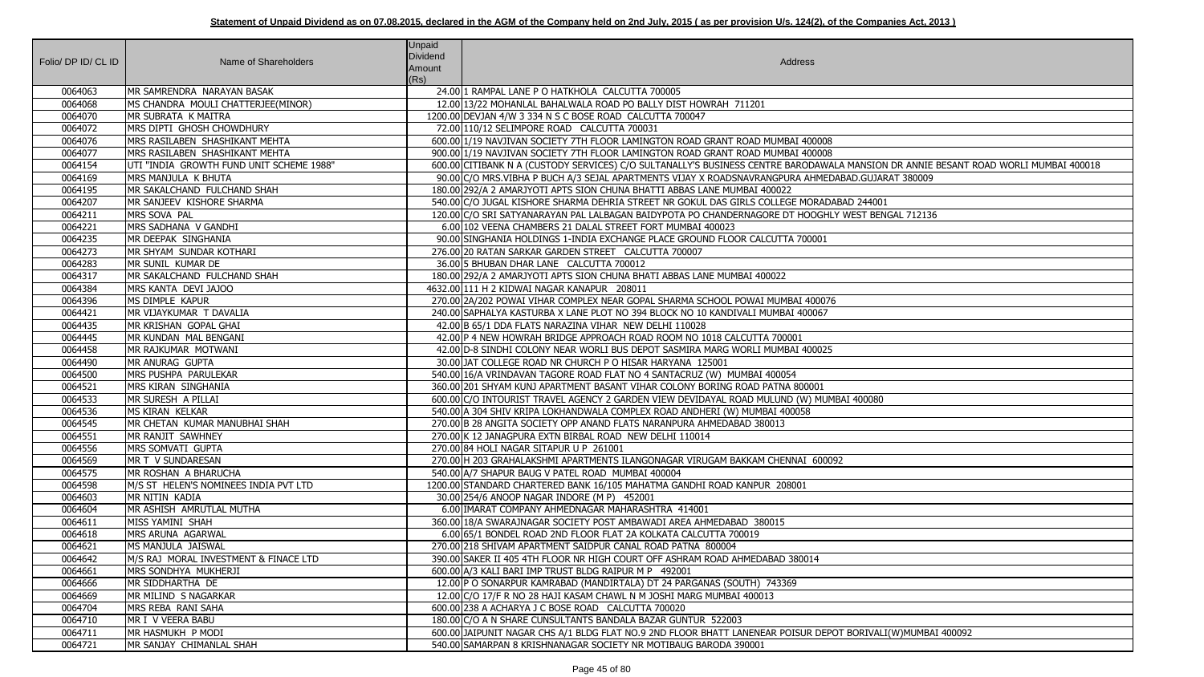**Statement of Unpaid Dividend as on 07.08.2015, declared in the AGM of the Company held on 2nd July, 2015 ( as per provision U/s. 124(2), of the Companies Act, 2013 )**

| Folio/ DP ID/ CL ID | Name of Shareholders | Unpaid Dividend Amount (Rs) | Address |
|---|---|---|---|
| 0064063 | MR SAMRENDRA NARAYAN BASAK | 24.00 | 1 RAMPAL LANE P O HATKHOLA CALCUTTA 700005 |
| 0064068 | MS CHANDRA MOULI CHATTERJEE(MINOR) | 12.00 | 13/22 MOHANLAL BAHALWALA ROAD PO BALLY DIST HOWRAH 711201 |
| 0064070 | MR SUBRATA K MAITRA | 1200.00 | DEVJAN 4/W 3 334 N S C BOSE ROAD CALCUTTA 700047 |
| 0064072 | MRS DIPTI GHOSH CHOWDHURY | 72.00 | 110/12 SELIMPORE ROAD CALCUTTA 700031 |
| 0064076 | MRS RASILABEN SHASHIKANT MEHTA | 600.00 | 1/19 NAVJIVAN SOCIETY 7TH FLOOR LAMINGTON ROAD GRANT ROAD MUMBAI 400008 |
| 0064077 | MRS RASILABEN SHASHIKANT MEHTA | 900.00 | 1/19 NAVJIVAN SOCIETY 7TH FLOOR LAMINGTON ROAD GRANT ROAD MUMBAI 400008 |
| 0064154 | UTI "INDIA GROWTH FUND UNIT SCHEME 1988" | 600.00 | CITIBANK N A (CUSTODY SERVICES) C/O SULTANALLY'S BUSINESS CENTRE BARODAWALA MANSION DR ANNIE BESANT ROAD WORLI MUMBAI 400018 |
| 0064169 | MRS MANJULA K BHUTA | 90.00 | C/O MRS.VIBHA P BUCH A/3 SEJAL APARTMENTS VIJAY X ROADSNAVRANGPURA AHMEDABAD.GUJARAT 380009 |
| 0064195 | MR SAKALCHAND FULCHAND SHAH | 180.00 | 292/A 2 AMARJYOTI APTS SION CHUNA BHATTI ABBAS LANE MUMBAI 400022 |
| 0064207 | MR SANJEEV KISHORE SHARMA | 540.00 | C/O JUGAL KISHORE SHARMA DEHRIA STREET NR GOKUL DAS GIRLS COLLEGE MORADABAD 244001 |
| 0064211 | MRS SOVA PAL | 120.00 | C/O SRI SATYANARAYAN PAL LALBAGAN BAIDYPOTA PO CHANDERNAGORE DT HOOGHLY WEST BENGAL 712136 |
| 0064221 | MRS SADHANA V GANDHI | 6.00 | 102 VEENA CHAMBERS 21 DALAL STREET FORT MUMBAI 400023 |
| 0064235 | MR DEEPAK SINGHANIA | 90.00 | SINGHANIA HOLDINGS 1-INDIA EXCHANGE PLACE GROUND FLOOR CALCUTTA 700001 |
| 0064273 | MR SHYAM SUNDAR KOTHARI | 276.00 | 20 RATAN SARKAR GARDEN STREET CALCUTTA 700007 |
| 0064283 | MR SUNIL KUMAR DE | 36.00 | 5 BHUBAN DHAR LANE CALCUTTA 700012 |
| 0064317 | MR SAKALCHAND FULCHAND SHAH | 180.00 | 292/A 2 AMARJYOTI APTS SION CHUNA BHATI ABBAS LANE MUMBAI 400022 |
| 0064384 | MRS KANTA DEVI JAJOO | 4632.00 | 111 H 2 KIDWAI NAGAR KANAPUR 208011 |
| 0064396 | MS DIMPLE KAPUR | 270.00 | 2A/202 POWAI VIHAR COMPLEX NEAR GOPAL SHARMA SCHOOL POWAI MUMBAI 400076 |
| 0064421 | MR VIJAYKUMAR T DAVALIA | 240.00 | SAPHALYA KASTURBA X LANE PLOT NO 394 BLOCK NO 10 KANDIVALI MUMBAI 400067 |
| 0064435 | MR KRISHAN GOPAL GHAI | 42.00 | B 65/1 DDA FLATS NARAZINA VIHAR NEW DELHI 110028 |
| 0064445 | MR KUNDAN MAL BENGANI | 42.00 | P 4 NEW HOWRAH BRIDGE APPROACH ROAD ROOM NO 1018 CALCUTTA 700001 |
| 0064458 | MR RAJKUMAR MOTWANI | 42.00 | D-8 SINDHI COLONY NEAR WORLI BUS DEPOT SASMIRA MARG WORLI MUMBAI 400025 |
| 0064490 | MR ANURAG GUPTA | 30.00 | JAT COLLEGE ROAD NR CHURCH P O HISAR HARYANA 125001 |
| 0064500 | MRS PUSHPA PARULEKAR | 540.00 | 16/A VRINDAVAN TAGORE ROAD FLAT NO 4 SANTACRUZ (W) MUMBAI 400054 |
| 0064521 | MRS KIRAN SINGHANIA | 360.00 | 201 SHYAM KUNJ APARTMENT BASANT VIHAR COLONY BORING ROAD PATNA 800001 |
| 0064533 | MR SURESH A PILLAI | 600.00 | C/O INTOURIST TRAVEL AGENCY 2 GARDEN VIEW DEVIDAYAL ROAD MULUND (W) MUMBAI 400080 |
| 0064536 | MS KIRAN KELKAR | 540.00 | A 304 SHIV KRIPA LOKHANDWALA COMPLEX ROAD ANDHERI (W) MUMBAI 400058 |
| 0064545 | MR CHETAN KUMAR MANUBHAI SHAH | 270.00 | B 28 ANGITA SOCIETY OPP ANAND FLATS NARANPURA AHMEDABAD 380013 |
| 0064551 | MR RANJIT SAWHNEY | 270.00 | K 12 JANAGPURA EXTN BIRBAL ROAD NEW DELHI 110014 |
| 0064556 | MRS SOMVATI GUPTA | 270.00 | 84 HOLI NAGAR SITAPUR U P 261001 |
| 0064569 | MR T V SUNDARESAN | 270.00 | H 203 GRAHALAKSHMI APARTMENTS ILANGONAGAR VIRUGAM BAKKAM CHENNAI 600092 |
| 0064575 | MR ROSHAN A BHARUCHA | 540.00 | A/7 SHAPUR BAUG V PATEL ROAD MUMBAI 400004 |
| 0064598 | M/S ST HELEN'S NOMINEES INDIA PVT LTD | 1200.00 | STANDARD CHARTERED BANK 16/105 MAHATMA GANDHI ROAD KANPUR 208001 |
| 0064603 | MR NITIN KADIA | 30.00 | 254/6 ANOOP NAGAR INDORE (M P) 452001 |
| 0064604 | MR ASHISH AMRUTLAL MUTHA | 6.00 | IMARAT COMPANY AHMEDNAGAR MAHARASHTRA 414001 |
| 0064611 | MISS YAMINI SHAH | 360.00 | 18/A SWARAJNAGAR SOCIETY POST AMBAWADI AREA AHMEDABAD 380015 |
| 0064618 | MRS ARUNA AGARWAL | 6.00 | 65/1 BONDEL ROAD 2ND FLOOR FLAT 2A KOLKATA CALCUTTA 700019 |
| 0064621 | MS MANJULA JAISWAL | 270.00 | 218 SHIVAM APARTMENT SAIDPUR CANAL ROAD PATNA 800004 |
| 0064642 | M/S RAJ MORAL INVESTMENT & FINACE LTD | 390.00 | SAKER II 405 4TH FLOOR NR HIGH COURT OFF ASHRAM ROAD AHMEDABAD 380014 |
| 0064661 | MRS SONDHYA MUKHERJI | 600.00 | A/3 KALI BARI IMP TRUST BLDG RAIPUR M P 492001 |
| 0064666 | MR SIDDHARTHA DE | 12.00 | P O SONARPUR KAMRABAD (MANDIRTALA) DT 24 PARGANAS (SOUTH) 743369 |
| 0064669 | MR MILIND S NAGARKAR | 12.00 | C/O 17/F R NO 28 HAJI KASAM CHAWL N M JOSHI MARG MUMBAI 400013 |
| 0064704 | MRS REBA RANI SAHA | 600.00 | 238 A ACHARYA J C BOSE ROAD CALCUTTA 700020 |
| 0064710 | MR I V VEERA BABU | 180.00 | C/O A N SHARE CUNSULTANTS BANDALA BAZAR GUNTUR 522003 |
| 0064711 | MR HASMUKH P MODI | 600.00 | JAIPUNIT NAGAR CHS A/1 BLDG FLAT NO.9 2ND FLOOR BHATT LANENEAR POISUR DEPOT BORIVALI(W)MUMBAI 400092 |
| 0064721 | MR SANJAY CHIMANLAL SHAH | 540.00 | SAMARPAN 8 KRISHNANAGAR SOCIETY NR MOTIBAUG BARODA 390001 |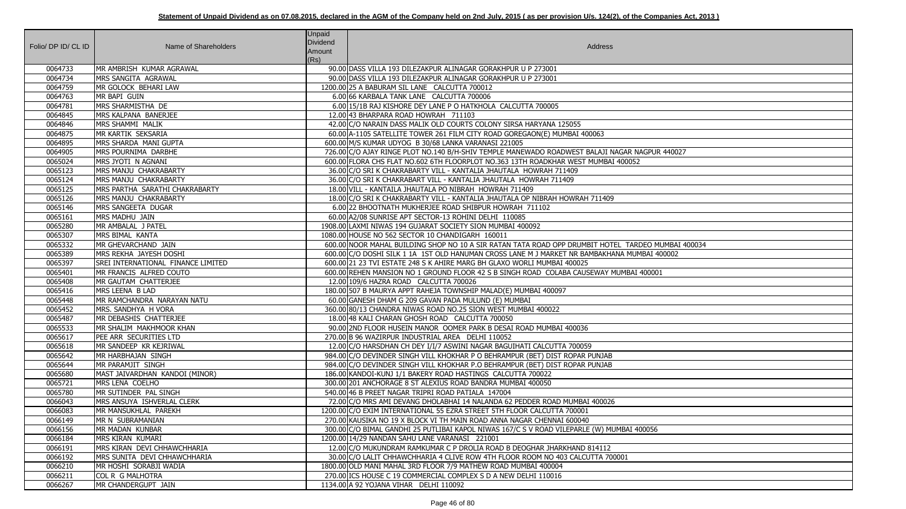**Statement of Unpaid Dividend as on 07.08.2015, declared in the AGM of the Company held on 2nd July, 2015 ( as per provision U/s. 124(2), of the Companies Act, 2013 )**

| Folio/ DP ID/ CL ID | Name of Shareholders | Unpaid Dividend Amount (Rs) | Address |
|---|---|---|---|
| 0064733 | MR AMBRISH KUMAR AGRAWAL | 90.00 | DASS VILLA 193 DILEZAKPUR ALINAGAR GORAKHPUR U P 273001 |
| 0064734 | MRS SANGITA AGRAWAL | 90.00 | DASS VILLA 193 DILEZAKPUR ALINAGAR GORAKHPUR U P 273001 |
| 0064759 | MR GOLOCK BEHARI LAW | 1200.00 | 25 A BABURAM SIL LANE CALCUTTA 700012 |
| 0064763 | MR BAPI GUIN | 6.00 | 66 KARBALA TANK LANE CALCUTTA 700006 |
| 0064781 | MRS SHARMISTHA DE | 6.00 | 15/1B RAJ KISHORE DEY LANE P O HATKHOLA CALCUTTA 700005 |
| 0064845 | MRS KALPANA BANERJEE | 12.00 | 43 BHARPARA ROAD HOWRAH 711103 |
| 0064846 | MRS SHAMMI MALIK | 42.00 | C/O NARAIN DASS MALIK OLD COURTS COLONY SIRSA HARYANA 125055 |
| 0064875 | MR KARTIK SEKSARIA | 60.00 | A-1105 SATELLITE TOWER 261 FILM CITY ROAD GOREGAON(E) MUMBAI 400063 |
| 0064895 | MRS SHARDA MANI GUPTA | 600.00 | M/S KUMAR UDYOG B 30/68 LANKA VARANASI 221005 |
| 0064905 | MRS POURNIMA DARBHE | 726.00 | C/O AJAY RINGE PLOT NO.140 B/H-SHIV TEMPLE MANEWADO ROADWEST BALAJI NAGAR NAGPUR 440027 |
| 0065024 | MRS JYOTI N AGNANI | 600.00 | FLORA CHS FLAT NO.602 6TH FLOORPLOT NO.363 13TH ROADKHAR WEST MUMBAI 400052 |
| 0065123 | MRS MANJU CHAKRABARTY | 36.00 | C/O SRI K CHAKRABARTY VILL - KANTALIA JHAUTALA HOWRAH 711409 |
| 0065124 | MRS MANJU CHAKRABARTY | 36.00 | C/O SRI K CHAKRABART VILL - KANTALIA JHAUTALA HOWRAH 711409 |
| 0065125 | MRS PARTHA SARATHI CHAKRABARTY | 18.00 | VILL - KANTALIA JHAUTALA PO NIBRAH HOWRAH 711409 |
| 0065126 | MRS MANJU CHAKRABARTY | 18.00 | C/O SRI K CHAKRABARTY VILL - KANTALIA JHAUTALA OP NIBRAH HOWRAH 711409 |
| 0065146 | MRS SANGEETA DUGAR | 6.00 | 22 BHOOTNATH MUKHERJEE ROAD SHIBPUR HOWRAH 711102 |
| 0065161 | MRS MADHU JAIN | 60.00 | A2/08 SUNRISE APT SECTOR-13 ROHINI DELHI 110085 |
| 0065280 | MR AMBALAL J PATEL | 1908.00 | LAXMI NIWAS 194 GUJARAT SOCIETY SION MUMBAI 400092 |
| 0065307 | MRS BIMAL KANTA | 1080.00 | HOUSE NO 562 SECTOR 10 CHANDIGARH 160011 |
| 0065332 | MR GHEVARCHAND JAIN | 600.00 | NOOR MAHAL BUILDING SHOP NO 10 A SIR RATAN TATA ROAD OPP DRUMBIT HOTEL TARDEO MUMBAI 400034 |
| 0065389 | MRS REKHA JAYESH DOSHI | 600.00 | C/O DOSHI SILK 1 1A 1ST OLD HANUMAN CROSS LANE M J MARKET NR BAMBAKHANA MUMBAI 400002 |
| 0065397 | SREI INTERNATIONAL FINANCE LIMITED | 600.00 | 21 23 TVI ESTATE 248 S K AHIRE MARG BH GLAXO WORLI MUMBAI 400025 |
| 0065401 | MR FRANCIS ALFRED COUTO | 600.00 | REHEN MANSION NO 1 GROUND FLOOR 42 S B SINGH ROAD COLABA CAUSEWAY MUMBAI 400001 |
| 0065408 | MR GAUTAM CHATTERJEE | 12.00 | 109/6 HAZRA ROAD CALCUTTA 700026 |
| 0065416 | MRS LEENA B LAD | 180.00 | 507 B MAURYA APPT RAHEJA TOWNSHIP MALAD(E) MUMBAI 400097 |
| 0065448 | MR RAMCHANDRA NARAYAN NATU | 60.00 | GANESH DHAM G 209 GAVAN PADA MULUND (E) MUMBAI |
| 0065452 | MRS. SANDHYA H VORA | 360.00 | 80/13 CHANDRA NIWAS ROAD NO.25 SION WEST MUMBAI 400022 |
| 0065487 | MR DEBASHIS CHATTERJEE | 18.00 | 48 KALI CHARAN GHOSH ROAD CALCUTTA 700050 |
| 0065533 | MR SHALIM MAKHMOOR KHAN | 90.00 | 2ND FLOOR HUSEIN MANOR OOMER PARK B DESAI ROAD MUMBAI 400036 |
| 0065617 | PEE ARR SECURITIES LTD | 270.00 | B 96 WAZIRPUR INDUSTRIAL AREA DELHI 110052 |
| 0065618 | MR SANDEEP KR KEJRIWAL | 12.00 | C/O HARSDHAN CH DEY I/I/7 ASWINI NAGAR BAGUIHATI CALCUTTA 700059 |
| 0065642 | MR HARBHAJAN SINGH | 984.00 | C/O DEVINDER SINGH VILL KHOKHAR P O BEHRAMPUR (BET) DIST ROPAR PUNJAB |
| 0065644 | MR PARAMJIT SINGH | 984.00 | C/O DEVINDER SINGH VILL KHOKHAR P.O BEHRAMPUR (BET) DIST ROPAR PUNJAB |
| 0065680 | MAST JAIVARDHAN KANDOI (MINOR) | 186.00 | KANDOI-KUNJ 1/1 BAKERY ROAD HASTINGS CALCUTTA 700022 |
| 0065721 | MRS LENA COELHO | 300.00 | 201 ANCHORAGE 8 ST ALEXIUS ROAD BANDRA MUMBAI 400050 |
| 0065780 | MR SUTINDER PAL SINGH | 540.00 | 46 B PREET NAGAR TRIPRI ROAD PATIALA 147004 |
| 0066043 | MRS ANSUYA ISHVERLAL CLERK | 72.00 | C/O MRS AMI DEVANG DHOLABHAI 14 NALANDA 62 PEDDER ROAD MUMBAI 400026 |
| 0066083 | MR MANSUKHLAL PAREKH | 1200.00 | C/O EXIM INTERNATIONAL 55 EZRA STREET 5TH FLOOR CALCUTTA 700001 |
| 0066149 | MR N SUBRAMANIAN | 270.00 | KAUSIKA NO 19 X BLOCK VI TH MAIN ROAD ANNA NAGAR CHENNAI 600040 |
| 0066156 | MR MADAN KUNBAR | 300.00 | C/O BIMAL GANDHI 25 PUTLIBAI KAPOL NIWAS 167/C S V ROAD VILEPARLE (W) MUMBAI 400056 |
| 0066184 | MRS KIRAN KUMARI | 1200.00 | 14/29 NANDAN SAHU LANE VARANASI 221001 |
| 0066191 | MRS KIRAN DEVI CHHAWCHHARIA | 12.00 | C/O MUKUNDRAM RAMKUMAR C P DROLIA ROAD B DEOGHAR JHARKHAND 814112 |
| 0066192 | MRS SUNITA DEVI CHHAWCHHARIA | 30.00 | C/O LALIT CHHAWCHHARIA 4 CLIVE ROW 4TH FLOOR ROOM NO 403 CALCUTTA 700001 |
| 0066210 | MR HOSHI SORABJI WADIA | 1800.00 | OLD MANI MAHAL 3RD FLOOR 7/9 MATHEW ROAD MUMBAI 400004 |
| 0066211 | COL R G MALHOTRA | 270.00 | ICS HOUSE C 19 COMMERCIAL COMPLEX S D A NEW DELHI 110016 |
| 0066267 | MR CHANDERGUPT JAIN | 1134.00 | A 92 YOJANA VIHAR DELHI 110092 |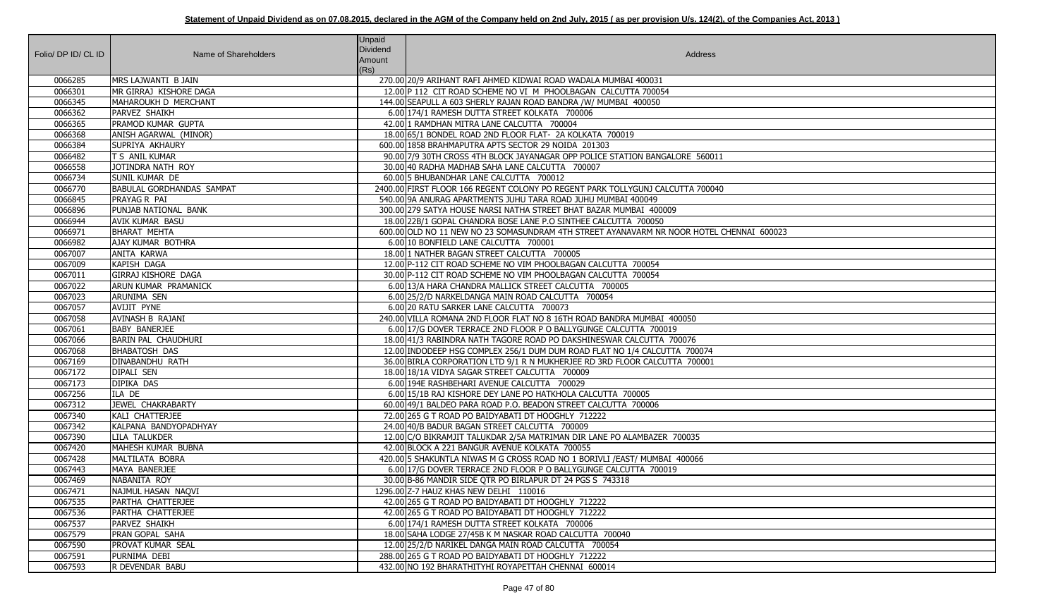**Statement of Unpaid Dividend as on 07.08.2015, declared in the AGM of the Company held on 2nd July, 2015 ( as per provision U/s. 124(2), of the Companies Act, 2013 )**

| Folio/ DP ID/ CL ID | Name of Shareholders | Unpaid Dividend Amount (Rs) | Address |
|---|---|---|---|
| 0066285 | MRS LAJWANTI B JAIN | 270.00 | 20/9 ARIHANT RAFI AHMED KIDWAI ROAD WADALA MUMBAI 400031 |
| 0066301 | MR GIRRAJ KISHORE DAGA | 12.00 | P 112 CIT ROAD SCHEME NO VI M PHOOLBAGAN CALCUTTA 700054 |
| 0066345 | MAHAROUKH D MERCHANT | 144.00 | SEAPULL A 603 SHERLY RAJAN ROAD BANDRA /W/ MUMBAI 400050 |
| 0066362 | PARVEZ SHAIKH | 6.00 | 174/1 RAMESH DUTTA STREET KOLKATA 700006 |
| 0066365 | PRAMOD KUMAR GUPTA | 42.00 | 1 RAMDHAN MITRA LANE CALCUTTA 700004 |
| 0066368 | ANISH AGARWAL (MINOR) | 18.00 | 65/1 BONDEL ROAD 2ND FLOOR FLAT- 2A KOLKATA 700019 |
| 0066384 | SUPRIYA AKHAURY | 600.00 | 1858 BRAHMAPUTRA APTS SECTOR 29 NOIDA 201303 |
| 0066482 | T S ANIL KUMAR | 90.00 | 7/9 30TH CROSS 4TH BLOCK JAYANAGAR OPP POLICE STATION BANGALORE 560011 |
| 0066558 | JOTINDRA NATH ROY | 30.00 | 40 RADHA MADHAB SAHA LANE CALCUTTA 700007 |
| 0066734 | SUNIL KUMAR DE | 60.00 | 5 BHUBANDHAR LANE CALCUTTA 700012 |
| 0066770 | BABULAL GORDHANDAS SAMPAT | 2400.00 | FIRST FLOOR 166 REGENT COLONY PO REGENT PARK TOLLYGUNJ CALCUTTA 700040 |
| 0066845 | PRAYAG R PAI | 540.00 | 9A ANURAG APARTMENTS JUHU TARA ROAD JUHU MUMBAI 400049 |
| 0066896 | PUNJAB NATIONAL BANK | 300.00 | 279 SATYA HOUSE NARSI NATHA STREET BHAT BAZAR MUMBAI 400009 |
| 0066944 | AVIK KUMAR BASU | 18.00 | 22B/1 GOPAL CHANDRA BOSE LANE P.O SINTHEE CALCUTTA 700050 |
| 0066971 | BHARAT MEHTA | 600.00 | OLD NO 11 NEW NO 23 SOMASUNDRAM 4TH STREET AYANAVARM NR NOOR HOTEL CHENNAI 600023 |
| 0066982 | AJAY KUMAR BOTHRA | 6.00 | 10 BONFIELD LANE CALCUTTA 700001 |
| 0067007 | ANITA KARWA | 18.00 | 1 NATHER BAGAN STREET CALCUTTA 700005 |
| 0067009 | KAPISH DAGA | 12.00 | P-112 CIT ROAD SCHEME NO VIM PHOOLBAGAN CALCUTTA 700054 |
| 0067011 | GIRRAJ KISHORE DAGA | 30.00 | P-112 CIT ROAD SCHEME NO VIM PHOOLBAGAN CALCUTTA 700054 |
| 0067022 | ARUN KUMAR PRAMANICK | 6.00 | 13/A HARA CHANDRA MALLICK STREET CALCUTTA 700005 |
| 0067023 | ARUNIMA SEN | 6.00 | 25/2/D NARKELDANGA MAIN ROAD CALCUTTA 700054 |
| 0067057 | AVIJIT PYNE | 6.00 | 20 RATU SARKER LANE CALCUTTA 700073 |
| 0067058 | AVINASH B RAJANI | 240.00 | VILLA ROMANA 2ND FLOOR FLAT NO 8 16TH ROAD BANDRA MUMBAI 400050 |
| 0067061 | BABY BANERJEE | 6.00 | 17/G DOVER TERRACE 2ND FLOOR P O BALLYGUNGE CALCUTTA 700019 |
| 0067066 | BARIN PAL CHAUDHURI | 18.00 | 41/3 RABINDRA NATH TAGORE ROAD PO DAKSHINESWAR CALCUTTA 700076 |
| 0067068 | BHABATOSH DAS | 12.00 | INDODEEP HSG COMPLEX 256/1 DUM DUM ROAD FLAT NO 1/4 CALCUTTA 700074 |
| 0067169 | DINABANDHU RATH | 36.00 | BIRLA CORPORATION LTD 9/1 R N MUKHERJEE RD 3RD FLOOR CALCUTTA 700001 |
| 0067172 | DIPALI SEN | 18.00 | 18/1A VIDYA SAGAR STREET CALCUTTA 700009 |
| 0067173 | DIPIKA DAS | 6.00 | 194E RASHBEHARI AVENUE CALCUTTA 700029 |
| 0067256 | ILA DE | 6.00 | 15/1B RAJ KISHORE DEY LANE PO HATKHOLA CALCUTTA 700005 |
| 0067312 | JEWEL CHAKRABARTY | 60.00 | 49/1 BALDEO PARA ROAD P.O. BEADON STREET CALCUTTA 700006 |
| 0067340 | KALI CHATTERJEE | 72.00 | 265 G T ROAD PO BAIDYABATI DT HOOGHLY 712222 |
| 0067342 | KALPANA BANDYOPADHYAY | 24.00 | 40/B BADUR BAGAN STREET CALCUTTA 700009 |
| 0067390 | LILA TALUKDER | 12.00 | C/O BIKRAMJIT TALUKDAR 2/5A MATRIMAN DIR LANE PO ALAMBAZER 700035 |
| 0067420 | MAHESH KUMAR BUBNA | 42.00 | BLOCK A 221 BANGUR AVENUE KOLKATA 700055 |
| 0067428 | MALTILATA BOBRA | 420.00 | 5 SHAKUNTLA NIWAS M G CROSS ROAD NO 1 BORIVLI /EAST/ MUMBAI 400066 |
| 0067443 | MAYA BANERJEE | 6.00 | 17/G DOVER TERRACE 2ND FLOOR P O BALLYGUNGE CALCUTTA 700019 |
| 0067469 | NABANITA ROY | 30.00 | B-86 MANDIR SIDE QTR PO BIRLAPUR DT 24 PGS S 743318 |
| 0067471 | NAJMUL HASAN NAQVI | 1296.00 | Z-7 HAUZ KHAS NEW DELHI 110016 |
| 0067535 | PARTHA CHATTERJEE | 42.00 | 265 G T ROAD PO BAIDYABATI DT HOOGHLY 712222 |
| 0067536 | PARTHA CHATTERJEE | 42.00 | 265 G T ROAD PO BAIDYABATI DT HOOGHLY 712222 |
| 0067537 | PARVEZ SHAIKH | 6.00 | 174/1 RAMESH DUTTA STREET KOLKATA 700006 |
| 0067579 | PRAN GOPAL SAHA | 18.00 | SAHA LODGE 27/45B K M NASKAR ROAD CALCUTTA 700040 |
| 0067590 | PROVAT KUMAR SEAL | 12.00 | 25/2/D NARIKEL DANGA MAIN ROAD CALCUTTA 700054 |
| 0067591 | PURNIMA DEBI | 288.00 | 265 G T ROAD PO BAIDYABATI DT HOOGHLY 712222 |
| 0067593 | R DEVENDAR BABU | 432.00 | NO 192 BHARATHITYHI ROYAPETTAH CHENNAI 600014 |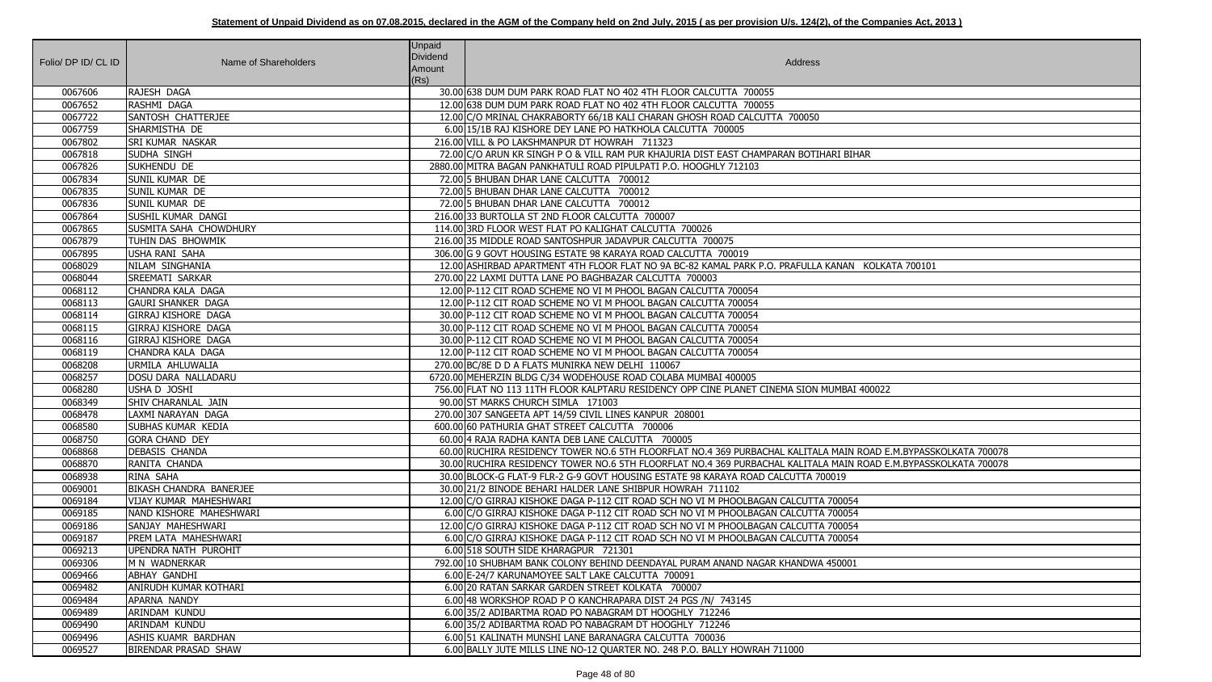**Statement of Unpaid Dividend as on 07.08.2015, declared in the AGM of the Company held on 2nd July, 2015 ( as per provision U/s. 124(2), of the Companies Act, 2013 )**

| Folio/ DP ID/ CL ID | Name of Shareholders | Unpaid Dividend Amount (Rs) | Address |
|---|---|---|---|
| 0067606 | RAJESH DAGA | 30.00 | 638 DUM DUM PARK ROAD FLAT NO 402 4TH FLOOR CALCUTTA 700055 |
| 0067652 | RASHMI DAGA | 12.00 | 638 DUM DUM PARK ROAD FLAT NO 402 4TH FLOOR CALCUTTA 700055 |
| 0067722 | SANTOSH CHATTERJEE | 12.00 | C/O MRINAL CHAKRABORTY 66/1B KALI CHARAN GHOSH ROAD CALCUTTA 700050 |
| 0067759 | SHARMISTHA DE | 6.00 | 15/1B RAJ KISHORE DEY LANE PO HATKHOLA CALCUTTA 700005 |
| 0067802 | SRI KUMAR NASKAR | 216.00 | VILL & PO LAKSHMANPUR DT HOWRAH 711323 |
| 0067818 | SUDHA SINGH | 72.00 | C/O ARUN KR SINGH P O & VILL RAM PUR KHAJURIA DIST EAST CHAMPARAN BOTIHARI BIHAR |
| 0067826 | SUKHENDU DE | 2880.00 | MITRA BAGAN PANKHATULI ROAD PIPULPATI P.O. HOOGHLY 712103 |
| 0067834 | SUNIL KUMAR DE | 72.00 | 5 BHUBAN DHAR LANE CALCUTTA 700012 |
| 0067835 | SUNIL KUMAR DE | 72.00 | 5 BHUBAN DHAR LANE CALCUTTA 700012 |
| 0067836 | SUNIL KUMAR DE | 72.00 | 5 BHUBAN DHAR LANE CALCUTTA 700012 |
| 0067864 | SUSHIL KUMAR DANGI | 216.00 | 33 BURTOLLA ST 2ND FLOOR CALCUTTA 700007 |
| 0067865 | SUSMITA SAHA CHOWDHURY | 114.00 | 3RD FLOOR WEST FLAT PO KALIGHAT CALCUTTA 700026 |
| 0067879 | TUHIN DAS BHOWMIK | 216.00 | 35 MIDDLE ROAD SANTOSHPUR JADAVPUR CALCUTTA 700075 |
| 0067895 | USHA RANI SAHA | 306.00 | G 9 GOVT HOUSING ESTATE 98 KARAYA ROAD CALCUTTA 700019 |
| 0068029 | NILAM SINGHANIA | 12.00 | ASHIRBAD APARTMENT 4TH FLOOR FLAT NO 9A BC-82 KAMAL PARK P.O. PRAFULLA KANAN KOLKATA 700101 |
| 0068044 | SREEMATI SARKAR | 270.00 | 22 LAXMI DUTTA LANE PO BAGHBAZAR CALCUTTA 700003 |
| 0068112 | CHANDRA KALA DAGA | 12.00 | P-112 CIT ROAD SCHEME NO VI M PHOOL BAGAN CALCUTTA 700054 |
| 0068113 | GAURI SHANKER DAGA | 12.00 | P-112 CIT ROAD SCHEME NO VI M PHOOL BAGAN CALCUTTA 700054 |
| 0068114 | GIRRAJ KISHORE DAGA | 30.00 | P-112 CIT ROAD SCHEME NO VI M PHOOL BAGAN CALCUTTA 700054 |
| 0068115 | GIRRAJ KISHORE DAGA | 30.00 | P-112 CIT ROAD SCHEME NO VI M PHOOL BAGAN CALCUTTA 700054 |
| 0068116 | GIRRAJ KISHORE DAGA | 30.00 | P-112 CIT ROAD SCHEME NO VI M PHOOL BAGAN CALCUTTA 700054 |
| 0068119 | CHANDRA KALA DAGA | 12.00 | P-112 CIT ROAD SCHEME NO VI M PHOOL BAGAN CALCUTTA 700054 |
| 0068208 | URMILA AHLUWALIA | 270.00 | BC/8E D D A FLATS MUNIRKA NEW DELHI 110067 |
| 0068257 | DOSU DARA NALLADARU | 6720.00 | MEHERZIN BLDG C/34 WODEHOUSE ROAD COLABA MUMBAI 400005 |
| 0068280 | USHA D JOSHI | 756.00 | FLAT NO 113 11TH FLOOR KALPTARU RESIDENCY OPP CINE PLANET CINEMA SION MUMBAI 400022 |
| 0068349 | SHIV CHARANLAL JAIN | 90.00 | ST MARKS CHURCH SIMLA 171003 |
| 0068478 | LAXMI NARAYAN DAGA | 270.00 | 307 SANGEETA APT 14/59 CIVIL LINES KANPUR 208001 |
| 0068580 | SUBHAS KUMAR KEDIA | 600.00 | 60 PATHURIA GHAT STREET CALCUTTA 700006 |
| 0068750 | GORA CHAND DEY | 60.00 | 4 RAJA RADHA KANTA DEB LANE CALCUTTA 700005 |
| 0068868 | DEBASIS CHANDA | 60.00 | RUCHIRA RESIDENCY TOWER NO.6 5TH FLOORFLAT NO.4 369 PURBACHAL KALITALA MAIN ROAD E.M.BYPASSKOLKATA 700078 |
| 0068870 | RANITA CHANDA | 30.00 | RUCHIRA RESIDENCY TOWER NO.6 5TH FLOORFLAT NO.4 369 PURBACHAL KALITALA MAIN ROAD E.M.BYPASSKOLKATA 700078 |
| 0068938 | RINA SAHA | 30.00 | BLOCK-G FLAT-9 FLR-2 G-9 GOVT HOUSING ESTATE 98 KARAYA ROAD CALCUTTA 700019 |
| 0069001 | BIKASH CHANDRA BANERJEE | 30.00 | 21/2 BINODE BEHARI HALDER LANE SHIBPUR HOWRAH 711102 |
| 0069184 | VIJAY KUMAR MAHESHWARI | 12.00 | C/O GIRRAJ KISHOKE DAGA P-112 CIT ROAD SCH NO VI M PHOOLBAGAN CALCUTTA 700054 |
| 0069185 | NAND KISHORE MAHESHWARI | 6.00 | C/O GIRRAJ KISHOKE DAGA P-112 CIT ROAD SCH NO VI M PHOOLBAGAN CALCUTTA 700054 |
| 0069186 | SANJAY MAHESHWARI | 12.00 | C/O GIRRAJ KISHOKE DAGA P-112 CIT ROAD SCH NO VI M PHOOLBAGAN CALCUTTA 700054 |
| 0069187 | PREM LATA MAHESHWARI | 6.00 | C/O GIRRAJ KISHOKE DAGA P-112 CIT ROAD SCH NO VI M PHOOLBAGAN CALCUTTA 700054 |
| 0069213 | UPENDRA NATH PUROHIT | 6.00 | 518 SOUTH SIDE KHARAGPUR 721301 |
| 0069306 | M N WADNERKAR | 792.00 | 10 SHUBHAM BANK COLONY BEHIND DEENDAYAL PURAM ANAND NAGAR KHANDWA 450001 |
| 0069466 | ABHAY GANDHI | 6.00 | E-24/7 KARUNAMOYEE SALT LAKE CALCUTTA 700091 |
| 0069482 | ANIRUDH KUMAR KOTHARI | 6.00 | 20 RATAN SARKAR GARDEN STREET KOLKATA 700007 |
| 0069484 | APARNA NANDY | 6.00 | 48 WORKSHOP ROAD P O KANCHRAPARA DIST 24 PGS /N/ 743145 |
| 0069489 | ARINDAM KUNDU | 6.00 | 35/2 ADIBARTMA ROAD PO NABAGRAM DT HOOGHLY 712246 |
| 0069490 | ARINDAM KUNDU | 6.00 | 35/2 ADIBARTMA ROAD PO NABAGRAM DT HOOGHLY 712246 |
| 0069496 | ASHIS KUAMR BARDHAN | 6.00 | 51 KALINATH MUNSHI LANE BARANAGRA CALCUTTA 700036 |
| 0069527 | BIRENDAR PRASAD SHAW | 6.00 | BALLY JUTE MILLS LINE NO-12 QUARTER NO. 248 P.O. BALLY HOWRAH 711000 |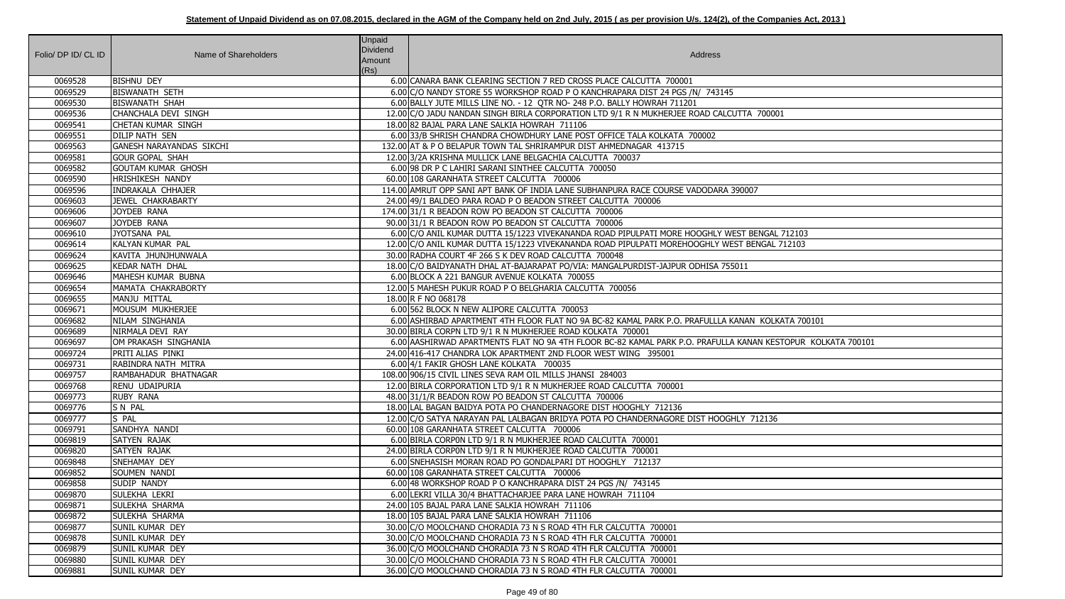**Statement of Unpaid Dividend as on 07.08.2015, declared in the AGM of the Company held on 2nd July, 2015 ( as per provision U/s. 124(2), of the Companies Act, 2013 )**

| Folio/ DP ID/ CL ID | Name of Shareholders | Unpaid Dividend Amount (Rs) | Address |
|---|---|---|---|
| 0069528 | BISHNU DEY | 6.00 | CANARA BANK CLEARING SECTION 7 RED CROSS PLACE CALCUTTA 700001 |
| 0069529 | BISWANATH SETH | 6.00 | C/O NANDY STORE 55 WORKSHOP ROAD P O KANCHRAPARA DIST 24 PGS /N/ 743145 |
| 0069530 | BISWANATH SHAH | 6.00 | BALLY JUTE MILLS LINE NO. - 12 QTR NO- 248 P.O. BALLY HOWRAH 711201 |
| 0069536 | CHANCHALA DEVI SINGH | 12.00 | C/O JADU NANDAN SINGH BIRLA CORPORATION LTD 9/1 R N MUKHERJEE ROAD CALCUTTA 700001 |
| 0069541 | CHETAN KUMAR SINGH | 18.00 | 82 BAJAL PARA LANE SALKIA HOWRAH 711106 |
| 0069551 | DILIP NATH SEN | 6.00 | 33/B SHRISH CHANDRA CHOWDHURY LANE POST OFFICE TALA KOLKATA 700002 |
| 0069563 | GANESH NARAYANDAS SIKCHI | 132.00 | AT & P O BELAPUR TOWN TAL SHRIRAMPUR DIST AHMEDNAGAR 413715 |
| 0069581 | GOUR GOPAL SHAH | 12.00 | 3/2A KRISHNA MULLICK LANE BELGACHIA CALCUTTA 700037 |
| 0069582 | GOUTAM KUMAR GHOSH | 6.00 | 98 DR P C LAHIRI SARANI SINTHEE CALCUTTA 700050 |
| 0069590 | HRISHIKESH NANDY | 60.00 | 108 GARANHATA STREET CALCUTTA 700006 |
| 0069596 | INDRAKALA CHHAJER | 114.00 | AMRUT OPP SANI APT BANK OF INDIA LANE SUBHANPURA RACE COURSE VADODARA 390007 |
| 0069603 | JEWEL CHAKRABARTY | 24.00 | 49/1 BALDEO PARA ROAD P O BEADON STREET CALCUTTA 700006 |
| 0069606 | JOYDEB RANA | 174.00 | 31/1 R BEADON ROW PO BEADON ST CALCUTTA 700006 |
| 0069607 | JOYDEB RANA | 90.00 | 31/1 R BEADON ROW PO BEADON ST CALCUTTA 700006 |
| 0069610 | JYOTSANA PAL | 6.00 | C/O ANIL KUMAR DUTTA 15/1223 VIVEKANANDA ROAD PIPULPATI MORE HOOGHLY WEST BENGAL 712103 |
| 0069614 | KALYAN KUMAR PAL | 12.00 | C/O ANIL KUMAR DUTTA 15/1223 VIVEKANANDA ROAD PIPULPATI MOREHOOGHLY WEST BENGAL 712103 |
| 0069624 | KAVITA JHUNJHUNWALA | 30.00 | RADHA COURT 4F 266 S K DEV ROAD CALCUTTA 700048 |
| 0069625 | KEDAR NATH DHAL | 18.00 | C/O BAIDYANATH DHAL AT-BAJARAPAT PO/VIA: MANGALPURDIST-JAJPUR ODHISA 755011 |
| 0069646 | MAHESH KUMAR BUBNA | 6.00 | BLOCK A 221 BANGUR AVENUE KOLKATA 700055 |
| 0069654 | MAMATA CHAKRABORTY | 12.00 | 5 MAHESH PUKUR ROAD P O BELGHARIA CALCUTTA 700056 |
| 0069655 | MANJU MITTAL | 18.00 | R F NO 068178 |
| 0069671 | MOUSUM MUKHERJEE | 6.00 | 562 BLOCK N NEW ALIPORE CALCUTTA 700053 |
| 0069682 | NILAM SINGHANIA | 6.00 | ASHIRBAD APARTMENT 4TH FLOOR FLAT NO 9A BC-82 KAMAL PARK P.O. PRAFULLLA KANAN KOLKATA 700101 |
| 0069689 | NIRMALA DEVI RAY | 30.00 | BIRLA CORPN LTD 9/1 R N MUKHERJEE ROAD KOLKATA 700001 |
| 0069697 | OM PRAKASH SINGHANIA | 6.00 | AASHIRWAD APARTMENTS FLAT NO 9A 4TH FLOOR BC-82 KAMAL PARK P.O. PRAFULLA KANAN KESTOPUR KOLKATA 700101 |
| 0069724 | PRITI ALIAS PINKI | 24.00 | 416-417 CHANDRA LOK APARTMENT 2ND FLOOR WEST WING 395001 |
| 0069731 | RABINDRA NATH MITRA | 6.00 | 4/1 FAKIR GHOSH LANE KOLKATA 700035 |
| 0069757 | RAMBAHADUR BHATNAGAR | 108.00 | 906/15 CIVIL LINES SEVA RAM OIL MILLS JHANSI 284003 |
| 0069768 | RENU UDAIPURIA | 12.00 | BIRLA CORPORATION LTD 9/1 R N MUKHERJEE ROAD CALCUTTA 700001 |
| 0069773 | RUBY RANA | 48.00 | 31/1/R BEADON ROW PO BEADON ST CALCUTTA 700006 |
| 0069776 | S N PAL | 18.00 | LAL BAGAN BAIDYA POTA PO CHANDERNAGORE DIST HOOGHLY 712136 |
| 0069777 | S PAL | 12.00 | C/O SATYA NARAYAN PAL LALBAGAN BRIDYA POTA PO CHANDERNAGORE DIST HOOGHLY 712136 |
| 0069791 | SANDHYA NANDI | 60.00 | 108 GARANHATA STREET CALCUTTA 700006 |
| 0069819 | SATYEN RAJAK | 6.00 | BIRLA CORPON LTD 9/1 R N MUKHERJEE ROAD CALCUTTA 700001 |
| 0069820 | SATYEN RAJAK | 24.00 | BIRLA CORPON LTD 9/1 R N MUKHERJEE ROAD CALCUTTA 700001 |
| 0069848 | SNEHAMAY DEY | 6.00 | SNEHASISH MORAN ROAD PO GONDALPARI DT HOOGHLY 712137 |
| 0069852 | SOUMEN NANDI | 60.00 | 108 GARANHATA STREET CALCUTTA 700006 |
| 0069858 | SUDIP NANDY | 6.00 | 48 WORKSHOP ROAD P O KANCHRAPARA DIST 24 PGS /N/ 743145 |
| 0069870 | SULEKHA LEKRI | 6.00 | LEKRI VILLA 30/4 BHATTACHARJEE PARA LANE HOWRAH 711104 |
| 0069871 | SULEKHA SHARMA | 24.00 | 105 BAJAL PARA LANE SALKIA HOWRAH 711106 |
| 0069872 | SULEKHA SHARMA | 18.00 | 105 BAJAL PARA LANE SALKIA HOWRAH 711106 |
| 0069877 | SUNIL KUMAR DEY | 30.00 | C/O MOOLCHAND CHORADIA 73 N S ROAD 4TH FLR CALCUTTA 700001 |
| 0069878 | SUNIL KUMAR DEY | 30.00 | C/O MOOLCHAND CHORADIA 73 N S ROAD 4TH FLR CALCUTTA 700001 |
| 0069879 | SUNIL KUMAR DEY | 36.00 | C/O MOOLCHAND CHORADIA 73 N S ROAD 4TH FLR CALCUTTA 700001 |
| 0069880 | SUNIL KUMAR DEY | 30.00 | C/O MOOLCHAND CHORADIA 73 N S ROAD 4TH FLR CALCUTTA 700001 |
| 0069881 | SUNIL KUMAR DEY | 36.00 | C/O MOOLCHAND CHORADIA 73 N S ROAD 4TH FLR CALCUTTA 700001 |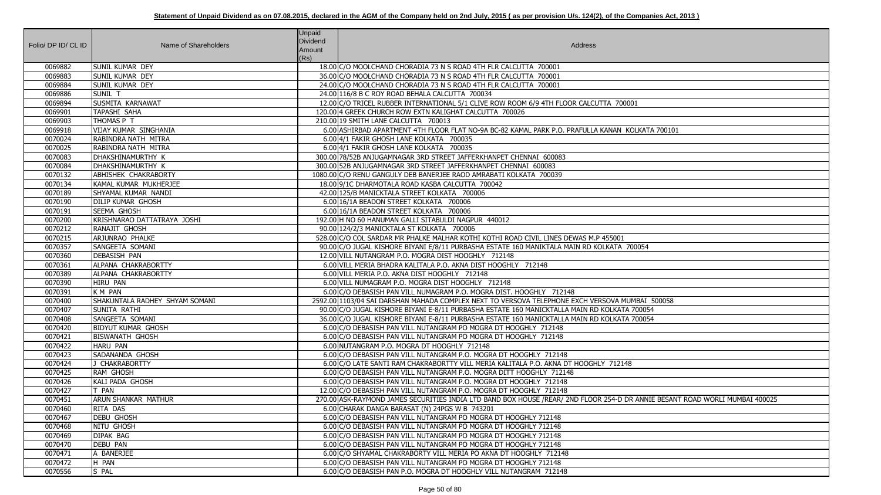**Statement of Unpaid Dividend as on 07.08.2015, declared in the AGM of the Company held on 2nd July, 2015 ( as per provision U/s. 124(2), of the Companies Act, 2013 )**

| Folio/ DP ID/ CL ID | Name of Shareholders | Unpaid Dividend Amount (Rs) | Address |
|---|---|---|---|
| 0069882 | SUNIL KUMAR DEY | 18.00 | C/O MOOLCHAND CHORADIA 73 N S ROAD 4TH FLR CALCUTTA 700001 |
| 0069883 | SUNIL KUMAR DEY | 36.00 | C/O MOOLCHAND CHORADIA 73 N S ROAD 4TH FLR CALCUTTA 700001 |
| 0069884 | SUNIL KUMAR DEY | 24.00 | C/O MOOLCHAND CHORADIA 73 N S ROAD 4TH FLR CALCUTTA 700001 |
| 0069886 | SUNIL T | 24.00 | 116/8 B C ROY ROAD BEHALA CALCUTTA 700034 |
| 0069894 | SUSMITA KARNAWAT | 12.00 | C/O TRICEL RUBBER INTERNATIONAL 5/1 CLIVE ROW ROOM 6/9 4TH FLOOR CALCUTTA 700001 |
| 0069901 | TAPASHI SAHA | 120.00 | 4 GREEK CHURCH ROW EXTN KALIGHAT CALCUTTA 700026 |
| 0069903 | THOMAS P T | 210.00 | 19 SMITH LANE CALCUTTA 700013 |
| 0069918 | VIJAY KUMAR SINGHANIA | 6.00 | ASHIRBAD APARTMENT 4TH FLOOR FLAT NO-9A BC-82 KAMAL PARK P.O. PRAFULLA KANAN KOLKATA 700101 |
| 0070024 | RABINDRA NATH MITRA | 6.00 | 4/1 FAKIR GHOSH LANE KOLKATA 700035 |
| 0070025 | RABINDRA NATH MITRA | 6.00 | 4/1 FAKIR GHOSH LANE KOLKATA 700035 |
| 0070083 | DHAKSHINAMURTHY K | 300.00 | 78/52B ANJUGAMNAGAR 3RD STREET JAFFERKHANPET CHENNAI 600083 |
| 0070084 | DHAKSHINAMURTHY K | 300.00 | 52B ANJUGAMNAGAR 3RD STREET JAFFERKHANPET CHENNAI 600083 |
| 0070132 | ABHISHEK CHAKRABORTY | 1080.00 | C/O RENU GANGULY DEB BANERJEE RAOD AMRABATI KOLKATA 700039 |
| 0070134 | KAMAL KUMAR MUKHERJEE | 18.00 | 9/1C DHARMOTALA ROAD KASBA CALCUTTA 700042 |
| 0070189 | SHYAMAL KUMAR NANDI | 42.00 | 125/B MANICKTALA STREET KOLKATA 700006 |
| 0070190 | DILIP KUMAR GHOSH | 6.00 | 16/1A BEADON STREET KOLKATA 700006 |
| 0070191 | SEEMA GHOSH | 6.00 | 16/1A BEADON STREET KOLKATA 700006 |
| 0070200 | KRISHNARAO DATTATRAYA JOSHI | 192.00 | H NO 60 HANUMAN GALLI SITABULDI NAGPUR 440012 |
| 0070212 | RANAJIT GHOSH | 90.00 | 124/2/3 MANICKTALA ST KOLKATA 700006 |
| 0070215 | ARJUNRAO PHALKE | 528.00 | C/O COL SARDAR MR PHALKE MALHAR KOTHI KOTHI ROAD CIVIL LINES DEWAS M.P 455001 |
| 0070357 | SANGEETA SOMANI | 90.00 | C/O JUGAL KISHORE BIYANI E/8/11 PURBASHA ESTATE 160 MANIKTALA MAIN RD KOLKATA 700054 |
| 0070360 | DEBASISH PAN | 12.00 | VILL NUTANGRAM P.O. MOGRA DIST HOOGHLY 712148 |
| 0070361 | ALPANA CHAKRABORTTY | 6.00 | VILL MERIA BHADRA KALITALA P.O. AKNA DIST HOOGHLY 712148 |
| 0070389 | ALPANA CHAKRABORTTY | 6.00 | VILL MERIA P.O. AKNA DIST HOOGHLY 712148 |
| 0070390 | HIRU PAN | 6.00 | VILL NUMAGRAM P.O. MOGRA DIST HOOGHLY 712148 |
| 0070391 | K M PAN | 6.00 | C/O DEBASISH PAN VILL NUMAGRAM P.O. MOGRA DIST. HOOGHLY 712148 |
| 0070400 | SHAKUNTALA RADHEY SHYAM SOMANI | 2592.00 | 1103/04 SAI DARSHAN MAHADA COMPLEX NEXT TO VERSOVA TELEPHONE EXCH VERSOVA MUMBAI 500058 |
| 0070407 | SUNITA RATHI | 90.00 | C/O JUGAL KISHORE BIYANI E-8/11 PURBASHA ESTATE 160 MANICKTALLA MAIN RD KOLKATA 700054 |
| 0070408 | SANGEETA SOMANI | 36.00 | C/O JUGAL KISHORE BIYANI E-8/11 PURBASHA ESTATE 160 MANICKTALLA MAIN RD KOLKATA 700054 |
| 0070420 | BIDYUT KUMAR GHOSH | 6.00 | C/O DEBASISH PAN VILL NUTANGRAM PO MOGRA DT HOOGHLY 712148 |
| 0070421 | BISWANATH GHOSH | 6.00 | C/O DEBASISH PAN VILL NUTANGRAM PO MOGRA DT HOOGHLY 712148 |
| 0070422 | HARU PAN | 6.00 | NUTANGRAM P.O. MOGRA DT HOOGHLY 712148 |
| 0070423 | SADANANDA GHOSH | 6.00 | C/O DEBASISH PAN VILL NUTANGRAM P.O. MOGRA DT HOOGHLY 712148 |
| 0070424 | J CHAKRABORTTY | 6.00 | C/O LATE SANTI RAM CHAKRABORTTY VILL MERIA KALITALA P.O. AKNA DT HOOGHLY 712148 |
| 0070425 | RAM GHOSH | 6.00 | C/O DEBASISH PAN VILL NUTANGRAM P.O. MOGRA DITT HOOGHLY 712148 |
| 0070426 | KALI PADA GHOSH | 6.00 | C/O DEBASISH PAN VILL NUTANGRAM P.O. MOGRA DT HOOGHLY 712148 |
| 0070427 | T PAN | 12.00 | C/O DEBASISH PAN VILL NUTANGRAM P.O. MOGRA DT HOOGHLY 712148 |
| 0070451 | ARUN SHANKAR MATHUR | 270.00 | ASK-RAYMOND JAMES SECURITIES INDIA LTD BAND BOX HOUSE /REAR/ 2ND FLOOR 254-D DR ANNIE BESANT ROAD WORLI MUMBAI 400025 |
| 0070460 | RITA DAS | 6.00 | CHARAK DANGA BARASAT (N) 24PGS W B 743201 |
| 0070467 | DEBU GHOSH | 6.00 | C/O DEBASISH PAN VILL NUTANGRAM PO MOGRA DT HOOGHLY 712148 |
| 0070468 | NITU GHOSH | 6.00 | C/O DEBASISH PAN VILL NUTANGRAM PO MOGRA DT HOOGHLY 712148 |
| 0070469 | DIPAK BAG | 6.00 | C/O DEBASISH PAN VILL NUTANGRAM PO MOGRA DT HOOGHLY 712148 |
| 0070470 | DEBU PAN | 6.00 | C/O DEBASISH PAN VILL NUTANGRAM PO MOGRA DT HOOGHLY 712148 |
| 0070471 | A BANERJEE | 6.00 | C/O SHYAMAL CHAKRABORTY VILL MERIA PO AKNA DT HOOGHLY 712148 |
| 0070472 | H PAN | 6.00 | C/O DEBASISH PAN VILL NUTANGRAM PO MOGRA DT HOOGHLY 712148 |
| 0070556 | S PAL | 6.00 | C/O DEBASISH PAN P.O. MOGRA DT HOOGHLY VILL NUTANGRAM 712148 |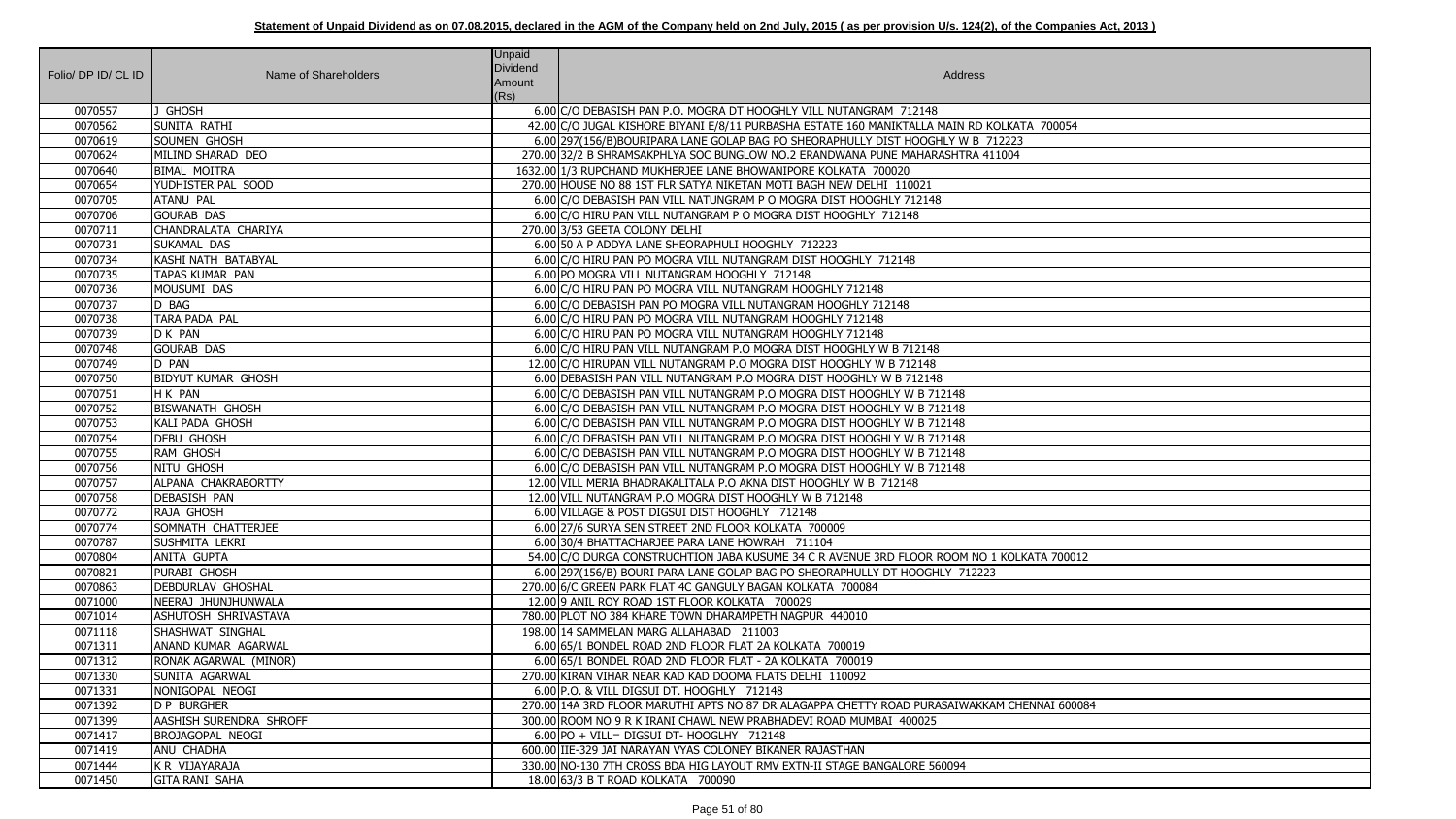**Statement of Unpaid Dividend as on 07.08.2015, declared in the AGM of the Company held on 2nd July, 2015 ( as per provision U/s. 124(2), of the Companies Act, 2013 )**

| Folio/ DP ID/ CL ID | Name of Shareholders | Unpaid Dividend Amount (Rs) | Address |
|---|---|---|---|
| 0070557 | J GHOSH | 6.00 | C/O DEBASISH PAN P.O. MOGRA DT HOOGHLY VILL NUTANGRAM 712148 |
| 0070562 | SUNITA RATHI | 42.00 | C/O JUGAL KISHORE BIYANI E/8/11 PURBASHA ESTATE 160 MANIKTALLA MAIN RD KOLKATA 700054 |
| 0070619 | SOUMEN GHOSH | 6.00 | 297(156/B)BOURIPARA LANE GOLAP BAG PO SHEORAPHULLY DIST HOOGHLY W B 712223 |
| 0070624 | MILIND SHARAD DEO | 270.00 | 32/2 B SHRAMSAKPHLYA SOC BUNGLOW NO.2 ERANDWANA PUNE MAHARASHTRA 411004 |
| 0070640 | BIMAL MOITRA | 1632.00 | 1/3 RUPCHAND MUKHERJEE LANE BHOWANIPORE KOLKATA 700020 |
| 0070654 | YUDHISTER PAL SOOD | 270.00 | HOUSE NO 88 1ST FLR SATYA NIKETAN MOTI BAGH NEW DELHI 110021 |
| 0070705 | ATANU PAL | 6.00 | C/O DEBASISH PAN VILL NATUNGRAM P O MOGRA DIST HOOGHLY 712148 |
| 0070706 | GOURAB DAS | 6.00 | C/O HIRU PAN VILL NUTANGRAM P O MOGRA DIST HOOGHLY 712148 |
| 0070711 | CHANDRALATA CHARIYA | 270.00 | 3/53 GEETA COLONY DELHI |
| 0070731 | SUKAMAL DAS | 6.00 | 50 A P ADDYA LANE SHEORAPHULI HOOGHLY 712223 |
| 0070734 | KASHI NATH BATABYAL | 6.00 | C/O HIRU PAN PO MOGRA VILL NUTANGRAM DIST HOOGHLY 712148 |
| 0070735 | TAPAS KUMAR PAN | 6.00 | PO MOGRA VILL NUTANGRAM HOOGHLY 712148 |
| 0070736 | MOUSUMI DAS | 6.00 | C/O HIRU PAN PO MOGRA VILL NUTANGRAM HOOGHLY 712148 |
| 0070737 | D BAG | 6.00 | C/O DEBASISH PAN PO MOGRA VILL NUTANGRAM HOOGHLY 712148 |
| 0070738 | TARA PADA PAL | 6.00 | C/O HIRU PAN PO MOGRA VILL NUTANGRAM HOOGHLY 712148 |
| 0070739 | D K PAN | 6.00 | C/O HIRU PAN PO MOGRA VILL NUTANGRAM HOOGHLY 712148 |
| 0070748 | GOURAB DAS | 6.00 | C/O HIRU PAN VILL NUTANGRAM P.O MOGRA DIST HOOGHLY W B 712148 |
| 0070749 | D PAN | 12.00 | C/O HIRUPAN VILL NUTANGRAM P.O MOGRA DIST HOOGHLY W B 712148 |
| 0070750 | BIDYUT KUMAR GHOSH | 6.00 | DEBASISH PAN VILL NUTANGRAM P.O MOGRA DIST HOOGHLY W B 712148 |
| 0070751 | H K PAN | 6.00 | C/O DEBASISH PAN VILL NUTANGRAM P.O MOGRA DIST HOOGHLY W B 712148 |
| 0070752 | BISWANATH GHOSH | 6.00 | C/O DEBASISH PAN VILL NUTANGRAM P.O MOGRA DIST HOOGHLY W B 712148 |
| 0070753 | KALI PADA GHOSH | 6.00 | C/O DEBASISH PAN VILL NUTANGRAM P.O MOGRA DIST HOOGHLY W B 712148 |
| 0070754 | DEBU GHOSH | 6.00 | C/O DEBASISH PAN VILL NUTANGRAM P.O MOGRA DIST HOOGHLY W B 712148 |
| 0070755 | RAM GHOSH | 6.00 | C/O DEBASISH PAN VILL NUTANGRAM P.O MOGRA DIST HOOGHLY W B 712148 |
| 0070756 | NITU GHOSH | 6.00 | C/O DEBASISH PAN VILL NUTANGRAM P.O MOGRA DIST HOOGHLY W B 712148 |
| 0070757 | ALPANA CHAKRABORTTY | 12.00 | VILL MERIA BHADRAKALITALA P.O AKNA DIST HOOGHLY W B 712148 |
| 0070758 | DEBASISH PAN | 12.00 | VILL NUTANGRAM P.O MOGRA DIST HOOGHLY W B 712148 |
| 0070772 | RAJA GHOSH | 6.00 | VILLAGE & POST DIGSUI DIST HOOGHLY 712148 |
| 0070774 | SOMNATH CHATTERJEE | 6.00 | 27/6 SURYA SEN STREET 2ND FLOOR KOLKATA 700009 |
| 0070787 | SUSHMITA LEKRI | 6.00 | 30/4 BHATTACHARJEE PARA LANE HOWRAH 711104 |
| 0070804 | ANITA GUPTA | 54.00 | C/O DURGA CONSTRUCHTION JABA KUSUME 34 C R AVENUE 3RD FLOOR ROOM NO 1 KOLKATA 700012 |
| 0070821 | PURABI GHOSH | 6.00 | 297(156/B) BOURI PARA LANE GOLAP BAG PO SHEORAPHULLY DT HOOGHLY 712223 |
| 0070863 | DEBDURLAV GHOSHAL | 270.00 | 6/C GREEN PARK FLAT 4C GANGULY BAGAN KOLKATA 700084 |
| 0071000 | NEERAJ JHUNJHUNWALA | 12.00 | 9 ANIL ROY ROAD 1ST FLOOR KOLKATA 700029 |
| 0071014 | ASHUTOSH SHRIVASTAVA | 780.00 | PLOT NO 384 KHARE TOWN DHARAMPETH NAGPUR 440010 |
| 0071118 | SHASHWAT SINGHAL | 198.00 | 14 SAMMELAN MARG ALLAHABAD 211003 |
| 0071311 | ANAND KUMAR AGARWAL | 6.00 | 65/1 BONDEL ROAD 2ND FLOOR FLAT 2A KOLKATA 700019 |
| 0071312 | RONAK AGARWAL (MINOR) | 6.00 | 65/1 BONDEL ROAD 2ND FLOOR FLAT - 2A KOLKATA 700019 |
| 0071330 | SUNITA AGARWAL | 270.00 | KIRAN VIHAR NEAR KAD KAD DOOMA FLATS DELHI 110092 |
| 0071331 | NONIGOPAL NEOGI | 6.00 | P.O. & VILL DIGSUI DT. HOOGHLY 712148 |
| 0071392 | D P BURGHER | 270.00 | 14A 3RD FLOOR MARUTHI APTS NO 87 DR ALAGAPPA CHETTY ROAD PURASAIWAKKAM CHENNAI 600084 |
| 0071399 | AASHISH SURENDRA SHROFF | 300.00 | ROOM NO 9 R K IRANI CHAWL NEW PRABHADEVI ROAD MUMBAI 400025 |
| 0071417 | BROJAGOPAL NEOGI | 6.00 | PO + VILL= DIGSUI DT- HOOGLHY 712148 |
| 0071419 | ANU CHADHA | 600.00 | IIE-329 JAI NARAYAN VYAS COLONEY BIKANER RAJASTHAN |
| 0071444 | K R VIJAYARAJA | 330.00 | NO-130 7TH CROSS BDA HIG LAYOUT RMV EXTN-II STAGE BANGALORE 560094 |
| 0071450 | GITA RANI SAHA | 18.00 | 63/3 B T ROAD KOLKATA 700090 |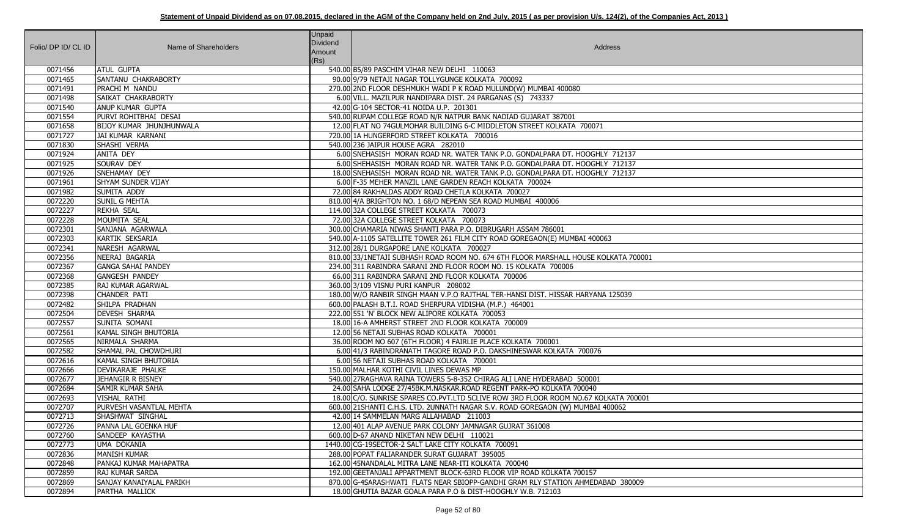**Statement of Unpaid Dividend as on 07.08.2015, declared in the AGM of the Company held on 2nd July, 2015 ( as per provision U/s. 124(2), of the Companies Act, 2013 )**

| Folio/ DP ID/ CL ID | Name of Shareholders | Unpaid Dividend Amount (Rs) | Address |
|---|---|---|---|
| 0071456 | ATUL GUPTA | 540.00 | B5/89 PASCHIM VIHAR NEW DELHI 110063 |
| 0071465 | SANTANU CHAKRABORTY | 90.00 | 9/79 NETAJI NAGAR TOLLYGUNGE KOLKATA 700092 |
| 0071491 | PRACHI M NANDU | 270.00 | 2ND FLOOR DESHMUKH WADI P K ROAD MULUND(W) MUMBAI 400080 |
| 0071498 | SAIKAT CHAKRABORTY | 6.00 | VILL. MAZILPUR NANDIPARA DIST. 24 PARGANAS (S) 743337 |
| 0071540 | ANUP KUMAR GUPTA | 42.00 | G-104 SECTOR-41 NOIDA U.P. 201301 |
| 0071554 | PURVI ROHITBHAI DESAI | 540.00 | RUPAM COLLEGE ROAD N/R NATPUR BANK NADIAD GUJARAT 387001 |
| 0071658 | BIJOY KUMAR JHUNJHUNWALA | 12.00 | FLAT NO 74GULMOHAR BUILDING 6-C MIDDLETON STREET KOLKATA 700071 |
| 0071727 | JAI KUMAR KARNANI | 720.00 | 1A HUNGERFORD STREET KOLKATA 700016 |
| 0071830 | SHASHI VERMA | 540.00 | 236 JAIPUR HOUSE AGRA 282010 |
| 0071924 | ANITA DEY | 6.00 | SNEHASISH MORAN ROAD NR. WATER TANK P.O. GONDALPARA DT. HOOGHLY 712137 |
| 0071925 | SOURAV DEY | 6.00 | SHEHASISH MORAN ROAD NR. WATER TANK P.O. GONDALPARA DT. HOOGHLY 712137 |
| 0071926 | SNEHAMAY DEY | 18.00 | SNEHASISH MORAN ROAD NR. WATER TANK P.O. GONDALPARA DT. HOOGHLY 712137 |
| 0071961 | SHYAM SUNDER VIJAY | 6.00 | F-35 MEHER MANZIL LANE GARDEN REACH KOLKATA 700024 |
| 0071982 | SUMITA ADDY | 72.00 | 84 RAKHALDAS ADDY ROAD CHETLA KOLKATA 700027 |
| 0072220 | SUNIL G MEHTA | 810.00 | 4/A BRIGHTON NO. 1 68/D NEPEAN SEA ROAD MUMBAI 400006 |
| 0072227 | REKHA SEAL | 114.00 | 32A COLLEGE STREET KOLKATA 700073 |
| 0072228 | MOUMITA SEAL | 72.00 | 32A COLLEGE STREET KOLKATA 700073 |
| 0072301 | SANJANA AGARWALA | 300.00 | CHAMARIA NIWAS SHANTI PARA P.O. DIBRUGARH ASSAM 786001 |
| 0072303 | KARTIK SEKSARIA | 540.00 | A-1105 SATELLITE TOWER 261 FILM CITY ROAD GOREGAON(E) MUMBAI 400063 |
| 0072341 | NARESH AGARWAL | 312.00 | 28/1 DURGAPORE LANE KOLKATA 700027 |
| 0072356 | NEERAJ BAGARIA | 810.00 | 33/1NETAJI SUBHASH ROAD ROOM NO. 674 6TH FLOOR MARSHALL HOUSE KOLKATA 700001 |
| 0072367 | GANGA SAHAI PANDEY | 234.00 | 311 RABINDRA SARANI 2ND FLOOR ROOM NO. 15 KOLKATA 700006 |
| 0072368 | GANGESH PANDEY | 66.00 | 311 RABINDRA SARANI 2ND FLOOR KOLKATA 700006 |
| 0072385 | RAJ KUMAR AGARWAL | 360.00 | 3/109 VISNU PURI KANPUR 208002 |
| 0072398 | CHANDER PATI | 180.00 | W/O RANBIR SINGH MAAN V.P.O RAJTHAL TER-HANSI DIST. HISSAR HARYANA 125039 |
| 0072482 | SHILPA PRADHAN | 600.00 | PALASH B.T.I. ROAD SHERPURA VIDISHA (M.P.) 464001 |
| 0072504 | DEVESH SHARMA | 222.00 | 551 'N' BLOCK NEW ALIPORE KOLKATA 700053 |
| 0072557 | SUNITA SOMANI | 18.00 | 16-A AMHERST STREET 2ND FLOOR KOLKATA 700009 |
| 0072561 | KAMAL SINGH BHUTORIA | 12.00 | 56 NETAJI SUBHAS ROAD KOLKATA 700001 |
| 0072565 | NIRMALA SHARMA | 36.00 | ROOM NO 607 (6TH FLOOR) 4 FAIRLIE PLACE KOLKATA 700001 |
| 0072582 | SHAMAL PAL CHOWDHURI | 6.00 | 41/3 RABINDRANATH TAGORE ROAD P.O. DAKSHINESWAR KOLKATA 700076 |
| 0072616 | KAMAL SINGH BHUTORIA | 6.00 | 56 NETAJI SUBHAS ROAD KOLKATA 700001 |
| 0072666 | DEVIKARAJE PHALKE | 150.00 | MALHAR KOTHI CIVIL LINES DEWAS MP |
| 0072677 | JEHANGIR R BISNEY | 540.00 | 27RAGHAVA RAINA TOWERS 5-8-352 CHIRAG ALI LANE HYDERABAD 500001 |
| 0072684 | SAMIR KUMAR SAHA | 24.00 | SAHA LODGE 27/45BK.M.NASKAR.ROAD REGENT PARK-PO KOLKATA 700040 |
| 0072693 | VISHAL RATHI | 18.00 | C/O. SUNRISE SPARES CO.PVT.LTD 5CLIVE ROW 3RD FLOOR ROOM NO.67 KOLKATA 700001 |
| 0072707 | PURVESH VASANTLAL MEHTA | 600.00 | 21SHANTI C.H.S. LTD. 2UNNATH NAGAR S.V. ROAD GOREGAON (W) MUMBAI 400062 |
| 0072713 | SHASHWAT SINGHAL | 42.00 | 14 SAMMELAN MARG ALLAHABAD 211003 |
| 0072726 | PANNA LAL GOENKA HUF | 12.00 | 401 ALAP AVENUE PARK COLONY JAMNAGAR GUJRAT 361008 |
| 0072760 | SANDEEP KAYASTHA | 600.00 | D-67 ANAND NIKETAN NEW DELHI 110021 |
| 0072773 | UMA DOKANIA | 1440.00 | CG-19SECTOR-2 SALT LAKE CITY KOLKATA 700091 |
| 0072836 | MANISH KUMAR | 288.00 | POPAT FALIARANDER SURAT GUJARAT 395005 |
| 0072848 | PANKAJ KUMAR MAHAPATRA | 162.00 | 45NANDALAL MITRA LANE NEAR-ITI KOLKATA 700040 |
| 0072859 | RAJ KUMAR SARDA | 192.00 | GEETANJALI APPARTMENT BLOCK-63RD FLOOR VIP ROAD KOLKATA 700157 |
| 0072869 | SANJAY KANAIYALAL PARIKH | 870.00 | G-4SARASHWATI FLATS NEAR SBIOPP-GANDHI GRAM RLY STATION AHMEDABAD 380009 |
| 0072894 | PARTHA MALLICK | 18.00 | GHUTIA BAZAR GOALA PARA P.O & DIST-HOOGHLY W.B. 712103 |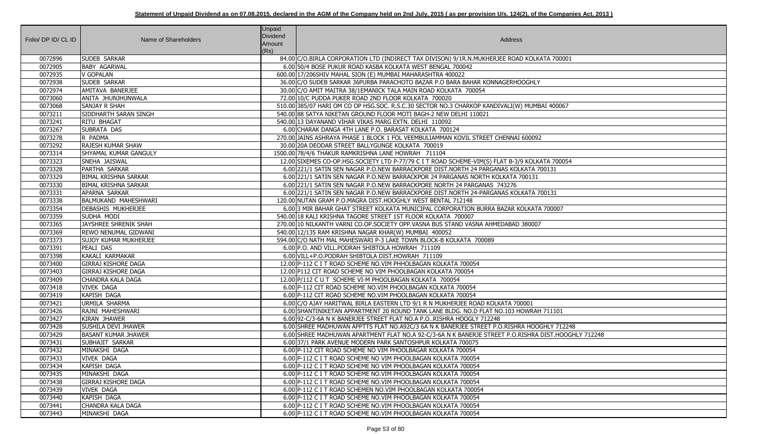**Statement of Unpaid Dividend as on 07.08.2015, declared in the AGM of the Company held on 2nd July, 2015 ( as per provision U/s. 124(2), of the Companies Act, 2013 )**

| Folio/ DP ID/ CL ID | Name of Shareholders | Unpaid Dividend Amount (Rs) | Address |
|---|---|---|---|
| 0072896 | SUDEB SARKAR | 84.00 | C/O.BIRLA CORPORATION LTD (INDIRECT TAX DIVISON) 9/1R.N.MUKHERJEE ROAD KOLKATA 700001 |
| 0072905 | BABY AGARWAL | 6.00 | 50/4 BOSE PUKUR ROAD KASBA KOLKATA WEST BENGAL 700042 |
| 0072935 | V GOPALAN | 600.00 | 17/206SHIV MAHAL SION (E) MUMBAI MAHARASHTRA 400022 |
| 0072938 | SUDEB SARKAR | 36.00 | C/O SUDEB SARKAR 36PURBA PARACHOTO BAZAR P.O BARA BAHAR KONNAGERHOOGHLY |
| 0072974 | AMITAVA BANERJEE | 30.00 | C/O AMIT MAITRA 38/1EMANICK TALA MAIN ROAD KOLKATA 700054 |
| 0073060 | ANITA JHUNJHUNWALA | 72.00 | 10/C PUDDA PUKER ROAD 2ND FLOOR KOLKATA 700020 |
| 0073068 | SANJAY R SHAH | 510.00 | 385/07 HARI OM CO OP HSG.SOC. R.S.C.30 SECTOR NO.3 CHARKOP KANDIVALI(W) MUMBAI 400067 |
| 0073211 | SIDDHARTH SARAN SINGH | 540.00 | 88 SATYA NIKETAN GROUND FLOOR MOTI BAGH-2 NEW DELHI 110021 |
| 0073241 | RITU BHAGAT | 540.00 | 13 DAYANAND VIHAR VIKAS MARG EXTN. DELHI 110092 |
| 0073267 | SUBRATA DAS | 6.00 | CHARAK DANGA 4TH LANE P.O. BARASAT KOLKATA 700124 |
| 0073278 | R PADMA | 270.00 | JAINS ASHRAYA PHASE 1 BLOCK 1 FOL VEEMBULIAMMAN KOVIL STREET CHENNAI 600092 |
| 0073292 | RAJESH KUMAR SHAW | 30.00 | 20A DEODAR STREET BALLYGUNGE KOLKATA 700019 |
| 0073314 | SHYAMAL KUMAR GANGULY | 1500.00 | 78/4/6 THAKUR RAMKRISHNA LANE HOWRAH 711104 |
| 0073323 | SNEHA JAISWAL | 12.00 | SIXEMES CO-OP.HSG.SOCIETY LTD P-77/79 C I T ROAD SCHEME-VIM(S) FLAT B-3/9 KOLKATA 700054 |
| 0073328 | PARTHA SARKAR | 6.00 | 221/1 SATIN SEN NAGAR P.O.NEW BARRACKPORE DIST.NORTH 24 PARGANAS KOLKATA 700131 |
| 0073329 | BIMAL KRISHNA SARKAR | 6.00 | 221/1 SATIN SEN NAGAR P.O.NEW BARRACKPOR 24 PARGANAS NORTH KOLKATA 700131 |
| 0073330 | BIMAL KRISHNA SARKAR | 6.00 | 221/1 SATIN SEN NAGAR P.O.NEW BARRACKPORE NORTH 24 PARGANAS 743276 |
| 0073331 | APARNA SARKAR | 6.00 | 221/1 SATIN SEN NAGAR P.O.NEW BARRACKPORE DIST.NORTH 24-PARGANAS KOLKATA 700131 |
| 0073338 | BALMUKAND MAHESHWARI | 120.00 | NUTAN GRAM P.O.MAGRA DIST.HOOGHLY WEST BENTAL 712148 |
| 0073354 | DEBASHIS MUKHERJEE | 6.00 | 3 MIR BAHAR GHAT STREET KOLKATA MUNICIPAL CORPORATION BURRA BAZAR KOLKATA 700007 |
| 0073359 | SUDHA MODI | 540.00 | 18 KALI KRISHNA TAGORE STREET 1ST FLOOR KOLKATA 700007 |
| 0073365 | JAYSHREE SHRENIK SHAH | 270.00 | 10 NILKANTH VARNI CO.OP.SOCIETY OPP.VASNA BUS STAND VASNA AHMEDABAD 380007 |
| 0073369 | REWO NENUMAL GIDWANI | 540.00 | 12/135 RAM KRISHNA NAGAR KHAR(W) MUMBAI 400052 |
| 0073373 | SUJOY KUMAR MUKHERJEE | 594.00 | C/O NATH MAL MAHESWARI P-3 LAKE TOWN BLOCK-B KOLKATA 700089 |
| 0073391 | PEALI DAS | 6.00 | P.O. AND VILL.PODRAH SHIBTOLA HOWRAH 711109 |
| 0073398 | KAKALI KARMAKAR | 6.00 | VILL+P.O.PODRAH SHIBTOLA DIST.HOWRAH 711109 |
| 0073400 | GIRRAJ KISHORE DAGA | 12.00 | P-112 C I T ROAD SCHEME NO.VIM PHHOLBAGAN KOLKATA 700054 |
| 0073403 | GIRRAJ KISHORE DAGA | 12.00 | P112 CIT ROAD SCHEME NO VIM PHOOLBAGAN KOLKATA 700054 |
| 0073409 | CHANDRA KALA DAGA | 12.00 | P/112 C U T SCHEME VI-M PHOOLBAGAN KOLKATA 700054 |
| 0073418 | VIVEK DAGA | 6.00 | P-112 CIT ROAD SCHEME NO.VIM PHOOLBAGAN KOLKATA 700054 |
| 0073419 | KAPISH DAGA | 6.00 | P-112 CIT ROAD SCHEME NO.VIM PHOOLBAGAN KOLKATA 700054 |
| 0073421 | URMILA SHARMA | 6.00 | C/O AJAY HARITWAL BIRLA EASTERN LTD 9/1 R N MUKHERJEE ROAD KOLKATA 700001 |
| 0073426 | RAJNI MAHESHWARI | 6.00 | SHANTINIKETAN APPARTMENT 20 ROUND TANK LANE BLDG. NO.D FLAT NO.103 HOWRAH 711101 |
| 0073427 | KIRAN JHAWER | 6.00 | 92-C/3-6A N K BANERJEE STREET FLAT NO.A P.O..RISHRA HOOGLY 712248 |
| 0073428 | SUSHILA DEVI JHAWER | 6.00 | SHREE MADHUWAN APPTTS FLAT NO.A92C/3 6A N K BANERJEE STREET P.O.RISHRA HOOGHLY 712248 |
| 0073429 | BASANT KUMAR JHAWER | 6.00 | SHREE MADHUWAN APARTMENT FLAT NO.A 92-C/3-6A N K BANERJE STREET P.O.RISHRA DIST.HOOGHLY 712248 |
| 0073431 | SUBHAJIT SARKAR | 6.00 | 37/1 PARK AVENUE MODERN PARK SANTOSHPUR KOLKATA 700075 |
| 0073432 | MINAKSHI DAGA | 6.00 | P-112 CIT ROAD SCHEME NO VIM PHOOLBAGAR KOLKATA 700054 |
| 0073433 | VIVEK DAGA | 6.00 | P-112 C I T ROAD SCHEME NO VIM PHOOLBAGAN KOLKATA 700054 |
| 0073434 | KAPISH DAGA | 6.00 | P-112 C I T ROAD SCHEME NO VIM PHOOLBAGAN KOLKATA 700054 |
| 0073435 | MINAKSHI DAGA | 6.00 | P-112 C I T ROAD SCHEME NO.VIM PHOOLBAGAN KOLKATA 700054 |
| 0073438 | GIRRAJ KISHORE DAGA | 6.00 | P-112 C I T ROAD SCHEME NO.VIM PHOOLBAGAN KOLKATA 700054 |
| 0073439 | VIVEK DAGA | 6.00 | P-112 C I T ROAD SCHEMEN NO.VIM PHOOLBAGAN KOLKATA 700054 |
| 0073440 | KAPISH DAGA | 6.00 | P-112 C I T ROAD SCHEME NO.VIM PHOOLBAGAN KOLKATA 700054 |
| 0073441 | CHANDRA KALA DAGA | 6.00 | P-112 C I T ROAD SCHEME NO.VIM PHOOLBAGAN KOLKATA 700054 |
| 0073443 | MINAKSHI DAGA | 6.00 | P-112 C I T ROAD SCHEME NO.VIM PHOOLBAGAN KOLKATA 700054 |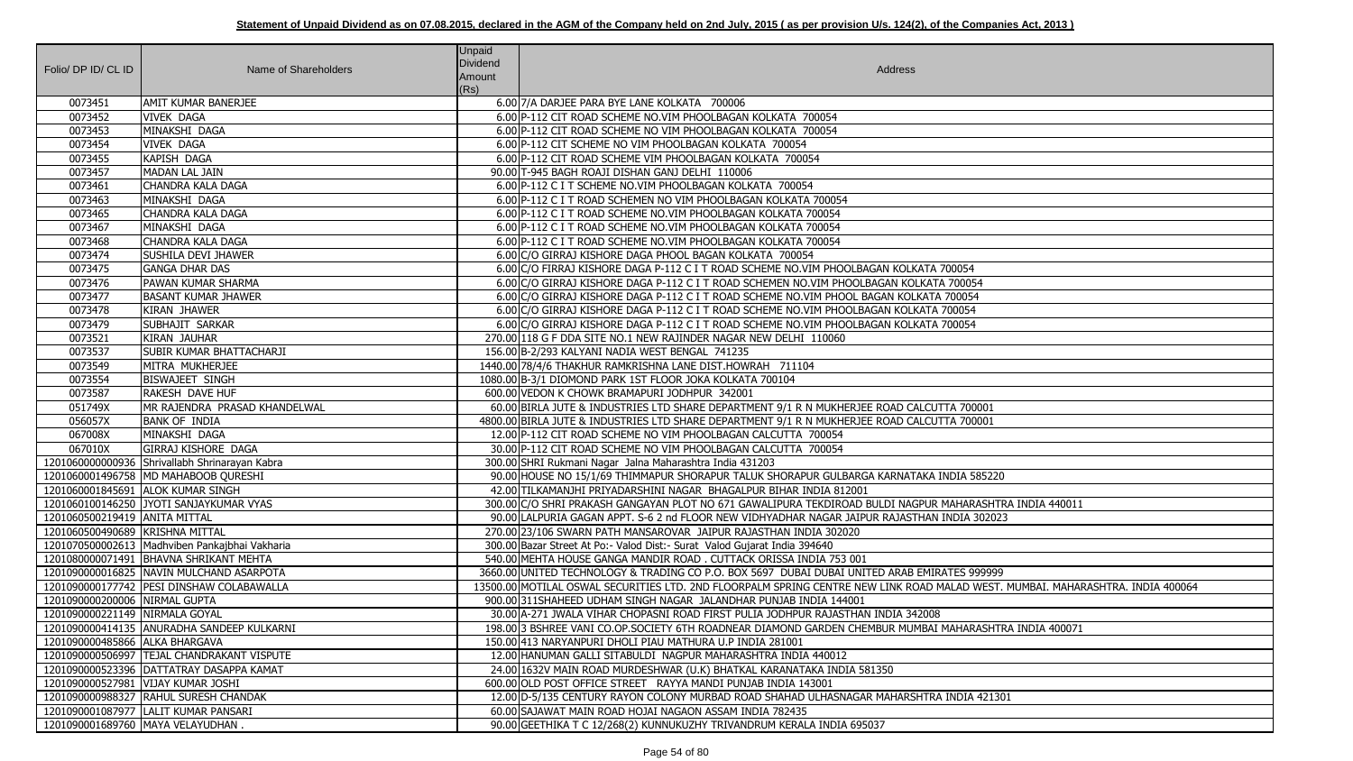**Statement of Unpaid Dividend as on 07.08.2015, declared in the AGM of the Company held on 2nd July, 2015 ( as per provision U/s. 124(2), of the Companies Act, 2013 )**

| Folio/ DP ID/ CL ID | Name of Shareholders | Unpaid Dividend Amount (Rs) | Address |
|---|---|---|---|
| 0073451 | AMIT KUMAR BANERJEE | 6.00 | 7/A DARJEE PARA BYE LANE KOLKATA 700006 |
| 0073452 | VIVEK DAGA | 6.00 | P-112 CIT ROAD SCHEME NO.VIM PHOOLBAGAN KOLKATA 700054 |
| 0073453 | MINAKSHI DAGA | 6.00 | P-112 CIT ROAD SCHEME NO VIM PHOOLBAGAN KOLKATA 700054 |
| 0073454 | VIVEK DAGA | 6.00 | P-112 CIT SCHEME NO VIM PHOOLBAGAN KOLKATA 700054 |
| 0073455 | KAPISH DAGA | 6.00 | P-112 CIT ROAD SCHEME VIM PHOOLBAGAN KOLKATA 700054 |
| 0073457 | MADAN LAL JAIN | 90.00 | T-945 BAGH ROAJI DISHAN GANJ DELHI 110006 |
| 0073461 | CHANDRA KALA DAGA | 6.00 | P-112 C I T SCHEME NO.VIM PHOOLBAGAN KOLKATA 700054 |
| 0073463 | MINAKSHI DAGA | 6.00 | P-112 C I T ROAD SCHEMEN NO VIM PHOOLBAGAN KOLKATA 700054 |
| 0073465 | CHANDRA KALA DAGA | 6.00 | P-112 C I T ROAD SCHEME NO.VIM PHOOLBAGAN KOLKATA 700054 |
| 0073467 | MINAKSHI DAGA | 6.00 | P-112 C I T ROAD SCHEME NO.VIM PHOOLBAGAN KOLKATA 700054 |
| 0073468 | CHANDRA KALA DAGA | 6.00 | P-112 C I T ROAD SCHEME NO.VIM PHOOLBAGAN KOLKATA 700054 |
| 0073474 | SUSHILA DEVI JHAWER | 6.00 | C/O GIRRAJ KISHORE DAGA PHOOL BAGAN KOLKATA 700054 |
| 0073475 | GANGA DHAR DAS | 6.00 | C/O FIRRAJ KISHORE DAGA P-112 C I T ROAD SCHEME NO.VIM PHOOLBAGAN KOLKATA 700054 |
| 0073476 | PAWAN KUMAR SHARMA | 6.00 | C/O GIRRAJ KISHORE DAGA P-112 C I T ROAD SCHEMEN NO.VIM PHOOLBAGAN KOLKATA 700054 |
| 0073477 | BASANT KUMAR JHAWER | 6.00 | C/O GIRRAJ KISHORE DAGA P-112 C I T ROAD SCHEME NO.VIM PHOOL BAGAN KOLKATA 700054 |
| 0073478 | KIRAN JHAWER | 6.00 | C/O GIRRAJ KISHORE DAGA P-112 C I T ROAD SCHEME NO.VIM PHOOLBAGAN KOLKATA 700054 |
| 0073479 | SUBHAJIT SARKAR | 6.00 | C/O GIRRAJ KISHORE DAGA P-112 C I T ROAD SCHEME NO.VIM PHOOLBAGAN KOLKATA 700054 |
| 0073521 | KIRAN JAUHAR | 270.00 | 118 G F DDA SITE NO.1 NEW RAJINDER NAGAR NEW DELHI 110060 |
| 0073537 | SUBIR KUMAR BHATTACHARJI | 156.00 | B-2/293 KALYANI NADIA WEST BENGAL 741235 |
| 0073549 | MITRA MUKHERJEE | 1440.00 | 78/4/6 THAKHUR RAMKRISHNA LANE DIST.HOWRAH 711104 |
| 0073554 | BISWAJEET SINGH | 1080.00 | B-3/1 DIOMOND PARK 1ST FLOOR JOKA KOLKATA 700104 |
| 0073587 | RAKESH DAVE HUF | 600.00 | VEDON K CHOWK BRAMAPURI JODHPUR 342001 |
| 051749X | MR RAJENDRA PRASAD KHANDELWAL | 60.00 | BIRLA JUTE & INDUSTRIES LTD SHARE DEPARTMENT 9/1 R N MUKHERJEE ROAD CALCUTTA 700001 |
| 056057X | BANK OF INDIA | 4800.00 | BIRLA JUTE & INDUSTRIES LTD SHARE DEPARTMENT 9/1 R N MUKHERJEE ROAD CALCUTTA 700001 |
| 067008X | MINAKSHI DAGA | 12.00 | P-112 CIT ROAD SCHEME NO VIM PHOOLBAGAN CALCUTTA 700054 |
| 067010X | GIRRAJ KISHORE DAGA | 30.00 | P-112 CIT ROAD SCHEME NO VIM PHOOLBAGAN CALCUTTA 700054 |
| 1201060000000936 | Shrivallabh Shrinarayan Kabra | 300.00 | SHRI Rukmani Nagar Jalna Maharashtra India 431203 |
| 1201060001496758 | MD MAHABOOB QURESHI | 90.00 | HOUSE NO 15/1/69 THIMMAPUR SHORAPUR TALUK SHORAPUR GULBARGA KARNATAKA INDIA 585220 |
| 1201060001845691 | ALOK KUMAR SINGH | 42.00 | TILKAMANJHI PRIYADARSHINI NAGAR BHAGALPUR BIHAR INDIA 812001 |
| 1201060100146250 | JYOTI SANJAYKUMAR VYAS | 300.00 | C/O SHRI PRAKASH GANGAYAN PLOT NO 671 GAWALIPURA TEKDIROAD BULDI NAGPUR MAHARASHTRA INDIA 440011 |
| 1201060500219419 | ANITA MITTAL | 90.00 | LALPURIA GAGAN APPT. S-6 2 nd FLOOR NEW VIDHYADHAR NAGAR JAIPUR RAJASTHAN INDIA 302023 |
| 1201060500490689 | KRISHNA MITTAL | 270.00 | 23/106 SWARN PATH MANSAROVAR JAIPUR RAJASTHAN INDIA 302020 |
| 1201070500002613 | Madhviben Pankajbhai Vakharia | 300.00 | Bazar Street At Po:- Valod Dist:- Surat Valod Gujarat India 394640 |
| 1201080000071491 | BHAVNA SHRIKANT MEHTA | 540.00 | MEHTA HOUSE GANGA MANDIR ROAD . CUTTACK ORISSA INDIA 753 001 |
| 1201090000016825 | NAVIN MULCHAND ASARPOTA | 3660.00 | UNITED TECHNOLOGY & TRADING CO P.O. BOX 5697 DUBAI DUBAI UNITED ARAB EMIRATES 999999 |
| 1201090000177742 | PESI DINSHAW COLABAWALLA | 13500.00 | MOTILAL OSWAL SECURITIES LTD. 2ND FLOORPALM SPRING CENTRE NEW LINK ROAD MALAD WEST. MUMBAI. MAHARASHTRA. INDIA 400064 |
| 1201090000200006 | NIRMAL GUPTA | 900.00 | 311SHAHEED UDHAM SINGH NAGAR JALANDHAR PUNJAB INDIA 144001 |
| 1201090000221149 | NIRMALA GOYAL | 30.00 | A-271 JWALA VIHAR CHOPASNI ROAD FIRST PULIA JODHPUR RAJASTHAN INDIA 342008 |
| 1201090000414135 | ANURADHA SANDEEP KULKARNI | 198.00 | 3 BSHREE VANI CO.OP.SOCIETY 6TH ROADNEAR DIAMOND GARDEN CHEMBUR MUMBAI MAHARASHTRA INDIA 400071 |
| 1201090000485866 | ALKA BHARGAVA | 150.00 | 413 NARYANPURI DHOLI PIAU MATHURA U.P INDIA 281001 |
| 1201090000506997 | TEJAL CHANDRAKANT VISPUTE | 12.00 | HANUMAN GALLI SITABULDI NAGPUR MAHARASHTRA INDIA 440012 |
| 1201090000523396 | DATTATRAY DASAPPA KAMAT | 24.00 | 1632V MAIN ROAD MURDESHWAR (U.K) BHATKAL KARANATAKA INDIA 581350 |
| 1201090000527981 | VIJAY KUMAR JOSHI | 600.00 | OLD POST OFFICE STREET RAYYA MANDI PUNJAB INDIA 143001 |
| 1201090000988327 | RAHUL SURESH CHANDAK | 12.00 | D-5/135 CENTURY RAYON COLONY MURBAD ROAD SHAHAD ULHASNAGAR MAHARSHTRA INDIA 421301 |
| 1201090001087977 | LALIT KUMAR PANSARI | 60.00 | SAJAWAT MAIN ROAD HOJAI NAGAON ASSAM INDIA 782435 |
| 1201090001689760 | MAYA VELAYUDHAN . | 90.00 | GEETHIKA T C 12/268(2) KUNNUKUZHY TRIVANDRUM KERALA INDIA 695037 |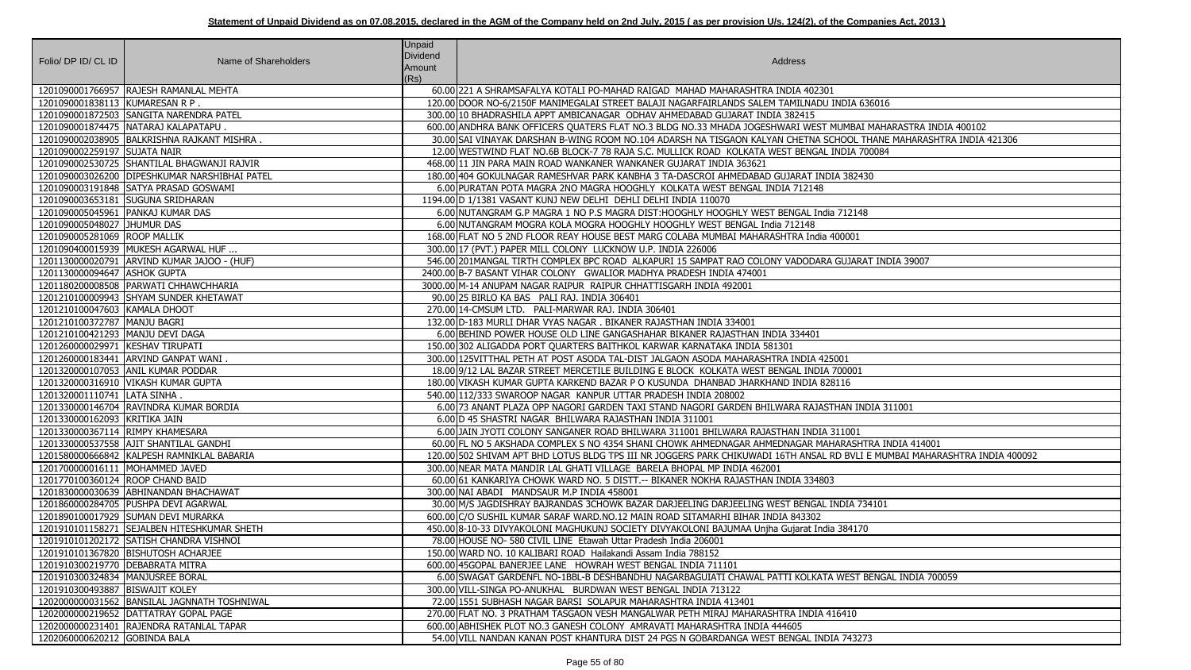**Statement of Unpaid Dividend as on 07.08.2015, declared in the AGM of the Company held on 2nd July, 2015 ( as per provision U/s. 124(2), of the Companies Act, 2013 )**

| Folio/ DP ID/ CL ID | Name of Shareholders | Unpaid Dividend Amount (Rs) | Address |
|---|---|---|---|
| 1201090001766957 | RAJESH RAMANLAL MEHTA | 60.00 | 221 A SHRAMSAFALYA KOTALI PO-MAHAD RAIGAD MAHAD MAHARASHTRA INDIA 402301 |
| 1201090001838113 | KUMARESAN R P . | 120.00 | DOOR NO-6/2150F MANIMEGALAI STREET BALAJI NAGARFAIRLANDS SALEM TAMILNADU INDIA 636016 |
| 1201090001872503 | SANGITA NARENDRA PATEL | 300.00 | 10 BHADRASHILA APPT AMBICANAGAR ODHAV AHMEDABAD GUJARAT INDIA 382415 |
| 1201090001874475 | NATARAJ KALAPATAPU . | 600.00 | ANDHRA BANK OFFICERS QUATERS FLAT NO.3 BLDG NO.33 MHADA JOGESHWARI WEST MUMBAI MAHARASTRA INDIA 400102 |
| 1201090002038905 | BALKRISHNA RAJKANT MISHRA . | 30.00 | SAI VINAYAK DARSHAN B-WING ROOM NO.104 ADARSH NA TISGAON KALYAN CHETNA SCHOOL THANE MAHARASHTRA INDIA 421306 |
| 1201090002259197 | SUJATA NAIR | 12.00 | WESTWIND FLAT NO.6B BLOCK-7 78 RAJA S.C. MULLICK ROAD KOLKATA WEST BENGAL INDIA 700084 |
| 1201090002530725 | SHANTILAL BHAGWANJI RAJVIR | 468.00 | 11 JIN PARA MAIN ROAD WANKANER WANKANER GUJARAT INDIA 363621 |
| 1201090003026200 | DIPESHKUMAR NARSHIBHAI PATEL | 180.00 | 404 GOKULNAGAR RAMESHVAR PARK KANBHA 3 TA-DASCROI AHMEDABAD GUJARAT INDIA 382430 |
| 1201090003191848 | SATYA PRASAD GOSWAMI | 6.00 | PURATAN POTA MAGRA 2NO MAGRA HOOGHLY KOLKATA WEST BENGAL INDIA 712148 |
| 1201090003653181 | SUGUNA SRIDHARAN | 1194.00 | D 1/1381 VASANT KUNJ NEW DELHI DEHLI DELHI INDIA 110070 |
| 1201090005045961 | PANKAJ KUMAR DAS | 6.00 | NUTANGRAM G.P MAGRA 1 NO P.S MAGRA DIST:HOOGHLY HOOGHLY WEST BENGAL India 712148 |
| 1201090005048027 | JHUMUR DAS | 6.00 | NUTANGRAM MOGRA KOLA MOGRA HOOGHLY HOOGHLY WEST BENGAL India 712148 |
| 1201090005281069 | ROOP MALLIK | 168.00 | FLAT NO 5 2ND FLOOR REAY HOUSE BEST MARG COLABA MUMBAI MAHARASHTRA India 400001 |
| 1201090400015939 | MUKESH AGARWAL HUF ... | 300.00 | 17 (PVT.) PAPER MILL COLONY LUCKNOW U.P. INDIA 226006 |
| 1201130000020791 | ARVIND KUMAR JAJOO - (HUF) | 546.00 | 201MANGAL TIRTH COMPLEX BPC ROAD ALKAPURI 15 SAMPAT RAO COLONY VADODARA GUJARAT INDIA 39007 |
| 1201130000094647 | ASHOK GUPTA | 2400.00 | B-7 BASANT VIHAR COLONY GWALIOR MADHYA PRADESH INDIA 474001 |
| 1201180200008508 | PARWATI CHHAWCHHARIA | 3000.00 | M-14 ANUPAM NAGAR RAIPUR RAIPUR CHHATTISGARH INDIA 492001 |
| 1201210100009943 | SHYAM SUNDER KHETAWAT | 90.00 | 25 BIRLO KA BAS PALI RAJ. INDIA 306401 |
| 1201210100047603 | KAMALA DHOOT | 270.00 | 14-CMSUM LTD. PALI-MARWAR RAJ. INDIA 306401 |
| 1201210100372787 | MANJU BAGRI | 132.00 | D-183 MURLI DHAR VYAS NAGAR . BIKANER RAJASTHAN INDIA 334001 |
| 1201210100421293 | MANJU DEVI DAGA | 6.00 | BEHIND POWER HOUSE OLD LINE GANGASHAHAR BIKANER RAJASTHAN INDIA 334401 |
| 1201260000029971 | KESHAV TIRUPATI | 150.00 | 302 ALIGADDA PORT QUARTERS BAITHKOL KARWAR KARNATAKA INDIA 581301 |
| 1201260000183441 | ARVIND GANPAT WANI . | 300.00 | 125VITTHAL PETH AT POST ASODA TAL-DIST JALGAON ASODA MAHARASHTRA INDIA 425001 |
| 1201320000107053 | ANIL KUMAR PODDAR | 18.00 | 9/12 LAL BAZAR STREET MERCETILE BUILDING E BLOCK KOLKATA WEST BENGAL INDIA 700001 |
| 1201320000316910 | VIKASH KUMAR GUPTA | 180.00 | VIKASH KUMAR GUPTA KARKEND BAZAR P O KUSUNDA DHANBAD JHARKHAND INDIA 828116 |
| 1201320001110741 | LATA SINHA . | 540.00 | 112/333 SWAROOP NAGAR KANPUR UTTAR PRADESH INDIA 208002 |
| 1201330000146704 | RAVINDRA KUMAR BORDIA | 6.00 | 73 ANANT PLAZA OPP NAGORI GARDEN TAXI STAND NAGORI GARDEN BHILWARA RAJASTHAN INDIA 311001 |
| 1201330000162093 | KRITIKA JAIN | 6.00 | D 45 SHASTRI NAGAR BHILWARA RAJASTHAN INDIA 311001 |
| 1201330000367114 | RIMPY KHAMESARA | 6.00 | JAIN JYOTI COLONY SANGANER ROAD BHILWARA 311001 BHILWARA RAJASTHAN INDIA 311001 |
| 1201330000537558 | AJIT SHANTILAL GANDHI | 60.00 | FL NO 5 AKSHADA COMPLEX S NO 4354 SHANI CHOWK AHMEDNAGAR AHMEDNAGAR MAHARASHTRA INDIA 414001 |
| 1201580000666842 | KALPESH RAMNIKLAL BABARIA | 120.00 | 502 SHIVAM APT BHD LOTUS BLDG TPS III NR JOGGERS PARK CHIKUWADI 16TH ANSAL RD BVLI E MUMBAI MAHARASHTRA INDIA 400092 |
| 1201700000016111 | MOHAMMED JAVED | 300.00 | NEAR MATA MANDIR LAL GHATI VILLAGE BARELA BHOPAL MP INDIA 462001 |
| 1201770100360124 | ROOP CHAND BAID | 60.00 | 61 KANKARIYA CHOWK WARD NO. 5 DISTT.-- BIKANER NOKHA RAJASTHAN INDIA 334803 |
| 1201830000030639 | ABHINANDAN BHACHAWAT | 300.00 | NAI ABADI MANDSAUR M.P INDIA 458001 |
| 1201860000284705 | PUSHPA DEVI AGARWAL | 30.00 | M/S JAGDISHRAY BAJRANDAS 3CHOWK BAZAR DARJEELING DARJEELING WEST BENGAL INDIA 734101 |
| 1201890100017929 | SUMAN DEVI MURARKA | 600.00 | C/O SUSHIL KUMAR SARAF WARD.NO.12 MAIN ROAD SITAMARHI BIHAR INDIA 843302 |
| 1201910101158271 | SEJALBEN HITESHKUMAR SHETH | 450.00 | 8-10-33 DIVYAKOLONI MAGHUKUNJ SOCIETY DIVYAKOLONI BAJUMAA Unjha Gujarat India 384170 |
| 1201910101202172 | SATISH CHANDRA VISHNOI | 78.00 | HOUSE NO- 580 CIVIL LINE Etawah Uttar Pradesh India 206001 |
| 1201910101367820 | BISHUTOSH ACHARJEE | 150.00 | WARD NO. 10 KALIBARI ROAD Hailakandi Assam India 788152 |
| 1201910300219770 | DEBABRATA MITRA | 600.00 | 45GOPAL BANERJEE LANE HOWRAH WEST BENGAL INDIA 711101 |
| 1201910300324834 | MANJUSREE BORAL | 6.00 | SWAGAT GARDENFL NO-1BBL-B DESHBANDHU NAGARBAGUIATI CHAWAL PATTI KOLKATA WEST BENGAL INDIA 700059 |
| 1201910300493887 | BISWAJIT KOLEY | 300.00 | VILL-SINGA PO-ANUKHAL BURDWAN WEST BENGAL INDIA 713122 |
| 1202000000031562 | BANSILAL JAGNNATH TOSHNIWAL | 72.00 | 1551 SUBHASH NAGAR BARSI SOLAPUR MAHARASHTRA INDIA 413401 |
| 1202000000219652 | DATTATRAY GOPAL PAGE | 270.00 | FLAT NO. 3 PRATHAM TASGAON VESH MANGALWAR PETH MIRAJ MAHARASHTRA INDIA 416410 |
| 1202000000231401 | RAJENDRA RATANLAL TAPAR | 600.00 | ABHISHEK PLOT NO.3 GANESH COLONY AMRAVATI MAHARASHTRA INDIA 444605 |
| 1202060000620212 | GOBINDA BALA | 54.00 | VILL NANDAN KANAN POST KHANTURA DIST 24 PGS N GOBARDANGA WEST BENGAL INDIA 743273 |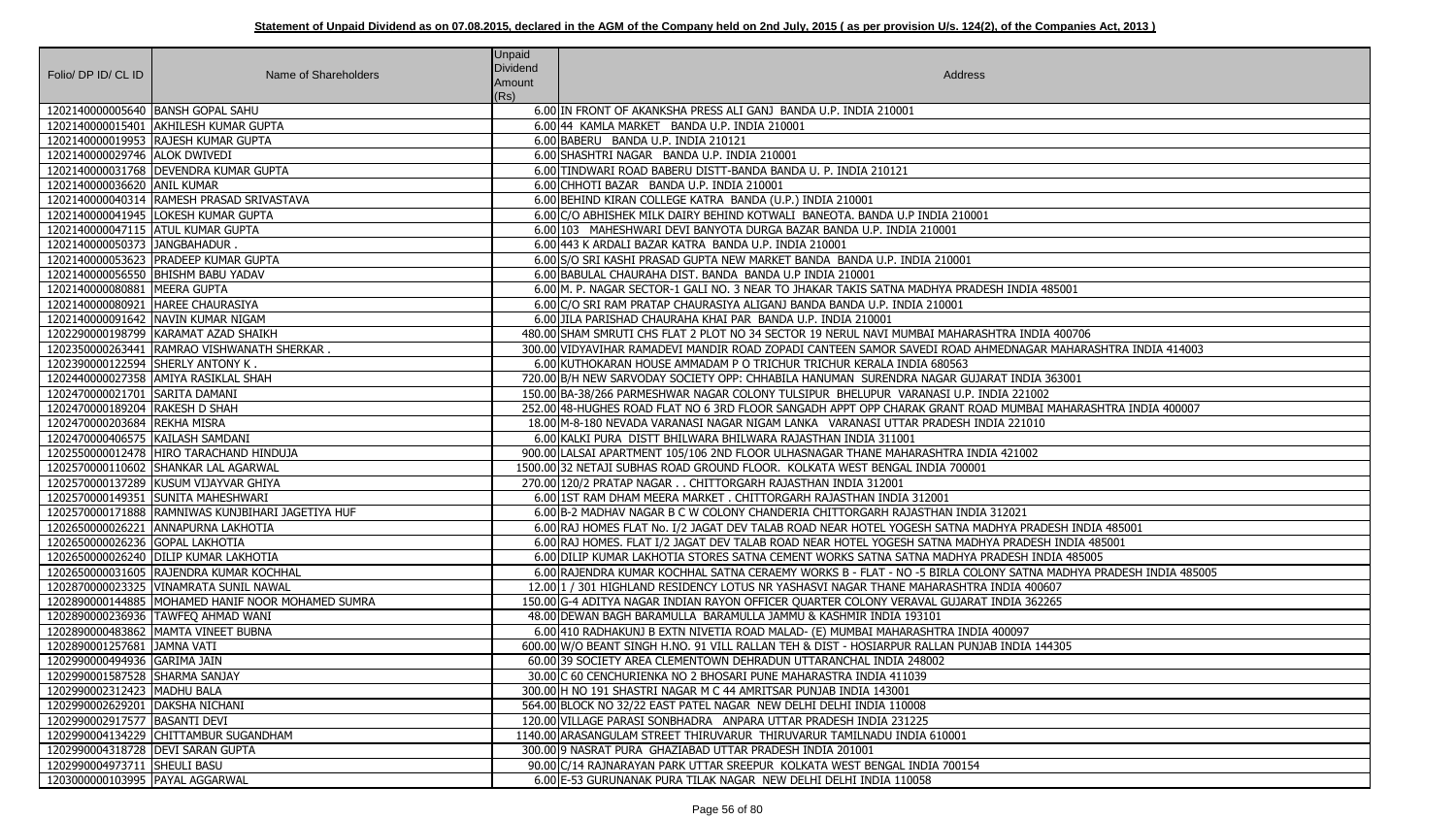**Statement of Unpaid Dividend as on 07.08.2015, declared in the AGM of the Company held on 2nd July, 2015 ( as per provision U/s. 124(2), of the Companies Act, 2013 )**

| Folio/ DP ID/ CL ID | Name of Shareholders | Unpaid Dividend Amount (Rs) | Address |
|---|---|---|---|
| 1202140000005640 | BANSH GOPAL SAHU | 6.00 | IN FRONT OF AKANKSHA PRESS ALI GANJ BANDA U.P. INDIA 210001 |
| 1202140000015401 | AKHILESH KUMAR GUPTA | 6.00 | 44 KAMLA MARKET BANDA U.P. INDIA 210001 |
| 1202140000019953 | RAJESH KUMAR GUPTA | 6.00 | BABERU BANDA U.P. INDIA 210121 |
| 1202140000029746 | ALOK DWIVEDI | 6.00 | SHASHTRI NAGAR BANDA U.P. INDIA 210001 |
| 1202140000031768 | DEVENDRA KUMAR GUPTA | 6.00 | TINDWARI ROAD BABERU DISTT-BANDA BANDA U. P. INDIA 210121 |
| 1202140000036620 | ANIL KUMAR | 6.00 | CHHOTI BAZAR BANDA U.P. INDIA 210001 |
| 1202140000040314 | RAMESH PRASAD SRIVASTAVA | 6.00 | BEHIND KIRAN COLLEGE KATRA BANDA (U.P.) INDIA 210001 |
| 1202140000041945 | LOKESH KUMAR GUPTA | 6.00 | C/O ABHISHEK MILK DAIRY BEHIND KOTWALI BANEOTA. BANDA U.P INDIA 210001 |
| 1202140000047115 | ATUL KUMAR GUPTA | 6.00 | 103 MAHESHWARI DEVI BANYOTA DURGA BAZAR BANDA U.P. INDIA 210001 |
| 1202140000050373 | JANGBAHADUR . | 6.00 | 443 K ARDALI BAZAR KATRA BANDA U.P. INDIA 210001 |
| 1202140000053623 | PRADEEP KUMAR GUPTA | 6.00 | S/O SRI KASHI PRASAD GUPTA NEW MARKET BANDA BANDA U.P. INDIA 210001 |
| 1202140000056550 | BHISHM BABU YADAV | 6.00 | BABULAL CHAURAHA DIST. BANDA BANDA U.P INDIA 210001 |
| 1202140000080881 | MEERA GUPTA | 6.00 | M. P. NAGAR SECTOR-1 GALI NO. 3 NEAR TO JHAKAR TAKIS SATNA MADHYA PRADESH INDIA 485001 |
| 1202140000080921 | HAREE CHAURASIYA | 6.00 | C/O SRI RAM PRATAP CHAURASIYA ALIGANJ BANDA BANDA U.P. INDIA 210001 |
| 1202140000091642 | NAVIN KUMAR NIGAM | 6.00 | JILA PARISHAD CHAURAHA KHAI PAR BANDA U.P. INDIA 210001 |
| 1202290000198799 | KARAMAT AZAD SHAIKH | 480.00 | SHAM SMRUTI CHS FLAT 2 PLOT NO 34 SECTOR 19 NERUL NAVI MUMBAI MAHARASHTRA INDIA 400706 |
| 1202350000263441 | RAMRAO VISHWANATH SHERKAR . | 300.00 | VIDYAVIHAR RAMADEVI MANDIR ROAD ZOPADI CANTEEN SAMOR SAVEDI ROAD AHMEDNAGAR MAHARASHTRA INDIA 414003 |
| 1202390000122594 | SHERLY ANTONY K . | 6.00 | KUTHOKARAN HOUSE AMMADAM P O TRICHUR TRICHUR KERALA INDIA 680563 |
| 1202440000027358 | AMIYA RASIKLAL SHAH | 720.00 | B/H NEW SARVODAY SOCIETY OPP: CHHABILA HANUMAN SURENDRA NAGAR GUJARAT INDIA 363001 |
| 1202470000021701 | SARITA DAMANI | 150.00 | BA-38/266 PARMESHWAR NAGAR COLONY TULSIPUR BHELUPUR VARANASI U.P. INDIA 221002 |
| 1202470000189204 | RAKESH D SHAH | 252.00 | 48-HUGHES ROAD FLAT NO 6 3RD FLOOR SANGADH APPT OPP CHARAK GRANT ROAD MUMBAI MAHARASHTRA INDIA 400007 |
| 1202470000203684 | REKHA MISRA | 18.00 | M-8-180 NEVADA VARANASI NAGAR NIGAM LANKA VARANASI UTTAR PRADESH INDIA 221010 |
| 1202470000406575 | KAILASH SAMDANI | 6.00 | KALKI PURA DISTT BHILWARA BHILWARA RAJASTHAN INDIA 311001 |
| 1202550000012478 | HIRO TARACHAND HINDUJA | 900.00 | LALSAI APARTMENT 105/106 2ND FLOOR ULHASNAGAR THANE MAHARASHTRA INDIA 421002 |
| 1202570000110602 | SHANKAR LAL AGARWAL | 1500.00 | 32 NETAJI SUBHAS ROAD GROUND FLOOR. KOLKATA WEST BENGAL INDIA 700001 |
| 1202570000137289 | KUSUM VIJAYVAR GHIYA | 270.00 | 120/2 PRATAP NAGAR . . CHITTORGARH RAJASTHAN INDIA 312001 |
| 1202570000149351 | SUNITA MAHESHWARI | 6.00 | 1ST RAM DHAM MEERA MARKET . CHITTORGARH RAJASTHAN INDIA 312001 |
| 1202570000171888 | RAMNIWAS KUNJBIHARI JAGETIYA HUF | 6.00 | B-2 MADHAV NAGAR B C W COLONY CHANDERIA CHITTORGARH RAJASTHAN INDIA 312021 |
| 1202650000026221 | ANNAPURNA LAKHOTIA | 6.00 | RAJ HOMES FLAT No. I/2 JAGAT DEV TALAB ROAD NEAR HOTEL YOGESH SATNA MADHYA PRADESH INDIA 485001 |
| 1202650000026236 | GOPAL LAKHOTIA | 6.00 | RAJ HOMES. FLAT I/2 JAGAT DEV TALAB ROAD NEAR HOTEL YOGESH SATNA MADHYA PRADESH INDIA 485001 |
| 1202650000026240 | DILIP KUMAR LAKHOTIA | 6.00 | DILIP KUMAR LAKHOTIA STORES SATNA CEMENT WORKS SATNA SATNA MADHYA PRADESH INDIA 485005 |
| 1202650000031605 | RAJENDRA KUMAR KOCHHAL | 6.00 | RAJENDRA KUMAR KOCHHAL SATNA CERAEMY WORKS B - FLAT - NO -5 BIRLA COLONY SATNA MADHYA PRADESH INDIA 485005 |
| 1202870000023325 | VINAMRATA SUNIL NAWAL | 12.00 | 1 / 301 HIGHLAND RESIDENCY LOTUS NR YASHASVI NAGAR THANE MAHARASHTRA INDIA 400607 |
| 1202890000144885 | MOHAMED HANIF NOOR MOHAMED SUMRA | 150.00 | G-4 ADITYA NAGAR INDIAN RAYON OFFICER QUARTER COLONY VERAVAL GUJARAT INDIA 362265 |
| 1202890000236936 | TAWFEQ AHMAD WANI | 48.00 | DEWAN BAGH BARAMULLA BARAMULLA JAMMU & KASHMIR INDIA 193101 |
| 1202890000483862 | MAMTA VINEET BUBNA | 6.00 | 410 RADHAKUNJ B EXTN NIVETIA ROAD MALAD- (E) MUMBAI MAHARASHTRA INDIA 400097 |
| 1202890001257681 | JAMNA VATI | 600.00 | W/O BEANT SINGH H.NO. 91 VILL RALLAN TEH & DIST - HOSIARPUR RALLAN PUNJAB INDIA 144305 |
| 1202990000494936 | GARIMA JAIN | 60.00 | 39 SOCIETY AREA CLEMENTOWN DEHRADUN UTTARANCHAL INDIA 248002 |
| 1202990001587528 | SHARMA SANJAY | 30.00 | C 60 CENCHURIENKA NO 2 BHOSARI PUNE MAHARASTRA INDIA 411039 |
| 1202990002312423 | MADHU BALA | 300.00 | H NO 191 SHASTRI NAGAR M C 44 AMRITSAR PUNJAB INDIA 143001 |
| 1202990002629201 | DAKSHA NICHANI | 564.00 | BLOCK NO 32/22 EAST PATEL NAGAR NEW DELHI DELHI INDIA 110008 |
| 1202990002917577 | BASANTI DEVI | 120.00 | VILLAGE PARASI SONBHADRA ANPARA UTTAR PRADESH INDIA 231225 |
| 1202990004134229 | CHITTAMBUR SUGANDHAM | 1140.00 | ARASANGULAM STREET THIRUVARUR THIRUVARUR TAMILNADU INDIA 610001 |
| 1202990004318728 | DEVI SARAN GUPTA | 300.00 | 9 NASRAT PURA GHAZIABAD UTTAR PRADESH INDIA 201001 |
| 1202990004973711 | SHEULI BASU | 90.00 | C/14 RAJNARAYAN PARK UTTAR SREEPUR KOLKATA WEST BENGAL INDIA 700154 |
| 1203000000103995 | PAYAL AGGARWAL | 6.00 | E-53 GURUNANAK PURA TILAK NAGAR NEW DELHI DELHI INDIA 110058 |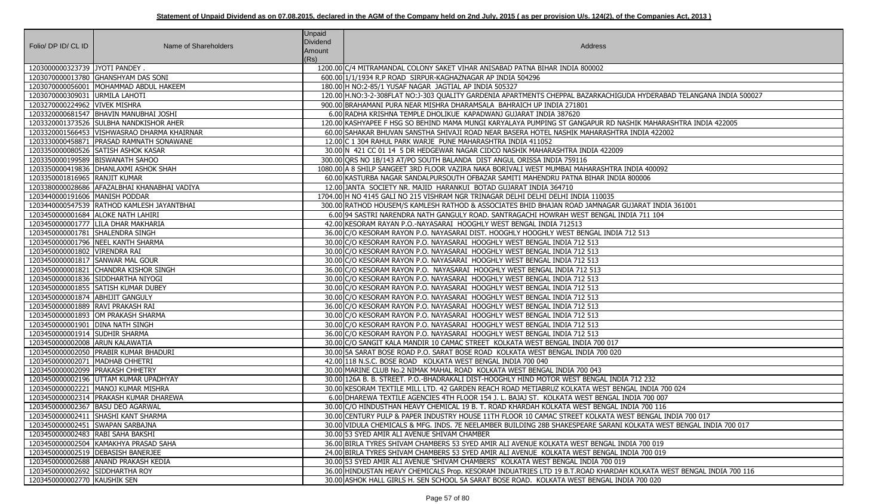**Statement of Unpaid Dividend as on 07.08.2015, declared in the AGM of the Company held on 2nd July, 2015 ( as per provision U/s. 124(2), of the Companies Act, 2013 )**

| Folio/ DP ID/ CL ID | Name of Shareholders | Unpaid Dividend Amount (Rs) | Address |
|---|---|---|---|
| 1203000000323739 | JYOTI PANDEY . | 1200.00 | C/4 MITRAMANDAL COLONY SAKET VIHAR ANISABAD PATNA BIHAR INDIA 800002 |
| 1203070000013780 | GHANSHYAM DAS SONI | 600.00 | 1/1/1934 R.P ROAD SIRPUR-KAGHAZNAGAR AP INDIA 504296 |
| 1203070000056001 | MOHAMMAD ABDUL HAKEEM | 180.00 | H NO:2-85/1 YUSAF NAGAR JAGTIAL AP INDIA 505327 |
| 1203070000309031 | URMILA LAHOTI | 120.00 | H.NO:3-2-308FLAT NO:J-303 QUALITY GARDENIA APARTMENTS CHEPPAL BAZARKACHIGUDA HYDERABAD TELANGANA INDIA 500027 |
| 1203270000224962 | VIVEK MISHRA | 900.00 | BRAHAMANI PURA NEAR MISHRA DHARAMSALA BAHRAICH UP INDIA 271801 |
| 1203320000681547 | BHAVIN MANUBHAI JOSHI | 6.00 | RADHA KRISHNA TEMPLE DHOLIKUE KAPADWANJ GUJARAT INDIA 387620 |
| 1203320001373526 | SULBHA NANDKISHOR AHER | 120.00 | KASHYAPEE F HSG SO BEHIND MAMA MUNGI KARYALAYA PUMPING ST GANGAPUR RD NASHIK MAHARASHTRA INDIA 422005 |
| 1203320001566453 | VISHWASRAO DHARMA KHAIRNAR | 60.00 | SAHAKAR BHUVAN SANSTHA SHIVAJI ROAD NEAR BASERA HOTEL NASHIK MAHARASHTRA INDIA 422002 |
| 1203330000458871 | PRASAD RAMNATH SONAWANE | 12.00 | C 1 304 RAHUL PARK WARJE PUNE MAHARASHTRA INDIA 411052 |
| 1203350000080526 | SATISH ASHOK KASAR | 30.00 | N 421 CC 01 14 5 DR HEDGEWAR NAGAR CIDCO NASHIK MAHARASHTRA INDIA 422009 |
| 1203350000199589 | BISWANATH SAHOO | 300.00 | QRS NO 1B/143 AT/PO SOUTH BALANDA DIST ANGUL ORISSA INDIA 759116 |
| 1203350000419836 | DHANLAXMI ASHOK SHAH | 1080.00 | A 8 SHILP SANGEET 3RD FLOOR VAZIRA NAKA BORIVALI WEST MUMBAI MAHARASHTRA INDIA 400092 |
| 1203350001816965 | RANJIT KUMAR | 60.00 | KASTURBA NAGAR SANDALPURSOUTH OFBAZAR SAMITI MAHENDRU PATNA BIHAR INDIA 800006 |
| 1203380000028686 | AFAZALBHAI KHANABHAI VADIYA | 12.00 | JANTA SOCIETY NR. MAJID HARANKUI BOTAD GUJARAT INDIA 364710 |
| 1203440000191606 | MANISH PODDAR | 1704.00 | H NO 4145 GALI NO 215 VISHRAM NGR TRINAGAR DELHI DELHI DELHI INDIA 110035 |
| 1203440000547539 | RATHOD KAMLESH JAYANTBHAI | 300.00 | RATHOD HOUSEM/S KAMLESH RATHOD & ASSOCIATES BHID BHAJAN ROAD JAMNAGAR GUJARAT INDIA 361001 |
| 1203450000001684 | ALOKE NATH LAHIRI | 6.00 | 94 SASTRI NARENDRA NATH GANGULY ROAD. SANTRAGACHI HOWRAH WEST BENGAL INDIA 711 104 |
| 1203450000001777 | LILA DHAR MAKHARIA | 42.00 | KESORAM RAYAN P.O.-NAYASARAI HOOGHLY WEST BENGAL INDIA 712513 |
| 1203450000001781 | SHALENDRA SINGH | 36.00 | C/O KESORAM RAYON P.O. NAYASARAI DIST. HOOGHLY HOOGHLY WEST BENGAL INDIA 712 513 |
| 1203450000001796 | NEEL KANTH SHARMA | 30.00 | C/O KESORAM RAYON P.O. NAYASARAI HOOGHLY WEST BENGAL INDIA 712 513 |
| 1203450000001802 | VIRENDRA RAI | 30.00 | C/O KESORAM RAYON P.O. NAYASARAI HOOGHLY WEST BENGAL INDIA 712 513 |
| 1203450000001817 | SANWAR MAL GOUR | 30.00 | C/O KESORAM RAYON P.O. NAYASARAI HOOGHLY WEST BENGAL INDIA 712 513 |
| 1203450000001821 | CHANDRA KISHOR SINGH | 36.00 | C/O KESORAM RAYON P.O. NAYASARAI HOOGHLY WEST BENGAL INDIA 712 513 |
| 1203450000001836 | SIDDHARTHA NIYOGI | 30.00 | C/O KESORAM RAYON P.O. NAYASARAI HOOGHLY WEST BENGAL INDIA 712 513 |
| 1203450000001855 | SATISH KUMAR DUBEY | 30.00 | C/O KESORAM RAYON P.O. NAYASARAI HOOGHLY WEST BENGAL INDIA 712 513 |
| 1203450000001874 | ABHIJIT GANGULY | 30.00 | C/O KESORAM RAYON P.O. NAYASARAI HOOGHLY WEST BENGAL INDIA 712 513 |
| 1203450000001889 | RAVI PRAKASH RAI | 36.00 | C/O KESORAM RAYON P.O. NAYASARAI HOOGHLY WEST BENGAL INDIA 712 513 |
| 1203450000001893 | OM PRAKASH SHARMA | 30.00 | C/O KESORAM RAYON P.O. NAYASARAI HOOGHLY WEST BENGAL INDIA 712 513 |
| 1203450000001901 | DINA NATH SINGH | 30.00 | C/O KESORAM RAYON P.O. NAYASARAI HOOGHLY WEST BENGAL INDIA 712 513 |
| 1203450000001914 | SUDHIR SHARMA | 36.00 | C/O KESORAM RAYON P.O. NAYASARAI HOOGHLY WEST BENGAL INDIA 712 513 |
| 1203450000002008 | ARUN KALAWATIA | 30.00 | C/O SANGIT KALA MANDIR 10 CAMAC STREET KOLKATA WEST BENGAL INDIA 700 017 |
| 1203450000002050 | PRABIR KUMAR BHADURI | 30.00 | 5A SARAT BOSE ROAD P.O. SARAT BOSE ROAD KOLKATA WEST BENGAL INDIA 700 020 |
| 1203450000002071 | MADHAB CHHETRI | 42.00 | 118 N.S.C. BOSE ROAD KOLKATA WEST BENGAL INDIA 700 040 |
| 1203450000002099 | PRAKASH CHHETRY | 30.00 | MARINE CLUB No.2 NIMAK MAHAL ROAD KOLKATA WEST BENGAL INDIA 700 043 |
| 1203450000002196 | UTTAM KUMAR UPADHYAY | 30.00 | 126A B. B. STREET. P.O.-BHADRAKALI DIST-HOOGHLY HIND MOTOR WEST BENGAL INDIA 712 232 |
| 1203450000002221 | MANOJ KUMAR MISHRA | 30.00 | KESORAM TEXTILE MILL LTD. 42 GARDEN REACH ROAD METIABRUZ KOLKATA WEST BENGAL INDIA 700 024 |
| 1203450000002314 | PRAKASH KUMAR DHAREWA | 6.00 | DHAREWA TEXTILE AGENCIES 4TH FLOOR 154 J. L. BAJAJ ST. KOLKATA WEST BENGAL INDIA 700 007 |
| 1203450000002367 | BASU DEO AGARWAL | 30.00 | C/O HINDUSTHAN HEAVY CHEMICAL 19 B. T. ROAD KHARDAH KOLKATA WEST BENGAL INDIA 700 116 |
| 1203450000002411 | SHASHI KANT SHARMA | 30.00 | CENTURY PULP & PAPER INDUSTRY HOUSE 11TH FLOOR 10 CAMAC STREET KOLKATA WEST BENGAL INDIA 700 017 |
| 1203450000002451 | SWAPAN SARBAJNA | 30.00 | VIDULA CHEMICALS & MFG. INDS. 7E NEELAMBER BUILDING 28B SHAKESPEARE SARANI KOLKATA WEST BENGAL INDIA 700 017 |
| 1203450000002483 | RABI SAHA BAKSHI | 30.00 | 53 SYED AMIR ALI AVENUE SHIVAM CHAMBER |
| 1203450000002504 | KAMAKHYA PRASAD SAHA | 36.00 | BIRLA TYRES SHIVAM CHAMBERS 53 SYED AMIR ALI AVENUE KOLKATA WEST BENGAL INDIA 700 019 |
| 1203450000002519 | DEBASISH BANERJEE | 24.00 | BIRLA TYRES SHIVAM CHAMBERS 53 SYED AMIR ALI AVENUE KOLKATA WEST BENGAL INDIA 700 019 |
| 1203450000002688 | ANAND PRAKASH KEDIA | 30.00 | 53 SYED AMIR ALI AVENUE 'SHIVAM CHAMBERS' KOLKATA WEST BENGAL INDIA 700 019 |
| 1203450000002692 | SIDDHARTHA ROY | 36.00 | HINDUSTAN HEAVY CHEMICALS Prop. KESORAM INDUATRIES LTD 19 B.T.ROAD KHARDAH KOLKATA WEST BENGAL INDIA 700 116 |
| 1203450000002770 | KAUSHIK SEN | 30.00 | ASHOK HALL GIRLS H. SEN SCHOOL 5A SARAT BOSE ROAD. KOLKATA WEST BENGAL INDIA 700 020 |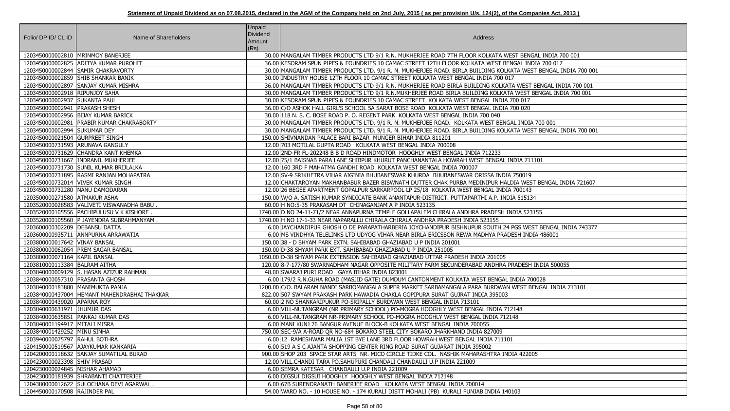**Statement of Unpaid Dividend as on 07.08.2015, declared in the AGM of the Company held on 2nd July, 2015 ( as per provision U/s. 124(2), of the Companies Act, 2013 )**

| Folio/ DP ID/ CL ID | Name of Shareholders | Unpaid Dividend Amount (Rs) | Address |
|---|---|---|---|
| 1203450000002810 | MRINMOY BANERJEE | 30.00 | MANGALAM TIMBER PRODUCTS LTD 9/1 R.N. MUKHERJEE ROAD 7TH FLOOR KOLKATA WEST BENGAL INDIA 700 001 |
| 1203450000002825 | ADITYA KUMAR PUROHIT | 36.00 | KESORAM SPUN PIPES & FOUNDRIES 10 CAMAC STREET 12TH FLOOR KOLKATA WEST BENGAL INDIA 700 017 |
| 1203450000002844 | SAMIR CHAKRAVORTY | 30.00 | MANGALAM TIMBER PRODUCTS LTD. 9/1 R. N. MUKHERJEE ROAD. BIRLA BUILDING KOLKATA WEST BENGAL INDIA 700 001 |
| 1203450000002859 | SHIB SHANKAR BANIK | 30.00 | INDUSTRY HOUSE 12TH FLOOR 10 CAMAC STREET KOLKATA WEST BENGAL INDIA 700 017 |
| 1203450000002897 | SANJAY KUMAR MISHRA | 36.00 | MANGALAM TIMBER PRODUCTS LTD 9/1 R.N. MUKHERJEE ROAD BIRLA BUILDING KOLKATA WEST BENGAL INDIA 700 001 |
| 1203450000002918 | RIPUNJOY SAHA | 30.00 | MANGALAM TIMBER PRODUCTS LTD 9/1 R.N.MUKHERJEE ROAD BIRLA BUILDING KOLKATA WEST BENGAL INDIA 700 001 |
| 1203450000002937 | SUKANTA PAUL | 30.00 | KESORAM SPUN PIPES & FOUNDRIES 10 CAMAC STREET KOLKATA WEST BENGAL INDIA 700 017 |
| 1203450000002941 | PRAKASH SHESH | 36.00 | C/O ASHOK HALL GIRL'S SCHOOL 5A SARAT BOSE ROAD KOLKATA WEST BENGAL INDIA 700 020 |
| 1203450000002956 | BIJAY KUMAR BARICK | 30.00 | 118 N. S. C. BOSE ROAD P. O. REGENT PARK KOLKATA WEST BENGAL INDIA 700 040 |
| 1203450000002981 | PRABIR KUMAR CHAKRABORTY | 30.00 | MANGALAM TIMBER PRODUCTS LTD. 9/1 R. N. MUKHERJEE ROAD. KOLKATA WEST BENGAL INDIA 700 001 |
| 1203450000002994 | SUKUMAR DEY | 30.00 | MANGALAM TIMBER PRODUCTS LTD. 9/1 R. N. MUKHERJEE ROAD. BIRLA BUILDING KOLKATA WEST BENGAL INDIA 700 001 |
| 1203450000021504 | GURPREET SINGH | 150.00 | SHIVNANDAN PALACE BARI BAZAR MUNGER BIHAR INDIA 811201 |
| 1203450000731593 | ARUNAVA GANGULY | 12.00 | 703 MOTILAL GUPTA ROAD KOLKATA WEST BENGAL INDIA 700008 |
| 1203450000731629 | CHANDRA KANT KHEMKA | 12.00 | 2ND-FR FL-202248 B B D ROAD HINDMOTOR HOOGHLY WEST BENGAL INDIA 712233 |
| 1203450000731667 | INDRANIL MUKHERJEE | 12.00 | 75/1 BAISNAB PARA LANE SHIBPUR KHURUT PANCHANANTALA HOWRAH WEST BENGAL INDIA 711101 |
| 1203450000731730 | SUNIL KUMAR BRIJLALKA | 12.00 | 160 3RD F MAHATMA GANDHI ROAD KOLKATA WEST BENGAL INDIA 700007 |
| 1203450000731895 | RASMI RANJAN MOHAPATRA | 12.00 | SV-9 SRIKHETRA VIHAR AIGINIA BHUBANESWAR KHURDA BHUBANESWAR ORISSA INDIA 750019 |
| 1203450000732014 | VIVEK KUMAR SINGH | 12.00 | CHAKTAROYAN MAKHANBABUR BAZER BISWNATH DUTTER CHAK PURBA MEDINIPUR HALDIA WEST BENGAL INDIA 721607 |
| 1203450000732280 | NANU DAMODARAN | 12.00 | 26 BEGEE APARTMENT GOPALPUR SARKARPOOL LP 25/18 KOLKATA WEST BENGAL INDIA 700143 |
| 1203500000271580 | ATMAKUR ASHA | 150.00 | W/O A. SATISH KUMAR SYNDICATE BANK ANANTAPUR-DISTRICT. PUTTAPARTHI A.P. INDIA 515134 |
| 1203520000028583 | VALIVETI VISWANADHA BABU . | 60.00 | H NO:5-35 PRAKASAM DT CHINAGANJAM A P INDIA 523135 |
| 1203520000105556 | PACHIPULUSU V K KISHORE . | 1740.00 | D NO 24-11-71/2 NEAR ANNAPURNA TEMPLE GOLLAPALEM CHIRALA ANDHRA PRADESH INDIA 523155 |
| 1203520000105560 | P JAYENDRA SUBRAHMANYAM . | 1740.00 | H NO 17-1-33 NEAR NAPARALLU CHIRALA CHIRALA ANDHRA PRADESH INDIA 523155 |
| 1203600000302209 | DEBANSU DATTA | 6.00 | JAYCHANDIPUR GHOSH O DE PARAPATHARBERIA JOYCHANDIPUR BISHNUPUR SOUTH 24 PGS WEST BENGAL INDIA 743377 |
| 1203600000935711 | ANNPURNA ARRAWATIA | 6.00 | MS VINDHYA TELELINKS LTD UDYOG VIHAR NEAR BIRLA ERICSSON REWA MADHYA PRADESH INDIA 486001 |
| 1203800000017642 | VINAY BANSAL | 150.00 | 38 - D SHYAM PARK EXTN. SAHIBABAD GHAZIABAD U P INDIA 201001 |
| 1203800000062054 | PREM SAGAR BANSAL | 150.00 | D-38 SHYAM PARK EXT. SAHIBABAD GHAZIABAD U P INDIA 251005 |
| 1203800000071164 | KAPIL BANSAL | 1050.00 | D-38 SHYAM PARK EXTENSION SAHIBABAD GHAZIABAD UTTAR PRADESH INDIA 201005 |
| 1203810000113384 | BALRAM AITHA | 120.00 | 8-7-177/80 SWARNADHAM NAGAR OPPOSITE MILITARY FARM SECUNDERABAD ANDHRA PRADESH INDIA 500055 |
| 1203840000009129 | S. HASAN AZIZUR RAHMAN | 48.00 | SWARAJ PURI ROAD GAYA BIHAR INDIA 823001 |
| 1203840000057310 | PRASANTA GHOSH | 6.00 | 179/2 R.N.GUHA ROAD (MASJID GATE) DUMDUM CANTONMENT KOLKATA WEST BENGAL INDIA 700028 |
| 1203840000183880 | MANIMUKTA PANJA | 1200.00 | C/O. BALARAM NANDI SARBOMANGALA SUPER MARKET SARBAMANGALA PARA BURDWAN WEST BENGAL INDIA 713101 |
| 1203840000437004 | HEMANT MAHENDRABHAI THAKKAR | 822.00 | 507 SWYAM PRAKASH PARK HAWADIA CHAKLA GOPIPURA SURAT GUJRAT INDIA 395003 |
| 1203840000439020 | APARNA ROY | 60.00 | 2 NO SHANKARIPUKUR PO-SRIPALLY BURDWAN WEST BENGAL INDIA 713101 |
| 1203840000631971 | JHUMUR DAS | 6.00 | VILL-NUTANGRAM (NR PRIMARY SCHOOL) PO-MOGRA HOOGHLY WEST BENGAL INDIA 712148 |
| 1203840000635851 | PANKAJ KUMAR DAS | 6.00 | VILL-NUTANGRAM NR-PRIMARY SCHOOL PO-MOGRA HOOGHLY WEST BENGAL INDIA 712148 |
| 1203840001194917 | MITALI MISRA | 6.00 | MANI KUNJ 76 BANGUR AVENUE BLOCK-B KOLKATA WEST BENGAL INDIA 700055 |
| 1203840001429252 | MINU SINHA | 750.00 | SEC-9/A A-ROAD QR NO-684 BOKARO STEEL CITY BOKARO JHARKHAND INDIA 827009 |
| 1203940000075797 | RAHUL BOTHRA | 6.00 | 12 RAMESHWAR MALIA 1ST BYE LANE 3RD FLOOR HOWRAH WEST BENGAL INDIA 711101 |
| 1204150000519567 | AJAYKUMAR KANKARIA | 6.00 | 519 A S C AJANTA SHOPPING CENTER RING ROAD SURAT GUJARAT INDIA 395002 |
| 1204200000118632 | SANJAY SUMATILAL BURAD | 900.00 | SHOP 203 SPACE STAR ARTS NR. MICO CIRCLE TIDKE COL. NASHIK MAHARASHTRA INDIA 422005 |
| 1204230000023398 | SHIV PRASAD | 12.00 | VILL.CHANDI TARA PO.SAHUPURI CHANDALI CHANDAULI U.P INDIA 221009 |
| 1204230000024845 | NISHAR AHAMAD | 6.00 | SEMRA KATESAR CHANDAULI U.P INDIA 221009 |
| 1204230000181939 | SHRABANTI CHATTERJEE | 6.00 | DIGSUI DIGSUI HOOGHLY HOOGHLY WEST BENGAL INDIA 712148 |
| 1204380000012622 | SULOCHANA DEVI AGARWAL . | 6.00 | 67B SURENDRANATH BANERJEE ROAD KOLKATA WEST BENGAL INDIA 700014 |
| 1204450000170508 | RAJINDER PAL | 54.00 | WARD NO. - 10 HOUSE NO. - 174 KURALI DISTT MOHALI (PB) KURALI PUNJAB INDIA 140103 |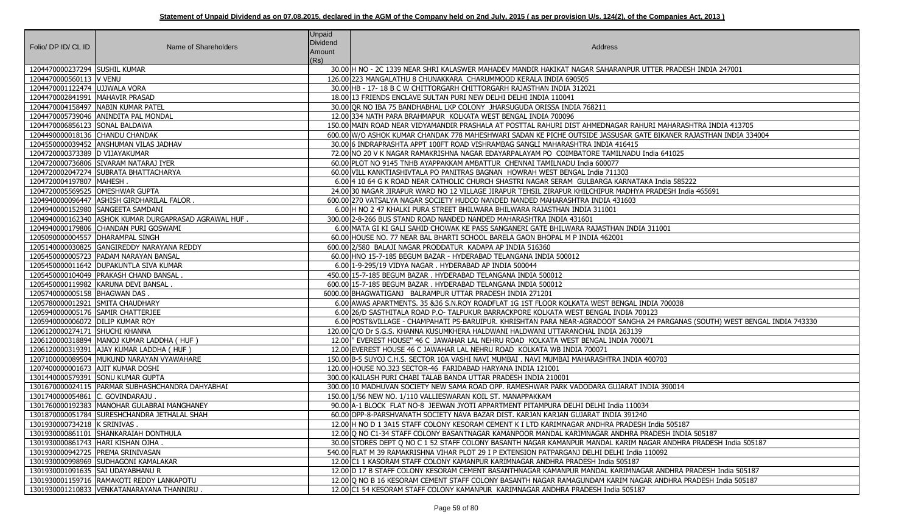**Statement of Unpaid Dividend as on 07.08.2015, declared in the AGM of the Company held on 2nd July, 2015 ( as per provision U/s. 124(2), of the Companies Act, 2013 )**

| Folio/ DP ID/ CL ID | Name of Shareholders | Unpaid Dividend Amount (Rs) | Address |
|---|---|---|---|
| 1204470000237294 | SUSHIL KUMAR | 30.00 | H NO - 2C 1339 NEAR SHRI KALASWER MAHADEV MANDIR HAKIKAT NAGAR SAHARANPUR UTTER PRADESH INDIA 247001 |
| 1204470000560113 | V VENU | 126.00 | 223 MANGALATHU 8 CHUNAKKARA CHARUMMOOD KERALA INDIA 690505 |
| 1204470001122474 | UJJWALA VORA | 30.00 | HB - 17- 18 B C W CHITTORGARH CHITTORGARH RAJASTHAN INDIA 312021 |
| 1204470002841991 | MAHAVIR PRASAD | 18.00 | 13 FRIENDS ENCLAVE SULTAN PURI NEW DELHI DELHI INDIA 110041 |
| 1204470004158497 | NABIN KUMAR PATEL | 30.00 | QR NO IBA 75 BANDHABHAL LKP COLONY JHARSUGUDA ORISSA INDIA 768211 |
| 1204470005739046 | ANINDITA PAL MONDAL | 12.00 | 334 NATH PARA BRAHMAPUR KOLKATA WEST BENGAL INDIA 700096 |
| 1204470006856123 | SONAL BALDAWA | 150.00 | MAIN ROAD NEAR VIDYAMANDIR PRASHALA AT POSTTAL RAHURI DIST AHMEDNAGAR RAHURI MAHARASHTRA INDIA 413705 |
| 1204490000018136 | CHANDU CHANDAK | 600.00 | W/O ASHOK KUMAR CHANDAK 778 MAHESHWARI SADAN KE PICHE OUTSIDE JASSUSAR GATE BIKANER RAJASTHAN INDIA 334004 |
| 1204550000039452 | ANSHUMAN VILAS JADHAV | 30.00 | 6 INDRAPRASHTA APPT 100FT ROAD VISHRAMBAG SANGLI MAHARASHTRA INDIA 416415 |
| 1204720000373389 | D VIJAYAKUMAR | 72.00 | NO 20 V K NAGAR RAMAKRISHNA NAGAR EDAYARPALAYAM PO COIMBATORE TAMILNADU India 641025 |
| 1204720000736806 | SIVARAM NATARAJ IYER | 60.00 | PLOT NO 9145 TNHB AYAPPAKKAM AMBATTUR CHENNAI TAMILNADU India 600077 |
| 1204720002047274 | SUBRATA BHATTACHARYA | 60.00 | VILL KANKTIASHIVTALA PO PANITRAS BAGNAN HOWRAH WEST BENGAL India 711303 |
| 1204720004197807 | MAHESH . | 6.00 | 4 10 64 G K ROAD NEAR CATHOLIC CHURCH SHASTRI NAGAR SERAM GULBARGA KARNATAKA India 585222 |
| 1204720005569525 | OMESHWAR GUPTA | 24.00 | 30 NAGAR JIRAPUR WARD NO 12 VILLAGE JIRAPUR TEHSIL ZIRAPUR KHILCHIPUR MADHYA PRADESH India 465691 |
| 1204940000096447 | ASHISH GIRDHARILAL FALOR . | 600.00 | 270 VATSALYA NAGAR SOCIETY HUDCO NANDED NANDED MAHARASHTRA INDIA 431603 |
| 1204940000152980 | SANGEETA SAMDANI | 6.00 | H NO 2 47 KHALKI PURA STREET BHILWARA BHILWARA RAJASTHAN INDIA 311001 |
| 1204940000162340 | ASHOK KUMAR DURGAPRASAD AGRAWAL HUF . | 300.00 | 2-8-266 BUS STAND ROAD NANDED NANDED MAHARASHTRA INDIA 431601 |
| 1204940000179806 | CHANDAN PURI GOSWAMI | 6.00 | MATA GI KI GALI SAHID CHOWAK KE PASS SANGANERI GATE BHILWARA RAJASTHAN INDIA 311001 |
| 1205090000004557 | DHARAMPAL SINGH | 60.00 | HOUSE NO. 77 NEAR BAL BHARTI SCHOOL BARELA GAON BHOPAL M P INDIA 462001 |
| 1205140000030825 | GANGIREDDY NARAYANA REDDY | 600.00 | 2/580 BALAJI NAGAR PRODDATUR KADAPA AP INDIA 516360 |
| 1205450000005723 | PADAM NARAYAN BANSAL | 60.00 | HNO 15-7-185 BEGUM BAZAR - HYDERABAD TELANGANA INDIA 500012 |
| 1205450000011642 | DUPAKUNTLA SIVA KUMAR | 6.00 | 1-9-295/19 VIDYA NAGAR . HYDERABAD AP INDIA 500044 |
| 1205450000104049 | PRAKASH CHAND BANSAL . | 450.00 | 15-7-185 BEGUM BAZAR . HYDERABAD TELANGANA INDIA 500012 |
| 1205450000119982 | KARUNA DEVI BANSAL . | 600.00 | 15-7-185 BEGUM BAZAR . HYDERABAD TELANGANA INDIA 500012 |
| 1205740000005158 | BHAGWAN DAS . | 6000.00 | BHAGWATIGANJ BALRAMPUR UTTAR PRADESH INDIA 271201 |
| 1205780000012921 | SMITA CHAUDHARY | 6.00 | AWAS APARTMENTS. 35 &36 S.N.ROY ROADFLAT 1G 1ST FLOOR KOLKATA WEST BENGAL INDIA 700038 |
| 1205940000005176 | SAMIR CHATTERJEE | 6.00 | 26/D SASTHITALA ROAD P.O- TALPUKUR BARRACKPORE KOLKATA WEST BENGAL INDIA 700123 |
| 1205940000006072 | DILIP KUMAR ROY | 6.00 | POST&VILLAGE - CHAMPAHATI PS-BARUIPUR. KHRISHTAN PARA NEAR-AGRADOOT SANGHA 24 PARGANAS (SOUTH) WEST BENGAL INDIA 743330 |
| 1206120000274171 | SHUCHI KHANNA | 120.00 | C/O Dr S.G.S. KHANNA KUSUMKHERA HALDWANI HALDWANI UTTARANCHAL INDIA 263139 |
| 1206120000318894 | MANOJ KUMAR LADDHA ( HUF ) | 12.00 | " EVEREST HOUSE" 46 C JAWAHAR LAL NEHRU ROAD KOLKATA WEST BENGAL INDIA 700071 |
| 1206120000319391 | AJAY KUMAR LADDHA ( HUF ) | 12.00 | EVEREST HOUSE 46 C JAWAHAR LAL NEHRU ROAD KOLKATA WB INDIA 700071 |
| 1207100000089504 | MUKUND NARAYAN VYAWAHARE | 150.00 | B-5 SUYOJ C.H.S. SECTOR 10A VASHI NAVI MUMBAI . NAVI MUMBAI MAHARASHTRA INDIA 400703 |
| 1207400000001673 | AJIT KUMAR DOSHI | 120.00 | HOUSE NO.323 SECTOR-46 FARIDABAD HARYANA INDIA 121001 |
| 1301440000579391 | SONU KUMAR GUPTA | 300.00 | KAILASH PURI CHABI TALAB BANDA UTTAR PRADESH INDIA 210001 |
| 1301670000024115 | PARMAR SUBHASHCHANDRA DAHYABHAI | 300.00 | 10 MADHUVAN SOCIETY NEW SAMA ROAD OPP. RAMESHWAR PARK VADODARA GUJARAT INDIA 390014 |
| 1301740000054861 | C. GOVINDARAJU . | 150.00 | 1/56 NEW NO. 1/110 VALLIESWARAN KOIL ST. MANAPPAKKAM |
| 1301760000192383 | MANOHAR GULABRAI MANGHANEY | 90.00 | A-1 BLOCK FLAT NO-8 JEEWAN JYOTI APPARTMENT PITAMPURA DELHI DELHI India 110034 |
| 1301870000051784 | SURESHCHANDRA JETHALAL SHAH | 60.00 | OPP-8-PARSHVANATH SOCIETY NAVA BAZAR DIST. KARJAN KARJAN GUJARAT INDIA 391240 |
| 1301930000734218 | K SRINIVAS . | 12.00 | H NO D 1 3A15 STAFF COLONY KESORAM CEMENT K I LTD KARIMNAGAR ANDHRA PRADESH India 505187 |
| 1301930000861101 | SHANKARAIAH DONTHULA | 12.00 | Q NO C1-34 STAFF COLONY BASANTNAGAR KAMANPOOR MANDAL KARIMNAGAR ANDHRA PRADESH INDIA 505187 |
| 1301930000861743 | HARI KISHAN OJHA . | 30.00 | STORES DEPT Q NO C 1 52 STAFF COLONY BASANTH NAGAR KAMANPUR MANDAL KARIM NAGAR ANDHRA PRADESH India 505187 |
| 1301930000942725 | PREMA SRINIVASAN | 540.00 | FLAT M 39 RAMAKRISHNA VIHAR PLOT 29 I P EXTENSION PATPARGANJ DELHI DELHI India 110092 |
| 1301930000998969 | SUDHAGONI KAMALAKAR | 12.00 | C1 1 KASORAM STAFF COLONY KAMANPUR KARIMNAGAR ANDHRA PRADESH India 505187 |
| 1301930001091635 | SAI UDAYABHANU R | 12.00 | D 17 B STAFF COLONY KESORAM CEMENT BASANTHNAGAR KAMANPUR MANDAL KARIMNAGAR ANDHRA PRADESH India 505187 |
| 1301930001159716 | RAMAKOTI REDDY LANKAPOTU | 12.00 | Q NO B 16 KESORAM CEMENT STAFF COLONY BASANTH NAGAR RAMAGUNDAM KARIM NAGAR ANDHRA PRADESH India 505187 |
| 1301930001210833 | VENKATANARAYANA THANNIRU . | 12.00 | C1 54 KESORAM STAFF COLONY KAMANPUR KARIMNAGAR ANDHRA PRADESH India 505187 |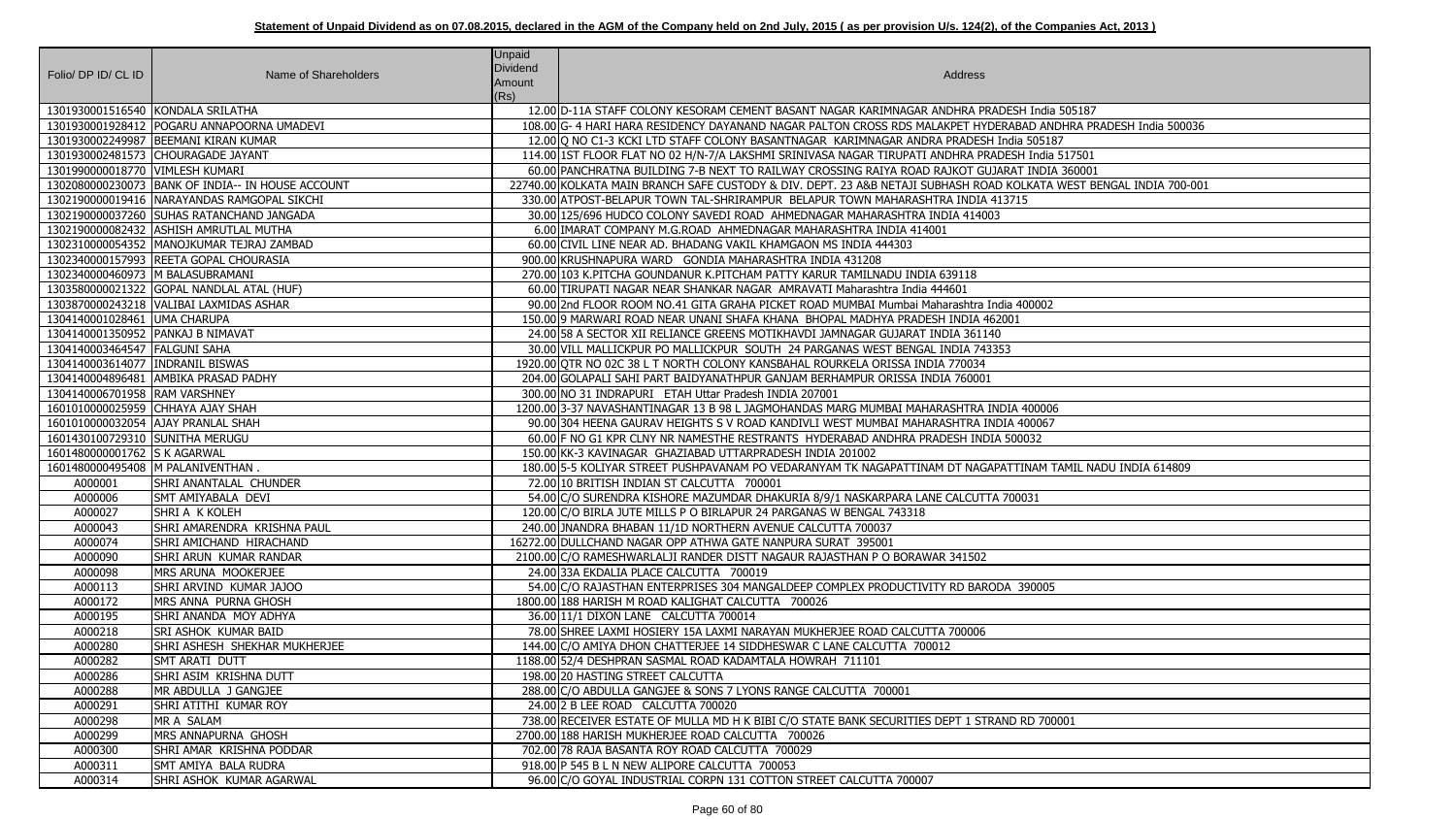**Statement of Unpaid Dividend as on 07.08.2015, declared in the AGM of the Company held on 2nd July, 2015 ( as per provision U/s. 124(2), of the Companies Act, 2013 )**

| Folio/ DP ID/ CL ID | Name of Shareholders | Unpaid Dividend Amount (Rs) | Address |
|---|---|---|---|
| 1301930001516540 | KONDALA SRILATHA | 12.00 | D-11A STAFF COLONY KESORAM CEMENT BASANT NAGAR KARIMNAGAR ANDHRA PRADESH India 505187 |
| 1301930001928412 | POGARU ANNAPOORNA UMADEVI | 108.00 | G- 4 HARI HARA RESIDENCY DAYANAND NAGAR PALTON CROSS RDS MALAKPET HYDERABAD ANDHRA PRADESH India 500036 |
| 1301930002249987 | BEEMANI KIRAN KUMAR | 12.00 | Q NO C1-3 KCKI LTD STAFF COLONY BASANTNAGAR KARIMNAGAR ANDRA PRADESH India 505187 |
| 1301930002481573 | CHOURAGADE JAYANT | 114.00 | 1ST FLOOR FLAT NO 02 H/N-7/A LAKSHMI SRINIVASA NAGAR TIRUPATI ANDHRA PRADESH India 517501 |
| 1301990000018770 | VIMLESH KUMARI | 60.00 | PANCHRATNA BUILDING 7-B NEXT TO RAILWAY CROSSING RAIYA ROAD RAJKOT GUJARAT INDIA 360001 |
| 1302080000230073 | BANK OF INDIA-- IN HOUSE ACCOUNT | 22740.00 | KOLKATA MAIN BRANCH SAFE CUSTODY & DIV. DEPT. 23 A&B NETAJI SUBHASH ROAD KOLKATA WEST BENGAL INDIA 700-001 |
| 1302190000019416 | NARAYANDAS RAMGOPAL SIKCHI | 330.00 | ATPOST-BELAPUR TOWN TAL-SHRIRAMPUR BELAPUR TOWN MAHARASHTRA INDIA 413715 |
| 1302190000037260 | SUHAS RATANCHAND JANGADA | 30.00 | 125/696 HUDCO COLONY SAVEDI ROAD AHMEDNAGAR MAHARASHTRA INDIA 414003 |
| 1302190000082432 | ASHISH AMRUTLAL MUTHA | 6.00 | IMARAT COMPANY M.G.ROAD AHMEDNAGAR MAHARASHTRA INDIA 414001 |
| 1302310000054352 | MANOJKUMAR TEJRAJ ZAMBAD | 60.00 | CIVIL LINE NEAR AD. BHADANG VAKIL KHAMGAON MS INDIA 444303 |
| 1302340000157993 | REETA GOPAL CHOURASIA | 900.00 | KRUSHNAPURA WARD GONDIA MAHARASHTRA INDIA 431208 |
| 1302340000460973 | M BALASUBRAMANI | 270.00 | 103 K.PITCHA GOUNDANUR K.PITCHAM PATTY KARUR TAMILNADU INDIA 639118 |
| 1303580000021322 | GOPAL NANDLAL ATAL (HUF) | 60.00 | TIRUPATI NAGAR NEAR SHANKAR NAGAR AMRAVATI Maharashtra India 444601 |
| 1303870000243218 | VALIBAI LAXMIDAS ASHAR | 90.00 | 2nd FLOOR ROOM NO.41 GITA GRAHA PICKET ROAD MUMBAI Mumbai Maharashtra India 400002 |
| 1304140001028461 | UMA CHARUPA | 150.00 | 9 MARWARI ROAD NEAR UNANI SHAFA KHANA BHOPAL MADHYA PRADESH INDIA 462001 |
| 1304140001350952 | PANKAJ B NIMAVAT | 24.00 | 58 A SECTOR XII RELIANCE GREENS MOTIKHAVDI JAMNAGAR GUJARAT INDIA 361140 |
| 1304140003464547 | FALGUNI SAHA | 30.00 | VILL MALLICKPUR PO MALLICKPUR SOUTH 24 PARGANAS WEST BENGAL INDIA 743353 |
| 1304140003614077 | INDRANIL BISWAS | 1920.00 | QTR NO 02C 38 L T NORTH COLONY KANSBAHAL ROURKELA ORISSA INDIA 770034 |
| 1304140004896481 | AMBIKA PRASAD PADHY | 204.00 | GOLAPALI SAHI PART BAIDYANATHPUR GANJAM BERHAMPUR ORISSA INDIA 760001 |
| 1304140006701958 | RAM VARSHNEY | 300.00 | NO 31 INDRAPURI ETAH Uttar Pradesh INDIA 207001 |
| 1601010000025959 | CHHAYA AJAY SHAH | 1200.00 | 3-37 NAVASHANTINAGAR 13 B 98 L JAGMOHANDAS MARG MUMBAI MAHARASHTRA INDIA 400006 |
| 1601010000032054 | AJAY PRANLAL SHAH | 90.00 | 304 HEENA GAURAV HEIGHTS S V ROAD KANDIVLI WEST MUMBAI MAHARASHTRA INDIA 400067 |
| 1601430100729310 | SUNITHA MERUGU | 60.00 | F NO G1 KPR CLNY NR NAMESTHE RESTRANTS HYDERABAD ANDHRA PRADESH INDIA 500032 |
| 1601480000001762 | S K AGARWAL | 150.00 | KK-3 KAVINAGAR GHAZIABAD UTTARPRADESH INDIA 201002 |
| 1601480000495408 | M PALANIVENTHAN . | 180.00 | 5-5 KOLIYAR STREET PUSHPAVANAM PO VEDARANYAM TK NAGAPATTINAM DT NAGAPATTINAM TAMIL NADU INDIA 614809 |
| A000001 | SHRI ANANTALAL CHUNDER | 72.00 | 10 BRITISH INDIAN ST CALCUTTA 700001 |
| A000006 | SMT AMIYABALA DEVI | 54.00 | C/O SURENDRA KISHORE MAZUMDAR DHAKURIA 8/9/1 NASKARPARA LANE CALCUTTA 700031 |
| A000027 | SHRI A K KOLEH | 120.00 | C/O BIRLA JUTE MILLS P O BIRLAPUR 24 PARGANAS W BENGAL 743318 |
| A000043 | SHRI AMARENDRA KRISHNA PAUL | 240.00 | JNANDRA BHABAN 11/1D NORTHERN AVENUE CALCUTTA 700037 |
| A000074 | SHRI AMICHAND HIRACHAND | 16272.00 | DULLCHAND NAGAR OPP ATHWA GATE NANPURA SURAT 395001 |
| A000090 | SHRI ARUN KUMAR RANDAR | 2100.00 | C/O RAMESHWARLALJI RANDER DISTT NAGAUR RAJASTHAN P O BORAWAR 341502 |
| A000098 | MRS ARUNA MOOKERJEE | 24.00 | 33A EKDALIA PLACE CALCUTTA 700019 |
| A000113 | SHRI ARVIND KUMAR JAJOO | 54.00 | C/O RAJASTHAN ENTERPRISES 304 MANGALDEEP COMPLEX PRODUCTIVITY RD BARODA 390005 |
| A000172 | MRS ANNA PURNA GHOSH | 1800.00 | 188 HARISH M ROAD KALIGHAT CALCUTTA 700026 |
| A000195 | SHRI ANANDA MOY ADHYA | 36.00 | 11/1 DIXON LANE CALCUTTA 700014 |
| A000218 | SRI ASHOK KUMAR BAID | 78.00 | SHREE LAXMI HOSIERY 15A LAXMI NARAYAN MUKHERJEE ROAD CALCUTTA 700006 |
| A000280 | SHRI ASHESH SHEKHAR MUKHERJEE | 144.00 | C/O AMIYA DHON CHATTERJEE 14 SIDDHESWAR C LANE CALCUTTA 700012 |
| A000282 | SMT ARATI DUTT | 1188.00 | 52/4 DESHPRAN SASMAL ROAD KADAMTALA HOWRAH 711101 |
| A000286 | SHRI ASIM KRISHNA DUTT | 198.00 | 20 HASTING STREET CALCUTTA |
| A000288 | MR ABDULLA J GANGJEE | 288.00 | C/O ABDULLA GANGJEE & SONS 7 LYONS RANGE CALCUTTA 700001 |
| A000291 | SHRI ATITHI KUMAR ROY | 24.00 | 2 B LEE ROAD CALCUTTA 700020 |
| A000298 | MR A SALAM | 738.00 | RECEIVER ESTATE OF MULLA MD H K BIBI C/O STATE BANK SECURITIES DEPT 1 STRAND RD 700001 |
| A000299 | MRS ANNAPURNA GHOSH | 2700.00 | 188 HARISH MUKHERJEE ROAD CALCUTTA 700026 |
| A000300 | SHRI AMAR KRISHNA PODDAR | 702.00 | 78 RAJA BASANTA ROY ROAD CALCUTTA 700029 |
| A000311 | SMT AMIYA BALA RUDRA | 918.00 | P 545 B L N NEW ALIPORE CALCUTTA 700053 |
| A000314 | SHRI ASHOK KUMAR AGARWAL | 96.00 | C/O GOYAL INDUSTRIAL CORPN 131 COTTON STREET CALCUTTA 700007 |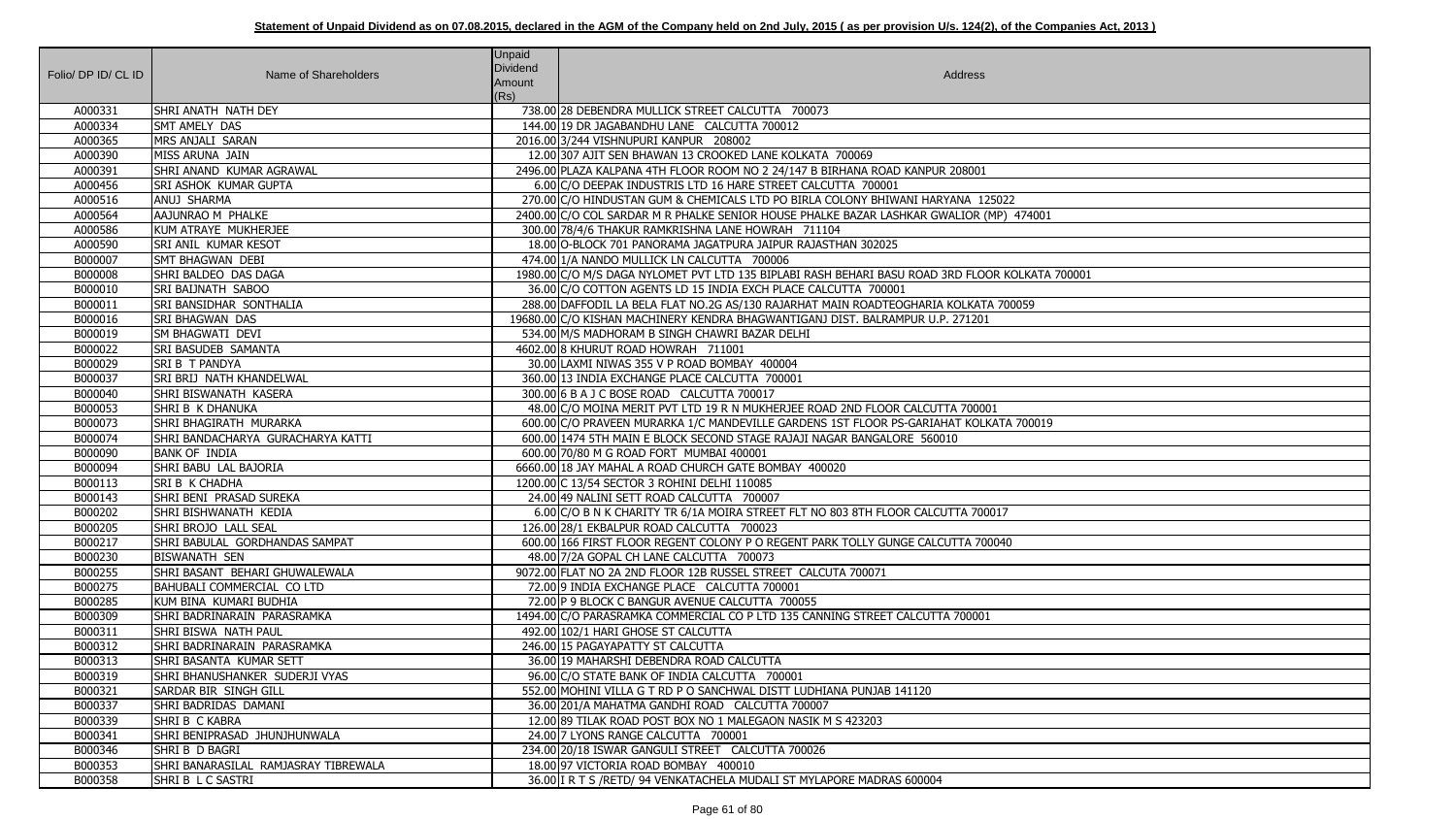**Statement of Unpaid Dividend as on 07.08.2015, declared in the AGM of the Company held on 2nd July, 2015 ( as per provision U/s. 124(2), of the Companies Act, 2013 )**

| Folio/ DP ID/ CL ID | Name of Shareholders | Unpaid Dividend Amount (Rs) | Address |
|---|---|---|---|
| A000331 | SHRI ANATH NATH DEY | 738.00 | 28 DEBENDRA MULLICK STREET CALCUTTA 700073 |
| A000334 | SMT AMELY DAS | 144.00 | 19 DR JAGABANDHU LANE CALCUTTA 700012 |
| A000365 | MRS ANJALI SARAN | 2016.00 | 3/244 VISHNUPURI KANPUR 208002 |
| A000390 | MISS ARUNA JAIN | 12.00 | 307 AJIT SEN BHAWAN 13 CROOKED LANE KOLKATA 700069 |
| A000391 | SHRI ANAND KUMAR AGRAWAL | 2496.00 | PLAZA KALPANA 4TH FLOOR ROOM NO 2 24/147 B BIRHANA ROAD KANPUR 208001 |
| A000456 | SRI ASHOK KUMAR GUPTA | 6.00 | C/O DEEPAK INDUSTRIS LTD 16 HARE STREET CALCUTTA 700001 |
| A000516 | ANUJ SHARMA | 270.00 | C/O HINDUSTAN GUM & CHEMICALS LTD PO BIRLA COLONY BHIWANI HARYANA 125022 |
| A000564 | AAJUNRAO M PHALKE | 2400.00 | C/O COL SARDAR M R PHALKE SENIOR HOUSE PHALKE BAZAR LASHKAR GWALIOR (MP) 474001 |
| A000586 | KUM ATRAYE MUKHERJEE | 300.00 | 78/4/6 THAKUR RAMKRISHNA LANE HOWRAH 711104 |
| A000590 | SRI ANIL KUMAR KESOT | 18.00 | O-BLOCK 701 PANORAMA JAGATPURA JAIPUR RAJASTHAN 302025 |
| B000007 | SMT BHAGWAN DEBI | 474.00 | 1/A NANDO MULLICK LN CALCUTTA 700006 |
| B000008 | SHRI BALDEO DAS DAGA | 1980.00 | C/O M/S DAGA NYLOMET PVT LTD 15 BIPLABI RASH BEHARI BASU ROAD 3RD FLOOR KOLKATA 700001 |
| B000010 | SRI BAIJNATH SABOO | 36.00 | C/O COTTON AGENTS LD 15 INDIA EXCH PLACE CALCUTTA 700001 |
| B000011 | SRI BANSIDHAR SONTHALIA | 288.00 | DAFFODIL LA BELA FLAT NO.2G AS/130 RAJARHAT MAIN ROADTEOGHARIA KOLKATA 700059 |
| B000016 | SRI BHAGWAN DAS | 19680.00 | C/O KISHAN MACHINERY KENDRA BHAGWANTIGANJ DIST. BALRAMPUR U.P. 271201 |
| B000019 | SM BHAGWATI DEVI | 534.00 | M/S MADHORAM B SINGH CHAWRI BAZAR DELHI |
| B000022 | SRI BASUDEB SAMANTA | 4602.00 | 8 KHURUT ROAD HOWRAH 711001 |
| B000029 | SRI B T PANDYA | 30.00 | LAXMI NIWAS 355 V P ROAD BOMBAY 400004 |
| B000037 | SRI BRIJ NATH KHANDELWAL | 360.00 | 13 INDIA EXCHANGE PLACE CALCUTTA 700001 |
| B000040 | SHRI BISWANATH KASERA | 300.00 | 6 B A J C BOSE ROAD CALCUTTA 700017 |
| B000053 | SHRI B K DHANUKA | 48.00 | C/O MOINA MERIT PVT LTD 19 R N MUKHERJEE ROAD 2ND FLOOR CALCUTTA 700001 |
| B000073 | SHRI BHAGIRATH MURARKA | 600.00 | C/O PRAVEEN MURARKA 1/C MANDEVILLE GARDENS 1ST FLOOR PS-GARIAHAT KOLKATA 700019 |
| B000074 | SHRI BANDACHARYA GURACHARYA KATTI | 600.00 | 1474 5TH MAIN E BLOCK SECOND STAGE RAJAJI NAGAR BANGALORE 560010 |
| B000090 | BANK OF INDIA | 600.00 | 70/80 M G ROAD FORT MUMBAI 400001 |
| B000094 | SHRI BABU LAL BAJORIA | 6660.00 | 18 JAY MAHAL A ROAD CHURCH GATE BOMBAY 400020 |
| B000113 | SRI B K CHADHA | 1200.00 | C 13/54 SECTOR 3 ROHINI DELHI 110085 |
| B000143 | SHRI BENI PRASAD SUREKA | 24.00 | 49 NALINI SETT ROAD CALCUTTA 700007 |
| B000202 | SHRI BISHWANATH KEDIA | 6.00 | C/O B N K CHARITY TR 6/1A MOIRA STREET FLT NO 803 8TH FLOOR CALCUTTA 700017 |
| B000205 | SHRI BROJO LALL SEAL | 126.00 | 28/1 EKBALPUR ROAD CALCUTTA 700023 |
| B000217 | SHRI BABULAL GORDHANDAS SAMPAT | 600.00 | 166 FIRST FLOOR REGENT COLONY P O REGENT PARK TOLLY GUNGE CALCUTTA 700040 |
| B000230 | BISWANATH SEN | 48.00 | 7/2A GOPAL CH LANE CALCUTTA 700073 |
| B000255 | SHRI BASANT BEHARI GHUWALEWALA | 9072.00 | FLAT NO 2A 2ND FLOOR 12B RUSSEL STREET CALCUTA 700071 |
| B000275 | BAHUBALI COMMERCIAL CO LTD | 72.00 | 9 INDIA EXCHANGE PLACE CALCUTTA 700001 |
| B000285 | KUM BINA KUMARI BUDHIA | 72.00 | P 9 BLOCK C BANGUR AVENUE CALCUTTA 700055 |
| B000309 | SHRI BADRINARAIN PARASRAMKA | 1494.00 | C/O PARASRAMKA COMMERCIAL CO P LTD 135 CANNING STREET CALCUTTA 700001 |
| B000311 | SHRI BISWA NATH PAUL | 492.00 | 102/1 HARI GHOSE ST CALCUTTA |
| B000312 | SHRI BADRINARAIN PARASRAMKA | 246.00 | 15 PAGAYAPATTY ST CALCUTTA |
| B000313 | SHRI BASANTA KUMAR SETT | 36.00 | 19 MAHARSHI DEBENDRA ROAD CALCUTTA |
| B000319 | SHRI BHANUSHANKER SUDERJI VYAS | 96.00 | C/O STATE BANK OF INDIA CALCUTTA 700001 |
| B000321 | SARDAR BIR SINGH GILL | 552.00 | MOHINI VILLA G T RD P O SANCHWAL DISTT LUDHIANA PUNJAB 141120 |
| B000337 | SHRI BADRIDAS DAMANI | 36.00 | 201/A MAHATMA GANDHI ROAD CALCUTTA 700007 |
| B000339 | SHRI B C KABRA | 12.00 | 89 TILAK ROAD POST BOX NO 1 MALEGAON NASIK M S 423203 |
| B000341 | SHRI BENIPRASAD JHUNJHUNWALA | 24.00 | 7 LYONS RANGE CALCUTTA 700001 |
| B000346 | SHRI B D BAGRI | 234.00 | 20/18 ISWAR GANGULI STREET CALCUTTA 700026 |
| B000353 | SHRI BANARASILAL RAMJASRAY TIBREWALA | 18.00 | 97 VICTORIA ROAD BOMBAY 400010 |
| B000358 | SHRI B L C SASTRI | 36.00 | I R T S /RETD/ 94 VENKATACHELA MUDALI ST MYLAPORE MADRAS 600004 |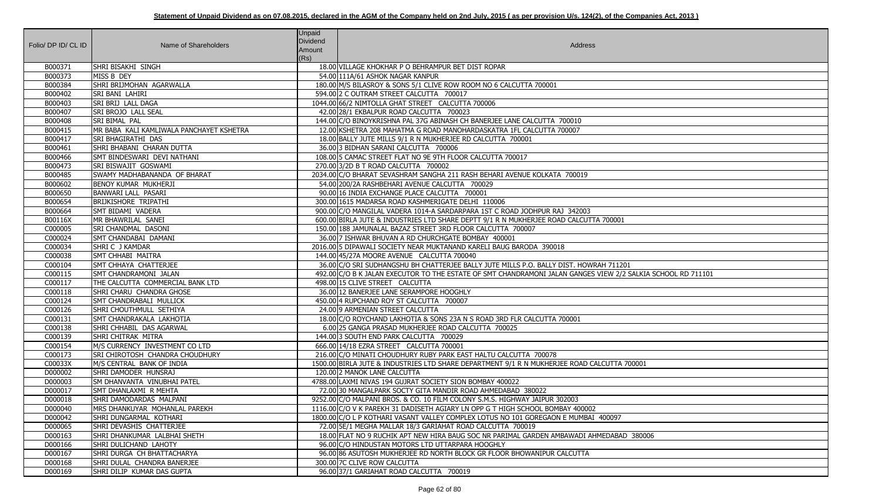**Statement of Unpaid Dividend as on 07.08.2015, declared in the AGM of the Company held on 2nd July, 2015 ( as per provision U/s. 124(2), of the Companies Act, 2013 )**

| Folio/ DP ID/ CL ID | Name of Shareholders | Unpaid Dividend Amount (Rs) | Address |
|---|---|---|---|
| B000371 | SHRI BISAKHI SINGH | 18.00 | VILLAGE KHOKHAR P O BEHRAMPUR BET DIST ROPAR |
| B000373 | MISS B DEY | 54.00 | 111A/61 ASHOK NAGAR KANPUR |
| B000384 | SHRI BRIJMOHAN AGARWALLA | 180.00 | M/S BILASROY & SONS 5/1 CLIVE ROW ROOM NO 6 CALCUTTA 700001 |
| B000402 | SRI BANI LAHIRI | 594.00 | 2 C OUTRAM STREET CALCUTTA 700017 |
| B000403 | SRI BRIJ LALL DAGA | 1044.00 | 66/2 NIMTOLLA GHAT STREET CALCUTTA 700006 |
| B000407 | SRI BROJO LALL SEAL | 42.00 | 28/1 EKBALPUR ROAD CALCUTTA 700023 |
| B000408 | SRI BIMAL PAL | 144.00 | C/O BINOYKRISHNA PAL 37G ABINASH CH BANERJEE LANE CALCUTTA 700010 |
| B000415 | MR BABA KALI KAMLIWALA PANCHAYET KSHETRA | 12.00 | KSHETRA 208 MAHATMA G ROAD MANOHARDASKATRA 1FL CALCUTTA 700007 |
| B000417 | SRI BHAGIRATHI DAS | 18.00 | BALLY JUTE MILLS 9/1 R N MUKHERJEE RD CALCUTTA 700001 |
| B000461 | SHRI BHABANI CHARAN DUTTA | 36.00 | 3 BIDHAN SARANI CALCUTTA 700006 |
| B000466 | SMT BINDESWARI DEVI NATHANI | 108.00 | 5 CAMAC STREET FLAT NO 9E 9TH FLOOR CALCUTTA 700017 |
| B000473 | SRI BISWAJIT GOSWAMI | 270.00 | 3/2D B T ROAD CALCUTTA 700002 |
| B000485 | SWAMY MADHABANANDA OF BHARAT | 2034.00 | C/O BHARAT SEVASHRAM SANGHA 211 RASH BEHARI AVENUE KOLKATA 700019 |
| B000602 | BENOY KUMAR MUKHERJI | 54.00 | 200/2A RASHBEHARI AVENUE CALCUTTA 700029 |
| B000650 | BANWARI LALL PASARI | 90.00 | 16 INDIA EXCHANGE PLACE CALCUTTA 700001 |
| B000654 | BRIJKISHORE TRIPATHI | 300.00 | 1615 MADARSA ROAD KASHMERIGATE DELHI 110006 |
| B000664 | SMT BIDAMI VADERA | 900.00 | C/O MANGILAL VADERA 1014-A SARDARPARA 1ST C ROAD JODHPUR RAJ 342003 |
| B00116X | MR BHAWRILAL SANEI | 600.00 | BIRLA JUTE & INDUSTRIES LTD SHARE DEPTT 9/1 R N MUKHERJEE ROAD CALCUTTA 700001 |
| C000005 | SRI CHANDMAL DASONI | 150.00 | 188 JAMUNALAL BAZAZ STREET 3RD FLOOR CALCUTTA 700007 |
| C000024 | SMT CHANDABAI DAMANI | 36.00 | 7 ISHWAR BHUVAN A RD CHURCHGATE BOMBAY 400001 |
| C000034 | SHRI C J KAMDAR | 2016.00 | 5 DIPAWALI SOCIETY NEAR MUKTANAND KARELI BAUG BARODA 390018 |
| C000038 | SMT CHHABI MAITRA | 144.00 | 45/27A MOORE AVENUE CALCUTTA 700040 |
| C000104 | SMT CHHAYA CHATTERJEE | 36.00 | C/O SRI SUDHANGSHU BH CHATTERJEE BALLY JUTE MILLS P.O. BALLY DIST. HOWRAH 711201 |
| C000115 | SMT CHANDRAMONI JALAN | 492.00 | C/O B K JALAN EXECUTOR TO THE ESTATE OF SMT CHANDRAMONI JALAN GANGES VIEW 2/2 SALKIA SCHOOL RD 711101 |
| C000117 | THE CALCUTTA COMMERCIAL BANK LTD | 498.00 | 15 CLIVE STREET CALCUTTA |
| C000118 | SHRI CHARU CHANDRA GHOSE | 36.00 | 12 BANERJEE LANE SERAMPORE HOOGHLY |
| C000124 | SMT CHANDRABALI MULLICK | 450.00 | 4 RUPCHAND ROY ST CALCUTTA 700007 |
| C000126 | SHRI CHOUTHMULL SETHIYA | 24.00 | 9 ARMENIAN STREET CALCUTTA |
| C000131 | SMT CHANDRAKALA LAKHOTIA | 18.00 | C/O ROYCHAND LAKHOTIA & SONS 23A N S ROAD 3RD FLR CALCUTTA 700001 |
| C000138 | SHRI CHHABIL DAS AGARWAL | 6.00 | 25 GANGA PRASAD MUKHERJEE ROAD CALCUTTA 700025 |
| C000139 | SHRI CHITRAK MITRA | 144.00 | 3 SOUTH END PARK CALCUTTA 700029 |
| C000154 | M/S CURRENCY INVESTMENT CO LTD | 666.00 | 14/18 EZRA STREET CALCUTTA 700001 |
| C000173 | SRI CHIROTOSH CHANDRA CHOUDHURY | 216.00 | C/O MINATI CHOUDHURY RUBY PARK EAST HALTU CALCUTTA 700078 |
| C00033X | M/S CENTRAL BANK OF INDIA | 1500.00 | BIRLA JUTE & INDUSTRIES LTD SHARE DEPARTMENT 9/1 R N MUKHERJEE ROAD CALCUTTA 700001 |
| D000002 | SHRI DAMODER HUNSRAJ | 120.00 | 2 MANOK LANE CALCUTTA |
| D000003 | SM DHANVANTA VINUBHAI PATEL | 4788.00 | LAXMI NIVAS 194 GUJRAT SOCIETY SION BOMBAY 400022 |
| D000017 | SMT DHANLAXMI R MEHTA | 72.00 | 30 MANGALPARK SOCTY GITA MANDIR ROAD AHMEDABAD 380022 |
| D000018 | SHRI DAMODARDAS MALPANI | 9252.00 | C/O MALPANI BROS. & CO. 10 FILM COLONY S.M.S. HIGHWAY JAIPUR 302003 |
| D000040 | MRS DHANKUYAR MOHANLAL PAREKH | 1116.00 | C/O V K PAREKH 31 DADISETH AGIARY LN OPP G T HIGH SCHOOL BOMBAY 400002 |
| D000042 | SHRI DUNGARMAL KOTHARI | 1800.00 | C/O L P KOTHARI VASANT VALLEY COMPLEX LOTUS NO 101 GOREGAON E MUMBAI 400097 |
| D000065 | SHRI DEVASHIS CHATTERJEE | 72.00 | 5E/1 MEGHA MALLAR 18/3 GARIAHAT ROAD CALCUTTA 700019 |
| D000163 | SHRI DHANKUMAR LALBHAI SHETH | 18.00 | FLAT NO 9 RUCHIK APT NEW HIRA BAUG SOC NR PARIMAL GARDEN AMBAWADI AHMEDABAD 380006 |
| D000166 | SHRI DULICHAND LAHOTY | 96.00 | C/O HINDUSTAN MOTORS LTD UTTARPARA HOOGHLY |
| D000167 | SHRI DURGA CH BHATTACHARYA | 96.00 | 86 ASUTOSH MUKHERJEE RD NORTH BLOCK GR FLOOR BHOWANIPUR CALCUTTA |
| D000168 | SHRI DULAL CHANDRA BANERJEE | 300.00 | 7C CLIVE ROW CALCUTTA |
| D000169 | SHRI DILIP KUMAR DAS GUPTA | 96.00 | 37/1 GARIAHAT ROAD CALCUTTA 700019 |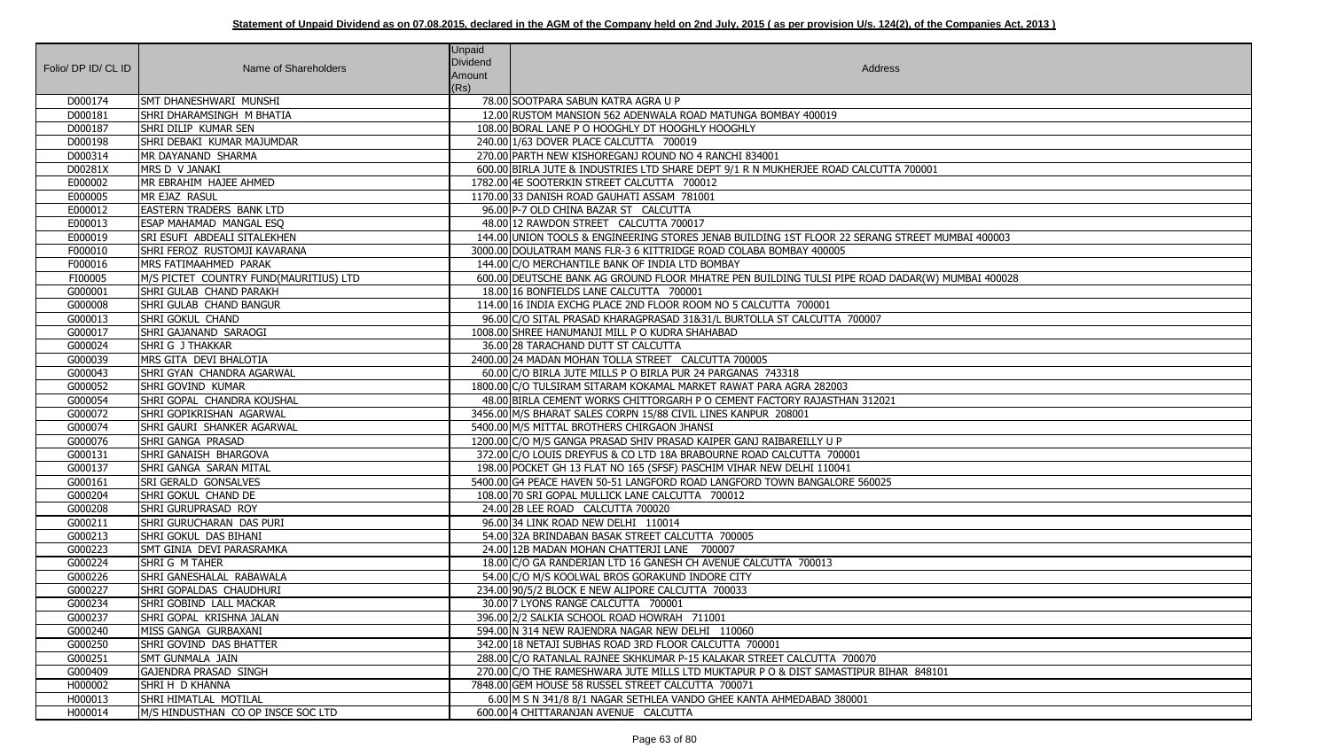**Statement of Unpaid Dividend as on 07.08.2015, declared in the AGM of the Company held on 2nd July, 2015 ( as per provision U/s. 124(2), of the Companies Act, 2013 )**

| Folio/ DP ID/ CL ID | Name of Shareholders | Unpaid Dividend Amount (Rs) | Address |
|---|---|---|---|
| D000174 | SMT DHANESHWARI MUNSHI | 78.00 | SOOTPARA SABUN KATRA AGRA U P |
| D000181 | SHRI DHARAMSINGH M BHATIA | 12.00 | RUSTOM MANSION 562 ADENWALA ROAD MATUNGA BOMBAY 400019 |
| D000187 | SHRI DILIP KUMAR SEN | 108.00 | BORAL LANE P O HOOGHLY DT HOOGHLY HOOGHLY |
| D000198 | SHRI DEBAKI KUMAR MAJUMDAR | 240.00 | 1/63 DOVER PLACE CALCUTTA 700019 |
| D000314 | MR DAYANAND SHARMA | 270.00 | PARTH NEW KISHOREGANJ ROUND NO 4 RANCHI 834001 |
| D00281X | MRS D V JANAKI | 600.00 | BIRLA JUTE & INDUSTRIES LTD SHARE DEPT 9/1 R N MUKHERJEE ROAD CALCUTTA 700001 |
| E000002 | MR EBRAHIM HAJEE AHMED | 1782.00 | 4E SOOTERKIN STREET CALCUTTA 700012 |
| E000005 | MR EJAZ RASUL | 1170.00 | 33 DANISH ROAD GAUHATI ASSAM 781001 |
| E000012 | EASTERN TRADERS BANK LTD | 96.00 | P-7 OLD CHINA BAZAR ST CALCUTTA |
| E000013 | ESAP MAHAMAD MANGAL ESQ | 48.00 | 12 RAWDON STREET CALCUTTA 700017 |
| E000019 | SRI ESUFI ABDEALI SITALEKHEN | 144.00 | UNION TOOLS & ENGINEERING STORES JENAB BUILDING 1ST FLOOR 22 SERANG STREET MUMBAI 400003 |
| F000010 | SHRI FEROZ RUSTOMJI KAVARANA | 3000.00 | DOULATRAM MANS FLR-3 6 KITTRIDGE ROAD COLABA BOMBAY 400005 |
| F000016 | MRS FATIMAAHMED PARAK | 144.00 | C/O MERCHANTILE BANK OF INDIA LTD BOMBAY |
| FI00005 | M/S PICTET COUNTRY FUND(MAURITIUS) LTD | 600.00 | DEUTSCHE BANK AG GROUND FLOOR MHATRE PEN BUILDING TULSI PIPE ROAD DADAR(W) MUMBAI 400028 |
| G000001 | SHRI GULAB CHAND PARAKH | 18.00 | 16 BONFIELDS LANE CALCUTTA 700001 |
| G000008 | SHRI GULAB CHAND BANGUR | 114.00 | 16 INDIA EXCHG PLACE 2ND FLOOR ROOM NO 5 CALCUTTA 700001 |
| G000013 | SHRI GOKUL CHAND | 96.00 | C/O SITAL PRASAD KHARAGPRASAD 31&31/L BURTOLLA ST CALCUTTA 700007 |
| G000017 | SHRI GAJANAND SARAOGI | 1008.00 | SHREE HANUMANJI MILL P O KUDRA SHAHABAD |
| G000024 | SHRI G J THAKKAR | 36.00 | 28 TARACHAND DUTT ST CALCUTTA |
| G000039 | MRS GITA DEVI BHALOTIA | 2400.00 | 24 MADAN MOHAN TOLLA STREET CALCUTTA 700005 |
| G000043 | SHRI GYAN CHANDRA AGARWAL | 60.00 | C/O BIRLA JUTE MILLS P O BIRLA PUR 24 PARGANAS 743318 |
| G000052 | SHRI GOVIND KUMAR | 1800.00 | C/O TULSIRAM SITARAM KOKAMAL MARKET RAWAT PARA AGRA 282003 |
| G000054 | SHRI GOPAL CHANDRA KOUSHAL | 48.00 | BIRLA CEMENT WORKS CHITTORGARH P O CEMENT FACTORY RAJASTHAN 312021 |
| G000072 | SHRI GOPIKRISHAN AGARWAL | 3456.00 | M/S BHARAT SALES CORPN 15/88 CIVIL LINES KANPUR 208001 |
| G000074 | SHRI GAURI SHANKER AGARWAL | 5400.00 | M/S MITTAL BROTHERS CHIRGAON JHANSI |
| G000076 | SHRI GANGA PRASAD | 1200.00 | C/O M/S GANGA PRASAD SHIV PRASAD KAIPER GANJ RAIBAREILLY U P |
| G000131 | SHRI GANAISH BHARGOVA | 372.00 | C/O LOUIS DREYFUS & CO LTD 18A BRABOURNE ROAD CALCUTTA 700001 |
| G000137 | SHRI GANGA SARAN MITAL | 198.00 | POCKET GH 13 FLAT NO 165 (SFSF) PASCHIM VIHAR NEW DELHI 110041 |
| G000161 | SRI GERALD GONSALVES | 5400.00 | G4 PEACE HAVEN 50-51 LANGFORD ROAD LANGFORD TOWN BANGALORE 560025 |
| G000204 | SHRI GOKUL CHAND DE | 108.00 | 70 SRI GOPAL MULLICK LANE CALCUTTA 700012 |
| G000208 | SHRI GURUPRASAD ROY | 24.00 | 2B LEE ROAD CALCUTTA 700020 |
| G000211 | SHRI GURUCHARAN DAS PURI | 96.00 | 34 LINK ROAD NEW DELHI 110014 |
| G000213 | SHRI GOKUL DAS BIHANI | 54.00 | 32A BRINDABAN BASAK STREET CALCUTTA 700005 |
| G000223 | SMT GINIA DEVI PARASRAMKA | 24.00 | 12B MADAN MOHAN CHATTERJI LANE 700007 |
| G000224 | SHRI G M TAHER | 18.00 | C/O GA RANDERIAN LTD 16 GANESH CH AVENUE CALCUTTA 700013 |
| G000226 | SHRI GANESHALAL RABAWALA | 54.00 | C/O M/S KOOLWAL BROS GORAKUND INDORE CITY |
| G000227 | SHRI GOPALDAS CHAUDHURI | 234.00 | 90/5/2 BLOCK E NEW ALIPORE CALCUTTA 700033 |
| G000234 | SHRI GOBIND LALL MACKAR | 30.00 | 7 LYONS RANGE CALCUTTA 700001 |
| G000237 | SHRI GOPAL KRISHNA JALAN | 396.00 | 2/2 SALKIA SCHOOL ROAD HOWRAH 711001 |
| G000240 | MISS GANGA GURBAXANI | 594.00 | N 314 NEW RAJENDRA NAGAR NEW DELHI 110060 |
| G000250 | SHRI GOVIND DAS BHATTER | 342.00 | 18 NETAJI SUBHAS ROAD 3RD FLOOR CALCUTTA 700001 |
| G000251 | SMT GUNMALA JAIN | 288.00 | C/O RATANLAL RAJNEE SKHKUMAR P-15 KALAKAR STREET CALCUTTA 700070 |
| G000409 | GAJENDRA PRASAD SINGH | 270.00 | C/O THE RAMESHWARA JUTE MILLS LTD MUKTAPUR P O & DIST SAMASTIPUR BIHAR 848101 |
| H000002 | SHRI H D KHANNA | 7848.00 | GEM HOUSE 58 RUSSEL STREET CALCUTTA 700071 |
| H000013 | SHRI HIMATLAL MOTILAL | 6.00 | M S N 341/8 8/1 NAGAR SETHLEA VANDO GHEE KANTA AHMEDABAD 380001 |
| H000014 | M/S HINDUSTHAN CO OP INSCE SOC LTD | 600.00 | 4 CHITTARANJAN AVENUE CALCUTTA |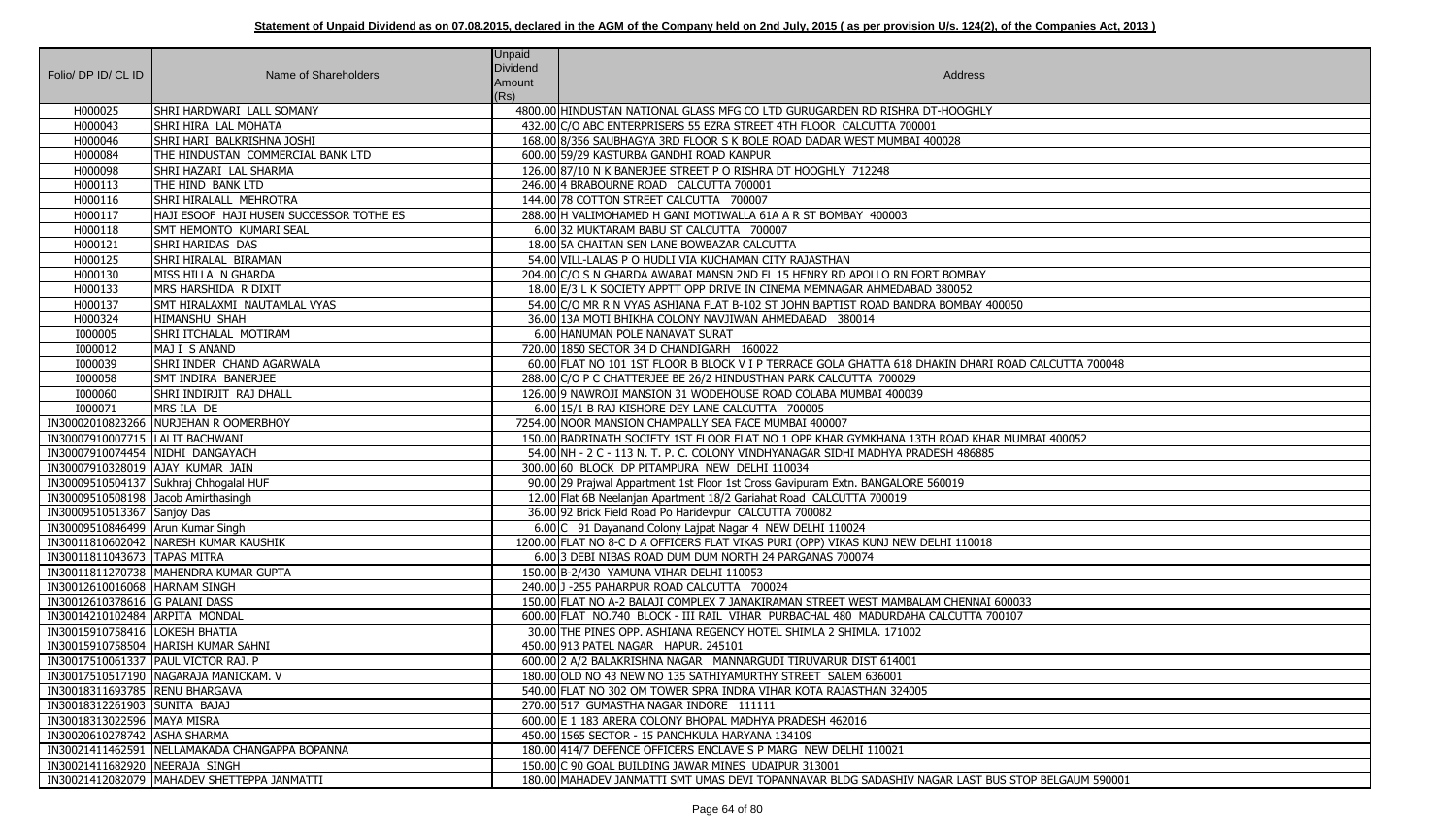**Statement of Unpaid Dividend as on 07.08.2015, declared in the AGM of the Company held on 2nd July, 2015 ( as per provision U/s. 124(2), of the Companies Act, 2013 )**

| Folio/ DP ID/ CL ID | Name of Shareholders | Unpaid Dividend Amount (Rs) | Address |
|---|---|---|---|
| H000025 | SHRI HARDWARI LALL SOMANY | 4800.00 | HINDUSTAN NATIONAL GLASS MFG CO LTD GURUGARDEN RD RISHRA DT-HOOGHLY |
| H000043 | SHRI HIRA LAL MOHATA | 432.00 | C/O ABC ENTERPRISERS 55 EZRA STREET 4TH FLOOR CALCUTTA 700001 |
| H000046 | SHRI HARI BALKRISHNA JOSHI | 168.00 | 8/356 SAUBHAGYA 3RD FLOOR S K BOLE ROAD DADAR WEST MUMBAI 400028 |
| H000084 | THE HINDUSTAN COMMERCIAL BANK LTD | 600.00 | 59/29 KASTURBA GANDHI ROAD KANPUR |
| H000098 | SHRI HAZARI LAL SHARMA | 126.00 | 87/10 N K BANERJEE STREET P O RISHRA DT HOOGHLY 712248 |
| H000113 | THE HIND BANK LTD | 246.00 | 4 BRABOURNE ROAD CALCUTTA 700001 |
| H000116 | SHRI HIRALALL MEHROTRA | 144.00 | 78 COTTON STREET CALCUTTA 700007 |
| H000117 | HAJI ESOOF HAJI HUSEN SUCCESSOR TOTHE ES | 288.00 | H VALIMOHAMED H GANI MOTIWALLA 61A A R ST BOMBAY 400003 |
| H000118 | SMT HEMONTO KUMARI SEAL | 6.00 | 32 MUKTARAM BABU ST CALCUTTA 700007 |
| H000121 | SHRI HARIDAS DAS | 18.00 | 5A CHAITAN SEN LANE BOWBAZAR CALCUTTA |
| H000125 | SHRI HIRALAL BIRAMAN | 54.00 | VILL-LALAS P O HUDLI VIA KUCHAMAN CITY RAJASTHAN |
| H000130 | MISS HILLA N GHARDA | 204.00 | C/O S N GHARDA AWABAI MANSN 2ND FL 15 HENRY RD APOLLO RN FORT BOMBAY |
| H000133 | MRS HARSHIDA R DIXIT | 18.00 | E/3 L K SOCIETY APPTT OPP DRIVE IN CINEMA MEMNAGAR AHMEDABAD 380052 |
| H000137 | SMT HIRALAXMI NAUTAMLAL VYAS | 54.00 | C/O MR R N VYAS ASHIANA FLAT B-102 ST JOHN BAPTIST ROAD BANDRA BOMBAY 400050 |
| H000324 | HIMANSHU SHAH | 36.00 | 13A MOTI BHIKHA COLONY NAVJIWAN AHMEDABAD 380014 |
| I000005 | SHRI ITCHALAL MOTIRAM | 6.00 | HANUMAN POLE NANAVAT SURAT |
| I000012 | MAJ I S ANAND | 720.00 | 1850 SECTOR 34 D CHANDIGARH 160022 |
| I000039 | SHRI INDER CHAND AGARWALA | 60.00 | FLAT NO 101 1ST FLOOR B BLOCK V I P TERRACE GOLA GHATTA 618 DHAKIN DHARI ROAD CALCUTTA 700048 |
| I000058 | SMT INDIRA BANERJEE | 288.00 | C/O P C CHATTERJEE BE 26/2 HINDUSTHAN PARK CALCUTTA 700029 |
| I000060 | SHRI INDIRJIT RAJ DHALL | 126.00 | 9 NAWROJI MANSION 31 WODEHOUSE ROAD COLABA MUMBAI 400039 |
| I000071 | MRS ILA DE | 6.00 | 15/1 B RAJ KISHORE DEY LANE CALCUTTA 700005 |
| IN30002010823266 | NURJEHAN R OOMERBHOY | 7254.00 | NOOR MANSION CHAMPALLY SEA FACE MUMBAI 400007 |
| IN30007910007715 | LALIT BACHWANI | 150.00 | BADRINATH SOCIETY 1ST FLOOR FLAT NO 1 OPP KHAR GYMKHANA 13TH ROAD KHAR MUMBAI 400052 |
| IN30007910074454 | NIDHI DANGAYACH | 54.00 | NH - 2 C - 113 N. T. P. C. COLONY VINDHYANAGAR SIDHI MADHYA PRADESH 486885 |
| IN30007910328019 | AJAY KUMAR JAIN | 300.00 | 60 BLOCK DP PITAMPURA NEW DELHI 110034 |
| IN30009510504137 | Sukhraj Chhogalal HUF | 90.00 | 29 Prajwal Appartment 1st Floor 1st Cross Gavipuram Extn. BANGALORE 560019 |
| IN30009510508198 | Jacob Amirthasingh | 12.00 | Flat 6B Neelanjan Apartment 18/2 Gariahat Road CALCUTTA 700019 |
| IN30009510513367 | Sanjoy Das | 36.00 | 92 Brick Field Road Po Haridevpur CALCUTTA 700082 |
| IN30009510846499 | Arun Kumar Singh | 6.00 | C 91 Dayanand Colony Lajpat Nagar 4 NEW DELHI 110024 |
| IN30011810602042 | NARESH KUMAR KAUSHIK | 1200.00 | FLAT NO 8-C D A OFFICERS FLAT VIKAS PURI (OPP) VIKAS KUNJ NEW DELHI 110018 |
| IN30011811043673 | TAPAS MITRA | 6.00 | 3 DEBI NIBAS ROAD DUM DUM NORTH 24 PARGANAS 700074 |
| IN30011811270738 | MAHENDRA KUMAR GUPTA | 150.00 | B-2/430 YAMUNA VIHAR DELHI 110053 |
| IN30012610016068 | HARNAM SINGH | 240.00 | J -255 PAHARPUR ROAD CALCUTTA 700024 |
| IN30012610378616 | G PALANI DASS | 150.00 | FLAT NO A-2 BALAJI COMPLEX 7 JANAKIRAMAN STREET WEST MAMBALAM CHENNAI 600033 |
| IN30014210102484 | ARPITA MONDAL | 600.00 | FLAT NO.740 BLOCK - III RAIL VIHAR PURBACHAL 480 MADURDAHA CALCUTTA 700107 |
| IN30015910758416 | LOKESH BHATIA | 30.00 | THE PINES OPP. ASHIANA REGENCY HOTEL SHIMLA 2 SHIMLA. 171002 |
| IN30015910758504 | HARISH KUMAR SAHNI | 450.00 | 913 PATEL NAGAR HAPUR. 245101 |
| IN30017510061337 | PAUL VICTOR RAJ. P | 600.00 | 2 A/2 BALAKRISHNA NAGAR MANNARGUDI TIRUVARUR DIST 614001 |
| IN30017510517190 | NAGARAJA MANICKAM. V | 180.00 | OLD NO 43 NEW NO 135 SATHIYAMURTHY STREET SALEM 636001 |
| IN30018311693785 | RENU BHARGAVA | 540.00 | FLAT NO 302 OM TOWER SPRA INDRA VIHAR KOTA RAJASTHAN 324005 |
| IN30018312261903 | SUNITA BAJAJ | 270.00 | 517 GUMASTHA NAGAR INDORE 111111 |
| IN30018313022596 | MAYA MISRA | 600.00 | E 1 183 ARERA COLONY BHOPAL MADHYA PRADESH 462016 |
| IN30020610278742 | ASHA SHARMA | 450.00 | 1565 SECTOR - 15 PANCHKULA HARYANA 134109 |
| IN30021411462591 | NELLAMAKADA CHANGAPPA BOPANNA | 180.00 | 414/7 DEFENCE OFFICERS ENCLAVE S P MARG NEW DELHI 110021 |
| IN30021411682920 | NEERAJA SINGH | 150.00 | C 90 GOAL BUILDING JAWAR MINES UDAIPUR 313001 |
| IN30021412082079 | MAHADEV SHETTEPPA JANMATTI | 180.00 | MAHADEV JANMATTI SMT UMAS DEVI TOPANNAVAR BLDG SADASHIV NAGAR LAST BUS STOP BELGAUM 590001 |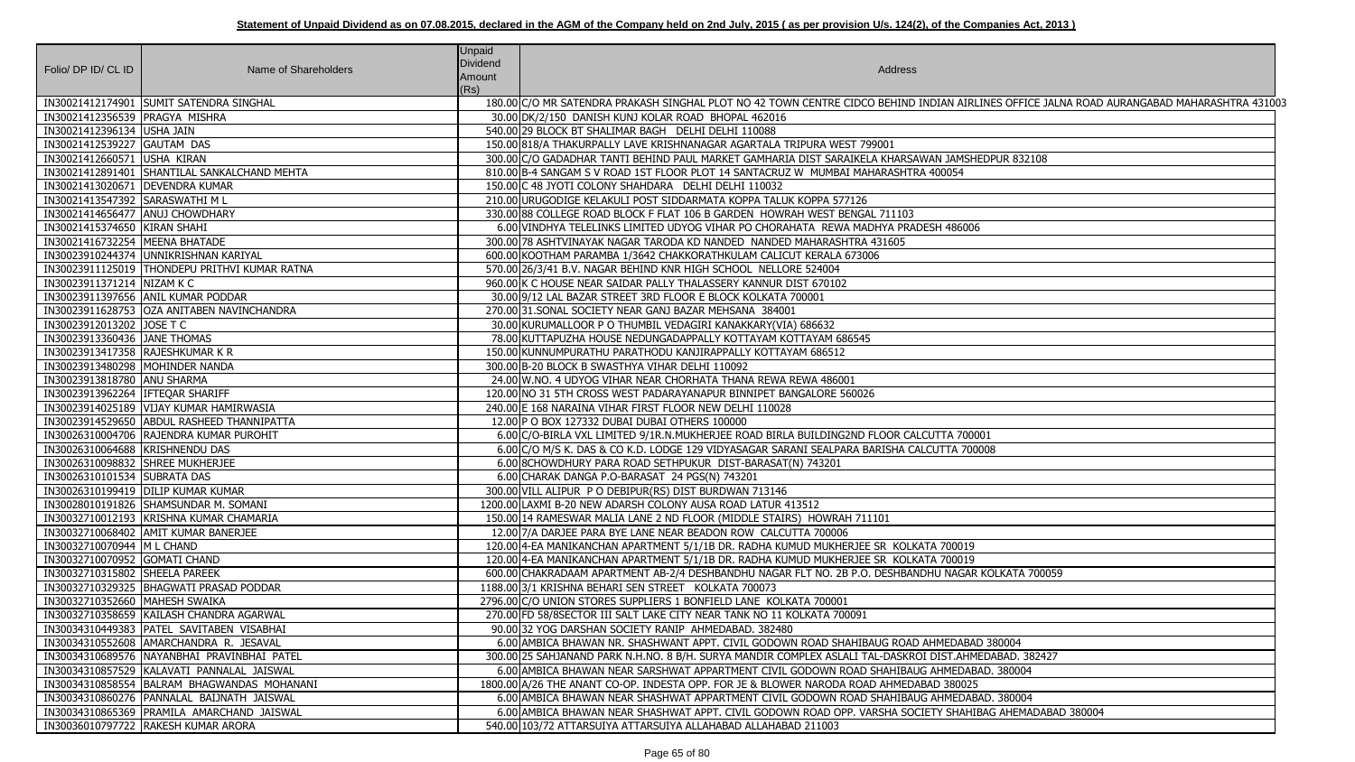**Statement of Unpaid Dividend as on 07.08.2015, declared in the AGM of the Company held on 2nd July, 2015 ( as per provision U/s. 124(2), of the Companies Act, 2013 )**

| Folio/ DP ID/ CL ID | Name of Shareholders | Unpaid Dividend Amount (Rs) | Address |
|---|---|---|---|
| IN30021412174901 | SUMIT SATENDRA SINGHAL | 180.00 | C/O MR SATENDRA PRAKASH SINGHAL PLOT NO 42 TOWN CENTRE CIDCO BEHIND INDIAN AIRLINES OFFICE JALNA ROAD AURANGABAD MAHARASHTRA 431003 |
| IN30021412356539 | PRAGYA MISHRA | 30.00 | DK/2/150 DANISH KUNJ KOLAR ROAD BHOPAL 462016 |
| IN30021412396134 | USHA JAIN | 540.00 | 29 BLOCK BT SHALIMAR BAGH DELHI DELHI 110088 |
| IN30021412539227 | GAUTAM DAS | 150.00 | 818/A THAKURPALLY LAVE KRISHNANAGAR AGARTALA TRIPURA WEST 799001 |
| IN30021412660571 | USHA KIRAN | 300.00 | C/O GADADHAR TANTI BEHIND PAUL MARKET GAMHARIA DIST SARAIKELA KHARSAWAN JAMSHEDPUR 832108 |
| IN30021412891401 | SHANTILAL SANKALCHAND MEHTA | 810.00 | B-4 SANGAM S V ROAD 1ST FLOOR PLOT 14 SANTACRUZ W MUMBAI MAHARASHTRA 400054 |
| IN30021413020671 | DEVENDRA KUMAR | 150.00 | C 48 JYOTI COLONY SHAHDARA DELHI DELHI 110032 |
| IN30021413547392 | SARASWATHI M L | 210.00 | URUGODIGE KELAKULI POST SIDDARMATA KOPPA TALUK KOPPA 577126 |
| IN30021414656477 | ANUJ CHOWDHARY | 330.00 | 88 COLLEGE ROAD BLOCK F FLAT 106 B GARDEN HOWRAH WEST BENGAL 711103 |
| IN30021415374650 | KIRAN SHAHI | 6.00 | VINDHYA TELELINKS LIMITED UDYOG VIHAR PO CHORAHATA REWA MADHYA PRADESH 486006 |
| IN30021416732254 | MEENA BHATADE | 300.00 | 78 ASHTVINAYAK NAGAR TARODA KD NANDED NANDED MAHARASHTRA 431605 |
| IN30023910244374 | UNNIKRISHNAN KARIYAL | 600.00 | KOOTHAM PARAMBA 1/3642 CHAKKORATHKULAM CALICUT KERALA 673006 |
| IN30023911125019 | THONDEPU PRITHVI KUMAR RATNA | 570.00 | 26/3/41 B.V. NAGAR BEHIND KNR HIGH SCHOOL NELLORE 524004 |
| IN30023911371214 | NIZAM K C | 960.00 | K C HOUSE NEAR SAIDAR PALLY THALASSERY KANNUR DIST 670102 |
| IN30023911397656 | ANIL KUMAR PODDAR | 30.00 | 9/12 LAL BAZAR STREET 3RD FLOOR E BLOCK KOLKATA 700001 |
| IN30023911628753 | OZA ANITABEN NAVINCHANDRA | 270.00 | 31.SONAL SOCIETY NEAR GANJ BAZAR MEHSANA 384001 |
| IN30023912013202 | JOSE T C | 30.00 | KURUMALLOOR P O THUMBIL VEDAGIRI KANAKKARY(VIA) 686632 |
| IN30023913360436 | JANE THOMAS | 78.00 | KUTTAPUZHA HOUSE NEDUNGADAPPALLY KOTTAYAM KOTTAYAM 686545 |
| IN30023913417358 | RAJESHKUMAR K R | 150.00 | KUNNUMPURATHU PARATHODU KANJIRAPPALLY KOTTAYAM 686512 |
| IN30023913480298 | MOHINDER NANDA | 300.00 | B-20 BLOCK B SWASTHYA VIHAR DELHI 110092 |
| IN30023913818780 | ANU SHARMA | 24.00 | W.NO. 4 UDYOG VIHAR NEAR CHORHATA THANA REWA REWA 486001 |
| IN30023913962264 | IFTEQAR SHARIFF | 120.00 | NO 31 5TH CROSS WEST PADARAYANAPUR BINNIPET BANGALORE 560026 |
| IN30023914025189 | VIJAY KUMAR HAMIRWASIA | 240.00 | E 168 NARAINA VIHAR FIRST FLOOR NEW DELHI 110028 |
| IN30023914529650 | ABDUL RASHEED THANNIPATTA | 12.00 | P O BOX 127332 DUBAI DUBAI OTHERS 100000 |
| IN30026310004706 | RAJENDRA KUMAR PUROHIT | 6.00 | C/O-BIRLA VXL LIMITED 9/1R.N.MUKHERJEE ROAD BIRLA BUILDING2ND FLOOR CALCUTTA 700001 |
| IN30026310064688 | KRISHNENDU DAS | 6.00 | C/O M/S K. DAS & CO K.D. LODGE 129 VIDYASAGAR SARANI SEALPARA BARISHA CALCUTTA 700008 |
| IN30026310098832 | SHREE MUKHERJEE | 6.00 | 8CHOWDHURY PARA ROAD SETHPUKUR DIST-BARASAT(N) 743201 |
| IN30026310101534 | SUBRATA DAS | 6.00 | CHARAK DANGA P.O-BARASAT 24 PGS(N) 743201 |
| IN30026310199419 | DILIP KUMAR KUMAR | 300.00 | VILL ALIPUR P O DEBIPUR(RS) DIST BURDWAN 713146 |
| IN30028010191826 | SHAMSUNDAR M. SOMANI | 1200.00 | LAXMI B-20 NEW ADARSH COLONY AUSA ROAD LATUR 413512 |
| IN30032710012193 | KRISHNA KUMAR CHAMARIA | 150.00 | 14 RAMESWAR MALIA LANE 2 ND FLOOR (MIDDLE STAIRS) HOWRAH 711101 |
| IN30032710068402 | AMIT KUMAR BANERJEE | 12.00 | 7/A DARJEE PARA BYE LANE NEAR BEADON ROW CALCUTTA 700006 |
| IN30032710070944 | M L CHAND | 120.00 | 4-EA MANIKANCHAN APARTMENT 5/1/1B DR. RADHA KUMUD MUKHERJEE SR KOLKATA 700019 |
| IN30032710070952 | GOMATI CHAND | 120.00 | 4-EA MANIKANCHAN APARTMENT 5/1/1B DR. RADHA KUMUD MUKHERJEE SR KOLKATA 700019 |
| IN30032710315802 | SHEELA PAREEK | 600.00 | CHAKRADAAM APARTMENT AB-2/4 DESHBANDHU NAGAR FLT NO. 2B P.O. DESHBANDHU NAGAR KOLKATA 700059 |
| IN30032710329325 | BHAGWATI PRASAD PODDAR | 1188.00 | 3/1 KRISHNA BEHARI SEN STREET KOLKATA 700073 |
| IN30032710352660 | MAHESH SWAIKA | 2796.00 | C/O UNION STORES SUPPLIERS 1 BONFIELD LANE KOLKATA 700001 |
| IN30032710358659 | KAILASH CHANDRA AGARWAL | 270.00 | FD 58/8SECTOR III SALT LAKE CITY NEAR TANK NO 11 KOLKATA 700091 |
| IN30034310449383 | PATEL SAVITABEN VISABHAI | 90.00 | 32 YOG DARSHAN SOCIETY RANIP AHMEDABAD. 382480 |
| IN30034310552608 | AMARCHANDRA R. JESAVAL | 6.00 | AMBICA BHAWAN NR. SHASHWANT APPT. CIVIL GODOWN ROAD SHAHIBAUG ROAD AHMEDABAD 380004 |
| IN30034310689576 | NAYANBHAI PRAVINBHAI PATEL | 300.00 | 25 SAHJANAND PARK N.H.NO. 8 B/H. SURYA MANDIR COMPLEX ASLALI TAL-DASKROI DIST.AHMEDABAD. 382427 |
| IN30034310857529 | KALAVATI PANNALAL JAISWAL | 6.00 | AMBICA BHAWAN NEAR SARSHWAT APPARTMENT CIVIL GODOWN ROAD SHAHIBAUG AHMEDABAD. 380004 |
| IN30034310858554 | BALRAM BHAGWANDAS MOHANANI | 1800.00 | A/26 THE ANANT CO-OP. INDESTA OPP. FOR JE & BLOWER NARODA ROAD AHMEDABAD 380025 |
| IN30034310860276 | PANNALAL BAIJNATH JAISWAL | 6.00 | AMBICA BHAWAN NEAR SHASHWAT APPARTMENT CIVIL GODOWN ROAD SHAHIBAUG AHMEDABAD. 380004 |
| IN30034310865369 | PRAMILA AMARCHAND JAISWAL | 6.00 | AMBICA BHAWAN NEAR SHASHWAT APPT. CIVIL GODOWN ROAD OPP. VARSHA SOCIETY SHAHIBAG AHEMADABAD 380004 |
| IN30036010797722 | RAKESH KUMAR ARORA | 540.00 | 103/72 ATTARSUIYA ATTARSUIYA ALLAHABAD ALLAHABAD 211003 |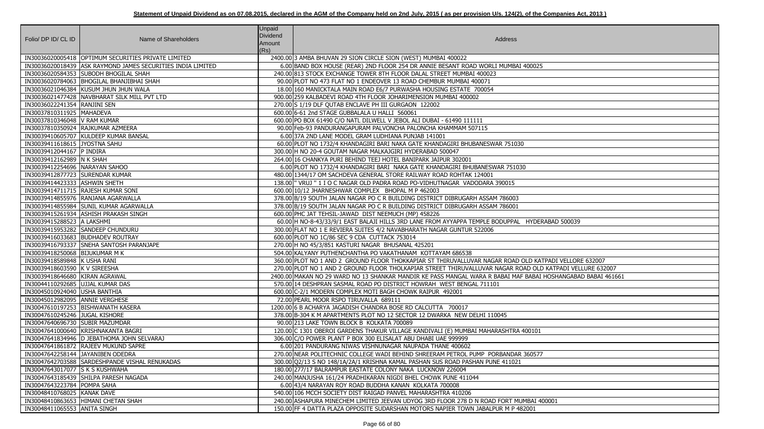**Statement of Unpaid Dividend as on 07.08.2015, declared in the AGM of the Company held on 2nd July, 2015 ( as per provision U/s. 124(2), of the Companies Act, 2013 )**

| Folio/ DP ID/ CL ID | Name of Shareholders | Unpaid Dividend Amount (Rs) | Address |
|---|---|---|---|
| IN30036020005418 | OPTIMUM SECURITIES PRIVATE LIMITED | 2400.00 | 3 AMBA BHUVAN 29 SION CIRCLE SION (WEST) MUMBAI 400022 |
| IN30036020018439 | ASK RAYMOND JAMES SECURITIES INDIA LIMITED | 6.00 | BAND BOX HOUSE (REAR) 2ND FLOOR 254 DR ANNIE BESANT ROAD WORLI MUMBAI 400025 |
| IN30036020584353 | SUBODH BHOGILAL SHAH | 240.00 | 813 STOCK EXCHANGE TOWER 8TH FLOOR DALAL STREET MUMBAI 400023 |
| IN30036020784063 | BHOGILAL BHANJIBHAI SHAH | 90.00 | PLOT NO 473 FLAT NO 1 ENDEOVER 13 ROAD CHEMBUR MUMBAI 400071 |
| IN30036021046384 | KUSUM JHUN JHUN WALA | 18.00 | 160 MANICKTALA MAIN ROAD E6/7 PURWASHA HOUSING ESTATE 700054 |
| IN30036021477428 | NAVBHARAT SILK MILL PVT LTD | 900.00 | 259 KALBADEVI ROAD 4TH FLOOR JOHARIMENSION MUMBAI 400002 |
| IN30036022241354 | RANJINI SEN | 270.00 | S 1/19 DLF QUTAB ENCLAVE PH III GURGAON 122002 |
| IN30037810311925 | MAHADEVA | 600.00 | 6-61 2nd STAGE GUBBALALA U HALLI 560061 |
| IN30037810346048 | V RAM KUMAR | 600.00 | PO BOX 61490 C/O NATL DILWELL V JEBOL ALI DUBAI - 61490 111111 |
| IN30037810350924 | RAJKUMAR AZMEERA | 90.00 | Feb-93 PANDURANGAPURAM PALVONCHA PALONCHA KHAMMAM 507115 |
| IN30039410605707 | KULDEEP KUMAR BANSAL | 6.00 | 37A 2ND LANE MODEL GRAM LUDHIANA PUNJAB 141001 |
| IN30039411618615 | JYOSTNA SAHU | 60.00 | PLOT NO 1732/4 KHANDAGIRI BARI NAKA GATE KHANDAGIRI BHUBANESWAR 751030 |
| IN30039412044167 | P INDIRA | 300.00 | H NO 20-4 GOUTAM NAGAR MALKAJGIRI HYDERABAD 500047 |
| IN30039412162989 | N K SHAH | 264.00 | 16 CHANKYA PURI BEHIND TEEJ HOTEL BANIPARK JAIPUR 302001 |
| IN30039412254696 | NARAYAN SAHOO | 6.00 | PLOT NO 1732/4 KHANDAGIRI BARI NAKA GATE KHANDAGIRI BHUBANESWAR 751030 |
| IN30039412877723 | SURENDAR KUMAR | 480.00 | 1344/17 OM SACHDEVA GENERAL STORE RAILWAY ROAD ROHTAK 124001 |
| IN30039414423333 | ASHWIN SHETH | 138.00 | " VRUJ " 1 I O C NAGAR OLD PADRA ROAD PO-VIDHUTNAGAR VADODARA 390015 |
| IN30039414711715 | RAJESH KUMAR SONI | 600.00 | 10/12 JHARNESHWAR COMPLEX BHOPAL M P 462003 |
| IN30039414855976 | RANJANA AGARWALLA | 378.00 | B/19 SOUTH JALAN NAGAR PO C R BUILDING DISTRICT DIBRUGARH ASSAM 786003 |
| IN30039414855984 | SUNIL KUMAR AGARWALLA | 378.00 | B/19 SOUTH JALAN NAGAR PO C R BUILDING DISTRICT DIBRUGARH ASSAM 786001 |
| IN30039415261934 | ASHISH PRAKASH SINGH | 600.00 | PHC JAT TEHSIL-JAWAD DIST NEEMUCH (MP) 458226 |
| IN30039415288523 | A LAKSHMI | 60.00 | H NO-8-43/33/9/1 EAST BALAJI HILLS 3RD LANE FROM AYYAPPA TEMPLE BODUPPAL HYDERABAD 500039 |
| IN30039415953282 | SANDEEP CHUNDURU | 300.00 | FLAT NO 1 E REVIERA SUITES 4/2 NAVABHARATH NAGAR GUNTUR 522006 |
| IN30039416033683 | BUDHADEV ROUTRAY | 600.00 | PLOT NO 1C/86 SEC 9 CDA CUTTACK 753014 |
| IN30039416793337 | SNEHA SANTOSH PARANJAPE | 270.00 | H NO 45/3/851 KASTURI NAGAR BHUSANAL 425201 |
| IN30039418250068 | BIJUKUMAR M K | 504.00 | KALYANY PUTHENCHANTHA PO VAKATHANAM KOTTAYAM 686538 |
| IN30039418589848 | K USHA RANI | 360.00 | PLOT NO 1 AND 2 GROUND FLOOR THOKKAPIAR ST THIRUVALLUVAR NAGAR ROAD OLD KATPADI VELLORE 632007 |
| IN30039418603590 | K V SIREESHA | 270.00 | PLOT NO 1 AND 2 GROUND FLOOR THOLKAPIAR STREET THIRUVALLUVAR NAGAR ROAD OLD KATPADI VELLURE 632007 |
| IN30039418646680 | KIRAN AGRAWAL | 2400.00 | MAKAN NO 29 WARD NO 13 SHANKAR MANDIR KE PASS MANGAL WARA R BABAI MAF BABAI HOSHANGABAD BABAI 461661 |
| IN30044110292685 | UJJAL KUMAR DAS | 570.00 | 14 DESHPRAN SASMAL ROAD PO DISTRICT HOWRAH WEST BENGAL 711101 |
| IN30045010924040 | USHA BANTHIA | 600.00 | C-2/1 MODERN COMPLEX MOTI BAGH CHOWK RAIPUR 492001 |
| IN30045012982095 | ANNIE VERGHESE | 72.00 | PEARL MOOR RSPO TIRUVALLA 689111 |
| IN30047610197253 | BISHWANATH KASERA | 1200.00 | 6 B ACHARYA JAGADISH CHANDRA BOSE RD CALCUTTA 700017 |
| IN30047610245246 | JUGAL KISHORE | 378.00 | B-304 K M APARTMENTS PLOT NO 12 SECTOR 12 DWARKA NEW DELHI 110045 |
| IN30047640696730 | SUBIR MAZUMDAR | 90.00 | 213 LAKE TOWN BLOCK B KOLKATA 700089 |
| IN30047641000640 | KRISHNAKANTA BAGRI | 120.00 | C 1301 OBEROI GARDENS THAKUR VILLAGE KANDIVALI (E) MUMBAI MAHARASHTRA 400101 |
| IN30047641834946 | D JEBATHOMA JOHN SELVARAJ | 306.00 | C/O POWER PLANT P BOX 300 ELISALAT ABU DHABI UAE 999999 |
| IN30047641861872 | RAJEEV MUKUND SAPRE | 6.00 | 201 PANDURANG NIWAS VISHNUNAGAR NAUPADA THANE 400602 |
| IN30047642258144 | JAYANIBEN ODEDRA | 270.00 | NEAR POLITECHNIC COLLEGE WADI BEHIND SHREERAM PETROL PUMP PORBANDAR 360577 |
| IN30047642703588 | SARDESHPANDE VISHAL RENUKADAS | 300.00 | Q2/13 S NO 148/1A/2A/1 KRISHNA KAMAL PASHAN SUS ROAD PASHAN PUNE 411021 |
| IN30047643017077 | S K S KUSHWAHA | 180.00 | 277/17 BALRAMPUR EASTATE COLONY NAKA LUCKNOW 226004 |
| IN30047643185439 | SHILPA PARESH NAGADA | 240.00 | MANJUSHA 161/24 PRADHIKARAN NIGDI BHEL CHOWK PUNE 411044 |
| IN30047643223784 | POMPA SAHA | 6.00 | 43/4 NARAYAN ROY ROAD BUDDHA KANAN KOLKATA 700008 |
| IN30048410768025 | KANAK DAVE | 540.00 | 106 MCCH SOCIETY DIST RAIGAD PANVEL MAHARASHTRA 410206 |
| IN30048410863653 | HIMANI CHETAN SHAH | 240.00 | ASHAPURA MINECHEM LIMITED JEEVAN UDYOG 3RD FLOOR 278 D N ROAD FORT MUMBAI 400001 |
| IN30048411065553 | ANITA SINGH | 150.00 | FF 4 DATTA PLAZA OPPOSITE SUDARSHAN MOTORS NAPIER TOWN JABALPUR M P 482001 |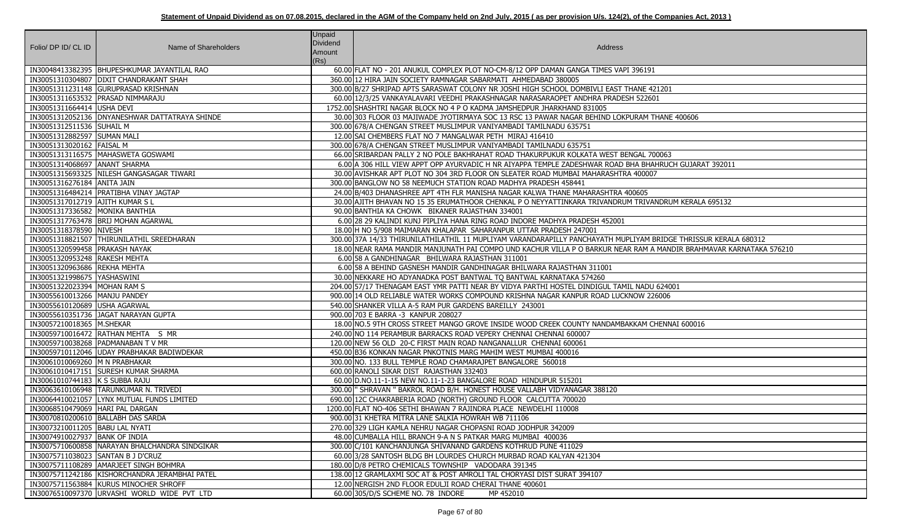**Statement of Unpaid Dividend as on 07.08.2015, declared in the AGM of the Company held on 2nd July, 2015 ( as per provision U/s. 124(2), of the Companies Act, 2013 )**

| Folio/ DP ID/ CL ID | Name of Shareholders | Unpaid Dividend Amount (Rs) | Address |
|---|---|---|---|
| IN30048413382395 | BHUPESHKUMAR JAYANTILAL RAO | 60.00 | FLAT NO - 201 ANUKUL COMPLEX PLOT NO-CM-8/12 OPP DAMAN GANGA TIMES VAPI 396191 |
| IN30051310304807 | DIXIT CHANDRAKANT SHAH | 360.00 | 12 HIRA JAIN SOCIETY RAMNAGAR SABARMATI AHMEDABAD 380005 |
| IN30051311231148 | GURUPRASAD KRISHNAN | 300.00 | B/27 SHRIPAD APTS SARASWAT COLONY NR JOSHI HIGH SCHOOL DOMBIVLI EAST THANE 421201 |
| IN30051311653532 | PRASAD NIMMARAJU | 60.00 | 12/3/25 VANKAYALAVARI VEEDHI PRAKASHNAGAR NARASARAOPET ANDHRA PRADESH 522601 |
| IN30051311664414 | USHA DEVI | 1752.00 | SHASHTRI NAGAR BLOCK NO 4 P O KADMA JAMSHEDPUR JHARKHAND 831005 |
| IN30051312052136 | DNYANESHWAR DATTATRAYA SHINDE | 30.00 | 303 FLOOR 03 MAJIWADE JYOTIRMAYA SOC 13 RSC 13 PAWAR NAGAR BEHIND LOKPURAM THANE 400606 |
| IN30051312511536 | SUHAIL M | 300.00 | 678/A CHENGAN STREET MUSLIMPUR VANIYAMBADI TAMILNADU 635751 |
| IN30051312882597 | SUMAN MALI | 12.00 | SAI CHEMBERS FLAT NO 7 MANGALWAR PETH MIRAJ 416410 |
| IN30051313020162 | FAISAL M | 300.00 | 678/A CHENGAN STREET MUSLIMPUR VANIYAMBADI TAMILNADU 635751 |
| IN30051313116575 | MAHASWETA GOSWAMI | 66.00 | SRIBARDAN PALLY 2 NO POLE BAKHRAHAT ROAD THAKURPUKUR KOLKATA WEST BENGAL 700063 |
| IN30051314068697 | ANANT SHARMA | 6.00 | A 306 HILL VIEW APPT OPP AYURVADIC H NR AIYAPPA TEMPLE ZADESHWAR ROAD BHA BHAHRUCH GUJARAT 392011 |
| IN30051315693325 | NILESH GANGASAGAR TIWARI | 30.00 | AVISHKAR APT PLOT NO 304 3RD FLOOR ON SLEATER ROAD MUMBAI MAHARASHTRA 400007 |
| IN30051316276184 | ANITA JAIN | 300.00 | BANGLOW NO 58 NEEMUCH STATION ROAD MADHYA PRADESH 458441 |
| IN30051316484214 | PRATIBHA VINAY JAGTAP | 24.00 | B/403 DHANASHREE APT 4TH FLR MANISHA NAGAR KALWA THANE MAHARASHTRA 400605 |
| IN30051317012719 | AJITH KUMAR S L | 30.00 | AJITH BHAVAN NO 15 35 ERUMATHOOR CHENKAL P O NEYYATTINKARA TRIVANDRUM TRIVANDRUM KERALA 695132 |
| IN30051317336582 | MONIKA BANTHIA | 90.00 | BANTHIA KA CHOWK BIKANER RAJASTHAN 334001 |
| IN30051317763478 | BRIJ MOHAN AGARWAL | 6.00 | 28 29 KALINDI KUNJ PIPLIYA HANA RING ROAD INDORE MADHYA PRADESH 452001 |
| IN30051318378590 | NIVESH | 18.00 | H NO 5/908 MAIMARAN KHALAPAR SAHARANPUR UTTAR PRADESH 247001 |
| IN30051318821507 | THIRUNILATHIL SREEDHARAN | 300.00 | 37A 14/33 THIRUNILATHILATHIL 11 MUPLIYAM VARANDARAPILLY PANCHAYATH MUPLIYAM BRIDGE THRISSUR KERALA 680312 |
| IN30051320599458 | PRAKASH NAYAK | 18.00 | NEAR RAMA MANDIR MANJUNATH PAI COMPO UND KACHUR VILLA P O BARKUR NEAR RAM A MANDIR BRAHMAVAR KARNATAKA 576210 |
| IN30051320953248 | RAKESH MEHTA | 6.00 | 58 A GANDHINAGAR BHILWARA RAJASTHAN 311001 |
| IN30051320963686 | REKHA MEHTA | 6.00 | 58 A BEHIND GASNESH MANDIR GANDHINAGAR BHILWARA RAJASTHAN 311001 |
| IN30051321998675 | YASHASWINI | 30.00 | NEKKARE HO ADYANADKA POST BANTWAL TQ BANTWAL KARNATAKA 574260 |
| IN30051322023394 | MOHAN RAM S | 204.00 | 57/17 THENAGAM EAST YMR PATTI NEAR BY VIDYA PARTHI HOSTEL DINDIGUL TAMIL NADU 624001 |
| IN30055610013266 | MANJU PANDEY | 900.00 | 14 OLD RELIABLE WATER WORKS COMPOUND KRISHNA NAGAR KANPUR ROAD LUCKNOW 226006 |
| IN30055610120689 | USHA AGARWAL | 540.00 | SHANKER VILLA A-5 RAM PUR GARDENS BAREILLY 243001 |
| IN30055610351736 | JAGAT NARAYAN GUPTA | 900.00 | 703 E BARRA -3 KANPUR 208027 |
| IN30057210018365 | M.SHEKAR | 18.00 | NO.5 9TH CROSS STREET MANGO GROVE INSIDE WOOD CREEK COUNTY NANDAMBAKKAM CHENNAI 600016 |
| IN30059710016472 | RATHAN MEHTA S MR | 240.00 | NO 114 PERAMBUR BARRACKS ROAD VEPERY CHENNAI CHENNAI 600007 |
| IN30059710038268 | PADMANABAN T V MR | 120.00 | NEW 56 OLD 20-C FIRST MAIN ROAD NANGANALLUR CHENNAI 600061 |
| IN30059710112046 | UDAY PRABHAKAR BADIWDEKAR | 450.00 | B36 KONKAN NAGAR PNKOTNIS MARG MAHIM WEST MUMBAI 400016 |
| IN30061010069260 | M N PRABHAKAR | 300.00 | NO. 133 BULL TEMPLE ROAD CHAMARAJPET BANGALORE 560018 |
| IN30061010417151 | SURESH KUMAR SHARMA | 600.00 | RANOLI SIKAR DIST RAJASTHAN 332403 |
| IN30061010744183 | K S SUBBA RAJU | 60.00 | D.NO.11-1-15 NEW NO.11-1-23 BANGALORE ROAD HINDUPUR 515201 |
| IN30063610106948 | TARUNKUMAR N. TRIVEDI | 300.00 | " SHRAVAN " BAKROL ROAD B/H. HONEST HOUSE VALLABH VIDYANAGAR 388120 |
| IN30064410021057 | LYNX MUTUAL FUNDS LIMITED | 690.00 | 12C CHAKRABERIA ROAD (NORTH) GROUND FLOOR CALCUTTA 700020 |
| IN30068510479069 | HARI PAL DARGAN | 1200.00 | FLAT NO-406 SETHI BHAWAN 7 RAJINDRA PLACE NEWDELHI 110008 |
| IN30070810200610 | BALLABH DAS SARDA | 900.00 | 31 KHETRA MITRA LANE SALKIA HOWRAH WB 711106 |
| IN30073210011205 | BABU LAL NYATI | 270.00 | 329 LIGH KAMLA NEHRU NAGAR CHOPASNI ROAD JODHPUR 342009 |
| IN30074910027937 | BANK OF INDIA | 48.00 | CUMBALLA HILL BRANCH 9-A N S PATKAR MARG MUMBAI 400036 |
| IN30075710600858 | NARAYAN BHALCHANDRA SINDGIKAR | 300.00 | C/101 KANCHANJUNGA SHIVANAND GARDENS KOTHRUD PUNE 411029 |
| IN30075711038023 | SANTAN B J D'CRUZ | 60.00 | 3/28 SANTOSH BLDG BH LOURDES CHURCH MURBAD ROAD KALYAN 421304 |
| IN30075711108289 | AMARJEET SINGH BOHMRA | 180.00 | D/8 PETRO CHEMICALS TOWNSHIP VADODARA 391345 |
| IN30075711242186 | KISHORCHANDRA JERAMBHAI PATEL | 138.00 | 12 GRAMLAXMI SOC AT & POST AMROLI TAL CHORYASI DIST SURAT 394107 |
| IN30075711563884 | KURUS MINOCHER SHROFF | 12.00 | NERGISH 2ND FLOOR EDULJI ROAD CHERAI THANE 400601 |
| IN30076510097370 | URVASHI WORLD WIDE PVT LTD | 60.00 | 305/D/S SCHEME NO. 78 INDORE MP 452010 |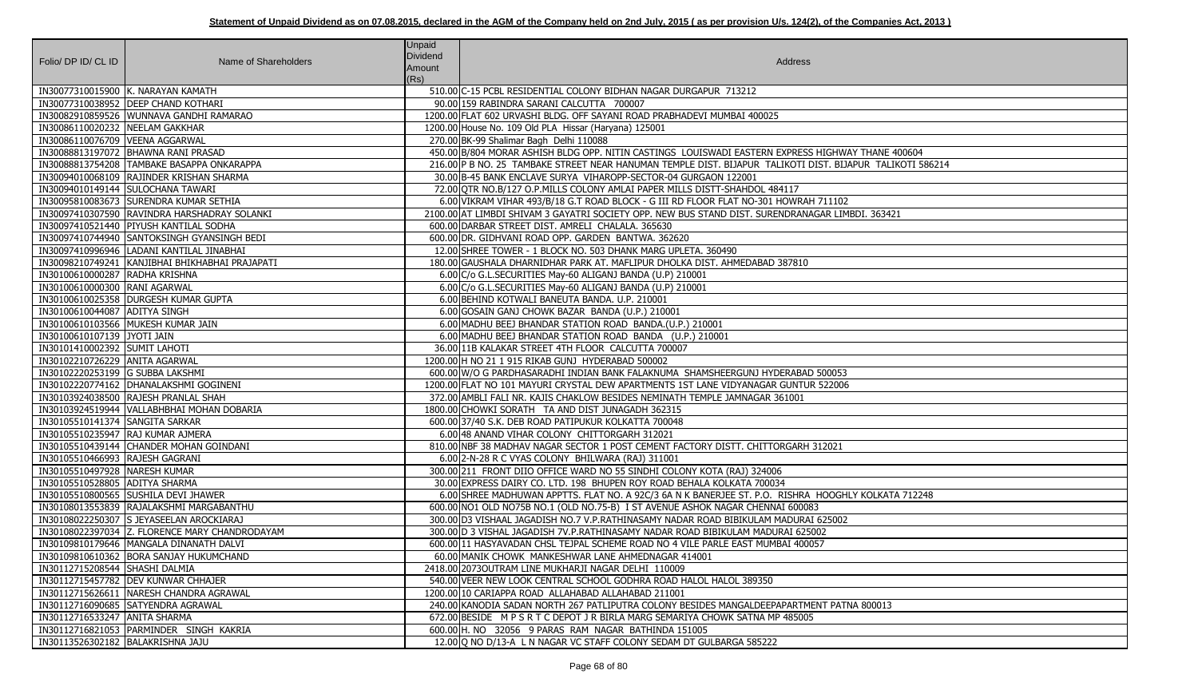**Statement of Unpaid Dividend as on 07.08.2015, declared in the AGM of the Company held on 2nd July, 2015 ( as per provision U/s. 124(2), of the Companies Act, 2013 )**

| Folio/ DP ID/ CL ID | Name of Shareholders | Unpaid Dividend Amount (Rs) | Address |
|---|---|---|---|
| IN30077310015900 | K. NARAYAN KAMATH | 510.00 | C-15 PCBL RESIDENTIAL COLONY BIDHAN NAGAR DURGAPUR 713212 |
| IN30077310038952 | DEEP CHAND KOTHARI | 90.00 | 159 RABINDRA SARANI CALCUTTA 700007 |
| IN30082910859526 | WUNNAVA GANDHI RAMARAO | 1200.00 | FLAT 602 URVASHI BLDG. OFF SAYANI ROAD PRABHADEVI MUMBAI 400025 |
| IN30086110020232 | NEELAM GAKKHAR | 1200.00 | House No. 109 Old PLA Hissar (Haryana) 125001 |
| IN30086110076709 | VEENA AGGARWAL | 270.00 | BK-99 Shalimar Bagh Delhi 110088 |
| IN30088813197072 | BHAWNA RANI PRASAD | 450.00 | B/804 MORAR ASHISH BLDG OPP. NITIN CASTINGS LOUISWADI EASTERN EXPRESS HIGHWAY THANE 400604 |
| IN30088813754208 | TAMBAKE BASAPPA ONKARAPPA | 216.00 | P B NO. 25 TAMBAKE STREET NEAR HANUMAN TEMPLE DIST. BIJAPUR TALIKOTI DIST. BIJAPUR TALIKOTI 586214 |
| IN30094010068109 | RAJINDER KRISHAN SHARMA | 30.00 | B-45 BANK ENCLAVE SURYA VIHAROPP-SECTOR-04 GURGAON 122001 |
| IN30094010149144 | SULOCHANA TAWARI | 72.00 | QTR NO.B/127 O.P.MILLS COLONY AMLAI PAPER MILLS DISTT-SHAHDOL 484117 |
| IN30095810083673 | SURENDRA KUMAR SETHIA | 6.00 | VIKRAM VIHAR 493/B/18 G.T ROAD BLOCK - G III RD FLOOR FLAT NO-301 HOWRAH 711102 |
| IN30097410307590 | RAVINDRA HARSHADRAY SOLANKI | 2100.00 | AT LIMBDI SHIVAM 3 GAYATRI SOCIETY OPP. NEW BUS STAND DIST. SURENDRANAGAR LIMBDI. 363421 |
| IN30097410521440 | PIYUSH KANTILAL SODHA | 600.00 | DARBAR STREET DIST. AMRELI CHALALA. 365630 |
| IN30097410744940 | SANTOKSINGH GYANSINGH BEDI | 600.00 | DR. GIDHVANI ROAD OPP. GARDEN BANTWA. 362620 |
| IN30097410996946 | LADANI KANTILAL JINABHAI | 12.00 | SHREE TOWER - 1 BLOCK NO. 503 DHANK MARG UPLETA. 360490 |
| IN30098210749241 | KANJIBHAI BHIKHABHAI PRAJAPATI | 180.00 | GAUSHALA DHARNIDHAR PARK AT. MAFLIPUR DHOLKA DIST. AHMEDABAD 387810 |
| IN30100610000287 | RADHA KRISHNA | 6.00 | C/o G.L.SECURITIES May-60 ALIGANJ BANDA (U.P) 210001 |
| IN30100610000300 | RANI AGARWAL | 6.00 | C/o G.L.SECURITIES May-60 ALIGANJ BANDA (U.P) 210001 |
| IN30100610025358 | DURGESH KUMAR GUPTA | 6.00 | BEHIND KOTWALI BANEUTA BANDA. U.P. 210001 |
| IN30100610044087 | ADITYA SINGH | 6.00 | GOSAIN GANJ CHOWK BAZAR BANDA (U.P.) 210001 |
| IN30100610103566 | MUKESH KUMAR JAIN | 6.00 | MADHU BEEJ BHANDAR STATION ROAD BANDA.(U.P.) 210001 |
| IN30100610107139 | JYOTI JAIN | 6.00 | MADHU BEEJ BHANDAR STATION ROAD BANDA (U.P.) 210001 |
| IN30101410002392 | SUMIT LAHOTI | 36.00 | 11B KALAKAR STREET 4TH FLOOR CALCUTTA 700007 |
| IN30102210726229 | ANITA AGARWAL | 1200.00 | H NO 21 1 915 RIKAB GUNJ HYDERABAD 500002 |
| IN30102220253199 | G SUBBA LAKSHMI | 600.00 | W/O G PARDHASARADHI INDIAN BANK FALAKNUMA SHAMSHEERGUNJ HYDERABAD 500053 |
| IN30102220774162 | DHANALAKSHMI GOGINENI | 1200.00 | FLAT NO 101 MAYURI CRYSTAL DEW APARTMENTS 1ST LANE VIDYANAGAR GUNTUR 522006 |
| IN30103924038500 | RAJESH PRANLAL SHAH | 372.00 | AMBLI FALI NR. KAJIS CHAKLOW BESIDES NEMINATH TEMPLE JAMNAGAR 361001 |
| IN30103924519944 | VALLABHBHAI MOHAN DOBARIA | 1800.00 | CHOWKI SORATH TA AND DIST JUNAGADH 362315 |
| IN30105510141374 | SANGITA SARKAR | 600.00 | 37/40 S.K. DEB ROAD PATIPUKUR KOLKATTA 700048 |
| IN30105510235947 | RAJ KUMAR AJMERA | 6.00 | 48 ANAND VIHAR COLONY CHITTORGARH 312021 |
| IN30105510439144 | CHANDER MOHAN GOINDANI | 810.00 | NBF 38 MADHAV NAGAR SECTOR 1 POST CEMENT FACTORY DISTT. CHITTORGARH 312021 |
| IN30105510466993 | RAJESH GAGRANI | 6.00 | 2-N-28 R C VYAS COLONY BHILWARA (RAJ) 311001 |
| IN30105510497928 | NARESH KUMAR | 300.00 | 211 FRONT DIIO OFFICE WARD NO 55 SINDHI COLONY KOTA (RAJ) 324006 |
| IN30105510528805 | ADITYA SHARMA | 30.00 | EXPRESS DAIRY CO. LTD. 198 BHUPEN ROY ROAD BEHALA KOLKATA 700034 |
| IN30105510800565 | SUSHILA DEVI JHAWER | 6.00 | SHREE MADHUWAN APPTTS. FLAT NO. A 92C/3 6A N K BANERJEE ST. P.O. RISHRA HOOGHLY KOLKATA 712248 |
| IN30108013553839 | RAJALAKSHMI MARGABANTHU | 600.00 | NO1 OLD NO75B NO.1 (OLD NO.75-B) I ST AVENUE ASHOK NAGAR CHENNAI 600083 |
| IN30108022250307 | S JEYASEELAN AROCKIARAJ | 300.00 | D3 VISHAAL JAGADISH NO.7 V.P.RATHINASAMY NADAR ROAD BIBIKULAM MADURAI 625002 |
| IN30108022397034 | Z. FLORENCE MARY CHANDRODAYAM | 300.00 | D 3 VISHAL JAGADISH 7V.P.RATHINASAMY NADAR ROAD BIBIKULAM MADURAI 625002 |
| IN30109810179646 | MANGALA DINANATH DALVI | 600.00 | 11 HASYAVADAN CHSL TEJPAL SCHEME ROAD NO 4 VILE PARLE EAST MUMBAI 400057 |
| IN30109810610362 | BORA SANJAY HUKUMCHAND | 60.00 | MANIK CHOWK MANKESHWAR LANE AHMEDNAGAR 414001 |
| IN30112715208544 | SHASHI DALMIA | 2418.00 | 2073OUTRAM LINE MUKHARJI NAGAR DELHI 110009 |
| IN30112715457782 | DEV KUNWAR CHHAJER | 540.00 | VEER NEW LOOK CENTRAL SCHOOL GODHRA ROAD HALOL HALOL 389350 |
| IN30112715626611 | NARESH CHANDRA AGRAWAL | 1200.00 | 10 CARIAPPA ROAD ALLAHABAD ALLAHABAD 211001 |
| IN30112716090685 | SATYENDRA AGRAWAL | 240.00 | KANODIA SADAN NORTH 267 PATLIPUTRA COLONY BESIDES MANGALDEEPAPARTMENT PATNA 800013 |
| IN30112716533247 | ANITA SHARMA | 672.00 | BESIDE M P S R T C DEPOT J R BIRLA MARG SEMARIYA CHOWK SATNA MP 485005 |
| IN30112716821053 | PARMINDER SINGH KAKRIA | 600.00 | H. NO 32056 9 PARAS RAM NAGAR BATHINDA 151005 |
| IN30113526302182 | BALAKRISHNA JAJU | 12.00 | Q NO D/13-A L N NAGAR VC STAFF COLONY SEDAM DT GULBARGA 585222 |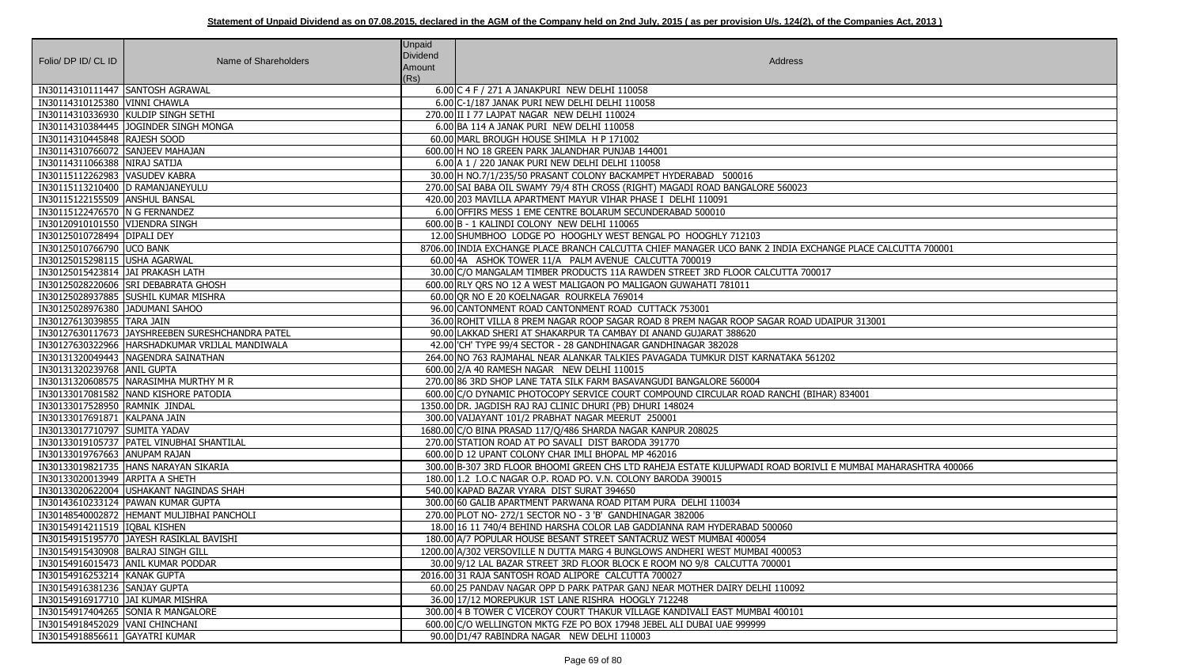**Statement of Unpaid Dividend as on 07.08.2015, declared in the AGM of the Company held on 2nd July, 2015 ( as per provision U/s. 124(2), of the Companies Act, 2013 )**

| Folio/ DP ID/ CL ID | Name of Shareholders | Unpaid Dividend Amount (Rs) | Address |
|---|---|---|---|
| IN30114310111447 | SANTOSH AGRAWAL | 6.00 | C 4 F / 271 A JANAKPURI NEW DELHI 110058 |
| IN30114310125380 | VINNI CHAWLA | 6.00 | C-1/187 JANAK PURI NEW DELHI DELHI 110058 |
| IN30114310336930 | KULDIP SINGH SETHI | 270.00 | II I 77 LAJPAT NAGAR NEW DELHI 110024 |
| IN30114310384445 | JOGINDER SINGH MONGA | 6.00 | BA 114 A JANAK PURI NEW DELHI 110058 |
| IN30114310445848 | RAJESH SOOD | 60.00 | MARL BROUGH HOUSE SHIMLA H P 171002 |
| IN30114310766072 | SANJEEV MAHAJAN | 600.00 | H NO 18 GREEN PARK JALANDHAR PUNJAB 144001 |
| IN30114311066388 | NIRAJ SATIJA | 6.00 | A 1 / 220 JANAK PURI NEW DELHI DELHI 110058 |
| IN30115112262983 | VASUDEV KABRA | 30.00 | H NO.7/1/235/50 PRASANT COLONY BACKAMPET HYDERABAD 500016 |
| IN30115113210400 | D RAMANJANEYULU | 270.00 | SAI BABA OIL SWAMY 79/4 8TH CROSS (RIGHT) MAGADI ROAD BANGALORE 560023 |
| IN30115122155509 | ANSHUL BANSAL | 420.00 | 203 MAVILLA APARTMENT MAYUR VIHAR PHASE I DELHI 110091 |
| IN30115122476570 | N G FERNANDEZ | 6.00 | OFFIRS MESS 1 EME CENTRE BOLARUM SECUNDERABAD 500010 |
| IN30120910101550 | VIJENDRA SINGH | 600.00 | B - 1 KALINDI COLONY NEW DELHI 110065 |
| IN30125010728494 | DIPALI DEY | 12.00 | SHUMBHOO LODGE PO HOOGHLY WEST BENGAL PO HOOGHLY 712103 |
| IN30125010766790 | UCO BANK | 8706.00 | INDIA EXCHANGE PLACE BRANCH CALCUTTA CHIEF MANAGER UCO BANK 2 INDIA EXCHANGE PLACE CALCUTTA 700001 |
| IN30125015298115 | USHA AGARWAL | 60.00 | 4A ASHOK TOWER 11/A PALM AVENUE CALCUTTA 700019 |
| IN30125015423814 | JAI PRAKASH LATH | 30.00 | C/O MANGALAM TIMBER PRODUCTS 11A RAWDEN STREET 3RD FLOOR CALCUTTA 700017 |
| IN30125028220606 | SRI DEBABRATA GHOSH | 600.00 | RLY QRS NO 12 A WEST MALIGAON PO MALIGAON GUWAHATI 781011 |
| IN30125028937885 | SUSHIL KUMAR MISHRA | 60.00 | QR NO E 20 KOELNAGAR ROURKELA 769014 |
| IN30125028976380 | JADUMANI SAHOO | 96.00 | CANTONMENT ROAD CANTONMENT ROAD CUTTACK 753001 |
| IN30127613039855 | TARA JAIN | 36.00 | ROHIT VILLA 8 PREM NAGAR ROOP SAGAR ROAD 8 PREM NAGAR ROOP SAGAR ROAD UDAIPUR 313001 |
| IN30127630117673 | JAYSHREEBEN SURESHCHANDRA PATEL | 90.00 | LAKKAD SHERI AT SHAKARPUR TA CAMBAY DI ANAND GUJARAT 388620 |
| IN30127630322966 | HARSHADKUMAR VRIJLAL MANDIWALA | 42.00 | 'CH' TYPE 99/4 SECTOR - 28 GANDHINAGAR GANDHINAGAR 382028 |
| IN30131320049443 | NAGENDRA SAINATHAN | 264.00 | NO 763 RAJMAHAL NEAR ALANKAR TALKIES PAVAGADA TUMKUR DIST KARNATAKA 561202 |
| IN30131320239768 | ANIL GUPTA | 600.00 | 2/A 40 RAMESH NAGAR NEW DELHI 110015 |
| IN30131320608575 | NARASIMHA MURTHY M R | 270.00 | 86 3RD SHOP LANE TATA SILK FARM BASAVANGUDI BANGALORE 560004 |
| IN30133017081582 | NAND KISHORE PATODIA | 600.00 | C/O DYNAMIC PHOTOCOPY SERVICE COURT COMPOUND CIRCULAR ROAD RANCHI (BIHAR) 834001 |
| IN30133017528950 | RAMNIK JINDAL | 1350.00 | DR. JAGDISH RAJ RAJ CLINIC DHURI (PB) DHURI 148024 |
| IN30133017691871 | KALPANA JAIN | 300.00 | VAIJAYANT 101/2 PRABHAT NAGAR MEERUT 250001 |
| IN30133017710797 | SUMITA YADAV | 1680.00 | C/O BINA PRASAD 117/Q/486 SHARDA NAGAR KANPUR 208025 |
| IN30133019105737 | PATEL VINUBHAI SHANTILAL | 270.00 | STATION ROAD AT PO SAVALI DIST BARODA 391770 |
| IN30133019767663 | ANUPAM RAJAN | 600.00 | D 12 UPANT COLONY CHAR IMLI BHOPAL MP 462016 |
| IN30133019821735 | HANS NARAYAN SIKARIA | 300.00 | B-307 3RD FLOOR BHOOMI GREEN CHS LTD RAHEJA ESTATE KULUPWADI ROAD BORIVLI E MUMBAI MAHARASHTRA 400066 |
| IN30133020013949 | ARPITA A SHETH | 180.00 | 1.2 I.O.C NAGAR O.P. ROAD PO. V.N. COLONY BARODA 390015 |
| IN30133020622004 | USHAKANT NAGINDAS SHAH | 540.00 | KAPAD BAZAR VYARA DIST SURAT 394650 |
| IN30143610233124 | PAWAN KUMAR GUPTA | 300.00 | 60 GALIB APARTMENT PARWANA ROAD PITAM PURA DELHI 110034 |
| IN30148540002872 | HEMANT MULJIBHAI PANCHOLI | 270.00 | PLOT NO- 272/1 SECTOR NO - 3 'B' GANDHINAGAR 382006 |
| IN30154914211519 | IQBAL KISHEN | 18.00 | 16 11 740/4 BEHIND HARSHA COLOR LAB GADDIANNA RAM HYDERABAD 500060 |
| IN30154915195770 | JAYESH RASIKLAL BAVISHI | 180.00 | A/7 POPULAR HOUSE BESANT STREET SANTACRUZ WEST MUMBAI 400054 |
| IN30154915430908 | BALRAJ SINGH GILL | 1200.00 | A/302 VERSOVILLE N DUTTA MARG 4 BUNGLOWS ANDHERI WEST MUMBAI 400053 |
| IN30154916015473 | ANIL KUMAR PODDAR | 30.00 | 9/12 LAL BAZAR STREET 3RD FLOOR BLOCK E ROOM NO 9/8 CALCUTTA 700001 |
| IN30154916253214 | KANAK GUPTA | 2016.00 | 31 RAJA SANTOSH ROAD ALIPORE CALCUTTA 700027 |
| IN30154916381236 | SANJAY GUPTA | 60.00 | 25 PANDAV NAGAR OPP D PARK PATPAR GANJ NEAR MOTHER DAIRY DELHI 110092 |
| IN30154916917710 | JAI KUMAR MISHRA | 36.00 | 17/12 MOREPUKUR 1ST LANE RISHRA HOOGLY 712248 |
| IN30154917404265 | SONIA R MANGALORE | 300.00 | 4 B TOWER C VICEROY COURT THAKUR VILLAGE KANDIVALI EAST MUMBAI 400101 |
| IN30154918452029 | VANI CHINCHANI | 600.00 | C/O WELLINGTON MKTG FZE PO BOX 17948 JEBEL ALI DUBAI UAE 999999 |
| IN30154918856611 | GAYATRI KUMAR | 90.00 | D1/47 RABINDRA NAGAR NEW DELHI 110003 |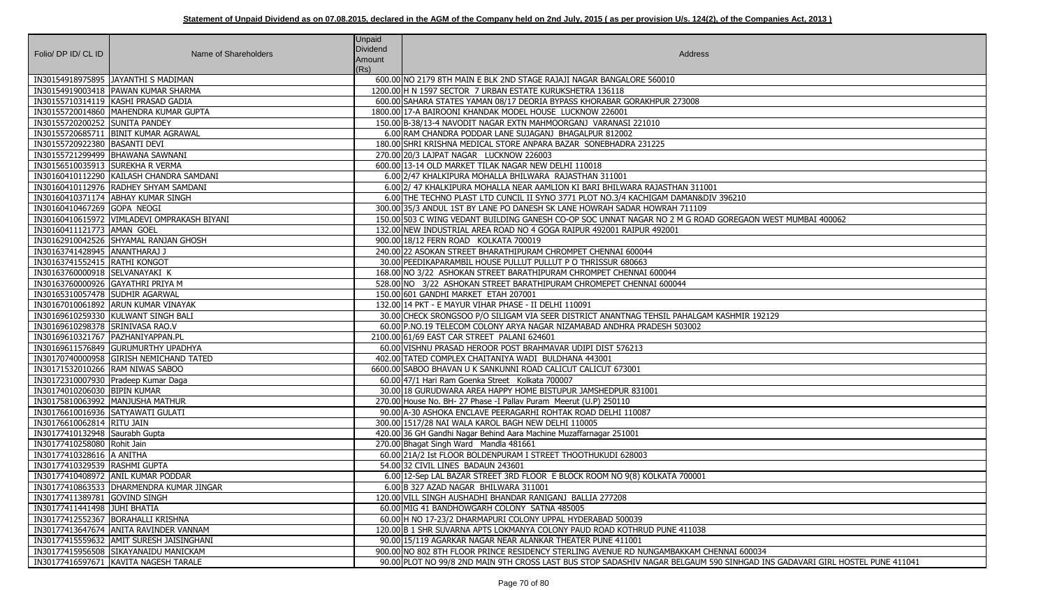**Statement of Unpaid Dividend as on 07.08.2015, declared in the AGM of the Company held on 2nd July, 2015 ( as per provision U/s. 124(2), of the Companies Act, 2013 )**

| Folio/ DP ID/ CL ID | Name of Shareholders | Unpaid Dividend Amount (Rs) | Address |
|---|---|---|---|
| IN30154918975895 | JAYANTHI S MADIMAN | 600.00 | NO 2179 8TH MAIN E BLK 2ND STAGE RAJAJI NAGAR BANGALORE 560010 |
| IN30154919003418 | PAWAN KUMAR SHARMA | 1200.00 | H N 1597 SECTOR 7 URBAN ESTATE KURUKSHETRA 136118 |
| IN30155710314119 | KASHI PRASAD GADIA | 600.00 | SAHARA STATES YAMAN 08/17 DEORIA BYPASS KHORABAR GORAKHPUR 273008 |
| IN30155720014860 | MAHENDRA KUMAR GUPTA | 1800.00 | 17-A BAIROONI KHANDAK MODEL HOUSE LUCKNOW 226001 |
| IN30155720200252 | SUNITA PANDEY | 150.00 | B-38/13-4 NAVODIT NAGAR EXTN MAHMOORGANJ VARANASI 221010 |
| IN30155720685711 | BINIT KUMAR AGRAWAL | 6.00 | RAM CHANDRA PODDAR LANE SUJAGANJ BHAGALPUR 812002 |
| IN30155720922380 | BASANTI DEVI | 180.00 | SHRI KRISHNA MEDICAL STORE ANPARA BAZAR SONEBHADRA 231225 |
| IN30155721299499 | BHAWANA SAWNANI | 270.00 | 20/3 LAJPAT NAGAR LUCKNOW 226003 |
| IN30156510035913 | SUREKHA R VERMA | 600.00 | 13-14 OLD MARKET TILAK NAGAR NEW DELHI 110018 |
| IN30160410112290 | KAILASH CHANDRA SAMDANI | 6.00 | 2/47 KHALKIPURA MOHALLA BHILWARA RAJASTHAN 311001 |
| IN30160410112976 | RADHEY SHYAM SAMDANI | 6.00 | 2/ 47 KHALKIPURA MOHALLA NEAR AAMLION KI BARI BHILWARA RAJASTHAN 311001 |
| IN30160410371174 | ABHAY KUMAR SINGH | 6.00 | THE TECHNO PLAST LTD CUNCIL II SYNO 3771 PLOT NO.3/4 KACHIGAM DAMAN&DIV 396210 |
| IN30160410467269 | GOPA NEOGI | 300.00 | 35/3 ANDUL 1ST BY LANE PO DANESH SK LANE HOWRAH SADAR HOWRAH 711109 |
| IN30160410615972 | VIMLADEVI OMPRAKASH BIYANI | 150.00 | 503 C WING VEDANT BUILDING GANESH CO-OP SOC UNNAT NAGAR NO 2 M G ROAD GOREGAON WEST MUMBAI 400062 |
| IN30160411121773 | AMAN GOEL | 132.00 | NEW INDUSTRIAL AREA ROAD NO 4 GOGA RAIPUR 492001 RAIPUR 492001 |
| IN30162910042526 | SHYAMAL RANJAN GHOSH | 900.00 | 18/12 FERN ROAD KOLKATA 700019 |
| IN30163741428945 | ANANTHARAJ J | 240.00 | 22 ASOKAN STREET BHARATHIPURAM CHROMPET CHENNAI 600044 |
| IN30163741552415 | RATHI KONGOT | 30.00 | PEEDIKAPARAMBIL HOUSE PULLUT PULLUT P O THRISSUR 680663 |
| IN30163760000918 | SELVANAYAKI K | 168.00 | NO 3/22 ASHOKAN STREET BARATHIPURAM CHROMPET CHENNAI 600044 |
| IN30163760000926 | GAYATHRI PRIYA M | 528.00 | NO 3/22 ASHOKAN STREET BARATHIPURAM CHROMEPET CHENNAI 600044 |
| IN30165310057478 | SUDHIR AGARWAL | 150.00 | 601 GANDHI MARKET ETAH 207001 |
| IN30167010061892 | ARUN KUMAR VINAYAK | 132.00 | 14 PKT - E MAYUR VIHAR PHASE - II DELHI 110091 |
| IN30169610259330 | KULWANT SINGH BALI | 30.00 | CHECK SRONGSOO P/O SILIGAM VIA SEER DISTRICT ANANTNAG TEHSIL PAHALGAM KASHMIR 192129 |
| IN30169610298378 | SRINIVASA RAO.V | 60.00 | P.NO.19 TELECOM COLONY ARYA NAGAR NIZAMABAD ANDHRA PRADESH 503002 |
| IN30169610321767 | PAZHANIYAPPAN.PL | 2100.00 | 61/69 EAST CAR STREET PALANI 624601 |
| IN30169611576849 | GURUMURTHY UPADHYA | 60.00 | VISHNU PRASAD HEROOR POST BRAHMAVAR UDIPI DIST 576213 |
| IN30170740000958 | GIRISH NEMICHAND TATED | 402.00 | TATED COMPLEX CHAITANIYA WADI BULDHANA 443001 |
| IN30171532010266 | RAM NIWAS SABOO | 6600.00 | SABOO BHAVAN U K SANKUNNI ROAD CALICUT CALICUT 673001 |
| IN30172310007930 | Pradeep Kumar Daga | 60.00 | 47/1 Hari Ram Goenka Street Kolkata 700007 |
| IN30174010206030 | BIPIN KUMAR | 30.00 | 18 GURUDWARA AREA HAPPY HOME BISTUPUR JAMSHEDPUR 831001 |
| IN30175810063992 | MANJUSHA MATHUR | 270.00 | House No. BH- 27 Phase -I Pallav Puram Meerut (U.P) 250110 |
| IN30176610016936 | SATYAWATI GULATI | 90.00 | A-30 ASHOKA ENCLAVE PEERAGARHI ROHTAK ROAD DELHI 110087 |
| IN30176610062814 | RITU JAIN | 300.00 | 1517/28 NAI WALA KAROL BAGH NEW DELHI 110005 |
| IN30177410132948 | Saurabh Gupta | 420.00 | 36 GH Gandhi Nagar Behind Aara Machine Muzaffarnagar 251001 |
| IN30177410258080 | Rohit Jain | 270.00 | Bhagat Singh Ward Mandla 481661 |
| IN30177410328616 | A ANITHA | 60.00 | 21A/2 Ist FLOOR BOLDENPURAM I STREET THOOTHUKUDI 628003 |
| IN30177410329539 | RASHMI GUPTA | 54.00 | 32 CIVIL LINES BADAUN 243601 |
| IN30177410408972 | ANIL KUMAR PODDAR | 6.00 | 12-Sep LAL BAZAR STREET 3RD FLOOR E BLOCK ROOM NO 9(8) KOLKATA 700001 |
| IN30177410863533 | DHARMENDRA KUMAR JINGAR | 6.00 | B 327 AZAD NAGAR BHILWARA 311001 |
| IN30177411389781 | GOVIND SINGH | 120.00 | VILL SINGH AUSHADHI BHANDAR RANIGANJ BALLIA 277208 |
| IN30177411441498 | JUHI BHATIA | 60.00 | MIG 41 BANDHOWGARH COLONY SATNA 485005 |
| IN30177412552367 | BORAHALLI KRISHNA | 60.00 | H NO 17-23/2 DHARMAPURI COLONY UPPAL HYDERABAD 500039 |
| IN30177413647674 | ANITA RAVINDER VANNAM | 120.00 | B 1 SHR SUVARNA APTS LOKMANYA COLONY PAUD ROAD KOTHRUD PUNE 411038 |
| IN30177415559632 | AMIT SURESH JAISINGHANI | 90.00 | 15/119 AGARKAR NAGAR NEAR ALANKAR THEATER PUNE 411001 |
| IN30177415956508 | SIKAYANAIDU MANICKAM | 900.00 | NO 802 8TH FLOOR PRINCE RESIDENCY STERLING AVENUE RD NUNGAMBAKKAM CHENNAI 600034 |
| IN30177416597671 | KAVITA NAGESH TARALE | 90.00 | PLOT NO 99/8 2ND MAIN 9TH CROSS LAST BUS STOP SADASHIV NAGAR BELGAUM 590 SINHGAD INS GADAVARI GIRL HOSTEL PUNE 411041 |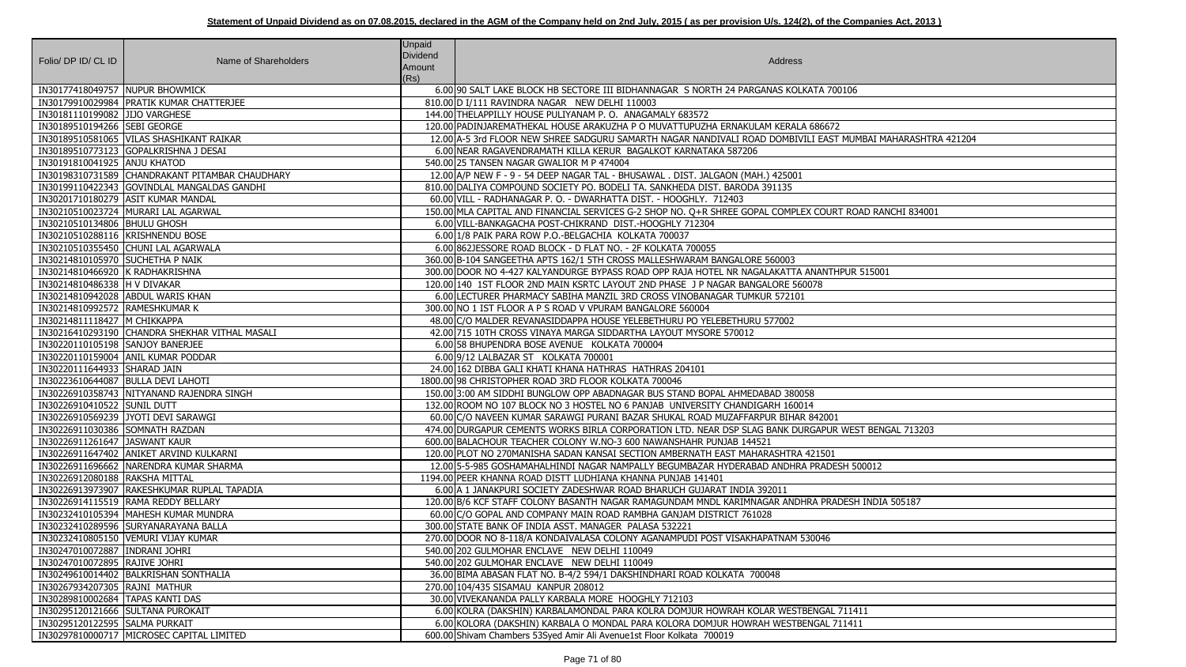**Statement of Unpaid Dividend as on 07.08.2015, declared in the AGM of the Company held on 2nd July, 2015 ( as per provision U/s. 124(2), of the Companies Act, 2013 )**

| Folio/ DP ID/ CL ID | Name of Shareholders | Unpaid Dividend Amount (Rs) | Address |
|---|---|---|---|
| IN30177418049757 | NUPUR BHOWMICK | 6.00 | 90 SALT LAKE BLOCK HB SECTORE III BIDHANNAGAR S NORTH 24 PARGANAS KOLKATA 700106 |
| IN30179910029984 | PRATIK KUMAR CHATTERJEE | 810.00 | D I/111 RAVINDRA NAGAR NEW DELHI 110003 |
| IN30181110199082 | JIJO VARGHESE | 144.00 | THELAPPILLY HOUSE PULIYANAM P. O. ANAGAMALY 683572 |
| IN30189510194266 | SEBI GEORGE | 120.00 | PADINJAREMATHEKAL HOUSE ARAKUZHA P O MUVATTUPUZHA ERNAKULAM KERALA 686672 |
| IN30189510581065 | VILAS SHASHIKANT RAIKAR | 12.00 | A-5 3rd FLOOR NEW SHREE SADGURU SAMARTH NAGAR NANDIVALI ROAD DOMBIVILI EAST MUMBAI MAHARASHTRA 421204 |
| IN30189510773123 | GOPALKRISHNA J DESAI | 6.00 | NEAR RAGAVENDRAMATH KILLA KERUR BAGALKOT KARNATAKA 587206 |
| IN30191810041925 | ANJU KHATOD | 540.00 | 25 TANSEN NAGAR GWALIOR M P 474004 |
| IN30198310731589 | CHANDRAKANT PITAMBAR CHAUDHARY | 12.00 | A/P NEW F - 9 - 54 DEEP NAGAR TAL - BHUSAWAL . DIST. JALGAON (MAH.) 425001 |
| IN30199110422343 | GOVINDLAL MANGALDAS GANDHI | 810.00 | DALIYA COMPOUND SOCIETY PO. BODELI TA. SANKHEDA DIST. BARODA 391135 |
| IN30201710180279 | ASIT KUMAR MANDAL | 60.00 | VILL - RADHANAGAR P. O. - DWARHATTA DIST. - HOOGHLY. 712403 |
| IN30210510023724 | MURARI LAL AGARWAL | 150.00 | MLA CAPITAL AND FINANCIAL SERVICES G-2 SHOP NO. Q+R SHREE GOPAL COMPLEX COURT ROAD RANCHI 834001 |
| IN30210510134806 | BHULU GHOSH | 6.00 | VILL-BANKAGACHA POST-CHIKRAND DIST.-HOOGHLY 712304 |
| IN30210510288116 | KRISHNENDU BOSE | 6.00 | 1/8 PAIK PARA ROW P.O.-BELGACHIA KOLKATA 700037 |
| IN30210510355450 | CHUNI LAL AGARWALA | 6.00 | 862JESSORE ROAD BLOCK - D FLAT NO. - 2F KOLKATA 700055 |
| IN30214810105970 | SUCHETHA P NAIK | 360.00 | B-104 SANGEETHA APTS 162/1 5TH CROSS MALLESHWARAM BANGALORE 560003 |
| IN30214810466920 | K RADHAKRISHNA | 300.00 | DOOR NO 4-427 KALYANDURGE BYPASS ROAD OPP RAJA HOTEL NR NAGALAKATTA ANANTHPUR 515001 |
| IN30214810486338 | H V DIVAKAR | 120.00 | 140 1ST FLOOR 2ND MAIN KSRTC LAYOUT 2ND PHASE J P NAGAR BANGALORE 560078 |
| IN30214810942028 | ABDUL WARIS KHAN | 6.00 | LECTURER PHARMACY SABIHA MANZIL 3RD CROSS VINOBANAGAR TUMKUR 572101 |
| IN30214810992572 | RAMESHKUMAR K | 300.00 | NO 1 IST FLOOR A P S ROAD V VPURAM BANGALORE 560004 |
| IN30214811118427 | M CHIKKAPPA | 48.00 | C/O MALDER REVANASIDDAPPA HOUSE YELEBETHURU PO YELEBETHURU 577002 |
| IN30216410293190 | CHANDRA SHEKHAR VITHAL MASALI | 42.00 | 715 10TH CROSS VINAYA MARGA SIDDARTHA LAYOUT MYSORE 570012 |
| IN30220110105198 | SANJOY BANERJEE | 6.00 | 58 BHUPENDRA BOSE AVENUE KOLKATA 700004 |
| IN30220110159004 | ANIL KUMAR PODDAR | 6.00 | 9/12 LALBAZAR ST KOLKATA 700001 |
| IN30220111644933 | SHARAD JAIN | 24.00 | 162 DIBBA GALI KHATI KHANA HATHRAS HATHRAS 204101 |
| IN30223610644087 | BULLA DEVI LAHOTI | 1800.00 | 98 CHRISTOPHER ROAD 3RD FLOOR KOLKATA 700046 |
| IN30226910358743 | NITYANAND RAJENDRA SINGH | 150.00 | 3:00 AM SIDDHI BUNGLOW OPP ABADNAGAR BUS STAND BOPAL AHMEDABAD 380058 |
| IN30226910410522 | SUNIL DUTT | 132.00 | ROOM NO 107 BLOCK NO 3 HOSTEL NO 6 PANJAB UNIVERSITY CHANDIGARH 160014 |
| IN30226910569239 | JYOTI DEVI SARAWGI | 60.00 | C/O NAVEEN KUMAR SARAWGI PURANI BAZAR SHUKAL ROAD MUZAFFARPUR BIHAR 842001 |
| IN30226911030386 | SOMNATH RAZDAN | 474.00 | DURGAPUR CEMENTS WORKS BIRLA CORPORATION LTD. NEAR DSP SLAG BANK DURGAPUR WEST BENGAL 713203 |
| IN30226911261647 | JASWANT KAUR | 600.00 | BALACHOUR TEACHER COLONY W.NO-3 600 NAWANSHAHR PUNJAB 144521 |
| IN30226911647402 | ANIKET ARVIND KULKARNI | 120.00 | PLOT NO 270MANISHA SADAN KANSAI SECTION AMBERNATH EAST MAHARASHTRA 421501 |
| IN30226911696662 | NARENDRA KUMAR SHARMA | 12.00 | 5-5-985 GOSHAMAHALHINDI NAGAR NAMPALLY BEGUMBAZAR HYDERABAD ANDHRA PRADESH 500012 |
| IN30226912080188 | RAKSHA MITTAL | 1194.00 | PEER KHANNA ROAD DISTT LUDHIANA KHANNA PUNJAB 141401 |
| IN30226913973907 | RAKESHKUMAR RUPLAL TAPADIA | 6.00 | A 1 JANAKPURI SOCIETY ZADESHWAR ROAD BHARUCH GUJARAT INDIA 392011 |
| IN30226914115519 | RAMA REDDY BELLARY | 120.00 | B/6 KCF STAFF COLONY BASANTH NAGAR RAMAGUNDAM MNDL KARIMNAGAR ANDHRA PRADESH INDIA 505187 |
| IN30232410105394 | MAHESH KUMAR MUNDRA | 60.00 | C/O GOPAL AND COMPANY MAIN ROAD RAMBHA GANJAM DISTRICT 761028 |
| IN30232410289596 | SURYANARAYANA BALLA | 300.00 | STATE BANK OF INDIA ASST. MANAGER PALASA 532221 |
| IN30232410805150 | VEMURI VIJAY KUMAR | 270.00 | DOOR NO 8-118/A KONDAIVALASA COLONY AGANAMPUDI POST VISAKHAPATNAM 530046 |
| IN30247010072887 | INDRANI JOHRI | 540.00 | 202 GULMOHAR ENCLAVE NEW DELHI 110049 |
| IN30247010072895 | RAJIVE JOHRI | 540.00 | 202 GULMOHAR ENCLAVE NEW DELHI 110049 |
| IN30249610014402 | BALKRISHAN SONTHALIA | 36.00 | BIMA ABASAN FLAT NO. B-4/2 594/1 DAKSHINDHARI ROAD KOLKATA 700048 |
| IN30267934207305 | RAJNI MATHUR | 270.00 | 104/435 SISAMAU KANPUR 208012 |
| IN30289810002684 | TAPAS KANTI DAS | 30.00 | VIVEKANANDA PALLY KARBALA MORE HOOGHLY 712103 |
| IN30295120121666 | SULTANA PUROKAIT | 6.00 | KOLRA (DAKSHIN) KARBALAMONDAL PARA KOLRA DOMJUR HOWRAH KOLAR WESTBENGAL 711411 |
| IN30295120122595 | SALMA PURKAIT | 6.00 | KOLORA (DAKSHIN) KARBALA O MONDAL PARA KOLORA DOMJUR HOWRAH WESTBENGAL 711411 |
| IN30297810000717 | MICROSEC CAPITAL LIMITED | 600.00 | Shivam Chambers 53Syed Amir Ali Avenue1st Floor Kolkata 700019 |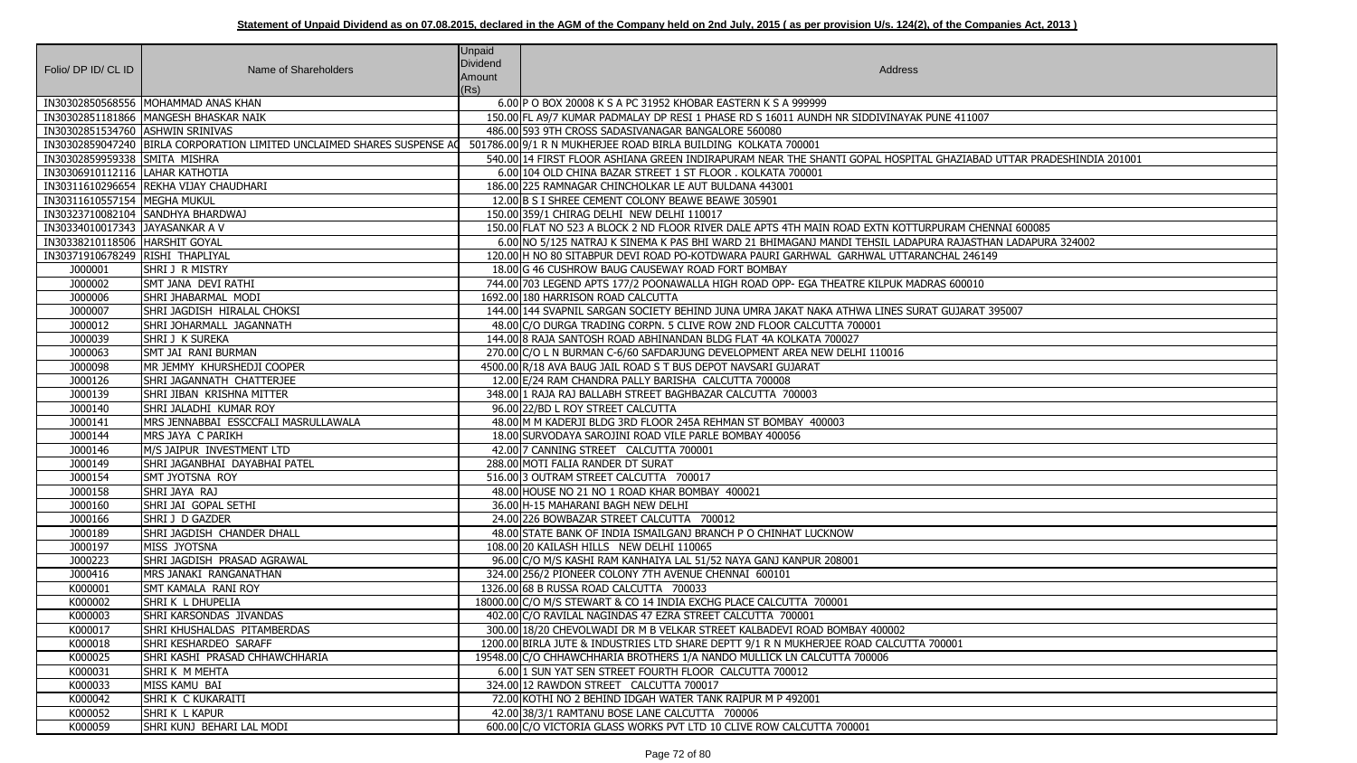**Statement of Unpaid Dividend as on 07.08.2015, declared in the AGM of the Company held on 2nd July, 2015 ( as per provision U/s. 124(2), of the Companies Act, 2013 )**

| Folio/ DP ID/ CL ID | Name of Shareholders | Unpaid Dividend Amount (Rs) | Address |
|---|---|---|---|
| IN30302850568556 | MOHAMMAD ANAS KHAN | 6.00 | P O BOX 20008 K S A PC 31952 KHOBAR EASTERN K S A 999999 |
| IN30302851181866 | MANGESH BHASKAR NAIK | 150.00 | FL A9/7 KUMAR PADMALAY DP RESI 1 PHASE RD S 16011 AUNDH NR SIDDIVINAYAK PUNE 411007 |
| IN30302851534760 | ASHWIN SRINIVAS | 486.00 | 593 9TH CROSS SADASIVANAGAR BANGALORE 560080 |
| IN30302859047240 | BIRLA CORPORATION LIMITED UNCLAIMED SHARES SUSPENSE AC | 501786.00 | 9/1 R N MUKHERJEE ROAD BIRLA BUILDING KOLKATA 700001 |
| IN30302859959338 | SMITA MISHRA | 540.00 | 14 FIRST FLOOR ASHIANA GREEN INDIRAPURAM NEAR THE SHANTI GOPAL HOSPITAL GHAZIABAD UTTAR PRADESHINDIA 201001 |
| IN30306910112116 | LAHAR KATHOTIA | 6.00 | 104 OLD CHINA BAZAR STREET 1 ST FLOOR . KOLKATA 700001 |
| IN30311610296654 | REKHA VIJAY CHAUDHARI | 186.00 | 225 RAMNAGAR CHINCHOLKAR LE AUT BULDANA 443001 |
| IN30311610557154 | MEGHA MUKUL | 12.00 | B S I SHREE CEMENT COLONY BEAWE BEAWE 305901 |
| IN30323710082104 | SANDHYA BHARDWAJ | 150.00 | 359/1 CHIRAG DELHI NEW DELHI 110017 |
| IN30334010017343 | JAYASANKAR A V | 150.00 | FLAT NO 523 A BLOCK 2 ND FLOOR RIVER DALE APTS 4TH MAIN ROAD EXTN KOTTURPURAM CHENNAI 600085 |
| IN30338210118506 | HARSHIT GOYAL | 6.00 | NO 5/125 NATRAJ K SINEMA K PAS BHI WARD 21 BHIMAGANJ MANDI TEHSIL LADAPURA RAJASTHAN LADAPURA 324002 |
| IN30371910678249 | RISHI THAPLIYAL | 120.00 | H NO 80 SITABPUR DEVI ROAD PO-KOTDWARA PAURI GARHWAL GARHWAL UTTARANCHAL 246149 |
| J000001 | SHRI J R MISTRY | 18.00 | G 46 CUSHROW BAUG CAUSEWAY ROAD FORT BOMBAY |
| J000002 | SMT JANA DEVI RATHI | 744.00 | 703 LEGEND APTS 177/2 POONAWALLA HIGH ROAD OPP- EGA THEATRE KILPUK MADRAS 600010 |
| J000006 | SHRI JHABARMAL MODI | 1692.00 | 180 HARRISON ROAD CALCUTTA |
| J000007 | SHRI JAGDISH HIRALAL CHOKSI | 144.00 | 144 SVAPNIL SARGAN SOCIETY BEHIND JUNA UMRA JAKAT NAKA ATHWA LINES SURAT GUJARAT 395007 |
| J000012 | SHRI JOHARMALL JAGANNATH | 48.00 | C/O DURGA TRADING CORPN. 5 CLIVE ROW 2ND FLOOR CALCUTTA 700001 |
| J000039 | SHRI J K SUREKA | 144.00 | 8 RAJA SANTOSH ROAD ABHINANDAN BLDG FLAT 4A KOLKATA 700027 |
| J000063 | SMT JAI RANI BURMAN | 270.00 | C/O L N BURMAN C-6/60 SAFDARJUNG DEVELOPMENT AREA NEW DELHI 110016 |
| J000098 | MR JEMMY KHURSHEDJI COOPER | 4500.00 | R/18 AVA BAUG JAIL ROAD S T BUS DEPOT NAVSARI GUJARAT |
| J000126 | SHRI JAGANNATH CHATTERJEE | 12.00 | E/24 RAM CHANDRA PALLY BARISHA CALCUTTA 700008 |
| J000139 | SHRI JIBAN KRISHNA MITTER | 348.00 | 1 RAJA RAJ BALLABH STREET BAGHBAZAR CALCUTTA 700003 |
| J000140 | SHRI JALADHI KUMAR ROY | 96.00 | 22/BD L ROY STREET CALCUTTA |
| J000141 | MRS JENNABBAI ESSCCFALI MASRULLAWALA | 48.00 | M M KADERJI BLDG 3RD FLOOR 245A REHMAN ST BOMBAY 400003 |
| J000144 | MRS JAYA C PARIKH | 18.00 | SURVODAYA SAROJINI ROAD VILE PARLE BOMBAY 400056 |
| J000146 | M/S JAIPUR INVESTMENT LTD | 42.00 | 7 CANNING STREET CALCUTTA 700001 |
| J000149 | SHRI JAGANBHAI DAYABHAI PATEL | 288.00 | MOTI FALIA RANDER DT SURAT |
| J000154 | SMT JYOTSNA ROY | 516.00 | 3 OUTRAM STREET CALCUTTA 700017 |
| J000158 | SHRI JAYA RAJ | 48.00 | HOUSE NO 21 NO 1 ROAD KHAR BOMBAY 400021 |
| J000160 | SHRI JAI GOPAL SETHI | 36.00 | H-15 MAHARANI BAGH NEW DELHI |
| J000166 | SHRI J D GAZDER | 24.00 | 226 BOWBAZAR STREET CALCUTTA 700012 |
| J000189 | SHRI JAGDISH CHANDER DHALL | 48.00 | STATE BANK OF INDIA ISMAILGANJ BRANCH P O CHINHAT LUCKNOW |
| J000197 | MISS JYOTSNA | 108.00 | 20 KAILASH HILLS NEW DELHI 110065 |
| J000223 | SHRI JAGDISH PRASAD AGRAWAL | 96.00 | C/O M/S KASHI RAM KANHAIYA LAL 51/52 NAYA GANJ KANPUR 208001 |
| J000416 | MRS JANAKI RANGANATHAN | 324.00 | 256/2 PIONEER COLONY 7TH AVENUE CHENNAI 600101 |
| K000001 | SMT KAMALA RANI ROY | 1326.00 | 68 B RUSSA ROAD CALCUTTA 700033 |
| K000002 | SHRI K L DHUPELIA | 18000.00 | C/O M/S STEWART & CO 14 INDIA EXCHG PLACE CALCUTTA 700001 |
| K000003 | SHRI KARSONDAS JIVANDAS | 402.00 | C/O RAVILAL NAGINDAS 47 EZRA STREET CALCUTTA 700001 |
| K000017 | SHRI KHUSHALDAS PITAMBERDAS | 300.00 | 18/20 CHEVOLWADI DR M B VELKAR STREET KALBADEVI ROAD BOMBAY 400002 |
| K000018 | SHRI KESHARDEO SARAFF | 1200.00 | BIRLA JUTE & INDUSTRIES LTD SHARE DEPTT 9/1 R N MUKHERJEE ROAD CALCUTTA 700001 |
| K000025 | SHRI KASHI PRASAD CHHAWCHHARIA | 19548.00 | C/O CHHAWCHHARIA BROTHERS 1/A NANDO MULLICK LN CALCUTTA 700006 |
| K000031 | SHRI K M MEHTA | 6.00 | 1 SUN YAT SEN STREET FOURTH FLOOR CALCUTTA 700012 |
| K000033 | MISS KAMU BAI | 324.00 | 12 RAWDON STREET CALCUTTA 700017 |
| K000042 | SHRI K C KUKARAITI | 72.00 | KOTHI NO 2 BEHIND IDGAH WATER TANK RAIPUR M P 492001 |
| K000052 | SHRI K L KAPUR | 42.00 | 38/3/1 RAMTANU BOSE LANE CALCUTTA 700006 |
| K000059 | SHRI KUNJ BEHARI LAL MODI | 600.00 | C/O VICTORIA GLASS WORKS PVT LTD 10 CLIVE ROW CALCUTTA 700001 |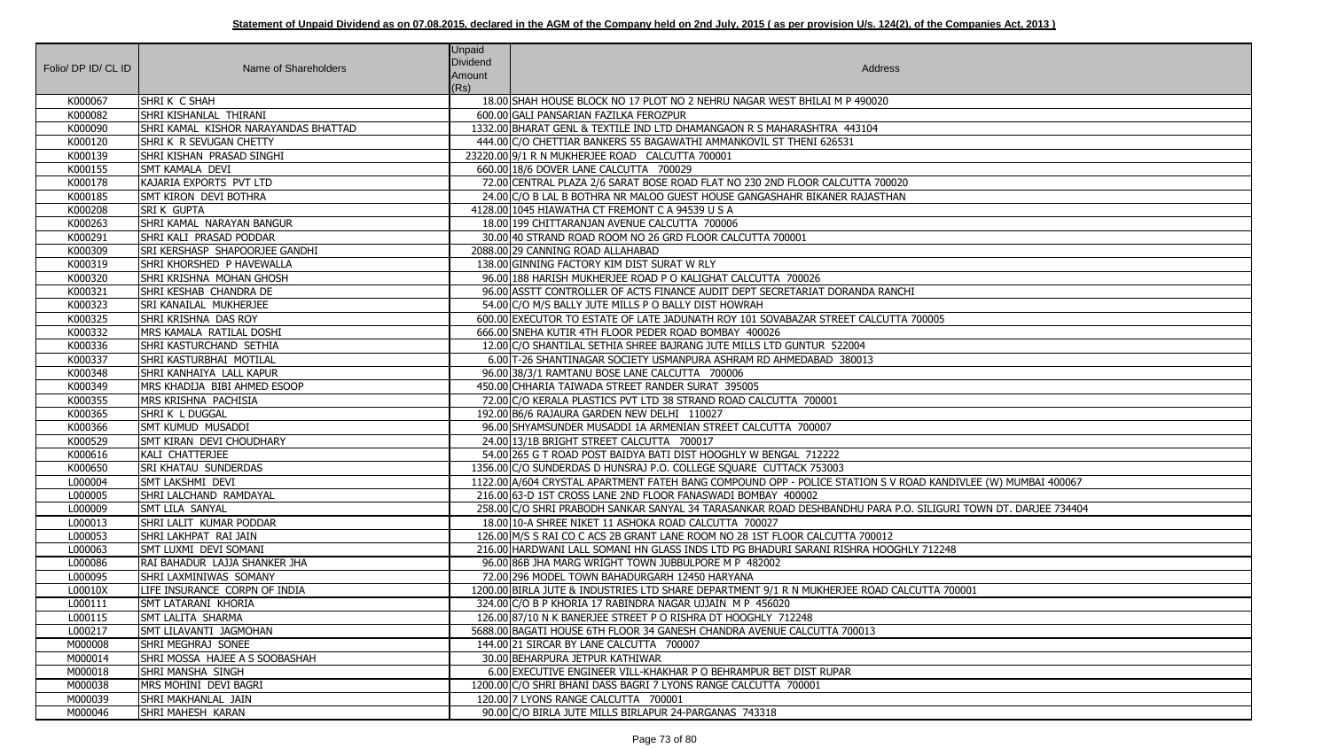**Statement of Unpaid Dividend as on 07.08.2015, declared in the AGM of the Company held on 2nd July, 2015 ( as per provision U/s. 124(2), of the Companies Act, 2013 )**

| Folio/ DP ID/ CL ID | Name of Shareholders | Unpaid Dividend Amount (Rs) | Address |
|---|---|---|---|
| K000067 | SHRI K C SHAH | 18.00 | SHAH HOUSE BLOCK NO 17 PLOT NO 2 NEHRU NAGAR WEST BHILAI M P 490020 |
| K000082 | SHRI KISHANLAL THIRANI | 600.00 | GALI PANSARIAN FAZILKA FEROZPUR |
| K000090 | SHRI KAMAL KISHOR NARAYANDAS BHATTAD | 1332.00 | BHARAT GENL & TEXTILE IND LTD DHAMANGAON R S MAHARASHTRA 443104 |
| K000120 | SHRI K R SEVUGAN CHETTY | 444.00 | C/O CHETTIAR BANKERS 55 BAGAWATHI AMMANKOVIL ST THENI 626531 |
| K000139 | SHRI KISHAN PRASAD SINGHI | 23220.00 | 9/1 R N MUKHERJEE ROAD CALCUTTA 700001 |
| K000155 | SMT KAMALA DEVI | 660.00 | 18/6 DOVER LANE CALCUTTA 700029 |
| K000178 | KAJARIA EXPORTS PVT LTD | 72.00 | CENTRAL PLAZA 2/6 SARAT BOSE ROAD FLAT NO 230 2ND FLOOR CALCUTTA 700020 |
| K000185 | SMT KIRON DEVI BOTHRA | 24.00 | C/O B LAL B BOTHRA NR MALOO GUEST HOUSE GANGASHAHR BIKANER RAJASTHAN |
| K000208 | SRI K GUPTA | 4128.00 | 1045 HIAWATHA CT FREMONT C A 94539 U S A |
| K000263 | SHRI KAMAL NARAYAN BANGUR | 18.00 | 199 CHITTARANJAN AVENUE CALCUTTA 700006 |
| K000291 | SHRI KALI PRASAD PODDAR | 30.00 | 40 STRAND ROAD ROOM NO 26 GRD FLOOR CALCUTTA 700001 |
| K000309 | SRI KERSHASP SHAPOORJEE GANDHI | 2088.00 | 29 CANNING ROAD ALLAHABAD |
| K000319 | SHRI KHORSHED P HAVEWALLA | 138.00 | GINNING FACTORY KIM DIST SURAT W RLY |
| K000320 | SHRI KRISHNA MOHAN GHOSH | 96.00 | 188 HARISH MUKHERJEE ROAD P O KALIGHAT CALCUTTA 700026 |
| K000321 | SHRI KESHAB CHANDRA DE | 96.00 | ASSTT CONTROLLER OF ACTS FINANCE AUDIT DEPT SECRETARIAT DORANDA RANCHI |
| K000323 | SRI KANAILAL MUKHERJEE | 54.00 | C/O M/S BALLY JUTE MILLS P O BALLY DIST HOWRAH |
| K000325 | SHRI KRISHNA DAS ROY | 600.00 | EXECUTOR TO ESTATE OF LATE JADUNATH ROY 101 SOVABAZAR STREET CALCUTTA 700005 |
| K000332 | MRS KAMALA RATILAL DOSHI | 666.00 | SNEHA KUTIR 4TH FLOOR PEDER ROAD BOMBAY 400026 |
| K000336 | SHRI KASTURCHAND SETHIA | 12.00 | C/O SHANTILAL SETHIA SHREE BAJRANG JUTE MILLS LTD GUNTUR 522004 |
| K000337 | SHRI KASTURBHAI MOTILAL | 6.00 | T-26 SHANTINAGAR SOCIETY USMANPURA ASHRAM RD AHMEDABAD 380013 |
| K000348 | SHRI KANHAIYA LALL KAPUR | 96.00 | 38/3/1 RAMTANU BOSE LANE CALCUTTA 700006 |
| K000349 | MRS KHADIJA BIBI AHMED ESOOP | 450.00 | CHHARIA TAIWADA STREET RANDER SURAT 395005 |
| K000355 | MRS KRISHNA PACHISIA | 72.00 | C/O KERALA PLASTICS PVT LTD 38 STRAND ROAD CALCUTTA 700001 |
| K000365 | SHRI K L DUGGAL | 192.00 | B6/6 RAJAURA GARDEN NEW DELHI 110027 |
| K000366 | SMT KUMUD MUSADDI | 96.00 | SHYAMSUNDER MUSADDI 1A ARMENIAN STREET CALCUTTA 700007 |
| K000529 | SMT KIRAN DEVI CHOUDHARY | 24.00 | 13/1B BRIGHT STREET CALCUTTA 700017 |
| K000616 | KALI CHATTERJEE | 54.00 | 265 G T ROAD POST BAIDYA BATI DIST HOOGHLY W BENGAL 712222 |
| K000650 | SRI KHATAU SUNDERDAS | 1356.00 | C/O SUNDERDAS D HUNSRAJ P.O. COLLEGE SQUARE CUTTACK 753003 |
| L000004 | SMT LAKSHMI DEVI | 1122.00 | A/604 CRYSTAL APARTMENT FATEH BANG COMPOUND OPP - POLICE STATION S V ROAD KANDIVLEE (W) MUMBAI 400067 |
| L000005 | SHRI LALCHAND RAMDAYAL | 216.00 | 63-D 1ST CROSS LANE 2ND FLOOR FANASWADI BOMBAY 400002 |
| L000009 | SMT LILA SANYAL | 258.00 | C/O SHRI PRABODH SANKAR SANYAL 34 TARASANKAR ROAD DESHBANDHU PARA P.O. SILIGURI TOWN DT. DARJEE 734404 |
| L000013 | SHRI LALIT KUMAR PODDAR | 18.00 | 10-A SHREE NIKET 11 ASHOKA ROAD CALCUTTA 700027 |
| L000053 | SHRI LAKHPAT RAI JAIN | 126.00 | M/S S RAI CO C ACS 2B GRANT LANE ROOM NO 28 1ST FLOOR CALCUTTA 700012 |
| L000063 | SMT LUXMI DEVI SOMANI | 216.00 | HARDWANI LALL SOMANI HN GLASS INDS LTD PG BHADURI SARANI RISHRA HOOGHLY 712248 |
| L000086 | RAI BAHADUR LAJJA SHANKER JHA | 96.00 | 86B JHA MARG WRIGHT TOWN JUBBULPORE M P 482002 |
| L000095 | SHRI LAXMINIWAS SOMANY | 72.00 | 296 MODEL TOWN BAHADURGARH 12450 HARYANA |
| L00010X | LIFE INSURANCE CORPN OF INDIA | 1200.00 | BIRLA JUTE & INDUSTRIES LTD SHARE DEPARTMENT 9/1 R N MUKHERJEE ROAD CALCUTTA 700001 |
| L000111 | SMT LATARANI KHORIA | 324.00 | C/O B P KHORIA 17 RABINDRA NAGAR UJJAIN M P 456020 |
| L000115 | SMT LALITA SHARMA | 126.00 | 87/10 N K BANERJEE STREET P O RISHRA DT HOOGHLY 712248 |
| L000217 | SMT LILAVANTI JAGMOHAN | 5688.00 | BAGATI HOUSE 6TH FLOOR 34 GANESH CHANDRA AVENUE CALCUTTA 700013 |
| M000008 | SHRI MEGHRAJ SONEE | 144.00 | 21 SIRCAR BY LANE CALCUTTA 700007 |
| M000014 | SHRI MOSSA HAJEE A S SOOBASHAH | 30.00 | BEHARPURA JETPUR KATHIWAR |
| M000018 | SHRI MANSHA SINGH | 6.00 | EXECUTIVE ENGINEER VILL-KHAKHAR P O BEHRAMPUR BET DIST RUPAR |
| M000038 | MRS MOHINI DEVI BAGRI | 1200.00 | C/O SHRI BHANI DASS BAGRI 7 LYONS RANGE CALCUTTA 700001 |
| M000039 | SHRI MAKHANLAL JAIN | 120.00 | 7 LYONS RANGE CALCUTTA 700001 |
| M000046 | SHRI MAHESH KARAN | 90.00 | C/O BIRLA JUTE MILLS BIRLAPUR 24-PARGANAS 743318 |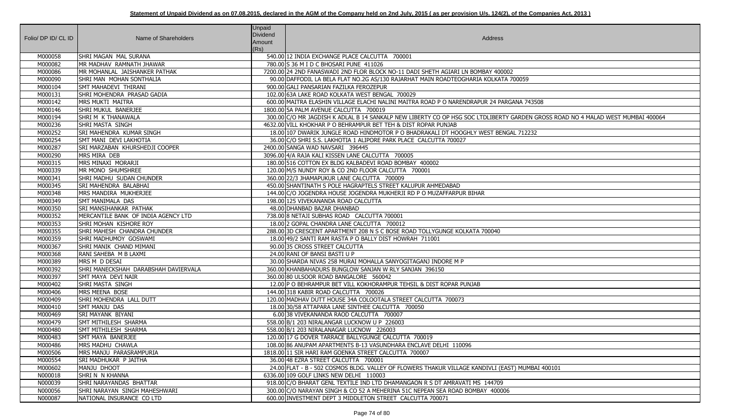**Statement of Unpaid Dividend as on 07.08.2015, declared in the AGM of the Company held on 2nd July, 2015 ( as per provision U/s. 124(2), of the Companies Act, 2013 )**

| Folio/ DP ID/ CL ID | Name of Shareholders | Unpaid Dividend Amount (Rs) | Address |
|---|---|---|---|
| M000058 | SHRI MAGAN MAL SURANA | 540.00 | 12 INDIA EXCHANGE PLACE CALCUTTA 700001 |
| M000082 | MR MADHAV RAMNATH JHAWAR | 780.00 | S 36 M I D C BHOSARI PUNE 411026 |
| M000086 | MR MOHANLAL JAISHANKER PATHAK | 7200.00 | 24 2ND FANASWADI 2ND FLOR BLOCK NO-11 DADI SHETH AGIARI LN BOMBAY 400002 |
| M000090 | SHRI MAN MOHAN SONTHALIA | 90.00 | DAFFODIL LA BELA FLAT NO.2G AS/130 RAJARHAT MAIN ROADTEOGHARIA KOLKATA 700059 |
| M000104 | SMT MAHADEVI THIRANI | 900.00 | GALI PANSARIAN FAZILKA FEROZEPUR |
| M000131 | SHRI MOHENDRA PRASAD GADIA | 102.00 | 63A LAKE ROAD KOLKATA WEST BENGAL 700029 |
| M000142 | MRS MUKTI MAITRA | 600.00 | MAITRA ELASHIN VILLAGE ELACHI NALINI MAITRA ROAD P O NARENDRAPUR 24 PARGANA 743508 |
| M000146 | SHRI MUKUL BANERJEE | 1800.00 | 5A PALM AVENUE CALCUTTA 700019 |
| M000194 | SHRI M K THANAWALA | 300.00 | C/O MR JAGDISH K ADLAL B 14 SANKALP NEW LIBERTY CO OP HSG SOC LTDLIBERTY GARDEN GROSS ROAD NO 4 MALAD WEST MUMBAI 400064 |
| M000236 | SHRI MASTA SINGH | 4632.00 | VILL KHOKHAR P O BEHRAMPUR BET TEH & DIST ROPAR PUNJAB |
| M000252 | SRI MAHENDRA KUMAR SINGH | 18.00 | 107 DWARIK JUNGLE ROAD HINDMOTOR P O BHADRAKALI DT HOOGHLY WEST BENGAL 712232 |
| M000254 | SMT MANI DEVI LAKHOTIA | 36.00 | C/O SHRI S.S. LAKHOTIA 1 ALIPORE PARK PLACE CALCUTTA 700027 |
| M000287 | SRI MARZABAN KHURSHEDJI COOPER | 2400.00 | SANGA WAD NAVSARI 396445 |
| M000290 | MRS MIRA DEB | 3096.00 | 4/A RAJA KALI KISSEN LANE CALCUTTA 700005 |
| M000315 | MRS MINAXI MORARJI | 180.00 | 516 COTTON EX BLDG KALBADEVI ROAD BOMBAY 400002 |
| M000339 | MR MONO SHUMSHREE | 120.00 | M/S NUNDY ROY & CO 2ND FLOOR CALCUTTA 700001 |
| M000341 | SHRI MADHU SUDAN CHUNDER | 360.00 | 22/3 JHAMAPUKUR LANE CALCUTTA 700009 |
| M000345 | SRI MAHENDRA BALABHAI | 450.00 | SHANTINATH S POLE HAGRAPTELS STREET KALUPUR AHMEDABAD |
| M000348 | MRS MANDIRA MUKHERJEE | 144.00 | C/O JOGENDRA HOUSE JOGENDRA MUKHERJI RD P O MUZAFFARPUR BIHAR |
| M000349 | SMT MANIMALA DAS | 198.00 | 125 VIVEKANANDA ROAD CALCUTTA |
| M000350 | SRI MANSIHANKAR PATHAK | 48.00 | DHANBAD BAZAR DHANBAD |
| M000352 | MERCANTILE BANK OF INDIA AGENCY LTD | 738.00 | 8 NETAJI SUBHAS ROAD CALCUTTA 700001 |
| M000353 | SHRI MOHAN KISHORE ROY | 18.00 | 2 GOPAL CHANDRA LANE CALCUTTA 700012 |
| M000355 | SHRI MAHESH CHANDRA CHUNDER | 288.00 | 3D CRESCENT APARTMENT 208 N S C BOSE ROAD TOLLYGUNGE KOLKATA 700040 |
| M000359 | SHRI MADHUMOY GOSWAMI | 18.00 | 49/2 SANTI RAM RASTA P O BALLY DIST HOWRAH 711001 |
| M000367 | SHRI MANIK CHAND MIMANI | 90.00 | 35 CROSS STREET CALCUTTA |
| M000368 | RANI SAHEBA M B LAXMI | 24.00 | RANI OF BANSI BASTI U P |
| M000389 | MRS M D DESAI | 30.00 | SHARDA NIVAS 258 MURAI MOHALLA SANYOGITAGANJ INDORE M P |
| M000392 | SHRI MANECKSHAH DARABSHAH DAVIERVALA | 360.00 | KHANBAHADURS BUNGLOW SANJAN W RLY SANJAN 396150 |
| M000397 | SMT MAYA DEVI NAIR | 360.00 | 80 ULSOOR ROAD BANGALORE 560042 |
| M000402 | SHRI MASTA SINGH | 12.00 | P O BEHRAMPUR BET VILL KOKHORAMPUR TEHSIL & DIST ROPAR PUNJAB |
| M000406 | MRS MEENA BOSE | 144.00 | 318 KABIR ROAD CALCUTTA 700026 |
| M000409 | SHRI MOHENDRA LALL DUTT | 120.00 | MADHAV DUTT HOUSE 34A COLOOTALA STREET CALCUTTA 700073 |
| M000410 | SMT MANJU DAS | 18.00 | 30/58 ATTAPARA LANE SINTHEE CALCUTTA 700050 |
| M000469 | SRI MAYANK BIYANI | 6.00 | 38 VIVEKANANDA RAOD CALCUTTA 700007 |
| M000479 | SMT MITHILESH SHARMA | 558.00 | B/1 203 NIRALANGAR LUCKNOW U P 226003 |
| M000480 | SMT MITHILESH SHARMA | 558.00 | B/1 203 NIRALANAGAR LUCNOW 226003 |
| M000483 | SMT MAYA BANERJEE | 120.00 | 17 G DOVER TARRACE BALLYGUNGE CALCUTTA 700019 |
| M000486 | MRS MADHU CHAWLA | 108.00 | 86 ANUPAM APARTMENTS B-13 VASUNDHARA ENCLAVE DELHI 110096 |
| M000506 | MRS MANJU PARASRAMPURIA | 1818.00 | 11 SIR HARI RAM GOENKA STREET CALCUTTA 700007 |
| M000554 | SRI MADHUKAR P JAITHA | 36.00 | 48 EZRA STREET CALCUTTA 700001 |
| M000602 | MANJU DHOOT | 24.00 | FLAT - B - 502 COSMOS BLDG. VALLEY OF FLOWERS THAKUR VILLAGE KANDIVLI (EAST) MUMBAI 400101 |
| N000018 | SHRI N N KHANNA | 6336.00 | 109 GOLF LINKS NEW DELHI 110003 |
| N000039 | SHRI NARAYANDAS BHATTAR | 918.00 | C/O BHARAT GENL TEXTILE IND LTD DHAMANGAON R S DT AMRAVATI MS 144709 |
| N000056 | SHRI NARAYAN SINGH MAHESHWARI | 300.00 | C/O NARAYAN SINGH & CO 52 A MEHERINA 51C NEPEAN SEA ROAD BOMBAY 400006 |
| N000087 | NATIONAL INSURANCE CO LTD | 600.00 | INVESTMENT DEPT 3 MIDDLETON STREET CALCUTTA 700071 |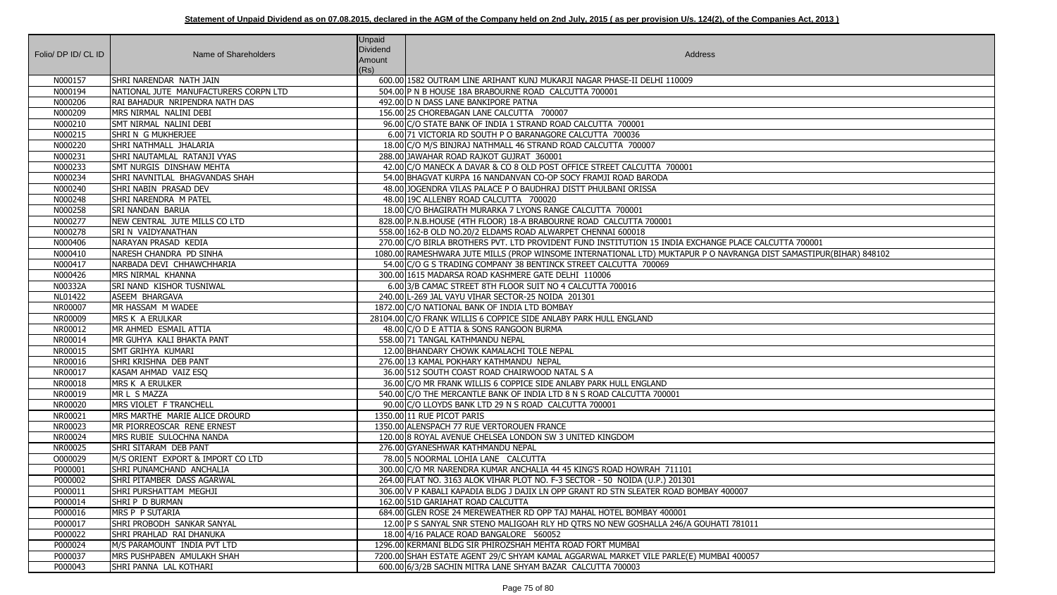**Statement of Unpaid Dividend as on 07.08.2015, declared in the AGM of the Company held on 2nd July, 2015 ( as per provision U/s. 124(2), of the Companies Act, 2013 )**

| Folio/ DP ID/ CL ID | Name of Shareholders | Unpaid Dividend Amount (Rs) | Address |
|---|---|---|---|
| N000157 | SHRI NARENDAR NATH JAIN | 600.00 | 1582 OUTRAM LINE ARIHANT KUNJ MUKARJI NAGAR PHASE-II DELHI 110009 |
| N000194 | NATIONAL JUTE MANUFACTURERS CORPN LTD | 504.00 | P N B HOUSE 18A BRABOURNE ROAD CALCUTTA 700001 |
| N000206 | RAI BAHADUR NRIPENDRA NATH DAS | 492.00 | D N DASS LANE BANKIPORE PATNA |
| N000209 | MRS NIRMAL NALINI DEBI | 156.00 | 25 CHOREBAGAN LANE CALCUTTA 700007 |
| N000210 | SMT NIRMAL NALINI DEBI | 96.00 | C/O STATE BANK OF INDIA 1 STRAND ROAD CALCUTTA 700001 |
| N000215 | SHRI N G MUKHERJEE | 6.00 | 71 VICTORIA RD SOUTH P O BARANAGORE CALCUTTA 700036 |
| N000220 | SHRI NATHMALL JHALARIA | 18.00 | C/O M/S BINJRAJ NATHMALL 46 STRAND ROAD CALCUTTA 700007 |
| N000231 | SHRI NAUTAMLAL RATANJI VYAS | 288.00 | JAWAHAR ROAD RAJKOT GUJRAT 360001 |
| N000233 | SMT NURGIS DINSHAW MEHTA | 42.00 | C/O MANECK A DAVAR & CO 8 OLD POST OFFICE STREET CALCUTTA 700001 |
| N000234 | SHRI NAVNITLAL BHAGVANDAS SHAH | 54.00 | BHAGVAT KURPA 16 NANDANVAN CO-OP SOCY FRAMJI ROAD BARODA |
| N000240 | SHRI NABIN PRASAD DEV | 48.00 | JOGENDRA VILAS PALACE P O BAUDHRAJ DISTT PHULBANI ORISSA |
| N000248 | SHRI NARENDRA M PATEL | 48.00 | 19C ALLENBY ROAD CALCUTTA 700020 |
| N000258 | SRI NANDAN BARUA | 18.00 | C/O BHAGIRATH MURARKA 7 LYONS RANGE CALCUTTA 700001 |
| N000277 | NEW CENTRAL JUTE MILLS CO LTD | 828.00 | P.N.B.HOUSE (4TH FLOOR) 18-A BRABOURNE ROAD CALCUTTA 700001 |
| N000278 | SRI N VAIDYANATHAN | 558.00 | 162-B OLD NO.20/2 ELDAMS ROAD ALWARPET CHENNAI 600018 |
| N000406 | NARAYAN PRASAD KEDIA | 270.00 | C/O BIRLA BROTHERS PVT. LTD PROVIDENT FUND INSTITUTION 15 INDIA EXCHANGE PLACE CALCUTTA 700001 |
| N000410 | NARESH CHANDRA PD SINHA | 1080.00 | RAMESHWARA JUTE MILLS (PROP WINSOME INTERNATIONAL LTD) MUKTAPUR P O NAVRANGA DIST SAMASTIPUR(BIHAR) 848102 |
| N000417 | NARBADA DEVI CHHAWCHHARIA | 54.00 | C/O G S TRADING COMPANY 38 BENTINCK STREET CALCUTTA 700069 |
| N000426 | MRS NIRMAL KHANNA | 300.00 | 1615 MADARSA ROAD KASHMERE GATE DELHI 110006 |
| N00332A | SRI NAND KISHOR TUSNIWAL | 6.00 | 3/B CAMAC STREET 8TH FLOOR SUIT NO 4 CALCUTTA 700016 |
| NL01422 | ASEEM BHARGAVA | 240.00 | L-269 JAL VAYU VIHAR SECTOR-25 NOIDA 201301 |
| NR00007 | MR HASSAM M WADEE | 1872.00 | C/O NATIONAL BANK OF INDIA LTD BOMBAY |
| NR00009 | MRS K A ERULKAR | 28104.00 | C/O FRANK WILLIS 6 COPPICE SIDE ANLABY PARK HULL ENGLAND |
| NR00012 | MR AHMED ESMAIL ATTIA | 48.00 | C/O D E ATTIA & SONS RANGOON BURMA |
| NR00014 | MR GUHYA KALI BHAKTA PANT | 558.00 | 71 TANGAL KATHMANDU NEPAL |
| NR00015 | SMT GRIHYA KUMARI | 12.00 | BHANDARY CHOWK KAMALACHI TOLE NEPAL |
| NR00016 | SHRI KRISHNA DEB PANT | 276.00 | 13 KAMAL POKHARY KATHMANDU NEPAL |
| NR00017 | KASAM AHMAD VAIZ ESQ | 36.00 | 512 SOUTH COAST ROAD CHAIRWOOD NATAL S A |
| NR00018 | MRS K A ERULKER | 36.00 | C/O MR FRANK WILLIS 6 COPPICE SIDE ANLABY PARK HULL ENGLAND |
| NR00019 | MR L S MAZZA | 540.00 | C/O THE MERCANTLE BANK OF INDIA LTD 8 N S ROAD CALCUTTA 700001 |
| NR00020 | MRS VIOLET F TRANCHELL | 90.00 | C/O LLOYDS BANK LTD 29 N S ROAD CALCUTTA 700001 |
| NR00021 | MRS MARTHE MARIE ALICE DROURD | 1350.00 | 11 RUE PICOT PARIS |
| NR00023 | MR PIORREOSCAR RENE ERNEST | 1350.00 | ALENSPACH 77 RUE VERTOROUEN FRANCE |
| NR00024 | MRS RUBIE SULOCHNA NANDA | 120.00 | 8 ROYAL AVENUE CHELSEA LONDON SW 3 UNITED KINGDOM |
| NR00025 | SHRI SITARAM DEB PANT | 276.00 | GYANESHWAR KATHMANDU NEPAL |
| O000029 | M/S ORIENT EXPORT & IMPORT CO LTD | 78.00 | 5 NOORMAL LOHIA LANE CALCUTTA |
| P000001 | SHRI PUNAMCHAND ANCHALIA | 300.00 | C/O MR NARENDRA KUMAR ANCHALIA 44 45 KING'S ROAD HOWRAH 711101 |
| P000002 | SHRI PITAMBER DASS AGARWAL | 264.00 | FLAT NO. 3163 ALOK VIHAR PLOT NO. F-3 SECTOR - 50 NOIDA (U.P.) 201301 |
| P000011 | SHRI PURSHATTAM MEGHJI | 306.00 | V P KABALI KAPADIA BLDG J DAJIX LN OPP GRANT RD STN SLEATER ROAD BOMBAY 400007 |
| P000014 | SHRI P D BURMAN | 162.00 | 51D GARIAHAT ROAD CALCUTTA |
| P000016 | MRS P P SUTARIA | 684.00 | GLEN ROSE 24 MEREWEATHER RD OPP TAJ MAHAL HOTEL BOMBAY 400001 |
| P000017 | SHRI PROBODH SANKAR SANYAL | 12.00 | P S SANYAL SNR STENO MALIGOAH RLY HD QTRS NO NEW GOSHALLA 246/A GOUHATI 781011 |
| P000022 | SHRI PRAHLAD RAI DHANUKA | 18.00 | 4/16 PALACE ROAD BANGALORE 560052 |
| P000024 | M/S PARAMOUNT INDIA PVT LTD | 1296.00 | KERMANI BLDG SIR PHIROZSHAH MEHTA ROAD FORT MUMBAI |
| P000037 | MRS PUSHPABEN AMULAKH SHAH | 7200.00 | SHAH ESTATE AGENT 29/C SHYAM KAMAL AGGARWAL MARKET VILE PARLE(E) MUMBAI 400057 |
| P000043 | SHRI PANNA LAL KOTHARI | 600.00 | 6/3/2B SACHIN MITRA LANE SHYAM BAZAR CALCUTTA 700003 |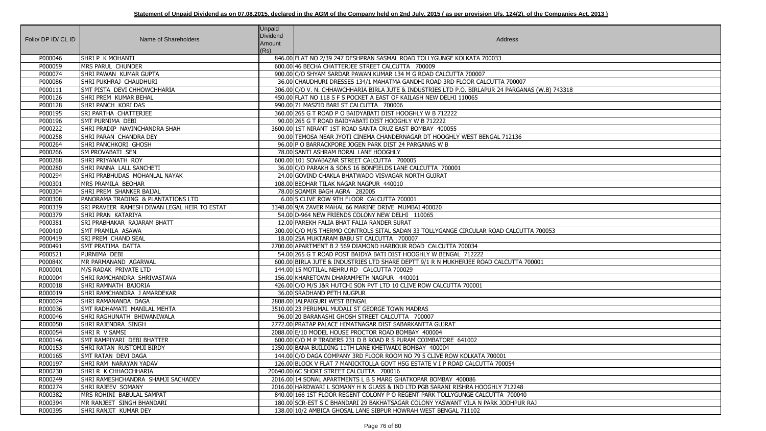**Statement of Unpaid Dividend as on 07.08.2015, declared in the AGM of the Company held on 2nd July, 2015 ( as per provision U/s. 124(2), of the Companies Act, 2013 )**

| Folio/ DP ID/ CL ID | Name of Shareholders | Unpaid Dividend Amount (Rs) | Address |
|---|---|---|---|
| P000046 | SHRI P K MOHANTI | 846.00 | FLAT NO 2/39 247 DESHPRAN SASMAL ROAD TOLLYGUNGE KOLKATA 700033 |
| P000059 | MRS PARUL CHUNDER | 600.00 | 46 BECHA CHATTERJEE STREET CALCUTTA 700009 |
| P000074 | SHRI PAWAN KUMAR GUPTA | 900.00 | C/O SHYAM SARDAR PAWAN KUMAR 134 M G ROAD CALCUTTA 700007 |
| P000086 | SHRI PUKHRAJ CHAUDHURI | 36.00 | CHAUDHURI DRESSES 134/1 MAHATMA GANDHI ROAD 3RD FLOOR CALCUTTA 700007 |
| P000111 | SMT PISTA DEVI CHHOWCHHARIA | 306.00 | C/O V. N. CHHAWCHHARIA BIRLA JUTE & INDUSTRIES LTD P.O. BIRLAPUR 24 PARGANAS (W.B) 743318 |
| P000126 | SHRI PREM KUMAR BEHAL | 450.00 | FLAT NO 118 S F S POCKET A EAST OF KAILASH NEW DELHI 110065 |
| P000128 | SHRI PANCH KORI DAS | 990.00 | 71 MASZID BARI ST CALCUTTA 700006 |
| P000195 | SRI PARTHA CHATTERJEE | 360.00 | 265 G T ROAD P O BAIDYABATI DIST HOOGHLY W B 712222 |
| P000196 | SMT PURNIMA DEBI | 90.00 | 265 G T ROAD BAIDYABATI DIST HOOGHLY W B 712222 |
| P000222 | SHRI PRADIP NAVINCHANDRA SHAH | 3600.00 | 1ST NIRANT 1ST ROAD SANTA CRUZ EAST BOMBAY 400055 |
| P000258 | SHRI PARAN CHANDRA DEY | 90.00 | TEMOSA NEAR JYOTI CINEMA CHANDERNAGAR DT HOOGHLY WEST BENGAL 712136 |
| P000264 | SHRI PANCHKORI GHOSH | 96.00 | P O BARRACKPORE JOGEN PARK DIST 24 PARGANAS W B |
| P000266 | SM PROVABATI SEN | 78.00 | SANTI ASHRAM BORAL LANE HOOGHLY |
| P000268 | SHRI PRIYANATH ROY | 600.00 | 101 SOVABAZAR STREET CALCUTTA 700005 |
| P000280 | SHRI PANNA LALL SANCHETI | 36.00 | C/O PARAKH & SONS 16 BONFIELDS LANE CALCUTTA 700001 |
| P000294 | SHRI PRABHUDAS MOHANLAL NAYAK | 24.00 | GOVIND CHAKLA BHATWADO VISVAGAR NORTH GUJRAT |
| P000301 | MRS PRAMILA BEOHAR | 108.00 | BEOHAR TILAK NAGAR NAGPUR 440010 |
| P000304 | SHRI PREM SHANKER BAIJAL | 78.00 | SOAMIR BAGH AGRA 282005 |
| P000308 | PANORAMA TRADING & PLANTATIONS LTD | 6.00 | 5 CLIVE ROW 9TH FLOOR CALCUTTA 700001 |
| P000339 | SRI PRAVEER RAMESH DIWAN LEGAL HEIR TO ESTAT | 3348.00 | 9/A ZAVER MAHAL 66 MARINE DRIVE MUMBAI 400020 |
| P000379 | SHRI PRAN KATARIYA | 54.00 | D-964 NEW FRIENDS COLONY NEW DELHI 110065 |
| P000381 | SRI PRABHAKAR RAJARAM BHATT | 12.00 | PAREKH FALIA BHAT FALIA RANDER SURAT |
| P000410 | SMT PRAMILA ASAWA | 300.00 | C/O M/S THERMO CONTROLS SITAL SADAN 33 TOLLYGANGE CIRCULAR ROAD CALCUTTA 700053 |
| P000419 | SRI PREM CHAND SEAL | 18.00 | 25A MUKTARAM BABU ST CALCUTTA 700007 |
| P000491 | SMT PRATIMA DATTA | 2700.00 | APARTMENT B 2 569 DIAMOND HARBOUR ROAD CALCUTTA 700034 |
| P000521 | PURNIMA DEBI | 54.00 | 265 G T ROAD POST BAIDYA BATI DIST HOOGHLY W BENGAL 712222 |
| P00084X | MR PARMANAND AGARWAL | 600.00 | BIRLA JUTE & INDUSTRIES LTD SHARE DEPTT 9/1 R N MUKHERJEE ROAD CALCUTTA 700001 |
| R000001 | M/S RADAK PRIVATE LTD | 144.00 | 15 MOTILAL NEHRU RD CALCUTTA 700029 |
| R000004 | SHRI RAMCHANDRA SHRIVASTAVA | 156.00 | KHARETOWN DHARAMPETH NAGPUR 440001 |
| R000018 | SHRI RAMNATH BAJORIA | 426.00 | C/O M/S J&R HUTCHI SON PVT LTD 10 CLIVE ROW CALCUTTA 700001 |
| R000019 | SHRI RAMCHANDRA J AMARDEKAR | 36.00 | SRADHAND PETH NUGPUR |
| R000024 | SHRI RAMANANDA DAGA | 2808.00 | JALPAIGURI WEST BENGAL |
| R000036 | SMT RADHAMATI MANILAL MEHTA | 3510.00 | 23 PERUMAL MUDALI ST GEORGE TOWN MADRAS |
| R000046 | SHRI RAGHUNATH BHIWANIWALA | 96.00 | 20 BARANASHI GHOSH STREET CALCUTTA 700007 |
| R000050 | SHRI RAJENDRA SINGH | 2772.00 | PRATAP PALACE HIMATNAGAR DIST SABARKANTTA GUJRAT |
| R000054 | SHRI R V SAMSI | 2088.00 | E/10 MODEL HOUSE PROCTOR ROAD BOMBAY 400004 |
| R000146 | SMT RAMPIYARI DEBI BHATTER | 600.00 | C/O M P TRADERS 231 D B ROAD R S PURAM COIMBATORE 641002 |
| R000153 | SHRI RATAN RUSTOMJI BIRDY | 1350.00 | BANA BUILDING 11TH LANE KHETWADI BOMBAY 400004 |
| R000165 | SMT RATAN DEVI DAGA | 144.00 | C/O DAGA COMPANY 3RD FLOOR ROOM NO 79 5 CLIVE ROW KOLKATA 700001 |
| R000197 | SHRI RAM NARAYAN YADAV | 126.00 | BLOCK V FLAT 7 MANICKTOLLA GOVT HSG ESTATE V I P ROAD CALCUTTA 700054 |
| R000230 | SHRI R K CHHAOCHHARIA | 20640.00 | 6C SHORT STREET CALCUTTA 700016 |
| R000249 | SHRI RAMESHCHANDRA SHAMJI SACHADEV | 2016.00 | 14 SONAL APARTMENTS L B S MARG GHATKOPAR BOMBAY 400086 |
| R000274 | SHRI RAJEEV SOMANY | 2016.00 | HARDWARI L SOMANY H N GLASS & IND LTD PGB SARANI RISHRA HOOGHLY 712248 |
| R000382 | MRS ROHINI BABULAL SAMPAT | 840.00 | 166 1ST FLOOR REGENT COLONY P O REGENT PARK TOLLYGUNGE CALCUTTA 700040 |
| R000394 | MR RANJEET SINGH BHANDARI | 180.00 | SCR-EST S C BHANDARI 29 BAKHATSAGAR COLONY YASWANT VILA N PARK JODHPUR RAJ |
| R000395 | SHRI RANJIT KUMAR DEY | 138.00 | 10/2 AMBICA GHOSAL LANE SIBPUR HOWRAH WEST BENGAL 711102 |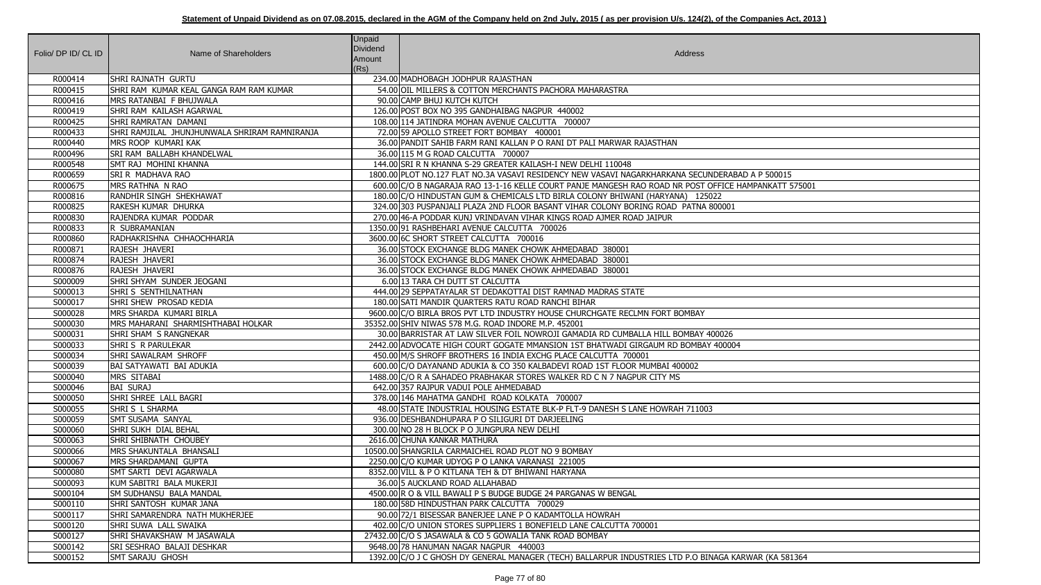**Statement of Unpaid Dividend as on 07.08.2015, declared in the AGM of the Company held on 2nd July, 2015 ( as per provision U/s. 124(2), of the Companies Act, 2013 )**

| Folio/ DP ID/ CL ID | Name of Shareholders | Unpaid Dividend Amount (Rs) | Address |
|---|---|---|---|
| R000414 | SHRI RAJNATH GURTU | 234.00 | MADHOBAGH JODHPUR RAJASTHAN |
| R000415 | SHRI RAM KUMAR KEAL GANGA RAM RAM KUMAR | 54.00 | OIL MILLERS & COTTON MERCHANTS PACHORA MAHARASTRA |
| R000416 | MRS RATANBAI F BHUJWALA | 90.00 | CAMP BHUJ KUTCH KUTCH |
| R000419 | SHRI RAM KAILASH AGARWAL | 126.00 | POST BOX NO 395 GANDHAIBAG NAGPUR 440002 |
| R000425 | SHRI RAMRATAN DAMANI | 108.00 | 114 JATINDRA MOHAN AVENUE CALCUTTA 700007 |
| R000433 | SHRI RAMJILAL JHUNJHUNWALA SHRIRAM RAMNIRANJA | 72.00 | 59 APOLLO STREET FORT BOMBAY 400001 |
| R000440 | MRS ROOP KUMARI KAK | 36.00 | PANDIT SAHIB FARM RANI KALLAN P O RANI DT PALI MARWAR RAJASTHAN |
| R000496 | SRI RAM BALLABH KHANDELWAL | 36.00 | 115 M G ROAD CALCUTTA 700007 |
| R000548 | SMT RAJ MOHINI KHANNA | 144.00 | SRI R N KHANNA S-29 GREATER KAILASH-I NEW DELHI 110048 |
| R000659 | SRI R MADHAVA RAO | 1800.00 | PLOT NO.127 FLAT NO.3A VASAVI RESIDENCY NEW VASAVI NAGARKHARKANA SECUNDERABAD A P 500015 |
| R000675 | MRS RATHNA N RAO | 600.00 | C/O B NAGARAJA RAO 13-1-16 KELLE COURT PANJE MANGESH RAO ROAD NR POST OFFICE HAMPANKATT 575001 |
| R000816 | RANDHIR SINGH SHEKHAWAT | 180.00 | C/O HINDUSTAN GUM & CHEMICALS LTD BIRLA COLONY BHIWANI (HARYANA) 125022 |
| R000825 | RAKESH KUMAR DHURKA | 324.00 | 303 PUSPANJALI PLAZA 2ND FLOOR BASANT VIHAR COLONY BORING ROAD PATNA 800001 |
| R000830 | RAJENDRA KUMAR PODDAR | 270.00 | 46-A PODDAR KUNJ VRINDAVAN VIHAR KINGS ROAD AJMER ROAD JAIPUR |
| R000833 | R SUBRAMANIAN | 1350.00 | 91 RASHBEHARI AVENUE CALCUTTA 700026 |
| R000860 | RADHAKRISHNA CHHAOCHHARIA | 3600.00 | 6C SHORT STREET CALCUTTA 700016 |
| R000871 | RAJESH JHAVERI | 36.00 | STOCK EXCHANGE BLDG MANEK CHOWK AHMEDABAD 380001 |
| R000874 | RAJESH JHAVERI | 36.00 | STOCK EXCHANGE BLDG MANEK CHOWK AHMEDABAD 380001 |
| R000876 | RAJESH JHAVERI | 36.00 | STOCK EXCHANGE BLDG MANEK CHOWK AHMEDABAD 380001 |
| S000009 | SHRI SHYAM SUNDER JEOGANI | 6.00 | 13 TARA CH DUTT ST CALCUTTA |
| S000013 | SHRI S SENTHILNATHAN | 444.00 | 29 SEPPATAYALAR ST DEDAKOTTAI DIST RAMNAD MADRAS STATE |
| S000017 | SHRI SHEW PROSAD KEDIA | 180.00 | SATI MANDIR QUARTERS RATU ROAD RANCHI BIHAR |
| S000028 | MRS SHARDA KUMARI BIRLA | 9600.00 | C/O BIRLA BROS PVT LTD INDUSTRY HOUSE CHURCHGATE RECLMN FORT BOMBAY |
| S000030 | MRS MAHARANI SHARMISHTHABAI HOLKAR | 35352.00 | SHIV NIWAS 578 M.G. ROAD INDORE M.P. 452001 |
| S000031 | SHRI SHAM S RANGNEKAR | 30.00 | BARRISTAR AT LAW SILVER FOIL NOWROJI GAMADIA RD CUMBALLA HILL BOMBAY 400026 |
| S000033 | SHRI S R PARULEKAR | 2442.00 | ADVOCATE HIGH COURT GOGATE MMANSION 1ST BHATWADI GIRGAUM RD BOMBAY 400004 |
| S000034 | SHRI SAWALRAM SHROFF | 450.00 | M/S SHROFF BROTHERS 16 INDIA EXCHG PLACE CALCUTTA 700001 |
| S000039 | BAI SATYAWATI BAI ADUKIA | 600.00 | C/O DAYANAND ADUKIA & CO 350 KALBADEVI ROAD 1ST FLOOR MUMBAI 400002 |
| S000040 | MRS SITABAI | 1488.00 | C/O R A SAHADEO PRABHAKAR STORES WALKER RD C N 7 NAGPUR CITY MS |
| S000046 | BAI SURAJ | 642.00 | 357 RAJPUR VADUI POLE AHMEDABAD |
| S000050 | SHRI SHREE LALL BAGRI | 378.00 | 146 MAHATMA GANDHI ROAD KOLKATA 700007 |
| S000055 | SHRI S L SHARMA | 48.00 | STATE INDUSTRIAL HOUSING ESTATE BLK-P FLT-9 DANESH S LANE HOWRAH 711003 |
| S000059 | SMT SUSAMA SANYAL | 936.00 | DESHBANDHUPARA P O SILIGURI DT DARJEELING |
| S000060 | SHRI SUKH DIAL BEHAL | 300.00 | NO 28 H BLOCK P O JUNGPURA NEW DELHI |
| S000063 | SHRI SHIBNATH CHOUBEY | 2616.00 | CHUNA KANKAR MATHURA |
| S000066 | MRS SHAKUNTALA BHANSALI | 10500.00 | SHANGRILA CARMAICHEL ROAD PLOT NO 9 BOMBAY |
| S000067 | MRS SHARDAMANI GUPTA | 2250.00 | C/O KUMAR UDYOG P O LANKA VARANASI 221005 |
| S000080 | SMT SARTI DEVI AGARWALA | 8352.00 | VILL & P O KITLANA TEH & DT BHIWANI HARYANA |
| S000093 | KUM SABITRI BALA MUKERJI | 36.00 | 5 AUCKLAND ROAD ALLAHABAD |
| S000104 | SM SUDHANSU BALA MANDAL | 4500.00 | R O & VILL BAWALI P S BUDGE BUDGE 24 PARGANAS W BENGAL |
| S000110 | SHRI SANTOSH KUMAR JANA | 180.00 | 58D HINDUSTHAN PARK CALCUTTA 700029 |
| S000117 | SHRI SAMARENDRA NATH MUKHERJEE | 90.00 | 72/1 BISESSAR BANERJEE LANE P O KADAMTOLLA HOWRAH |
| S000120 | SHRI SUWA LALL SWAIKA | 402.00 | C/O UNION STORES SUPPLIERS 1 BONEFIELD LANE CALCUTTA 700001 |
| S000127 | SHRI SHAVAKSHAW M JASAWALA | 27432.00 | C/O S JASAWALA & CO 5 GOWALIA TANK ROAD BOMBAY |
| S000142 | SRI SESHRAO BALAJI DESHKAR | 9648.00 | 78 HANUMAN NAGAR NAGPUR 440003 |
| S000152 | SMT SARAJU GHOSH | 1392.00 | C/O J C GHOSH DY GENERAL MANAGER (TECH) BALLARPUR INDUSTRIES LTD P.O BINAGA KARWAR (KA 581364 |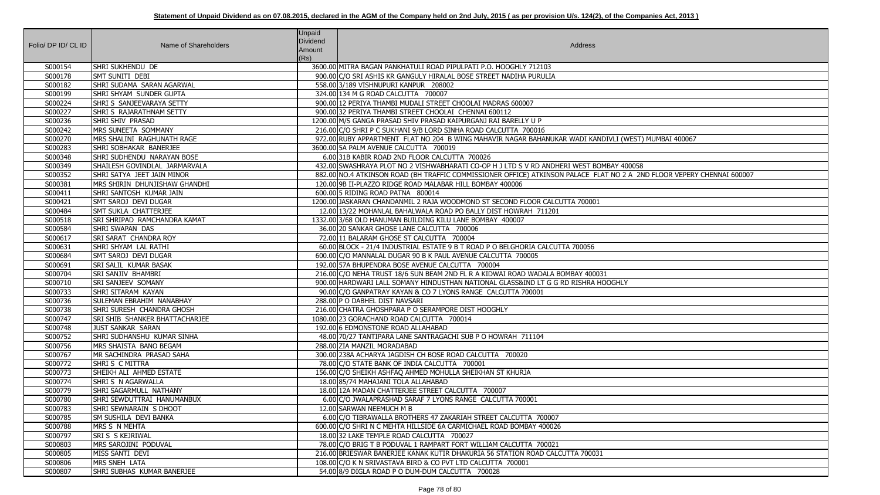**Statement of Unpaid Dividend as on 07.08.2015, declared in the AGM of the Company held on 2nd July, 2015 ( as per provision U/s. 124(2), of the Companies Act, 2013 )**

| Folio/ DP ID/ CL ID | Name of Shareholders | Unpaid Dividend Amount (Rs) | Address |
|---|---|---|---|
| S000154 | SHRI SUKHENDU DE | 3600.00 | MITRA BAGAN PANKHATULI ROAD PIPULPATI P.O. HOOGHLY 712103 |
| S000178 | SMT SUNITI DEBI | 900.00 | C/O SRI ASHIS KR GANGULY HIRALAL BOSE STREET NADIHA PURULIA |
| S000182 | SHRI SUDAMA SARAN AGARWAL | 558.00 | 3/189 VISHNUPURI KANPUR 208002 |
| S000199 | SHRI SHYAM SUNDER GUPTA | 324.00 | 134 M G ROAD CALCUTTA 700007 |
| S000224 | SHRI S SANJEEVARAYA SETTY | 900.00 | 12 PERIYA THAMBI MUDALI STREET CHOOLAI MADRAS 600007 |
| S000227 | SHRI S RAJARATHNAM SETTY | 900.00 | 32 PERIYA THAMBI STREET CHOOLAI CHENNAI 600112 |
| S000236 | SHRI SHIV PRASAD | 1200.00 | M/S GANGA PRASAD SHIV PRASAD KAIPURGANJ RAI BARELLY U P |
| S000242 | MRS SUNEETA SOMMANY | 216.00 | C/O SHRI P C SUKHANI 9/B LORD SINHA ROAD CALCUTTA 700016 |
| S000270 | MRS SHALINI RAGHUNATH RAGE | 972.00 | RUBY APPARTMENT FLAT NO 204 B WING MAHAVIR NAGAR BAHANUKAR WADI KANDIVLI (WEST) MUMBAI 400067 |
| S000283 | SHRI SOBHAKAR BANERJEE | 3600.00 | 5A PALM AVENUE CALCUTTA 700019 |
| S000348 | SHRI SUDHENDU NARAYAN BOSE | 6.00 | 31B KABIR ROAD 2ND FLOOR CALCUTTA 700026 |
| S000349 | SHAILESH GOVINDLAL JARMARVALA | 432.00 | SWASHRAYA PLOT NO 2 VISHWABHARATI CO-OP H J LTD S V RD ANDHERI WEST BOMBAY 400058 |
| S000352 | SHRI SATYA JEET JAIN MINOR | 882.00 | NO.4 ATKINSON ROAD (BH TRAFFIC COMMISSIONER OFFICE) ATKINSON PALACE FLAT NO 2 A 2ND FLOOR VEPERY CHENNAI 600007 |
| S000381 | MRS SHIRIN DHUNJISHAW GHANDHI | 120.00 | 9B II-PLAZZO RIDGE ROAD MALABAR HILL BOMBAY 400006 |
| S000411 | SHRI SANTOSH KUMAR JAIN | 600.00 | 5 RIDING ROAD PATNA 800014 |
| S000421 | SMT SAROJ DEVI DUGAR | 1200.00 | JASKARAN CHANDANMIL 2 RAJA WOODMOND ST SECOND FLOOR CALCUTTA 700001 |
| S000484 | SMT SUKLA CHATTERJEE | 12.00 | 13/22 MOHANLAL BAHALWALA ROAD PO BALLY DIST HOWRAH 711201 |
| S000518 | SRI SHRIPAD RAMCHANDRA KAMAT | 1332.00 | 3/68 OLD HANUMAN BUILDING KILU LANE BOMBAY 400007 |
| S000584 | SHRI SWAPAN DAS | 36.00 | 20 SANKAR GHOSE LANE CALCUTTA 700006 |
| S000617 | SRI SARAT CHANDRA ROY | 72.00 | 11 BALARAM GHOSE ST CALCUTTA 700004 |
| S000631 | SHRI SHYAM LAL RATHI | 60.00 | BLOCK - 21/4 INDUSTRIAL ESTATE 9 B T ROAD P O BELGHORIA CALCUTTA 700056 |
| S000684 | SMT SAROJ DEVI DUGAR | 600.00 | C/O MANNALAL DUGAR 90 B K PAUL AVENUE CALCUTTA 700005 |
| S000691 | SRI SALIL KUMAR BASAK | 192.00 | 57A BHUPENDRA BOSE AVENUE CALCUTTA 700004 |
| S000704 | SRI SANJIV BHAMBRI | 216.00 | C/O NEHA TRUST 18/6 SUN BEAM 2ND FL R A KIDWAI ROAD WADALA BOMBAY 400031 |
| S000710 | SRI SANJEEV SOMANY | 900.00 | HARDWARI LALL SOMANY HINDUSTHAN NATIONAL GLASS&IND LT G G RD RISHRA HOOGHLY |
| S000733 | SHRI SITARAM KAYAN | 90.00 | C/O GANPATRAY KAYAN & CO 7 LYONS RANGE CALCUTTA 700001 |
| S000736 | SULEMAN EBRAHIM NANABHAY | 288.00 | P O DABHEL DIST NAVSARI |
| S000738 | SHRI SURESH CHANDRA GHOSH | 216.00 | CHATRA GHOSHPARA P O SERAMPORE DIST HOOGHLY |
| S000747 | SRI SHIB SHANKER BHATTACHARJEE | 1080.00 | 23 GORACHAND ROAD CALCUTTA 700014 |
| S000748 | JUST SANKAR SARAN | 192.00 | 6 EDMONSTONE ROAD ALLAHABAD |
| S000752 | SHRI SUDHANSHU KUMAR SINHA | 48.00 | 70/27 TANTIPARA LANE SANTRAGACHI SUB P O HOWRAH 711104 |
| S000756 | MRS SHAISTA BANO BEGAM | 288.00 | ZIA MANZIL MORADABAD |
| S000767 | MR SACHINDRA PRASAD SAHA | 300.00 | 238A ACHARYA JAGDISH CH BOSE ROAD CALCUTTA 700020 |
| S000772 | SHRI S C MITTRA | 78.00 | C/O STATE BANK OF INDIA CALCUTTA 700001 |
| S000773 | SHEIKH ALI AHMED ESTATE | 156.00 | C/O SHEIKH ASHFAQ AHMED MOHULLA SHEIKHAN ST KHURJA |
| S000774 | SHRI S N AGARWALLA | 18.00 | 85/74 MAHAJANI TOLA ALLAHABAD |
| S000779 | SHRI SAGARMULL NATHANY | 18.00 | 12A MADAN CHATTERJEE STREET CALCUTTA 700007 |
| S000780 | SHRI SEWDUTTRAI HANUMANBUX | 6.00 | C/O JWALAPRASHAD SARAF 7 LYONS RANGE CALCUTTA 700001 |
| S000783 | SHRI SEWNARAIN S DHOOT | 12.00 | SARWAN NEEMUCH M B |
| S000785 | SM SUSHILA DEVI BANKA | 6.00 | C/O TIBRAWALLA BROTHERS 47 ZAKARIAH STREET CALCUTTA 700007 |
| S000788 | MRS S N MEHTA | 600.00 | C/O SHRI N C MEHTA HILLSIDE 6A CARMICHAEL ROAD BOMBAY 400026 |
| S000797 | SRI S S KEJRIWAL | 18.00 | 32 LAKE TEMPLE ROAD CALCUTTA 700027 |
| S000803 | MRS SAROJINI PODUVAL | 78.00 | C/O BRIG T B PODUVAL 1 RAMPART FORT WILLIAM CALCUTTA 700021 |
| S000805 | MISS SANTI DEVI | 216.00 | BRIESWAR BANERJEE KANAK KUTIR DHAKURIA 56 STATION ROAD CALCUTTA 700031 |
| S000806 | MRS SNEH LATA | 108.00 | C/O K N SRIVASTAVA BIRD & CO PVT LTD CALCUTTA 700001 |
| S000807 | SHRI SUBHAS KUMAR BANERJEE | 54.00 | 8/9 DIGLA ROAD P O DUM-DUM CALCUTTA 700028 |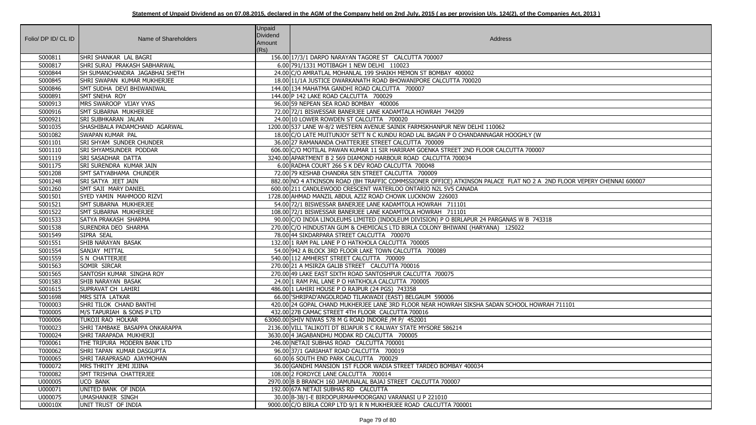**Statement of Unpaid Dividend as on 07.08.2015, declared in the AGM of the Company held on 2nd July, 2015 ( as per provision U/s. 124(2), of the Companies Act, 2013 )**

| Folio/ DP ID/ CL ID | Name of Shareholders | Unpaid Dividend Amount (Rs) | Address |
|---|---|---|---|
| S000811 | SHRI SHANKAR LAL BAGRI | 156.00 | 17/3/1 DARPO NARAYAN TAGORE ST CALCUTTA 700007 |
| S000817 | SHRI SURAJ PRAKASH SABHARWAL | 6.00 | 791/1331 MOTIBAGH 1 NEW DELHI 110023 |
| S000844 | SH SUMANCHANDRA JAGABHAI SHETH | 24.00 | C/O AMRATLAL MOHANLAL 199 SHAIKH MEMON ST BOMBAY 400002 |
| S000845 | SHRI SWAPAN KUMAR MUKHERJEE | 18.00 | 11/1A JUSTICE DWARKANATH ROAD BHOWANIPORE CALCUTTA 700020 |
| S000846 | SMT SUDHA DEVI BHIWANIWAL | 144.00 | 134 MAHATMA GANDHI ROAD CALCUTTA 700007 |
| S000891 | SMT SNEHA ROY | 144.00 | P 142 LAKE ROAD CALCUTTA 700029 |
| S000913 | MRS SWAROOP VIJAY VYAS | 96.00 | 59 NEPEAN SEA ROAD BOMBAY 400006 |
| S000916 | SMT SUBARNA MUKHERJEE | 72.00 | 72/1 BISWESSAR BANERJEE LANE KADAMTALA HOWRAH 744209 |
| S000921 | SRI SUBHKARAN JALAN | 24.00 | 10 LOWER ROWDEN ST CALCUTTA 700020 |
| S001035 | SHASHIBALA PADAMCHAND AGARWAL | 1200.00 | 537 LANE W-8/2 WESTERN AVENUE SAINIK FARMSKHANPUR NEW DELHI 110062 |
| S001082 | SWAPAN KUMAR PAL | 18.00 | C/O LATE MUITUNJOY SETT N C KUNDU ROAD LAL BAGAN P O CHANDANNAGAR HOOGHLY (W |
| S001101 | SRI SHYAM SUNDER CHUNDER | 36.00 | 27 RAMANANDA CHATTERJEE STREET CALCUTTA 700009 |
| S001110 | SRI SHYAMSUNDER PODDAR | 606.00 | C/O MOTILAL PAWAN KUMAR 11 SIR HARIRAM GOENKA STREET 2ND FLOOR CALCUTTA 700007 |
| S001119 | SRI SASADHAR DATTA | 3240.00 | APARTMENT B 2 569 DIAMOND HARBOUR ROAD CALCUTTA 700034 |
| S001175 | SRI SURENDRA KUMAR JAIN | 6.00 | RADHA COURT 266 S K DEV ROAD CALCUTTA 700048 |
| S001208 | SMT SATYABHAMA CHUNDER | 72.00 | 79 KESHAB CHANDRA SEN STREET CALCUTTA 700009 |
| S001248 | SRI SATYA JEET JAIN | 882.00 | NO 4 ATKINSON ROAD (BH TRAFFIC COMMSSIONER OFFICE) ATKINSON PALACE FLAT NO 2 A 2ND FLOOR VEPERY CHENNAI 600007 |
| S001260 | SMT SAJI MARY DANIEL | 600.00 | 211 CANDLEWOOD CRESCENT WATERLOO ONTARIO N2L 5V5 CANADA |
| S001501 | SYED YAMIN MAHMOOD RIZVI | 1728.00 | AHMAD MANZIL ABDUL AZIZ ROAD CHOWK LUCKNOW 226003 |
| S001521 | SMT SUBARNA MUKHERJEE | 54.00 | 72/1 BISWESSAR BANERJEE LANE KADAMTOLA HOWRAH 711101 |
| S001522 | SMT SUBARNA MUKHERJEE | 108.00 | 72/1 BISWESSAR BANERJEE LANE KADAMTOLA HOWRAH 711101 |
| S001533 | SATYA PRAKASH SHARMA | 90.00 | C/O INDIA LINOLEUMS LIMITED (INDOLEUM DIVISION) P O BIRLAPUR 24 PARGANAS W B 743318 |
| S001538 | SURENDRA DEO SHARMA | 270.00 | C/O HINDUSTAN GUM & CHEMICALS LTD BIRLA COLONY BHIWANI (HARYANA) 125022 |
| S001549 | SIPRA SEAL | 78.00 | 44 SIKDARPARA STREET CALCUTTA 700070 |
| S001551 | SHIB NARAYAN BASAK | 132.00 | 1 RAM PAL LANE P O HATKHOLA CALCUTTA 700005 |
| S001554 | SANJAY MITTAL | 54.00 | 942 A BLOCK 3RD FLOOR LAKE TOWN CALCUTTA 700089 |
| S001559 | S N CHATTERJEE | 540.00 | 112 AMHERST STREET CALCUTTA 700009 |
| S001563 | SOMIR SIRCAR | 270.00 | 21 A MSIRZA GALIB STREET CALCUTTA 700016 |
| S001565 | SANTOSH KUMAR SINGHA ROY | 270.00 | 49 LAKE EAST SIXTH ROAD SANTOSHPUR CALCUTTA 700075 |
| S001583 | SHIB NARAYAN BASAK | 24.00 | 1 RAM PAL LANE P O HATKHOLA CALCUTTA 700005 |
| S001615 | SUPRAVAT CH LAHIRI | 486.00 | 1 LAHIRI HOUSE P O RAJPUR (24 PGS) 743358 |
| S001698 | MRS SITA LATKAR | 66.00 | 'SHRIPAD'ANGOLROAD TILAKWADI (EAST) BELGAUM 590006 |
| T000003 | SHRI TILOK CHAND BANTHI | 420.00 | 24 GOPAL CHAND MUKHERJEE LANE 3RD FLOOR NEAR HOWRAH SIKSHA SADAN SCHOOL HOWRAH 711101 |
| T000005 | M/S TAPURIAH & SONS P LTD | 432.00 | 27B CAMAC STREET 4TH FLOOR CALCUTTA 700016 |
| T000006 | TUKOJI RAO HOLKAR | 63060.00 | SHIV NIWAS 578 M G ROAD INDORE /M P/ 452001 |
| T000023 | SHRI TAMBAKE BASAPPA ONKARAPPA | 2136.00 | VILL TALIKOTI DT BIJAPUR S C RALWAY STATE MYSORE 586214 |
| T000024 | SHRI TARAPADA MUKHERJI | 3630.00 | 4 JAGABANDHU MODAK RD CALCUTTA 700005 |
| T000061 | THE TRIPURA MODERN BANK LTD | 246.00 | NETAJI SUBHAS ROAD CALCUTTA 700001 |
| T000062 | SHRI TAPAN KUMAR DASGUPTA | 96.00 | 37/1 GARIAHAT ROAD CALCUTTA 700019 |
| T000065 | SHRI TARAPRASAD AJAYMOHAN | 60.00 | 6 SOUTH END PARK CALCUTTA 700029 |
| T000072 | MRS THRITY JEMI JIJINA | 36.00 | GANDHI MANSION 1ST FLOOR WADIA STREET TARDEO BOMBAY 400034 |
| T000082 | SMT TRISHNA CHATTERJEE | 108.00 | 2 FORDYCE LANE CALCUTTA 700014 |
| U000005 | UCO BANK | 2970.00 | B B BRANCH 160 JAMUNALAL BAJAJ STREET CALCUTTA 700007 |
| U000071 | UNITED BANK OF INDIA | 192.00 | 67A NETAJI SUBHAS RD CALCUTTA |
| U000075 | UMASHANKER SINGH | 30.00 | B-38/1-E BIRDOPURMAHMOORGANJ VARANASI U P 221010 |
| U00010X | UNIT TRUST OF INDIA | 9000.00 | C/O BIRLA CORP LTD 9/1 R N MUKHERJEE ROAD CALCUTTA 700001 |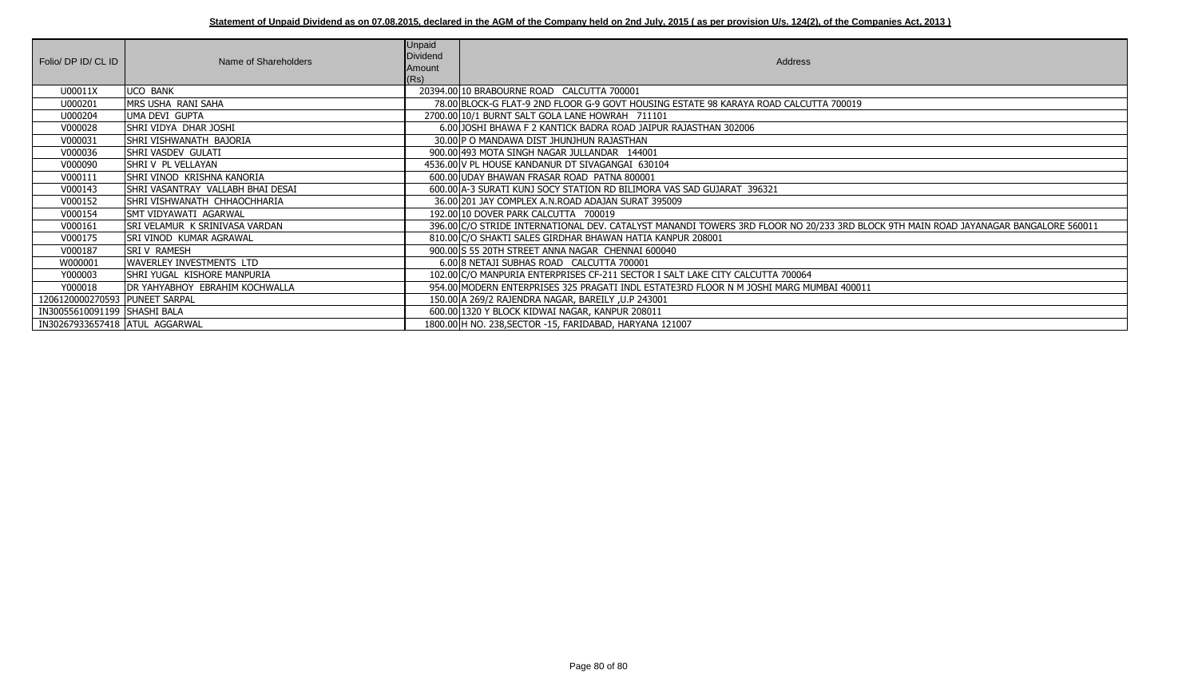**Statement of Unpaid Dividend as on 07.08.2015, declared in the AGM of the Company held on 2nd July, 2015 ( as per provision U/s. 124(2), of the Companies Act, 2013 )**

| Folio/ DP ID/ CL ID | Name of Shareholders | Unpaid Dividend Amount (Rs) | Address |
|---|---|---|---|
| U00011X | UCO BANK | 20394.00 | 10 BRABOURNE ROAD CALCUTTA 700001 |
| U000201 | MRS USHA RANI SAHA | 78.00 | BLOCK-G FLAT-9 2ND FLOOR G-9 GOVT HOUSING ESTATE 98 KARAYA ROAD CALCUTTA 700019 |
| U000204 | UMA DEVI GUPTA | 2700.00 | 10/1 BURNT SALT GOLA LANE HOWRAH 711101 |
| V000028 | SHRI VIDYA DHAR JOSHI | 6.00 | JOSHI BHAWA F 2 KANTICK BADRA ROAD JAIPUR RAJASTHAN 302006 |
| V000031 | SHRI VISHWANATH BAJORIA | 30.00 | P O MANDAWA DIST JHUNJHUN RAJASTHAN |
| V000036 | SHRI VASDEV GULATI | 900.00 | 493 MOTA SINGH NAGAR JULLANDAR 144001 |
| V000090 | SHRI V PL VELLAYAN | 4536.00 | V PL HOUSE KANDANUR DT SIVAGANGAI 630104 |
| V000111 | SHRI VINOD KRISHNA KANORIA | 600.00 | UDAY BHAWAN FRASAR ROAD PATNA 800001 |
| V000143 | SHRI VASANTRAY VALLABH BHAI DESAI | 600.00 | A-3 SURATI KUNJ SOCY STATION RD BILIMORA VAS SAD GUJARAT 396321 |
| V000152 | SHRI VISHWANATH CHHAOCHHARIA | 36.00 | 201 JAY COMPLEX A.N.ROAD ADAJAN SURAT 395009 |
| V000154 | SMT VIDYAWATI AGARWAL | 192.00 | 10 DOVER PARK CALCUTTA 700019 |
| V000161 | SRI VELAMUR K SRINIVASA VARDAN | 396.00 | C/O STRIDE INTERNATIONAL DEV. CATALYST MANANDI TOWERS 3RD FLOOR NO 20/233 3RD BLOCK 9TH MAIN ROAD JAYANAGAR BANGALORE 560011 |
| V000175 | SRI VINOD KUMAR AGRAWAL | 810.00 | C/O SHAKTI SALES GIRDHAR BHAWAN HATIA KANPUR 208001 |
| V000187 | SRI V RAMESH | 900.00 | S 55 20TH STREET ANNA NAGAR CHENNAI 600040 |
| W000001 | WAVERLEY INVESTMENTS LTD | 6.00 | 8 NETAJI SUBHAS ROAD CALCUTTA 700001 |
| Y000003 | SHRI YUGAL KISHORE MANPURIA | 102.00 | C/O MANPURIA ENTERPRISES CF-211 SECTOR I SALT LAKE CITY CALCUTTA 700064 |
| Y000018 | DR YAHYABHOY EBRAHIM KOCHWALLA | 954.00 | MODERN ENTERPRISES 325 PRAGATI INDL ESTATE3RD FLOOR N M JOSHI MARG MUMBAI 400011 |
| 1206120000270593 | PUNEET SARPAL | 150.00 | A 269/2 RAJENDRA NAGAR, BAREILY ,U.P 243001 |
| IN30055610091199 | SHASHI BALA | 600.00 | 1320 Y BLOCK KIDWAI NAGAR, KANPUR 208011 |
| IN30267933657418 | ATUL AGGARWAL | 1800.00 | H NO. 238,SECTOR -15, FARIDABAD, HARYANA 121007 |